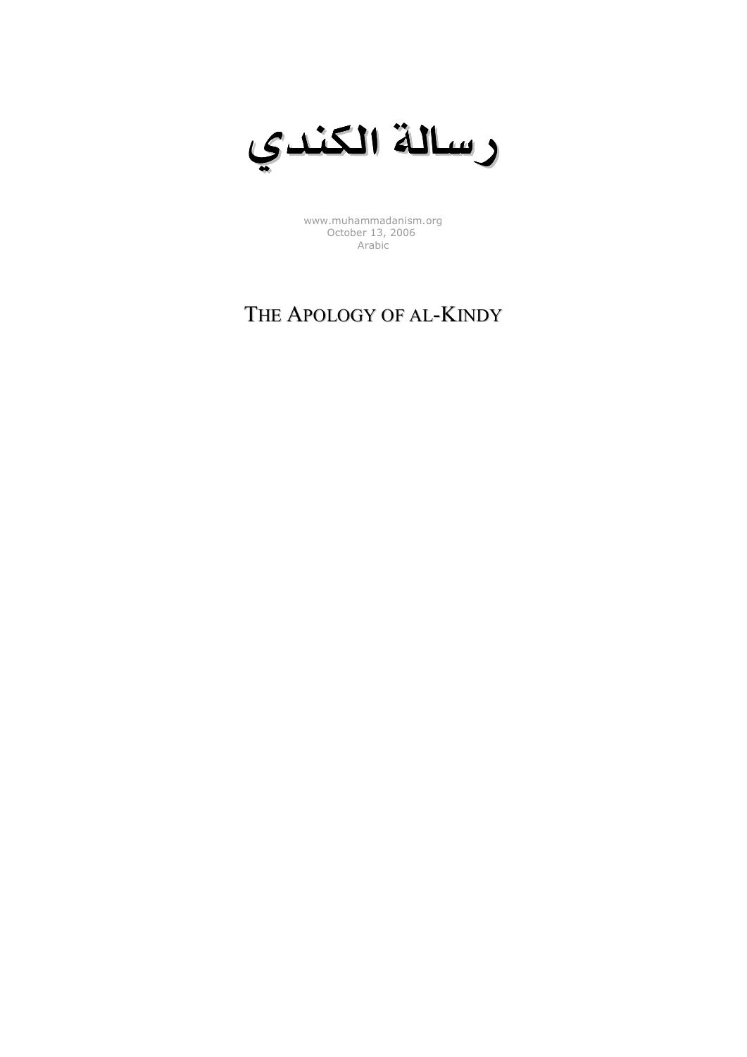# رسالة الكندي

www.muhammadanism.org
October 13, 2006
Arabic

## THE APOLOGY OF AL-KINDY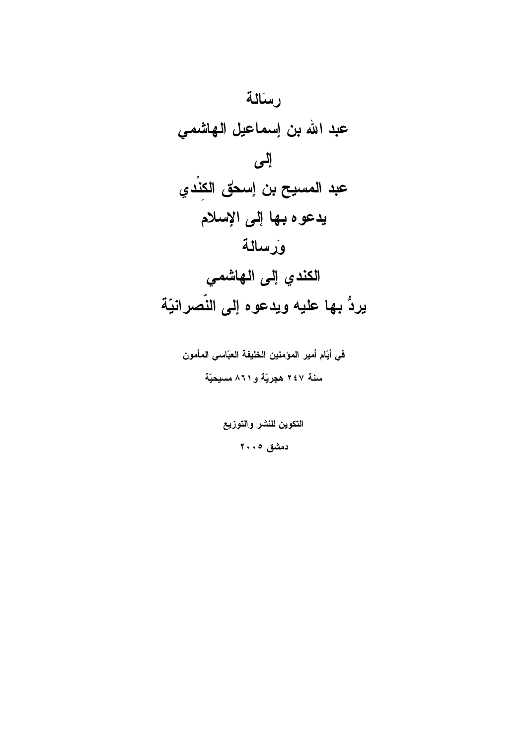# رسَالة

# عبد الله بن إسماعيل الهاشمي

# إلى

# عبد المسيح بن إسحٰق الكِنْدي

# يدعوه بها إلى الإسلام

# وَرسالة

# الكندي إلى الهاشمي

# يردُّ بها عليه ويدعوه إلى النّصرانيّة

**في أيّام أمير المؤمنين الخليفة العبّاسي المأمون**

**سنة ٢٤٧ هجريّة و٨٦١ مسيحيّة**

**التكوين للنشر والتوزيع**

**دمشق ٢٠٠٥**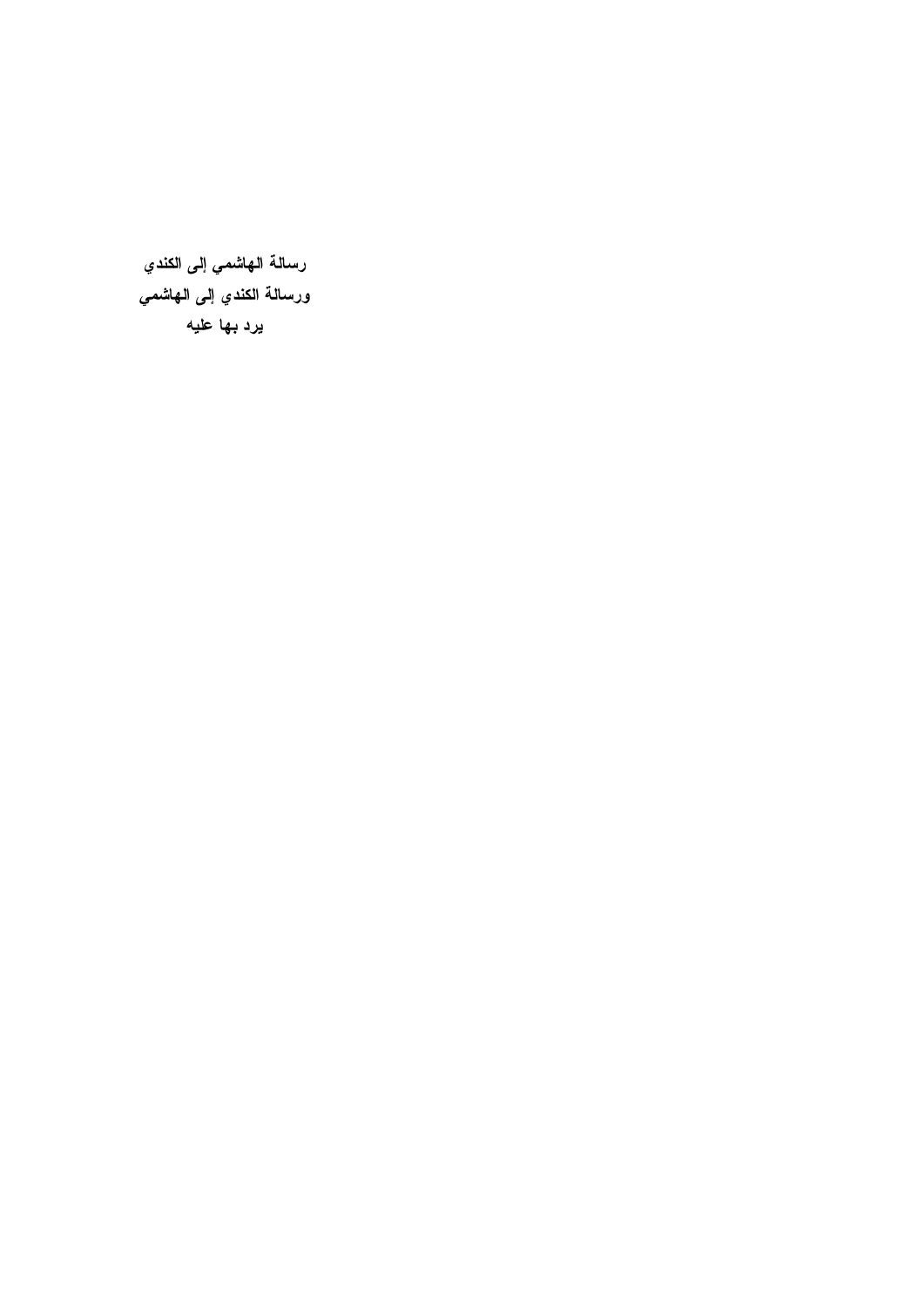**رسالة الهاشمي إلى الكندي**
**ورسالة الكندي إلى الهاشمي**
**يرد بها عليه**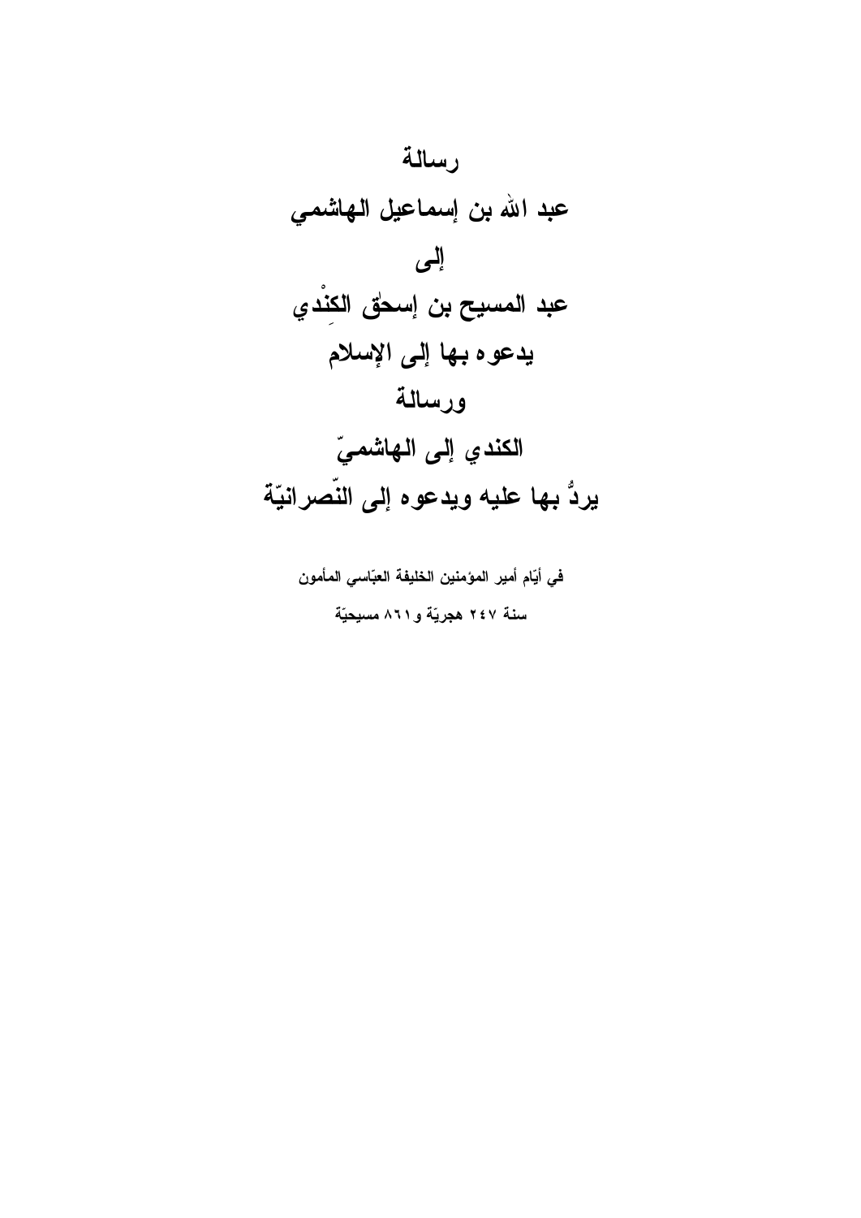# رسالة

# عبد الله بن إسماعيل الهاشمي

# إلى

# عبد المسيح بن إسحٰق الكِنْدي

# يدعوه بها إلى الإسلام

# ورسالة

# الكندي إلى الهاشميّ

# يردُّ بها عليه ويدعوه إلى النّصرانيّة

**في أيّام أمير المؤمنين الخليفة العبّاسي المأمون**

**سنة ٢٤٧ هجريّة و٨٦١ مسيحيّة**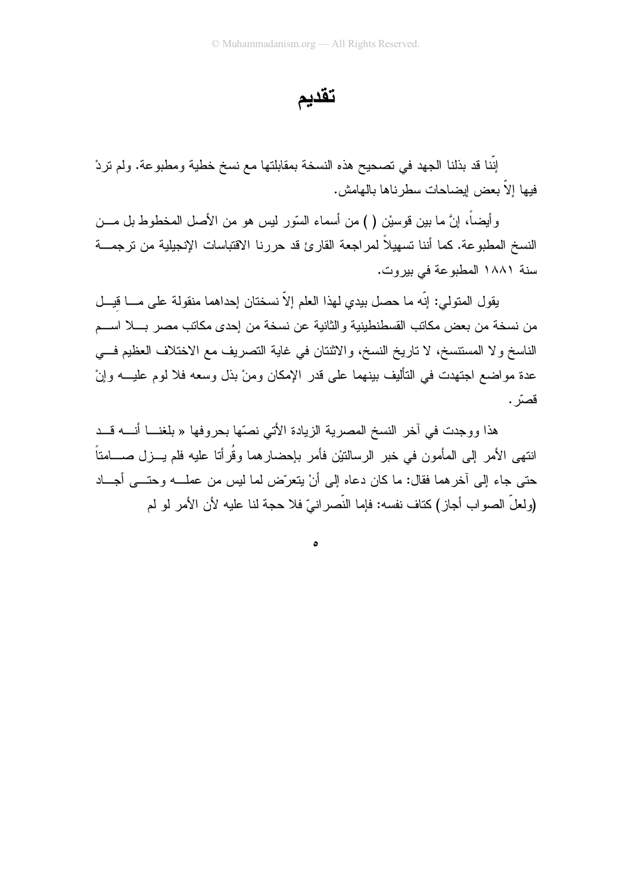# تقديم

إنّا قد بذلنا الجهد في تصحيح هذه النسخة بمقابلتها مع نسخ خطية ومطبوعة. ولم تردْ فيها إلاّ بعض إيضاحات سطرناها بالهامش.

وأيضاً، إنَّ ما بين قوسيْن ( ) من أسماء السّور ليس هو من الأصل المخطوط بل من النسخ المطبوعة. كما أننا تسهيلاً لمراجعة القارئ قد حررنا الاقتباسات الإنجيلية من ترجمة سنة ١٨٨١ المطبوعة في بيروت.

يقول المتولي: إنّه ما حصل بيدي لهذا العلم إلاّ نسختان إحداهما منقولة على ما قِيل من نسخة من بعض مكاتب القسطنطينية والثانية عن نسخة من إحدى مكاتب مصر بلا اسم الناسخ ولا المستنسخ، لا تاريخ النسخ، والاثنتان في غاية التصريف مع الاختلاف العظيم في عدة مواضع اجتهدت في التأليف بينهما على قدر الإمكان ومنْ بذل وسعه فلا لوم عليه وإنْ قصّر.

هذا ووجدت في آخر النسخ المصرية الزيادة الأتي نصّها بحروفها « بلغنا أنه قد انتهى الأمر إلى المأمون في خبر الرسالتيْن فأمر بإحضارهما وقُرأتا عليه فلم يزل صامتاً حتى جاء إلى آخرهما فقال: ما كان دعاه إلى أنْ يتعرّض لما ليس من عمله وحتى أجاد (ولعلّ الصواب أجاز) كتاف نفسه: فإما النّصرانيّ فلا حجة لنا عليه لأن الأمر لو لم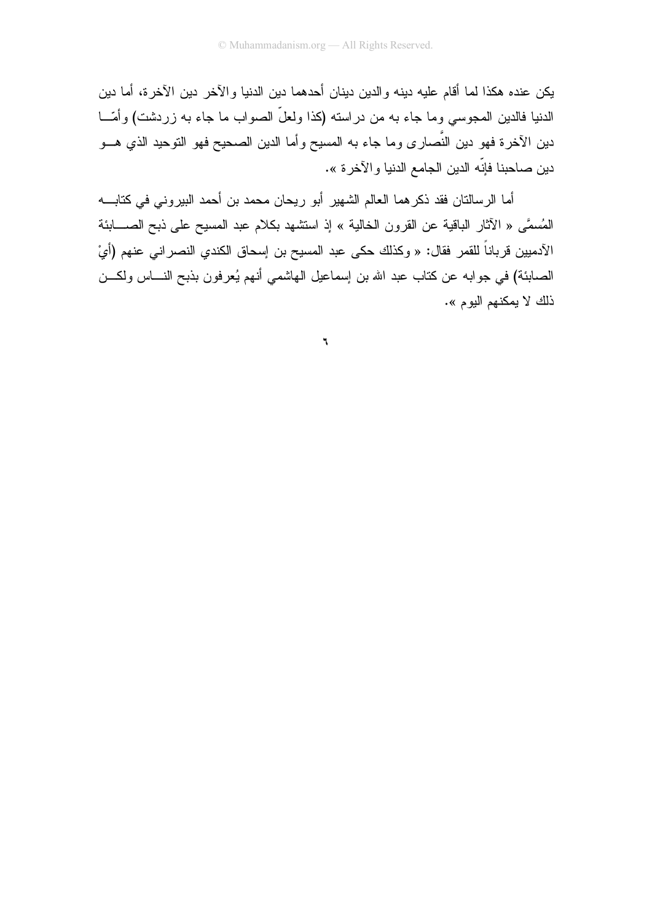يكن عنده هكذا لما أقام عليه دينه والدين دينان أحدهما دين الدنيا والآخر دين الآخرة، أما دين الدنيا فالدين المجوسي وما جاء به من دراسته (كذا ولعلّ الصواب ما جاء به زردشت) وأمّا دين الآخرة فهو دين النَّصارى وما جاء به المسيح وأما الدين الصحيح فهو التوحيد الذي هو دين صاحبنا فإنّه الدين الجامع الدنيا والآخرة ».

أما الرسالتان فقد ذكرهما العالم الشهير أبو ريحان محمد بن أحمد البيروني في كتابه المُسمَّى « الآثار الباقية عن القرون الخالية » إذ استشهد بكلام عبد المسيح على ذبح الصابئة الآدميين قرباناً للقمر فقال: « وكذلك حكى عبد المسيح بن إسحاق الكندي النصراني عنهم (أيْ الصابئة) في جوابه عن كتاب عبد الله بن إسماعيل الهاشمي أنهم يُعرفون بذبح الناس ولكن ذلك لا يمكنهم اليوم ».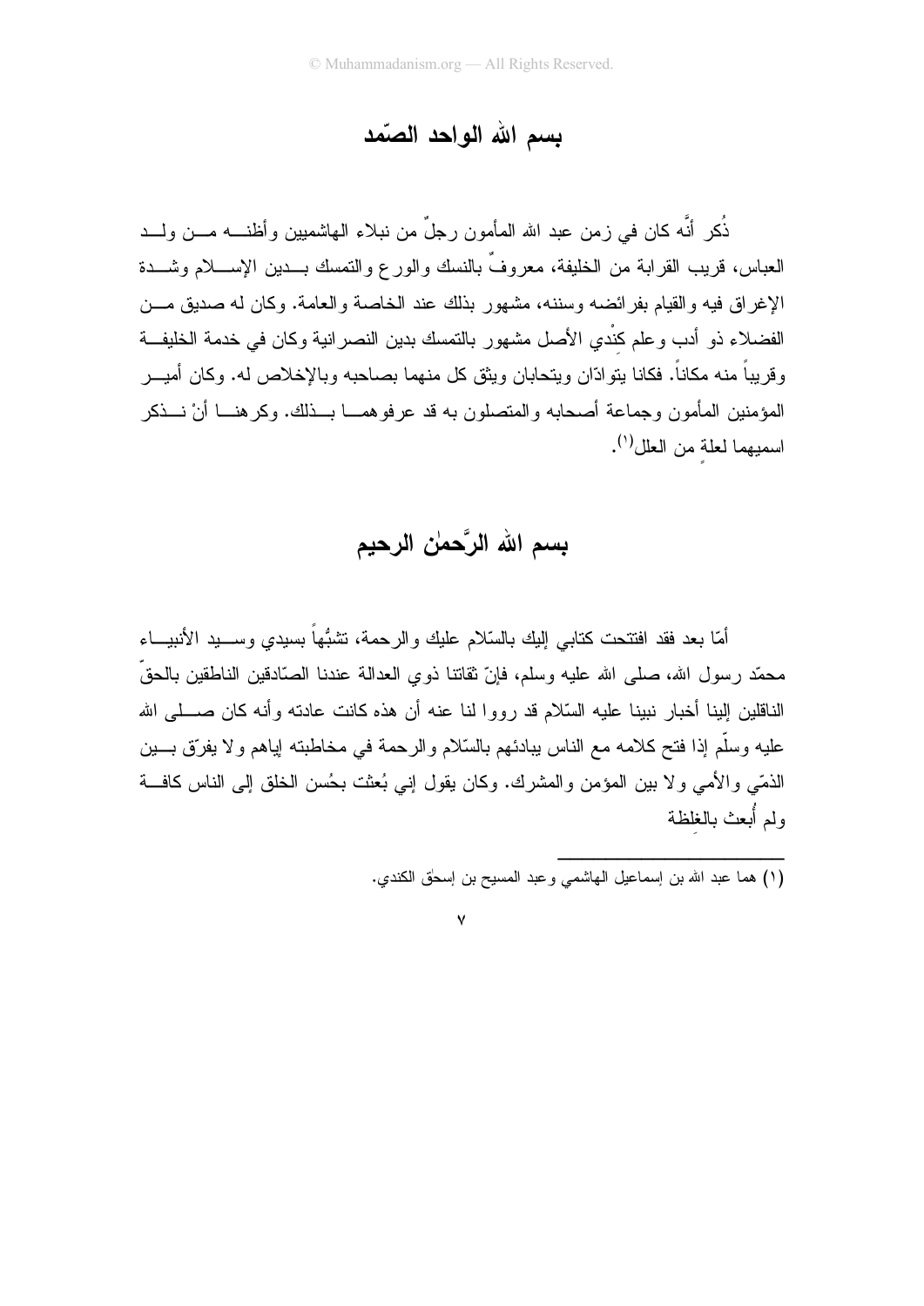## بسم الله الواحد الصّمد

ذُكر أنَّه كان في زمن عبد الله المأمون رجلٌ من نبلاء الهاشميين وأظنه من ولد العباس، قريب القرابة من الخليفة، معروفٌ بالنسك والورع والتمسك بدين الإسلام وشدة الإغراق فيه والقيام بفرائضه وسننه، مشهور بذلك عند الخاصة والعامة. وكان له صديق من الفضلاء ذو أدب وعلم كِنْدي الأصل مشهور بالتمسك بدين النصرانية وكان في خدمة الخليفة وقريباً منه مكاناً. فكانا يتوادّان ويتحابان ويثق كل منهما بصاحبه وبالإخلاص له. وكان أمير المؤمنين المأمون وجماعة أصحابه والمتصلون به قد عرفوهما بذلك. وكرهنا أنْ نذكر اسميهما لعلةٍ من العلل[1].

## بسم الله الرَّحمٰن الرحيم

أمّا بعد فقد افتتحت كتابي إليك بالسّلام عليك والرحمة، تشبُّهاً بسيدي وسيد الأنبياء محمّد رسول الله، صلى الله عليه وسلم، فإنّ ثقاتنا ذوي العدالة عندنا الصّادقين الناطقين بالحقّ الناقلين إلينا أخبار نبينا عليه السّلام قد رووا لنا عنه أن هذه كانت عادته وأنه كان صلى الله عليه وسلّم إذا فتح كلامه مع الناس يبادئهم بالسّلام والرحمة في مخاطبته إياهم ولا يفرّق بين الذمّي والأمي ولا بين المؤمن والمشرك. وكان يقول إني بُعثت بحُسن الخلق إلى الناس كافة ولم أُبعث بالغِلظة

---

(١) هما عبد الله بن إسماعيل الهاشمي وعبد المسيح بن إسحٰق الكندي.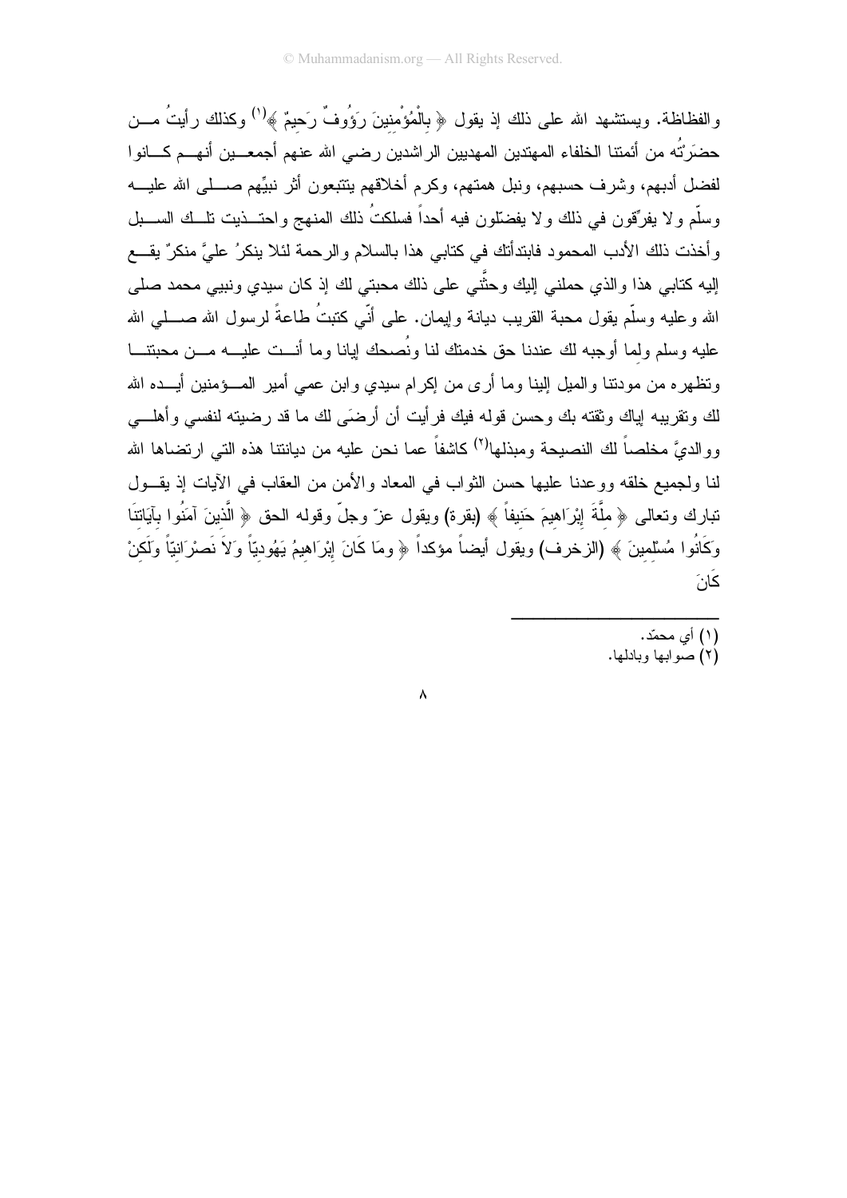والفظاظة. ويستشهد الله على ذلك إذ يقول ﴿ بِالْمُؤْمِنِينَ رَؤُوفٌ رَحِيمٌ ﴾[1] وكذلك رأيتُ من حضَرْتُه من أئمتنا الخلفاء المهتدين المهديين الراشدين رضي الله عنهم أجمعين أنهم كانوا لفضل أدبهم، وشرف حسبهم، ونبل همتهم، وكرم أخلاقهم يتتبعون أثر نبيِّهم صلى الله عليه وسلّم ولا يفرّقون في ذلك ولا يفضّلون فيه أحداً فسلكتُ ذلك المنهج واحتذيت تلك السبل وأخذت ذلك الأدب المحمود فابتدأتك في كتابي هذا بالسلام والرحمة لئلا ينكرُ عليَّ منكرٌ يقع إليه كتابي هذا والذي حملني إليك وحثَّني على ذلك محبتي لك إذ كان سيدي ونبيي محمد صلى الله وعليه وسلّم يقول محبة القريب ديانة وإيمان. على أنّي كتبتُ طاعةً لرسول الله صلي الله عليه وسلم ولما أوجبه لك عندنا حق خدمتك لنا ونُصحك إيانا وما أنت عليه من محبتنا وتظهره من مودتنا والميل إلينا وما أرى من إكرام سيدي وابن عمي أمير المؤمنين أيده الله لك وتقريبه إياك وثقته بك وحسن قوله فيك فرأيت أن أرضَى لك ما قد رضيته لنفسي وأهلي ووالديَّ مخلصاً لك النصيحة ومبذلها[2] كاشفاً عما نحن عليه من ديانتنا هذه التي ارتضاها الله لنا ولجميع خلقه ووعدنا عليها حسن الثواب في المعاد والأمن من العقاب في الآيات إذ يقول تبارك وتعالى ﴿ مِلَّةَ إِبْرَاهِيمَ حَنِيفاً ﴾ (بقرة) ويقول عزّ وجلّ وقوله الحق ﴿ الَّذِينَ آمَنُوا بِآيَاتِنَا وَكَانُوا مُسْلِمِينَ ﴾ (الزخرف) ويقول أيضاً مؤكداً ﴿ ومَا كَانَ إِبْرَاهِيمُ يَهُودِيّاً وَلاَ نَصْرَانِيّاً وَلَكِنْ كَانَ

---

(١) أي محمّد.

(٢) صوابها وبادلها.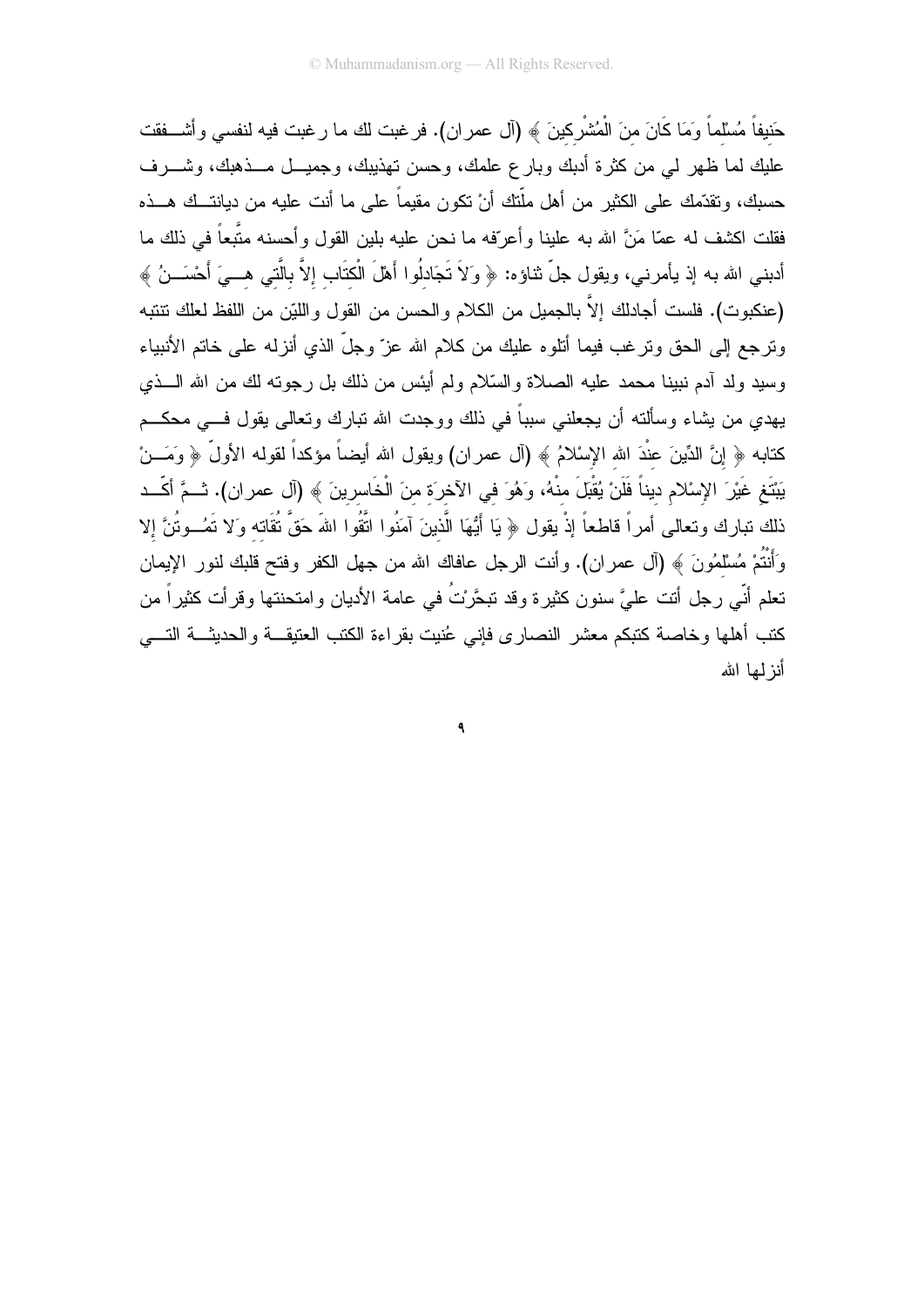حَنِيفاً مُسْلِماً وَمَا كَانَ مِنَ الْمُشْرِكِينَ ﴾ (آل عمران). فرغبت لك ما رغبت فيه لنفسي وأشفقت عليك لما ظهر لي من كثرة أدبك وبارع علمك، وحسن تهذيبك، وجميل مذهبك، وشرف حسبك، وتقدّمك على الكثير من أهل ملّتك أنْ تكون مقيماً على ما أنت عليه من ديانتك هذه فقلت اكشف له عمّا مَنَّ الله به علينا وأعرّفه ما نحن عليه بلين القول وأحسنه متّبعاً في ذلك ما أدبني الله به إذ يأمرني، ويقول جلّ ثناؤه: ﴿ وَلاَ تَجَادِلُوا أَهْلَ الْكِتَابِ إِلاَّ بِالَّتِي هِيَ أَحْسَنُ ﴾ (عنكبوت). فلست أجادلك إلاّ بالجميل من الكلام والحسن من القول واللّين من اللفظ لعلك تنتبه وترجع إلى الحق وترغب فيما أتلوه عليك من كلام الله عزّ وجلّ الذي أنزله على خاتم الأنبياء وسيد ولد آدم نبينا محمد عليه الصلاة والسّلام ولم أيئس من ذلك بل رجوته لك من الله الذي يهدي من يشاء وسألته أن يجعلني سبباً في ذلك ووجدت الله تبارك وتعالى يقول في محكم كتابه ﴿ إِنَّ الدِّينَ عِنْدَ اللهِ الإِسْلاَمُ ﴾ (آل عمران) ويقول الله أيضاً مؤكداً لقوله الأولّ ﴿ وَمَنْ يَبْتَغِ غَيْرَ الإِسْلاَمِ دِيناً فَلَنْ يُقْبَلَ مِنْهُ، وَهُوَ فِي الآخِرَةِ مِنَ الْخَاسِرِينَ ﴾ (آل عمران). ثمَّ أكّد ذلك تبارك وتعالى أمراً قاطعاً إذْ يقول ﴿ يَا أَيُّهَا الَّذِينَ آمَنُوا اتَّقُوا اللهَ حَقَّ تُقَاتِهِ وَلا تَمُوتُنَّ إِلا وَأَنْتُمْ مُسْلِمُونَ ﴾ (آل عمران). وأنت الرجل عافاك الله من جهل الكفر وفتح قلبك لنور الإيمان تعلم أنّي رجل أتت عليَّ سنون كثيرة وقد تبحَّرْتُ في عامة الأديان وامتحنتها وقرأت كثيراً من كتب أهلها وخاصة كتبكم معشر النصارى فإني عُنيت بقراءة الكتب العتيقة والحديثة التي أنزلها الله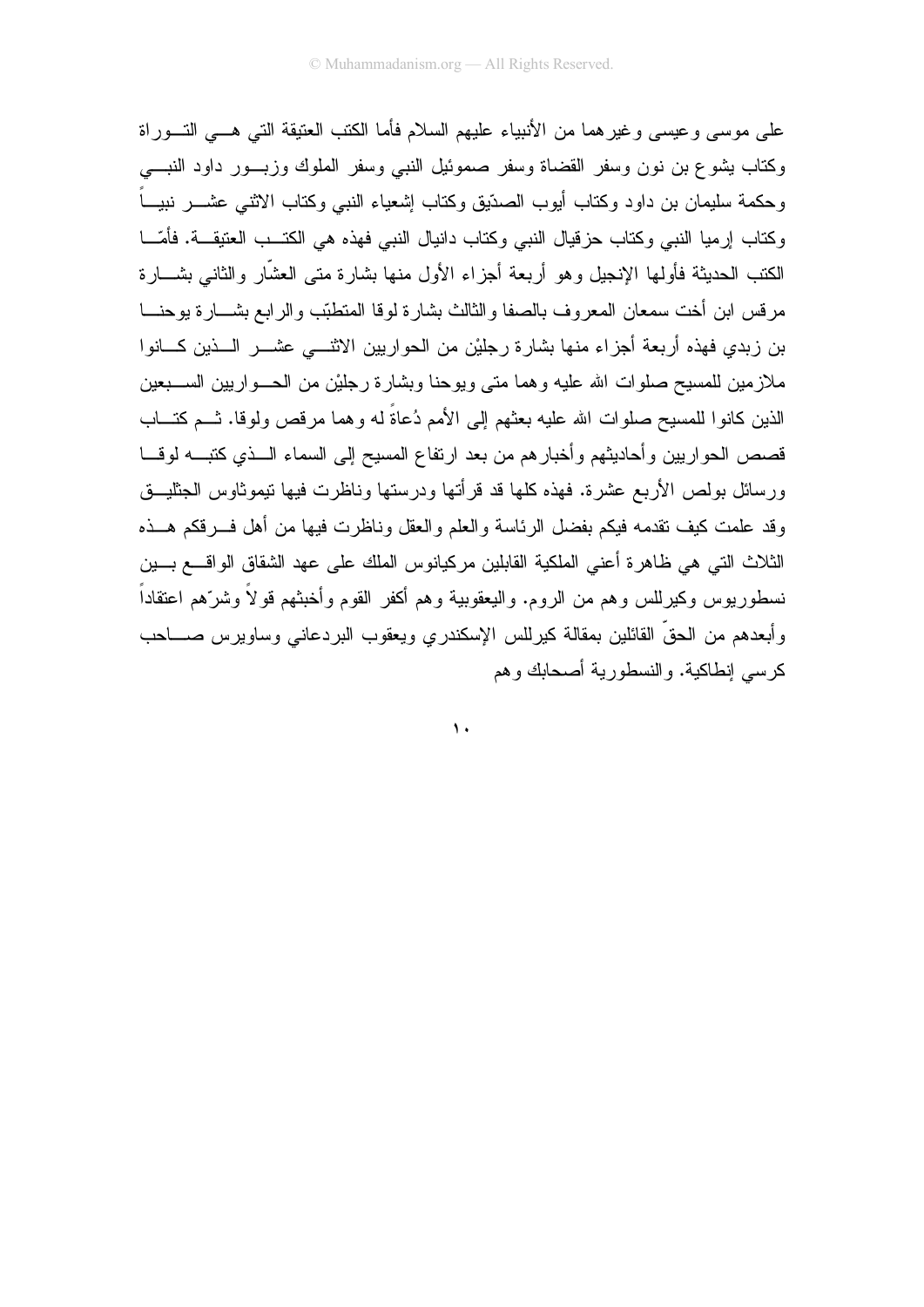على موسى وعيسى وغيرهما من الأنبياء عليهم السلام فأما الكتب العتيقة التي هي التوراة وكتاب يشوع بن نون وسفر القضاة وسفر صموئيل النبي وسفر الملوك وزبور داود النبي وحكمة سليمان بن داود وكتاب أيوب الصدّيق وكتاب إشعياء النبي وكتاب الاثني عشر نبياً وكتاب إرميا النبي وكتاب حزقيال النبي وكتاب دانيال النبي فهذه هي الكتب العتيقة. فأمّا الكتب الحديثة فأولها الإنجيل وهو أربعة أجزاء الأول منها بشارة متى العشّار والثاني بشارة مرقس ابن أخت سمعان المعروف بالصفا والثالث بشارة لوقا المتطبّب والرابع بشارة يوحنا بن زبدي فهذه أربعة أجزاء منها بشارة رجليْن من الحواريين الاثني عشر الذين كانوا ملازمين للمسيح صلوات الله عليه وهما متى ويوحنا وبشارة رجليْن من الحواريين السبعين الذين كانوا للمسيح صلوات الله عليه بعثهم إلى الأمم دُعاةً له وهما مرقص ولوقا. ثم كتاب قصص الحواريين وأحاديثهم وأخبارهم من بعد ارتفاع المسيح إلى السماء الذي كتبه لوقا ورسائل بولص الأربع عشرة. فهذه كلها قد قرأتها ودرستها وناظرت فيها تيموثاوس الجثليق وقد علمت كيف تقدمه فيكم بفضل الرئاسة والعلم والعقل وناظرت فيها من أهل فرقكم هذه الثلاث التي هي ظاهرة أعني الملكية القابلين مركيانوس الملك على عهد الشقاق الواقع بين نسطوريوس وكيرللس وهم من الروم. واليعقوبية وهم أكفر القوم وأخبثهم قولاً وشرّهم اعتقاداً وأبعدهم من الحقّ القائلين بمقالة كيرللس الإسكندري ويعقوب البردعاني وساويرس صاحب كرسي إنطاكية. والنسطورية أصحابك وهم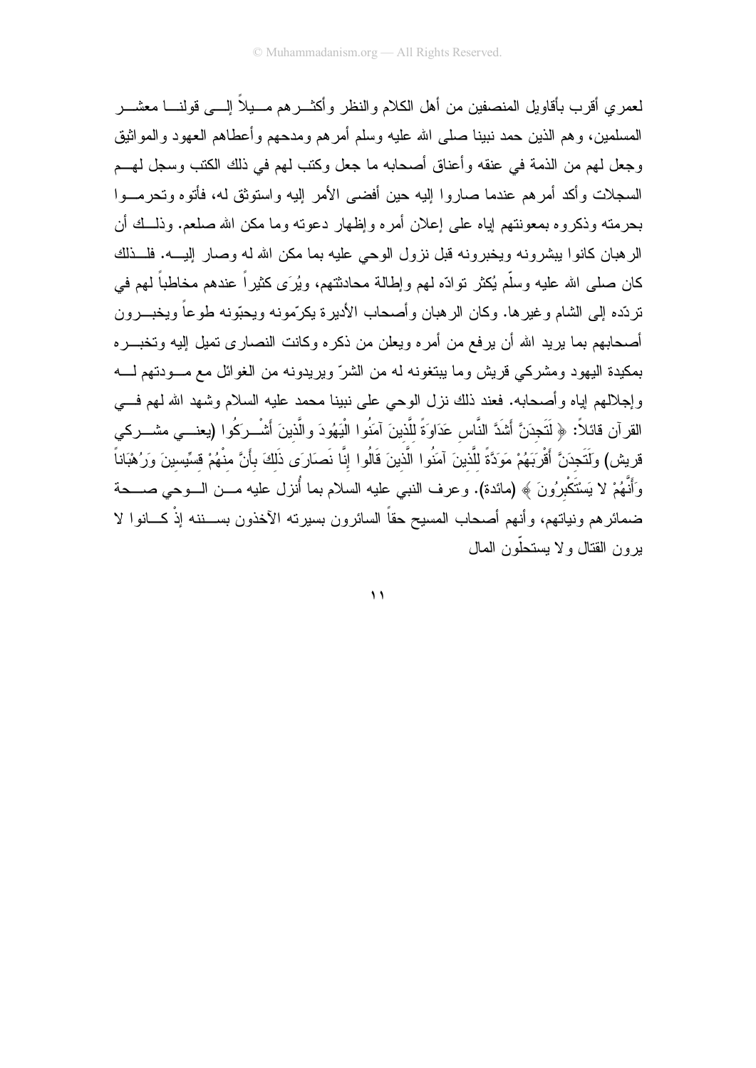لعمري أقرب بأقاويل المنصفين من أهل الكلام والنظر وأكثرهم ميلاً إلى قولنا معشر المسلمين، وهم الذين حمد نبينا صلى الله عليه وسلم أمرهم ومدحهم وأعطاهم العهود والمواثيق وجعل لهم من الذمة في عنقه وأعناق أصحابه ما جعل وكتب لهم في ذلك الكتب وسجل لهم السجلات وأكد أمرهم عندما صاروا إليه حين أفضى الأمر إليه واستوثق له، فأتوه وتحرموا بحرمته وذكروه بمعونتهم إياه على إعلان أمره وإظهار دعوته وما مكن الله صلعم. وذلك أن الرهبان كانوا يبشرونه ويخبرونه قبل نزول الوحي عليه بما مكن الله له وصار إليه. فلذلك كان صلى الله عليه وسلّم يُكثر تَوادّه لهم وإطالة محادثتهم، ويُرَى كثيراً عندهم مخاطباً لهم في تردّده إلى الشام وغيرها. وكان الرهبان وأصحاب الأديرة يكرّمونه ويحبّونه طوعاً ويخبرون أصحابهم بما يريد الله أن يرفع من أمره ويعلن من ذكره وكانت النصارى تميل إليه وتخبره بمكيدة اليهود ومشركي قريش وما يبتغونه له من الشرّ ويريدونه من الغوائل مع مودتهم له وإجلالهم إياه وأصحابه. فعند ذلك نزل الوحي على نبينا محمد عليه السلام وشهد الله لهم في القرآن قائلاً: ﴿ لَتَجِدَنَّ أَشَدَّ النَّاسِ عَدَاوَةً لِلَّذِينَ آمَنُوا الْيَهُودَ وَالَّذِينَ أَشْرَكُوا (يعني مشركي قريش) وَلَتَجِدَنَّ أَقْرَبَهُمْ مَوَدَّةً لِلَّذِينَ آمَنُوا الَّذِينَ قَالُوا إِنَّا نَصَارَى ذَلِكَ بِأَنَّ مِنْهُمْ قِسِّيسِينَ وَرُهْبَاناً وَأَنَّهُمْ لا يَسْتَكْبِرُونَ ﴾ (مائدة). وعرف النبي عليه السلام بما أُنزل عليه من الوحي صحة ضمائرهم ونياتهم، وأنهم أصحاب المسيح حقاً السائرون بسيرته الآخذون بسننه إذْ كانوا لا يرون القتال ولا يستحلّون المال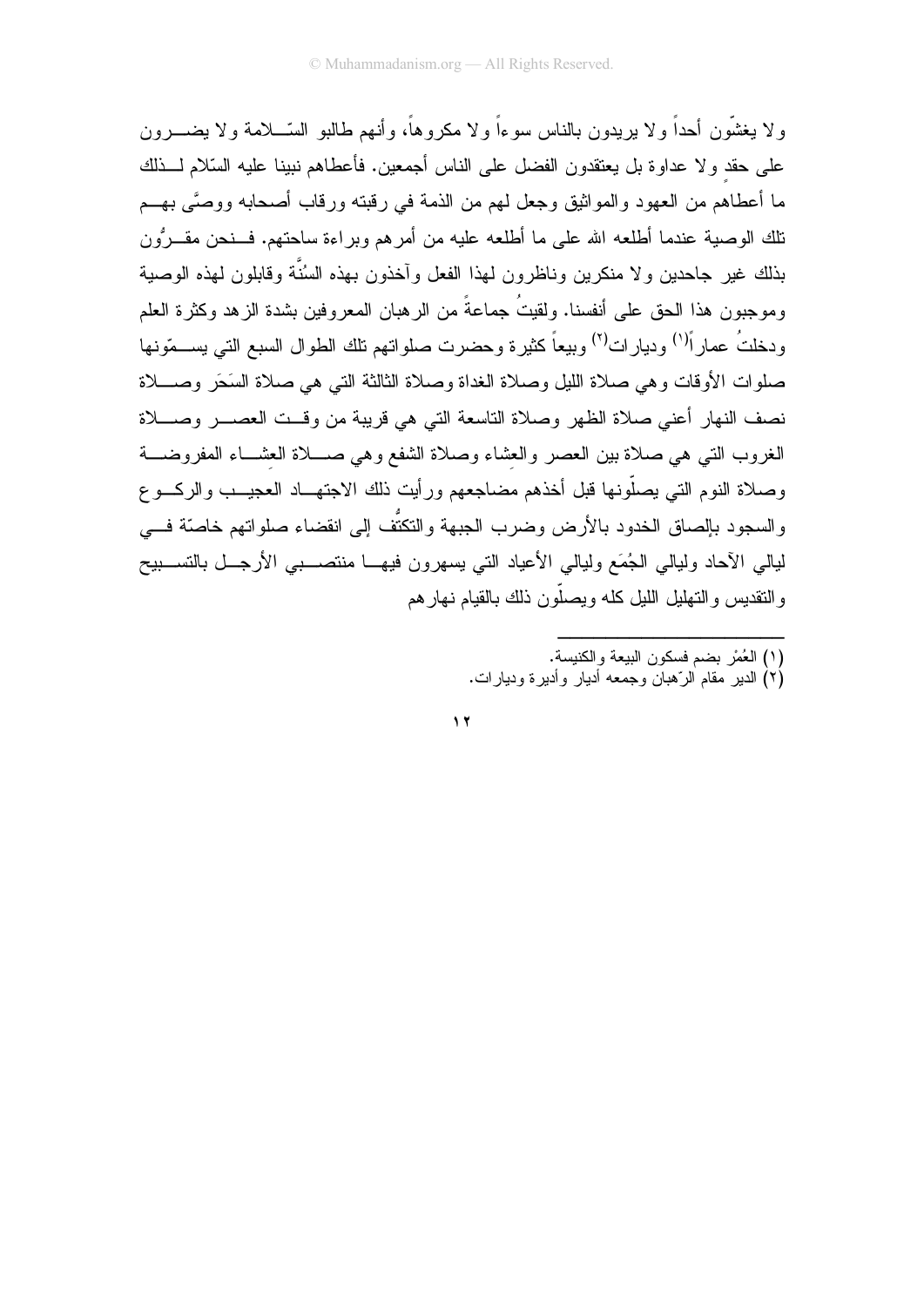ولا يغشّون أحداً ولا يريدون بالناس سوءاً ولا مكروهاً، وأنهم طالبو السّلامة ولا يضرون على حقدٍ ولا عداوة بل يعتقدون الفضل على الناس أجمعين. فأعطاهم نبينا عليه السّلام لذلك ما أعطاهم من العهود والمواثيق وجعل لهم من الذمة في رقبته ورقاب أصحابه ووصَّى بهم تلك الوصية عندما أطلعه الله على ما أطلعه عليه من أمرهم وبراءة ساحتهم. فنحن مقرُّون بذلك غير جاحدين ولا منكرين وناظرون لهذا الفعل وآخذون بهذه السُنَّة وقابلون لهذه الوصية وموجبون هذا الحق على أنفسنا. ولقيتُ جماعةً من الرهبان المعروفين بشدة الزهد وكثرة العلم ودخلتُ عماراً[1] وديارات[2] وبيعاً كثيرة وحضرت صلواتهم تلك الطوال السبع التي يسمّونها صلوات الأوقات وهي صلاة الليل وصلاة الغداة وصلاة الثالثة التي هي صلاة السَحَر وصلاة نصف النهار أعني صلاة الظهر وصلاة التاسعة التي هي قريبة من وقت العصر وصلاة الغروب التي هي صلاة بين العصر والعِشاء وصلاة الشفع وهي صلاة العِشاء المفروضة وصلاة النوم التي يصلّونها قبل أخذهم مضاجعهم ورأيت ذلك الاجتهاد العجيب والركوع والسجود بإلصاق الخدود بالأرض وضرب الجبهة والتكتُّف إلى انقضاء صلواتهم خاصّة في ليالي الآحاد وليالي الجُمَع وليالي الأعياد التي يسهرون فيها منتصبي الأرجل بالتسبيح والتقديس والتهليل الليل كله ويصلّون ذلك بالقيام نهارهم

---

(١) العُمْر بضم فسكون البيعة والكنيسة.

(٢) الدير مقام الرّهبان وجمعه أديار وأديرة وديارات.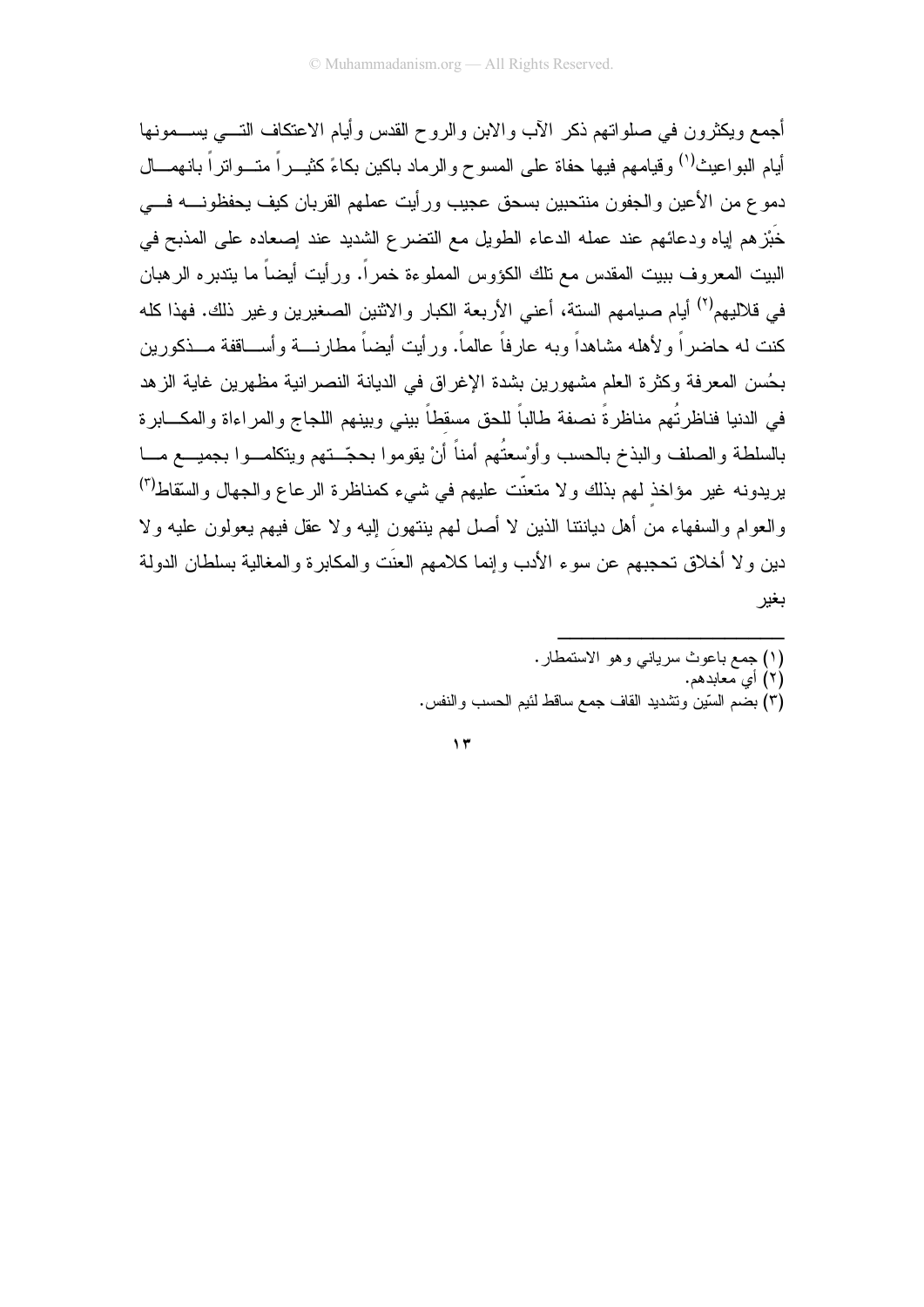أجمع ويكثرون في صلواتهم ذكر الآب والابن والروح القدس وأيام الاعتكاف التي يسمونها أيام البواعيث[1] وقيامهم فيها حفاة على المسوح والرماد باكين بكاءً كثيراً متواتراً بانهمال دموع من الأعين والجفون منتحبين بسحق عجيب ورأيت عملهم القربان كيف يحفظونه في خَبْزهم إياه ودعائهم عند عمله الدعاء الطويل مع التضرع الشديد عند إصعاده على المذبح في البيت المعروف ببيت المقدس مع تلك الكؤوس المملوءة خمراً. ورأيت أيضاً ما يتدبره الرهبان في قلاليهم[2] أيام صيامهم الستة، أعني الأربعة الكبار والاثنين الصغيرين وغير ذلك. فهذا كله كنت له حاضراً ولأهله مشاهداً وبه عارفاً عالماً. ورأيت أيضاً مطارنة وأساقفة مذكورين بحُسن المعرفة وكثرة العلم مشهورين بشدة الإغراق في الديانة النصرانية مظهرين غاية الزهد في الدنيا فناظرتُهم مناظرةً نصفة طالباً للحق مسقطاً بيني وبينهم اللجاج والمراءاة والمكابرة بالسلطة والصلف والبذخ بالحسب وأوْسعتُهم أمناً أنْ يقوموا بحجّتهم ويتكلموا بجميع ما يريدونه غير مؤاخذٍ لهم بذلك ولا متعنّت عليهم في شيء كمناظرة الرعاع والجهال والسّقاط[3] والعوام والسفهاء من أهل ديانتنا الذين لا أصل لهم ينتهون إليه ولا عقل فيهم يعولون عليه ولا دين ولا أخلاق تحجبهم عن سوء الأدب وإنما كلامهم العنَت والمكابرة والمغالية بسلطان الدولة بغير

---

(١) جمع باعوث سرياني وهو الاستمطار.

(٢) أي معابدهم.

(٣) بضم السّين وتشديد القاف جمع ساقط لئيم الحسب والنفس.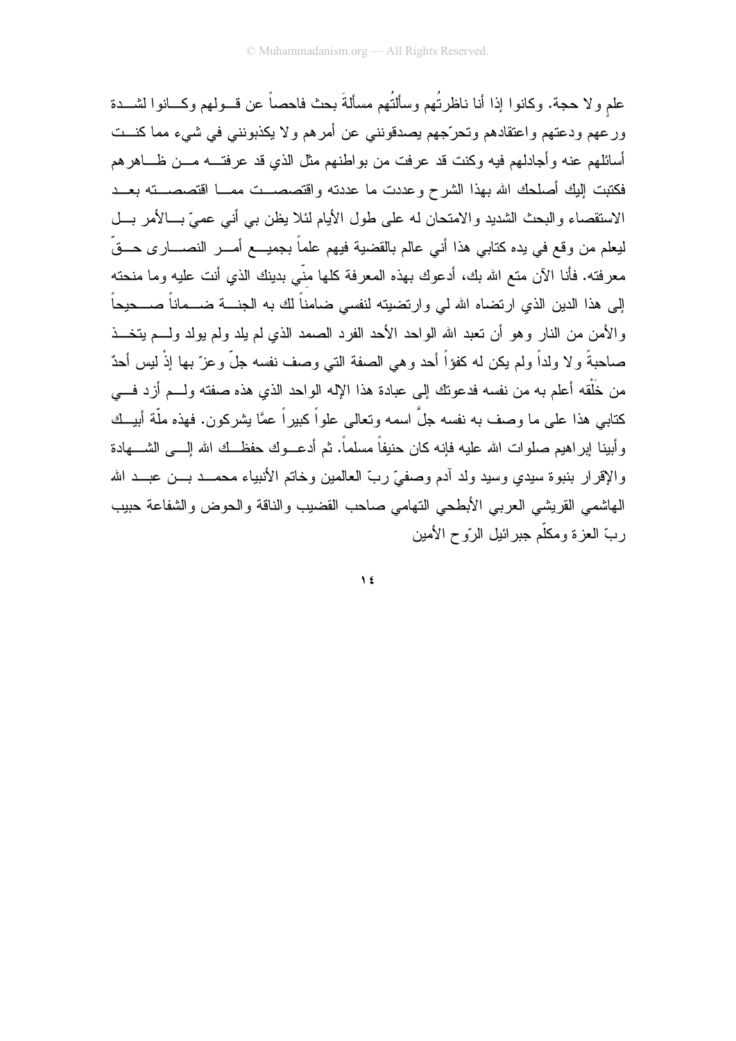علمٍ ولا حجة. وكانوا إذا أنا ناظرتُهم وسألتُهم مسألةَ بحث فاحصاً عن قولهم وكانوا لشدة ورعهم ودعتهم واعتقادهم وتحرّجهم يصدقونني عن أمرهم ولا يكذبونني في شيء مما كنت أسائلهم عنه وأجادلهم فيه وكنت قد عرفت من بواطنهم مثل الذي قد عرفته من ظاهرهم فكتبت إليك أصلحك الله بهذا الشرح وعددت ما عددته واقتصصت مما اقتصصته بعد الاستقصاء والبحث الشديد والامتحان له على طول الأيام لئلا يظن بي أني عميّ بالأمر بل ليعلم من وقع في يده كتابي هذا أني عالم بالقضية فيهم علماً بجميع أمر النصارى حقّ معرفته. فأنا الآن متع الله بك، أدعوك بهذه المعرفة كلها منّي بدينك الذي أنت عليه وما منحته إلى هذا الدين الذي ارتضاه الله لي وارتضيته لنفسي ضامناً لك به الجنة ضماناً صحيحاً والأمن من النار وهو أن تعبد الله الواحد الأحد الفرد الصمد الذي لم يلد ولم يولد ولم يتخذ صاحبةً ولا ولداً ولم يكن له كفؤاً أحد وهي الصفة التي وصف نفسه جلّ وعزّ بها إذْ ليس أحدٌ من خَلْقه أعلم به من نفسه فدعوتك إلى عبادة هذا الإله الواحد الذي هذه صفته ولم أزد في كتابي هذا على ما وصف به نفسه جلَّ اسمه وتعالى علواً كبيراً عمَّا يشركون. فهذه ملّة أبيك وأبينا إبراهيم صلوات الله عليه فإنه كان حنيفاً مسلماً. ثم أدعوك حفظك الله إلى الشهادة والإقرار بنبوة سيدي وسيد ولد آدم وصفيّ ربّ العالمين وخاتم الأنبياء محمد بن عبد الله الهاشمي القريشي العربي الأبطحي التهامي صاحب القضيب والناقة والحوض والشفاعة حبيب ربّ العزة ومكلّم جبرائيل الرّوح الأمين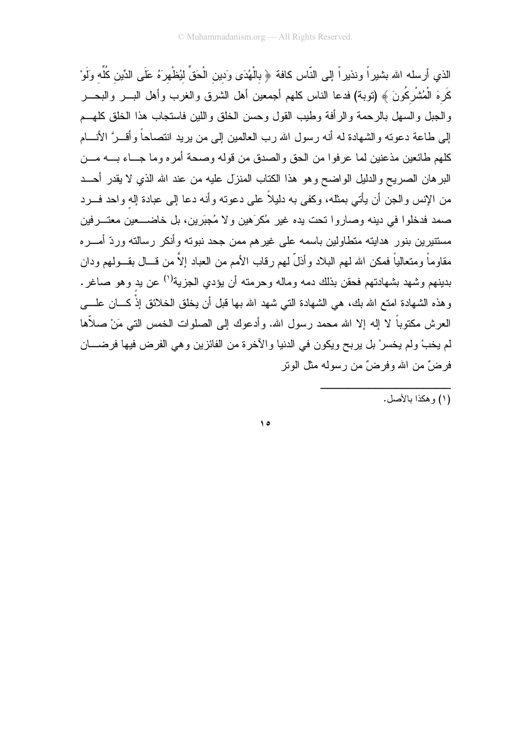الذي أرسله الله بشيراً ونذيراً إلى النّاس كافة ﴿ بِالْهُدَى وَدِينِ الْحَقِّ لِيُظْهِرَهُ عَلَى الدِّينِ كُلِّهِ وَلَوْ كَرِهَ الْمُشْرِكُونَ ﴾ (توبة) فدعا الناس كلهم أجمعين أهل الشرق والغرب وأهل البر والبحر والجبل والسهل بالرحمة والرأفة وطيب القول وحسن الخلق واللين فاستجاب هذا الخلق كلهم إلى طاعة دعوته والشهادة له أنه رسول الله رب العالمين إلى من يريد انتصاحاً وأقرَّ الأنام كلهم طائعين مذعنين لما عرفوا من الحق والصدق من قوله وصحة أمره وما جاء به من البرهان الصريح والدليل الواضح وهو هذا الكتاب المنزل عليه من عند الله الذي لا يقدر أحد من الإنس والجن أن يأتي بمثله، وكفى به دليلاً على دعوته وأنه دعا إلى عبادة إله واحد فرد صمد فدخلوا في دينه وصاروا تحت يده غير مُكرَهين ولا مُجبَرين، بل خاضعين معترفين مستنيرين بنور هدايته متطاولين باسمه على غيرهم ممن جحد نبوته وأنكر رسالته وردّ أمره مقاوماً ومتعالياً فمكن الله لهم البلاد وأذلّ لهم رقاب الأمم من العباد إلاَّ من قال بقولهم ودان بدينهم وشهد بشهادتهم فحقن بذلك دمه وماله وحرمته أن يؤدي الجزية[1] عن يد وهو صاغر. وهذه الشهادة امتع الله بك، هي الشهادة التي شهد الله بها قبل أن يخلق الخلائق إذْ كان على العرش مكتوباً لا إله إلا الله محمد رسول الله. وأدعوك إلى الصلوات الخمس التي مَنْ صلاّها لم يخبْ ولم يخسرْ بل يربح ويكون في الدنيا والآخرة من الفائزين وهي الفرض فيها فرضان فرضٌ من الله وفرضٌ من رسوله مثل الوتر

---

(١) وهكذا بالأصل.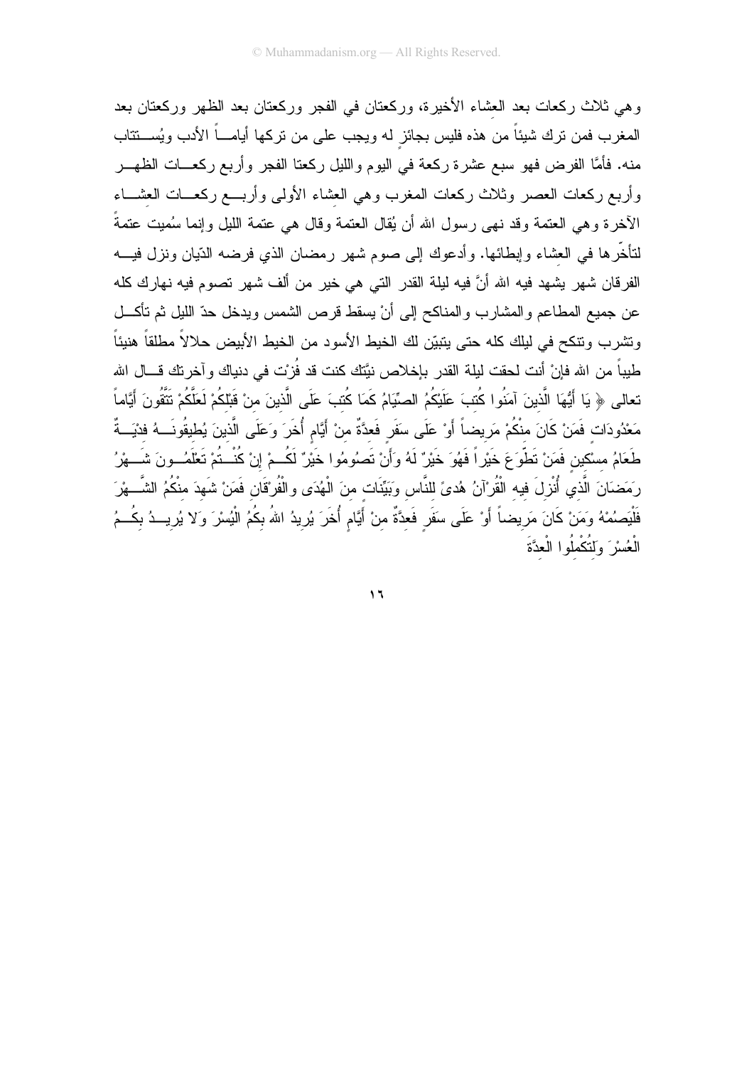وهي ثلاث ركعات بعد العشاء الأخيرة، وركعتان في الفجر وركعتان بعد الظهر وركعتان بعد المغرب فمن ترك شيئاً من هذه فليس بجائزٍ له ويجب على من تركها أياماً الأدب ويُستتاب منه. فأمَّا الفرض فهو سبع عشرة ركعة في اليوم والليل ركعتا الفجر وأربع ركعات الظهر وأربع ركعات العصر وثلاث ركعات المغرب وهي العشاء الأولى وأربع ركعات العشاء الآخرة وهي العتمة وقد نهى رسول الله أن يُقال العتمة وقال هي عتمة الليل وإنما سُميت عتمةً لتأخّرها في العشاء وإبطائها. وأدعوك إلى صوم شهر رمضان الذي فرضه الدّيان ونزل فيه الفرقان شهر يشهد فيه الله أنَّ فيه ليلة القدر التي هي خير من ألف شهر تصوم فيه نهارك كله عن جميع المطاعم والمشارب والمناكح إلى أنْ يسقط قرص الشمس ويدخل حدّ الليل ثم تأكل وتشرب وتنكح في ليلك كله حتى يتبيّن لك الخيط الأسود من الخيط الأبيض حلالاً مطلقاً هنيئاً طيباً من الله فإنْ أنت لحقت ليلة القدر بإخلاص نيَّتك كنت قد فُزْت في دنياك وآخرتك قال الله تعالى ﴿ يَا أَيُّهَا الَّذِينَ آمَنُوا كُتِبَ عَلَيْكُمُ الصِّيَامُ كَمَا كُتِبَ عَلَى الَّذِينَ مِنْ قَبْلِكُمْ لَعَلَّكُمْ تَتَّقُونَ أَيَّاماً مَعْدُودَاتٍ فَمَنْ كَانَ مِنْكُمْ مَرِيضاً أَوْ عَلَى سَفَرٍ فَعِدَّةٌ مِنْ أَيَّامٍ أُخَرَ وَعَلَى الَّذِينَ يُطِيقُونَهُ فِدْيَةٌ طَعَامُ مِسْكِينٍ فَمَنْ تَطَوَّعَ خَيْراً فَهُوَ خَيْرٌ لَهُ وَأَنْ تَصُومُوا خَيْرٌ لَكُمْ إِنْ كُنْتُمْ تَعْلَمُونَ شَهْرُ رَمَضَانَ الَّذِي أُنْزِلَ فِيهِ الْقُرْآنُ هُدىً لِلنَّاسِ وَبَيِّنَاتٍ مِنَ الْهُدَى وَالْفُرْقَانِ فَمَنْ شَهِدَ مِنْكُمُ الشَّهْرَ فَلْيَصُمْهُ وَمَنْ كَانَ مَرِيضاً أَوْ عَلَى سَفَرٍ فَعِدَّةٌ مِنْ أَيَّامٍ أُخَرَ يُرِيدُ اللهُ بِكُمُ الْيُسْرَ وَلا يُرِيدُ بِكُمُ الْعُسْرَ وَلِتُكْمِلُوا الْعِدَّةَ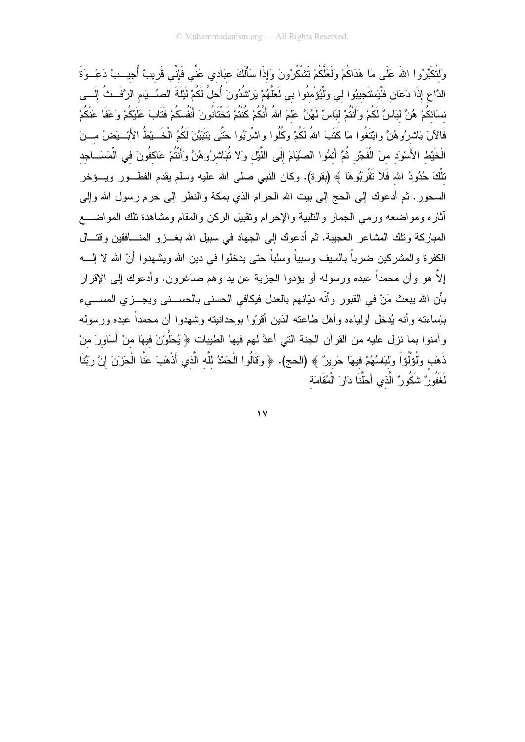ولِتُكَبِّرُوا اللهَ عَلَى مَا هَدَاكُمْ وَلَعَلَّكُمْ تَشْكُرُونَ وَإِذَا سَأَلَكَ عِبَادِي عَنِّي فَإِنِّي قَرِيبٌ أُجِيبُ دَعْوَةَ الدَّاعِ إِذَا دَعَانِ فَلْيَسْتَجِيبُوا لِي وَلْيُؤْمِنُوا بِي لَعَلَّهُمْ يَرْشُدُونَ أُحِلَّ لَكُمْ لَيْلَةَ الصِّيَامِ الرَّفَثُ إِلَى نِسَائِكُمْ هُنَّ لِبَاسٌ لَكُمْ وَأَنْتُمْ لِبَاسٌ لَهُنَّ عَلِمَ اللهُ أَنَّكُمْ كُنْتُمْ تَخْتَانُونَ أَنْفُسَكُمْ فَتَابَ عَلَيْكُمْ وَعَفَا عَنْكُمْ فَالآنَ بَاشِرُوهُنَّ وابْتَغُوا مَا كَتَبَ اللهُ لَكُمْ وَكُلُوا واشْرَبُوا حَتَّى يَتَبَيَّنَ لَكُمُ الْخَيْطُ الأَبْيَضُ مِنَ الْخَيْطِ الأَسْوَدِ مِنَ الْفَجْرِ ثُمَّ أَتِمُّوا الصِّيَامَ إِلَى اللَّيْلِ وَلا تُبَاشِرُوهُنَّ وَأَنْتُمْ عَاكِفُونَ فِي الْمَسَاجِدِ تِلْكَ حُدُودُ اللهِ فَلا تَقْرَبُوهَا ﴾ (بقرة). وكان النبي صلى الله عليه وسلم يقدم الفطور ويؤخر السحور. ثم أدعوك إلى الحج إلى بيت الله الحرام الذي بمكة والنظر إلى حرم رسول الله وإلى آثاره ومواضعه ورمي الجمار والتلبية والإحرام وتقبيل الركن والمقام ومشاهدة تلك المواضع المباركة وتلك المشاعر العجيبة. ثم أدعوك إلى الجهاد في سبيل الله بغزو المنافقين وقتال الكفرة والمشركين ضرباً بالسيف وسبياً وسلباً حتى يدخلوا في دين الله ويشهدوا أنْ الله لا إله إلاَّ هو وأن محمداً عبده ورسوله أو يؤدوا الجزية عن يد وهم صاغرون. وأدعوك إلى الإقرار بأن الله يبعث مَنْ في القبور وأنّه ديّانهم بالعدل فيكافي الحسنى بالحسنى ويجزي المسيء بإساءته وأنه يُدخل أولياءه وأهل طاعته الذين أقرّوا بوحدانيته وشهدوا أن محمداً عبده ورسوله وآمنوا بما نزل عليه من القرآن الجنة التي أعدَّ لهم فيها الطيبات ﴿ يُحَلَّوْنَ فِيهَا مِنْ أَسَاوِرَ مِنْ ذَهَبٍ وَلُؤْلُؤاً وَلِبَاسُهُمْ فِيهَا حَرِيرٌ ﴾ (الحج). ﴿ وَقَالُوا الْحَمْدُ لِلَّهِ الَّذِي أَذْهَبَ عَنَّا الْحَزَنَ إِنَّ رَبَّنَا لَغَفُورٌ شَكُورٌ الَّذِي أَحَلَّنَا دَارَ الْمُقَامَةِ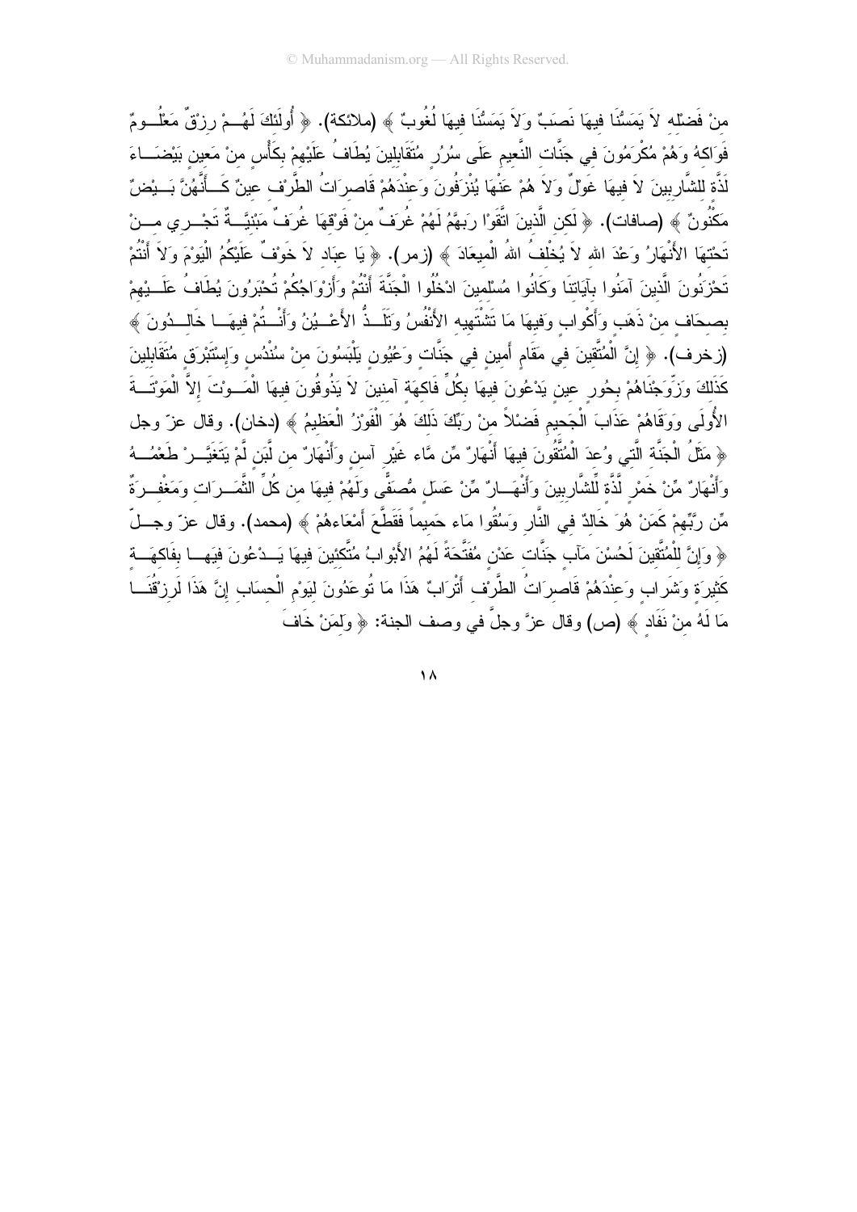مِنْ فَضْلِهِ لاَ يَمَسُّنَا فِيهَا نَصَبٌ وَلاَ يَمَسُّنَا فِيهَا لُغُوبٌ ﴾ (ملائكة). ﴿ أُوْلَئِكَ لَهُمْ رِزْقٌ مَعْلُومٌ فَوَاكِهُ وَهُمْ مُكْرَمُونَ فِي جَنَّاتِ النَّعِيمِ عَلَى سُرُرٍ مُتَقَابِلِينَ يُطَافُ عَلَيْهِمْ بِكَأْسٍ مِنْ مَعِينٍ بَيْضَاءَ لَذَّةٍ لِلشَّارِبِينَ لاَ فِيهَا غَوْلٌ وَلاَ هُمْ عَنْهَا يُنْزَفُونَ وَعِنْدَهُمْ قَاصِرَاتُ الطَّرْفِ عِينٌ كَأَنَّهُنَّ بَيْضٌ مَكْنُونٌ ﴾ (صافات). ﴿ لَكِنِ الَّذِينَ اتَّقَوْا رَبَّهُمْ لَهُمْ غُرَفٌ مِنْ فَوْقِهَا غُرَفٌ مَبْنِيَّةٌ تَجْرِي مِنْ تَحْتِهَا الأَنْهَارُ وَعْدَ اللهِ لاَ يُخْلِفُ اللهُ الْمِيعَادَ ﴾ (زمر). ﴿ يَا عِبَادِ لاَ خَوْفٌ عَلَيْكُمُ الْيَوْمَ وَلاَ أَنْتُمْ تَحْزَنُونَ الَّذِينَ آمَنُوا بِآيَاتِنَا وَكَانُوا مُسْلِمِينَ ادْخُلُوا الْجَنَّةَ أَنْتُمْ وَأَزْوَاجُكُمْ تُحْبَرُونَ يُطَافُ عَلَيْهِمْ بِصِحَافٍ مِنْ ذَهَبٍ وَأَكْوَابٍ وَفِيهَا مَا تَشْتَهِيهِ الأَنْفُسُ وَتَلَذُّ الأَعْيُنُ وَأَنْتُمْ فِيهَا خَالِدُونَ ﴾ (زخرف). ﴿ إِنَّ الْمُتَّقِينَ فِي مَقَامٍ أَمِينٍ فِي جَنَّاتٍ وَعُيُونٍ يَلْبَسُونَ مِنْ سُنْدُسٍ وَإِسْتَبْرَقٍ مُتَقَابِلِينَ كَذَلِكَ وَزَوَّجْنَاهُمْ بِحُورٍ عِينٍ يَدْعُونَ فِيهَا بِكُلِّ فَاكِهَةٍ آمِنِينَ لاَ يَذُوقُونَ فِيهَا الْمَوْتَ إِلاَّ الْمَوْتَةَ الأُولَى وَوَقَاهُمْ عَذَابَ الْجَحِيمِ فَضْلاً مِنْ رَبِّكَ ذَلِكَ هُوَ الْفَوْزُ الْعَظِيمُ ﴾ (دخان). وقال عزّ وجل ﴿ مَثَلُ الْجَنَّةِ الَّتِي وُعِدَ الْمُتَّقُونَ فِيهَا أَنْهَارٌ مِّن مَّاء غَيْرِ آسِنٍ وَأَنْهَارٌ مِن لَّبَنٍ لَّمْ يَتَغَيَّرْ طَعْمُهُ وَأَنْهَارٌ مِّنْ خَمْرٍ لَّذَّةٍ لِّلشَّارِبِينَ وَأَنْهَارٌ مِّنْ عَسَلٍ مُّصَفًّى وَلَهُمْ فِيهَا مِن كُلِّ الثَّمَرَاتِ وَمَغْفِرَةٌ مِّن رَّبِّهِمْ كَمَنْ هُوَ خَالِدٌ فِي النَّارِ وَسُقُوا مَاء حَمِيماً فَقَطَّعَ أَمْعَاءهُمْ ﴾ (محمد). وقال عزّ وجلّ ﴿ وَإِنَّ لِلْمُتَّقِينَ لَحُسْنَ مَآبٍ جَنَّاتِ عَدْنٍ مُفَتَّحَةً لَهُمُ الأَبْوَابُ مُتَّكِئِينَ فِيهَا يَدْعُونَ فِيهَا بِفَاكِهَةٍ كَثِيرَةٍ وَشَرَابٍ وَعِنْدَهُمْ قَاصِرَاتُ الطَّرْفِ أَتْرَابٌ هَذَا مَا تُوعَدُونَ لِيَوْمِ الْحِسَابِ إِنَّ هَذَا لَرِزْقُنَا مَا لَهُ مِنْ نَفَادٍ ﴾ (ص) وقال عزَّ وجلَّ في وصف الجنة: ﴿ وَلِمَنْ خَافَ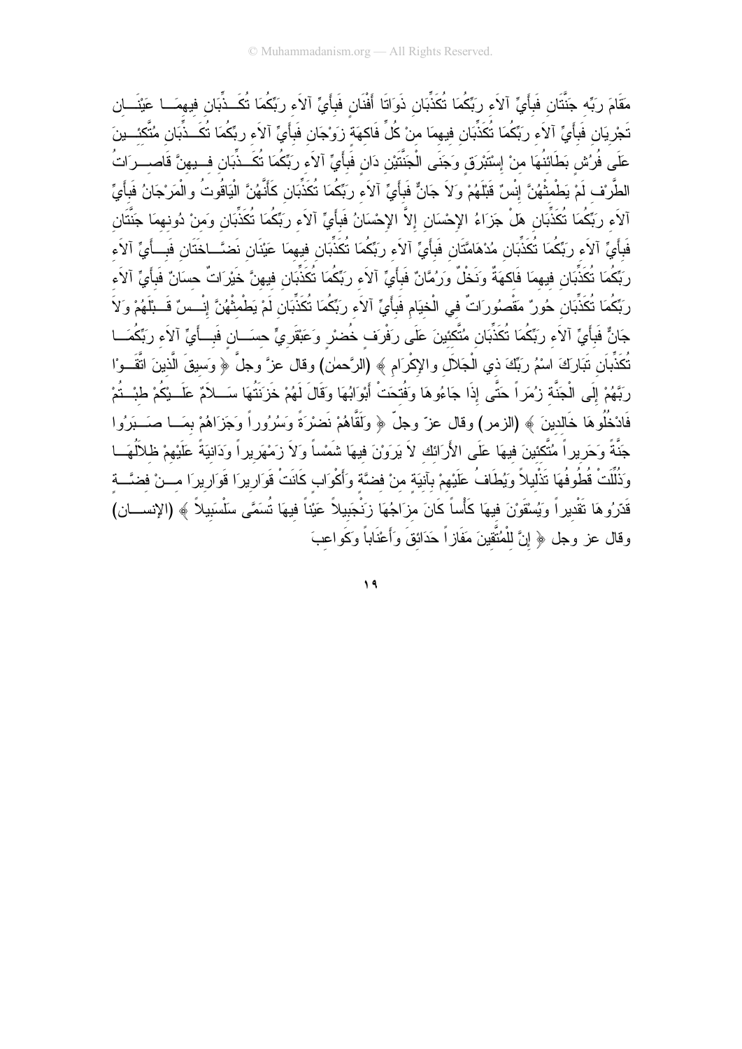مَقَامَ رَبِّهِ جَنَّتَانِ فَبِأَيِّ آلاَءِ رَبِّكُمَا تُكَذِّبَانِ ذَوَاتَا أَفْنَانٍ فَبِأَيِّ آلاَءِ رَبِّكُمَا تُكَذِّبَانِ فِيهِمَا عَيْنَانِ تَجْرِيَانِ فَبِأَيِّ آلاَءِ رَبِّكُمَا تُكَذِّبَانِ فِيهِمَا مِنْ كُلِّ فَاكِهَةٍ زَوْجَانِ فَبِأَيِّ آلاَءِ رَبِّكُمَا تُكَذِّبَانِ مُتَّكِئِينَ عَلَى فُرُشٍ بَطَائِنُهَا مِنْ إِسْتَبْرَقٍ وَجَنَى الْجَنَّتَيْنِ دَانٍ فَبِأَيِّ آلاَءِ رَبِّكُمَا تُكَذِّبَانِ فِيهِنَّ قَاصِرَاتُ الطَّرْفِ لَمْ يَطْمِثْهُنَّ إِنْسٌ قَبْلَهُمْ وَلاَ جَانٌّ فَبِأَيِّ آلاَءِ رَبِّكُمَا تُكَذِّبَانِ كَأَنَّهُنَّ الْيَاقُوتُ والْمَرْجَانُ فَبِأَيِّ آلاَءِ رَبِّكُمَا تُكَذِّبَانِ هَلْ جَزَاءُ الإِحْسَانِ إِلاَّ الإِحْسَانُ فَبِأَيِّ آلاَءِ رَبِّكُمَا تُكَذِّبَانِ وَمِنْ دُونِهِمَا جَنَّتَانِ فَبِأَيِّ آلاَءِ رَبِّكُمَا تُكَذِّبَانِ مُدْهَامَّتَانِ فَبِأَيِّ آلاَءِ رَبِّكُمَا تُكَذِّبَانِ فِيهِمَا عَيْنَانِ نَضَّاخَتَانِ فَبِأَيِّ آلاَءِ رَبِّكُمَا تُكَذِّبَانِ فِيهِمَا فَاكِهَةٌ وَنَخْلٌ وَرُمَّانٌ فَبِأَيِّ آلاَءِ رَبِّكُمَا تُكَذِّبَانِ فِيهِنَّ خَيْرَاتٌ حِسَانٌ فَبِأَيِّ آلاَءِ رَبِّكُمَا تُكَذِّبَانِ حُورٌ مَقْصُورَاتٌ فِي الْخِيَامِ فَبِأَيِّ آلاَءِ رَبِّكُمَا تُكَذِّبَانِ لَمْ يَطْمِثْهُنَّ إِنْسٌ قَبْلَهُمْ وَلاَ جَانٌّ فَبِأَيِّ آلاَءِ رَبِّكُمَا تُكَذِّبَانِ مُتَّكِئِينَ عَلَى رَفْرَفٍ خُضْرٍ وَعَبْقَرِيٍّ حِسَانٍ فَبِأَيِّ آلاَءِ رَبِّكُمَا تُكَذِّبَانِ تَبَارَكَ اسْمُ رَبِّكَ ذِي الْجَلاَلِ والإِكْرَامِ ﴾ (الرَّحمٰن) وقال عزَّ وجلَّ ﴿ وَسِيقَ الَّذِينَ اتَّقَوْا رَبَّهُمْ إِلَى الْجَنَّةِ زُمَراً حَتَّى إِذَا جَاءُوهَا وَفُتِحَتْ أَبْوَابُهَا وَقَالَ لَهُمْ خَزَنَتُهَا سَلاَمٌ عَلَيْكُمْ طِبْتُمْ فَادْخُلُوهَا خَالِدِينَ ﴾ (الزمر) وقال عزّ وجلّ ﴿ وَلَقَّاهُمْ نَضْرَةً وَسُرُوراً وَجَزَاهُمْ بِمَا صَبَرُوا جَنَّةً وَحَرِيراً مُتَّكِئِينَ فِيهَا عَلَى الأَرَائِكِ لاَ يَرَوْنَ فِيهَا شَمْساً وَلاَ زَمْهَرِيراً وَدَانِيَةً عَلَيْهِمْ ظِلاَلُهَا وَذُلِّلَتْ قُطُوفُهَا تَذْلِيلاً وَيُطَافُ عَلَيْهِمْ بِآنِيَةٍ مِنْ فِضَّةٍ وَأَكْوَابٍ كَانَتْ قَوَارِيرَا قَوَارِيرَا مِنْ فِضَّةٍ قَدَّرُوهَا تَقْدِيراً وَيُسْقَوْنَ فِيهَا كَأْساً كَانَ مِزَاجُهَا زَنْجَبِيلاً عَيْناً فِيهَا تُسَمَّى سَلْسَبِيلاً ﴾ (الإنسان) وقال عز وجل ﴿ إِنَّ لِلْمُتَّقِينَ مَفَازاً حَدَائِقَ وَأَعْنَاباً وَكَوَاعِبَ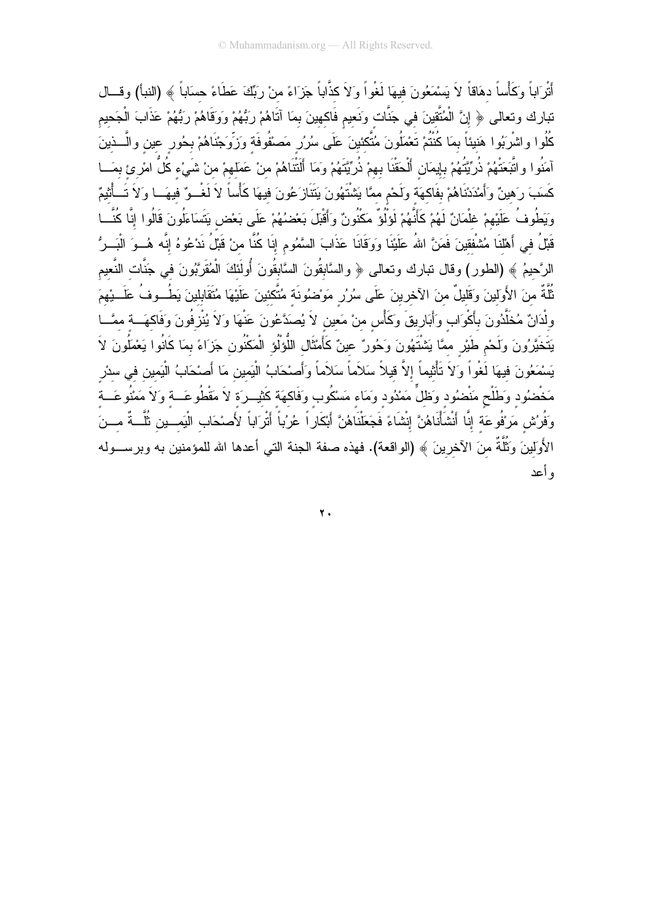أَتْرَاباً وَكَأْساً دِهَاقاً لاَ يَسْمَعُونَ فِيهَا لَغْواً وَلاَ كِذَّاباً جَزَاءً مِنْ رَبِّكَ عَطَاءً حِسَاباً ﴾ (النبأ) وقال تبارك وتعالى ﴿ إِنَّ الْمُتَّقِينَ فِي جَنَّاتٍ وَنَعِيمٍ فَاكِهِينَ بِمَا آتَاهُمْ رَبُّهُمْ وَوَقَاهُمْ رَبُّهُمْ عَذَابَ الْجَحِيمِ كُلُوا وَاشْرَبُوا هَنِيئاً بِمَا كُنْتُمْ تَعْمَلُونَ مُتَّكِئِينَ عَلَى سُرُرٍ مَصْفُوفَةٍ وَزَوَّجْنَاهُمْ بِحُورٍ عِينٍ وَالَّذِينَ آمَنُوا وَاتَّبَعَتْهُمْ ذُرِّيَّتُهُمْ بِإِيمَانٍ أَلْحَقْنَا بِهِمْ ذُرِّيَّتَهُمْ وَمَا أَلَتْنَاهُمْ مِنْ عَمَلِهِمْ مِنْ شَيْءٍ كُلُّ امْرِئٍ بِمَا كَسَبَ رَهِينٌ وَأَمْدَدْنَاهُمْ بِفَاكِهَةٍ وَلَحْمٍ مِمَّا يَشْتَهُونَ يَتَنَازَعُونَ فِيهَا كَأْساً لاَ لَغْوٌ فِيهَا وَلاَ تَأْثِيمٌ وَيَطُوفُ عَلَيْهِمْ غِلْمَانٌ لَهُمْ كَأَنَّهُمْ لُؤْلُؤٌ مَكْنُونٌ وَأَقْبَلَ بَعْضُهُمْ عَلَى بَعْضٍ يَتَسَاءَلُونَ قَالُوا إِنَّا كُنَّا قَبْلُ فِي أَهْلِنَا مُشْفِقِينَ فَمَنَّ اللهُ عَلَيْنَا وَوَقَانَا عَذَابَ السَّمُومِ إِنَا كُنَّا مِنْ قَبْلُ نَدْعُوهُ إِنَّه هُوَ الْبَرُّ الرَّحِيمُ ﴾ (الطور) وقال تبارك وتعالى ﴿ وَالسَّابِقُونَ السَّابِقُونَ أُولَئِكَ الْمُقَرَّبُونَ فِي جَنَّاتِ النَّعِيمِ ثُلَّةٌ مِنَ الأَوَّلِينَ وَقَلِيلٌ مِنَ الآخِرِينَ عَلَى سُرُرٍ مَوْضُونَةٍ مُتَّكِئِينَ عَلَيْهَا مُتَقَابِلِينَ يَطُوفُ عَلَيْهِمَ وِلْدَانٌ مُخَلَّدُونَ بِأَكْوَابٍ وَأَبَارِيقَ وَكَأْسٍ مِنْ مَعِينٍ لاَ يُصَدَّعُونَ عَنْهَا وَلاَ يُنْزِفُونَ وَفَاكِهَةٍ مِمَّا يَتَخَيَّرُونَ وَلَحْمِ طَيْرٍ مِمَّا يَشْتَهُونَ وَحُورٌ عِينٌ كَأَمْثَالِ اللُّؤْلُؤِ الْمَكْنُونِ جَزَاءً بِمَا كَانُوا يَعْمَلُونَ لاَ يَسْمَعُونَ فِيهَا لَغْواً وَلاَ تَأْثِيماً إِلاَّ قِيلاً سَلاَماً سَلاَماً وَأَصْحَابُ الْيَمِينِ مَا أَصْحَابُ الْيَمِينِ فِي سِدْرٍ مَخْضُودٍ وَطَلْحٍ مَنْضُودٍ وَظِلٍّ مَمْدُودٍ وَمَاءٍ مَسْكُوبٍ وَفَاكِهَةٍ كَثِيرَةٍ لاَ مَقْطُوعَةٍ وَلاَ مَمْنُوعَةٍ وَفُرُشٍ مَرْفُوعَةٍ إِنَّا أَنْشَأْنَاهُنَّ إِنْشَاءً فَجَعَلْنَاهُنَّ أَبْكَاراً عُرُباً أَتْرَاباً لأَصْحَابِ الْيَمِينِ ثُلَّةٌ مِنَ الأَوَّلِينَ وَثُلَّةٌ مِنَ الآخِرِينَ ﴾ (الواقعة). فهذه صفة الجنة التي أعدها الله للمؤمنين به وبرسوله وأعد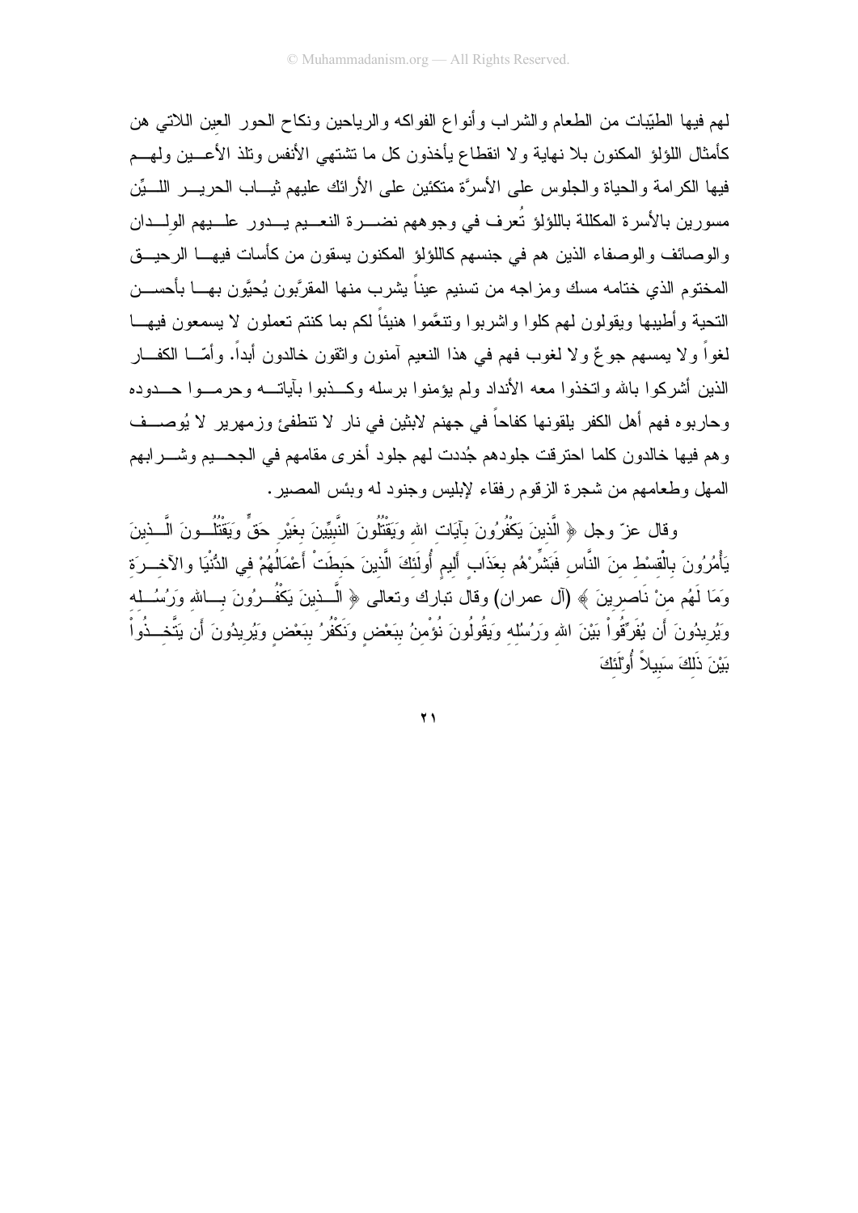لهم فيها الطيّبات من الطعام والشراب وأنواع الفواكه والرياحين ونكاح الحور العين اللاتي هن كأمثال اللؤلؤ المكنون بلا نهاية ولا انقطاع يأخذون كل ما تشتهي الأنفس وتلذ الأعين ولهم فيها الكرامة والحياة والجلوس على الأسرَّة متكئين على الأرائك عليهم ثياب الحرير اللّيِّن مسورين بالأسرة المكللة باللؤلؤ تُعرف في وجوههم نضرة النعيم يدور عليهم الولدان والوصائف والوصفاء الذين هم في جنسهم كاللؤلؤ المكنون يسقون من كأسات فيها الرحيق المختوم الذي ختامه مسك ومزاجه من تسنيم عيناً يشرب منها المقرَّبون يُحيَّون بها بأحسن التحية وأطيبها ويقولون لهم كلوا واشربوا وتنعَّموا هنيئاً لكم بما كنتم تعملون لا يسمعون فيها لغواً ولا يمسهم جوعٌ ولا لغوب فهم في هذا النعيم آمنون واثقون خالدون أبداً. وأمّا الكفار الذين أشركوا بالله واتخذوا معه الأنداد ولم يؤمنوا برسله وكذبوا بآياته وحرموا حدوده وحاربوه فهم أهل الكفر يلقونها كفاحاً في جهنم لابثين في نار لا تنطفئ وزمهرير لا يُوصف وهم فيها خالدون كلما احترقت جلودهم جُددت لهم جلود أخرى مقامهم في الجحيم وشرابهم المهل وطعامهم من شجرة الزقوم رفقاء لإبليس وجنود له وبئس المصير.

وقال عزّ وجل ﴿ الَّذِينَ يَكْفُرُونَ بِآيَاتِ اللهِ وَيَقْتُلُونَ النَّبِيِّينَ بِغَيْرِ حَقٍّ وَيَقْتُلُونَ الَّذِينَ يَأْمُرُونَ بِالْقِسْطِ مِنَ النَّاسِ فَبَشِّرْهُم بِعَذَابٍ أَلِيمٍ أُولَئِكَ الَّذِينَ حَبِطَتْ أَعْمَالُهُمْ فِي الدُّنْيَا وَالآخِرَةِ وَمَا لَهُم مِنْ نَاصِرِينَ ﴾ (آل عمران) وقال تبارك وتعالى ﴿ الَّذِينَ يَكْفُرُونَ بِاللهِ وَرُسُلِهِ وَيُرِيدُونَ أَن يُفَرِّقُواْ بَيْنَ اللهِ وَرُسُلِهِ وَيَقُولُونَ نُؤْمِنُ بِبَعْضٍ وَنَكْفُرُ بِبَعْضٍ وَيُرِيدُونَ أَن يَتَّخِذُواْ بَيْنَ ذَلِكَ سَبِيلاً أُوْلَئِكَ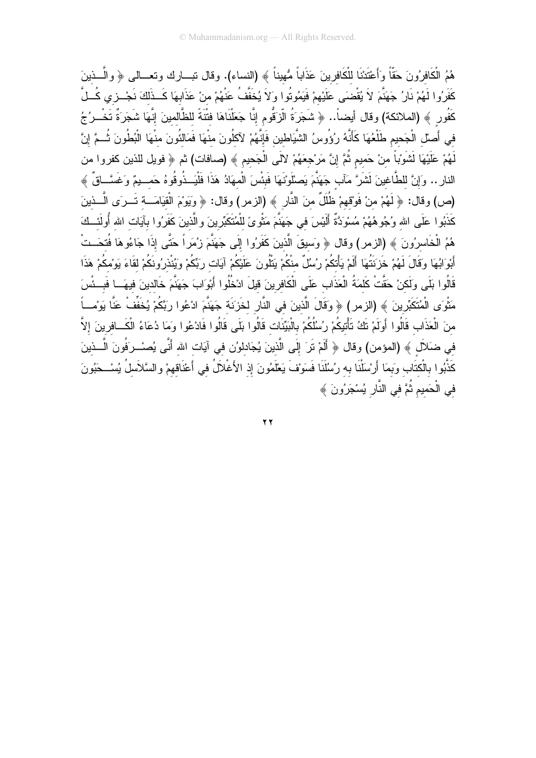هُمُ الْكَافِرُونَ حَقّاً وَأَعْتَدْنَا لِلْكَافِرِينَ عَذَاباً مُّهِيناً ﴾ (النساء). وقال تبارك وتعالى ﴿ والَّذِينَ كَفَرُوا لَهُمْ نَارُ جَهَنَّمَ لاَ يُقْضَى عَلَيْهِمْ فَيَمُوتُوا وَلاَ يُخَفَّفُ عَنْهُمْ مِنْ عَذَابِهَا كَذَلِكَ نَجْزِي كُلَّ كَفُورٍ ﴾ (الملائكة) وقال أيضاً.. ﴿ شَجَرَةُ الزَّقُّومِ إِنَّا جَعَلْنَاهَا فِتْنَةً لِلظَّالِمِينَ إِنَّهَا شَجَرَةٌ تَخْرُجُ فِي أَصْلِ الْجَحِيمِ طَلْعُهَا كَأَنَّهُ رُؤُوسُ الشَّيَاطِينِ فَإِنَّهُمْ لآكِلُونَ مِنْهَا فَمَالِئُونَ مِنْهَا الْبُطُونَ ثُمَّ إِنَّ لَهُمْ عَلَيْهَا لَشَوْباً مِنْ حَمِيمٍ ثُمَّ إِنَّ مَرْجِعَهُمْ لإلَى الْجَحِيمِ ﴾ (صافات) ثم ﴿ فويل للذين كفروا من النار.. وَإِنَّ لِلطَّاغِينَ لَشَرَّ مَآبٍ جَهَنَّمَ يَصْلَوْنَهَا فَبِئْسَ الْمِهَادُ هَذَا فَلْيَذُوقُوهُ حَمِيمٌ وَغَسَّاقٌ ﴾ (ص) وقال: ﴿ لَهُمْ مِنْ فَوْقِهِمْ ظُلَلٌ مِنَ النَّارِ ﴾ (الزمر) وقال: ﴿ وَيَوْمَ الْقِيَامَةِ تَرَى الَّذِينَ كَذَبُوا عَلَى اللهِ وُجُوهُهُمْ مُسْوَدَّةٌ أَلَيْسَ فِي جَهَنَّمَ مَثْوىً لِلْمُتَكَبِّرِينَ والَّذِينَ كَفَرُوا بِآيَاتِ اللهِ أُولَئِكَ هُمُ الْخَاسِرُونَ ﴾ (الزمر) وقال ﴿ وَسِيقَ الَّذِينَ كَفَرُوا إِلَى جَهَنَّمَ زُمَراً حَتَّى إِذَا جَاءُوهَا فُتِحَتْ أَبْوَابُهَا وَقَالَ لَهُمْ خَزَنَتُهَا أَلَمْ يَأْتِكُمْ رُسُلٌ مِنْكُمْ يَتْلُونَ عَلَيْكُمْ آيَاتِ رَبِّكُمْ وَيُنْذِرُونَكُمْ لِقَاءَ يَوْمِكُمْ هَذَا قَالُوا بَلَى وَلَكِنْ حَقَّتْ كَلِمَةُ الْعَذَابِ عَلَى الْكَافِرِينَ قِيلَ ادْخُلُوا أَبْوَابَ جَهَنَّمَ خَالِدِينَ فِيهَا فَبِئْسَ مَثْوَى الْمُتَكَبِّرِينَ ﴾ (الزمر) ﴿ وَقَالَ الَّذِينَ فِي النَّارِ لِخَزَنَةِ جَهَنَّمَ ادْعُوا رَبَّكُمْ يُخَفِّفْ عَنَّا يَوْماً مِنَ الْعَذَابِ قَالُوا أَوَلَمْ تَكُ تَأْتِيكُمْ رُسُلُكُمْ بِالْبَيِّنَاتِ قَالُوا بَلَى قَالُوا فَادْعُوا وَمَا دُعَاءُ الْكَافِرِينَ إِلاَّ فِي ضَلاَلٍ ﴾ (المؤمن) وقال ﴿ أَلَمْ تَرَ إِلَى الَّذِينَ يُجَادِلُونَ فِي آيَاتِ اللهِ أَنَّى يُصْرَفُونَ الَّذِينَ كَذَّبُوا بِالْكِتَابِ وَبِمَا أَرْسَلْنَا بِهِ رُسُلَنَا فَسَوْفَ يَعْلَمُونَ إِذِ الأَغْلاَلُ فِي أَعْنَاقِهِمْ والسَّلاَسِلُ يُسْحَبُونَ فِي الْحَمِيمِ ثُمَّ فِي النَّارِ يُسْجَرُونَ ﴾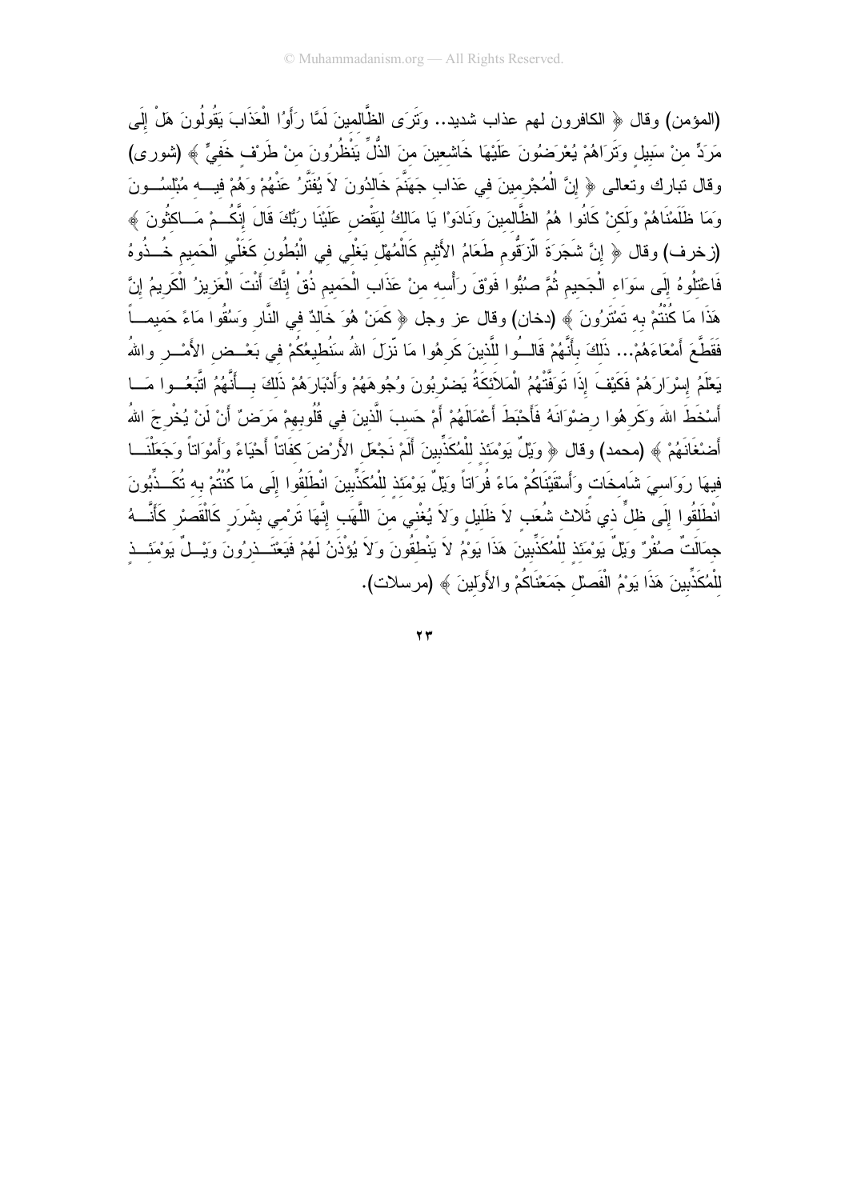(المؤمن) وقال ﴿ الكافرون لهم عذاب شديد.. وَتَرَى الظَّالِمِينَ لَمَّا رَأَوُا الْعَذَابَ يَقُولُونَ هَلْ إِلَى مَرَدٍّ مِنْ سَبِيلٍ وَتَرَاهُمْ يُعْرَضُونَ عَلَيْهَا خَاشِعِينَ مِنَ الذُّلِّ يَنْظُرُونَ مِنْ طَرْفٍ خَفِيٍّ ﴾ (شورى) وقال تبارك وتعالى ﴿ إِنَّ الْمُجْرِمِينَ فِي عَذَابِ جَهَنَّمَ خَالِدُونَ لاَ يُفَتَّرُ عَنْهُمْ وَهُمْ فِيهِ مُبْلِسُونَ وَمَا ظَلَمْنَاهُمْ وَلَكِنْ كَانُوا هُمُ الظَّالِمِينَ وَنَادَوْا يَا مَالِكُ لِيَقْضِ عَلَيْنَا رَبُّكَ قَالَ إِنَّكُمْ مَاكِثُونَ ﴾ (زخرف) وقال ﴿ إِنَّ شَجَرَةَ الزَّقُّومِ طَعَامُ الأَثِيمِ كَالْمُهْلِ يَغْلِي فِي الْبُطُونِ كَغَلْيِ الْحَمِيمِ خُذُوهُ فَاعْتِلُوهُ إِلَى سَوَاءِ الْجَحِيمِ ثُمَّ صُبُّوا فَوْقَ رَأْسِهِ مِنْ عَذَابِ الْحَمِيمِ ذُقْ إِنَّكَ أَنْتَ الْعَزِيزُ الْكَرِيمُ إِنَّ هَذَا مَا كُنْتُمْ بِهِ تَمْتَرُونَ ﴾ (دخان) وقال عز وجل ﴿ كَمَنْ هُوَ خَالِدٌ فِي النَّارِ وَسُقُوا مَاءً حَمِيماً فَقَطَّعَ أَمْعَاءَهُمْ... ذَلِكَ بِأَنَّهُمْ قَالُوا لِلَّذِينَ كَرِهُوا مَا نَزَّلَ اللهُ سَنُطِيعُكُمْ فِي بَعْضِ الأَمْرِ وَاللهُ يَعْلَمُ إِسْرَارَهُمْ فَكَيْفَ إِذَا تَوَفَّتْهُمُ الْمَلاَئِكَةُ يَضْرِبُونَ وُجُوهَهُمْ وَأَدْبَارَهُمْ ذَلِكَ بِأَنَّهُمُ اتَّبَعُوا مَا أَسْخَطَ اللهَ وَكَرِهُوا رِضْوَانَهُ فَأَحْبَطَ أَعْمَالَهُمْ أَمْ حَسِبَ الَّذِينَ فِي قُلُوبِهِمْ مَرَضٌ أَنْ لَنْ يُخْرِجَ اللهُ أَضْغَانَهُمْ ﴾ (محمد) وقال ﴿ وَيْلٌ يَوْمَئِذٍ لِلْمُكَذِّبِينَ أَلَمْ نَجْعَلِ الأَرْضَ كِفَاتاً أَحْيَاءً وَأَمْوَاتاً وَجَعَلْنَا فِيهَا رَوَاسِيَ شَامِخَاتٍ وَأَسْقَيْنَاكُمْ مَاءً فُرَاتاً وَيْلٌ يَوْمَئِذٍ لِلْمُكَذِّبِينَ انْطَلِقُوا إِلَى مَا كُنْتُمْ بِهِ تُكَذِّبُونَ انْطَلِقُوا إِلَى ظِلٍّ ذِي ثَلاَثِ شُعَبٍ لاَ ظَلِيلٍ وَلاَ يُغْنِي مِنَ اللَّهَبِ إِنَّهَا تَرْمِي بِشَرَرٍ كَالْقَصْرِ كَأَنَّهُ جِمَالَتٌ صُفْرٌ وَيْلٌ يَوْمَئِذٍ لِلْمُكَذِّبِينَ هَذَا يَوْمُ لاَ يَنْطِقُونَ وَلاَ يُؤْذَنُ لَهُمْ فَيَعْتَذِرُونَ وَيْلٌ يَوْمَئِذٍ لِلْمُكَذِّبِينَ هَذَا يَوْمُ الْفَصْلِ جَمَعْنَاكُمْ وَالأَوَّلِينَ ﴾ (مرسلات).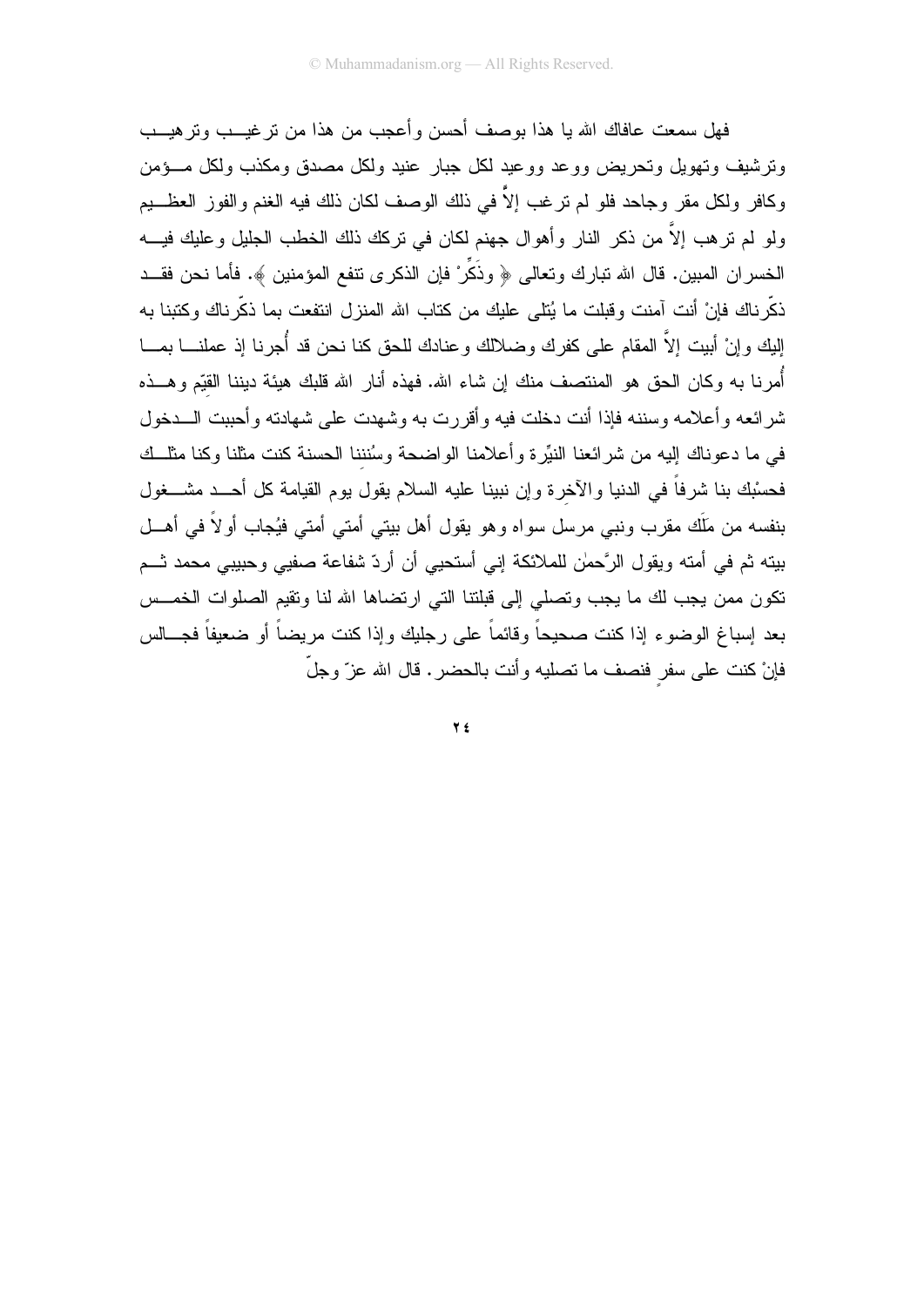فهل سمعت عافاك الله يا هذا بوصف أحسن وأعجب من هذا من ترغيب وترهيب وترشيف وتهويل وتحريض ووعد ووعيد لكل جبار عنيد ولكل مصدق ومكذب ولكل مؤمن وكافر ولكل مقر وجاحد فلو لم ترغب إلاَّ في ذلك الوصف لكان ذلك فيه الغنم والفوز العظيم ولو لم ترهب إلاَّ من ذكر النار وأهوال جهنم لكان في تركك ذلك الخطب الجليل وعليك فيه الخسران المبين. قال الله تبارك وتعالى ﴿ وذَكِّرْ فإن الذكرى تنفع المؤمنين ﴾. فأما نحن فقد ذكَّرناك فإنْ أنت آمنت وقبلت ما يُتلى عليك من كتاب الله المنزل انتفعت بما ذكَّرناك وكتبنا به إليك وإنْ أبيت إلاَّ المقام على كفرك وضلالك وعنادك للحق كنا نحن قد أُجرنا إذ عملنا بما أُمرنا به وكان الحق هو المنتصف منك إن شاء الله. فهذه أنار الله قلبك هيئة ديننا القيّم وهذه شرائعه وأعلامه وسننه فإذا أنت دخلت فيه وأقررت به وشهدت على شهادته وأحببت الدخول في ما دعوناك إليه من شرائعنا النيِّرة وأعلامنا الواضحة وسُنَننا الحسنة كنت مثلنا وكنا مثلك فحسبُك بنا شرفاً في الدنيا والآخرة وإن نبينا عليه السلام يقول يوم القيامة كل أحد مشغول بنفسه من مَلَك مقرب ونبي مرسل سواه وهو يقول أهل بيتي أمتي أمتي فيُجاب أولاً في أهل بيته ثم في أمته ويقول الرَّحمٰن للملائكة إني أستحيي أن أردّ شفاعة صفيي وحبيبي محمد ثم تكون ممن يجب لك ما يجب وتصلي إلى قبلتنا التي ارتضاها الله لنا وتقيم الصلوات الخمس بعد إسباغ الوضوء إذا كنت صحيحاً وقائماً على رجليك وإذا كنت مريضاً أو ضعيفاً فجالس فإنْ كنت على سفرٍ فنصف ما تصليه وأنت بالحضر. قال الله عزّ وجلّ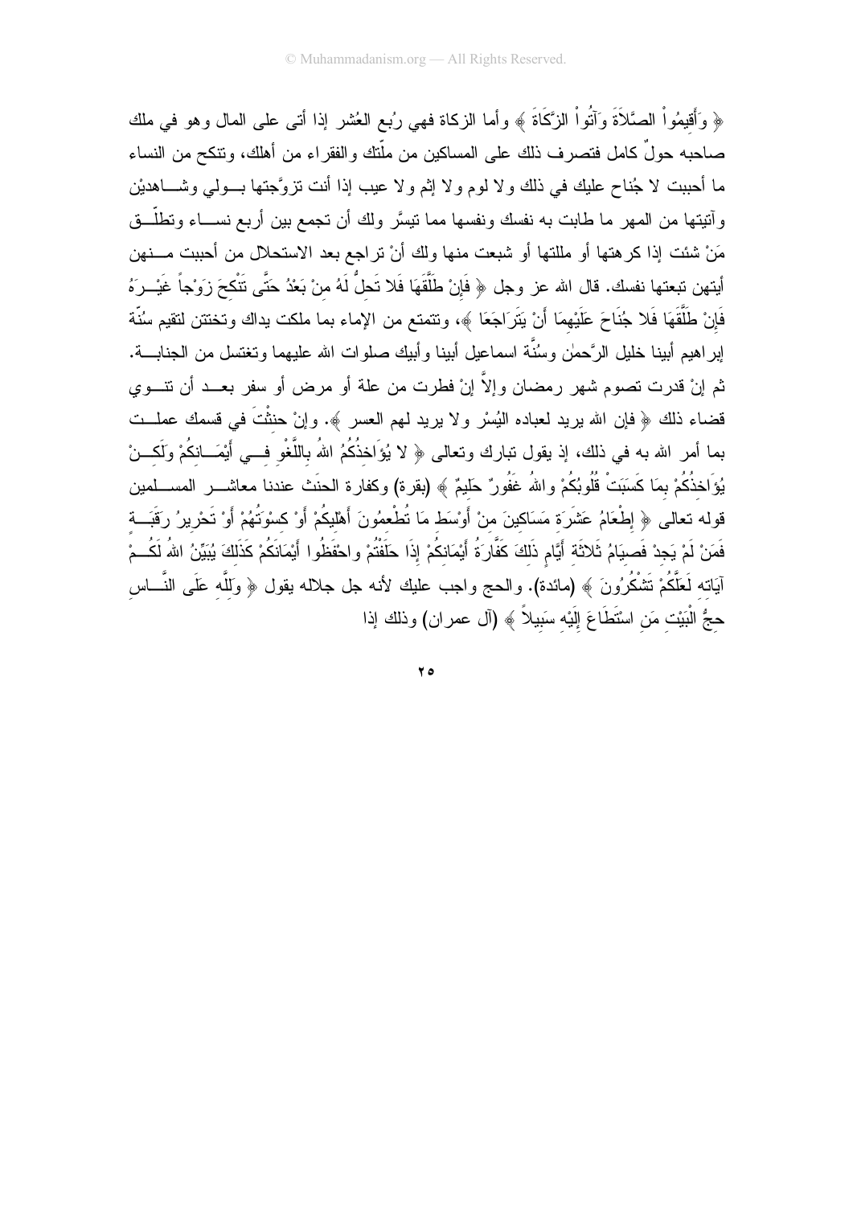﴿ وَأَقِيمُواْ الصَّلاَةَ وَآتُواْ الزَّكَاةَ ﴾ وأما الزكاة فهي رُبع العُشر إذا أتى على المال وهو في ملك صاحبه حولٌ كامل فتصرف ذلك على المساكين من ملّتك والفقراء من أهلك، وتنكح من النساء ما أحببت لا جُناح عليك في ذلك ولا لوم ولا إثم ولا عيب إذا أنت تزوَّجتها بولي وشاهديْن وآتيتها من المهر ما طابت به نفسك ونفسها مما تيسَّر ولك أن تجمع بين أربع نساء وتطلّق مَنْ شئت إذا كرهتها أو مللتها أو شبعت منها ولك أنْ تراجع بعد الاستحلال من أحببت منهن أيتهن تبعتها نفسك. قال الله عز وجل ﴿ فَإِنْ طَلَّقَهَا فَلا تَحِلُّ لَهُ مِنْ بَعْدُ حَتَّى تَنْكِحَ زَوْجاً غَيْرَهُ فَإِنْ طَلَّقَهَا فَلا جُنَاحَ عَلَيْهِمَا أَنْ يَتَرَاجَعَا ﴾، وتتمتع من الإماء بما ملكت يداك وتختتن لتقيم سُنّة إبراهيم خليل الرَّحمٰن وسُنَّة اسماعيل أبينا وأبيك صلوات الله عليهما وتغتسل من الجنابة. ثم إنْ قدرت تصوم شهر رمضان وإلاَّ إنْ فطرت من علة أو مرض أو سفر بعد أن تنوي قضاء ذلك ﴿ فإن الله يريد لعباده اليُسْر ولا يريد لهم العسر ﴾. وإنْ حنثْتَ في قسمك عملت بما أمر الله به في ذلك، إذ يقول تبارك وتعالى ﴿ لا يُؤَاخِذُكُمُ اللهُ بِاللَّغْوِ فِي أَيْمَانِكُمْ وَلَكِنْ يُؤَاخِذُكُمْ بِمَا كَسَبَتْ قُلُوبُكُمْ واللهُ غَفُورٌ حَلِيمٌ ﴾ (بقرة) وكفارة الحنث عندنا معاشر المسلمين قوله تعالى ﴿ إِطْعَامُ عَشَرَةِ مَسَاكِينَ مِنْ أَوْسَطِ مَا تُطْعِمُونَ أَهْلِيكُمْ أَوْ كِسْوَتُهُمْ أَوْ تَحْرِيرُ رَقَبَةٍ فَمَنْ لَمْ يَجِدْ فَصِيَامُ ثَلاثَةِ أَيَّامٍ ذَلِكَ كَفَّارَةُ أَيْمَانِكُمْ إِذَا حَلَفْتُمْ واحْفَظُوا أَيْمَانَكُمْ كَذَلِكَ يُبَيِّنُ اللهُ لَكُمْ آيَاتِهِ لَعَلَّكُمْ تَشْكُرُونَ ﴾ (مائدة). والحج واجب عليك لأنه جل جلاله يقول ﴿ وَلِلَّهِ عَلَى النَّاسِ حِجُّ الْبَيْتِ مَنِ اسْتَطَاعَ إِلَيْهِ سَبِيلاً ﴾ (آل عمران) وذلك إذا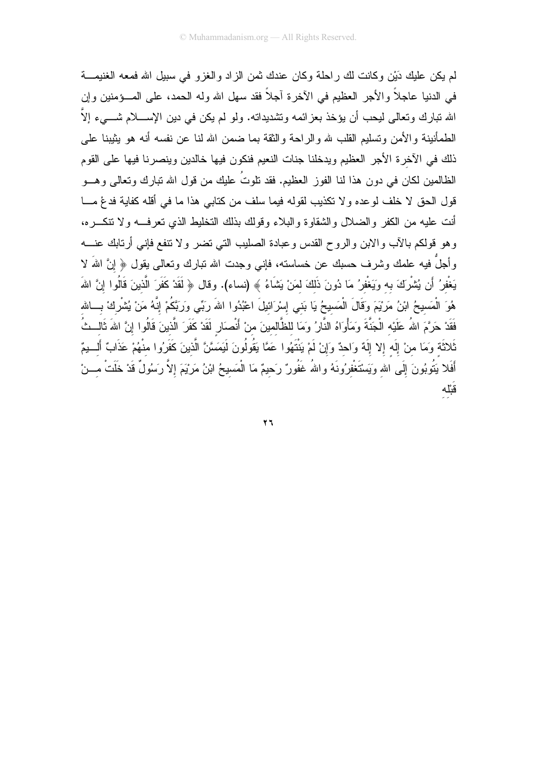لم يكن عليك دَيْن وكانت لك راحلة وكان عندك ثمن الزاد والغزو في سبيل الله فمعه الغنيمة في الدنيا عاجلاً والأجر العظيم في الآخرة آجلاً فقد سهل الله وله الحمد، على المؤمنين وإن الله تبارك وتعالى ليحب أن يؤخذ بعزائمه وتشديداته. ولو لم يكن في دين الإسلام شيء إلاَّ الطمأنينة والأمن وتسليم القلب لله والراحة والثقة بما ضمن الله لنا عن نفسه أنه هو يثيبنا على ذلك في الآخرة الأجر العظيم ويدخلنا جنات النعيم فنكون فيها خالدين وينصرنا فيها على القوم الظالمين لكان في دون هذا لنا الفوز العظيم. فقد تلوتُ عليك من قول الله تبارك وتعالى وهو قول الحق لا خلف لوعده ولا تكذيب لقوله فيما سلف من كتابي هذا ما في أقله كفاية فدعْ ما أنت عليه من الكفر والضلال والشقاوة والبلاء وقولك بذلك التخليط الذي تعرفه ولا تنكره، وهو قولكم بالآب والابن والروح القدس وعبادة الصليب التي تضر ولا تنفع فإني أرتابك عنه وأجلُّ فيه علمك وشرف حسبك عن خساسته، فإني وجدت الله تبارك وتعالى يقول ﴿ إِنَّ اللهَ لا يَغْفِرُ أَن يُشْرَكَ بِهِ وَيَغْفِرُ مَا دُونَ ذَلِكَ لِمَنْ يَشَاءُ ﴾ (نساء). وقال ﴿ لَقَدْ كَفَرَ الَّذِينَ قَالُوا إِنَّ اللهَ هُوَ الْمَسِيحُ ابْنُ مَرْيَمَ وَقَالَ الْمَسِيحُ يَا بَنِي إِسْرَائِيلَ اعْبُدُوا اللهَ رَبِّي وَرَبَّكُمْ إِنَّهُ مَنْ يُشْرِكْ بِاللهِ فَقَدْ حَرَّمَ اللهُ عَلَيْهِ الْجَنَّةَ وَمَأْوَاهُ النَّارُ وَمَا لِلظَّالِمِينَ مِنْ أَنْصَارٍ لَقَدْ كَفَرَ الَّذِينَ قَالُوا إِنَّ اللهَ ثَالِثُ ثَلاثَةٍ وَمَا مِنْ إِلَهٍ إِلا إِلَهٌ وَاحِدٌ وَإِنْ لَمْ يَنْتَهُوا عَمَّا يَقُولُونَ لَيَمَسَّنَّ الَّذِينَ كَفَرُوا مِنْهُمْ عَذَابٌ أَلِيمٌ أَفَلا يَتُوبُونَ إِلَى اللهِ وَيَسْتَغْفِرُونَهُ واللهُ غفُورٌ رَحِيمٌ مَا الْمَسِيحُ ابْنُ مَرْيَمَ إِلاَّ رَسُولٌ قَدْ خَلَتْ مِنْ قَبْلِهِ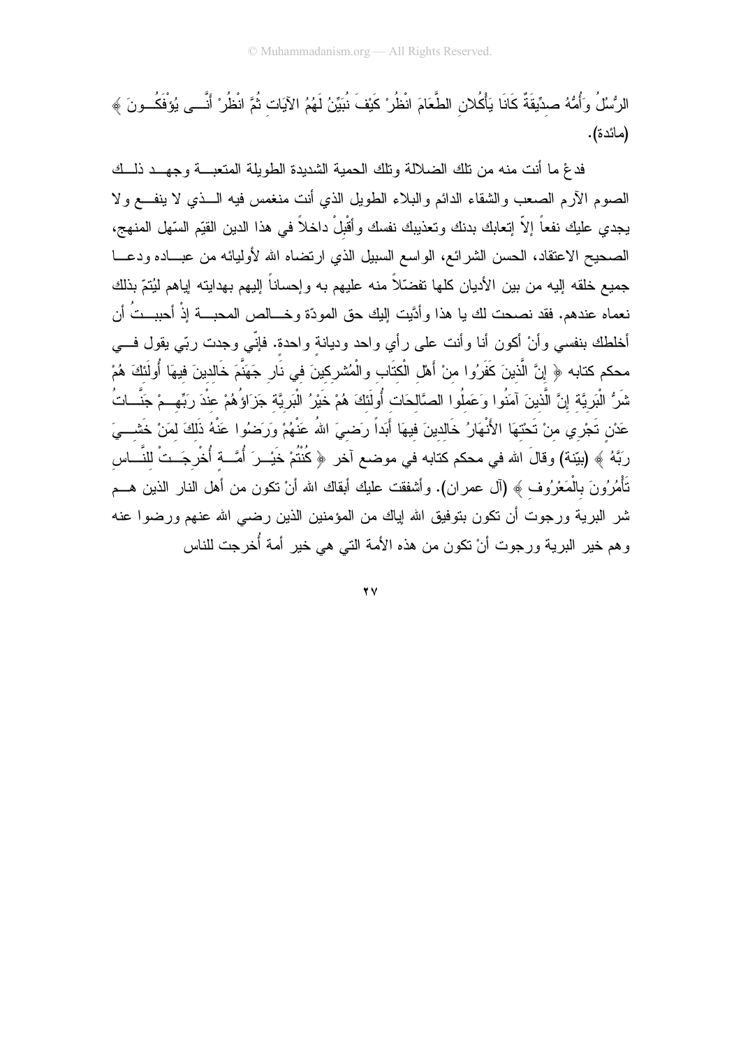الرُّسُلُ وَأُمُّهُ صِدِّيقَةٌ كَانَا يَأْكُلاَنِ الطَّعَامَ انْظُرْ كَيْفَ نُبَيِّنُ لَهُمُ الآيَاتِ ثُمَّ انْظُرْ أَنَّى يُؤْفَكُونَ ﴾ (مائدة).

فدعْ ما أنت منه من تلك الضلالة وتلك الحمية الشديدة الطويلة المتعبة وجهد ذلك الصوم الآرم الصعب والشقاء الدائم والبلاء الطويل الذي أنت منغمس فيه الذي لا ينفع ولا يجدي عليك نفعاً إلاّ إتعابك بدنك وتعذيبك نفسك وأقْبِلْ داخلاً في هذا الدين القيّم السّهل المنهج، الصحيح الاعتقاد، الحسن الشرائع، الواسع السبيل الذي ارتضاه الله لأوليائه من عباده ودعا جميع خلقه إليه من بين الأديان كلها تفضّلاً منه عليهم به وإحساناً إليهم بهدايته إياهم ليُتمّ بذلك نعماه عندهم. فقد نصحت لك يا هذا وأدَّيت إليك حق المودّة وخالص المحبة إذْ أحببتُ أن أخالطك بنفسي وأنْ أكون أنا وأنت على رأي واحد وديانة واحدة. فإنّي وجدت ربّي يقول في محكم كتابه ﴿ إِنَّ الَّذِينَ كَفَرُوا مِنْ أَهْلِ الْكِتَابِ وَالْمُشْرِكِينَ فِي نَارِ جَهَنَّمَ خَالِدِينَ فِيهَا أُولَئِكَ هُمْ شَرُّ الْبَرِيَّةِ إِنَّ الَّذِينَ آمَنُوا وَعَمِلُوا الصَّالِحَاتِ أُولَئِكَ هُمْ خَيْرُ الْبَرِيَّةِ جَزَاؤُهُمْ عِنْدَ رَبِّهِمْ جَنَّاتُ عَدْنٍ تَجْرِي مِنْ تَحْتِهَا الأَنْهَارُ خَالِدِينَ فِيهَا أَبَداً رَضِيَ اللهُ عَنْهُمْ وَرَضُوا عَنْهُ ذَلِكَ لِمَنْ خَشِيَ رَبَّهُ ﴾ (بيّنة) وقالَ الله في محكم كتابه في موضع آخر ﴿ كُنْتُمْ خَيْرَ أُمَّةٍ أُخْرِجَتْ لِلنَّاسِ تَأْمُرُونَ بِالْمَعْرُوفِ ﴾ (آل عمران). وأشفقت عليك أبقاك الله أنْ تكون من أهل النار الذين هم شر البرية ورجوت أن تكون بتوفيق الله إياك من المؤمنين الذين رضي الله عنهم ورضوا عنه وهم خير البرية ورجوت أنْ تكون من هذه الأمة التي هي خير أمة أُخرجت للناس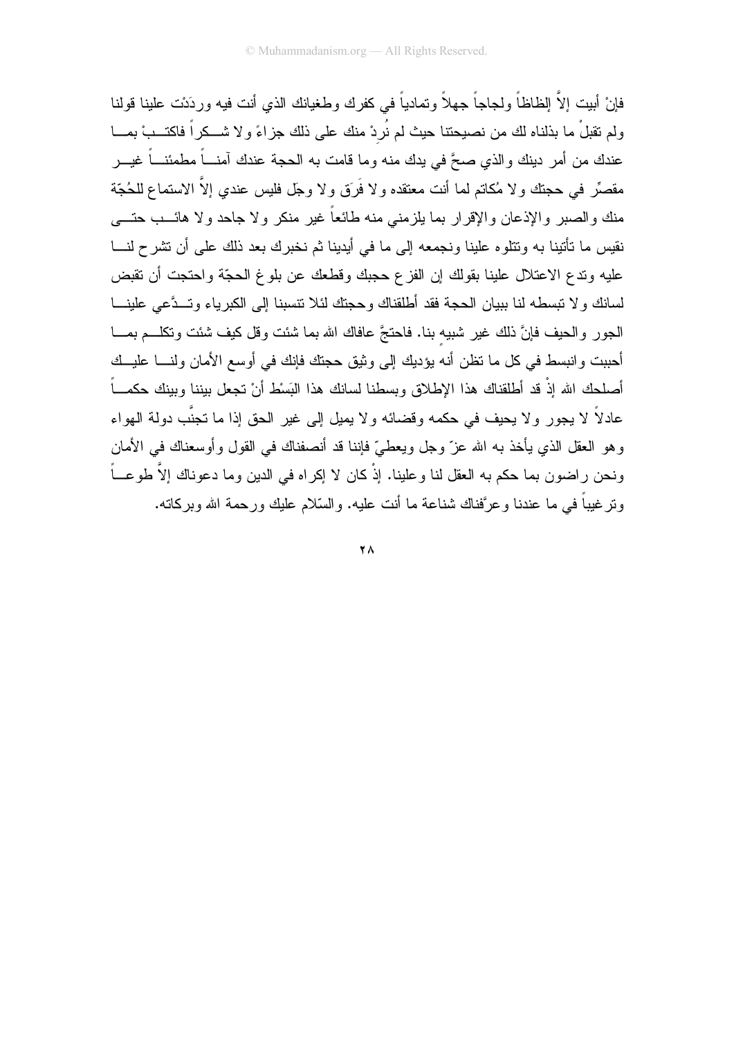فإنْ أبيت إلاَّ إلظاظاً ولجاجاً جهلاً وتمادياً في كفرك وطغيانك الذي أنت فيه وردَدْت علينا قولنا ولم تقبلْ ما بذلناه لك من نصيحتنا حيث لم نُردْ منك على ذلك جزاءً ولا شكراً فاكتبْ بما عندك من أمر دينك والذي صحَّ في يدك منه وما قامت به الحجة عندك آمناً مطمئناً غير مقصِّر في حجتك ولا مُكاتم لما أنت معتقده ولا فَرَق ولا وجَل فليس عندي إلاَّ الاستماع للحُجّة منك والصبر والإذعان والإقرار بما يلزمني منه طائعاً غير منكر ولا جاحد ولا هائب حتى نقيس ما تأتينا به وتتلوه علينا ونجمعه إلى ما في أيدينا ثم نخبرك بعد ذلك على أن تشرح لنا عليه وتدع الاعتلال علينا بقولك إن الفزع حجبك وقطعك عن بلوغ الحجّة واحتجت أن تقبض لسانك ولا تبسطه لنا ببيان الحجة فقد أطلقناك وحجتك لئلا تنسبنا إلى الكبرياء وتدَّعي علينا الجور والحيف فإنَّ ذلك غير شبيه بنا. فاحتجَّ عافاك الله بما شئت وقل كيف شئت وتكلم بما أحببت وانبسط في كل ما تظن أنه يؤديك إلى وثيق حجتك فإنك في أوسع الأمان ولنا عليك أصلحك الله إذْ قد أطلقناك هذا الإطلاق وبسطنا لسانك هذا البَسْط أنْ تجعل بيننا وبينك حكماً عادلاً لا يجور ولا يحيف في حكمه وقضائه ولا يميل إلى غير الحق إذا ما تجنَّب دولة الهواء وهو العقل الذي يأخذ به الله عزّ وجل ويعطيّ فإننا قد أنصفناك في القول وأوسعناك في الأمان ونحن راضون بما حكم به العقل لنا وعلينا. إذْ كان لا إكراه في الدين وما دعوناك إلاَّ طوعاً وترغيباً في ما عندنا وعرَّفناك شناعة ما أنت عليه. والسّلام عليك ورحمة الله وبركاته.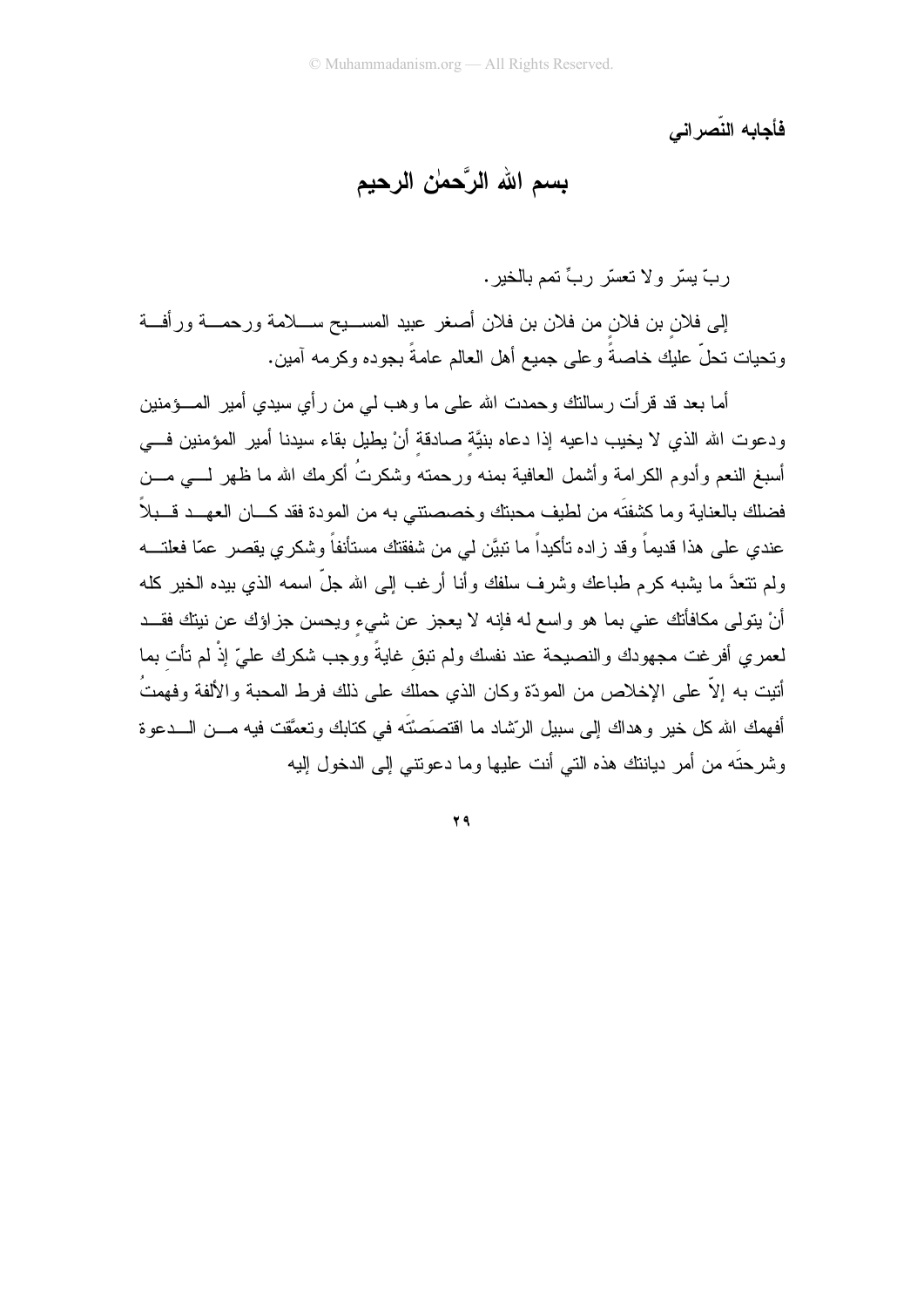**فأجابه النّصراني**

## بسم الله الرَّحمٰن الرحيم

ربّ يسّر ولا تعسّر ربِّ تمم بالخير.

إلى فلانٍ بن فلان من فلان بن فلان أصغر عبيد المسيح سلامة ورحمة ورأفة وتحيات تحلّ عليك خاصةً وعلى جميع أهل العالم عامةً بجوده وكرمه آمين.

أما بعد قد قرأت رسالتك وحمدت الله على ما وهب لي من رأي سيدي أمير المؤمنين ودعوت الله الذي لا يخيب داعيه إذا دعاه بنيَّةٍ صادقةٍ أنْ يطيل بقاء سيدنا أمير المؤمنين في أسبغ النعم وأدوم الكرامة وأشمل العافية بمنه ورحمته وشكرتُ أكرمك الله ما ظهر لي من فضلك بالعناية وما كشفتَه من لطيف محبتك وخصصتني به من المودة فقد كان العهد قبلاً عندي على هذا قديماً وقد زاده تأكيداً ما تبيَّن لي من شفقتك مستأنفاً وشكري يقصر عمّا فعلته ولم تتعدَّ ما يشبه كرم طباعك وشرف سلفك وأنا أرغب إلى الله جلّ اسمه الذي بيده الخير كله أنْ يتولى مكافأتك عني بما هو واسع له فإنه لا يعجز عن شيءٍ ويحسن جزاؤك عن نيتك فقد لعمري أفرغت مجهودك والنصيحة عند نفسك ولم تبقِ غايةً ووجب شكرك عليّ إذْ لم تأتِ بما أتيت به إلاّ على الإخلاص من المودّة وكان الذي حملك على ذلك فرط المحبة والألفة وفهمتُ أفهمك الله كل خير وهداك إلى سبيل الرّشاد ما اقتصَصتَه في كتابك وتعمَّقت فيه من الدعوة وشرحتَه من أمر ديانتك هذه التي أنت عليها وما دعوتني إلى الدخول إليه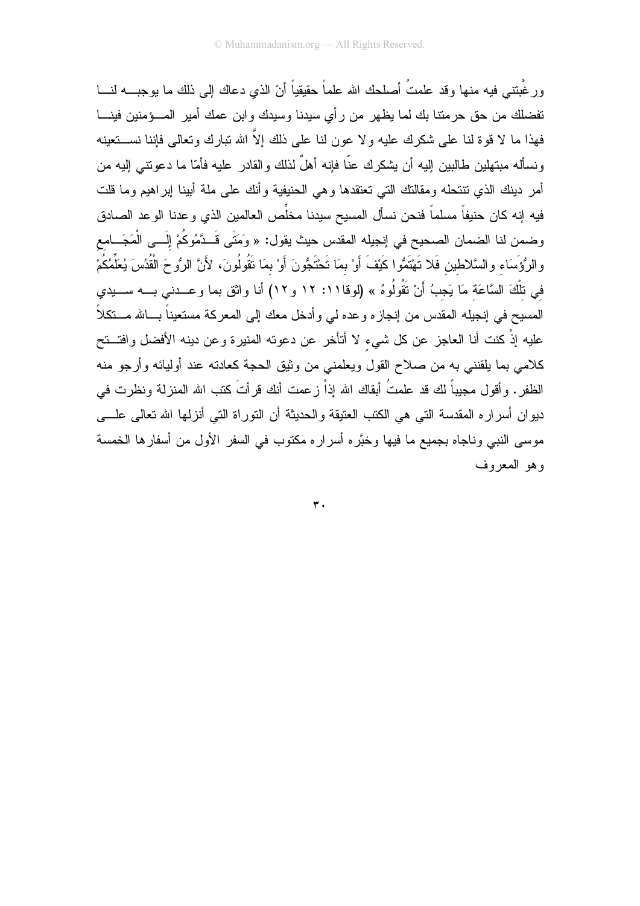ورغَّبتني فيه منها وقد علمتُ أصلحك الله علماً حقيقياً أنّ الذي دعاك إلى ذلك ما يوجبه لنا تفضلك من حق حرمتنا بك لما يظهر من رأي سيدنا وسيدك وابن عمك أمير المؤمنين فينا فهذا ما لا قوة لنا على شكرك عليه ولا عون لنا على ذلك إلاّ الله تبارك وتعالى فإننا نستعينه ونسأله مبتهلين طالبين إليه أن يشكرك عنّا فإنه أهلٌ لذلك والقادر عليه فأمّا ما دعوتني إليه من أمر دينك الذي تنتحله ومقالتك التي تعتقدها وهي الحنيفية وأنك على ملة أبينا إبراهيم وما قلت فيه إنه كان حنيفاً مسلماً فنحن نسأل المسيح سيدنا مخلِّص العالمين الذي وعدنا الوعد الصادق وضمن لنا الضمان الصحيح في إنجيله المقدس حيث يقول: « وَمَتَى قَدَّمُوكُمْ إِلَى الْمَجَامِعِ والرُّؤَسَاءِ والسَّلاطِينِ فَلا تَهْتَمُّوا كَيْفَ أَوْ بِمَا تَحْتَجُّونَ أَوْ بِمَا تَقُولُونَ، لأَنَّ الرُّوحَ الْقُدُسَ يُعَلِّمُكُمْ فِي تِلْكَ السَّاعَةِ مَا يَجِبُ أَنْ تَقُولُوهُ » (لوقا١١: ١٢ و١٢) أنا واثق بما وعدني به سيدي المسيح في إنجيله المقدس من إنجازه وعده لي وأدخل معك إلى المعركة مستعيناً بالله متكلاً عليه إذْ كنت أنا العاجز عن كل شيءٍ لا أتأخر عن دعوته المنيرة وعن دينه الأفضل وافتتح كلامي بما يلقنني به من صلاح القول ويعلمني من وثيق الحجة كعادته عند أوليائه وأرجو منه الظفر. وأقول مجيباً لك قد علمتُ أبقاك الله إذْ زعمت أنك قرأتَ كتب الله المنزلة ونظرت في ديوان أسراره المقدسة التي هي الكتب العتيقة والحديثة أن التوراة التي أنزلها الله تعالى على موسى النبي وناجاه بجميع ما فيها وخبَّره أسراره مكتوب في السفر الأول من أسفارها الخمسة وهو المعروف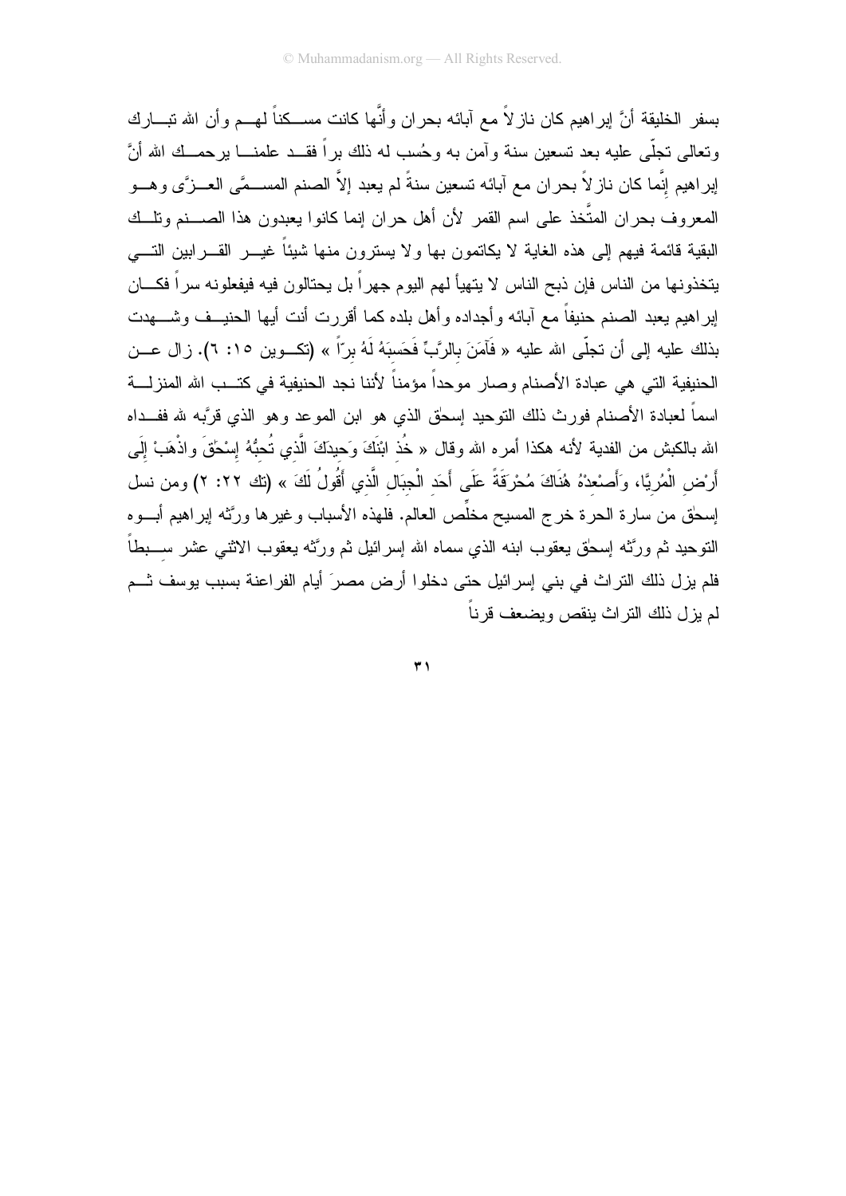بسفر الخليقة أنَّ إبراهيم كان نازلاً مع آبائه بحران وأنَّها كانت مسكناً لهم وأن الله تبارك وتعالى تجلّى عليه بعد تسعين سنة وآمن به وحُسب له ذلك براً فقد علمنا يرحمك الله أنَّ إبراهيم إنَّما كان نازلاً بحران مع آبائه تسعين سنةً لم يعبد إلاَّ الصنم المسمَّى العزَّى وهو المعروف بحران المتَّخذ على اسم القمر لأن أهل حران إنما كانوا يعبدون هذا الصنم وتلك البقية قائمة فيهم إلى هذه الغاية لا يكاتمون بها ولا يسترون منها شيئاً غير القرابين التي يتخذونها من الناس فإن ذبح الناس لا يتهيأ لهم اليوم جهراً بل يحتالون فيه فيفعلونه سراً فكان إبراهيم يعبد الصنم حنيفاً مع آبائه وأجداده وأهل بلده كما أقررت أنت أيها الحنيف وشهدت بذلك عليه إلى أن تجلّى الله عليه « فَآمَنَ بِالرَّبِّ فَحَسِبَهُ لَهُ بِرّاً » (تكوين ١٥: ٦). زال عن الحنيفية التي هي عبادة الأصنام وصار موحداً مؤمناً لأننا نجد الحنيفية في كتب الله المنزلة اسماً لعبادة الأصنام فورث ذلك التوحيد إسحٰق الذي هو ابن الموعد وهو الذي قرَّبه لله ففداه الله بالكبش من الفدية لأنه هكذا أمره الله وقال « خُذِ ابْنَكَ وَحِيدَكَ الَّذِي تُحِبُّهُ إِسْحَاقَ واذْهَبْ إِلَى أَرْضِ الْمُرِيَّا، وَأَصْعِدْهُ هُنَاكَ مُحْرَقَةً عَلَى أَحَدِ الْجِبَالِ الَّذِي أَقُولُ لَكَ » (تك ٢٢: ٢) ومن نسل إسحٰق من سارة الحرة خرج المسيح مخلِّص العالم. فلهذه الأسباب وغيرها ورَّثه إبراهيم أبوه التوحيد ثم ورَّثه إسحٰق يعقوب ابنه الذي سماه الله إسرائيل ثم ورَّثه يعقوب الاثني عشر سبطاً فلم يزل ذلك التراث في بني إسرائيل حتى دخلوا أرض مصرَ أيام الفراعنة بسبب يوسف ثم لم يزل ذلك التراث ينقص ويضعف قرناً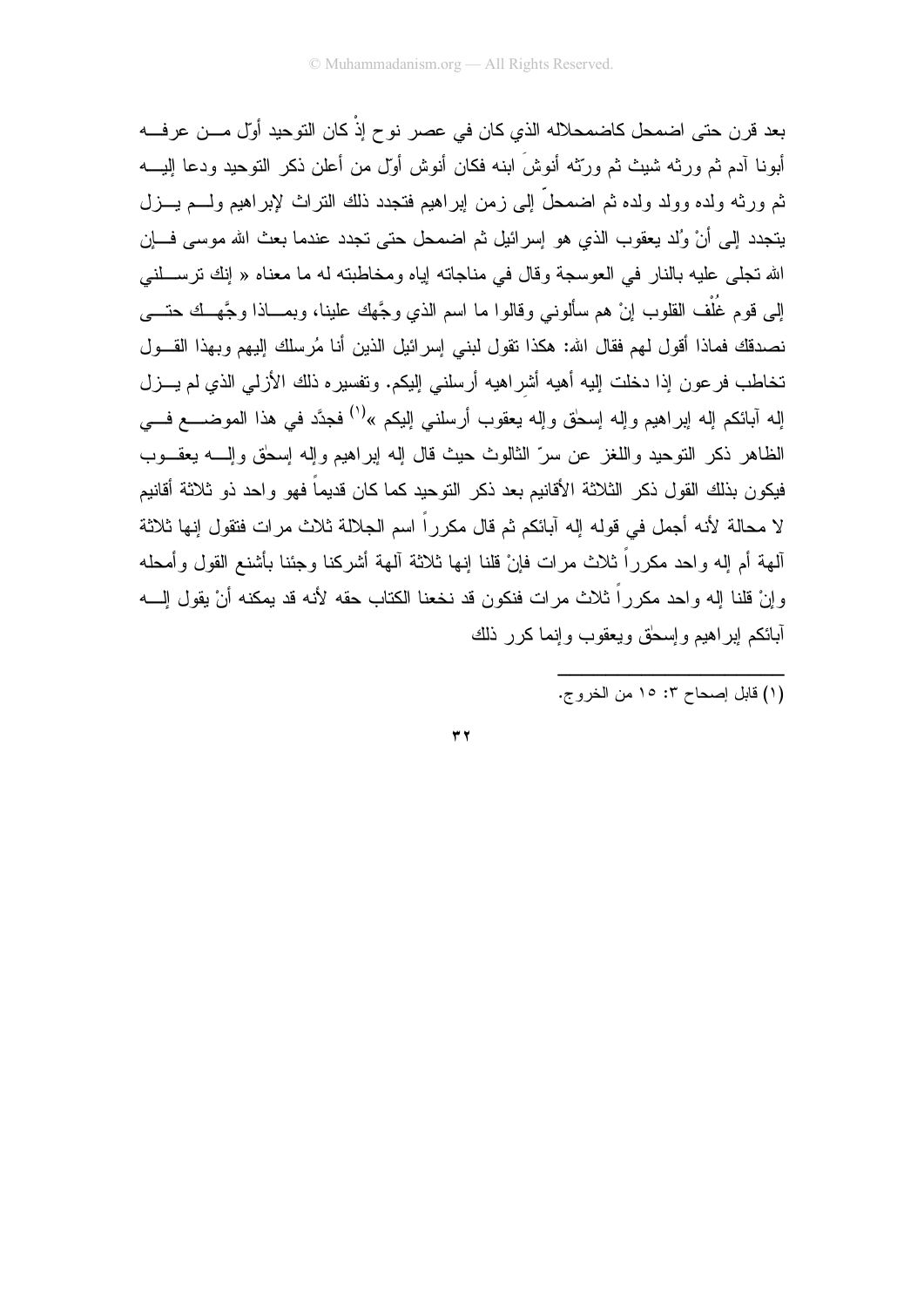بعد قرن حتى اضمحل كاضمحلاله الذي كان في عصر نوح إذْ كان التوحيد أوّل من عرفه أبونا آدم ثم ورثه شيث ثم ورّثه أنوشَ ابنه فكان أنوش أوّل من أعلن ذكر التوحيد ودعا إليه ثم ورثه ولده وولد ولده ثم اضمحلّ إلى زمن إبراهيم فتجدد ذلك التراث لإبراهيم ولم يزل يتجدد إلى أنْ وُلد يعقوب الذي هو إسرائيل ثم اضمحل حتى تجدد عندما بعث الله موسى فإن الله تجلى عليه بالنار في العوسجة وقال في مناجاته إياه ومخاطبته له ما معناه « إنك ترسلني إلى قوم غُلْف القلوب إنْ هم سألوني وقالوا ما اسم الذي وجَّهك علينا، وبماذا وجَّهك حتى نصدقك فماذا أقول لهم فقال الله: هكذا تقول لبني إسرائيل الذين أنا مُرسلك إليهم وبهذا القول تخاطب فرعون إذا دخلت إليه أهيه أشراهيه أرسلني إليكم. وتفسيره ذلك الأزلي الذي لم يزل إله آبائكم إله إبراهيم وإله إسحٰق وإله يعقوب أرسلني إليكم »[1] فجدَّد في هذا الموضع في الظاهر ذكر التوحيد واللغز عن سرّ الثالوث حيث قال إله إبراهيم وإله إسحٰق وإله يعقوب فيكون بذلك القول ذكر الثلاثة الأقانيم بعد ذكر التوحيد كما كان قديماً فهو واحد ذو ثلاثة أقانيم لا محالة لأنه أجمل في قوله إله آبائكم ثم قال مكرراً اسم الجلالة ثلاث مرات فتقول إنها ثلاثة آلهة أم إله واحد مكرراً ثلاث مرات فإنْ قلنا إنها ثلاثة آلهة أشركنا وجئنا بأشنع القول وأمحله وإنْ قلنا إله واحد مكرراً ثلاث مرات فنكون قد نخعنا الكتاب حقه لأنه قد يمكنه أنْ يقول إله آبائكم إبراهيم وإسحٰق ويعقوب وإنما كرر ذلك

---

(١) قابل إصحاح ٣: ١٥ من الخروج.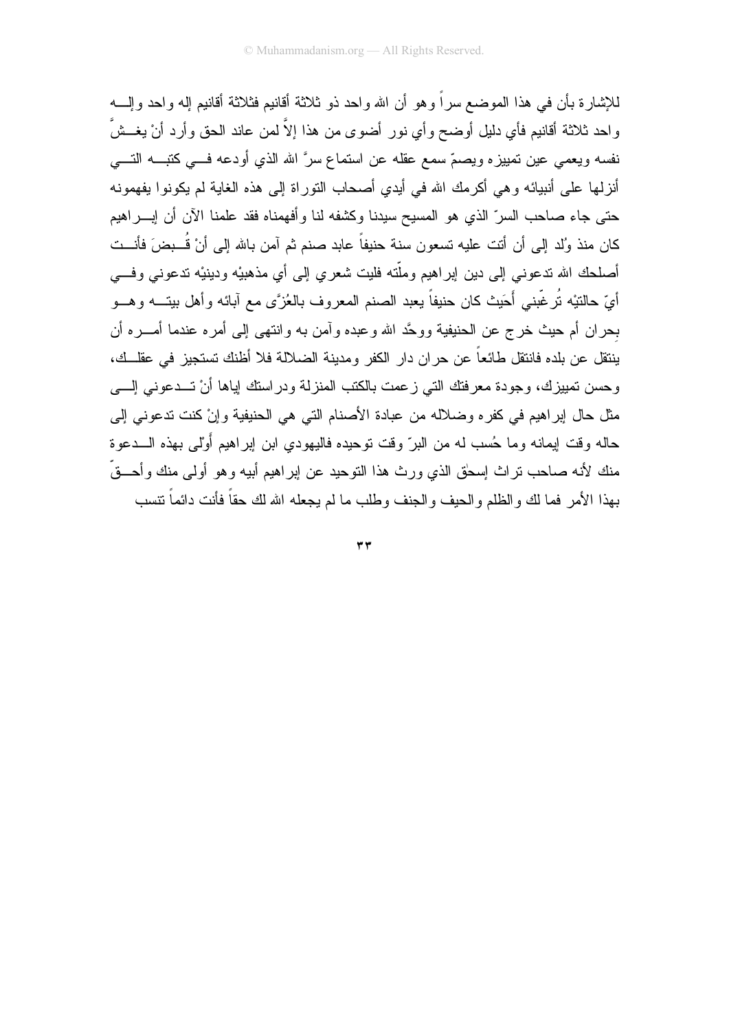للإشارة بأن في هذا الموضع سراً وهو أن الله واحد ذو ثلاثة أقانيم فثلاثة أقانيم إله واحد وإله واحد ثلاثة أقانيم فأي دليل أوضح وأي نور أضوى من هذا إلاَّ لمن عاند الحق وأرد أنْ يغشَّ نفسه ويعمي عين تمييزه ويصمّ سمع عقله عن استماع سرَّ الله الذي أودعه في كتبه التي أنزلها على أنبيائه وهي أكرمك الله في أيدي أصحاب التوراة إلى هذه الغاية لم يكونوا يفهمونه حتى جاء صاحب السرّ الذي هو المسيح سيدنا وكشفه لنا وأفهمناه فقد علمنا الآن أن إبراهيم كان منذ وُلد إلى أن أتت عليه تسعون سنة حنيفاً عابد صنم ثم آمن بالله إلى أنْ قُبضَ فأنت أصلحك الله تدعوني إلى دين إبراهيم وملّته فليت شعري إلى أي مذهبيْه ودينيْه تدعوني وفي أيّ حالتيْه تُرغّبني أحَيث كان حنيفاً يعبد الصنم المعروف بالعُزَّى مع آبائه وأهل بيته وهو بِحران أم حيث خرج عن الحنيفية ووحَّد الله وعبده وآمن به وانتهى إلى أمره عندما أمره أن ينتقل عن بلده فانتقل طائعاً عن حران دار الكفر ومدينة الضلالة فلا أظنك تستجيز في عقلك، وحسن تمييزك، وجودة معرفتك التي زعمت بالكتب المنزلة ودراستك إياها أنْ تدعوني إلى مثل حال إبراهيم في كفره وضلاله من عبادة الأصنام التي هي الحنيفية وإنْ كنت تدعوني إلى حاله وقت إيمانه وما حُسب له من البرّ وقت توحيده فاليهودي ابن إبراهيم أَولى بهذه الدعوة منك لأنه صاحب تراث إسحق الذي ورث هذا التوحيد عن إبراهيم أبيه وهو أولى منك وأحقّ بهذا الأمر فما لك والظلم والحيف والجنف وطلب ما لم يجعله الله لك حقاً فأنت دائماً تنسب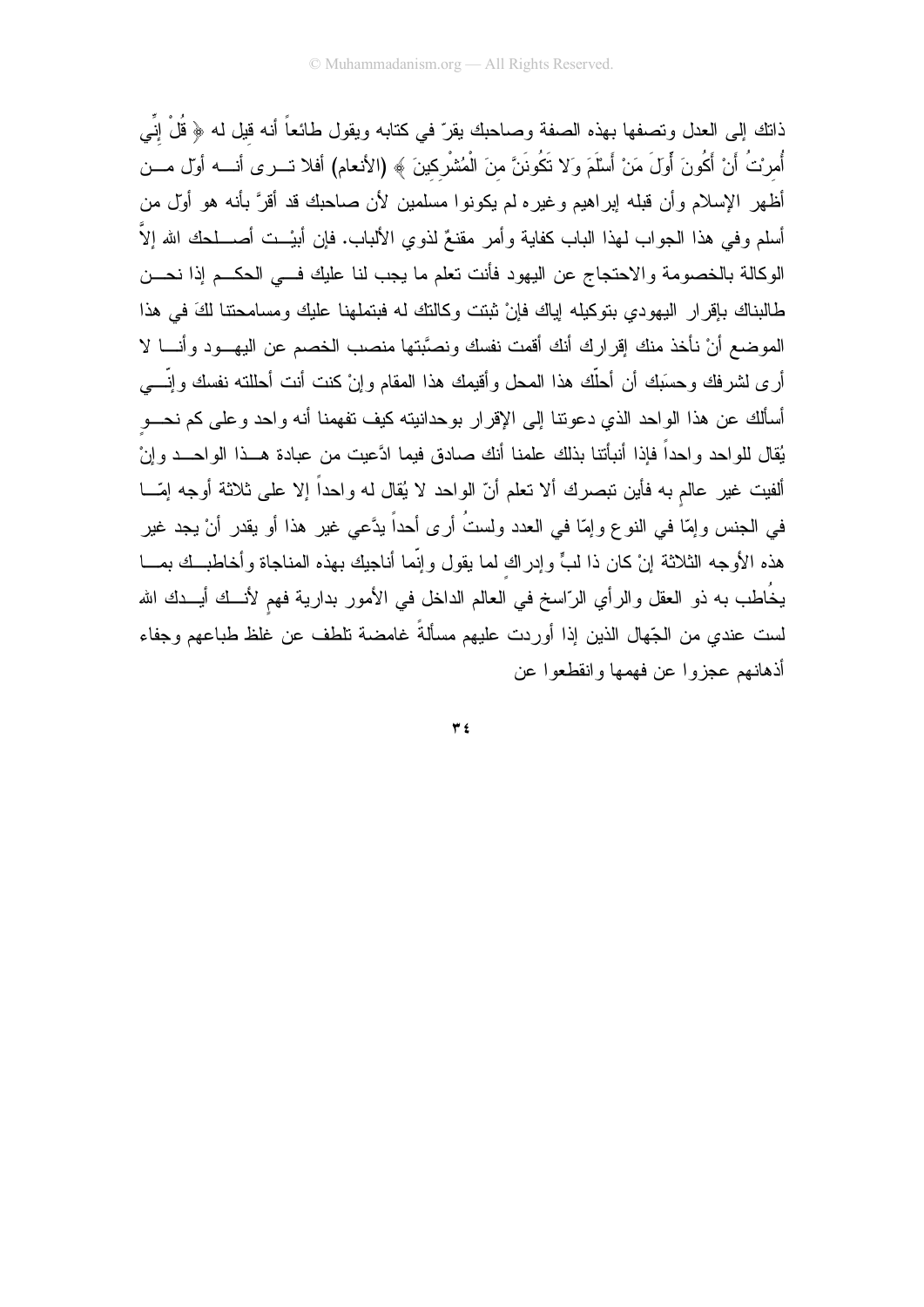ذاتك إلى العدل وتصفها بهذه الصفة وصاحبك يقرّ في كتابه ويقول طائعاً أنه قيل له ﴿ قُلْ إِنِّي أُمِرْتُ أَنْ أَكُونَ أَوَّلَ مَنْ أَسْلَمَ وَلا تَكُونَنَّ مِنَ الْمُشْرِكِينَ ﴾ (الأنعام) أفلا ترى أنه أول من أظهر الإسلام وأن قبله إبراهيم وغيره لم يكونوا مسلمين لأن صاحبك قد أقرَّ بأنه هو أوّل من أسلم وفي هذا الجواب لهذا الباب كفاية وأمر مقنعٌ لذوي الألباب. فإن أبيْت أصلحك الله إلاَّ الوكالة بالخصومة والاحتجاج عن اليهود فأنت تعلم ما يجب لنا عليك في الحكم إذا نحن طالبناك بإقرار اليهودي بتوكيله إياك فإنْ ثبتت وكالتك له فبتملهنا عليك ومسامحتنا لكَ في هذا الموضع أنْ نأخذ منك إقرارك أنك أقمت نفسك ونصَّبتها منصب الخصم عن اليهود وأنا لا أرى لشرفك وحسَبك أن أحلّك هذا المحل وأقيمك هذا المقام وإنْ كنت أنت أحللته نفسك وإنّي أسألك عن هذا الواحد الذي دعوتنا إلى الإقرار بوحدانيته كيف تفهمنا أنه واحد وعلى كم نحو يُقال للواحد واحداً فإذا أنبأتنا بذلك علمنا أنك صادق فيما ادَّعيت من عبادة هذا الواحد وإنْ ألفيت غير عالمٍ به فأين تبصرك ألا تعلم أنّ الواحد لا يُقال له واحداً إلا على ثلاثة أوجه إمّا في الجنس وإمّا في النوع وإمّا في العدد ولستُ أرى أحداً يدَّعي غير هذا أو يقدر أنْ يجد غير هذه الأوجه الثلاثة إنْ كان ذا لبٍّ وإدراكٍ لما يقول وإنّما أناجيك بهذه المناجاة وأخاطبك بما يخُاطب به ذو العقل والرأي الرّاسخ في العالم الداخل في الأمور بدارية فهمٍ لأنك أيدك الله لست عندي من الجّهال الذين إذا أوردت عليهم مسألةً غامضة تلطف عن غلظ طباعهم وجفاء أذهانهم عجزوا عن فهمها وانقطعوا عن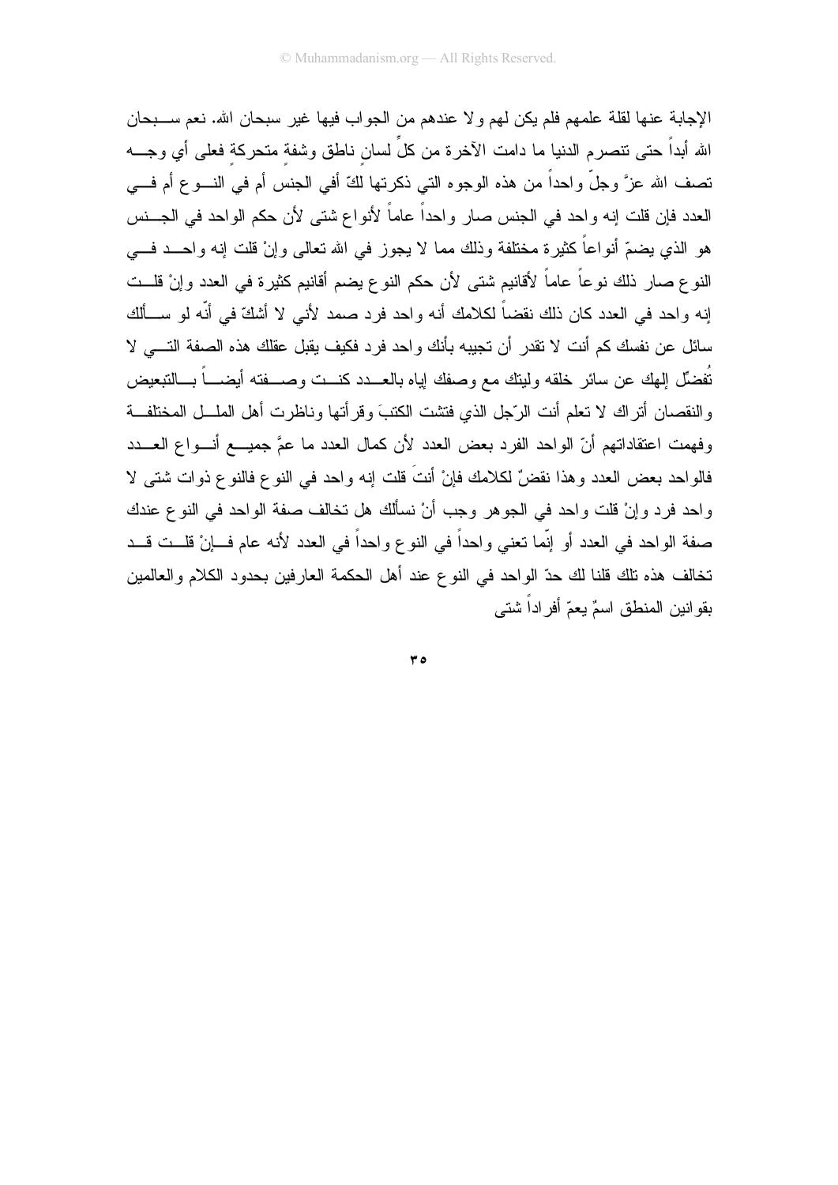الإجابة عنها لقلة علمهم فلم يكن لهم ولا عندهم من الجواب فيها غير سبحان الله. نعم سبحان الله أبداً حتى تتصرم الدنيا ما دامت الآخرة من كلٍّ لسانٍ ناطق وشفةٍ متحركة فعلى أي وجه تصف الله عزَّ وجلّ واحداً من هذه الوجوه التي ذكرتها لكّ أفي الجنس أم في النوع أم في العدد فإن قلت إنه واحد في الجنس صار واحداً عاماً لأنواع شتى لأن حكم الواحد في الجنس هو الذي يضمّ أنواعاً كثيرة مختلفة وذلك مما لا يجوز في الله تعالى وإنْ قلت إنه واحد في النوع صار ذلك نوعاً عاماً لأقانيم شتى لأن حكم النوع يضم أقانيم كثيرة في العدد وإنْ قلت إنه واحد في العدد كان ذلك نقضاً لكلامك أنه واحد فرد صمد لأني لا أشكّ في أنّه لو سألك سائل عن نفسك كم أنت لا تقدر أن تجيبه بأنك واحد فرد فكيف يقبل عقلك هذه الصفة التي لا تُفضّل إلهك عن سائر خلقه وليتك مع وصفك إياه بالعدد كنت وصفته أيضاً بالتبعيض والنقصان أتراك لا تعلم أنت الرّجل الذي فتشت الكتبَ وقرأتها وناظرت أهل الملل المختلفة وفهمت اعتقاداتهم أنّ الواحد الفرد بعض العدد لأن كمال العدد ما عمَّ جميع أنواع العدد فالواحد بعض العدد وهذا نقضٌ لكلامك فإنْ أنتَ قلت إنه واحد في النوع فالنوع ذوات شتى لا واحد فرد وإنْ قلت واحد في الجوهر وجب أنْ نسألك هل تخالف صفة الواحد في النوع عندك صفة الواحد في العدد أو إنّما تعني واحداً في النوع واحداً في العدد لأنه عام فإنْ قلت قد تخالف هذه تلك قلنا لك حدّ الواحد في النوع عند أهل الحكمة العارفين بحدود الكلام والعالمين بقوانين المنطق اسمٌ يعمّ أفراداً شتى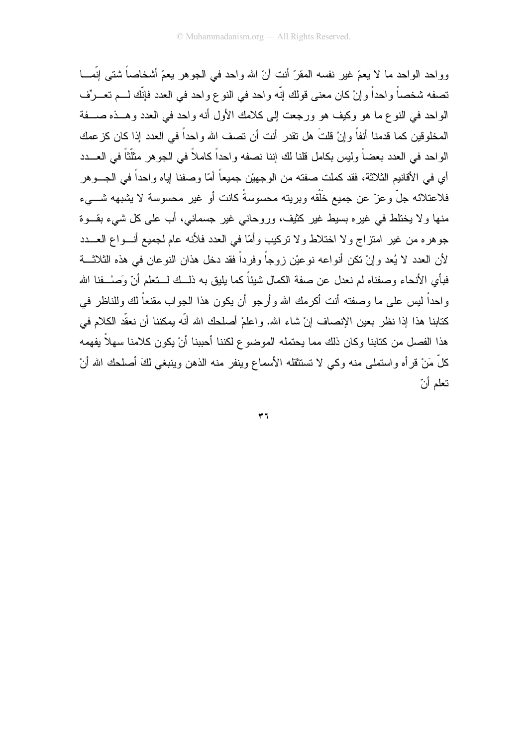وواحد الواحد ما لا يعمّ غير نفسه المقرّ أنت أنّ الله واحد في الجوهر يعمّ أشخاصاً شتى إنّما تصفه شخصاً واحداً وإنْ كان معنى قولك إنّه واحد في النوع واحد في العدد فإنّك لم تعرّف الواحد في النوع ما هو وكيف هو ورجعت إلى كلامك الأول أنه واحد في العدد وهذه صفة المخلوقين كما قدمنا أنفاً وإنْ قلتَ هل تقدر أنت أن تصف الله واحداً في العدد إذا كان كزعمك الواحد في العدد بعضاً وليس بكامل قلنا لك إننا نصفه واحداً كاملاً في الجوهر مثلّثاً في العدد أي في الأقانيم الثلاثة، فقد كملت صفته من الوجهيْن جميعاً أمّا وصفنا إياه واحداً في الجوهر فلاعتلائه جلّ وعزّ عن جميع خَلْقه وبريته محسوسةً كانت أو غير محسوسة لا يشبهه شيء منها ولا يختلط في غيره بسيط غير كثيف، وروحاني غير جسماني، أب على كل شيء بقوة جوهره من غير امتزاج ولا اختلاط ولا تركيب وأمّا في العدد فلأنه عام لجميع أنواع العدد لأن العدد لا يُعد وإنْ تكن أنواعه نوعيْن زوجاً وفرداً فقد دخل هذان النوعان في هذه الثلاثة فبأي الأنحاء وصفناه لم نعدل عن صفة الكمال شيئاً كما يليق به ذلك لتعلم أنّ وَصْفنا الله واحداً ليس على ما وصفته أنت أكرمك الله وأرجو أن يكون هذا الجواب مقنعاً لك وللناظر في كتابنا هذا إذا نظر بعين الإنصاف إنْ شاء الله. واعلمْ أصلحك الله أنّه يمكننا أن نعقّد الكلام في هذا الفصل من كتابنا وكان ذلك مما يحتمله الموضوع لكننا أحببنا أنْ يكون كلامنا سهلاً يفهمه كلّ مَنْ قرأه واستملى منه وكي لا تستثقله الأسماع وينفر منه الذهن وينبغي لكَ أصلحك الله أنْ تعلم أنّ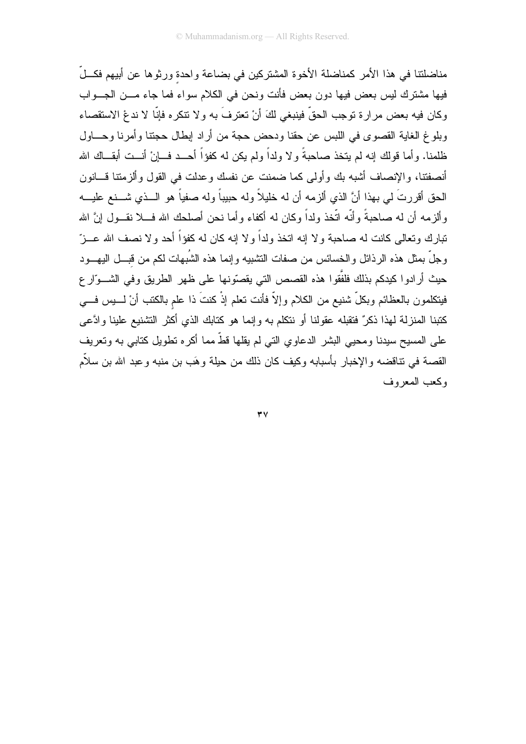مناضلتنا في هذا الأمر كمناضلة الأخوة المشتركين في بضاعة واحدةٍ ورثوها عن أبيهم فكلٌّ فيها مشترك ليس بعض فيها دون بعض فأنت ونحن في الكلام سواء فما جاء من الجواب وكان فيه بعض مرارة توجب الحقّ فينبغي لكَ أنْ تعترفَ به ولا تنكره فإنّا لا ندعُ الاستقصاء وبلوغ الغاية القصوى في اللبس عن حقنا ودحض حجة من أراد إبطال حجتنا وأمرنا وحاول ظلمنا. وأما قولك إنه لم يتخذ صاحبةً ولا ولداً ولم يكن له كفؤاً أحد فإنْ أنت أبقاك الله أنصفتنا، والإنصاف أشبه بك وأولى كما ضمنت عن نفسك وعدلت في القول وألزمتنا قانون الحق أقررتَ لي بهذا أنَّ الذي ألزمه أن له خليلاً وله حبيباً وله صفياً هو الذي شنع عليه وألزمه أن له صاحبةً وأنّه اتّخذ ولداً وكان له أكفاء وأما نحن أصلحك الله فلا نقول إنَّ الله تبارك وتعالى كانت له صاحبة ولا إنه اتخذ ولداً ولا إنه كان له كفؤاً أحد ولا نصف الله عزّ وجلّ بمثل هذه الرذائل والخسائس من صفات التشبيه وإنما هذه الشُبهات لكم من قِبل اليهود حيث أرادوا كيدكم بذلك فلفَّقوا هذه القصص التي يقصّونها على ظهر الطريق وفي الشوّارع فيتكلمون بالعظائم وبكلّ شنيع من الكلام وإلاّ فأنت تعلم إذْ كنتَ ذا علمٍ بالكتب أنْ ليس في كتبنا المنزلة لهذا ذكرٌ فتقبله عقولنا أو نتكلم به وإنما هو كتابك الذي أكثر التشنيع علينا وادَّعى على المسيح سيدنا ومحيي البشر الدعاوي التي لم يقلها قطّ مما أكره تطويل كتابي به وتعريف القصة في تناقضه والإخبار بأسبابه وكيف كان ذلك من حيلة وهَب بن منبه وعبد الله بن سلاّم وكعب المعروف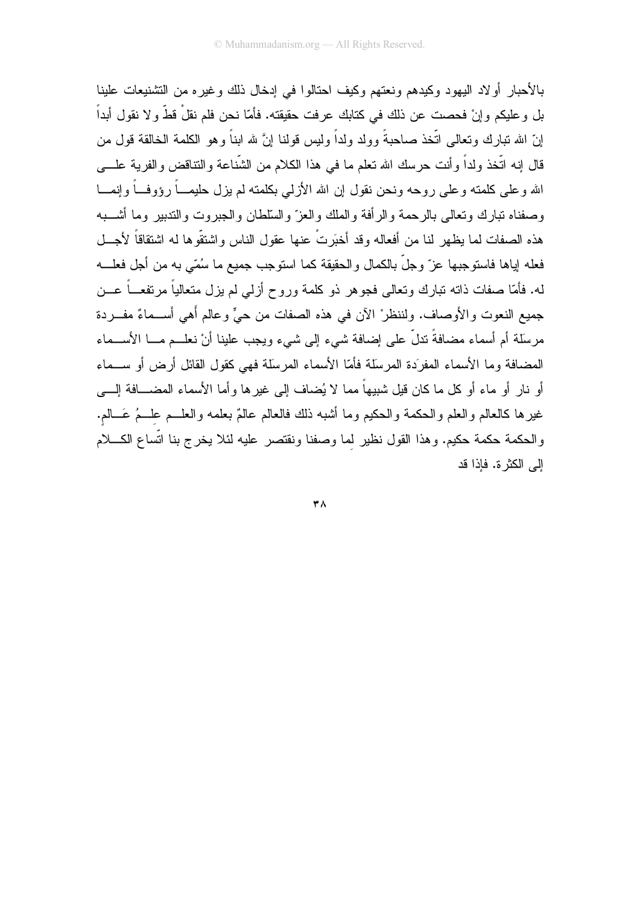بالأحبار أولاد اليهود وكيدهم ونعتهم وكيف احتالوا في إدخال ذلك وغيره من التشنيعات علينا بل وعليكم وإنْ فحصت عن ذلك في كتابك عرفت حقيقته. فأمّا نحن فلم نقلْ قطّ ولا نقول أبداً إنّ الله تبارك وتعالى اتّخذ صاحبةً وولد ولداً وليس قولنا إنَّ لله ابناً وهو الكلمة الخالقة قول من قال إنه اتّخذ ولداً وأنت حرسك الله تعلم ما في هذا الكلام من الشّناعة والتناقض والفرية على الله وعلى كلمته وعلى روحه ونحن نقول إن الله الأزلي بكلمته لم يزل حليماً رؤوفاً وإنما وصفناه تبارك وتعالى بالرحمة والرأفة والملك والعزّ والسّلطان والجبروت والتدبير وما أشبه هذه الصفات لما يظهر لنا من أفعاله وقد أخبَرتْ عنها عقول الناس واشتقّوها له اشتقاقاً لأجل فعله إياها فاستوجبها عزّ وجلّ بالكمال والحقيقة كما استوجب جميع ما سُمّي به من أجل فعله له. فأمّا صفات ذاته تبارك وتعالى فجوهر ذو كلمة وروح أزلي لم يزل متعالياً مرتفعاً عن جميع النعوت والأوصاف. ولننظرْ الآن في هذه الصفات من حيٍّ وعالم أهي أسماءٌ مفردة مرسَلة أم أسماء مضافةٌ تدلّ على إضافة شيء إلى شيء ويجب علينا أنْ نعلم ما الأسماء المضافة وما الأسماء المفرَدة المرسَلة فأمّا الأسماء المرسَلة فهي كقول القائل أرض أو سماء أو نار أو ماء أو كل ما كان قيل شبيهاً مما لا يُضاف إلى غيرها وأما الأسماء المضافة إلى غيرها كالعالم والعلم والحكمة والحكيم وما أشبه ذلك فالعالم عالمٌ بعلمه والعلم علمُ عَالمٍ. والحكمة حكمة حكيم. وهذا القول نظير لِما وصفنا ونقتصر عليه لئلا يخرج بنا اتّساع الكلام إلى الكثرة. فإذا قد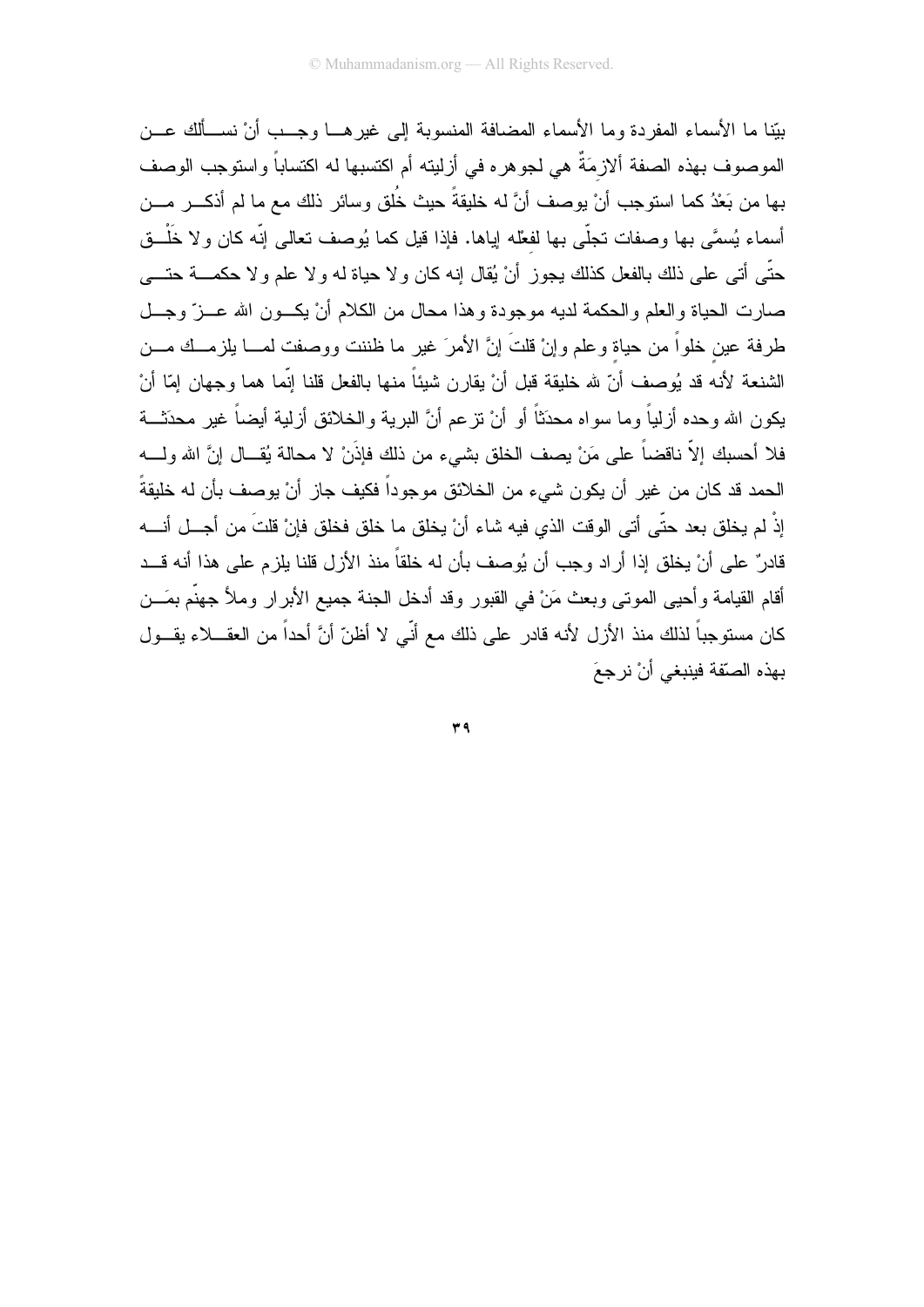بيّنا ما الأسماء المفردة وما الأسماء المضافة المنسوبة إلى غيرهـا وجـب أنْ نسـألك عـن الموصوف بهذه الصفة ألازِمَةٌ هي لجوهره في أزليته أم اكتسبها له اكتساباً واستوجب الوصف بها من بَعْدُ كما استوجب أنْ يوصف أنَّ له خليقةً حيث خُلق وسائر ذلك مع ما لم أذكـر مـن أسماء يُسمَّى بها وصفات تجلّى بها لفعْله إياها. فإذا قيل كما يُوصف تعالى إنّه كان ولا خَلْـق حتّى أتى على ذلك بالفعل كذلك يجوز أنْ يُقال إنه كان ولا حياة له ولا علم ولا حكمـة حتـى صارت الحياة والعلم والحكمة لديه موجودة وهذا محال من الكلام أنْ يكـون الله عـزّ وجـل طرفة عينٍ خلواً من حياةٍ وعلم وإنْ قلتَ إنَّ الأمرَ غير ما ظننت ووصفت لمـا يلزمـك مـن الشنعة لأنه قد يُوصف أنّ لله خليقة قبل أنْ يقارن شيئاً منها بالفعل قلنا إنّما هما وجهان إمّا أنْ يكون الله وحده أزلياً وما سواه محدَثاً أو أنْ تزعم أنَّ البرية والخلائق أزلية أيضاً غير محدَثـة فلا أحسبك إلاّ ناقضاً على مَنْ يصف الخلق بشيء من ذلك فإذَنْ لا محالة يُقـال إنَّ الله ولـه الحمد قد كان من غير أن يكون شيء من الخلائق موجوداً فكيف جاز أنْ يوصف بأن له خليقةً إذْ لم يخلق بعد حتّى أتى الوقت الذي فيه شاء أنْ يخلق ما خلق فخلق فإنْ قلتَ من أجـل أنـه قادرٌ على أنْ يخلق إذا أراد وجب أن يُوصف بأن له خلقاً منذ الأزل قلنا يلزم على هذا أنه قـد أقام القيامة وأحيى الموتى وبعث مَنْ في القبور وقد أدخل الجنة جميع الأبرار وملأ جهنّم بمَـن كان مستوجباً لذلك منذ الأزل لأنه قادر على ذلك مع أنّي لا أظنّ أنَّ أحداً من العقـلاء يقـول بهذه الصّفة فينبغي أنْ نرجعَ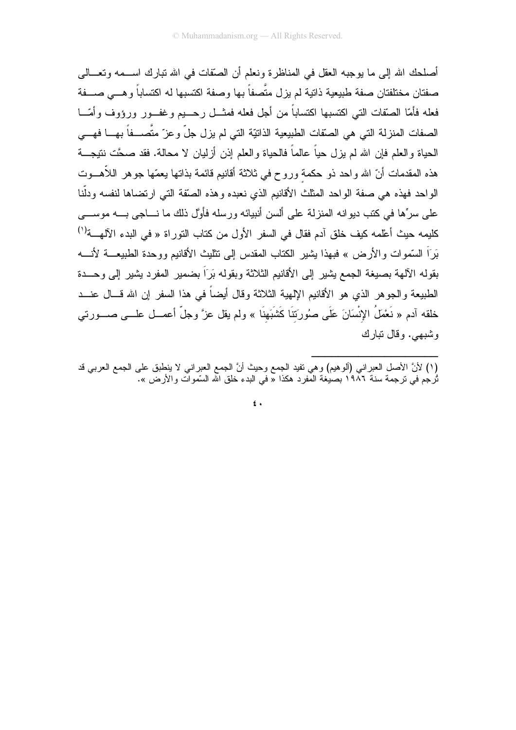أصلحك الله إلى ما يوجبه العقل في المناظرة ونعلم أن الصّفات في الله تبارك اسمه وتعالى صفتان مختلفتان صفة طبيعية ذاتية لم يزل متَّصفاً بها وصفة اكتسبها له اكتساباً وهي صفة فعله فأمّا الصّفات التي اكتسبها اكتساباً من أجل فعله فمثل رحيم وغفور ورؤوف وأمّا الصفات المنزلة التي هي الصّفات الطبيعية الذاتيّة التي لم يزل جلّ وعزّ متَّصفاً بها فهي الحياة والعلم فإن الله لم يزل حياً عالماً فالحياة والعلم إذن أزليان لا محالة. فقد صحَّت نتيجة هذه المقدمات أنّ الله واحد ذو حكمةٍ وروح في ثلاثة أقانيم قائمة بذاتها يعمّها جوهر اللاّهوت الواحد فهذه هي صفة الواحد المثلث الأقانيم الذي نعبده وهذه الصّفة التي ارتضاها لنفسه ودلّنا على سرِّها في كتب ديوانه المنزلة على ألسن أنبيائه ورسله فأوّل ذلك ما ناجى به موسى كليمه حيث أعلمه كيف خلق آدم فقال في السفر الأول من كتاب التوراة « في البدء الآلهة[1] بَرَاَ السّموات والأرض » فبهذا يشير الكتاب المقدس إلى تثليث الأقانيم ووحدة الطبيعة لأنه بقوله الآلهة بصيغة الجمع يشير إلى الأقانيم الثلاثة وبقوله بَرَاَ بضمير المفرد يشير إلى وحدة الطبيعة والجوهر الذي هو الأقانيم الإلهية الثلاثة وقال أيضاً في هذا السفر إن الله قال عند خلقه آدم « نَعْمَلُ الإِنْسَانَ عَلَى صُورَتِنَا كَشَبَهِنَا » ولم يقل عزَّ وجلّ أعمل على صورتي وشبهي. وقال تبارك

---

(١) لأنَّ الأصل العبراني (ألوهيم) وهي تفيد الجمع وحيث أنَّ الجمع العبراني لا ينطبق على الجمع العربي قد تُرجم في ترجمة سنة ١٩٨٦ بصيغة المفرد هكذا « في البدء خلق الله السّموات والأرض ».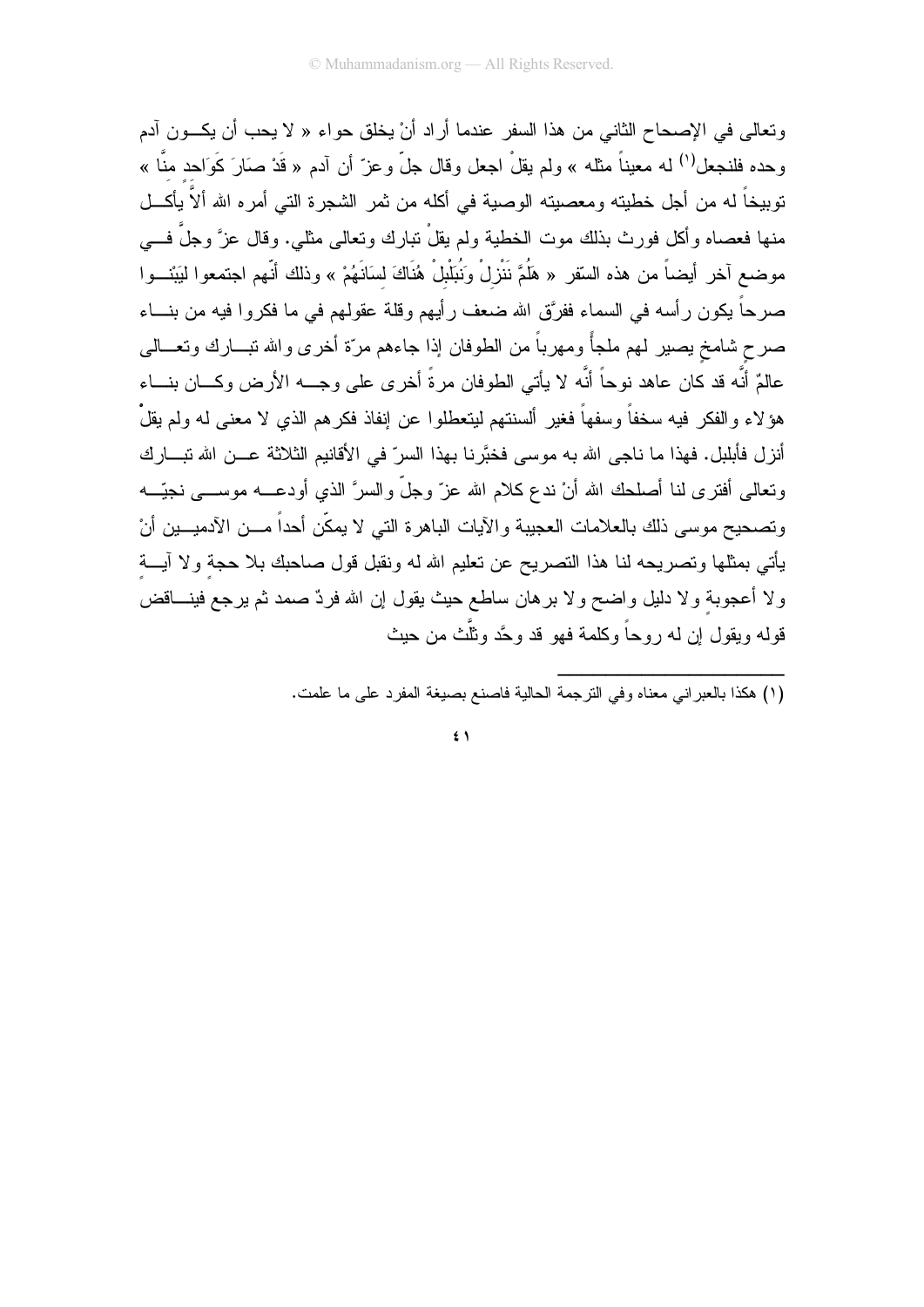وتعالى في الإصحاح الثاني من هذا السفر عندما أراد أنْ يخلق حواء « لا يحب أن يكــون آدم وحده فلنجعل[1] له معيناً مثله » ولم يقلْ اجعل وقال جلّ وعزّ أن آدم « قَدْ صَارَ كَوَاحِدٍ منَّا » توبيخاً له من أجل خطيته ومعصيته الوصية في أكله من ثمر الشجرة التي أمره الله ألاَّ يأكــل منها فعصاه وأكل فورث بذلك موت الخطية ولم يقلْ تبارك وتعالى مثلي. وقال عزَّ وجلَّ فــي موضع آخر أيضاً من هذه السفر « هَلُمَّ نَنْزِلْ وَنُبَلْبِلْ هُنَاكَ لِسَانَهُمْ » وذلك أنّهم اجتمعوا ليَبْنــوا صرحاً يكون رأسه في السماء ففرَّق الله ضعف رأيهم وقلة عقولهم في ما فكروا فيه من بنــاء صرحٍ شامخٍ يصير لهم ملجأً ومهرباً من الطوفان إذا جاءهم مرّة أخرى والله تبــارك وتعــالى عالمٌ أنَّه قد كان عاهد نوحاً أنَّه لا يأتي الطوفان مرةً أخرى على وجــه الأرض وكــان بنــاء هؤلاء والفكر فيه سخفاً وسفهاً فغير ألسنتهم ليتعطلوا عن إنفاذ فكرهم الذي لا معنى له ولم يقلْ أنزل فأبلبل. فهذا ما ناجى الله به موسى فخبَّرنا بهذا السرّ في الأقانيم الثلاثة عــن الله تبــارك وتعالى أفترى لنا أصلحك الله أنْ ندع كلام الله عزّ وجلّ والسرَّ الذي أودعــه موســى نجيّــه وتصحيح موسى ذلك بالعلامات العجيبة والآيات الباهرة التي لا يمكّن أحداً مــن الآدميــين أنْ يأتي بمثلها وتصريحه لنا هذا التصريح عن تعليم الله له ونقبل قول صاحبك بلا حجةٍ ولا آيــةٍ ولا أعجوبةٍ ولا دليل واضح ولا برهان ساطع حيث يقول إن الله فردٌ صمد ثم يرجع فينــاقض قوله ويقول إن له روحاً وكلمة فهو قد وحَّد وثلَّث من حيث

---

(١) هكذا بالعبراني معناه وفي الترجمة الحالية فاصنع بصيغة المفرد على ما علمت.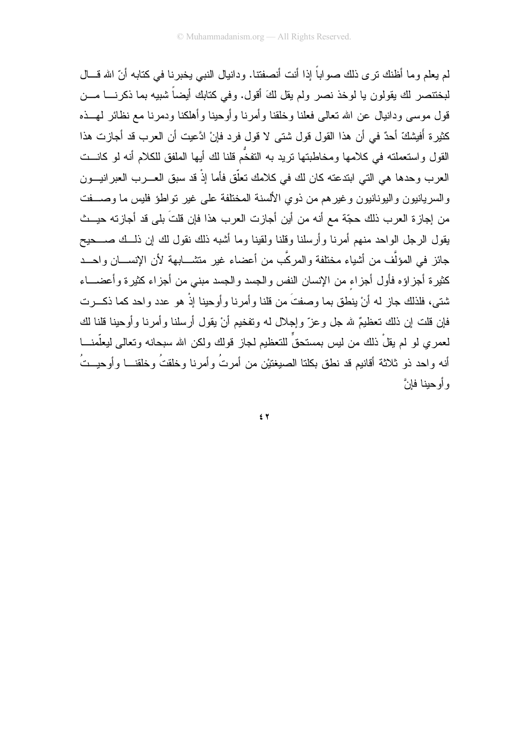لم يعلم وما أظنك ترى ذلك صواباً إذا أنت أنصفتنا. ودانيال النبي يخبرنا في كتابه أنّ الله قال لبختنصر لك يقولون يا لوخذ نصر ولم يقل لكَ أقول. وفي كتابك أيضاً شبيه بما ذكرنا من قول موسى ودانيال عن الله تعالى فعلنا وخلقنا وأمرنا وأوحينا وأهلكنا ودمرنا مع نظائر لهذه كثيرة أَفيشكّ أحدٌ في أن هذا القول قول شتى لا قول فرد فإنْ ادَّعيت أن العرب قد أجازت هذا القول واستعملته في كلامها ومخاطبتها تريد به التفخُّم قلنا لك أيها الملفق للكلام أنه لو كانت العرب وحدها هي التي ابتدعته كان لك في كلامك تعلّق فأما إذْ قد سبق العرب العبرانيون والسريانيون واليونانيون وغيرهم من ذوي الألسنة المختلفة على غير تواطؤ فليس ما وصفت من إجازة العرب ذلك حجّة مع أنه من أين أجازت العرب هذا فإن قلتَ بلى قد أجازته حيث يقول الرجل الواحد منهم أمرنا وأرسلنا وقلنا ولقينا وما أشبه ذلك نقول لك إن ذلك صحيح جائز في المؤلَّف من أشياء مختلفة والمركَّب من أعضاء غير متشابهة لأن الإنسان واحد كثيرة أجزاؤه فأول أجزاءٍ من الإنسان النفس والجسد والجسد مبني من أجزاء كثيرة وأعضاء شتى، فلذلك جاز له أنْ ينطق بما وصفتَ من قلنا وأمرنا وأوحينا إذْ هو عدد واحد كما ذكرت فإن قلت إن ذلك تعظيمٌ لله جل وعزّ وإجلال له وتفخيم أنْ يقول أرسلنا وأمرنا وأوحينا قلنا لك لعمري لو لم يقلْ ذلك من ليس بمستحقٍّ للتعظيم لجاز قولك ولكن الله سبحانه وتعالى ليعلّمنا أنه واحد ذو ثلاثة أقانيم قد نطق بكلتا الصيغتيْن من أمرتُ وأمرنا وخلقتُ وخلقنا وأوحيتُ وأوحينا فإنَّ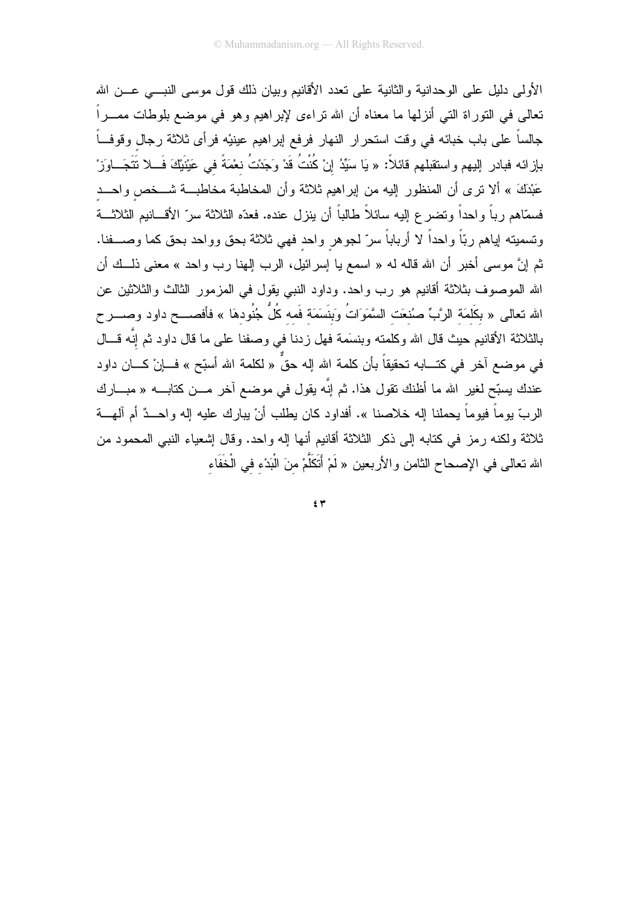الأولى دليل على الوحدانية والثانية على تعدد الأقانيم وبيان ذلك قول موسى النبي عن الله تعالى في التوراة التي أنزلها ما معناه أن الله تراءى لإبراهيم وهو في موضع بلوطات ممراً جالساً على باب خبائه في وقت استحرار النهار فرفع إبراهيم عينيْه فرأى ثلاثة رجالٍ وقوفاً بإزائه فبادر إليهم واستقبلهم قائلاً: « يَا سَيِّدُ إِنْ كُنْتُ قَدْ وَجَدْتُ نِعْمَةً فِي عَيْنَيْكَ فَلا تَتَجَاوَزْ عَبْدَكَ » ألا ترى أن المنظور إليه من إبراهيم ثلاثة وأن المخاطبة مخاطبة شخصٍ واحدٍ فسمّاهم رباً واحداً وتضرع إليه سائلاً طالباً أن ينزل عنده. فعدّه الثلاثة سرّ الأقانيم الثلاثة وتسميته إياهم ربّاً واحداً لا أرباباً سرّ لجوهرٍ واحدٍ فهي ثلاثة بحق وواحد بحق كما وصفنا. ثم إنَّ موسى أخبر أن الله قاله له « اسمع يا إسرائيل، الرب إلهنا رب واحد » معنى ذلك أن الله الموصوف بثلاثة أقانيم هو رب واحد. وداود النبي يقول في المزمور الثالث والثلاثين عن الله تعالى « بِكَلِمَةِ الرَّبِّ صُنِعَتِ السَّمَوَاتُ وَبِنَسَمَةِ فَمِهِ كُلُّ جُنُودِهَا » فأفصح داود وصرح بالثلاثة الأقانيم حيث قال الله وكلمته وبنسَمة فهل زدنا في وصفنا على ما قال داود ثم إنَّه قال في موضع آخر في كتابه تحقيقاً بأن كلمة الله إله حقٌ « لكلمة الله أسبّح » فإنْ كان داود عندك يسبّح لغير الله ما أظنك تقول هذا. ثم إنَّه يقول في موضع آخر من كتابه « مبارك الربّ يوماً فيوماً يحملنا إله خلاصنا ». أفداود كان يطلب أنْ يبارك عليه إله واحدٌ أم آلهة ثلاثة ولكنه رمز في كتابه إلى ذكر الثلاثة أقانيم أنها إله واحد. وقال إشعياء النبي المحمود من الله تعالى في الإصحاح الثامن والأربعين « لَمْ أَتَكَلَّمْ مِنَ الْبَدْءِ فِي الْخَفَاءِ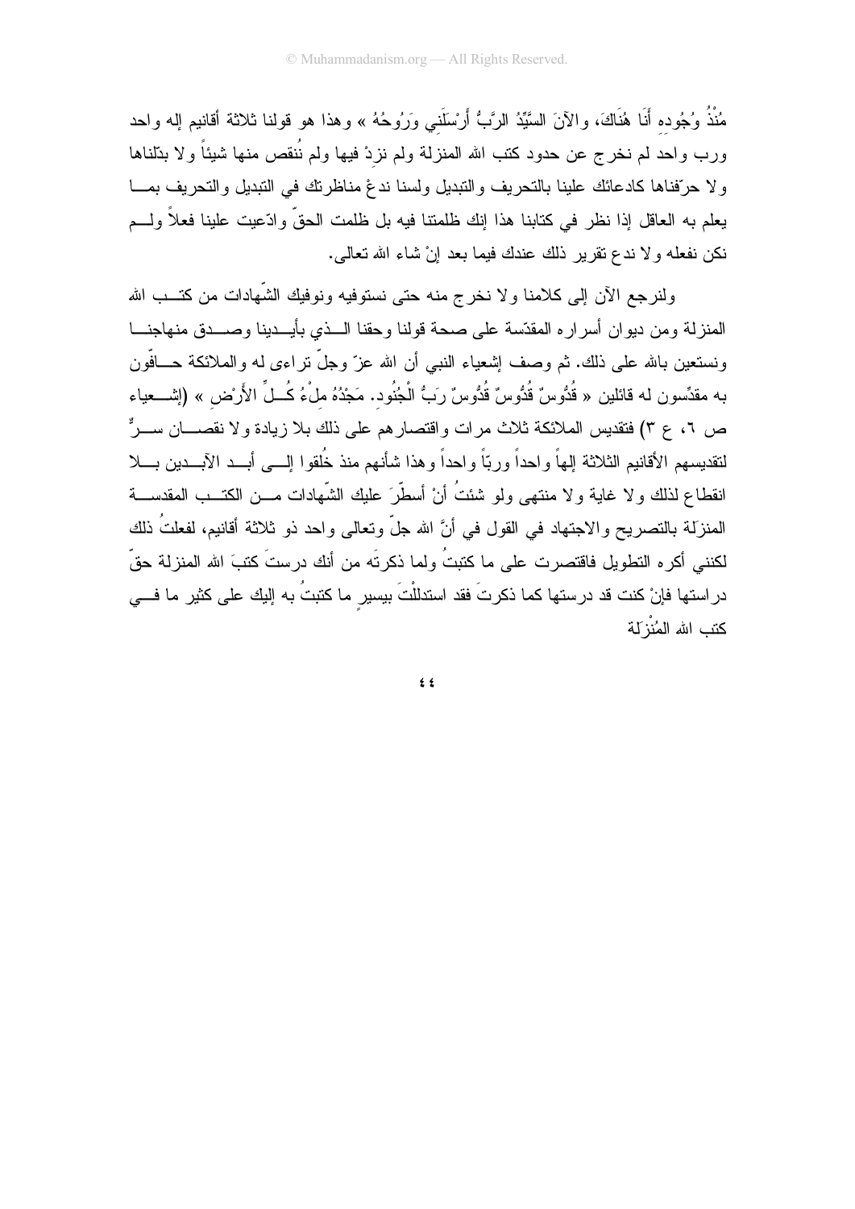مُنْذُ وُجُودِهِ أَنَا هُنَاكَ، والآنَ السَّيِّدُ الرَّبُّ أَرْسَلَنِي وَرُوحُهُ » وهذا هو قولنا ثلاثة أقانيم إله واحد ورب واحد لم نخرج عن حدود كتب الله المنزلة ولم نزدْ فيها ولم نُنقص منها شيئاً ولا بدّلناها ولا حرّفناها كادعائك علينا بالتحريف والتبديل ولسنا ندعْ مناظرتك في التبديل والتحريف بما يعلم به العاقل إذا نظر في كتابنا هذا إنك ظلمتنا فيه بل ظلمت الحقّ وادّعيت علينا فعلاً ولم نكن نفعله ولا ندع تقرير ذلك عندك فيما بعد إنْ شاء الله تعالى.

ولنرجع الآن إلى كلامنا ولا نخرج منه حتى نستوفيه ونوفيك الشّهادات من كتب الله المنزلة ومن ديوان أسراره المقدّسة على صحة قولنا وحقنا الذي بأيدينا وصدق منهاجنا ونستعين بالله على ذلك. ثم وصف إشعياء النبي أن الله عزّ وجلّ تراءى له والملائكة حافّون به مقدّسون له قائلين « قُدُّوسٌ قُدُّوسٌ قُدُّوسٌ رَبُّ الْجُنُودِ. مَجْدُهُ مِلْءُ كُلِّ الأَرْضِ » (إشعياء ص ٦، ع ٣) فتقديس الملائكة ثلاث مرات واقتصارهم على ذلك بلا زيادة ولا نقصان سرٌّ لتقديسهم الأقانيم الثلاثة إلهاً واحداً وربّاً واحداً وهذا شأنهم منذ خُلقوا إلى أبد الآبدين بلا انقطاع لذلك ولا غاية ولا منتهى ولو شئتُ أنْ أسطّرَ عليك الشّهادات من الكتب المقدسة المنزَلة بالتصريح والاجتهاد في القول في أنَّ الله جلّ وتعالى واحد ذو ثلاثة أقانيم، لفعلتُ ذلك لكنني أكره التطويل فاقتصرت على ما كتبتُ ولما ذكرتَه من أنك درستَ كتبَ الله المنزلة حقّ دراستها فإنْ كنت قد درستها كما ذكرتَ فقد استدللْتَ بيسيرٍ ما كتبتُ به إليك على كثير ما في كتب الله المُنْزَلة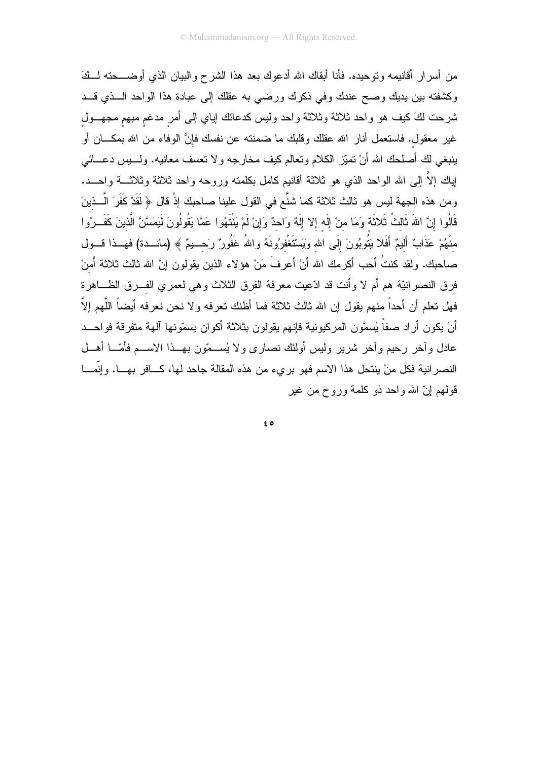من أسرار أقانيمه وتوحيده. فأنا أبقاك الله أدعوك بعد هذا الشرح والبيان الذي أوضحته لكَ وكشفته بين يديك وصح عندك وفي ذكرك ورضي به عقلك إلى عبادة هذا الواحد الذي قد شرحت لكَ كيف هو واحد ثلاثة وثلاثة واحد وليس كدعائك إياي إلى أمرٍ مدغمٍ مبهمٍ مجهولٍ غير معقول. فاستعمل أنار الله عقلك وقلبك ما ضمنته عن نفسك فإنَّ الوفاء من الله بمكان أو ينبغي لك أصلحك الله أنْ تميّز الكلام وتعالم كيف مخارجه ولا تعسف معانيه. وليس دعائي إياك إلاَّ إلى الله الواحد الذي هو ثلاثة أقانيم كامل بكلمته وروحه واحد ثلاثة وثلاثة واحد. ومن هذه الجهة ليس هو ثالث ثلاثة كما شنَّع في القول علينا صاحبك إذْ قال ﴿ لَقَدْ كَفَرَ الَّذِينَ قَالُوا إِنَّ اللهَ ثَالِثُ ثَلاثَةٍ وَمَا مِنْ إِلَهٍ إِلا إِلَهٌ وَاحِدٌ وَإِنْ لَمْ يَنْتَهُوا عَمَّا يَقُولُونَ لَيَمَسَّنَّ الَّذِينَ كَفَرُوا مِنْهُمْ عَذَابٌ أَلِيمٌ أَفَلا يَتُوبُونَ إِلَى اللهِ وَيَسْتَغْفِرُونَهُ واللهُ غَفُورٌ رَحِيمٌ ﴾ (مائدة) فهذا قول صاحبك. ولقد كنتُ أحب أكرمك الله أنْ أعرفَ مَنْ هؤلاء الذين يقولون إنَّ الله ثالث ثلاثة أَمِنْ فِرق النصرانيّة هم أم لا وأنت قد ادّعيت معرفة الفرق الثلاث وهي لعمري الفِرق الظاهرة فهل تعلم أن أحداً منهم يقول إن الله ثالث ثلاثة فما أظنك تعرفه ولا نحن نعرفه أيضاً اللَّهم إلاَّ أنْ يكون أراد صفاً يُسمَّون المركيونية فإنهم يقولون بثلاثة أكوان يسمّونها آلهة متفرقة فواحد عادل وآخر رحيم وآخر شرير وليس أولئك نصارى ولا يُسمّون بهذا الاسم فأمّا أهل النصرانية فكل منْ ينتحل هذا الاسم فهو بريء من هذه المقالة جاحد لها، كافر بها. وإنّما قولهم إنّ الله واحد ذو كلمة وروح من غير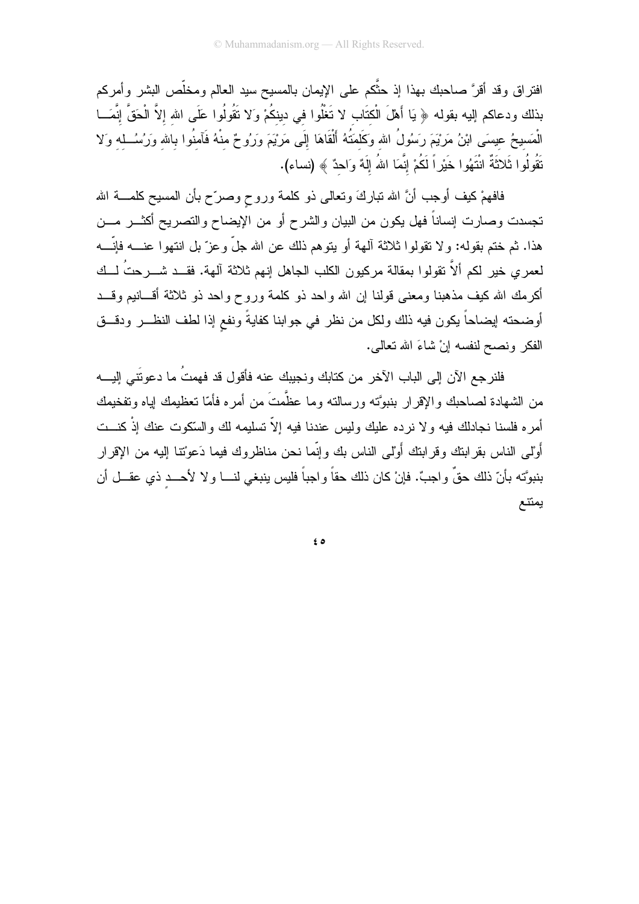افتراق وقد أقرَّ صاحبك بهذا إذ حثَّكم على الإيمان بالمسيح سيد العالم ومخلِّص البشر وأمركم بذلك ودعاكم إليه بقوله ﴿ يَا أَهْلَ الْكِتَابِ لا تَغْلُوا فِي دِينِكُمْ وَلا تَقُولُوا عَلَى اللهِ إِلاَّ الْحَقَّ إِنَّمَا الْمَسِيحُ عِيسَى ابْنُ مَرْيَمَ رَسُولُ اللهِ وَكَلِمَتُهُ أَلْقَاهَا إِلَى مَرْيَمَ وَرُوحٌ مِنْهُ فَآمِنُوا بِاللهِ وَرُسُلِهِ وَلا تَقُولُوا ثَلاثَةٌ انْتَهُوا خَيْراً لَكُمْ إِنَّمَا اللهُ إِلَهٌ وَاحِدٌ ﴾ (نساء).

فافهمْ كيف أوجب أنَّ الله تباركَ وتعالى ذو كلمة وروح وصرّح بأن المسيح كلمة الله تجسدت وصارت إنساناً فهل يكون من البيان والشرح أو من الإيضاح والتصريح أكثر من هذا. ثم ختم بقوله: ولا تقولوا ثلاثة آلهة أو يتوهم ذلك عن الله جلّ وعزّ بل انتهوا عنه فإنّه لعمري خير لكم ألاَّ تقولوا بمقالة مركيون الكلب الجاهل إنهم ثلاثة آلهة. فقد شرحتُ لك أكرمك الله كيف مذهبنا ومعنى قولنا إن الله واحد ذو كلمة وروح واحد ذو ثلاثة أقانيم وقد أوضحته إيضاحاً يكون فيه ذلك ولكل من نظر في جوابنا كفايةً ونفع إذا لطف النظر ودقق الفكر ونصح لنفسه إنْ شاءَ الله تعالى.

فلنرجع الآن إلى الباب الآخر من كتابك ونجيبك عنه فأقول قد فهمتُ ما دعوتَني إليه من الشهادة لصاحبك والإقرار بنبوَّته ورسالته وما عظَّمتَ من أمره فأمّا تعظيمك إياه وتفخيمك أمره فلسنا نجادلك فيه ولا نرده عليك وليس عندنا فيه إلاّ تسليمه لك والسّكوت عنك إذْ كنت أوْلى الناس بقرابتك وقرابتك أوْلى الناس بك وإنّما نحن مناظروك فيما دَعوْتنا إليه من الإقرار بنبوَّته بأنّ ذلك حقٌ واجبٌ. فإنْ كان ذلك حقاً واجباً فليس ينبغي لنا ولا لأحدٍ ذي عقل أن يمتنع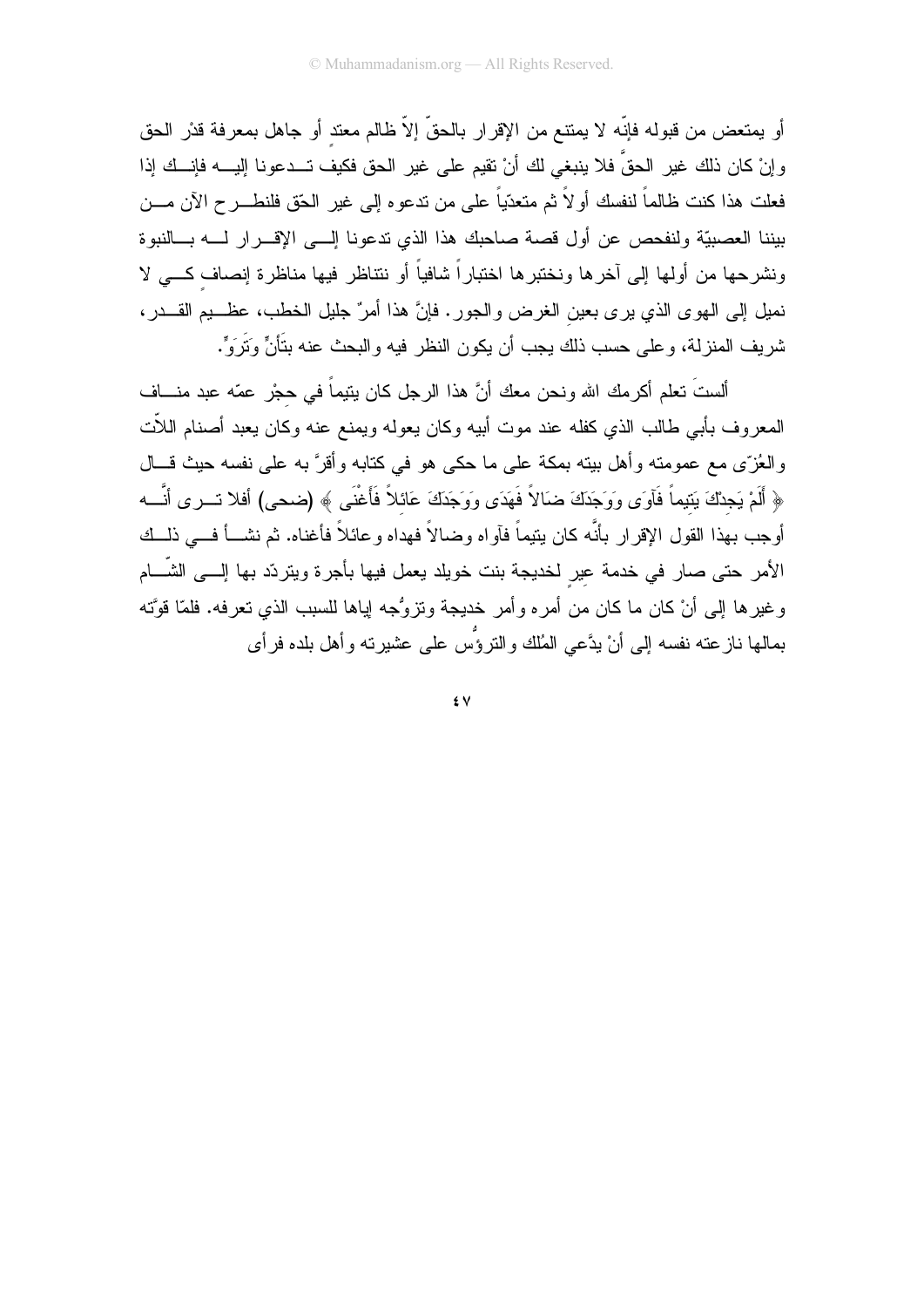أو يمتعض من قبوله فإنّه لا يمتنع من الإقرار بالحقّ إلاّ ظالم معتدٍ أو جاهل بمعرفة قدْر الحق وإنْ كان ذلك غير الحقّ فلا ينبغي لك أنْ تقيم على غير الحق فكيف تدعونا إليه فإنك إذا فعلت هذا كنت ظالماً لنفسك أولاً ثم متعدّياً على من تدعوه إلى غير الحّق فلنطرح الآن من بيننا العصبيّة ولنفحص عن أول قصة صاحبك هذا الذي تدعونا إلى الإقرار له بالنبوة ونشرحها من أولها إلى آخرها ونختبرها اختباراً شافياً أو نتناظر فيها مناظرة إنصافٍ كي لا نميل إلى الهوى الذي يرى بعينِ الغرض والجور. فإنَّ هذا أمرٌ جليل الخطب، عظيم القدر، شريف المنزلة، وعلى حسب ذلك يجب أن يكون النظر فيه والبحث عنه بتأنٍ وتَرَوٍ.

ألستَ تعلم أكرمك الله ونحن معك أنَّ هذا الرجل كان يتيماً في حِجْر عمّه عبد مناف المعروف بأبي طالب الذي كفله عند موت أبيه وكان يعوله ويمنع عنه وكان يعبد أصنام اللاّت والعُزّى مع عمومته وأهل بيته بمكة على ما حكى هو في كتابه وأقرَّ به على نفسه حيث قال ﴿ أَلَمْ يَجِدْكَ يَتِيماً فَآوَى وَوَجَدَكَ ضَالاً فَهَدَى وَوَجَدَكَ عَائِلاً فَأَغْنَى ﴾ (ضحى) أفلا ترى أنَّه أوجب بهذا القول الإقرار بأنَّه كان يتيماً فآواه وضالاً فهداه وعائلاً فأغناه. ثم نشأ في ذلك الأمر حتى صار في خدمة عيرٍ لخديجة بنت خويلد يعمل فيها بأجرة ويتردّد بها إلى الشّام وغيرها إلى أنْ كان ما كان من أمره وأمر خديجة وتزوُّجه إياها للسبب الذي تعرفه. فلمّا قوَّته بمالها نازعته نفسه إلى أنْ يدَّعي المُلك والترؤُّس على عشيرته وأهل بلده فرأى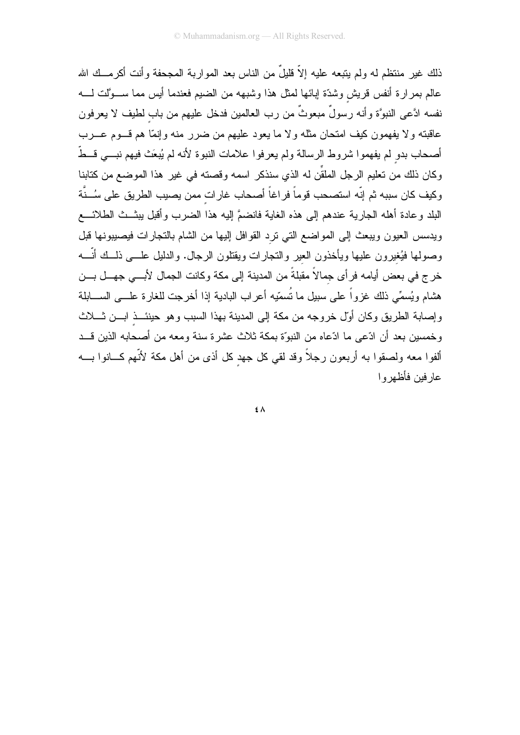ذلك غير منتظم له ولم يتبعه عليه إلاّ قليلٌ من الناس بعد المواربة المجحفة وأنت أكرمك الله عالم بمرارة أنفس قريشٍ وشدّة إبائها لمثل هذا وشبهه من الضيم فعندما أيس مما سوَّلت له نفسه ادَّعى النبوَّة وأنه رسولٌ مبعوثٌ من رب العالمين فدخل عليهم من بابٍ لطيف لا يعرفون عاقبته ولا يفهمون كيف امتحان مثله ولا ما يعود عليهم من ضرر منه وإنمّا هم قوم عرب أصحاب بدوٍ لم يفهموا شروط الرسالة ولم يعرفوا علامات النبوة لأنه لم يُبعَث فيهم نبي قطّ وكان ذلك من تعليم الرجل الملقِّن له الذي سنذكر اسمه وقصته في غير هذا الموضع من كتابنا وكيف كان سببه ثم إنّه استصحب قوماً فراغاً أصحاب غاراتٍ ممن يصيب الطريق على سُنَّة البلد وعادة أهله الجارية عندهم إلى هذه الغاية فانضمَّ إليه هذا الضرب وأقبل يبثّ الطلائع ويدسس العيون ويبعث إلى المواضع التي ترِد القوافل إليها من الشام بالتجارات فيصيبونها قبل وصولها فيُغيرون عليها ويأخذون العير والتجارات ويقتلون الرجال. والدليل على ذلك أنّه خرج في بعض أيامه فرأى جِمالاً مقبلةً من المدينة إلى مكة وكانت الجمال لأبي جهل بن هشام ويُسمِّي ذلك غزواً على سبيل ما تُسمّيه أعراب البادية إذا أخرجت للغارة على السابلة وإصابة الطريق وكان أوّل خروجه من مكة إلى المدينة بهذا السبب وهو حينئذٍ ابن ثلاث وخمسين بعد أن ادّعى ما ادّعاه من النبوّة بمكة ثلاث عشرة سنة ومعه من أصحابه الذين قد ألفوا معه ولصقوا به أربعون رجلاً وقد لقي كل جهدٍ كل أذى من أهل مكة لأنّهم كانوا به عارفين فأظهروا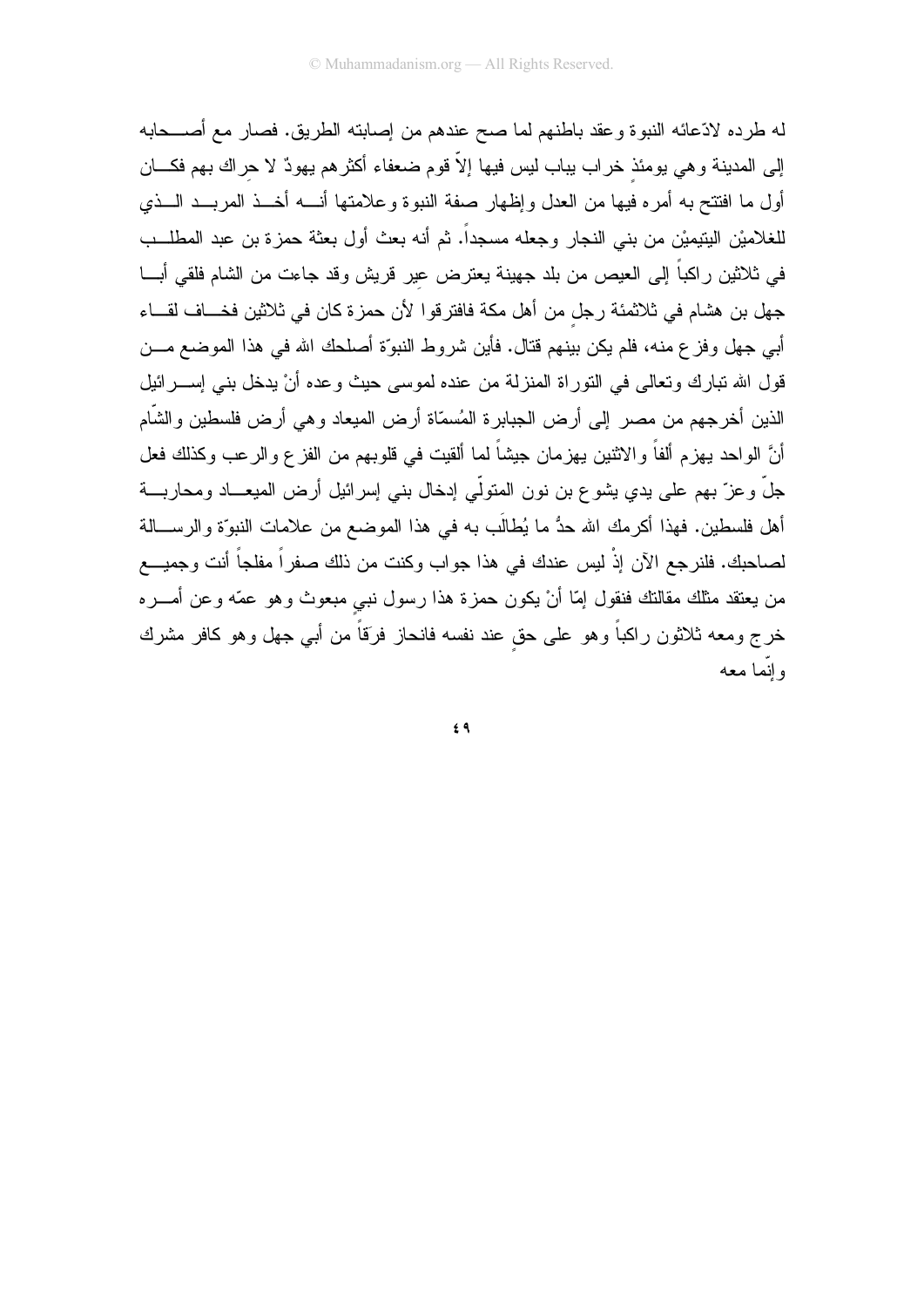له طرده لادّعائه النبوة وعقد باطنهم لما صح عندهم من إصابته الطريق. فصار مع أصحابه إلى المدينة وهي يومئذٍ خراب يباب ليس فيها إلاّ قوم ضعفاء أكثرهم يهودٌ لا حراك بهم فكان أول ما افتتح به أمره فيها من العدل وإظهار صفة النبوة وعلامتها أنه أخذ المربد الذي للغلاميْن اليتيميْن من بني النجار وجعله مسجداً. ثم أنه بعث أول بعثة حمزة بن عبد المطلب في ثلاثين راكباً إلى العيص من بلد جهينة يعترض عير قريش وقد جاءت من الشام فلقي أبا جهل بن هشام في ثلاثمئة رجلٍ من أهل مكة فافترقوا لأن حمزة كان في ثلاثين فخاف لقاء أبي جهل وفزع منه، فلم يكن بينهم قتال. فأين شروط النبوّة أصلحك الله في هذا الموضع من قول الله تبارك وتعالى في التوراة المنزلة من عنده لموسى حيث وعده أنْ يدخل بني إسرائيل الذين أخرجهم من مصر إلى أرض الجبابرة المُسمّاة أرض الميعاد وهي أرض فلسطين والشّام أنَّ الواحد يهزم ألفاً والاثنين يهزمان جيشاً لما ألقيت في قلوبهم من الفزع والرعب وكذلك فعل جلّ وعزّ بهم على يدي يشوع بن نون المتولّي إدخال بني إسرائيل أرض الميعاد ومحاربة أهل فلسطين. فهذا أكرمك الله حدُّ ما يُطالَب به في هذا الموضع من علامات النبوّة والرسالة لصاحبك. فلنرجع الآن إذْ ليس عندك في هذا جواب وكنت من ذلك صفراً مفلجاً أنت وجميع من يعتقد مثلك مقالتك فنقول إمّا أنْ يكون حمزة هذا رسول نبيٍ مبعوث وهو عمّه وعن أمره خرج ومعه ثلاثون راكباً وهو على حقٍ عند نفسه فانحاز فرَقاً من أبي جهل وهو كافر مشرك وإنّما معه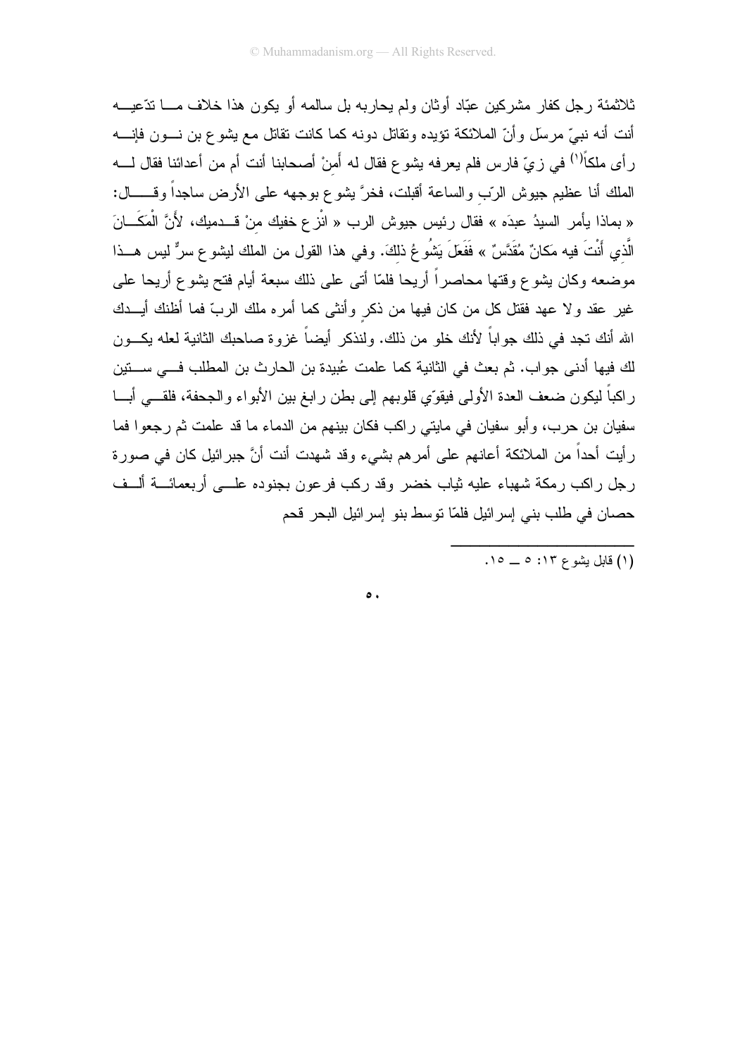ثلاثمئة رجل كفار مشركين عبّاد أوثان ولم يحاربه بل سالمه أو يكون هذا خلاف ما تدّعيه أنت أنه نبيّ مرسَل وأنّ الملائكة تؤيده وتقاتل دونه كما كانت تقاتل مع يشوع بن نون فإنه رأى ملكاً[1] في زيّ فارس فلم يعرفه يشوع فقال له أَمِنْ أصحابنا أنت أم من أعدائنا فقال له الملك أنا عظيم جيوش الرّبِ والساعة أقبلت، فخرَّ يشوع بوجهه على الأرض ساجداً وقال: « بماذا يأمر السيدُ عبدَه » فقال رئيس جيوش الرب « انْزع خفيك مِنْ قدميك، لأَنَّ الْمَكَانَ الَّذِي أَنْتَ فيه مَكانٌ مُقَدَّسٌ » فَفَعَلَ يَشُوعُ ذلكَ. وفي هذا القول من الملك ليشوع سرٌّ ليس هذا موضعه وكان يشوع وقتها محاصراً أريحا فلمّا أتى على ذلك سبعة أيام فتح يشوع أريحا على غير عقد ولا عهد فقتل كل من كان فيها من ذكرٍ وأنثى كما أمره ملك الربّ فما أظنك أيدك الله أنك تجد في ذلك جواباً لأنك خلو من ذلك. ولنذكر أيضاً غزوة صاحبك الثانية لعله يكون لك فيها أدنى جواب. ثم بعث في الثانية كما علمت عُبيدة بن الحارث بن المطلب في ستين راكباً ليكون ضعف العدة الأولى فيقوّي قلوبهم إلى بطن رابغ بين الأبواء والجحفة، فلقي أبا سفيان بن حرب، وأبو سفيان في مايتي راكب فكان بينهم من الدماء ما قد علمت ثم رجعوا فما رأيت أحداً من الملائكة أعانهم على أمرهم بشيء وقد شهدت أنت أنَّ جبرائيل كان في صورة رجل راكب رمكة شهباء عليه ثياب خضر وقد ركب فرعون بجنوده على أربعمائة ألف حصان في طلب بني إسرائيل فلمّا توسط بنو إسرائيل البحر قحم

---

(1) قابل يشوع ١٣: ٥ ــ ١٥.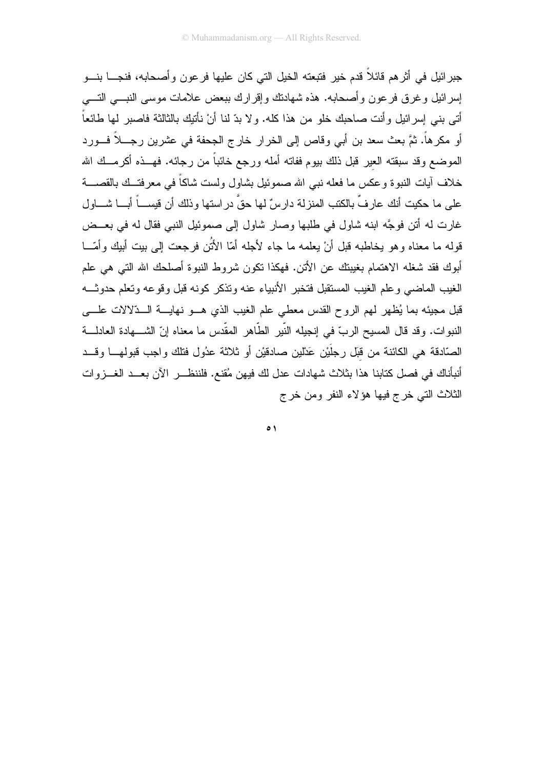جبرائيل في أثرهم قائلاً قدم خير فتبعته الخيل التي كان عليها فرعون وأصحابه، فنجا بنو إسرائيل وغرق فرعون وأصحابه. هذه شهادتك وإقرارك ببعض علامات موسى النبي التي أتى بني إسرائيل وأنت صاحبك خلو من هذا كله. ولا بدّ لنا أنْ نأتيك بالثالثة فاصبر لها طائعاً أو مكرهاً. ثمَّ بعث سعد بن أبي وقاص إلى الخرار خارج الجحفة في عشرين رجلاً فورد الموضع وقد سبقته العِير قبل ذلك بيوم ففاته أمله ورجع خائباً من رجائه. فهذه أكرمك الله خلاف آيات النبوة وعكس ما فعله نبي الله صموئيل بشاول ولست شاكاً في معرفتك بالقصة على ما حكيت أنك عارفٌ بالكتب المنزلة دارسٌ لها حقَّ دراستها وذلك أن قيساً أبا شاول غارت له أتن فوجَّه ابنه شاول في طلبها وصار شاول إلى صموئيل النبي فقال له في بعض قوله ما معناه وهو يخاطبه قبل أنْ يعلمه ما جاء لأجله أمّا الأُتُن فرجعت إلى بيت أبيك وأمّا أبوك فقد شغله الاهتمام بغيبتك عن الأتن. فهكذا تكون شروط النبوة أصلحك الله التي هي علم الغيب الماضي وعلم الغيب المستقبل فتخبر الأنبياء عنه وتذكر كونه قبل وقوعه وتعلم حدوثه قبل مجيئه بما يُظهر لهم الروح القدس معطي علم الغيب الذي هو نهاية الدّلالات على النبوات. وقد قال المسيح الربّ في إنجيله النّير الطّاهر المقّدس ما معناه إنّ الشهادة العادلة الصّادقة هي الكائنة من قِبَل رجلَيْن عَدْلين صادقيْن أو ثلاثة عدُول فتلك واجب قبولها وقد أنبأناك في فصل كتابنا هذا بثلاث شهادات عدل لك فيهن مُقنع. فلننظر الآن بعد الغزوات الثلاث التي خرج فيها هؤلاء النفر ومن خرج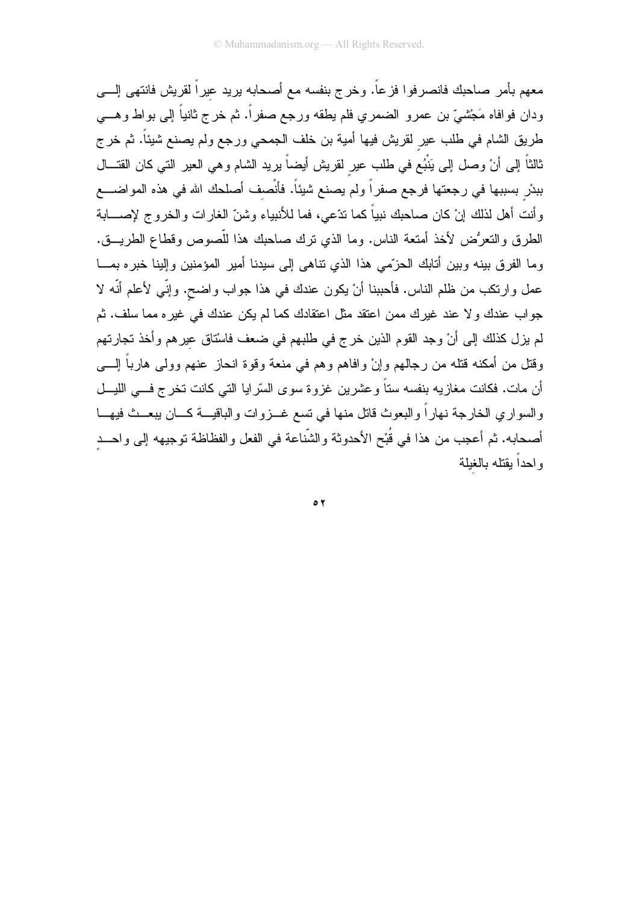معهم بأمر صاحبك فانصرفوا فزعاً. وخرج بنفسه مع أصحابه يريد عِيراً لقريش فانتهى إلى ودان فوافاه مَجْشيّ بن عمرو الضمري فلم يطقه ورجع صفراً. ثم خرج ثانياً إلى بواط وهي طريق الشام في طلب عيرٍ لقريش فيها أمية بن خلف الجمحي ورجع ولم يصنع شيئاً. ثم خرج ثالثاً إلى أنْ وصل إلى يَنْبُع في طلب عيرٍ لقريش أيضاً يريد الشام وهي العير التي كان القتال ببدْرٍ بسببها في رجعتها فرجع صفراً ولم يصنع شيئاً. فأنْصِف أصلحك الله في هذه المواضع وأنت أهل لذلك إنْ كان صاحبك نبياً كما تدّعي، فما للأنبياء وشنّ الغارات والخروج لإصابة الطرق والتعرُّض لأخذ أمتعة الناس. وما الذي ترك صاحبك هذا للّصوص وقطاع الطريق. وما الفرق بينه وبين أتابك الحزّمي هذا الذي تناهى إلى سيدنا أمير المؤمنين وإلينا خبره بما عمل وارتكب من ظلم الناس. فأحببنا أنْ يكون عندك في هذا جواب واضح. وإنّي لأعلم أنّه لا جواب عندك ولا عند غيرك ممن اعتقد مثل اعتقادك كما لم يكن عندك في غيره مما سلف. ثم لم يزل كذلك إلى أنْ وجد القوم الذين خرج في طلبهم في ضعف فاستاق عيرهم وأخذ تجارتهم وقتل من أمكنه قتله من رجالهم وإنْ وافاهم وهم في منعة وقوة انحاز عنهم وولى هارباً إلى أن مات. فكانت مغازيه بنفسه ستاً وعشرين غزوة سوى السّرايا التي كانت تخرج في الليل والسواري الخارجة نهاراً والبعوث قاتل منها في تسع غزوات والباقية كان يبعث فيها أصحابه. ثم أعجب من هذا في قُبْح الأحدوثة والشّناعة في الفعل والفظاظة توجيهه إلى واحدٍ واحداً يقتله بالغيلة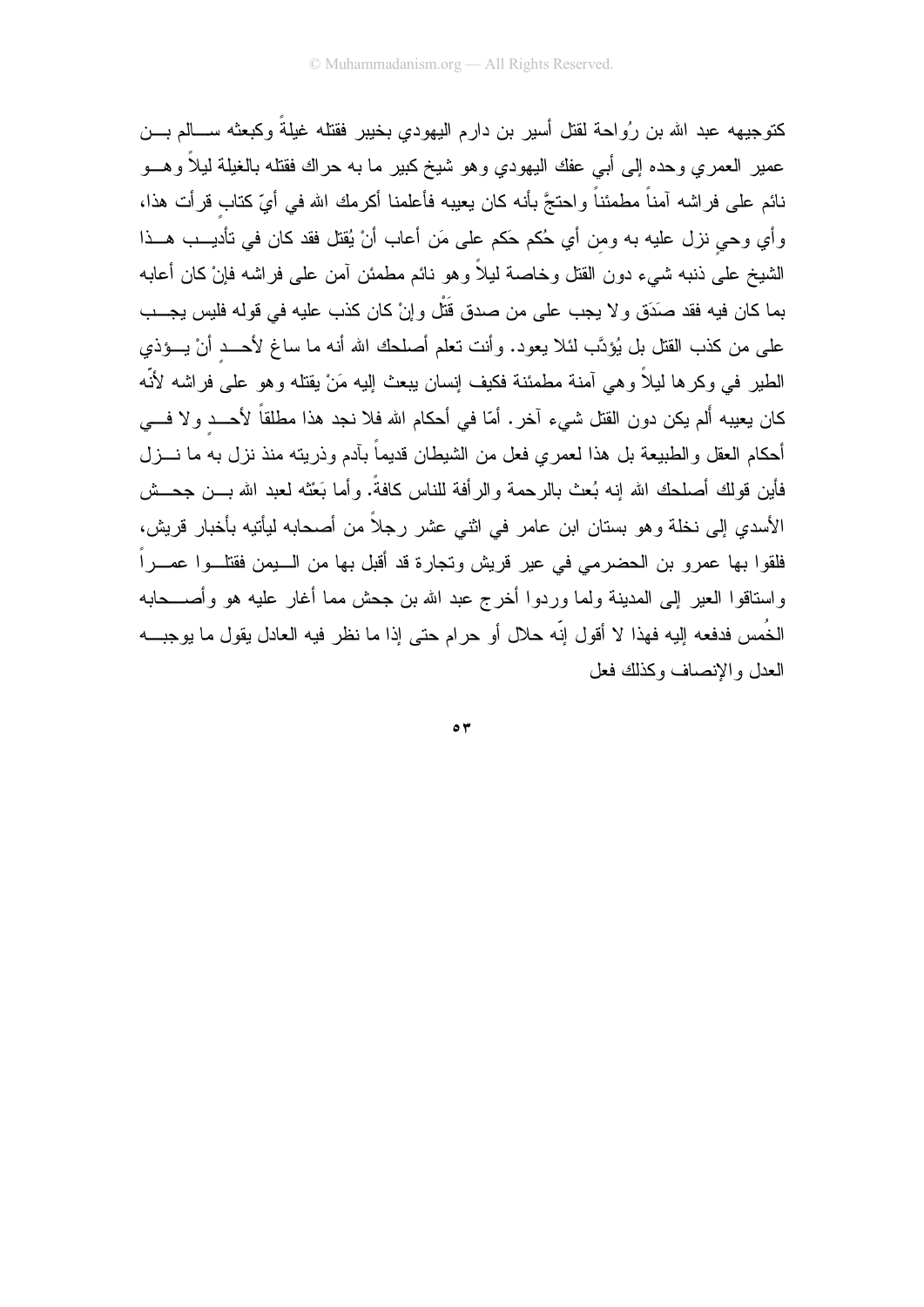كتوجيهه عبد الله بن رُواحة لقتل أسير بن دارم اليهودي بخيبر فقتله غيلةً وكبعثه سالم بن عمير العمري وحده إلى أبي عفك اليهودي وهو شيخ كبير ما به حراك فقتله بالغيلة ليلاً وهو نائم على فراشه آمناً مطمئناً واحتجَّ بأنه كان يعيبه فأعلمنا أكرمك الله في أيّ كتابٍ قرأت هذا، وأي وحيٍ نزل عليه به ومن أي حُكم حَكم على مَن أعاب أنْ يُقتل فقد كان في تأديب هذا الشيخ على ذنبه شيء دون القتل وخاصة ليلاً وهو نائم مطمئن آمن على فراشه فإنْ كان أعابه بما كان فيه فقد صَدَق ولا يجب على من صدق قَتْل وإنْ كان كذب عليه في قوله فليس يجب على من كذب القتل بل يُؤدَّب لئلا يعود. وأنت تعلم أصلحك الله أنه ما ساغ لأحدٍ أنْ يؤذي الطير في وكرها ليلاً وهي آمنة مطمئنة فكيف إنسان يبعث إليه مَنْ يقتله وهو على فراشه لأنّه كان يعيبه ألم يكن دون القتل شيء آخر. أمّا في أحكام الله فلا نجد هذا مطلقاً لأحدٍ ولا في أحكام العقل والطبيعة بل هذا لعمري فعل من الشيطان قديماً بآدم وذريته منذ نزل به ما نزل فأين قولك أصلحك الله إنه بُعث بالرحمة والرأفة للناس كافةً. وأما بَعْثه لعبد الله بن جحش الأسدي إلى نخلة وهو بستان ابن عامر في اثني عشر رجلاً من أصحابه ليأتيه بأخبار قريش، فلقوا بها عمرو بن الحضرمي في عير قريش وتجارة قد أقبل بها من اليمن فقتلوا عمراً واستاقوا العير إلى المدينة ولما وردوا أخرج عبد الله بن جحش مما أغار عليه هو وأصحابه الخُمس فدفعه إليه فهذا لا أقول إنّه حلال أو حرام حتى إذا ما نظر فيه العادل يقول ما يوجبه العدل والإنصاف وكذلك فعل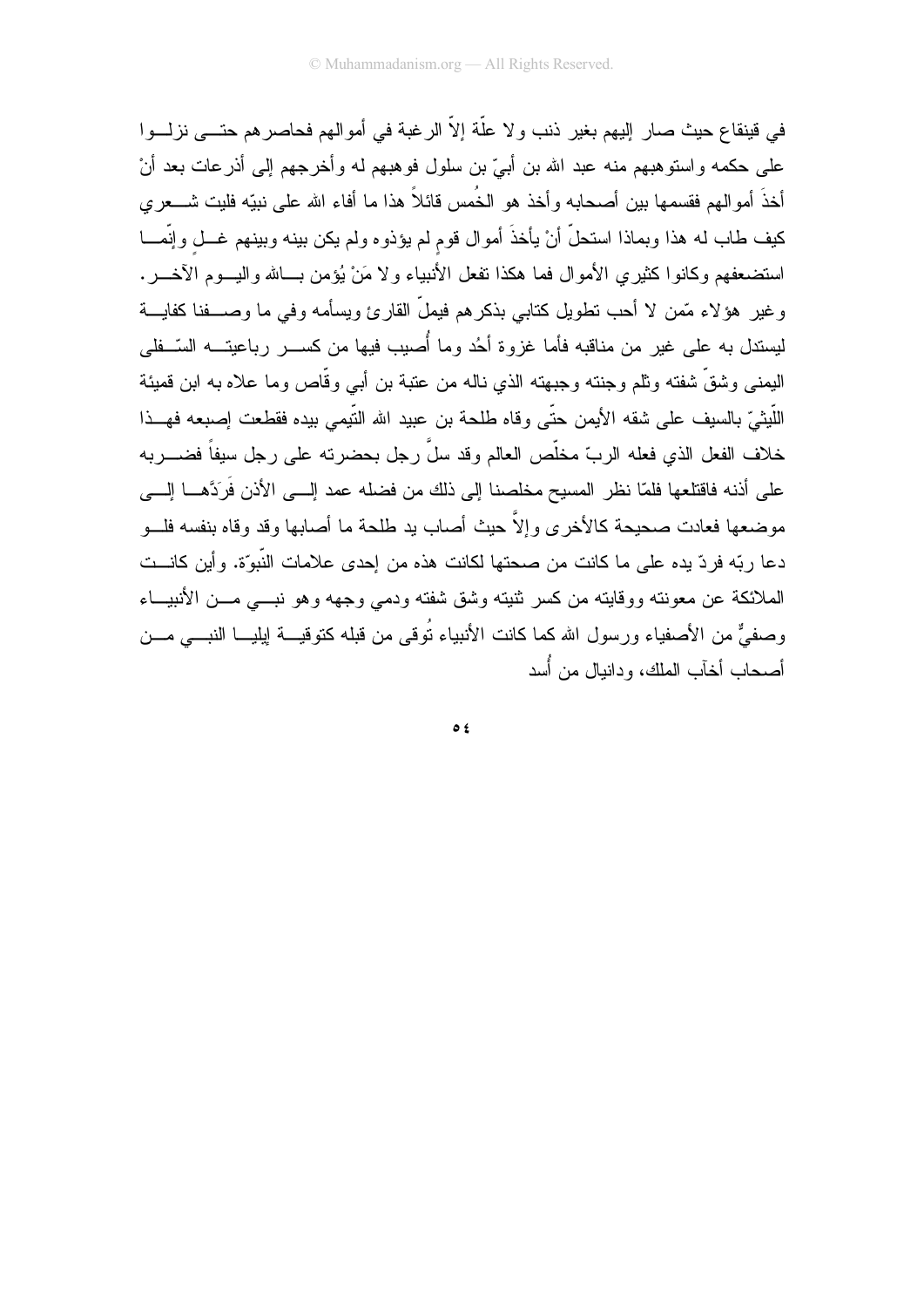في قينقاع حيث صار إليهم بغير ذنب ولا علّة إلاّ الرغبة في أموالهم فحاصرهم حتى نزلوا على حكمه واستوهبهم منه عبد الله بن أبيّ بن سلول فوهبهم له وأخرجهم إلى أذرعات بعد أنْ أخذَ أموالهم فقسمها بين أصحابه وأخذ هو الخُمس قائلاً هذا ما أفاء الله على نبيّه فليت شعري كيف طاب له هذا وبماذا استحلّ أنْ يأخذَ أموال قومٍ لم يؤذوه ولم يكن بينه وبينهم غلٍ وإنّما استضعفهم وكانوا كثيري الأموال فما هكذا تفعل الأنبياء ولا مَنْ يُؤمن بالله واليوم الآخر. وغير هؤلاء ممّن لا أحب تطويل كتابي بذكرهم فيملّ القارئ ويسأمه وفي ما وصفنا كفاية ليستدل به على غير من مناقبه فأما غزوة أحُد وما أُصيب فيها من كسر رباعيته السّفلى اليمنى وشقّ شفته وثلم وجنته وجبهته الذي ناله من عتبة بن أبي وقّاص وما علاه به ابن قميئة اللّيثيّ بالسيف على شقه الأيمن حتّى وقاه طلحة بن عبيد الله التّيمي بيده فقطعت إصبعه فهذا خلاف الفعل الذي فعله الربّ مخلّص العالم وقد سلَّ رجل بحضرته على رجل سيفاً فضربه على أذنه فاقتلعها فلمّا نظر المسيح مخلصنا إلى ذلك من فضله عمد إلى الأذن فَرَدَّها إلى موضعها فعادت صحيحة كالأخرى وإلاَّ حيث أصاب يد طلحة ما أصابها وقد وقاه بنفسه فلو دعا ربّه فردّ يده على ما كانت من صحتها لكانت هذه من إحدى علامات النّبوّة. وأين كانت الملائكة عن معونته ووقايته من كسر ثنيته وشق شفته ودمي وجهه وهو نبي من الأنبياء وصفيٌّ من الأصفياء ورسول الله كما كانت الأنبياء تُوقى من قبله كتوقية إيليا النبي من أصحاب أخآب الملك، ودانيال من أُسد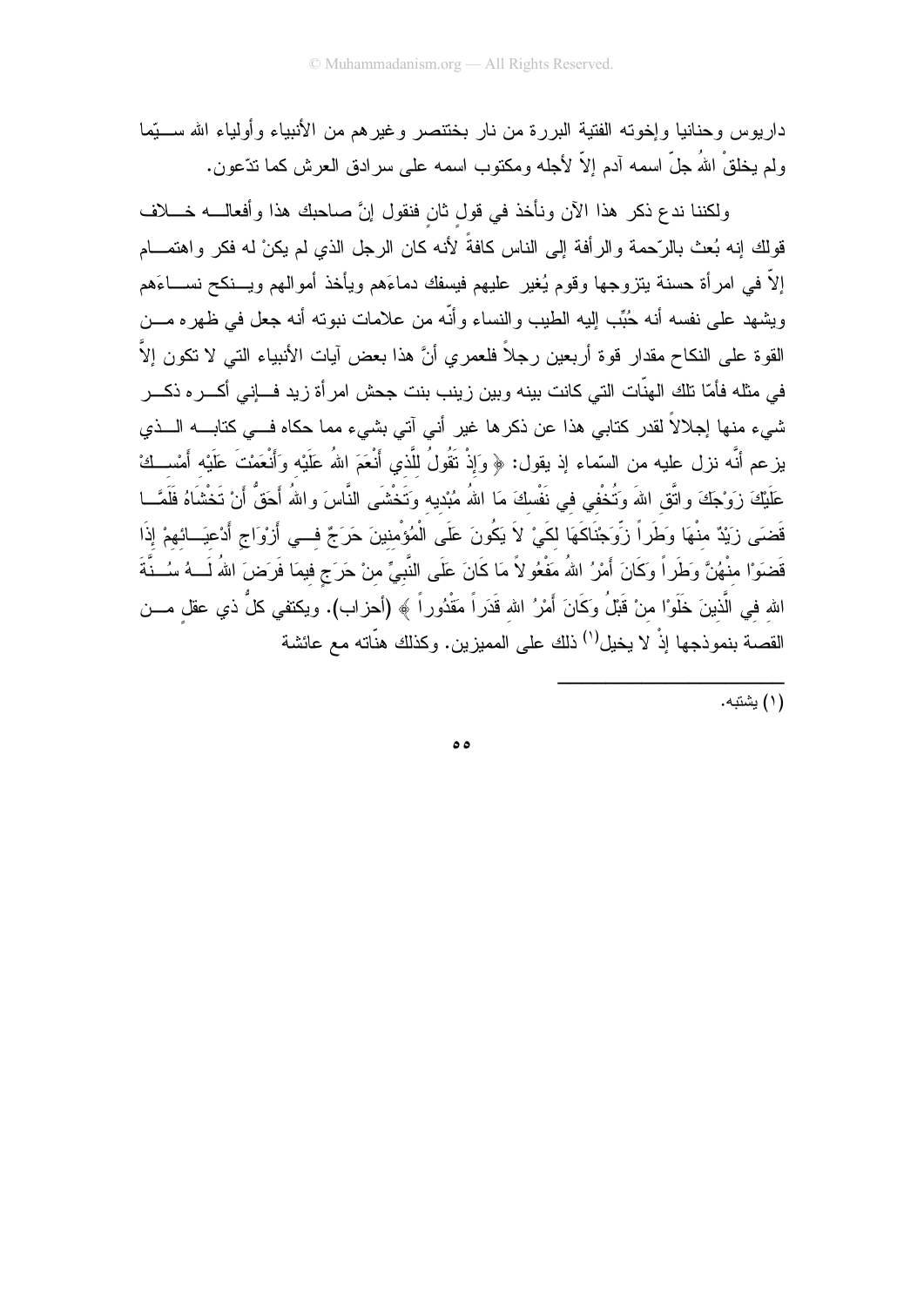داريوس وحنانيا وإخوته الفتية البررة من نار بختنصر وغيرهم من الأنبياء وأولياء الله سيّما ولم يخلقْ اللهُ جلّ اسمه آدم إلاّ لأجله ومكتوب اسمه على سرادق العرش كما تدّعون.

ولكننا ندع ذكر هذا الآن ونأخذ في قولٍ ثانٍ فنقول إنَّ صاحبك هذا وأفعاله خلاف قولك إنه بُعث بالرّحمة والرأفة إلى الناس كافةً لأنه كان الرجل الذي لم يكنْ له فكر واهتمام إلاّ في امرأة حسنة يتزوجها وقوم يُغير عليهم فيسفك دماءَهم ويأخذ أموالهم وينكح نساءَهم ويشهد على نفسه أنه حُبِّب إليه الطيب والنساء وأنّه من علامات نبوته أنه جعل في ظهره من القوة على النكاح مقدار قوة أربعين رجلاً فلعمري أنَّ هذا بعض آيات الأنبياء التي لا تكون إلاَّ في مثله فأمّا تلك الهنّات التي كانت بينه وبين زينب بنت جحش امرأة زيد فإني أكره ذكر شيء منها إجلالاً لقدر كتابي هذا عن ذكرها غير أني آتي بشيء مما حكاه في كتابه الذي يزعم أنَّه نزل عليه من السّماء إذ يقول: ﴿ وَإِذْ تَقُولُ لِلَّذِي أَنْعَمَ اللهُ عَلَيْهِ وَأَنْعَمْتَ عَلَيْهِ أَمْسِكْ عَلَيْكَ زَوْجَكَ واتَّقِ اللهَ وَتُخْفِي فِي نَفْسِكَ مَا اللهُ مُبْدِيهِ وَتَخْشَى النَّاسَ واللهُ أَحَقُّ أَنْ تَخْشَاهُ فَلَمَّا قَضَى زَيْدٌ مِنْهَا وَطَراً زَوَّجْنَاكَهَا لِكَيْ لاَ يَكُونَ عَلَى الْمُؤْمِنِينَ حَرَجٌ فِي أَزْوَاجِ أَدْعِيَائِهِمْ إِذَا قَضَوْا مِنْهُنَّ وَطَراً وَكَانَ أَمْرُ اللهِ مَفْعُولاً مَا كَانَ عَلَى النَّبِيِّ مِنْ حَرَجٍ فِيمَا فَرَضَ اللهُ لَهُ سُنَّةَ اللهِ فِي الَّذِينَ خَلَوْا مِنْ قَبْلُ وَكَانَ أَمْرُ اللهِ قَدَراً مَقْدُوراً ﴾ (أحزاب). ويكتفي كلُّ ذي عقلٍ من القصة بنموذجها إذْ لا يخيل[1] ذلك على المميزين. وكذلك هنّاته مع عائشة

---

(١) يشتبه.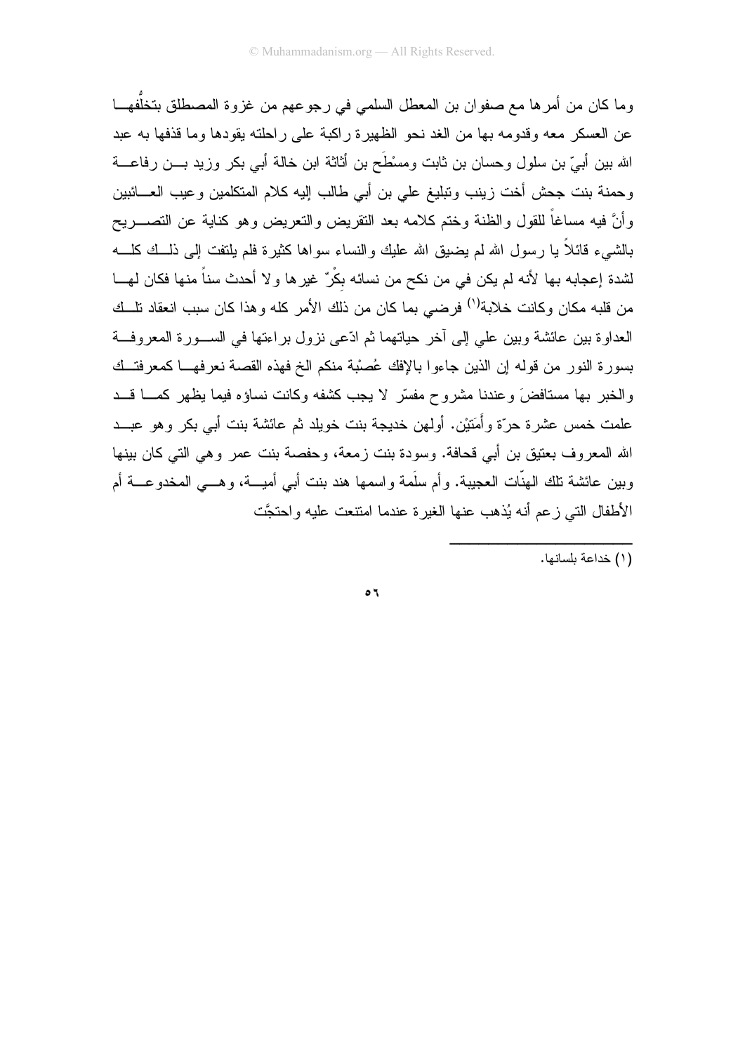وما كان من أمرها مع صفوان بن المعطل السلمي في رجوعهم من غزوة المصطلق بتخلُّفها عن العسكر معه وقدومه بها من الغد نحو الظهيرة راكبة على راحلته يقودها وما قذفها به عبد الله بين أُبيّ بن سلول وحسان بن ثابت ومسْطَح بن أثاثة ابن خالة أبي بكر وزيد بن رفاعة وحمنة بنت جحش أخت زينب وتبليغ علي بن أبي طالب إليه كلام المتكلمين وعيب العائبين وأنَّ فيه مساغاً للقول والظنة وختم كلامه بعد التقريض والتعريض وهو كناية عن التصريح بالشيء قائلاً يا رسول الله لم يضيق الله عليك والنساء سواها كثيرة فلم يلتفت إلى ذلك كله لشدة إعجابه بها لأنه لم يكن في من نكح من نسائه بِكْرٌ غيرها ولا أحدث سناً منها فكان لها من قلبه مكان وكانت خلابة[1] فرضي بما كان من ذلك الأمر كله وهذا كان سبب انعقاد تلك العداوة بين عائشة وبين علي إلى آخر حياتهما ثم ادّعى نزول براءتها في السورة المعروفة بسورة النور من قوله إن الذين جاءوا بالإفك عُصْبة منكم الخ فهذه القصة نعرفها كمعرفتك والخبر بها مستافضَ وعندنا مشروح مفسّر لا يجب كشفه وكانت نساؤه فيما يظهر كما قد علمت خمس عشرة حرّة وأَمَتيْن. أولهن خديجة بنت خويلد ثم عائشة بنت أبي بكر وهو عبد الله المعروف بعتيق بن أبي قحافة. وسودة بنت زمعة، وحفصة بنت عمر وهي التي كان بينها وبين عائشة تلك الهنّات العجيبة. وأم سلَمة واسمها هند بنت أبي أمية، وهي المخدوعة أم الأطفال التي زعم أنه يُذهب عنها الغيرة عندما امتنعت عليه واحتجَّت

---

(١) خداعة بلسانها.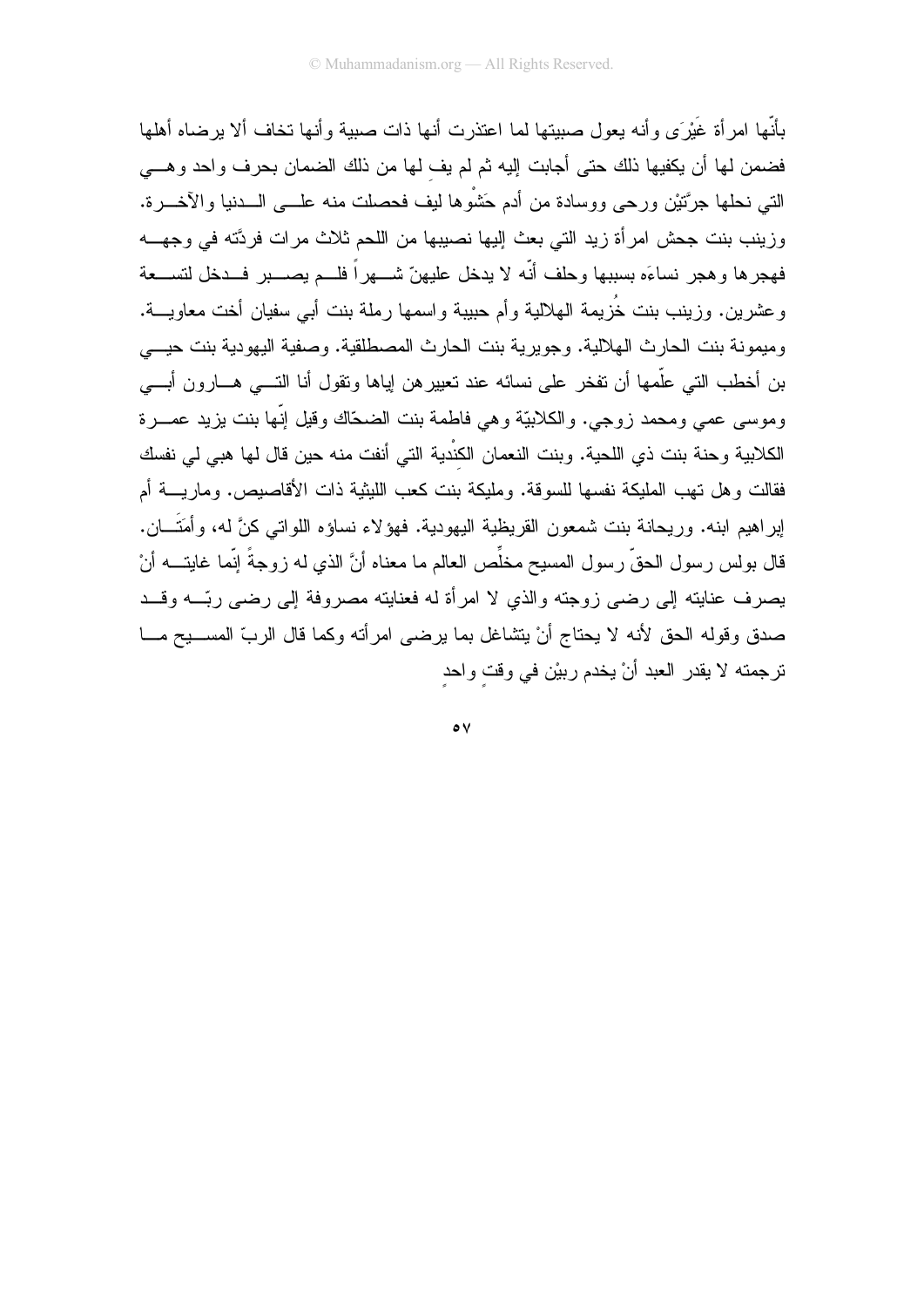بأنّها امرأة غَيْرَى وأنه يعول صبيتها لما اعتذرت أنها ذات صبية وأنها تخاف ألا يرضاه أهلها فضمن لها أن يكفيها ذلك حتى أجابت إليه ثم لم يفِ لها من ذلك الضمان بحرف واحد وهي التي نحلها جرَّتيْن ورحى ووسادة من أدم حَشْوها ليف فحصلت منه على الدنيا والآخرة. وزينب بنت جحش امرأة زيد التي بعث إليها نصيبها من اللحم ثلاث مرات فردَّته في وجهه فهجرها وهجر نساءَه بسببها وحلف أنّه لا يدخل عليهنّ شهراً فلم يصبر فدخل لتسعة وعشرين. وزينب بنت خُزيمة الهلالية وأم حبيبة واسمها رملة بنت أبي سفيان أخت معاوية. وميمونة بنت الحارث الهلالية. وجويرية بنت الحارث المصطلقية. وصفية اليهودية بنت حيي بن أخطب التي علّمها أن تفخر على نسائه عند تعييرهن إياها وتقول أنا التي هارون أبي وموسى عمي ومحمد زوجي. والكلابيّة وهي فاطمة بنت الضحّاك وقيل إنّها بنت يزيد عمرة الكلابية وحنة بنت ذي اللحية. وبنت النعمان الكِنْدية التي أنفت منه حين قال لها هبي لي نفسك فقالت وهل تهب المليكة نفسها للسوقة. ومليكة بنت كعب الليثية ذات الأقاصيص. ومارية أم إبراهيم ابنه. وريحانة بنت شمعون القريظية اليهودية. فهؤلاء نساؤه اللواتي كنَّ له، وأَمَتَان. قال بولس رسول الحقّ رسول المسيح مخلِّص العالم ما معناه أنَّ الذي له زوجةً إنّما غايته أنْ يصرف عنايته إلى رضى زوجته والذي لا امرأة له فعنايته مصروفة إلى رضى ربّه وقد صدق وقوله الحق لأنه لا يحتاج أنْ يتشاغل بما يرضى امرأته وكما قال الربّ المسيح ما ترجمته لا يقدر العبد أنْ يخدم ربيْن في وقتٍ واحدٍ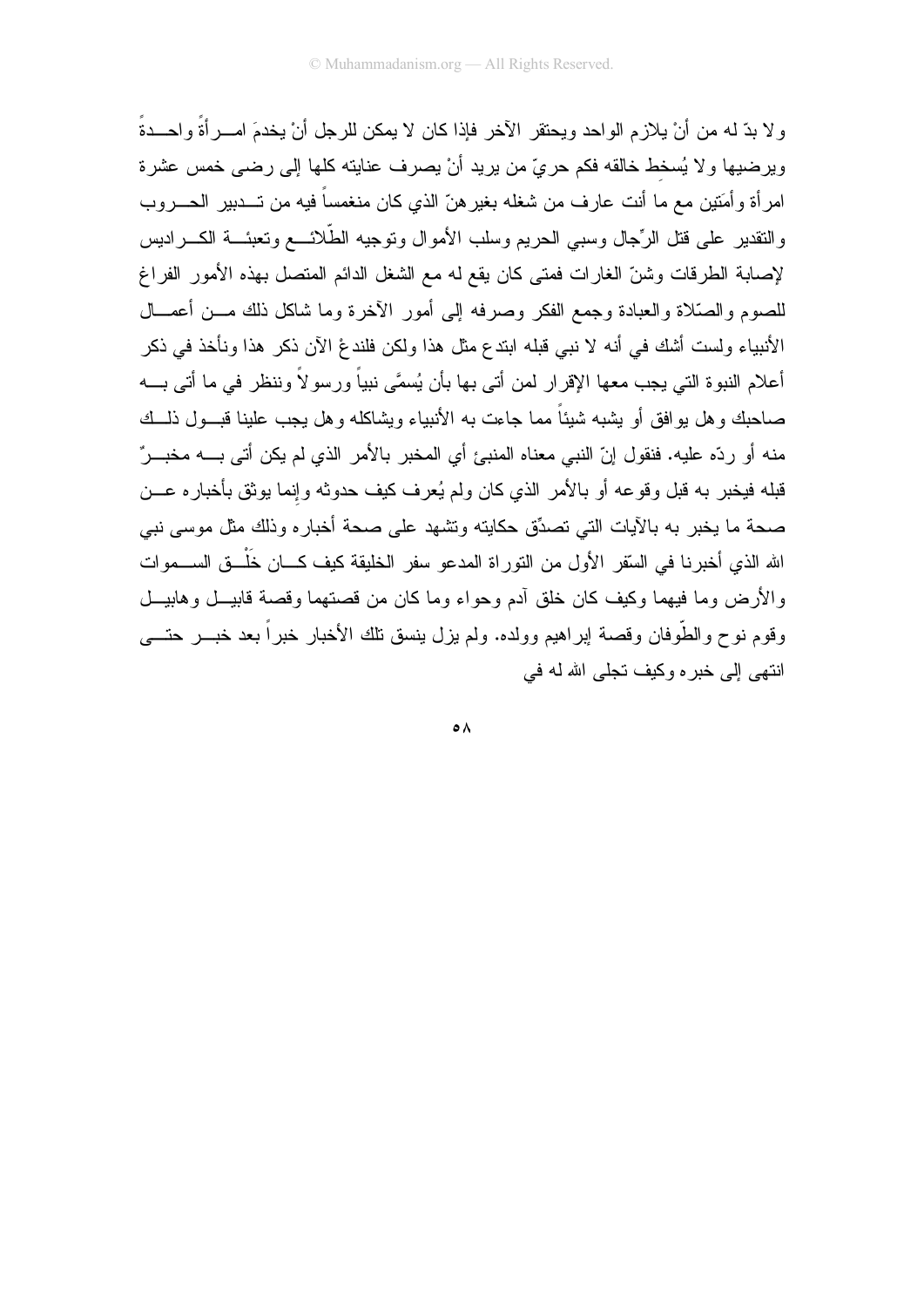ولا بدّ له من أنْ يلازم الواحد ويحتقر الآخر فإذا كان لا يمكن للرجل أنْ يخدمَ امــرأةً واحــدةً ويرضيها ولا يُسخِط خالقه فكم حريّ من يريد أنْ يصرف عنايته كلها إلى رضى خمس عشرة امرأة وأَمَتين مع ما أنت عارف من شغله بغيرهنّ الذي كان منغمساً فيه من تــدبير الحــروب والتقدير على قتل الرِّجال وسبي الحريم وسلب الأموال وتوجيه الطّلائــع وتعبئــة الكــراديس لإصابة الطرقات وشنّ الغارات فمتى كان يقع له مع الشغل الدائم المتصل بهذه الأمور الفراغ للصوم والصّلاة والعبادة وجمع الفكر وصرفه إلى أمور الآخرة وما شاكل ذلك مــن أعمــال الأنبياء ولست أشك في أنه لا نبي قبله ابتدع مثل هذا ولكن فلندعْ الآن ذكر هذا ونأخذ في ذكر أعلام النبوة التي يجب معها الإقرار لمن أتى بها بأن يُسمَّى نبياً ورسولاً وننظر في ما أتى بــه صاحبك وهل يوافق أو يشبه شيئاً مما جاءت به الأنبياء ويشاكله وهل يجب علينا قبــول ذلــك منه أو ردّه عليه. فنقول إنّ النبي معناه المنبئ أي المخبر بالأمر الذي لم يكن أتى بــه مخبــرٌ قبله فيخبر به قبل وقوعه أو بالأمر الذي كان ولم يُعرف كيف حدوثه وإنما يوثق بأخباره عــن صحة ما يخبر به بالآيات التي تصدِّق حكايته وتشهد على صحة أخباره وذلك مثل موسى نبي الله الذي أخبرنا في السّفر الأول من التوراة المدعو سفر الخليقة كيف كــان خَلْــق الســموات والأرض وما فيهما وكيف كان خلق آدم وحواء وما كان من قصتهما وقصة قابيــل وهابيــل وقوم نوح والطّوفان وقصة إبراهيم وولده. ولم يزل ينسق تلك الأخبار خبراً بعد خبــر حتــى انتهى إلى خبره وكيف تجلى الله له في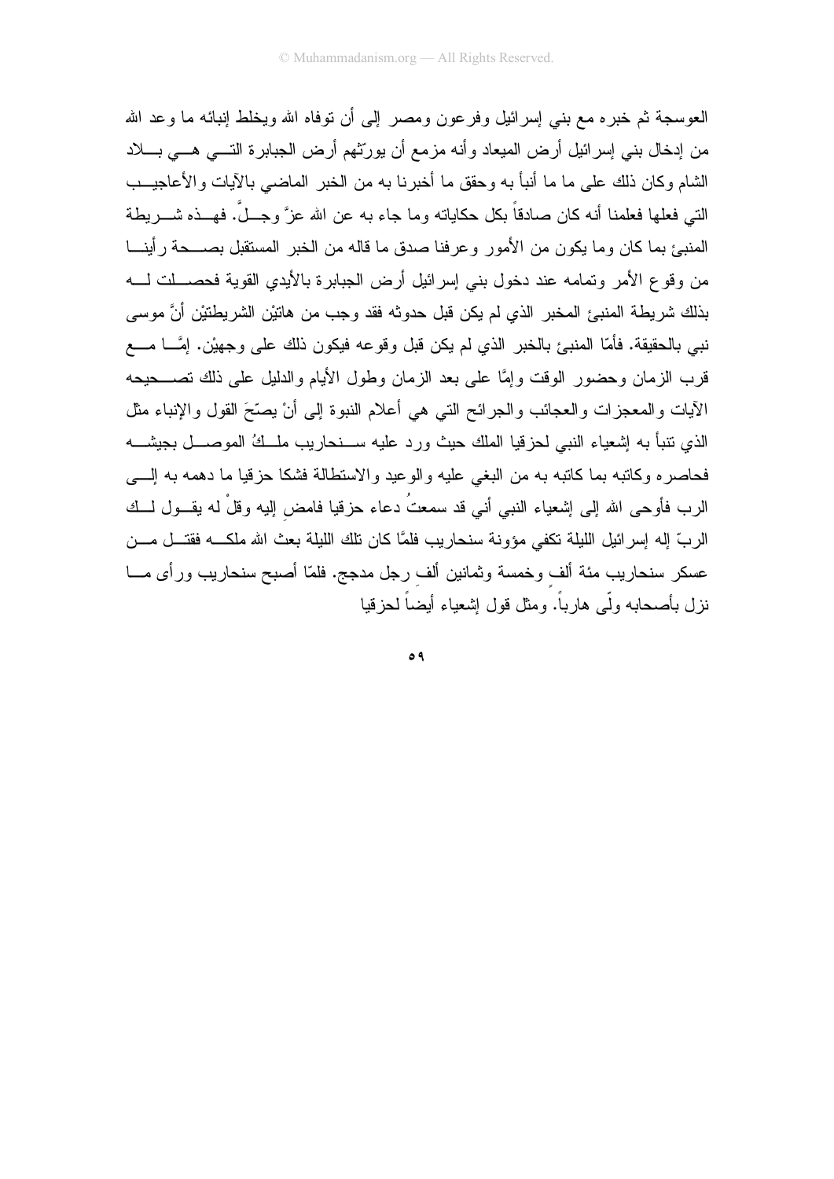العوسجة ثم خبره مع بني إسرائيل وفرعون ومصر إلى أن توفاه الله ويخلط إنبائه ما وعد الله من إدخال بني إسرائيل أرض الميعاد وأنه مزمع أن يورّثهم أرض الجبابرة التي هي بلاد الشام وكان ذلك على ما ما أنبأ به وحقق ما أخبرنا به من الخبر الماضي بالآيات والأعاجيب التي فعلها فعلمنا أنه كان صادقاً بكل حكاياته وما جاء به عن الله عزَّ وجلَّ. فهذه شريطة المنبئ بما كان وما يكون من الأمور وعرفنا صدق ما قاله من الخبر المستقبل بصحة رأينا من وقوع الأمر وتمامه عند دخول بني إسرائيل أرض الجبابرة بالأيدي القوية فحصلت له بذلك شريطة المنبئ المخبر الذي لم يكن قبل حدوثه فقد وجب من هاتيْن الشريطتيْن أنَّ موسى نبي بالحقيقة. فأمّا المنبئ بالخبر الذي لم يكن قبل وقوعه فيكون ذلك على وجهيْن. إمَّا مع قرب الزمان وحضور الوقت وإمَّا على بعد الزمان وطول الأيام والدليل على ذلك تصحيحه الآيات والمعجزات والعجائب والجرائح التي هي أعلام النبوة إلى أنْ يصحّ القول والإنباء مثل الذي تنبأ به إشعياء النبي لحزقيا الملك حيث ورد عليه سنحاريب ملكُ الموصل بجيشه فحاصره وكاتبه بما كاتبه به من البغي عليه والوعيد والاستطالة فشكا حزقيا ما دهمه به إلى الرب فأوحى الله إلى إشعياء النبي أني قد سمعتُ دعاء حزقيا فامضِ إليه وقلْ له يقول لك الربّ إله إسرائيل الليلة تكفي مؤونة سنحاريب فلمَّا كان تلك الليلة بعث الله ملكه فقتل من عسكر سنحاريب مئة ألف وخمسة وثمانين ألفِ رجل مدجج. فلمّا أصبح سنحاريب ورأى ما نزل بأصحابه ولّى هارباً. ومثل قول إشعياء أيضاً لحزقيا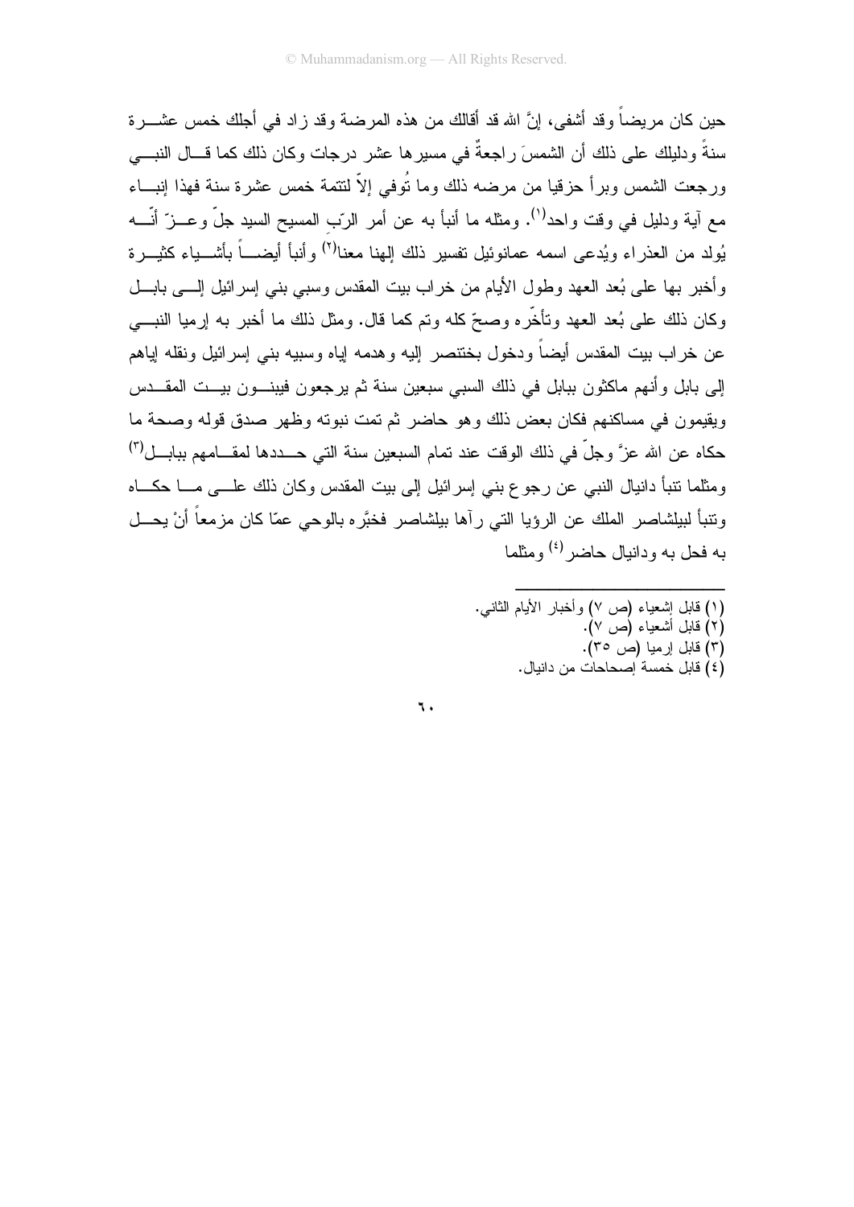حين كان مريضاً وقد أشفى، إنَّ الله قد أقالك من هذه المرضة وقد زاد في أجلك خمس عشرة سنةً ودليلك على ذلك أن الشمسَ راجعةٌ في مسيرها عشر درجات وكان ذلك كما قال النبي ورجعت الشمس وبرأ حزقيا من مرضه ذلك وما تُوفي إلاّ لتتمة خمس عشرة سنة فهذا إنباء مع آية ودليل في وقت واحد[١]. ومثله ما أنبأ به عن أمر الرّب المسيح السيد جلّ وعزّ أنّه يُولد من العذراء ويُدعى اسمه عمانوئيل تفسير ذلك إلهنا معنا[٢] وأنبأ أيضاً بأشياء كثيرة وأخبر بها على بُعد العهد وطول الأيام من خراب بيت المقدس وسبي بني إسرائيل إلى بابل وكان ذلك على بُعد العهد وتأخّره وصحّ كله وتم كما قال. ومثل ذلك ما أخبر به إرميا النبي عن خراب بيت المقدس أيضاً ودخول بختنصر إليه وهدمه إياه وسبيه بني إسرائيل ونقله إياهم إلى بابل وأنهم ماكثون ببابل في ذلك السبي سبعين سنة ثم يرجعون فيبنون بيت المقدس ويقيمون في مساكنهم فكان بعض ذلك وهو حاضر ثم تمت نبوته وظهر صدق قوله وصحة ما حكاه عن الله عزَّ وجلّ في ذلك الوقت عند تمام السبعين سنة التي حددها لمقامهم ببابل[٣] ومثلما تنبأ دانيال النبي عن رجوع بني إسرائيل إلى بيت المقدس وكان ذلك على ما حكاه وتنبأ لبيلشاصر الملك عن الرؤيا التي رآها بيلشاصر فخبَّره بالوحي عمّا كان مزمعاً أنْ يحل به فحل به ودانيال حاضر[٤] ومثلما

---

(١) قابل إشعياء (ص ٧) وأخبار الأيام الثاني.
(٢) قابل أشعياء (ص ٧).
(٣) قابل إرميا (ص ٣٥).
(٤) قابل خمسة إصحاحات من دانيال.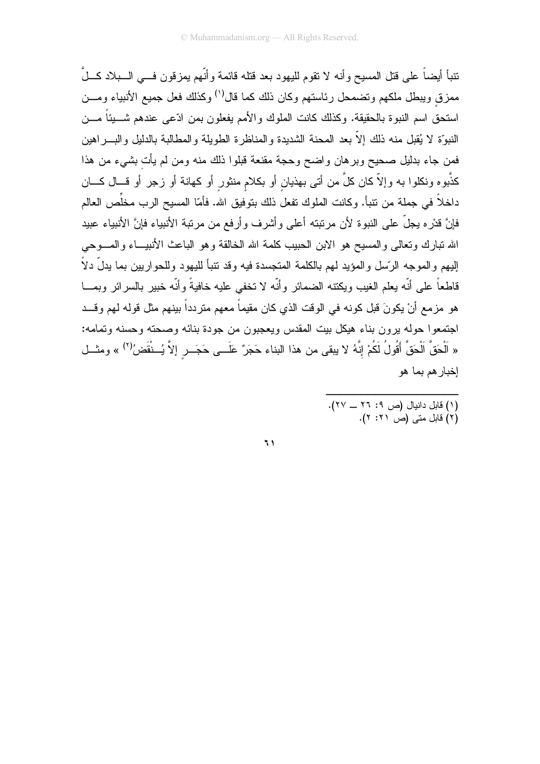تنبأ أيضاً على قتل المسيح وأنه لا تقوم لليهود بعد قتله قائمة وأنّهم يمزقون في البلاد كلَّ ممزقٍ ويبطل ملكهم وتضمحل رئاستهم وكان ذلك كما قال[1] وكذلك فعل جميع الأنبياء ومن استحقّ اسم النبوة بالحقيقة. وكذلك كانت الملوك والأمم يفعلون بمن ادّعى عندهم شيئاً من النبوّة لا يُقبل منه ذلك إلاّ بعد المحنة الشديدة والمناظرة الطويلة والمطالبة بالدليل والبراهين فمن جاء بدليل صحيح وبرهان واضح وحجة مقنعة قبلوا ذلك منه ومن لم يأتِ بشيء من هذا كذَّبوه ونكلوا به وإلاّ كان كلُّ من أتى بهذيانٍ أو بكلامٍ منثورٍ أو كهانة أو زجر أو قال كان داخلاً في جملة من تنبأ. وكانت الملوك تفعل ذلك بتوفيق الله. فأمّا المسيح الرب مخلِّص العالم فإنَّ قدْره يجلّ على النبوة لأن مرتبته أعلى وأشرف وأرفع من مرتبة الأنبياء فإنَّ الأنبياء عبيد الله تبارك وتعالى والمسيح هو الابن الحبيب كلمة الله الخالقة وهو الباعث الأنبياء والموحي إليهم والموجه الرّسل والمؤيد لهم بالكلمة المتجسدة فيه وقد تنبأ لليهود وللحواريين بما يدلّ دلاً قاطعاً على أنّه يعلم الغيب ويكتنه الضمائر وأنّه لا تخفى عليه خافيةً وأنّه خبير بالسرائر وبما هو مزمع أنْ يكونَ قبل كونه في الوقت الذي كان مقيماً معهم متردداً بينهم مثل قوله لهم وقد اجتمعوا حوله يرون بناء هيكل بيت المقدس ويعجبون من جودة بنائه وصحته وحسنه وتمامه: « اَلْحَقَّ اَلْحَقَّ أَقُولُ لَكُمْ إِنَّهُ لا يبقى من هذا البناء حَجَرٌ عَلَى حَجَرٍ إلاَّ يُنْقَضُ[2] » ومثل إخبارهم بما هو

---

(١) قابل دانيال (ص ٩: ٢٦ ــ ٢٧).

(٢) قابل متى (ص ٢١: ٢).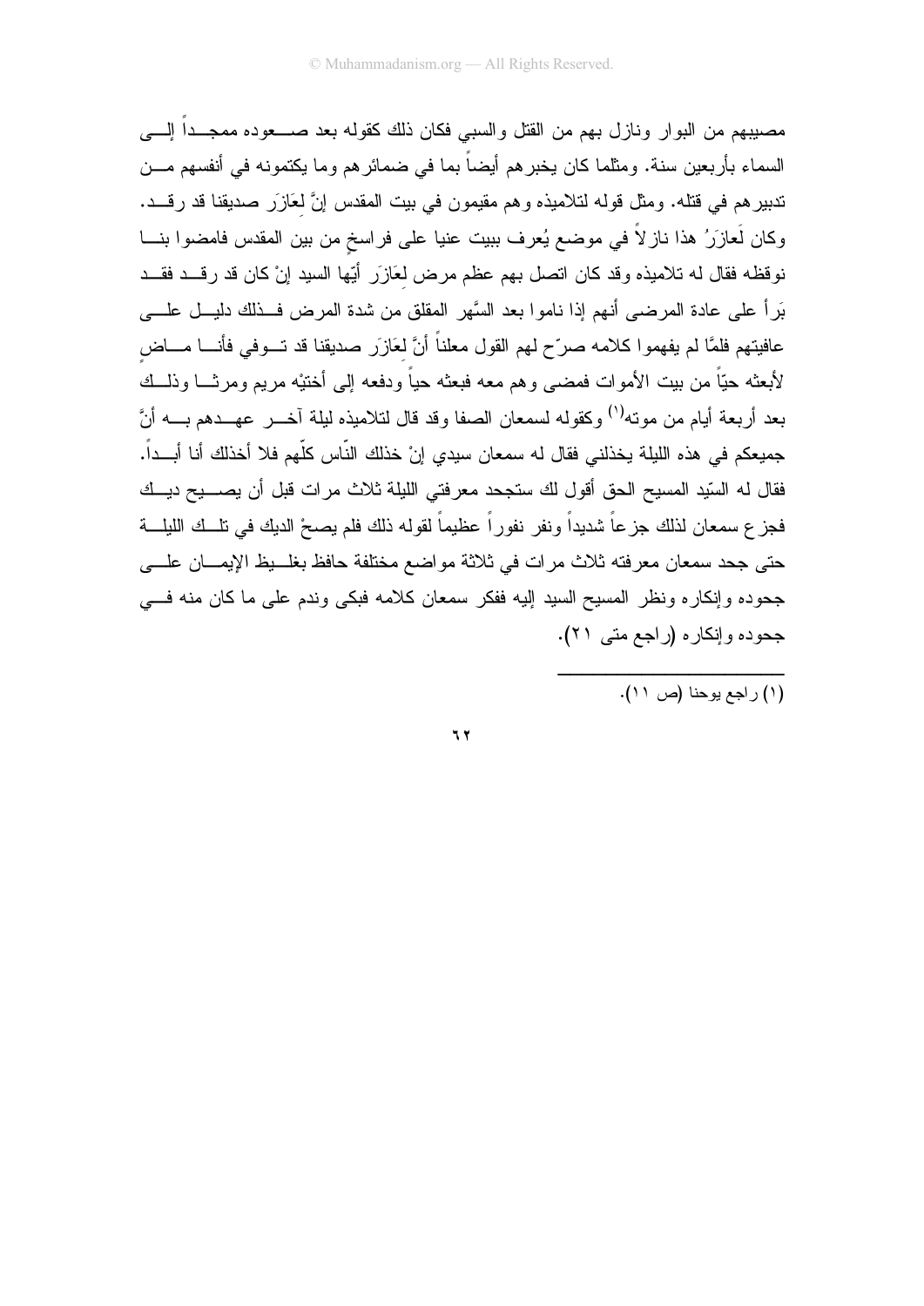مصيبيهم من البوار ونازل بهم من القتل والسبي فكان ذلك كقوله بعد صعوده ممجداً إلى السماء بأربعين سنة. ومثلما كان يخبرهم أيضاً بما في ضمائرهم وما يكتمونه في أنفسهم من تدبيرهم في قتله. ومثل قوله لتلاميذه وهم مقيمون في بيت المقدس إنَّ لعَازَر صديقنا قد رقد. وكان لَعازَرُ هذا نازلاً في موضع يُعرف ببيت عنيا على فراسخٍ من بين المقدس فامضوا بنا نوقظه فقال له تلاميذه وقد كان اتصل بهم عظم مرض لعَازَر أيّها السيد إنْ كان قد رقد فقد بَرأ على عادة المرضى أنهم إذا ناموا بعد السَّهر المقلق من شدة المرض فذلك دليل على عافيتهم فلمَّا لم يفهموا كلامه صرّح لهم القول معلناً أنَّ لعَازَر صديقنا قد توفي فأنا ماضٍ لأبعثه حيّاً من بيت الأموات فمضى وهم معه فبعثه حياً ودفعه إلى أختيْه مريم ومرثا وذلك بعد أربعة أيام من موته[1] وكقوله لسمعان الصفا وقد قال لتلاميذه ليلة آخر عهدهم به أنَّ جميعكم في هذه الليلة يخذلني فقال له سمعان سيدي إنْ خذلك النّاس كلّهم فلا أخذلك أنا أبداً. فقال له السّيد المسيح الحق أقول لك ستجحد معرفتي الليلة ثلاث مرات قبل أن يصيح ديك فجزع سمعان لذلك جزعاً شديداً ونفر نفوراً عظيماً لقوله ذلك فلم يصحْ الديك في تلك الليلة حتى جحد سمعان معرفته ثلاث مرات في ثلاثة مواضع مختلفة حافظ بغليظ الإيمان على جحوده وإنكاره ونظر المسيح السيد إليه ففكر سمعان كلامه فبكى وندم على ما كان منه في جحوده وإنكاره (راجع متى ٢١).

---

(١) راجع يوحنا (ص ١١).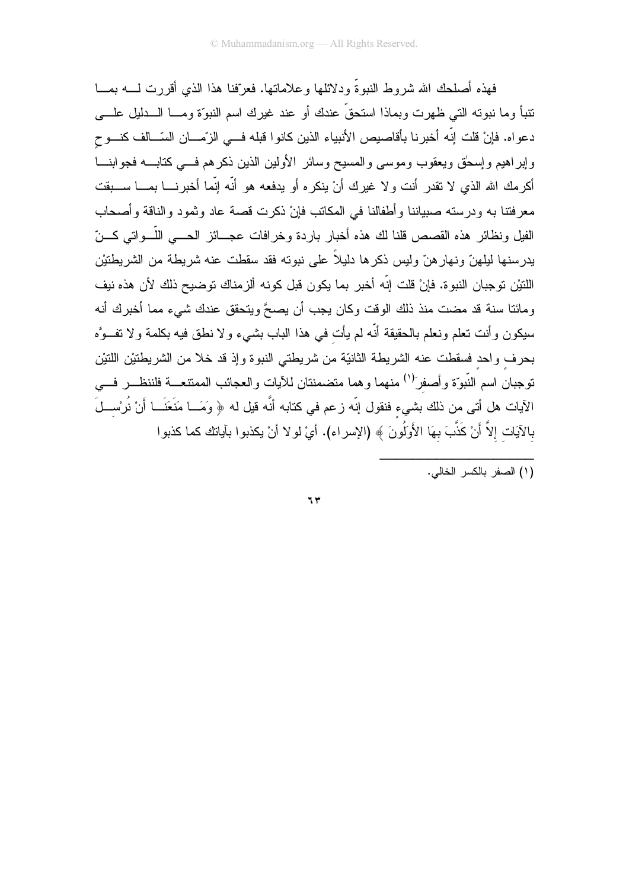فهذه أصلحك الله شروط النبوةً ودلائلها وعلاماتها. فعرّفنا هذا الذي أقررت لــه بمــا تنبأ وما نبوته التي ظهرت وبماذا استحقّ عندك أو عند غيرك اسم النبوّة ومــا الــدليل علــى دعواه. فإنْ قلت إنّه أخبرنا بأقاصيص الأنبياء الذين كانوا قبله فــي الزّمــان السّــالف كنــوحٍ وإبراهيم وإسحٰق ويعقوب وموسى والمسيح وسائر الأولين الذين ذكرهم فــي كتابــه فجوابنــا أكرمك الله الذي لا تقدر أنت ولا غيرك أنْ ينكره أو يدفعه هو أنّه إنّما أخبرنــا بمــا ســبقت معرفتنا به ودرسته صبياننا وأطفالنا في المكاتب فإنْ ذكرت قصة عاد وثمود والناقة وأصحاب الفيل ونظائر هذه القصص قلنا لك هذه أخبار باردة وخرافات عجــائز الحــي اللّــواتي كــنّ يدرسنها ليلهنّ ونهارهنّ وليس ذكرها دليلاً على نبوته فقد سقطت عنه شريطة من الشريطتيْن اللتيْن توجبان النبوة. فإنْ قلت إنّه أخبر بما يكون قبل كونه ألزمناك توضيح ذلك لأن هذه نيف ومائتا سنة قد مضت منذ ذلك الوقت وكان يجب أن يصحَّ ويتحقق عندك شيء مما أخبرك أنه سيكون وأنت تعلم ونعلم بالحقيقة أنّه لم يأتِ في هذا الباب بشيء ولا نطق فيه بكلمة ولا تفــوَّه بحرفٍ واحدٍ فسقطت عنه الشريطة الثانيّة من شريطتي النبوة وإذ قد خلا من الشريطتيْن اللتيْن توجبان اسم النّبوّة وأصفرَ[1] منهما وهما متضمنتان للآيات والعجائب الممتنعــة فلننظــر فــي الآيات هل أتى من ذلك بشيءٍ فنقول إنّه زعم في كتابه أنَّه قيل له ﴿ وَمَــا مَنَعَنَــا أَنْ نُرْسِــلَ بِالآيَاتِ إِلاَّ أَنْ كَذَّبَ بِهَا الأَوَّلُونَ ﴾ (الإسراء). أيْ لولا أنْ يكذبوا بآياتك كما كذبوا

---

(١) الصفر بالكسر الخالي.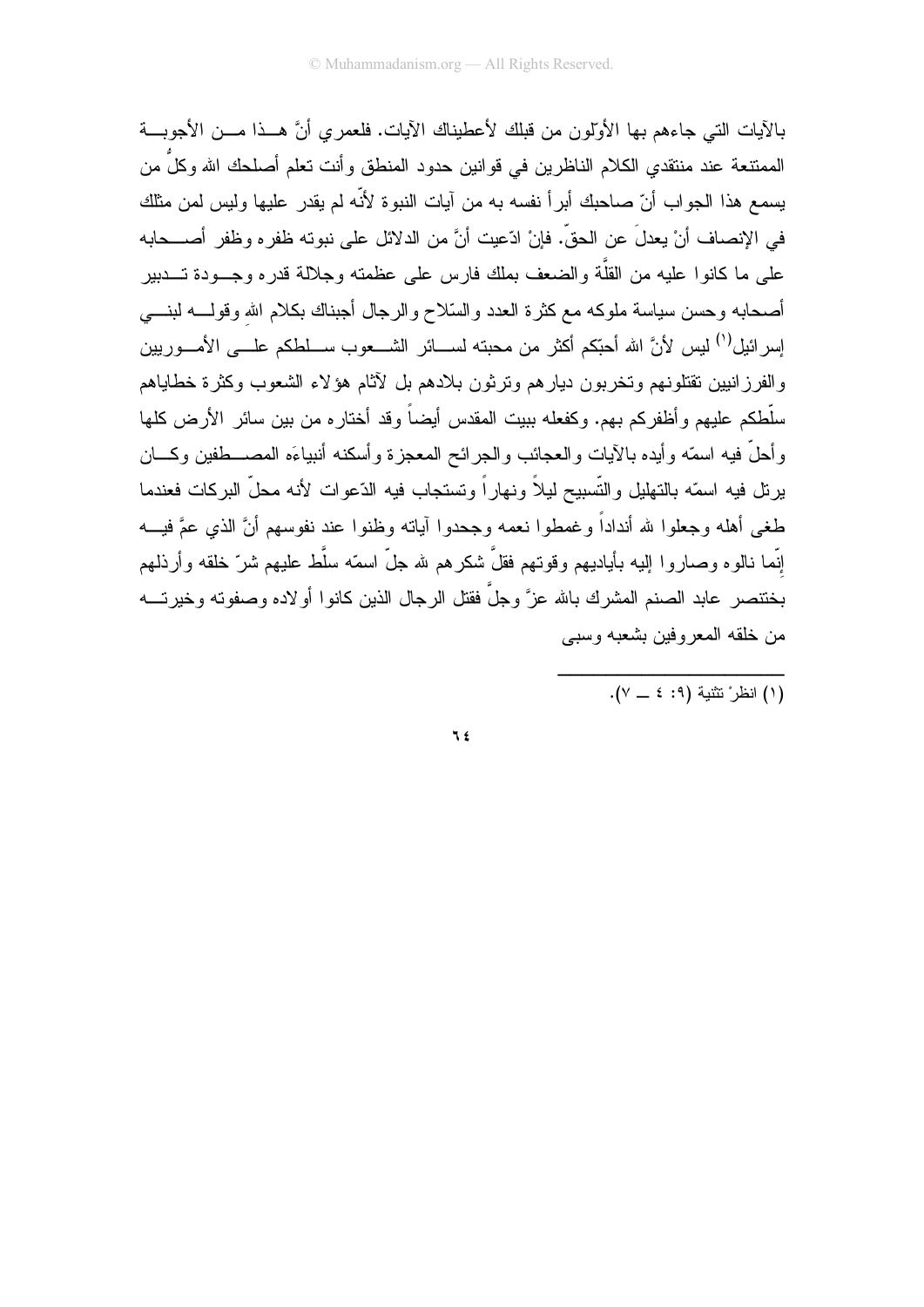بالآيات التي جاءهم بها الأوّلون من قبلك لأعطيناك الآيات. فلعمري أنَّ هـذا مـن الأجوبـة الممتنعة عند منتقدي الكلام الناظرين في قوانين حدود المنطق وأنت تعلم أصلحك الله وكلُّ من يسمع هذا الجواب أنّ صاحبك أبرأ نفسه به من آيات النبوة لأنّه لم يقدر عليها وليس لمن مثلك في الإنصاف أنْ يعدلَ عن الحقّ. فإنْ ادّعيت أنَّ من الدلائل على نبوته ظفره وظفر أصـحابه على ما كانوا عليه من القلّة والضعف بملك فارس على عظمته وجلالة قدره وجـودة تـدبير أصحابه وحسن سياسة ملوكه مع كثرة العدد والسّلاح والرجال أجبناك بكلام الله وقولـه لبنـي إسرائيل[1] ليس لأنَّ الله أحبّكم أكثر من محبته لسـائر الشـعوب سـلطكم علـى الأمـوريين والفرزانيين تقتلونهم وتخربون ديارهم وترثون بلادهم بل لآثام هؤلاء الشعوب وكثرة خطاياهم سلّطكم عليهم وأظفركم بهم. وكفعله ببيت المقدس أيضاً وقد أختاره من بين سائر الأرض كلها وأحلّ فيه اسمّه وأيده بالآيات والعجائب والجرائح المعجزة وأسكنه أنبياءَه المصـطفين وكـان يرتل فيه اسمّه بالتهليل والتّسبيح ليلاً ونهاراً وتستجاب فيه الدّعوات لأنه محلّ البركات فعندما طغى أهله وجعلوا لله أنداداً وغمطوا نعمه وجحدوا آياته وظنوا عند نفوسهم أنَّ الذي عمَّ فيـه إنّما نالوه وصاروا إليه بأياديهم وقوتهم فقلَّ شكرهم لله جلّ اسمّه سلَّط عليهم شرّ خلقه وأرذلهم بختنصر عابد الصنم المشرك بالله عزَّ وجلَّ فقتل الرجال الذين كانوا أولاده وصفوته وخيرتـه من خلقه المعروفين بشعبه وسبى

---

(١) انظرْ تثنية (٩: ٤ ــ ٧).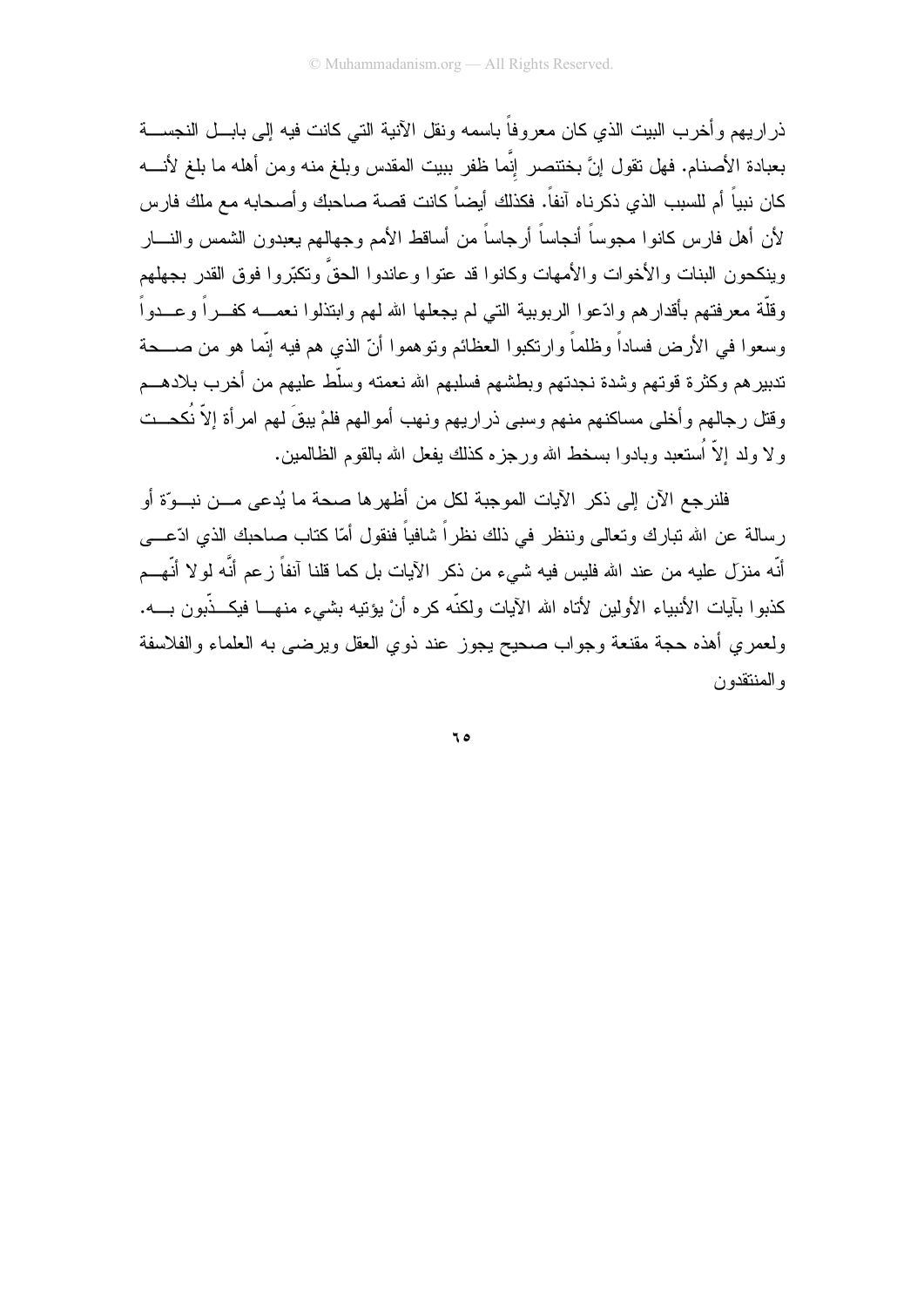ذراريهم وأخرب البيت الذي كان معروفاً باسمه ونقل الآنية التي كانت فيه إلى بابل النجسة بعبادة الأصنام. فهل تقول إنَّ بختنصر إنَّما ظفر ببيت المقدس وبلغ منه ومن أهله ما بلغ لأنه كان نبياً أم للسبب الذي ذكرناه آنفاً. فكذلك أيضاً كانت قصة صاحبك وأصحابه مع ملك فارس لأن أهل فارس كانوا مجوساً أنجاساً أرجاساً من أساقط الأمم وجهالهم يعبدون الشمس والنار وينكحون البنات والأخوات والأمهات وكانوا قد عتوا وعاندوا الحقَّ وتكبّروا فوق القدر بجهلهم وقلّة معرفتهم بأقدارهم وادّعوا الربوبية التي لم يجعلها الله لهم وابتذلوا نعمه كفراً وعدواً وسعوا في الأرض فساداً وظلماً وارتكبوا العظائم وتوهموا أنّ الذي هم فيه إنّما هو من صحة تدبيرهم وكثرة قوتهم وشدة نجدتهم وبطشهم فسلبهم الله نعمته وسلّط عليهم من أخرب بلادهم وقتل رجالهم وأخلى مساكنهم منهم وسبى ذراريهم ونهب أموالهم فلمْ يبقَ لهم امرأة إلاّ نُكحت ولا ولد إلاّ اُستعبد وبادوا بسخط الله ورجزه كذلك يفعل الله بالقوم الظالمين.

فلنرجع الآن إلى ذكر الآيات الموجبة لكل من أظهرها صحة ما يُدعى من نبوّة أو رسالة عن الله تبارك وتعالى وننظر في ذلك نظراً شافياً فنقول أمّا كتاب صاحبك الذي ادّعى أنّه منزَل عليه من عند الله فليس فيه شيء من ذكر الآيات بل كما قلنا آنفاً زعم أنَّه لولا أنّهم كذبوا بآيات الأنبياء الأولين لأتاه الله الآيات ولكنّه كره أنْ يؤتيه بشيء منها فيكذّبون به. ولعمري أهذه حجة مقنعة وجواب صحيح يجوز عند ذوي العقل ويرضى به العلماء والفلاسفة والمنتقدون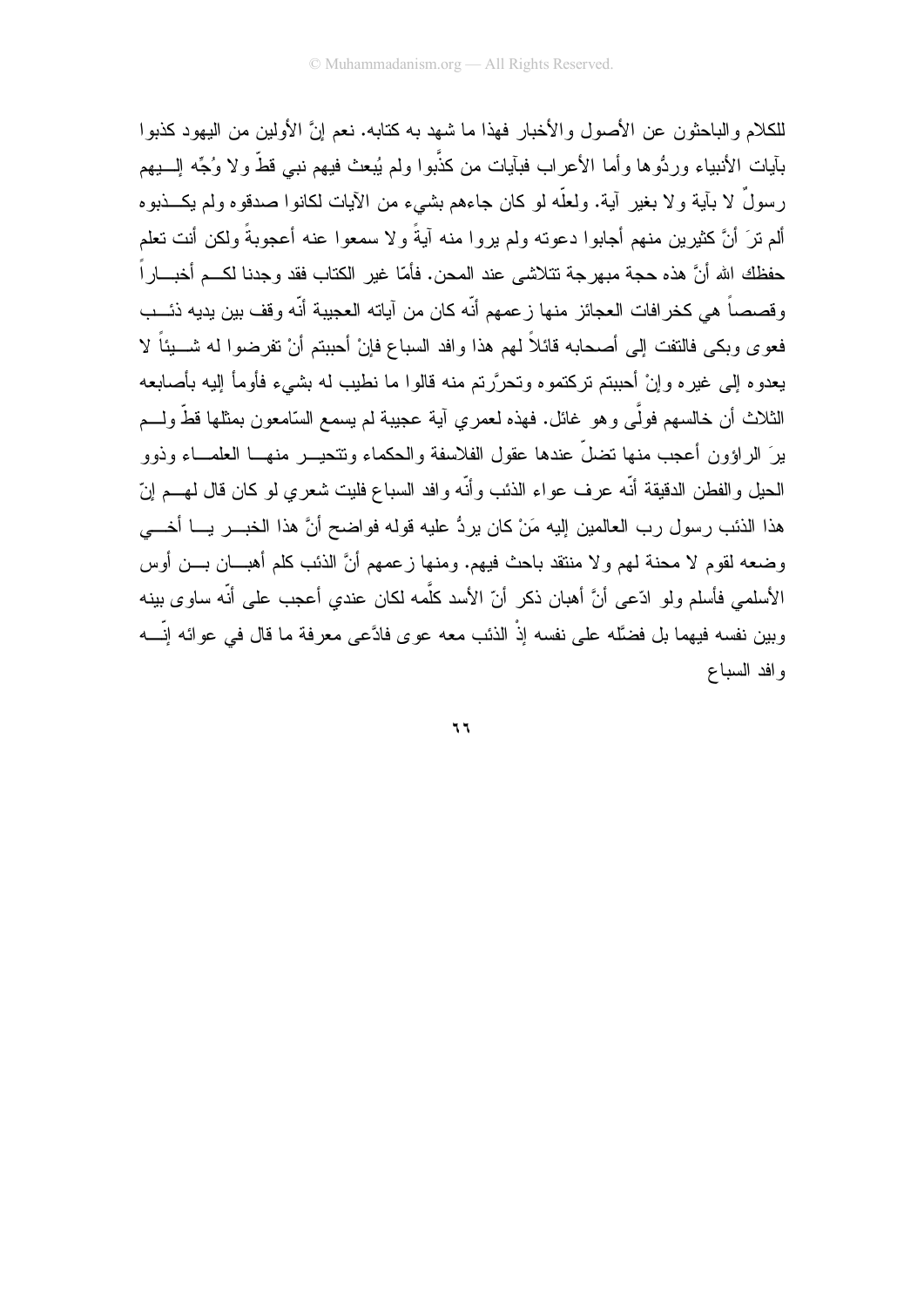للكلام والباحثون عن الأصول والأخبار فهذا ما شهد به كتابه. نعم إنَّ الأولين من اليهود كذبوا بآيات الأنبياء وردُّوها وأما الأعراب فبآيات من كذَّبوا ولم يُبعث فيهم نبي قطّ ولا وُجِّه إليهم رسولٌ لا بآية ولا بغير آية. ولعلّه لو كان جاءهم بشيء من الآيات لكانوا صدقوه ولم يكذبوه ألم ترَ أنَّ كثيرين منهم أجابوا دعوته ولم يروا منه آيةً ولا سمعوا عنه أعجوبةً ولكن أنت تعلم حفظك الله أنَّ هذه حجة مبهرجة تتلاشى عند المحن. فأمّا غير الكتاب فقد وجدنا لكم أخباراً وقصصاً هي كخرافات العجائز منها زعمهم أنّه كان من آياته العجيبة أنّه وقف بين يديه ذئب فعوى وبكى فالتفت إلى أصحابه قائلاً لهم هذا وافد السباع فإنْ أحببتم أنْ تفرضوا له شيئاً لا يعدوه إلى غيره وإنْ أحببتم تركتموه وتحرَّرتم منه قالوا ما نطيب له بشيء فأومأ إليه بأصابعه الثلاث أن خالسهم فولّى وهو غائل. فهذه لعمري آية عجيبة لم يسمع السّامعون بمثلها قطّ ولم يرَ الراؤون أعجب منها تضلّ عندها عقول الفلاسفة والحكماء وتتحير منها العلماء وذوو الحيل والفطن الدقيقة أنّه عرف عواء الذئب وأنّه وافد السباع فليت شعري لو كان قال لهم إنّ هذا الذئب رسول رب العالمين إليه مَنْ كان يردُّ عليه قوله فواضح أنَّ هذا الخبر يا أخي وضعه لقوم لا محنة لهم ولا منتقد باحث فيهم. ومنها زعمهم أنَّ الذئب كلم أهبان بن أوس الأسلمي فأسلم ولو ادّعى أنَّ أهبان ذكر أنّ الأسد كلَّمه لكان عندي أعجب على أنّه ساوى بينه وبين نفسه فيهما بل فضّله على نفسه إذْ الذئب معه عوى فادَّعى معرفة ما قال في عوائه إنّه وافد السباع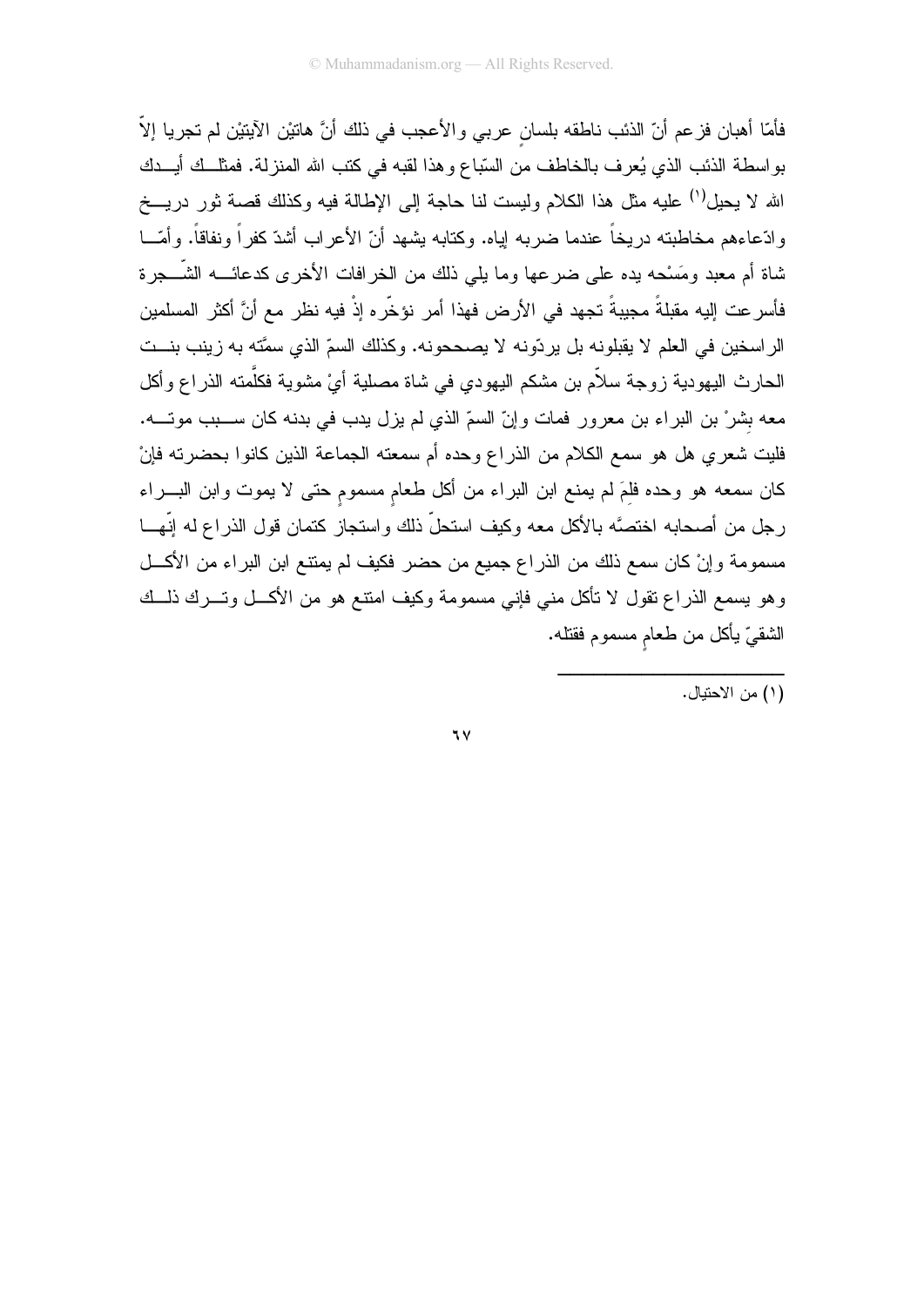فأمّا أهبان فزعم أنّ الذئب ناطقه بلسانٍ عربي والأعجب في ذلك أنَّ هاتيْن الآيتيْن لم تجريا إلاّ بواسطة الذئب الذي يُعرف بالخاطف من السّباع وهذا لقبه في كتب الله المنزلة. فمثلك أيدك الله لا يحيل[1] عليه مثل هذا الكلام وليست لنا حاجة إلى الإطالة فيه وكذلك قصة ثور دريخ وادّعاءهم مخاطبته دريخاً عندما ضربه إياه. وكتابه يشهد أنّ الأعراب أشدّ كفراً ونفاقاً. وأمّا شاة أم معبد ومَسْحه يده على ضرعها وما يلي ذلك من الخرافات الأخرى كدعائه الشّجرة فأسرعت إليه مقبلةً مجيبةً تجهد في الأرض فهذا أمر نؤخّره إذْ فيه نظر مع أنَّ أكثر المسلمين الراسخين في العلم لا يقبلونه بل يردّونه لا يصححونه. وكذلك السمّ الذي سمَّته به زينب بنت الحارث اليهودية زوجة سلاّم بن مشكم اليهودي في شاة مصلية أيْ مشوية فكلَّمته الذراع وأكل معه بِشرْ بن البراء بن معرور فمات وإنّ السمّ الذي لم يزل يدب في بدنه كان سبب موته. فليت شعري هل هو سمع الكلام من الذراع وحده أم سمعته الجماعة الذين كانوا بحضرته فإنْ كان سمعه هو وحده فلِمَ لم يمنع ابن البراء من أكل طعامٍ مسمومٍ حتى لا يموت وابن البراء رجل من أصحابه اختصَّه بالأكل معه وكيف استحلّ ذلك واستجاز كتمان قول الذراع له إنّها مسمومة وإنْ كان سمع ذلك من الذراع جميع من حضر فكيف لم يمتنع ابن البراء من الأكل وهو يسمع الذراع تقول لا تأكل مني فإني مسمومة وكيف امتنع هو من الأكل وترك ذلك الشقيّ يأكل من طعامٍ مسموم فقتله.

---

(١) من الاحتيال.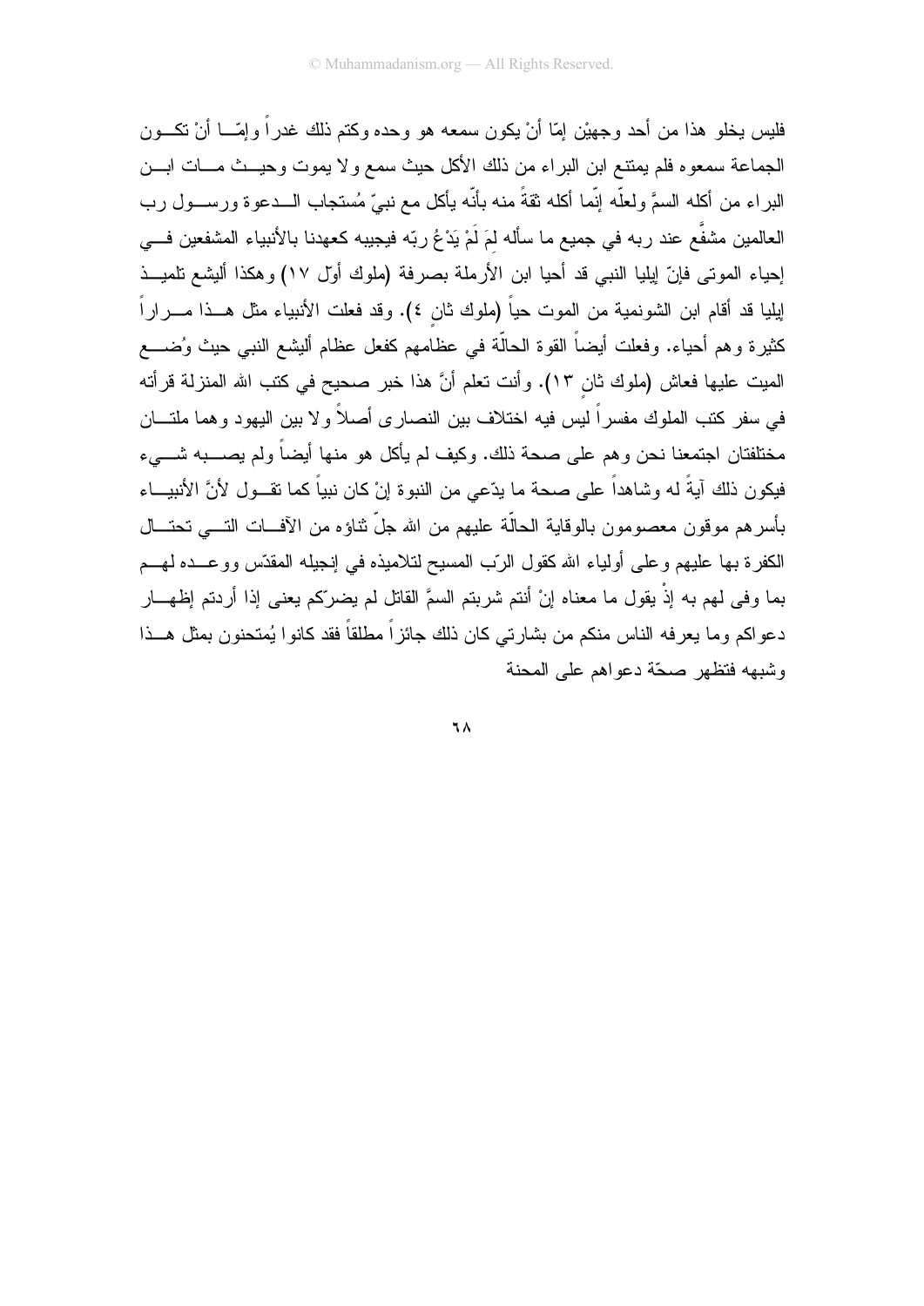فليس يخلو هذا من أحد وجهيْن إمّا أنْ يكون سمعه هو وحده وكتم ذلك غدراً وإمّـا أنْ تكـون الجماعة سمعوه فلم يمتنع ابن البراء من ذلك الأكل حيث سمع ولا يموت وحيـث مـات ابـن البراء من أكله السمَّ ولعلّه إنّما أكله ثقةً منه بأنّه يأكل مع نبيّ مُستجاب الـدعوة ورسـول رب العالمين مشفَّع عند ربه في جميع ما سأله لِمَ لَمْ يَدْعُ ربّه فيجيبه كعهدنا بالأنبياء المشفعين فـي إحياء الموتى فإنّ إيليا النبي قد أحيا ابن الأرملة بصرفة (ملوك أوّل ١٧) وهكذا أليشع تلميـذ إيليا قد أقام ابن الشونمية من الموت حياً (ملوك ثانٍ ٤). وقد فعلت الأنبياء مثل هـذا مـراراً كثيرة وهم أحياء. وفعلت أيضاً القوة الحالّة في عظامهم كفعل عظام أليشع النبي حيث وُضـع الميت عليها فعاش (ملوك ثانٍ ١٣). وأنت تعلم أنَّ هذا خبر صحيح في كتب الله المنزلة قرأته في سفر كتب الملوك مفسراً ليس فيه اختلاف بين النصارى أصلاً ولا بين اليهود وهما ملتـان مختلفتان اجتمعنا نحن وهم على صحة ذلك. وكيف لم يأكل هو منها أيضاً ولم يصـبه شـيء فيكون ذلك آيةً له وشاهداً على صحة ما يدّعي من النبوة إنْ كان نبياً كما تقـول لأنَّ الأنبيـاء بأسرهم موقون معصومون بالوقاية الحالّة عليهم من الله جلَّ ثناؤه من الآفـات التـي تحتـال الكفرة بها عليهم وعلى أولياء الله كقول الرّب المسيح لتلاميذه في إنجيله المقدّس ووعـده لهـم بما وفى لهم به إذْ يقول ما معناه إنْ أنتم شربتم السمَّ القاتل لم يضرّكم يعنى إذا أردتم إظهـار دعواكم وما يعرفه الناس منكم من بشارتي كان ذلك جائزاً مطلقاً فقد كانوا يُمتحنون بمثل هـذا وشبهه فتظهر صحّة دعواهم على المحنة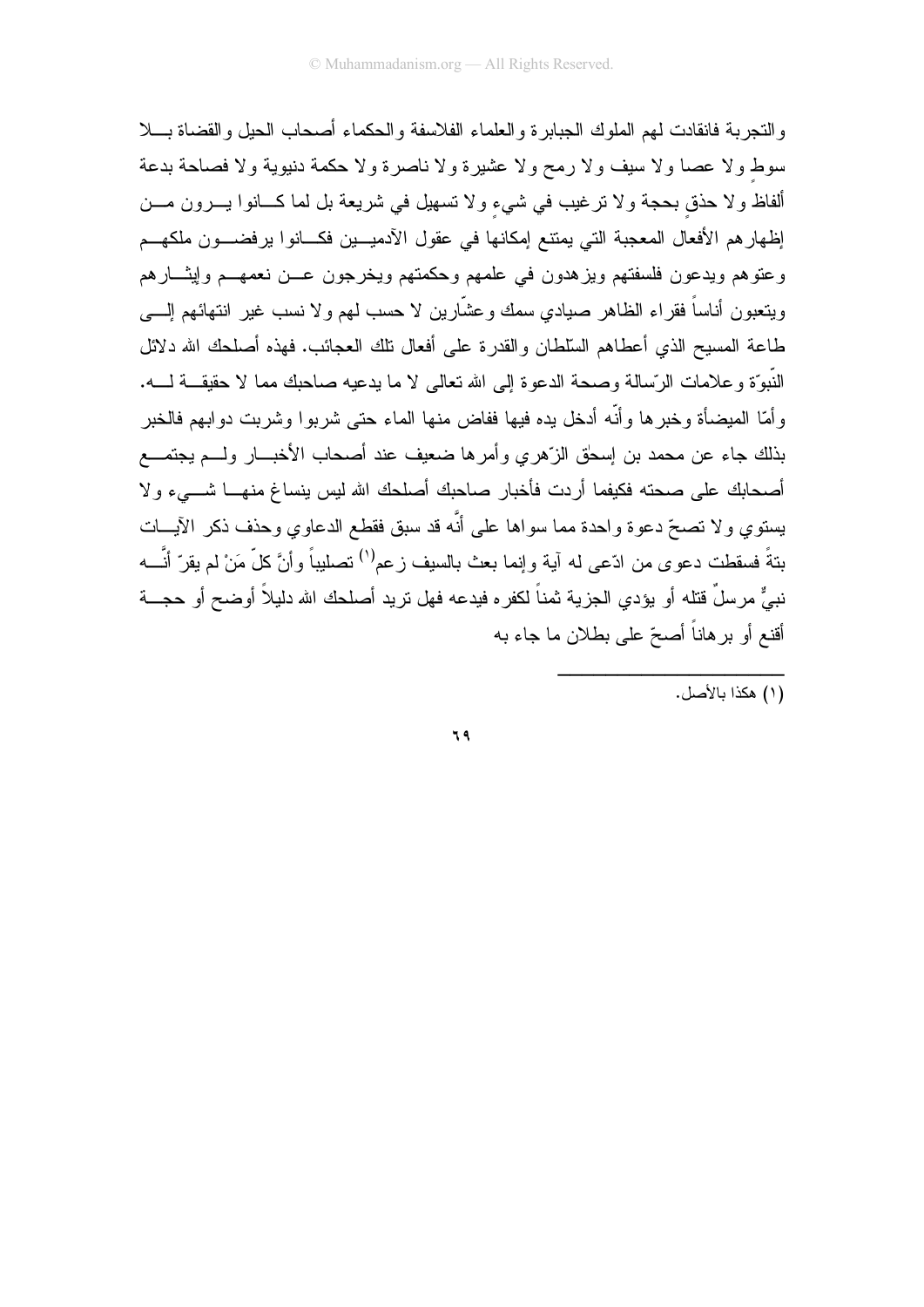والتجربة فانقادت لهم الملوك الجبابرة والعلماء الفلاسفة والحكماء أصحاب الحيل والقضاة بلا سوط ولا عصا ولا سيف ولا رمح ولا عشيرة ولا ناصرة ولا حكمة دنيوية ولا فصاحة بدعة ألفاظ ولا حذقٍ بحجة ولا ترغيب في شيءٍ ولا تسهيل في شريعة بل لما كانوا يرون من إظهارهم الأفعال المعجبة التي يمتنع إمكانها في عقول الآدميين فكانوا يرفضون ملكهم وعتوهم ويدعون فلسفتهم ويزهدون في علمهم وحكمتهم ويخرجون عن نعمهم وإيثارهم ويتعبون أناساً فقراء الظاهر صيادي سمك وعشّارين لا حسب لهم ولا نسب غير انتهائهم إلى طاعة المسيح الذي أعطاهم السّلطان والقدرة على أفعال تلك العجائب. فهذه أصلحك الله دلائل النّبوّة وعلامات الرّسالة وصحة الدعوة إلى الله تعالى لا ما يدعيه صاحبك مما لا حقيقة له. وأمّا الميضأة وخبرها وأنّه أدخل يده فيها ففاض منها الماء حتى شربوا وشربت دوابهم فالخبر بذلك جاء عن محمد بن إسحٰق الزّهري وأمرها ضعيف عند أصحاب الأخبار ولم يجتمع أصحابك على صحته فكيفما أردت فأخبار صاحبك أصلحك الله ليس ينساغ منها شيء ولا يستوي ولا تصحّ دعوة واحدة مما سواها على أنَّه قد سبق فقطع الدعاوي وحذف ذكر الآيات بتةً فسقطت دعوى من ادّعى له آية وإنما بعث بالسيف زعم[1] تصليباً وأنَّ كلّ مَنْ لم يقرّ أنَّه نبيٌّ مرسلٌ قتله أو يؤدي الجزية ثمناً لكفره فيدعه فهل تريد أصلحك الله دليلاً أوضح أو حجة أقنع أو برهاناً أصحّ على بطلان ما جاء به

---

(١) هكذا بالأصل.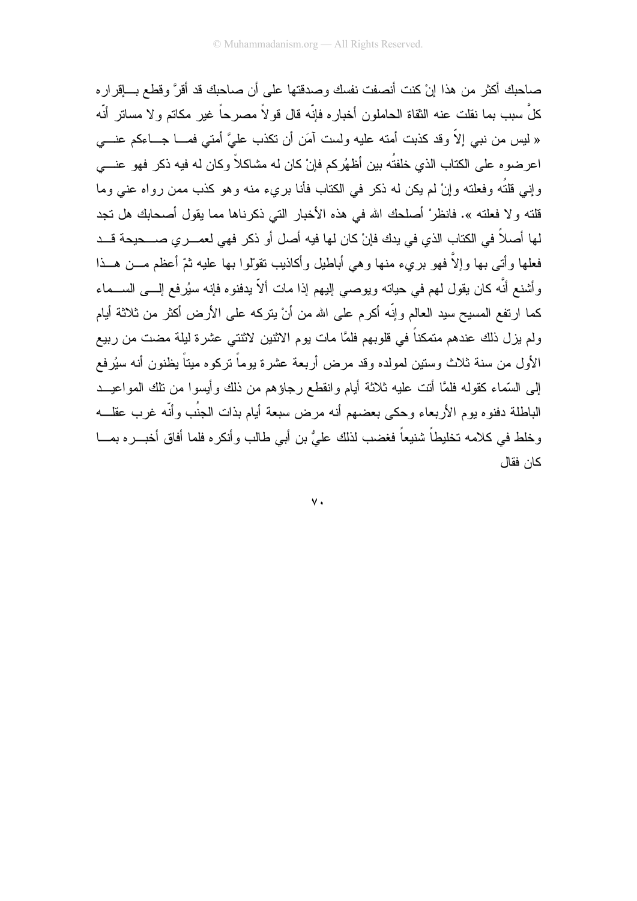صاحبك أكثر من هذا إنْ كنت أنصفت نفسك وصدقتها على أن صاحبك قد أقرَّ وقطع بإقراره كلَّ سبب بما نقلت عنه الثقاة الحاملون أخباره فإنّه قال قولاً مصرحاً غير مكاتم ولا مساتر أنّه « ليس من نبي إلاّ وقد كذبت أمته عليه ولست آمَن أن تكذب عليَّ أمتي فما جاءكم عني اعرضوه على الكتاب الذي خلفتُه بين أظهُركم فإنْ كان له مشاكلاً وكان له فيه ذكر فهو عني وإني قلتُه وفعلته وإنْ لم يكن له ذكر في الكتاب فأنا بريء منه وهو كذب ممن رواه عني وما قلته ولا فعلته ». فانظرْ أصلحك الله في هذه الأخبار التي ذكرناها مما يقول أصحابك هل تجد لها أصلاً في الكتاب الذي في يدك فإنْ كان لها فيه أصل أو ذكر فهي لعمري صحيحة قد فعلها وأتى بها وإلاّ فهو بريء منها وهي أباطيل وأكاذيب تقوّلوا بها عليه ثمّ أعظم من هذا وأشنع أنَّه كان يقول لهم في حياته ويوصي إليهم إذا مات ألاّ يدفنوه فإنه سيُرفع إلى السماء كما ارتفع المسيح سيد العالم وإنّه أكرم على الله من أنْ يتركه على الأرض أكثر من ثلاثة أيام ولم يزل ذلك عندهم متمكناً في قلوبهم فلمَّا مات يوم الاثنين لاثنتي عشرة ليلة مضت من ربيع الأول من سنة ثلاث وستين لمولده وقد مرض أربعة عشرة يوماً تركوه ميتاً يظنون أنه سيُرفع إلى السّماء كقوله فلمَّا أتت عليه ثلاثة أيام وانقطع رجاؤهم من ذلك وأيسوا من تلك المواعيد الباطلة دفنوه يوم الأربعاء وحكى بعضهم أنه مرض سبعة أيام بذات الجنُب وأنّه غرب عقله وخلط في كلامه تخليطاً شنيعاً فغضب لذلك عليُّ بن أبي طالب وأنكره فلما أفاق أخبره بما كان فقال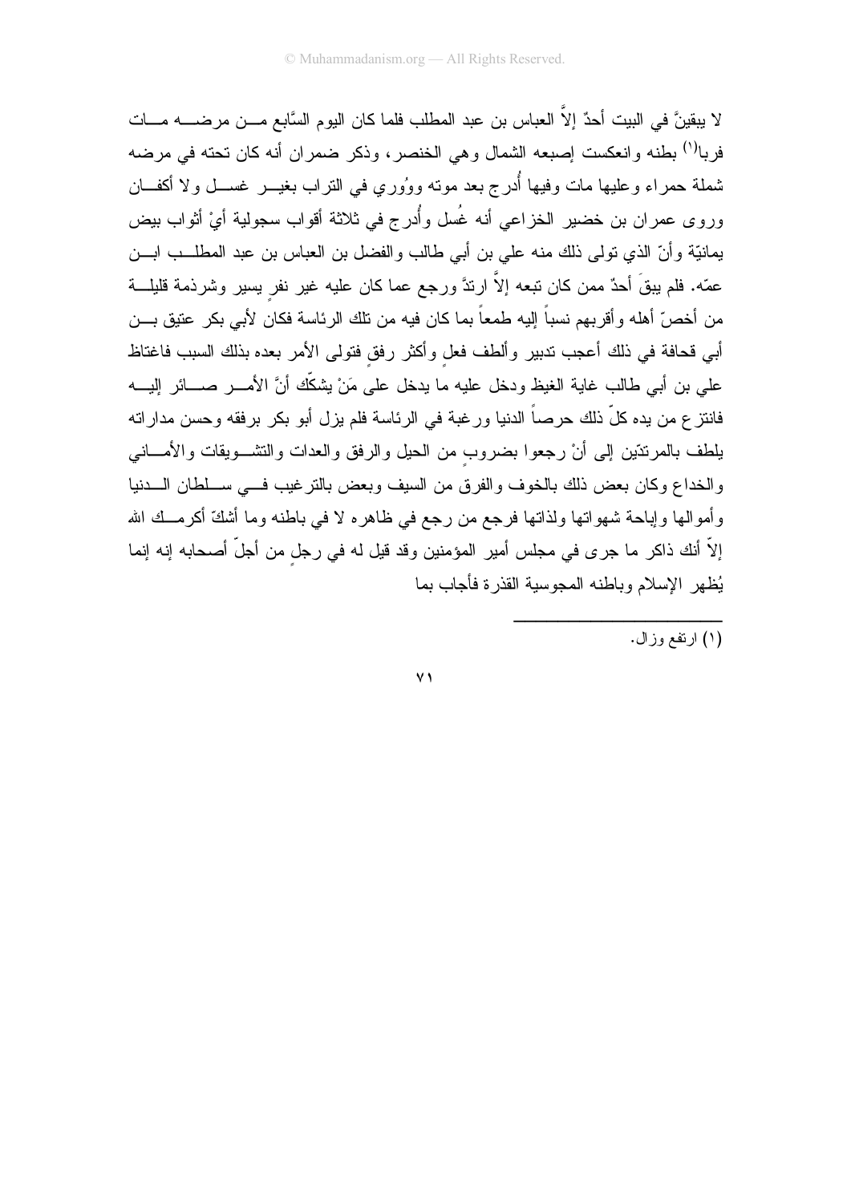لا يبقينَّ في البيت أحدٌ إلاَّ العباس بن عبد المطلب فلما كان اليوم السَّابع من مرضه مات فربا[1] بطنه وانعكست إصبعه الشمال وهي الخنصر، وذكر ضمران أنه كان تحته في مرضه شملة حمراء وعليها مات وفيها أُدرج بعد موته ووُوري في التراب بغير غسل ولا أكفان وروى عمران بن خضير الخزاعي أنه غُسل وأُدرج في ثلاثة أقواب سجولية أيْ أثواب بيض يمانيّة وأنّ الذي تولى ذلك منه علي بن أبي طالب والفضل بن العباس بن عبد المطلب ابن عمّه. فلم يبقَ أحدٌ ممن كان تبعه إلاَّ ارتدَّ ورجع عما كان عليه غير نفرٍ يسير وشرذمة قليلة من أخصّ أهله وأقربهم نسباً إليه طمعاً بما كان فيه من تلك الرئاسة فكان لأبي بكر عتيق بن أبي قحافة في ذلك أعجب تدبير وألطف فعلٍ وأكثر رفقٍ فتولى الأمر بعده بذلك السبب فاغتاظ علي بن أبي طالب غاية الغيظ ودخل عليه ما يدخل على مَنْ يشكّك أنَّ الأمر صائر إليه فانتزع من يده كلّ ذلك حرصاً الدنيا ورغبة في الرئاسة فلم يزل أبو بكر برفقه وحسن مداراته يلطف بالمرتدّين إلى أنْ رجعوا بضروبٍ من الحيل والرفق والعدات والتشويقات والأماني والخداع وكان بعض ذلك بالخوف والفرق من السيف وبعض بالترغيب في سلطان الدنيا وأموالها وإباحة شهواتها ولذاتها فرجع من رجع في ظاهره لا في باطنه وما أشكّ أكرمك الله إلاّ أنك ذاكر ما جرى في مجلس أمير المؤمنين وقد قيل له في رجلٍ من أجلّ أصحابه إنه إنما يُظهر الإسلام وباطنه المجوسية القذرة فأجاب بما

---

[1] ارتفع وزال.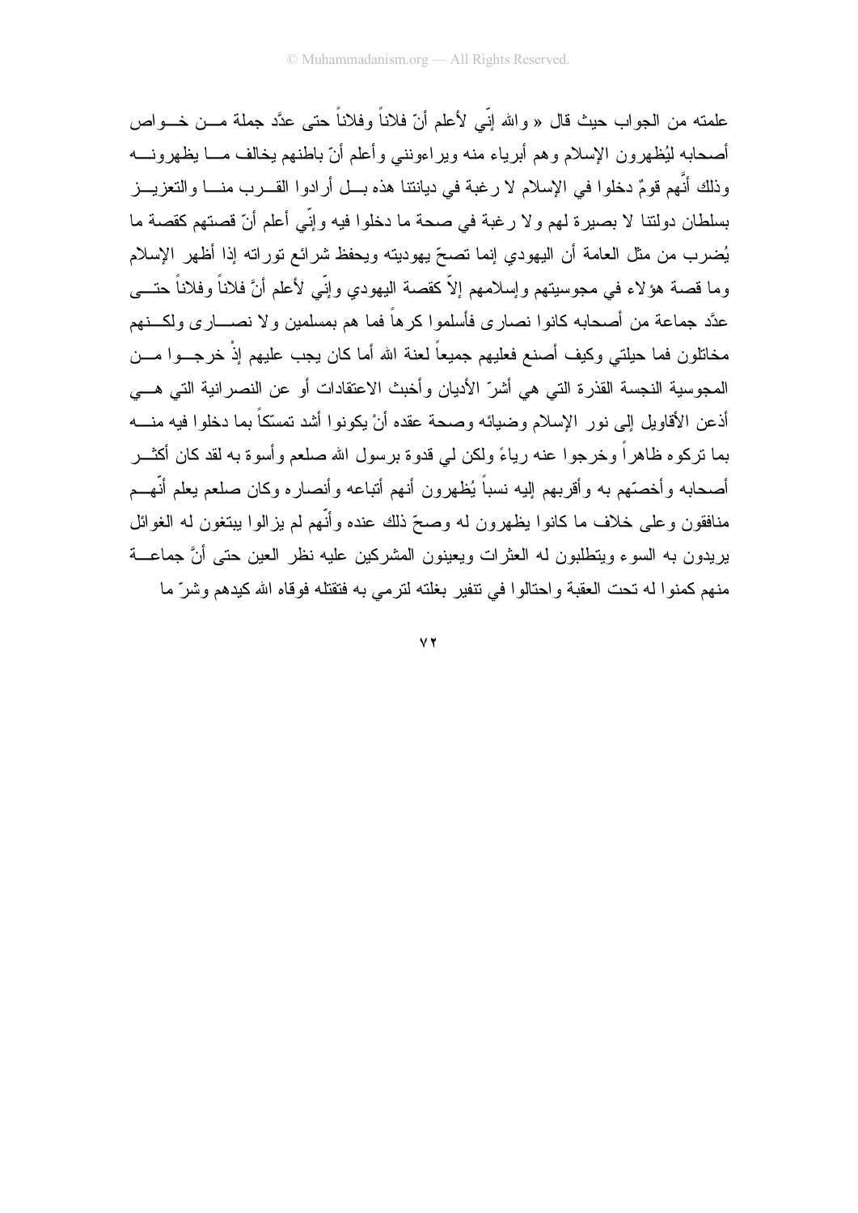علمته من الجواب حيث قال « والله إنّي لأعلم أنّ فلاناً وفلاناً حتى عدَّد جملة من خواص أصحابه ليُظهرون الإسلام وهم أبرياء منه ويراءونني وأعلم أنّ باطنهم يخالف ما يظهرونه وذلك أنَّهم قومٌ دخلوا في الإسلام لا رغبة في ديانتنا هذه بل أرادوا القرب منا والتعزيز بسلطان دولتنا لا بصيرة لهم ولا رغبة في صحة ما دخلوا فيه وإنّي أعلم أنّ قصتهم كقصة ما يُضرب من مثل العامة أن اليهودي إنما تصحّ يهوديته ويحفظ شرائع توراته إذا أظهر الإسلام وما قصة هؤلاء في مجوسيتهم وإسلامهم إلاّ كقصة اليهودي وإنّي لأعلم أنَّ فلاناً وفلاناً حتى عدَّد جماعة من أصحابه كانوا نصارى فأسلموا كرهاً فما هم بمسلمين ولا نصارى ولكنهم مخاتلون فما حيلتي وكيف أصنع فعليهم جميعاً لعنة الله أما كان يجب عليهم إذْ خرجوا من المجوسية النجسة القذرة التي هي أشرّ الأديان وأخبث الاعتقادات أو عن النصرانية التي هي أذعن الأقاويل إلى نور الإسلام وضيائه وصحة عقده أنْ يكونوا أشد تمسّكاً بما دخلوا فيه منه بما تركوه ظاهراً وخرجوا عنه رياءً ولكن لي قدوة برسول الله صلعم وأسوة به لقد كان أكثر أصحابه وأخصّهم به وأقربهم إليه نسباً يُظهرون أنهم أتباعه وأنصاره وكان صلعم يعلم أنّهم منافقون وعلى خلاف ما كانوا يظهرون له وصحّ ذلك عنده وأنّهم لم يزالوا يبتغون له الغوائل يريدون به السوء ويتطلبون له العثرات ويعينون المشركين عليه نظر العين حتى أنَّ جماعة منهم كمنوا له تحت العقبة واحتالوا في تنفير بغلته لترمي به فتقتله فوقاه الله كيدهم وشرّ ما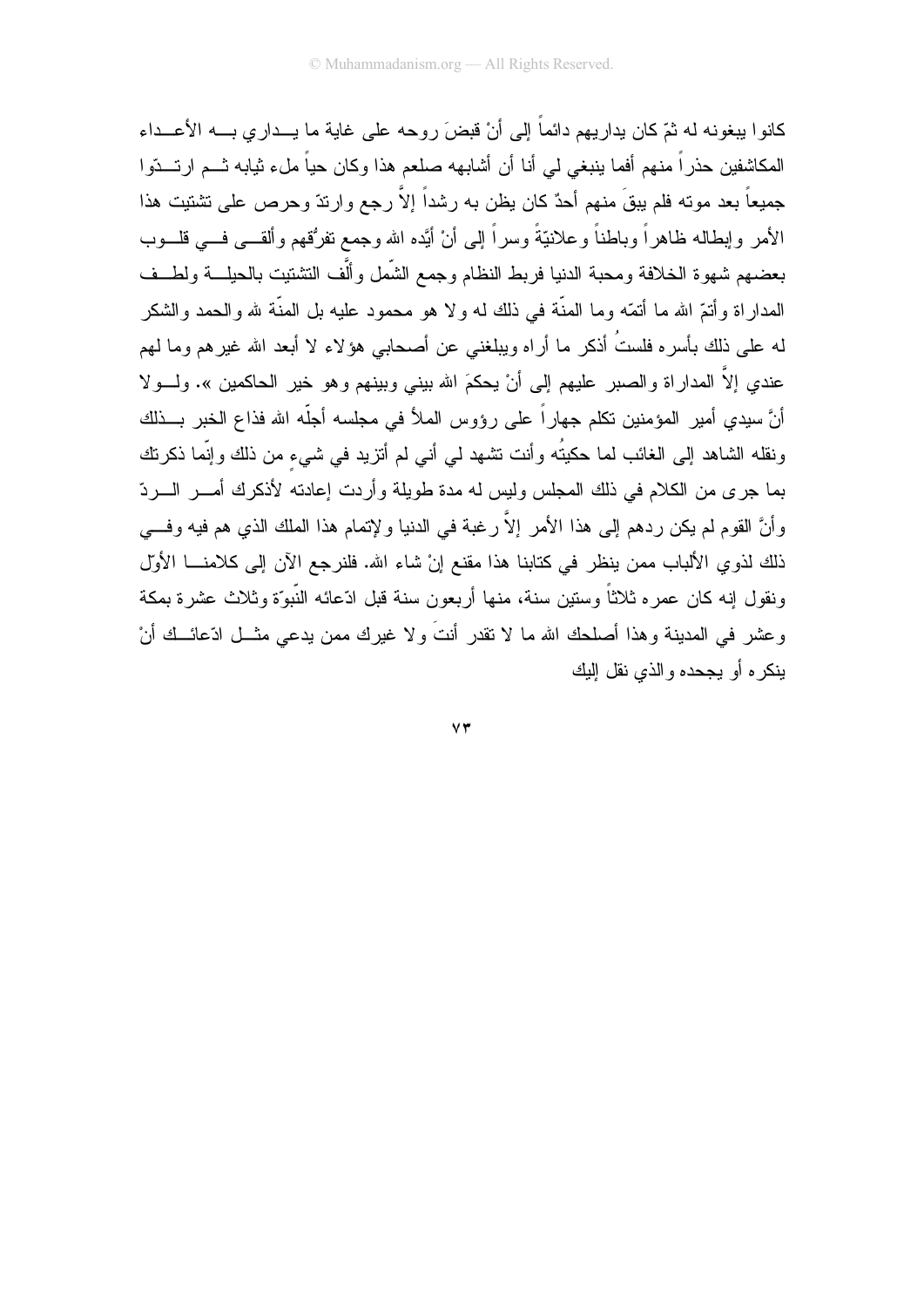كانوا يبغونه له ثمّ كان يداريهم دائماً إلى أنْ قبضَ روحه على غاية ما يداري به الأعداء المكاشفين حذراً منهم أفما ينبغي لي أنا أن أشابهه صلعم هذا وكان حياً ملء ثيابه ثم ارتدّوا جميعاً بعد موته فلم يبقَ منهم أحدٌ كان يظن به رشداً إلاَّ رجع وارتدّ وحرص على تشتيت هذا الأمر وإبطاله ظاهراً وباطناً وعلانيّةً وسراً إلى أنْ أيَّده الله وجمع تفرُّقهم وألقى في قلوب بعضهم شهوة الخلافة ومحبة الدنيا فربط النظام وجمع الشّمل وألَّف التشتيت بالحيلة ولطف المداراة وأتمّ الله ما أتمّه وما المنّة في ذلك له ولا هو محمود عليه بل المنّة لله والحمد والشكر له على ذلك بأسره فلستُ أذكر ما أراه ويبلغني عن أصحابي هؤلاء لا أبعد الله غيرهم وما لهم عندي إلاَّ المداراة والصبر عليهم إلى أنْ يحكمَ الله بيني وبينهم وهو خير الحاكمين ». ولولا أنَّ سيدي أمير المؤمنين تكلم جهاراً على رؤوس الملأ في مجلسه أجلّه الله فذاع الخبر بذلك ونقله الشاهد إلى الغائب لما حكيتُه وأنت تشهد لي أني لم أتزيد في شيءٍ من ذلك وإنّما ذكرتك بما جرى من الكلام في ذلك المجلس وليس له مدة طويلة وأردت إعادته لأذكرك أمر الردّ وأنَّ القوم لم يكن ردهم إلى هذا الأمر إلاَّ رغبة في الدنيا ولإتمام هذا الملك الذي هم فيه وفي ذلك لذوي الألباب ممن ينظر في كتابنا هذا مقنع إنْ شاء الله. فلنرجع الآن إلى كلامنا الأوّل ونقول إنه كان عمره ثلاثاً وستين سنة، منها أربعون سنة قبل ادّعائه النّبوّة وثلاث عشرة بمكة وعشر في المدينة وهذا أصلحك الله ما لا تقدر أنتَ ولا غيرك ممن يدعي مثل ادّعائك أنْ ينكره أو يجحده والذي نقل إليك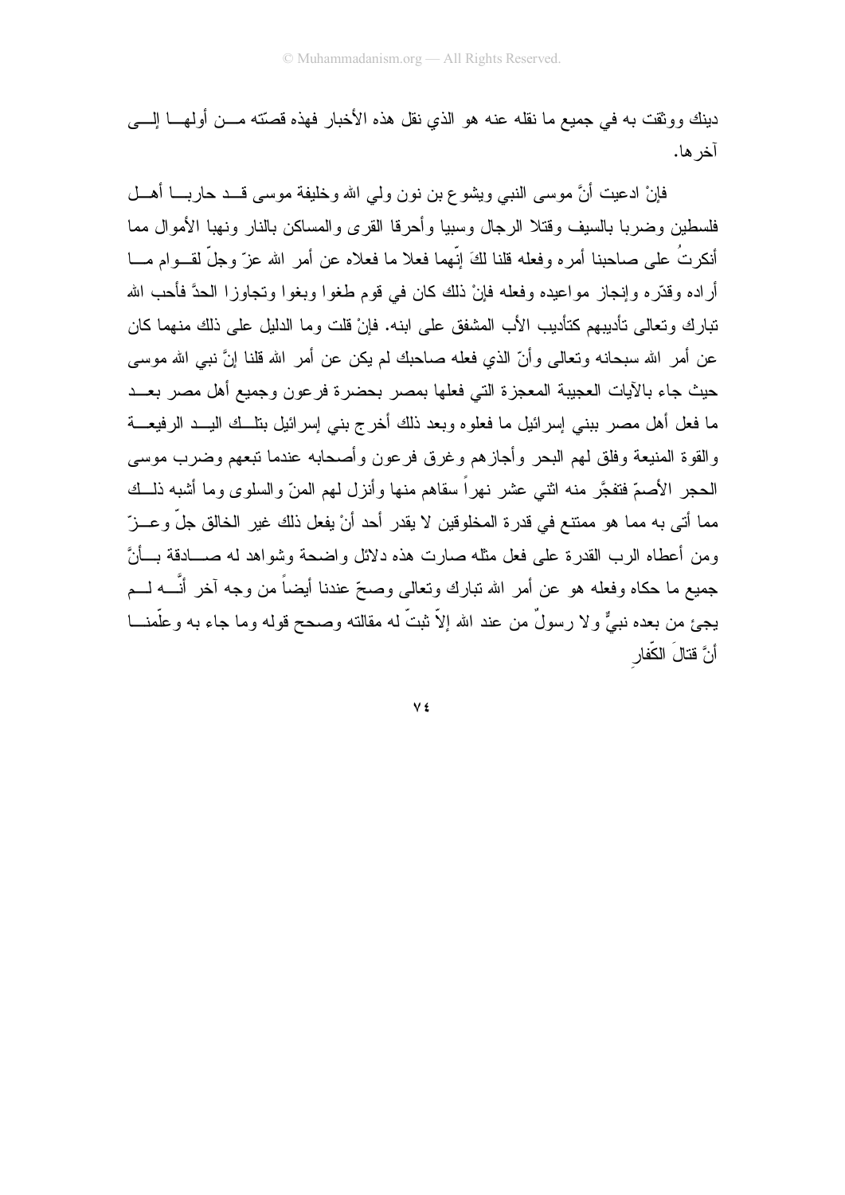دينك ووثقت به في جميع ما نقله عنه هو الذي نقل هذه الأخبار فهذه قصّته من أولها إلى آخرها.

فإنْ ادعيت أنَّ موسى النبي ويشوع بن نون ولي الله وخليفة موسى قد حاربا أهل فلسطين وضربا بالسيف وقتلا الرجال وسبيا وأحرقا القرى والمساكن بالنار ونهبا الأموال مما أنكرتُ على صاحبنا أمره وفعله قلنا لكَ إنّهما فعلا ما فعلاه عن أمر الله عزّ وجلّ لقوام ما أراده وقدّره وإنجاز مواعيده وفعله فإنْ ذلك كان في قوم طغوا وبغوا وتجاوزا الحدَّ فأحب الله تبارك وتعالى تأديبهم كتأديب الأب المشفق على ابنه. فإنْ قلت وما الدليل على ذلك منهما كان عن أمر الله سبحانه وتعالى وأنّ الذي فعله صاحبك لم يكن عن أمر الله قلنا إنَّ نبي الله موسى حيث جاء بالآيات العجيبة المعجزة التي فعلها بمصر بحضرة فرعون وجميع أهل مصر بعد ما فعل أهل مصر ببني إسرائيل ما فعلوه وبعد ذلك أخرج بني إسرائيل بتلك اليد الرفيعة والقوة المنيعة وفلق لهم البحر وأجازهم وغرق فرعون وأصحابه عندما تبعهم وضرب موسى الحجر الأصمّ فتفجَّر منه اثني عشر نهراً سقاهم منها وأنزل لهم المنّ والسلوى وما أشبه ذلك مما أتى به مما هو ممتنع في قدرة المخلوقين لا يقدر أحد أنْ يفعل ذلك غير الخالق جلّ وعزّ ومن أعطاه الرب القدرة على فعل مثله صارت هذه دلائل واضحة وشواهد له صادقة بأنَّ جميع ما حكاه وفعله هو عن أمر الله تبارك وتعالى وصحّ عندنا أيضاً من وجه آخر أنَّه لم يجئ من بعده نبيٌّ ولا رسولٌ من عند الله إلاّ ثبتّ له مقالته وصحح قوله وما جاء به وعلّمنا أنَّ قتالَ الكفّارِ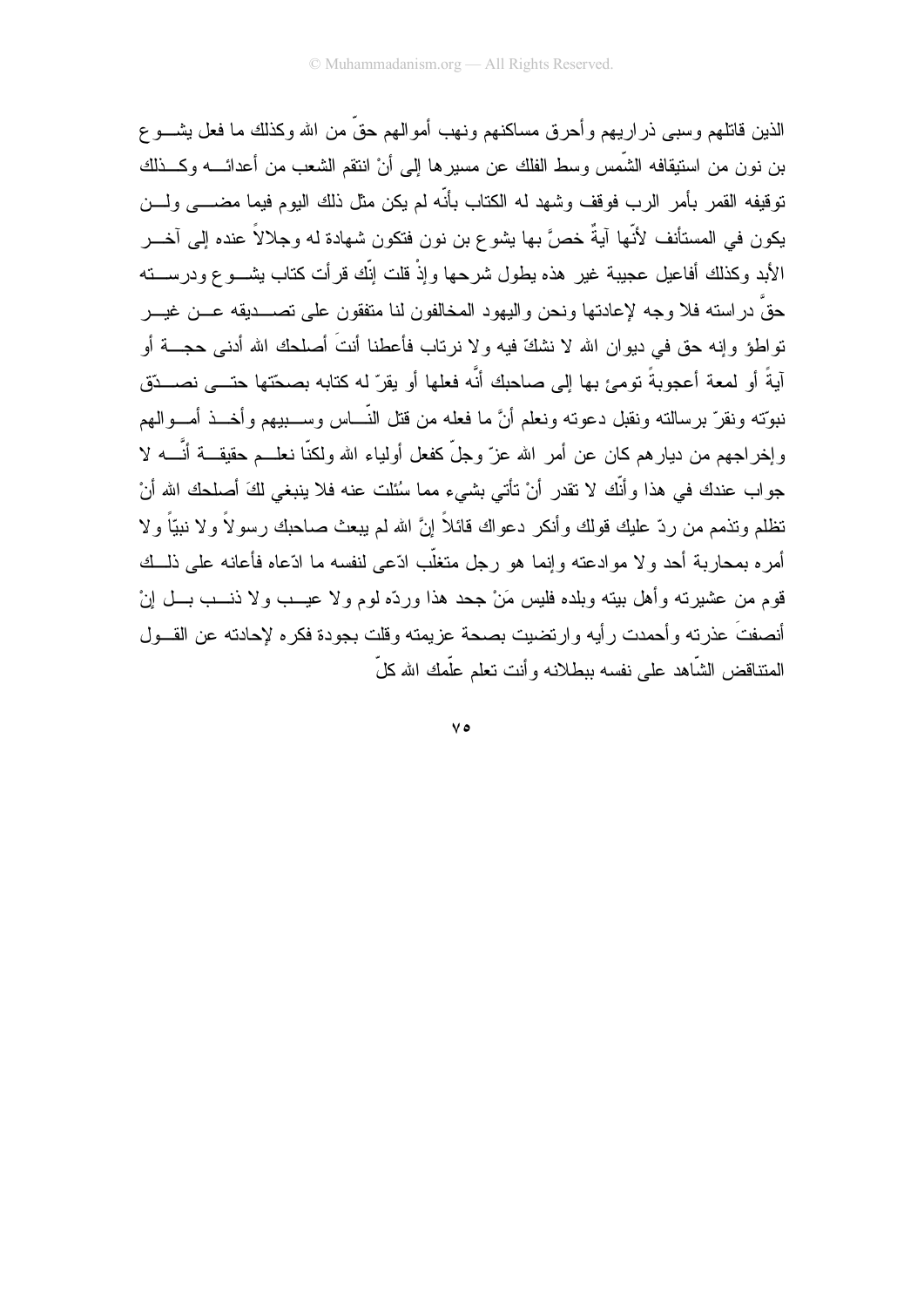الذين قاتلهم وسبى ذراريهم وأحرق مساكنهم ونهب أموالهم حقّ من الله وكذلك ما فعل يشوع بن نون من استيقافه الشّمس وسط الفلك عن مسيرها إلى أنْ انتقم الشعب من أعدائه وكذلك توقيفه القمر بأمر الرب فوقف وشهد له الكتاب بأنّه لم يكن مثل ذلك اليوم فيما مضى ولن يكون في المستأنف لأنّها آيةٌ خصَّ بها يشوع بن نون فتكون شهادة له وجلالاً عنده إلى آخر الأبد وكذلك أفاعيل عجيبة غير هذه يطول شرحها وإذْ قلت إنّك قرأت كتاب يشوع ودرسته حقَّ دراسته فلا وجه لإعادتها ونحن واليهود المخالفون لنا متفقون على تصديقه عن غير تواطؤ وإنه حق في ديوان الله لا نشكّ فيه ولا نرتاب فأعطنا أنتَ أصلحك الله أدنى حجة أو آيةً أو لمعة أعجوبةً تومئ بها إلى صاحبك أنَّه فعلها أو يقرّ له كتابه بصحّتها حتى نصدّق نبوّته ونقرّ برسالته ونقبل دعوته ونعلم أنَّ ما فعله من قتل النّاس وسبيهم وأخذ أموالهم وإخراجهم من ديارهم كان عن أمر الله عزّ وجلّ كفعل أولياء الله ولكنّا نعلم حقيقة أنَّه لا جواب عندك في هذا وأنّك لا تقدر أنْ تأتي بشيء مما سُئلت عنه فلا ينبغي لكَ أصلحك الله أنْ تظلم وتذمم من ردّ عليك قولك وأنكر دعواك قائلاً إنَّ الله لم يبعث صاحبك رسولاً ولا نبيّاً ولا أمره بمحاربة أحد ولا موادعته وإنما هو رجل متغلّب ادّعى لنفسه ما ادّعاه فأعانه على ذلك قوم من عشيرته وأهل بيته وبلده فليس مَنْ جحد هذا وردّه لوم ولا عيب ولا ذنب بل إنْ أنصفتَ عذرته وأحمدت رأيه وارتضيت بصحة عزيمته وقلت بجودة فكره لإحادته عن القول المتناقض الشّاهد على نفسه ببطلانه وأنت تعلم علّمك الله كلّ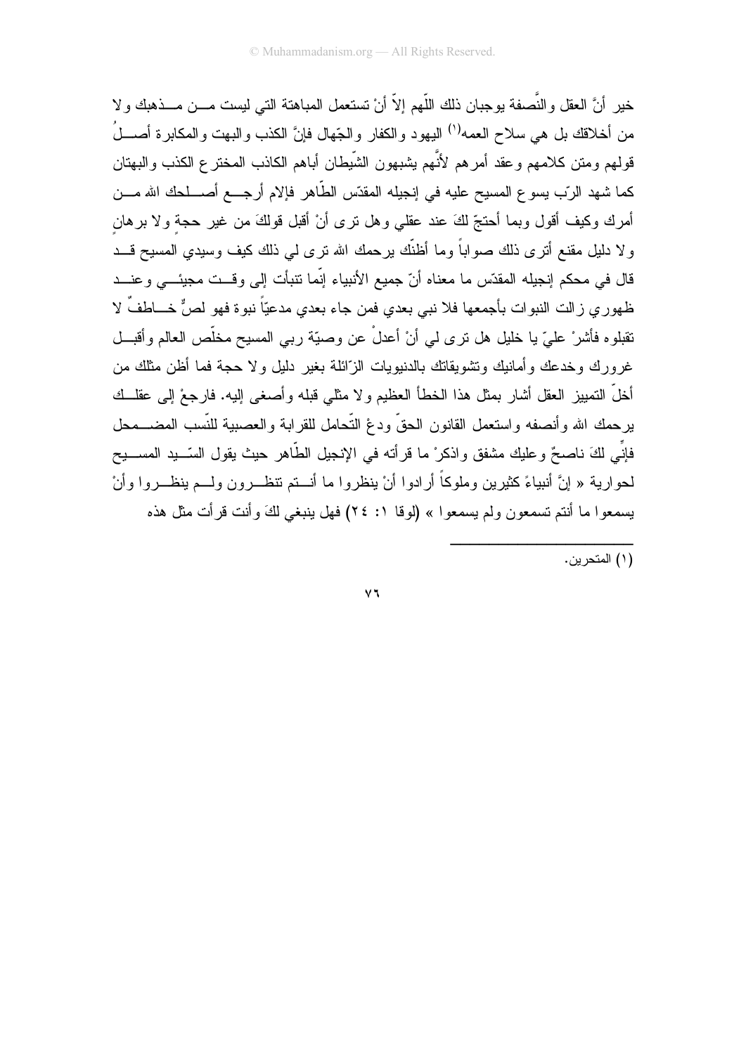خير أنَّ العقل والنَّصفة يوجبان ذلك اللّهم إلاّ أنْ تستعمل المباهتة التي ليست من مذهبك ولا من أخلاقك بل هي سلاح العمه[1] اليهود والكفار والجّهال فإنَّ الكذب والبهت والمكابرة أصلُ قولهم ومتن كلامهم وعقد أمرهم لأنَّهم يشبهون الشّيطان أباهم الكاذب المخترع الكذب والبهتان كما شهد الرّب يسوع المسيح عليه في إنجيله المقدّس الطّاهر فإلام أرجع أصلحك الله من أمرك وكيف أقول وبما أحتجّ لكَ عند عقلي وهل ترى أنْ أقبل قولكَ من غير حجةٍ ولا برهانٍ ولا دليل مقنع أترى ذلك صواباً وما أظنّك يرحمك الله ترى لي ذلك كيف وسيدي المسيح قد قال في محكم إنجيله المقدّس ما معناه أنّ جميع الأنبياء إنّما تنبأت إلى وقت مجيئي وعند ظهوري زالت النبوات بأجمعها فلا نبي بعدي فمن جاء بعدي مدعيّاً نبوة فهو لصٌ خاطفٌ لا تقبلوه فأشرْ عليّ يا خليل هل ترى لي أنْ أعدلْ عن وصيّة ربي المسيح مخلّص العالم وأقبل غرورك وخدعك وأمانيك وتشويقاتك بالدنيويات الزّائلة بغير دليل ولا حجة فما أظن مثلك من أخلّ التمييز العقل أشار بمثل هذا الخطأ العظيم ولا مثلي قبله وأصغى إليه. فارجعْ إلى عقلك يرحمك الله وأنصفه واستعمل القانون الحقّ ودعْ التّحامل للقرابة والعصبية للنّسب المضمحل فإنِّي لكَ ناصحٌ وعليك مشفق واذكرْ ما قرأته في الإنجيل الطّاهر حيث يقول السّيد المسيح لحوارية « إنَّ أنبياءً كثيرين وملوكاً أرادوا أنْ ينظروا ما أنتم تنظرون ولم ينظروا وأنْ يسمعوا ما أنتم تسمعون ولم يسمعوا » (لوقا ١: ٢٤) فهل ينبغي لكَ وأنت قرأت مثل هذه

---

(١) المتحرين.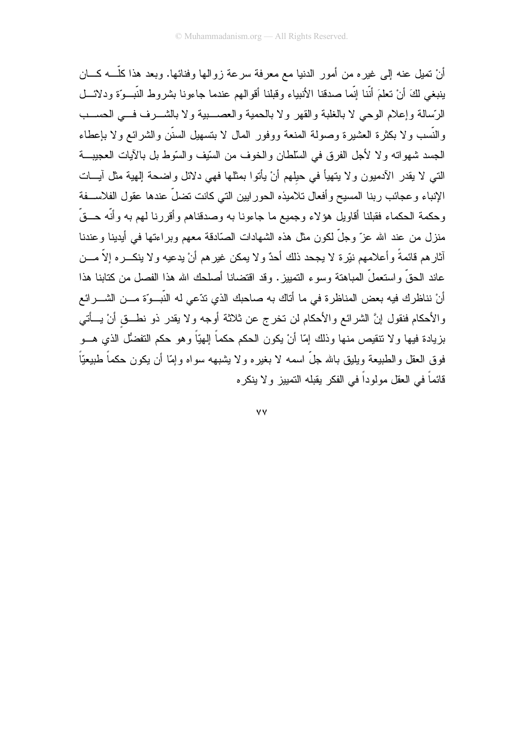أنْ تميل عنه إلى غيره من أمور الدنيا مع معرفة سرعة زوالها وفنائها. وبعد هذا كلّه كان ينبغي لكَ أنْ تعلمَ أنّنا إنّما صدقنا الأنبياء وقبلنا أقوالهم عندما جاءونا بشروط النّبوّة ودلائل الرّسالة وإعلام الوحي لا بالغلبة والقهر ولا بالحمية والعصبية ولا بالشرف في الحسب والنّسب ولا بكثرة العشيرة وصولة المنعة ووفور المال لا بتسهيل السنّن والشرائع ولا بإعطاء الجسد شهواته ولا لأجل الفرق في السّلطان والخوف من السّيف والسّوط بل بالآيات العجيبة التي لا يقدر الآدميون ولا يتهيأ في حيلهم أنْ يأتوا بمثلها فهي دلائل واضحة إلهية مثل آيات الإنباء وعجائب ربنا المسيح وأفعال تلاميذه الحواريين التي كانت تضلّ عندها عقول الفلاسفة وحكمة الحكماء فقبلنا أقاويل هؤلاء وجميع ما جاءونا به وصدقناهم وأقررنا لهم به وأنّه حقّ منزل من عند الله عزّ وجلّ لكون مثل هذه الشهادات الصّادقة معهم وبراءتها في أيدينا وعندنا آثارهم قائمةً وأعلامهم نيّرة لا يجحد ذلك أحدٌ ولا يمكن غيرهم أنْ يدعيه ولا ينكره إلاّ من عاند الحقّ واستعملّ المباهتة وسوء التمييز. وقد اقتضانا أصلحك الله هذا الفصل من كتابنا هذا أنْ نناظرك فيه بعض المناظرة في ما أتاك به صاحبك الذي تدّعي له النّبوّة من الشرائع والأحكام فنقول إنَّ الشرائع والأحكام لن تخرج عن ثلاثة أوجه ولا يقدر ذو نطقٍ أنْ يأتي بزيادة فيها ولا تنقيص منها وذلك إمّا أنْ يكون الحكم حكماً إلهيّاً وهو حكم التفضُّل الذي هو فوق العقل والطبيعة ويليق بالله جلّ اسمه لا بغيره ولا يشبهه سواه وإمّا أن يكون حكماً طبيعيّاً قائماً في العقل مولوداً في الفكر يقبله التمييز ولا ينكره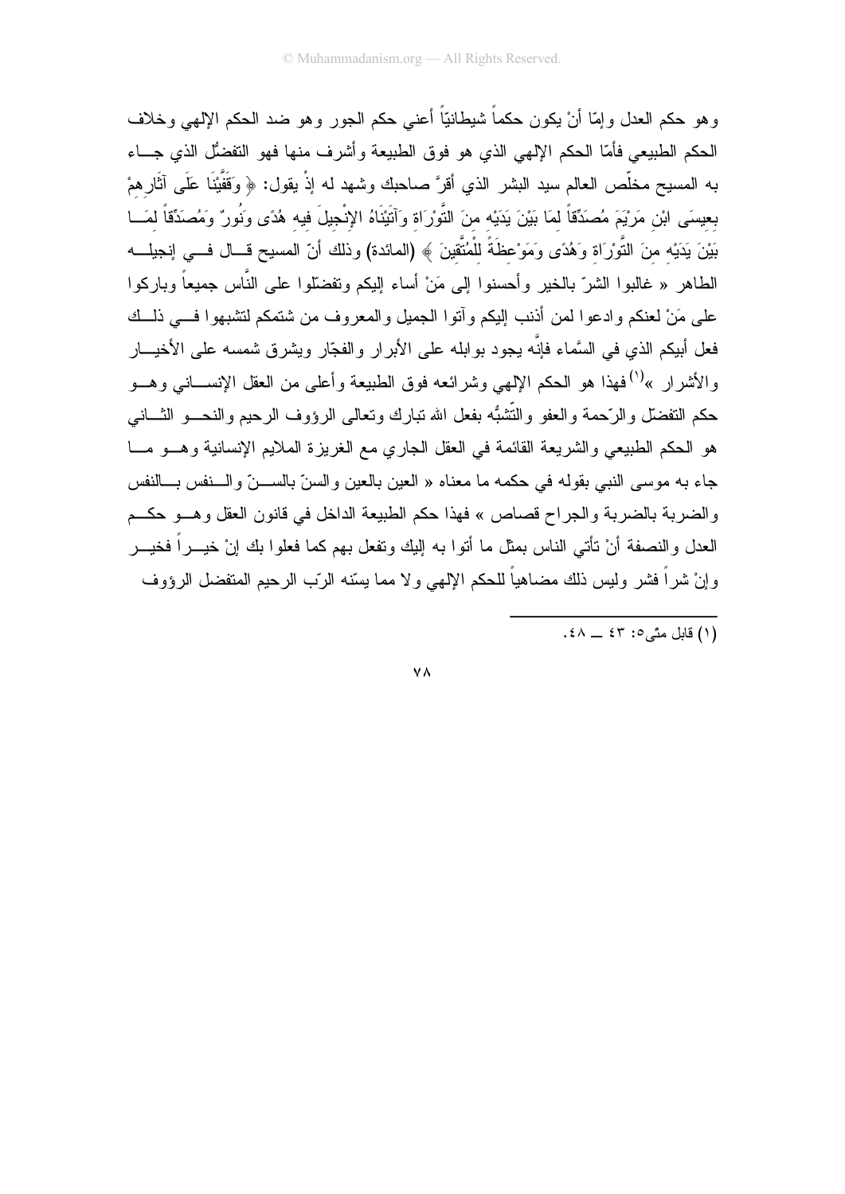وهو حكم العدل وإمّا أنْ يكون حكماً شيطانيّاً أعني حكم الجور وهو ضد الحكم الإلهي وخلاف الحكم الطبيعي فأمّا الحكم الإلهي الذي هو فوق الطبيعة وأشرف منها فهو التفضُّل الذي جاء به المسيح مخلّص العالم سيد البشر الذي أقرَّ صاحبك وشهد له إذْ يقول: ﴿ وَقَفَّيْنَا عَلَى آثَارِهِمْ بِعِيسَى ابْنِ مَرْيَمَ مُصَدِّقاً لِمَا بَيْنَ يَدَيْهِ مِنَ التَّوْرَاةِ وَآتَيْنَاهُ الإِنْجِيلَ فِيهِ هُدًى وَنُورٌ وَمُصَدِّقاً لِمَا بَيْنَ يَدَيْهِ مِنَ التَّوْرَاةِ وَهُدًى وَمَوْعِظَةً لِلْمُتَّقِينَ ﴾ (المائدة) وذلك أنّ المسيح قال في إنجيله الطاهر « غالبوا الشرّ بالخير وأحسنوا إلى مَنْ أساء إليكم وتفضّلوا على النَّاس جميعاً وباركوا على مَنْ لعنكم وادعوا لمن أذنب إليكم وآتوا الجميل والمعروف من شتمكم لتشبهوا في ذلك فعل أبيكم الذي في السَّماء فإنَّه يجود بوابله على الأبرار والفجّار ويشرق شمسه على الأخيار والأشرار »[1] فهذا هو الحكم الإلهي وشرائعه فوق الطبيعة وأعلى من العقل الإنساني وهو حكم التفضّل والرّحمة والعفو والتّشبُّه بفعل الله تبارك وتعالى الرؤوف الرحيم والنحو الثاني هو الحكم الطبيعي والشريعة القائمة في العقل الجاري مع الغريزة الملايم الإنسانية وهو ما جاء به موسى النبي بقوله في حكمه ما معناه « العين بالعين والسنّ بالسنّ والنفس بالنفس والضربة بالضربة والجراح قصاص » فهذا حكم الطبيعة الداخل في قانون العقل وهو حكم العدل والنصفة أنْ تأتي الناس بمثل ما أتوا به إليك وتفعل بهم كما فعلوا بك إنْ خيراً فخير وإنْ شراً فشر وليس ذلك مضاهياً للحكم الإلهي ولا مما يسّنه الرّب الرحيم المتفضل الرؤوف

---

(١) قابل متّى٥: ٤٣ ــ ٤٨.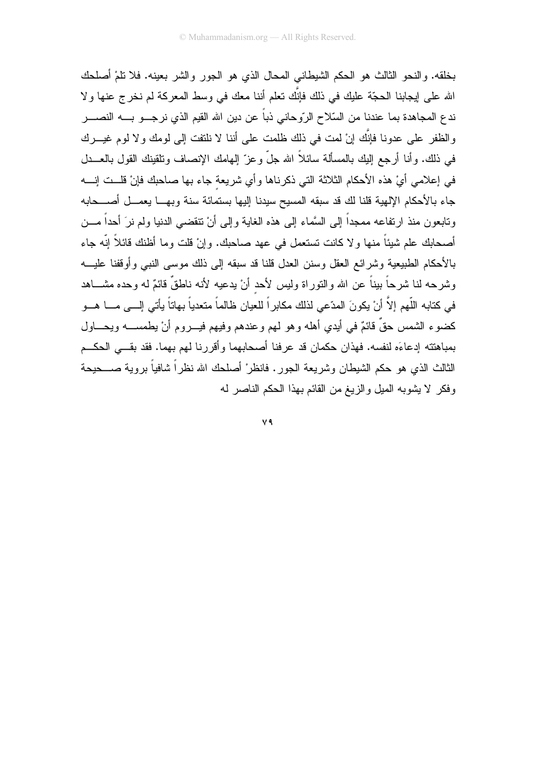بخلقه. والنحو الثالث هو الحكم الشيطاني المحال الذي هو الجور والشر بعينه. فلا تلمْ أصلحك الله على إيجابنا الحجّة عليك في ذلك فإنَّك تعلم أننا معك في وسط المعركة لم نخرج عنها ولا ندع المجاهدة بما عندنا من السّلاح الرّوحاني ذباً عن دين الله القيم الذي نرجو به النصر والظفر على عدونا فإنَّك إنْ لمت في ذلك ظلمت على أننا لا نلتفت إلى لومك ولا لوم غيرك في ذلك. وأنا أرجع إليك بالمسألة سائلاً الله جلّ وعزّ إلهامك الإنصاف وتلقينك القول بالعدل في إعلامي أيْ هذه الأحكام الثلاثة التي ذكرناها وأي شريعةٍ جاء بها صاحبك فإنْ قلت إنه جاء بالأحكام الإلهية قلنا لك قد سبقه المسيح سيدنا إليها بستمائة سنة وبها يعمل أصحابه وتابعون منذ ارتفاعه ممجداً إلى السَّماء إلى هذه الغاية وإلى أنْ تنقضي الدنيا ولم نرَ أحداً من أصحابك علم شيئاً منها ولا كانت تستعمل في عهد صاحبك. وإنْ قلت وما أظنك قائلاً إنّه جاء بالأحكام الطبيعية وشرائع العقل وسنن العدل قلنا قد سبقه إلى ذلك موسى النبي وأوقفنا عليه وشرحه لنا شرحاً بيناً عن الله والتوراة وليس لأحد أنْ يدعيه لأنه ناطقٌ قائمٌ له وحده مشاهد في كتابه اللّهم إلاَّ أنْ يكونَ المدّعي لذلك مكابراً للعيان ظالماً متعدياً بهاتاً يأتي إلى ما هو كضوء الشمس حقٌ قائمٌ في أيدي أهله وهو لهم وعندهم وفيهم فيروم أنْ يطمسه ويحاول بمباهتته إدعاءَه لنفسه. فهذان حكمان قد عرفنا أصحابهما وأقررنا لهم بهما. فقد بقي الحكم الثالث الذي هو حكم الشيطان وشريعة الجور. فانظرْ أصلحك الله نظراً شافياً بروية صحيحة وفكر لا يشوبه الميل والزيغ من القائم بهذا الحكم الناصر له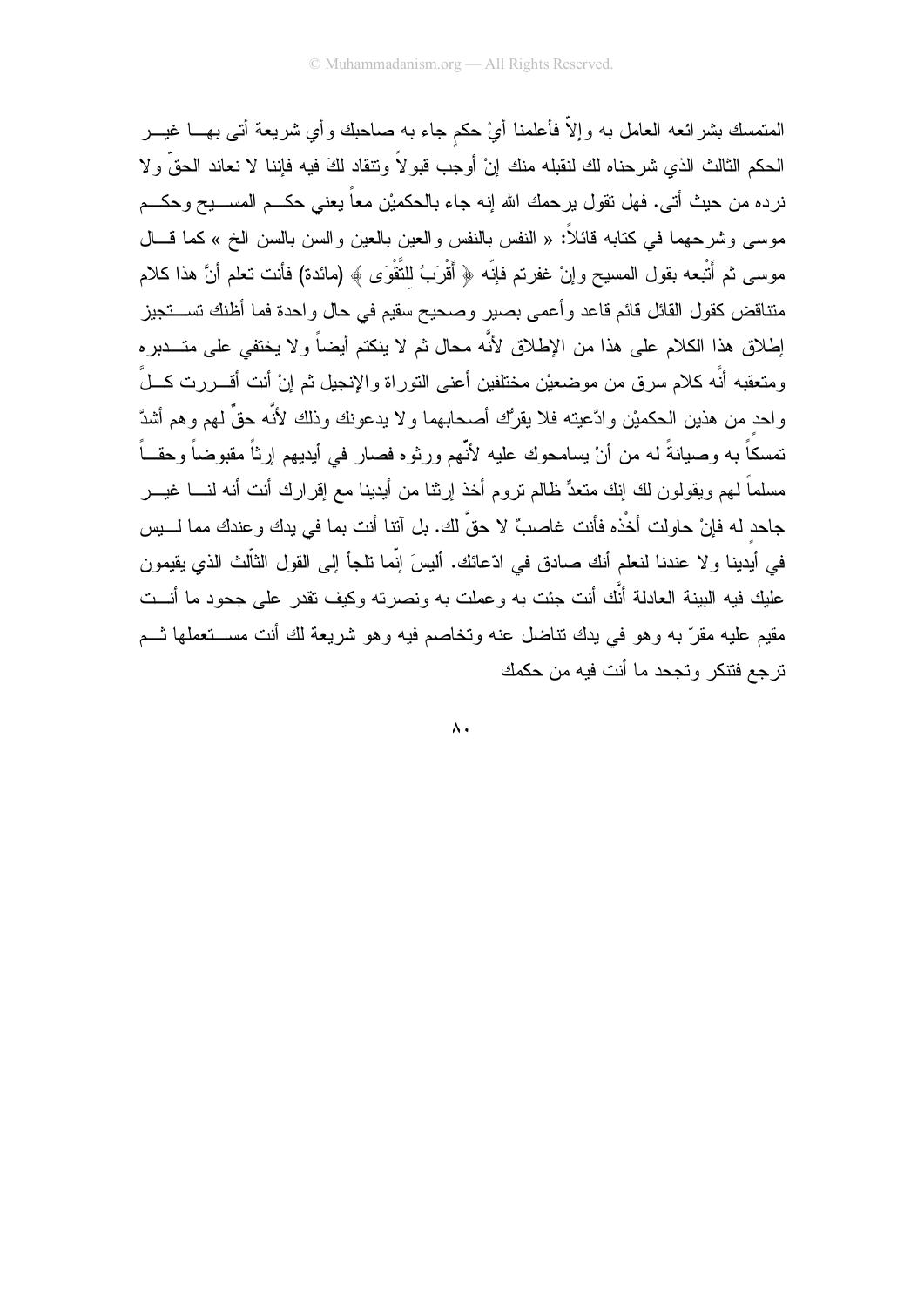المتمسك بشرائعه العامل به وإلاّ فأعلمنا أيْ حكمٍ جاء به صاحبك وأي شريعة أتى بهـا غيـر الحكم الثالث الذي شرحناه لك لنقبله منك إنْ أوجب قبولاً ونتقاد لكَ فيه فإننا لا نعاند الحقّ ولا نرده من حيث أتى. فهل تقول يرحمك الله إنه جاء بالحكميْن معاً يعني حكـم المسـيح وحكـم موسى وشرحهما في كتابه قائلاً: « النفس بالنفس والعين بالعين والسن بالسن الخ » كما قـال موسى ثم أتْبعه بقول المسيح وإنْ غفرتم فإنّه ﴿ أَقْرَبُ لِلتَّقْوَى ﴾ (مائدة) فأنت تعلم أنَّ هذا كلام متناقض كقول القائل قائم قاعد وأعمى بصير وصحيح سقيم في حال واحدة فما أظنك تسـتجيز إطلاق هذا الكلام على هذا من الإطلاق لأنَّه محال ثم لا ينكتم أيضاً ولا يختفي على متـدبره ومتعقبه أنَّه كلام سرق من موضعيْن مختلفين أعنى التوراة والإنجيل ثم إنْ أنت أقـررت كـلَّ واحد من هذين الحكميْن وادَّعيته فلا يقرُّك أصحابهما ولا يدعونك وذلك لأنَّه حقٌ لهم وهم أشدَّ تمسكاً به وصيانةً له من أنْ يسامحوك عليه لأنّهم ورثوه فصار في أيديهم إرثاً مقبوضاً وحقـاً مسلماً لهم ويقولون لك إنك متعدٍّ ظالم تروم أخذ إرثنا من أيدينا مع إقرارك أنت أنه لنـا غيـر جاحد له فإنْ حاولت أخْذه فأنت غاصبٌ لا حقَّ لك. بل آتنا أنت بما في يدك وعندك مما لـيس في أيدينا ولا عندنا لنعلم أنك صادق في ادّعائك. أليسَ إنّما تلجأ إلى القول الثّالث الذي يقيمون عليك فيه البينة العادلة أنَّك أنت جئت به وعملت به ونصرته وكيف تقدر على جحود ما أنـت مقيم عليه مقرّ به وهو في يدك تناضل عنه وتخاصم فيه وهو شريعة لك أنت مسـتعملها ثـم ترجع فتتكر وتجحد ما أنت فيه من حكمك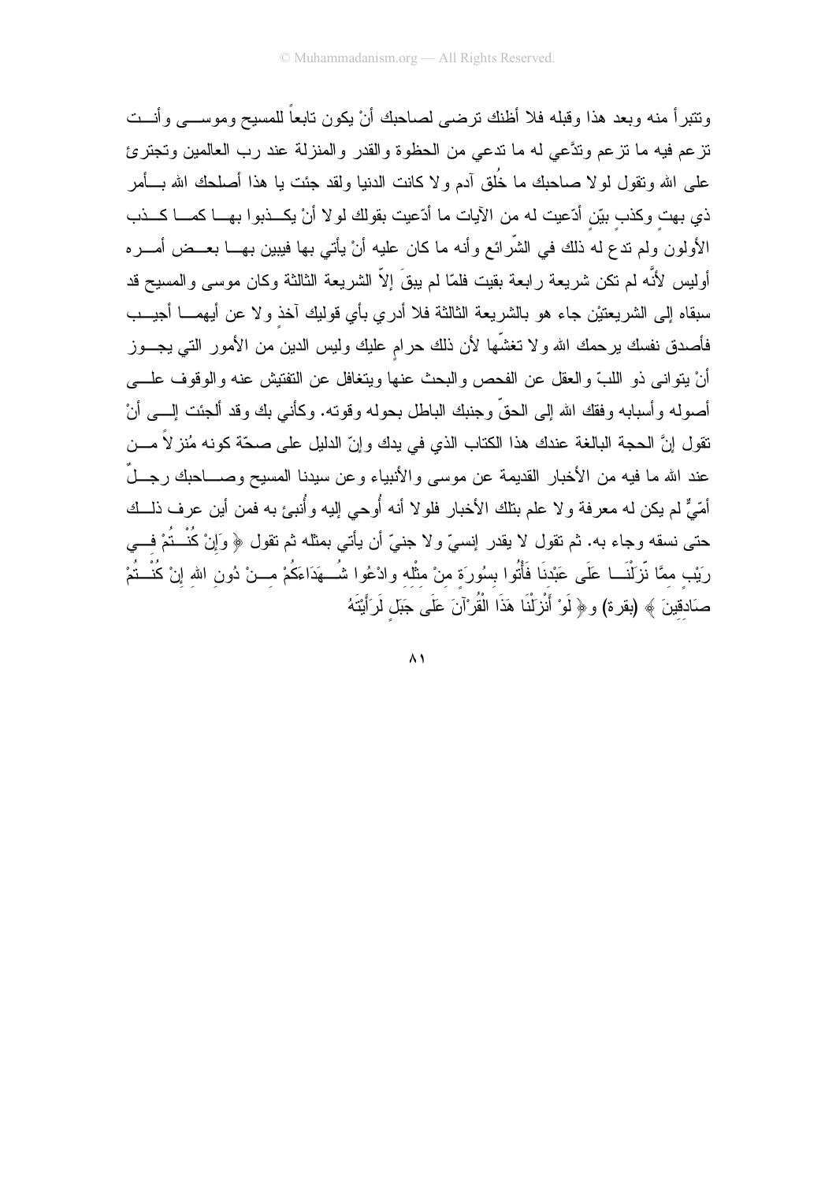وتتبرأ منه وبعد هذا وقبله فلا أظنك ترضى لصاحبك أنْ يكون تابعاً للمسيح وموسى وأنت تزعم فيه ما تزعم وتدَّعي له ما تدعي من الحظوة والقدر والمنزلة عند رب العالمين وتجترئ على الله وتقول لولا صاحبك ما خُلق آدم ولا كانت الدنيا ولقد جئت يا هذا أصلحك الله بأمر ذي بهتٍ وكذبٍ بيّنٍ أدّعيت له من الآيات ما أدّعيت بقولك لولا أنْ يكذبوا بها كما كذب الأولون ولم تدعِ له ذلك في الشّرائع وأنه ما كان عليه أنْ يأتي بها فيبين بها بعض أمره أوليس لأنَّه لم تكن شريعة رابعة بقيت فلمّا لم يبقَ إلاّ الشريعة الثالثة وكان موسى والمسيح قد سبقاه إلى الشريعتيْن جاء هو بالشريعة الثالثة فلا أدري بأي قوليك آخذ ولا عن أيهما أجيب فأصدق نفسك يرحمك الله ولا تغشّها لأن ذلك حرامٍ عليك وليس الدين من الأمور التي يجوز أنْ يتوانى ذو اللبّ والعقل عن الفحص والبحث عنها ويتغافل عن التفتيش عنه والوقوف على أصوله وأسبابه وفقك الله إلى الحقّ وجنبك الباطل بحوله وقوته. وكأني بك وقد ألجئت إلى أنْ تقول إنَّ الحجة البالغة عندك هذا الكتاب الذي في يدك وإنّ الدليل على صحّة كونه مُنزلاً من عند الله ما فيه من الأخبار القديمة عن موسى والأنبياء وعن سيدنا المسيح وصاحبك رجلٌ أمّيٌّ لم يكن له معرفة ولا علم بتلك الأخبار فلولا أنه أُوحي إليه وأُنبئ به فمن أين عرف ذلك حتى نسقه وجاء به. ثم تقول لا يقدر إنسيّ ولا جنيّ أن يأتي بمثله ثم تقول ﴿ وَإِنْ كُنْتُمْ فِي رَيْبٍ مِمَّا نَزَّلْنَا عَلَى عَبْدِنَا فَأْتُوا بِسُورَةٍ مِنْ مِثْلِهِ وادْعُوا شُهَدَاءَكُمْ مِنْ دُونِ اللهِ إِنْ كُنْتُمْ صَادِقِينَ ﴾ (بقرة) و﴿ لَوْ أَنْزَلْنَا هَذَا الْقُرْآنَ عَلَى جَبَلٍ لَرَأَيْتَهُ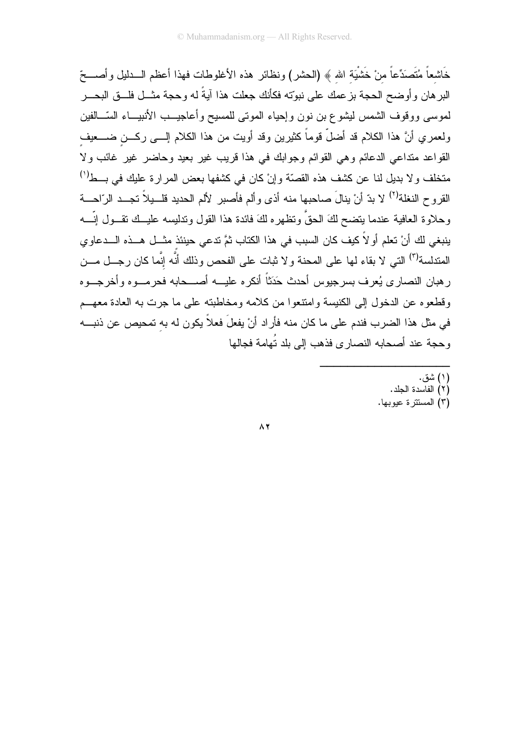خَاشِعاً مُتَصَدِّعاً مِنْ خَشْيَةِ اللهِ ﴾ (الحشر) ونظائر هذه الأغلوطات فهذا أعظم الدليل وأصحّ البرهان وأوضح الحجة بزعمك على نبوّته فكأنك جعلت هذا آيةً له وحجة مثل فلق البحر لموسى ووقوف الشمس ليشوع بن نون وإحياء الموتى للمسيح وأعاجيب الأنبياء السّالفين ولعمري أنَّ هذا الكلام قد أضلّ قوماً كثيرين وقد أويت من هذا الكلام إلى ركنٍ ضعيفٍ القواعد متداعي الدعائم وهي القوائم وجوابك في هذا قريب غير بعيد وحاضر غير غائب ولا متخلف ولا بديل لنا عن كشف هذه القصّة وإنْ كان في كشفها بعض المرارة عليك في بطِ[1] القروح النغلة[2] لا بدّ أنْ ينالَ صاحبها منه أذى وألم فأصبر لألم الحديد قليلاً تجد الرّاحة وحلاوة العافية عندما يتضح لكَ الحقُّ وتظهره لكَ فائدة هذا القول وتدليسه عليك تقول إنّه ينبغي لك أنْ تعلم أولاً كيف كان السبب في هذا الكتاب ثمَّ تدعي حينئذٍ مثل هذه الدعاوي المتدلسة[3] التي لا بقاء لها على المحنة ولا ثبات على الفحص وذلك أنَّه إنَّما كان رجل من رهبان النصارى يُعرف بسرجيوس أحدث حَدَثاً أنكره عليه أصحابه فحرموه وأخرجوه وقطعوه عن الدخول إلى الكنيسة وامتنعوا من كلامه ومخاطبته على ما جرت به العادة معهم في مثل هذا الضرب فندم على ما كان منه فأراد أنْ يفعلَ فعلاً يكون له بهِ تمحيص عن ذنبه وحجة عند أصحابه النصارى فذهب إلى بلد تُهامة فجالها

---

(١) شق.
(٢) الفاسدة الجلد.
(٣) المستترة عيوبها.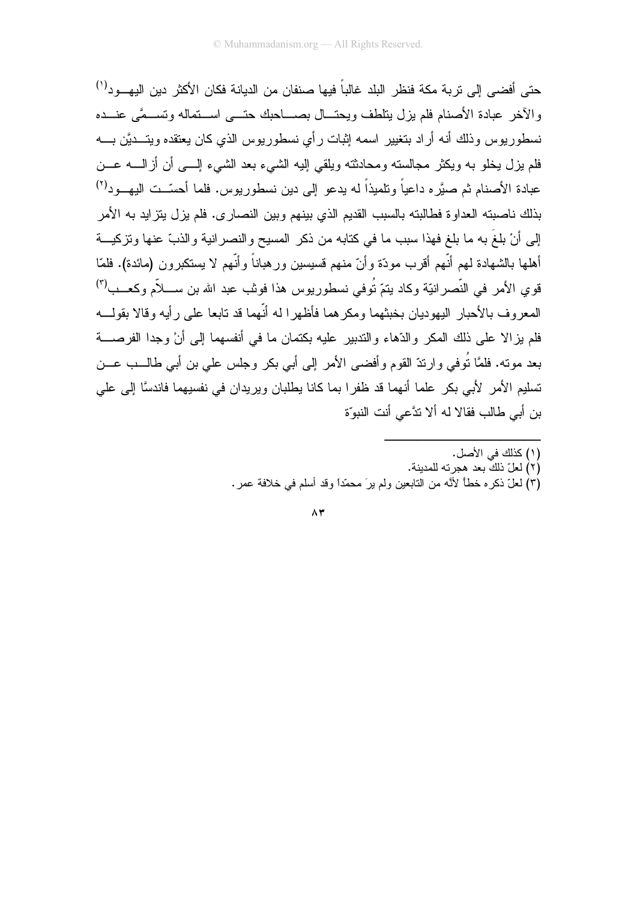حتى أفضى إلى تربة مكة فنظر البلد غالباً فيها صنفان من الديانة فكان الأكثر دين اليهود[١] والآخر عبادة الأصنام فلم يزل يتلطف ويحتال بصاحبك حتى استماله وتسمَّى عنده نسطوريوس وذلك أنه أراد بتغيير اسمه إثبات رأي نسطوريوس الذي كان يعتقده ويتديَّن به فلم يزل يخلو به ويكثر مجالسته ومحادثته ويلقي إليه الشيء بعد الشيء إلى أن أزاله عن عبادة الأصنام ثم صيَّره داعياً وتلميذاً له يدعو إلى دين نسطوريوس. فلما أحسّت اليهود[٢] بذلك ناصبته العداوة فطالبته بالسبب القديم الذي بينهم وبين النصارى. فلم يزل يتزايد به الأمر إلى أنْ بلغَ به ما بلغ فهذا سبب ما في كتابه من ذكر المسيح والنصرانية والذبّ عنها وتزكية أهلها بالشهادة لهم أنّهم أقرب مودّة وأنّ منهم قسيسين ورهباناً وأنّهم لا يستكبرون (مائدة). فلمّا قوي الأمر في النّصرانيّة وكاد يتمّ تُوفي نسطوريوس هذا فوثب عبد الله بن سلاّم وكعب[٣] المعروف بالأحبار اليهوديان بخبثهما ومكرهما فأظهرا له أنّهما قد تابعا على رأيه وقالا بقوله فلم يزالا على ذلك المكر والدّهاء والتدبير عليه بكتمان ما في أنفسهما إلى أنْ وجدا الفرصة بعد موته. فلمَّا تُوفي وارتدّ القوم وأفضى الأمر إلى أبي بكر وجلس علي بن أبي طالب عن تسليم الأمر لأبي بكر علما أنهما قد ظفرا بما كانا يطلبان ويريدان في نفسيهما فاندسَّا إلى علي بن أبي طالب فقالا له ألا تدَّعي أنت النبوّة

---

(١) كذلك في الأصل.

(٢) لعلّ ذلك بعد هجرته للمدينة.

(٣) لعلّ ذكره خطأ لأنّه من التابعين ولم يرَ محمّداً وقد أسلم في خلافة عمر.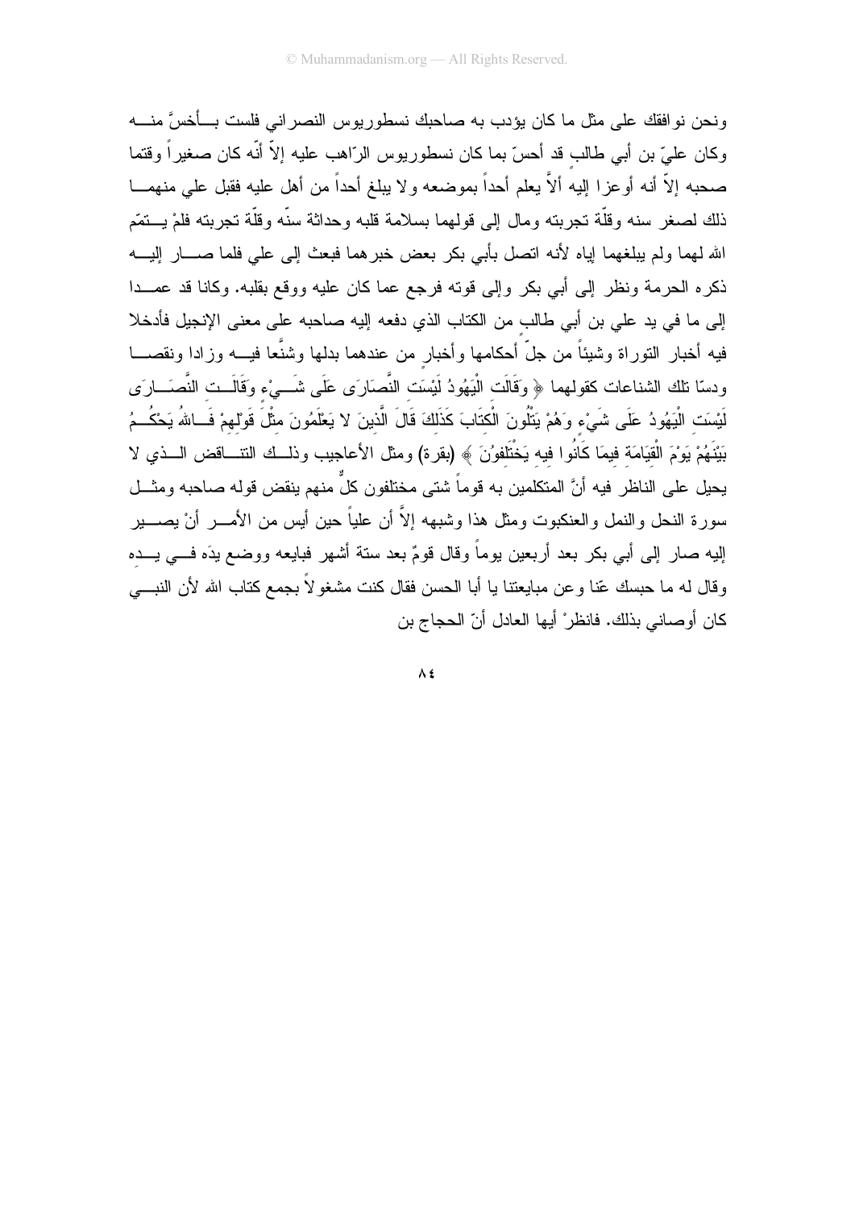ونحن نوافقك على مثل ما كان يؤدب به صاحبك نسطوريوس النصراني فلست بأخسَّ منه وكان عليّ بن أبي طالب قد أحسّ بما كان نسطوريوس الرّاهب عليه إلاّ أنّه كان صغيراً وقتما صحبه إلاّ أنه أوعزا إليه ألاّ يعلم أحداً بموضعه ولا يبلغ أحداً من أهل عليه فقبل علي منهما ذلك لصغر سنه وقلّة تجربته ومال إلى قولهما بسلامة قلبه وحداثة سنّه وقلّة تجربته فلمْ يتمّم الله لهما ولم يبلغهما إياه لأنه اتصل بأبي بكر بعض خبرهما فبعث إلى علي فلما صار إليه ذكره الحرمة ونظر إلى أبي بكر وإلى قوته فرجع عما كان عليه ووقع بقلبه. وكانا قد عمدا إلى ما في يد علي بن أبي طالب من الكتاب الذي دفعه إليه صاحبه على معنى الإنجيل فأدخلا فيه أخبار التوراة وشيئاً من جلّ أحكامها وأخبارٍ من عندهما بدلها وشنَّعا فيه وزادا ونقصا ودسّا تلك الشناعات كقولهما ﴿ وَقَالَتِ الْيَهُودُ لَيْسَتِ النَّصَارَى عَلَى شَيْءٍ وَقَالَتِ النَّصَارَى لَيْسَتِ الْيَهُودُ عَلَى شَيْءٍ وَهُمْ يَتْلُونَ الْكِتَابَ كَذَلِكَ قَالَ الَّذِينَ لا يَعْلَمُونَ مِثْلَ قَوْلِهِمْ فَاللهُ يَحْكُمُ بَيْنَهُمْ يَوْمَ الْقِيَامَةِ فِيمَا كَانُوا فِيهِ يَخْتَلِفُونَ ﴾ (بقرة) ومثل الأعاجيب وذلك التناقض الذي لا يحيل على الناظر فيه أنَّ المتكلمين به قوماً شتى مختلفون كلٌّ منهم ينقض قوله صاحبه ومثل سورة النحل والنمل والعنكبوت ومثل هذا وشبهه إلاَّ أن علياً حين أيس من الأمر أنْ يصير إليه صار إلى أبي بكر بعد أربعين يوماً وقال قومٌ بعد ستة أشهر فبايعه ووضع يدَه في يده وقال له ما حبسك عنّا وعن مبايعتنا يا أبا الحسن فقال كنت مشغولاً بجمع كتاب الله لأن النبي كان أوصاني بذلك. فانظرْ أيها العادل أنّ الحجاج بن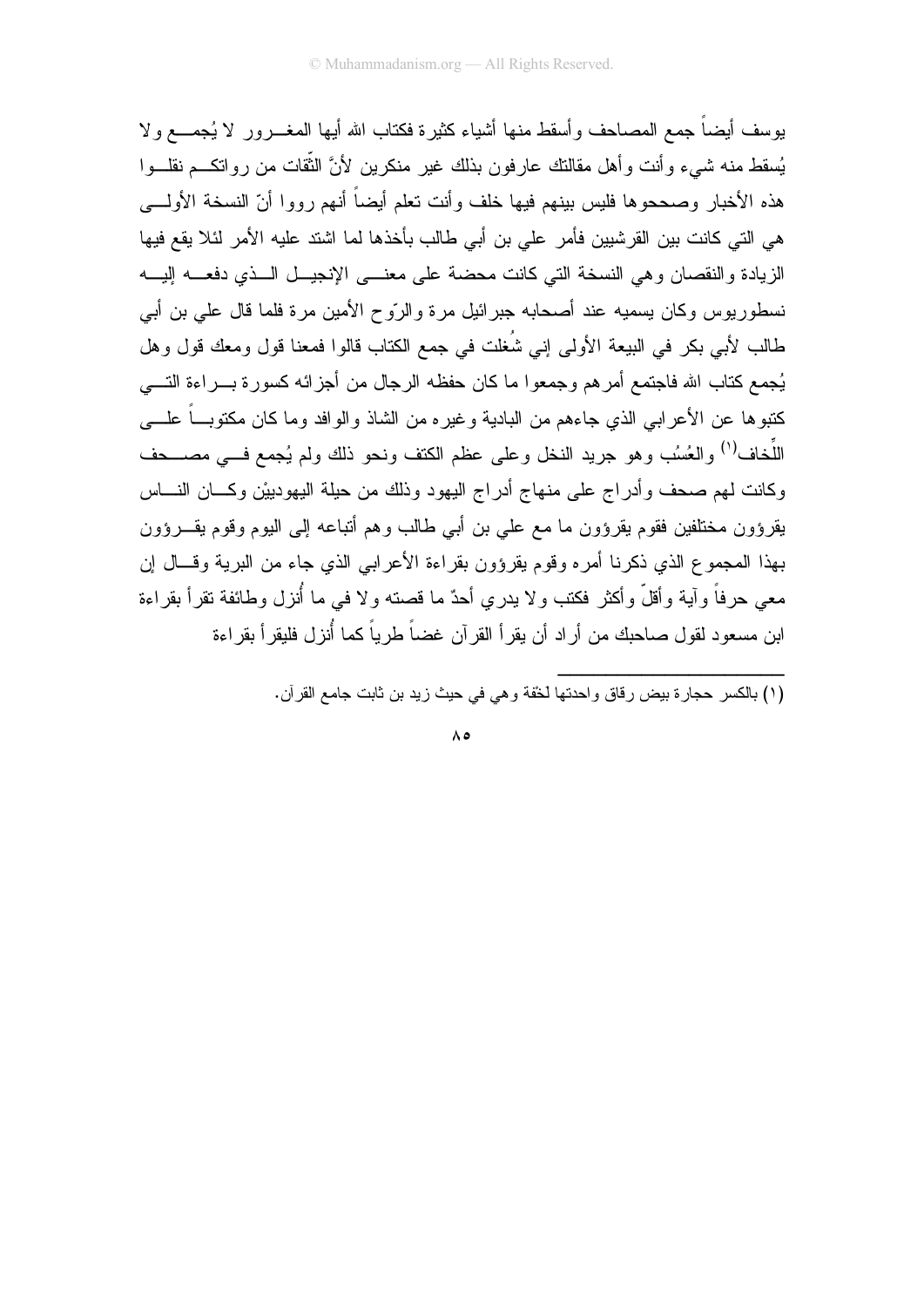يوسف أيضاً جمع المصاحف وأسقط منها أشياء كثيرة فكتاب الله أيها المغـرور لا يُجمـع ولا يُسقط منه شيء وأنت وأهل مقالتك عارفون بذلك غير منكرين لأنَّ الثّقات من رواتكـم نقلـوا هذه الأخبار وصححوها فليس بينهم فيها خلف وأنت تعلم أيضاً أنهم رووا أنّ النسخة الأولـى هي التي كانت بين القرشيين فأمر علي بن أبي طالب بأخذها لما اشتد عليه الأمر لئلا يقع فيها الزيادة والنقصان وهي النسخة التي كانت محضة على معنـى الإنجيـل الـذي دفعـه إليـه نسطوريوس وكان يسميه عند أصحابه جبرائيل مرة والرّوح الأمين مرة فلما قال علي بن أبي طالب لأبي بكر في البيعة الأولى إني شُغلت في جمع الكتاب قالوا فمعنا قول ومعك قول وهل يُجمع كتاب الله فاجتمع أمرهم وجمعوا ما كان حفظه الرجال من أجزائه كسورة بـراءة التـي كتبوها عن الأعرابي الذي جاءهم من البادية وغيره من الشاذ والوافد وما كان مكتوبـاً علـى اللِّخاف[1] والعُسُب وهو جريد النخل وعلى عظم الكتف ونحو ذلك ولم يُجمع فـي مصـحف وكانت لهم صحف وأدراج على منهاج أدراج اليهود وذلك من حيلة اليهوديْن وكـان النـاس يقرؤون مختلفين فقوم يقرؤون ما مع علي بن أبي طالب وهم أتباعه إلى اليوم وقوم يقـرؤون بهذا المجموع الذي ذكرنا أمره وقوم يقرؤون بقراءة الأعرابي الذي جاء من البرية وقـال إن معي حرفاً وآية وأقلّ وأكثر فكتب ولا يدري أحدٌ ما قصته ولا في ما أُنزل وطائفة تقرأ بقراءة ابن مسعود لقول صاحبك من أراد أن يقرأ القرآن غضاً طرياً كما أُنزل فليقرأ بقراءة

---

(١) بالكسر حجارة بيض رقاق واحدتها لخفة وهي في حيث زيد بن ثابت جامع القرآن.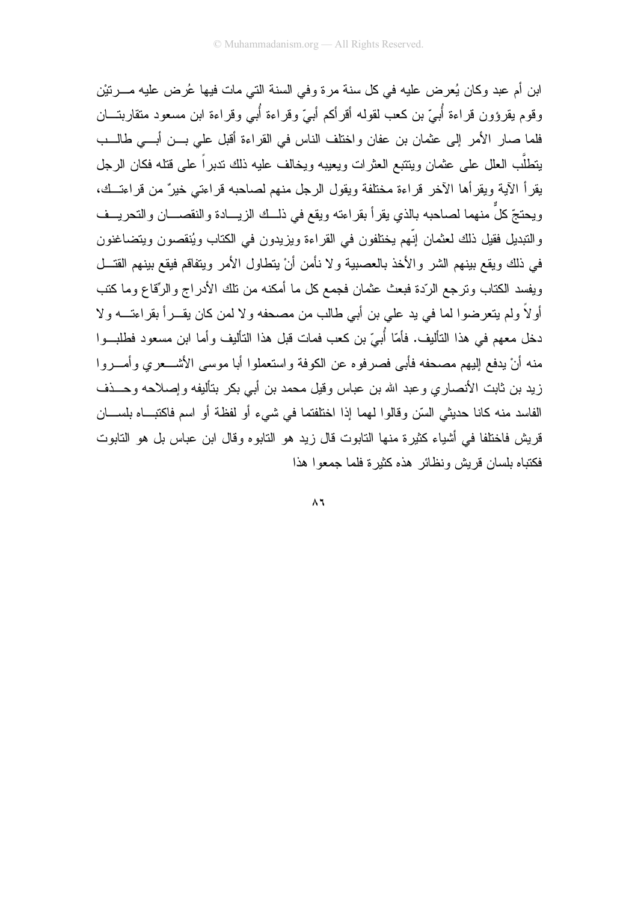ابن أم عبد وكان يُعرض عليه في كل سنة مرة وفي السنة التي مات فيها عُرض عليه مرتيْن وقوم يقرؤون قراءة أُبيّ بن كعب لقوله أقرأكم أبيّ وقراءة أُبي وقراءة ابن مسعود متقاربتان فلما صار الأمر إلى عثمان بن عفان واختلف الناس في القراءة أقبل علي بن أبي طالب يتطلّب العلل على عثمان ويتتبع العثرات ويعيبه ويخالف عليه ذلك تدبراً على قتله فكان الرجل يقرأ الآية ويقرأها الآخر قراءة مختلفة ويقول الرجل منهم لصاحبه قراءتي خيرٌ من قراءتك، ويحتجّ كلٌ منهما لصاحبه بالذي يقرأ بقراءته ويقع في ذلك الزيادة والنقصان والتحريف والتبديل فقيل ذلك لعثمان إنّهم يختلفون في القراءة ويزيدون في الكتاب ويُنقصون ويتضاغنون في ذلك ويقع بينهم الشر والأخذ بالعصبية ولا نأمن أنْ يتطاول الأمر ويتفاقم فيقع بينهم القتل ويفسد الكتاب وترجع الرّدة فبعث عثمان فجمع كل ما أمكنه من تلك الأدراج والرّقاع وما كتب أولاً ولم يتعرضوا لما في يد علي بن أبي طالب من مصحفه ولا لمن كان يقرأ بقراءته ولا دخل معهم في هذا التأليف. فأمّا أُبيّ بن كعب فمات قبل هذا التأليف وأما ابن مسعود فطلبوا منه أنْ يدفع إليهم مصحفه فأبى فصرفوه عن الكوفة واستعملوا أبا موسى الأشعري وأمروا زيد بن ثابت الأنصاري وعبد الله بن عباس وقيل محمد بن أبي بكر بتأليفه وإصلاحه وحذف الفاسد منه كانا حديثي السّن وقالوا لهما إذا اختلفتما في شيء أو لفظة أو اسم فاكتباه بلسان قريش فاختلفا في أشياء كثيرة منها التابوت قال زيد هو التابوه وقال ابن عباس بل هو التابوت فكتباه بلسان قريش ونظائر هذه كثيرة فلما جمعوا هذا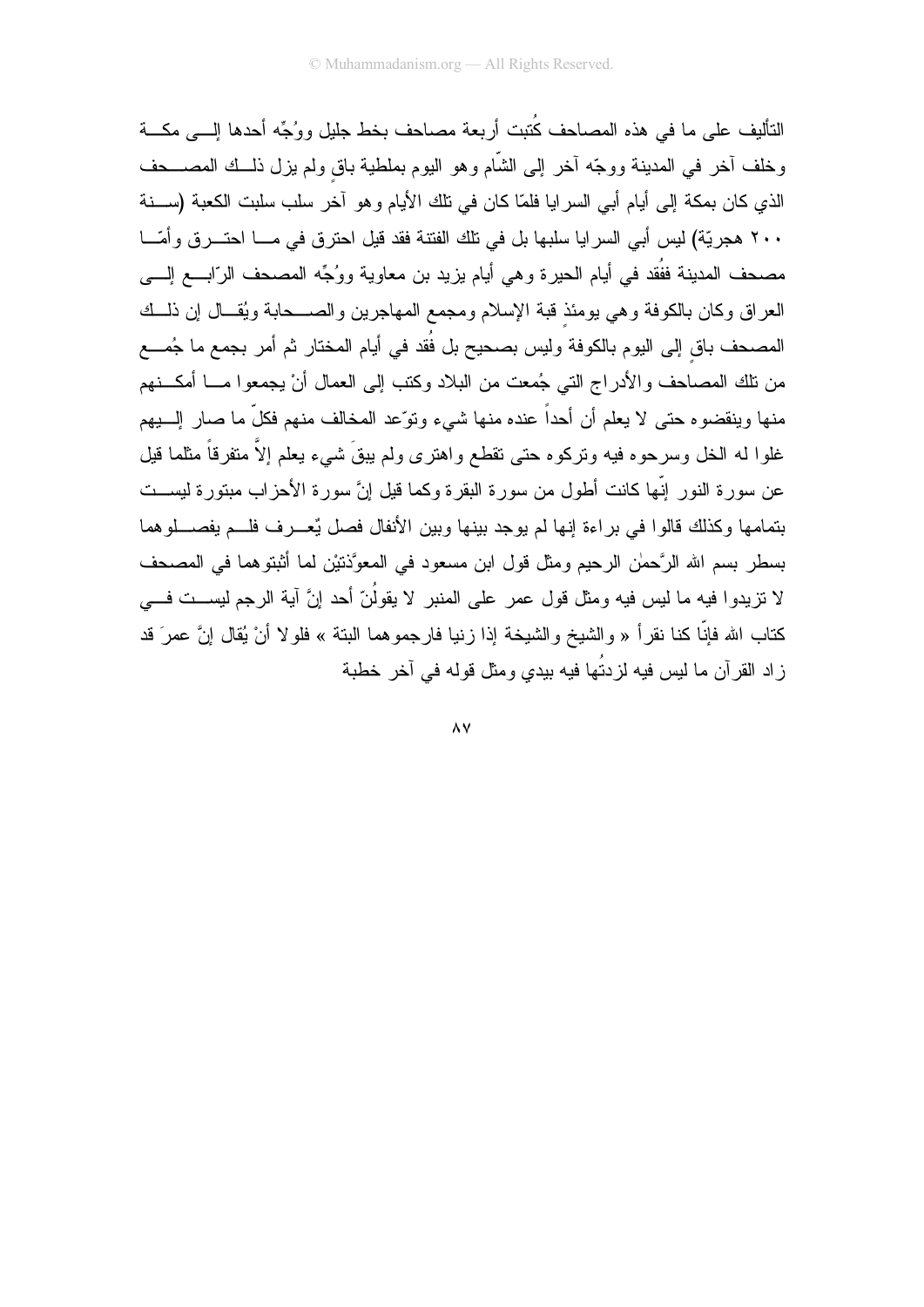التأليف على ما في هذه المصاحف كُتبت أربعة مصاحف بخط جليل ووُجِّه أحدها إلى مكة وخلف آخر في المدينة ووجّه آخر إلى الشّام وهو اليوم بملطية باقٍ ولم يزل ذلك المصحف الذي كان بمكة إلى أيام أبي السرايا فلمّا كان في تلك الأيام وهو آخر سلب سلبت الكعبة (سنة ٢٠٠ هجريّة) ليس أبي السرايا سلبها بل في تلك الفتنة فقد قيل احترق في ما احترق وأمّا مصحف المدينة ففُقد في أيام الحيرة وهي أيام يزيد بن معاوية ووُجِّه المصحف الرّابع إلى العراق وكان بالكوفة وهي يومئذٍ قبة الإسلام ومجمع المهاجرين والصحابة ويُقال إن ذلك المصحف باقٍ إلى اليوم بالكوفة وليس بصحيح بل فُقد في أيام المختار ثم أمر بجمع ما جُمع من تلك المصاحف والأدراج التي جُمعت من البلاد وكتب إلى العمال أنْ يجمعوا ما أمكنهم منها وينقضوه حتى لا يعلم أن أحداً عنده منها شيء وتوّعد المخالف منهم فكلّ ما صار إليهم غلوا له الخل وسرحوه فيه وتركوه حتى تقطع واهترى ولم يبقَ شيء يعلم إلاَّ متفرقاً مثلما قيل عن سورة النور إنّها كانت أطول من سورة البقرة وكما قيل إنَّ سورة الأحزاب مبتورة ليست بتمامها وكذلك قالوا في براءة إنها لم يوجد بينها وبين الأنفال فصل يّعرف فلم يفصلوهما بسطر بسم الله الرَّحمٰن الرحيم ومثل قول ابن مسعود في المعوَّذتيْن لما أثبتوهما في المصحف لا تزيدوا فيه ما ليس فيه ومثل قول عمر على المنبر لا يقولُنّ أحد إنَّ آية الرجم ليست في كتاب الله فإنّا كنا نقرأ « والشيخ والشيخة إذا زنيا فارجموهما البتة » فلولا أنْ يُقال إنَّ عمرَ قد زاد القرآن ما ليس فيه لزدتُها فيه بيدي ومثل قوله في آخر خطبة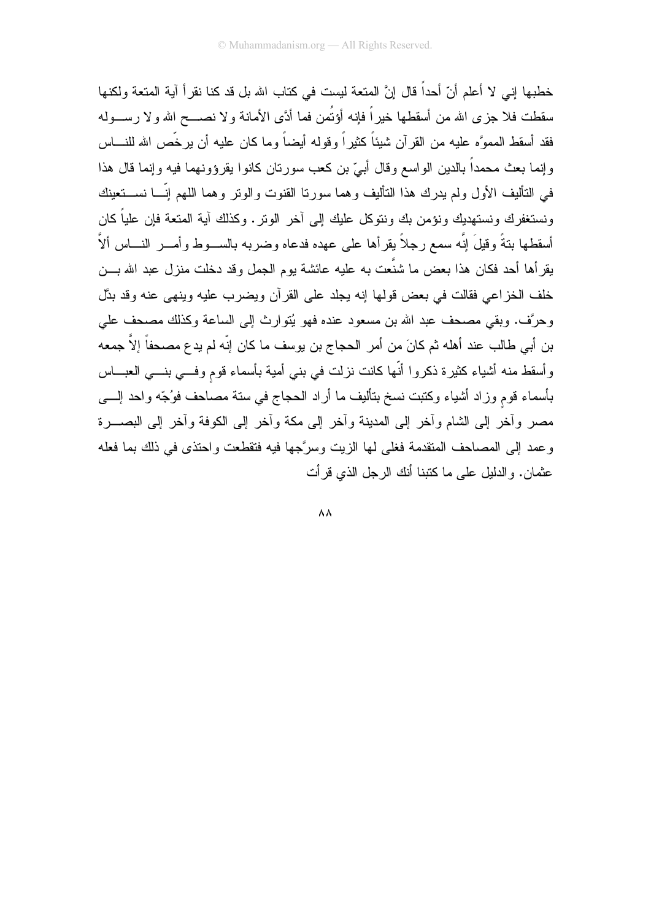خطبها إني لا أعلم أنّ أحداً قال إنَّ المتعة ليست في كتاب الله بل قد كنا نقرأ آية المتعة ولكنها سقطت فلا جزى الله من أسقطها خيراً فإنه أؤتُمن فما أدَّى الأمانة ولا نصح الله ولا رسوله فقد أسقط المموَّه عليه من القرآن شيئاً كثيراً وقوله أيضاً وما كان عليه أن يرخّص الله للناس وإنما بعث محمداً بالدين الواسع وقال أبيّ بن كعب سورتان كانوا يقرؤونهما فيه وإنما قال هذا في التأليف الأول ولم يدرك هذا التأليف وهما سورتا القنوت والوتر وهما اللهم إنّا نستعينك ونستغفرك ونستهديك ونؤمن بك ونتوكل عليك إلى آخر الوتر. وكذلك آية المتعة فإن علياً كان أسقطها بتةً وقيلَ إنَّه سمع رجلاً يقرأها على عهده فدعاه وضربه بالسوط وأمر الناس ألاَّ يقرأها أحد فكان هذا بعض ما شنَّعت به عليه عائشة يوم الجمل وقد دخلت منزل عبد الله بن خلف الخزاعي فقالت في بعض قولها إنه يجلد على القرآن ويضرب عليه وينهى عنه وقد بدّل وحرَّف. وبقي مصحف عبد الله بن مسعود عنده فهو يُتوارث إلى الساعة وكذلك مصحف علي بن أبي طالب عند أهله ثم كانَ من أمر الحجاج بن يوسف ما كان إنّه لم يدع مصحفاً إلاَّ جمعه وأسقط منه أشياء كثيرة ذكروا أنّها كانت نزلت في بني أمية بأسماء قومٍ وفي بني العباس بأسماء قومٍ وزاد أشياء وكتبت نسخ بتأليف ما أراد الحجاج في ستة مصاحف فوُجّه واحد إلى مصر وآخر إلى الشام وآخر إلى المدينة وآخر إلى مكة وآخر إلى الكوفة وآخر إلى البصرة وعمد إلى المصاحف المتقدمة فغلى لها الزيت وسرَّجها فيه فتقطعت واحتذى في ذلك بما فعله عثمان. والدليل على ما كتبنا أنك الرجل الذي قرأت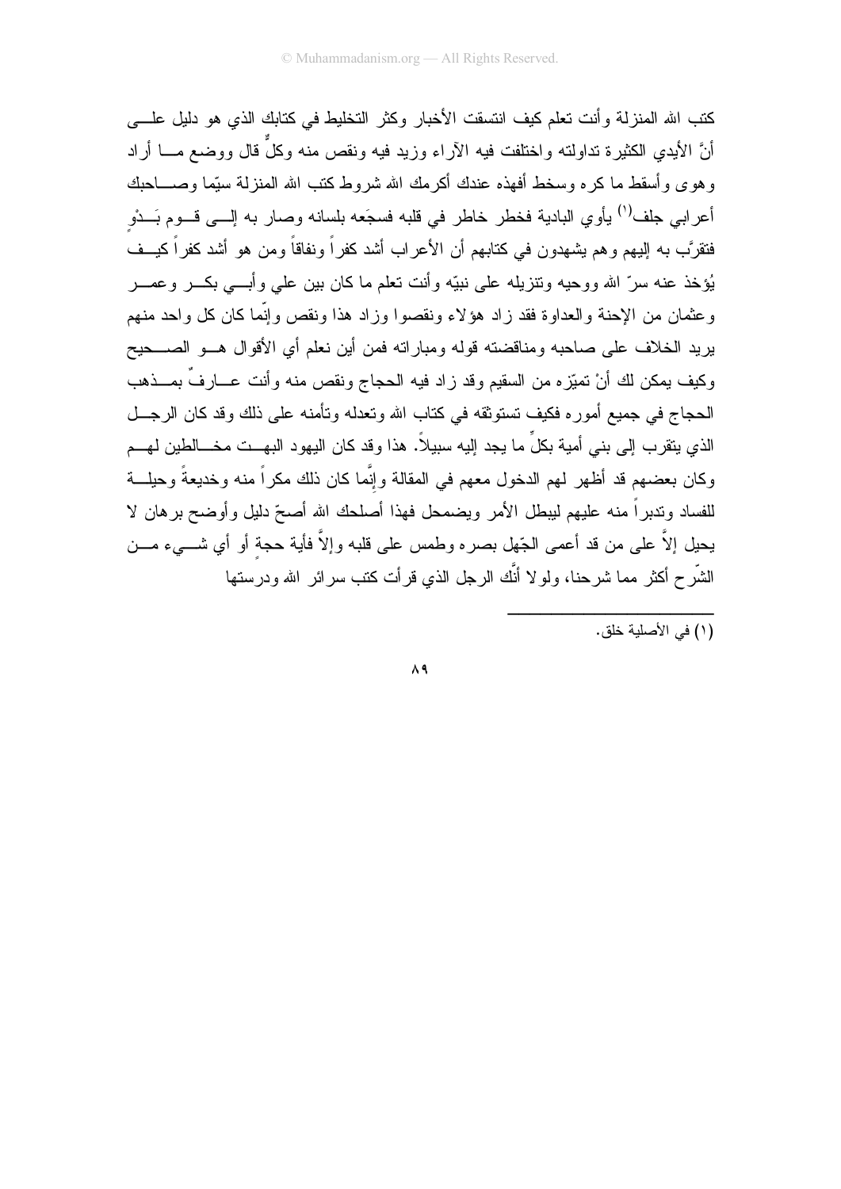كتب الله المنزلة وأنت تعلم كيف انتسقت الأخبار وكثر التخليط في كتابك الذي هو دليل على أنَّ الأيدي الكثيرة تداولته واختلفت فيه الآراء وزيد فيه ونقص منه وكلٌّ قال ووضع ما أراد وهوى وأسقط ما كره وسخط أفهذه عندك أكرمك الله شروط كتب الله المنزلة سيّما وصاحبك أعرابي جلف[1] يأوي البادية فخطر خاطر في قلبه فسجَعه بلسانه وصار به إلى قوم بَدْوٍ فتقرَّب به إليهم وهم يشهدون في كتابهم أن الأعراب أشد كفراً ونفاقاً ومن هو أشد كفراً كيف يُؤخذ عنه سرّ الله ووحيه وتنزيله على نبيّه وأنت تعلم ما كان بين علي وأبي بكر وعمر وعثمان من الإحنة والعداوة فقد زاد هؤلاء ونقصوا وزاد هذا ونقص وإنّما كان كل واحد منهم يريد الخلاف على صاحبه ومناقضته قوله ومباراته فمن أين نعلم أي الأقوال هو الصحيح وكيف يمكن لك أنْ تميّزه من السقيم وقد زاد فيه الحجاج ونقص منه وأنت عارفٌ بمذهب الحجاج في جميع أموره فكيف تستوثقه في كتاب الله وتعدله وتأمنه على ذلك وقد كان الرجل الذي يتقرب إلى بني أمية بكلٍّ ما يجد إليه سبيلاً. هذا وقد كان اليهود البهت مخالطين لهم وكان بعضهم قد أظهر لهم الدخول معهم في المقالة وإنَّما كان ذلك مكراً منه وخديعةً وحيلة للفساد وتدبراً منه عليهم ليبطل الأمر ويضمحل فهذا أصلحك الله أصحّ دليل وأوضح برهان لا يحيل إلاَّ على من قد أعمى الجّهل بصره وطمس على قلبه وإلاَّ فأية حجةٍ أو أي شيء من الشّرح أكثر مما شرحنا، ولولا أنَّك الرجل الذي قرأت كتب سرائر الله ودرستها

---

(١) في الأصلية خلق.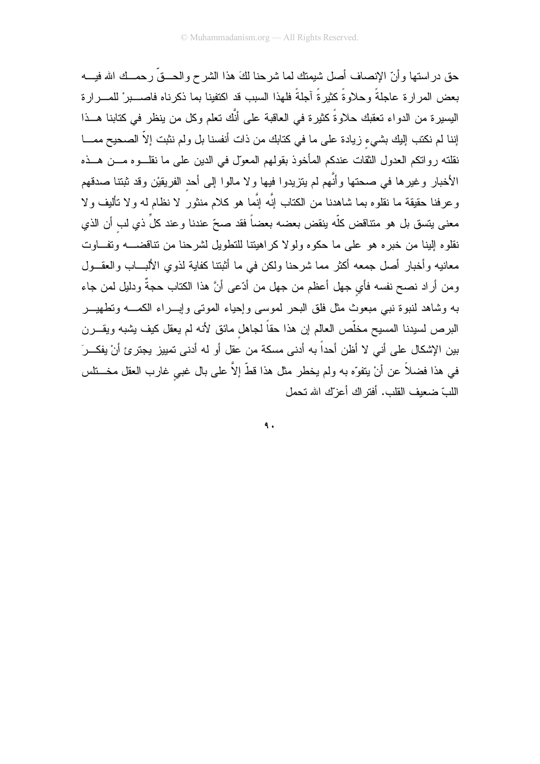حق دراستها وأنّ الإنصاف أصل شيمتك لما شرحنا لكَ هذا الشرح والحقّ رحمك الله فيه بعض المرارة عاجلةً وحلاوةً كثيرةً آجلةً فلهذا السبب قد اكتفينا بما ذكرناه فاصبرْ للمرارة اليسيرة من الدواء تعقبك حلاوةً كثيرة في العاقبة على أنَّك تعلم وكل من ينظر في كتابنا هذا إننا لم نكتب إليك بشيءٍ زيادة على ما في كتابك من ذات أنفسنا بل ولم نثبت إلاّ الصحيح مما نقلته رواتكم العدول الثقات عندكم المأخوذ بقولهم المعوّل في الدين على ما نقلوه من هذه الأخبار وغيرها في صحتها وأنَّهم لم يتزيدوا فيها ولا مالوا إلى أحدٍ الفريقيْن وقد ثبتنا صدقهم وعرفنا حقيقة ما نقلوه بما شاهدنا من الكتاب إنَّه إنَّما هو كلام منثورٌ لا نظام له ولا تأليف ولا معنى يتسق بل هو متناقض كلّه ينقض بعضه بعضاً فقد صحّ عندنا وعند كلِّ ذي لبٍ أن الذي نقلوه إلينا من خبره هو على ما حكوه ولولا كراهيتنا للتطويل لشرحنا من تناقضه وتفاوت معانيه وأخبار أصل جمعه أكثر مما شرحنا ولكن في ما أثبتنا كفاية لذوي الألباب والعقول ومن أراد نصح نفسه فأيٍ جهل أعظم من جهل من أدّعى أنَّ هذا الكتاب حجةٌ ودليل لمن جاء به وشاهد لنبوة نبي مبعوث مثل فلق البحر لموسى وإحياء الموتى وإبراء الكمه وتطهير البرص لسيدنا المسيح مخلّص العالم إن هذا حقاً لجاهلٍ مائق لأنه لم يعقل كيف يشبه ويقرن بين الإشكال على أني لا أظن أحداً به أدنى مسكة من عقل أو له أدنى تمييز يجترئ أنْ يفكرَ في هذا فضلاً عن أنْ يتفوّه به ولم يخطر مثل هذا قطّ إلاَّ على بال غبيٍ غارب العقل مختلس اللبّ ضعيف القلب. أفتراك أعزّك الله تحمل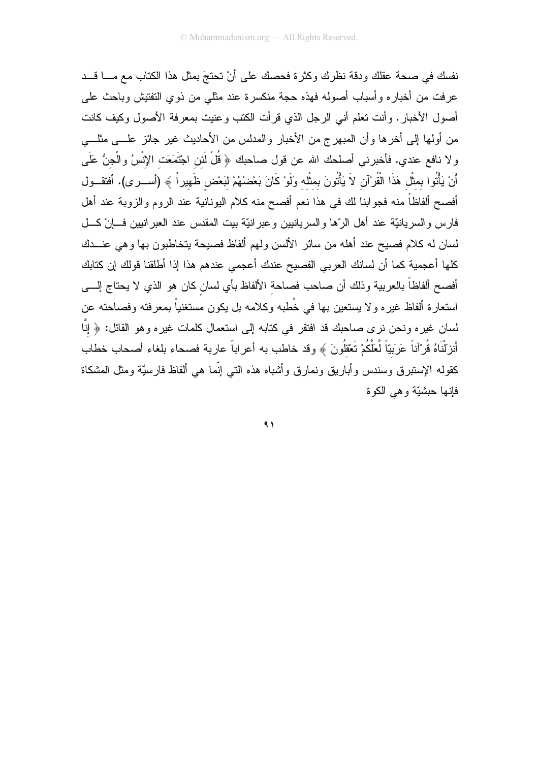نفسك في صحة عقلك ودقة نظرك وكثرة فحصك على أنْ تحتجَ بمثل هذا الكتاب مع ما قد عرفت من أخباره وأسباب أصوله فهذه حجة منكسرة عند مثلي من ذوي التفتيش وباحث على أصول الأخبار. وأنت تعلم أني الرجل الذي قرأت الكتب وعنيت بمعرفة الأصول وكيف كانت من أولها إلى أخرها وأن المبهرج من الأخبار والمدلس من الأحاديث غير جائز على مثلي ولا نافع عندي. فأخبرني أصلحك الله عن قول صاحبك ﴿ قُلْ لَئِنِ اجْتَمَعَتِ الإِنْسُ والْجِنُّ عَلَى أَنْ يَأْتُوا بِمِثْلِ هَذَا الْقُرْآنِ لاَ يَأْتُونَ بِمِثْلِهِ وَلَوْ كَانَ بَعْضُهُمْ لِبَعْضٍ ظَهِيراً ﴾ (أسرى). أفتقول أفصح ألفاظاً منه فجوابنا لك في هذا نعم أفصح منه كلام اليونانية عند الروم والزوبة عند أهل فارس والسريانيّة عند أهل الرّها والسريانيين وعبرانيّة بيت المقدس عند العبرانيين فإنْ كل لسان له كلام فصيح عند أهله من سائر الألسن ولهم ألفاظ فصيحة يتخاطبون بها وهي عندك كلها أعجمية كما أن لسانك العربي الفصيح عندك أعجمي عندهم هذا إذا أطلقنا قولك إن كتابك أفصح ألفاظاً بالعربية وذلك أن صاحب فصاحةِ الألفاظ بأي لسانٍ كان هو الذي لا يحتاج إلى استعارة ألفاظ غيره ولا يستعين بها في خُطبه وكلامه بل يكون مستغنياً بمعرفته وفصاحته عن لسان غيره ونحن نرى صاحبك قد افتقر في كتابه إلى استعمال كلمات غيره وهو القائل: ﴿ إِنَّا أَنزَلْنَاهُ قُرْآناً عَرَبِيّاً لَّعَلَّكُمْ تَعْقِلُونَ ﴾ وقد خاطب به أعراباً عاربة فصحاء بلغاء أصحاب خطاب كقوله الإستبرق وسندس وأباريق ونمارق وأشباه هذه التي إنّما هي ألفاظ فارسيَّة ومثل المشكاة فإنها حبشيّة وهي الكوة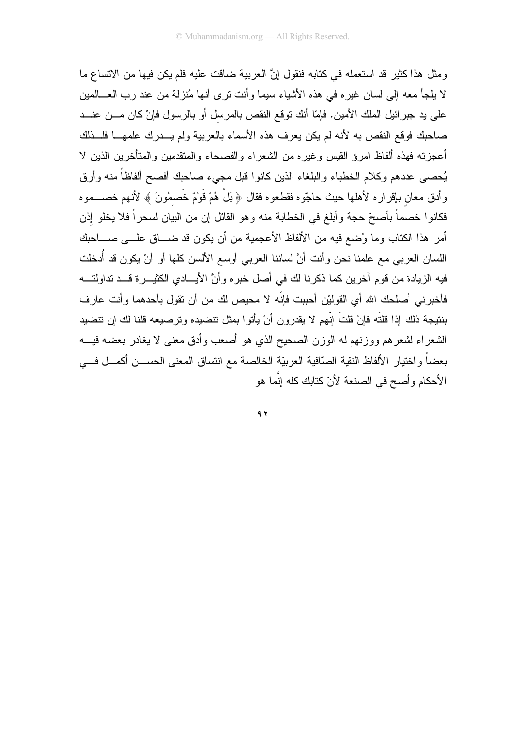ومثل هذا كثير قد استعمله في كتابه فنقول إنَّ العربية ضاقت عليه فلم يكن فيها من الاتساع ما لا يلجأ معه إلى لسان غيره في هذه الأشياء سيما وأنت ترى أنها مُنزلة من عند رب العالمين على يد جبرائيل الملك الأمين. فإمّا أنك توقع النقص بالمرسِل أو بالرسول فإنْ كان من عند صاحبك فوقع النقص به لأنه لم يكن يعرف هذه الأسماء بالعربية ولم يدرك علمها فلذلك أعجزته فهذه ألفاظ امرؤ القيس وغيره من الشعراء والفصحاء والمتقدمين والمتأخرين الذين لا يُحصى عددهم وكلام الخطباء والبلغاء الذين كانوا قبل مجيء صاحبك أفصح ألفاظاً منه وأرق وأدق معانٍ بإقراره لأهلها حيث حاجّوه فقطعوه فقال ﴿ بَلْ هُمْ قَوْمٌ خَصِمُونَ ﴾ لأنهم خصموه فكانوا خصماً بأصحّ حجة وأبلغ في الخطابة منه وهو القائل إن من البيان لسحراً فلا يخلو إذن أمر هذا الكتاب وما وُضع فيه من الألفاظ الأعجمية من أن يكون قد ضاق على صاحبك اللسان العربي مع علمنا نحن وأنت أنَّ لساننا العربي أوسع الألسن كلها أو أنْ يكون قد أُدخلت فيه الزيادة من قوم آخرين كما ذكرنا لك في أصل خبره وأنَّ الأيادي الكثيرة قد تداولته فأخبرني أصلحك الله أي القوليْن أحببت فإنّه لا محيص لك من أن تقول بأحدهما وأنت عارف بنتيجة ذلك إذا قلتَه فإنْ قلتَ إنّهم لا يقدرون أنْ يأتوا بمثل تنضيده وترصيعه قلنا لك إن تنضيد الشعراء لشعرهم ووزنهم له الوزن الصحيح الذي هو أصعب وأدق معنى لا يغادر بعضه فيه بعضاً واختيار الألفاظ النقية الصّافية العربيّة الخالصة مع انتساق المعنى الحسن أكمل في الأحكام وأصح في الصنعة لأنّ كتابك كله إنَّما هو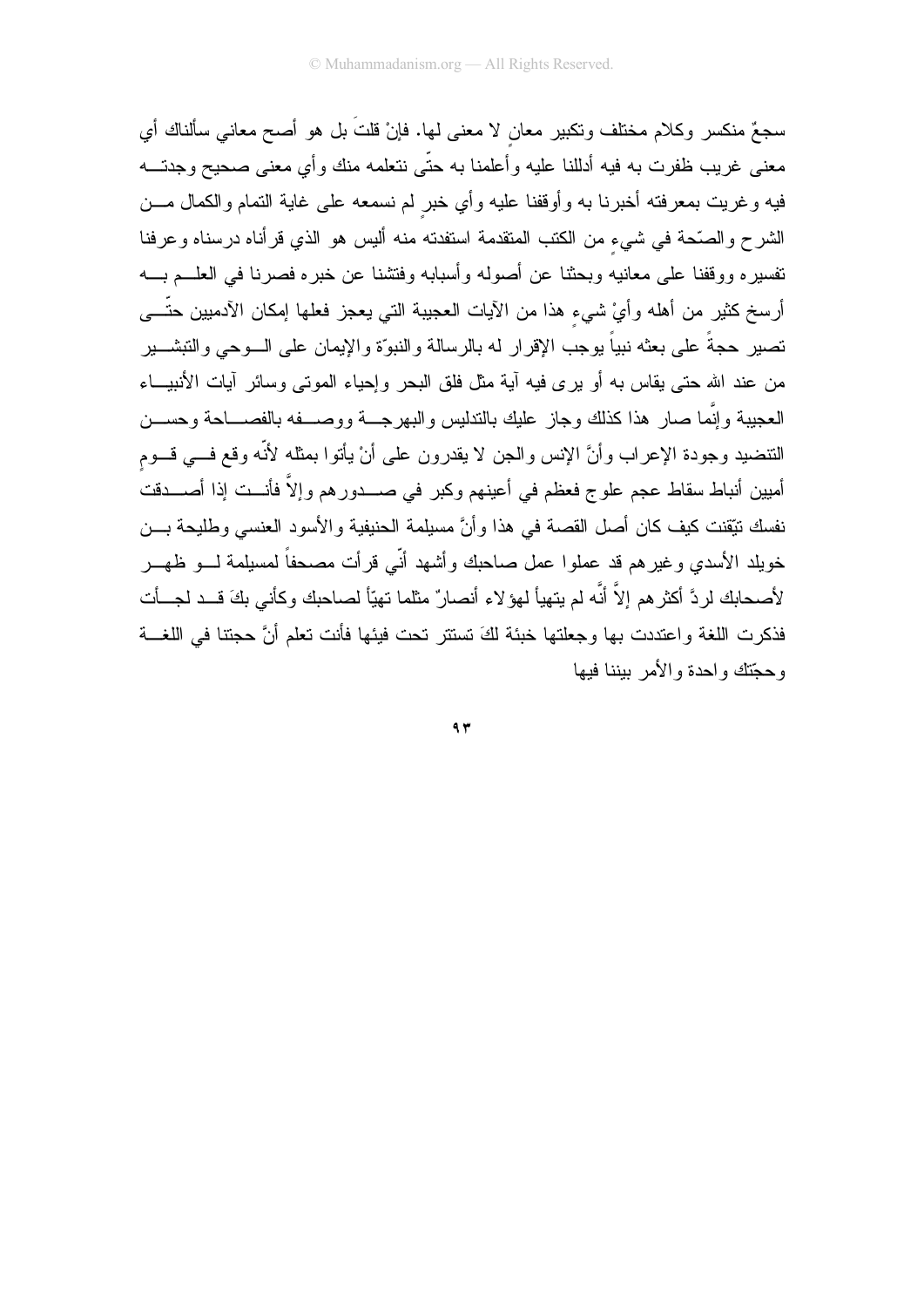سجعٌ منكسر وكلام مختلف وتكبير معانٍ لا معنى لها. فإنْ قلتَ بل هو أصح معاني سألناك أي معنى غريب ظفرت به فيه أدللنا عليه وأعلمنا به حتّى نتعلمه منك وأي معنى صحيح وجدته فيه وغريت بمعرفته أخبرنا به وأوقفنا عليه وأي خبرٍ لم نسمعه على غاية التمام والكمال من الشرح والصّحة في شيءٍ من الكتب المتقدمة استفدته منه أليس هو الذي قرأناه درسناه وعرفنا تفسيره ووقفنا على معانيه وبحثنا عن أصوله وأسبابه وفتشنا عن خبره فصرنا في العلم به أرسخ كثير من أهله وأيْ شيءٍ هذا من الآيات العجيبة التي يعجز فعلها إمكان الآدميين حتّى تصير حجةً على بعثه نبياً يوجب الإقرار له بالرسالة والنبوّة والإيمان على الوحي والتبشير من عند الله حتى يقاس به أو يرى فيه آية مثل فلق البحر وإحياء الموتى وسائر آيات الأنبياء العجيبة وإنَّما صار هذا كذلك وجاز عليك بالتدليس والبهرجة ووصفه بالفصاحة وحسن التنضيد وجودة الإعراب وأنَّ الإنس والجن لا يقدرون على أنْ يأتوا بمثله لأنّه وقع في قومٍ أميين أنباط سقاط عجم علوج فعظم في أعينهم وكبر في صدورهم وإلاَّ فأنت إذا أصدقت نفسك تيّقنت كيف كان أصل القصة في هذا وأنَّ مسيلمة الحنيفية والأسود العنسي وطليحة بن خويلد الأسدي وغيرهم قد عملوا عمل صاحبك وأشهد أنّي قرأت مصحفاً لمسيلمة لو ظهر لأصحابك لردَّ أكثرهم إلاَّ أنَّه لم يتهيأ لهؤلاء أنصارٌ مثلما تهيّأ لصاحبك وكأني بكَ قد لجأت فذكرت اللغة واعتددت بها وجعلتها خبئة لكَ تستتر تحت فيئها فأنت تعلم أنَّ حجتنا في اللغة وحجّتك واحدة والأمر بيننا فيها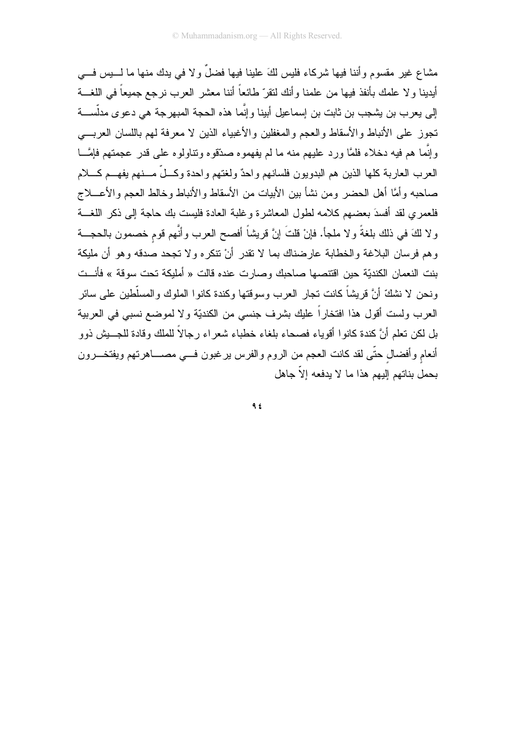مشاع غير مقسوم وأننا فيها شركاء فليس لكَ علينا فيها فضلٌ ولا في يدك منها ما ليس في أيدينا ولا علمك بأنفذ فيها من علمنا وأنك لتقرّ طائعاً أننا معشر العرب نرجع جميعاً في اللغة إلى يعرب بن يشجب بن ثابت بن إسماعيل أبينا وإنَّما هذه الحجة المبهرجة هي دعوى مدلّسة تجوز على الأنباط والأسقاط والعجم والمغفلين والأغبياء الذين لا معرفة لهم باللسان العربي وإنَّما هم فيه دخلاء فلمَّا ورد عليهم منه ما لم يفهموه صدّقوه وتناولوه على قدر عجمتهم فإمَّا العرب العاربة كلها الذين هم البدويون فلسانهم واحدٌ ولغتهم واحدة وكلٌ منهم يفهم كلام صاحبه وأمَّا أهل الحضر ومن نشأ بين الأبيات من الأسقاط والأنباط وخالط العجم والأعلاج فلعمري لقد أفسدَ بعضهم كلامه لطول المعاشرة وغلبة العادة فليست بك حاجة إلى ذكر اللغة ولا لكَ في ذلك بلغةٌ ولا ملجأ. فإنْ قلتَ إنَّ قريشاً أفصح العرب وأنَّهم قومٍ خصمون بالحجة وهم فرسان البلاغة والخطابة عارضناك بما لا تقدر أنْ تنكره ولا تجحد صدقه وهو أن مليكة بنت النعمان الكنديّة حين اقتنصها صاحبك وصارت عنده قالت « أمليكة تحت سوقة » فأنت ونحن لا نشكّ أنَّ قريشاً كانت تجار العرب وسوقتها وكندة كانوا الملوك والمسلّطين على سائر العرب ولست أقول هذا افتخاراً عليك بشرف جنسي من الكنديّة ولا لموضع نسبي في العربية بل لكن تعلم أنَّ كندة كانوا أقوياء فصحاء بلغاء خطباء شعراء رجالاً للملك وقادة للجيش ذوو أنعامٍ وأفضالٍ حتّى لقد كانت العجم من الروم والفرس يرغبون في مصاهرتهم ويفتخرون بحمل بناتهم إليهم هذا ما لا يدفعه إلاّ جاهل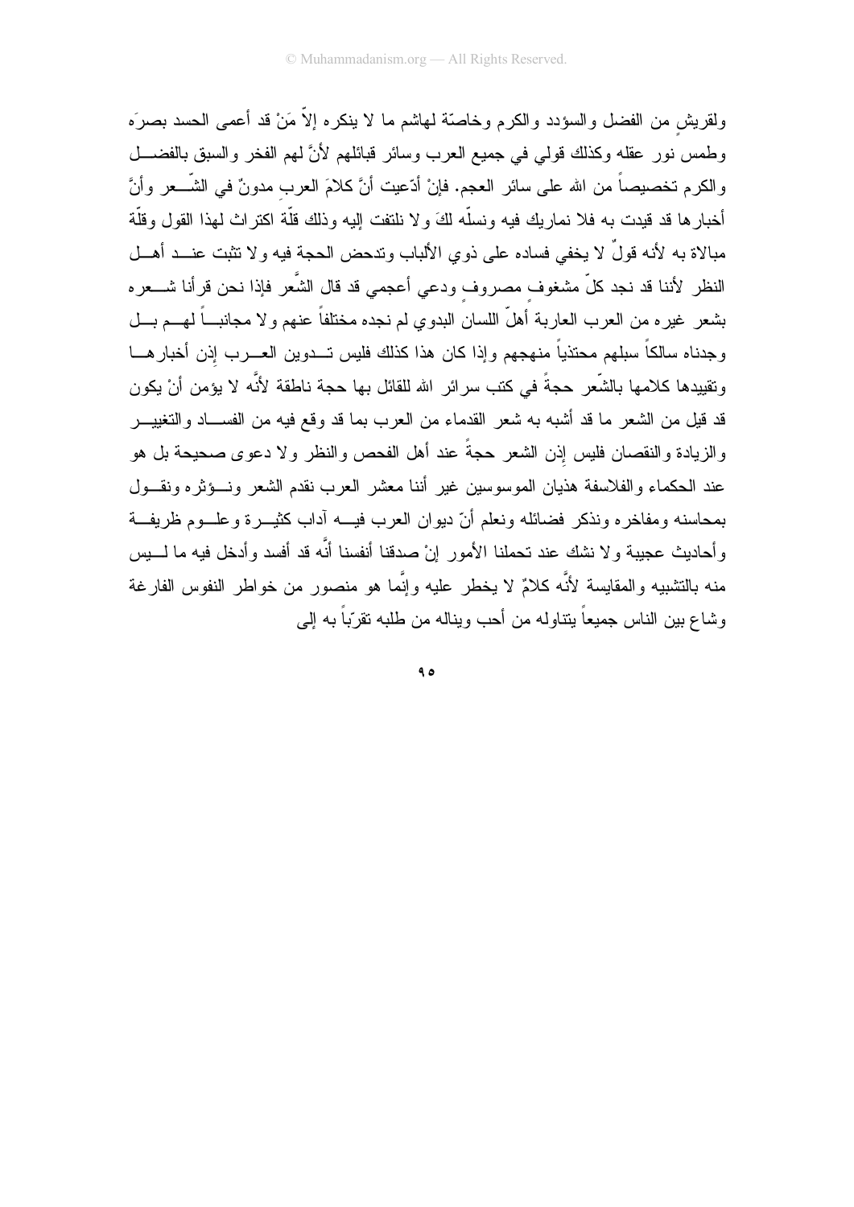ولقريشٍ من الفضل والسؤدد والكرم وخاصّة لهاشم ما لا ينكره إلاّ مَنْ قد أعمى الحسد بصرَه وطمس نور عقله وكذلك قولي في جميع العرب وسائر قبائلهم لأنَّ لهم الفخر والسبق بالفضل والكرم تخصيصاً من الله على سائر العجم. فإنْ أدّعيت أنَّ كلامَ العربِ مدونٌ في الشّعر وأنَّ أخبارها قد قيدت به فلا نماريك فيه ونسلّه لكَ ولا نلتفت إليه وذلك قلّة اكتراث لهذا القول وقلّة مبالاة به لأنه قولٌ لا يخفي فساده على ذوي الألباب وتدحض الحجة فيه ولا تثبت عند أهل النظر لأننا قد نجد كلّ مشغوف مصروفٍ ودعي أعجمي قد قال الشَّعر فإذا نحن قرأنا شعره بشعر غيره من العرب العاربة أهلّ اللسان البدوي لم نجده مختلفاً عنهم ولا مجانباً لهم بل وجدناه سالكاً سبلهم محتذياً منهجهم وإذا كان هذا كذلك فليس تدوين العرب إذن أخبارها وتقييدها كلامها بالشّعر حجةً في كتب سرائر الله للقائل بها حجة ناطقة لأنَّه لا يؤمن أنْ يكون قد قيل من الشعر ما قد أشبه به شعر القدماء من العرب بما قد وقع فيه من الفساد والتغيير والزيادة والنقصان فليس إذن الشعر حجةً عند أهل الفحص والنظر ولا دعوى صحيحة بل هو عند الحكماء والفلاسفة هذيان الموسوسين غير أننا معشر العرب نقدم الشعر ونؤثره ونقول بمحاسنه ومفاخره ونذكر فضائله ونعلم أنّ ديوان العرب فيه آداب كثيرة وعلوم ظريفة وأحاديث عجيبة ولا نشك عند تحملنا الأمور إنْ صدقنا أنفسنا أنَّه قد أفسد وأدخل فيه ما ليس منه بالتشبيه والمقايسة لأنَّه كلامٌ لا يخطر عليه وإنَّما هو منصور من خواطر النفوس الفارغة وشاع بين الناس جميعاً يتناوله من أحب وينا له من طلبه تقرّباً به إلى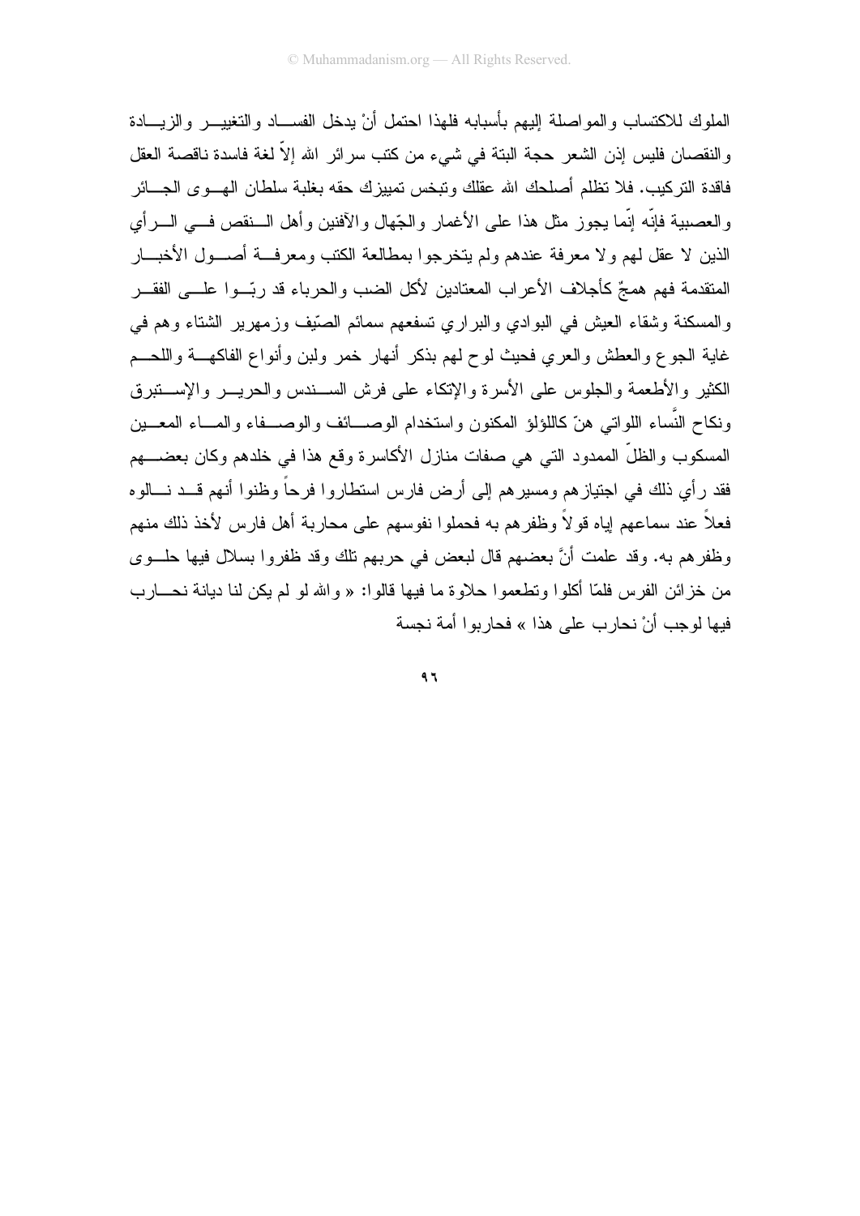الملوك للاكتساب والمواصلة إليهم بأسبابه فلهذا احتمل أنْ يدخل الفساد والتغيير والزيادة والنقصان فليس إذن الشعر حجة البتة في شيء من كتب سرائر الله إلاّ لغة فاسدة ناقصة العقل فاقدة التركيب. فلا تظلم أصلحك الله عقلك وتبخس تمييزك حقه بغلبة سلطان الهوى الجائر والعصبية فإنّه إنّما يجوز مثل هذا على الأغمار والجهّال والآفنين وأهل النقص في الرأي الذين لا عقل لهم ولا معرفة عندهم ولم يتخرجوا بمطالعة الكتب ومعرفة أصول الأخبار المتقدمة فهم همجٌ كأجلاف الأعراب المعتادين لأكل الضب والحرباء قد ربّوا على الفقر والمسكنة وشقاء العيش في البوادي والبراري تسفعهم سمائم الصيّف وزمهرير الشتاء وهم في غاية الجوع والعطش والعري فحيث لوح لهم بذكر أنهار خمر ولبن وأنواع الفاكهة واللحم الكثير والأطعمة والجلوس على الأسرة والإتكاء على فرش السندس والحرير والإستبرق ونكاح النِّساء اللواتي هنّ كاللؤلؤ المكنون واستخدام الوصائف والوصفاء والماء المعين المسكوب والظلّ الممدود التي هي صفات منازل الأكاسرة وقع هذا في خلدهم وكان بعضهم فقد رأي ذلك في اجتيازهم ومسيرهم إلى أرض فارس استطاروا فرحاً وظنوا أنهم قد نالوه فعلاً عند سماعهم إياه قولاً وظفرهم به فحملوا نفوسهم على محاربة أهل فارس لأخذ ذلك منهم وظفرهم به. وقد علمت أنَّ بعضهم قال لبعض في حربهم تلك وقد ظفروا بسلال فيها حلوى من خزائن الفرس فلمّا أكلوا وتطعموا حلاوة ما فيها قالوا: « والله لو لم يكن لنا ديانة نحارب فيها لوجب أنْ نحارب على هذا » فحاربوا أمة نجسة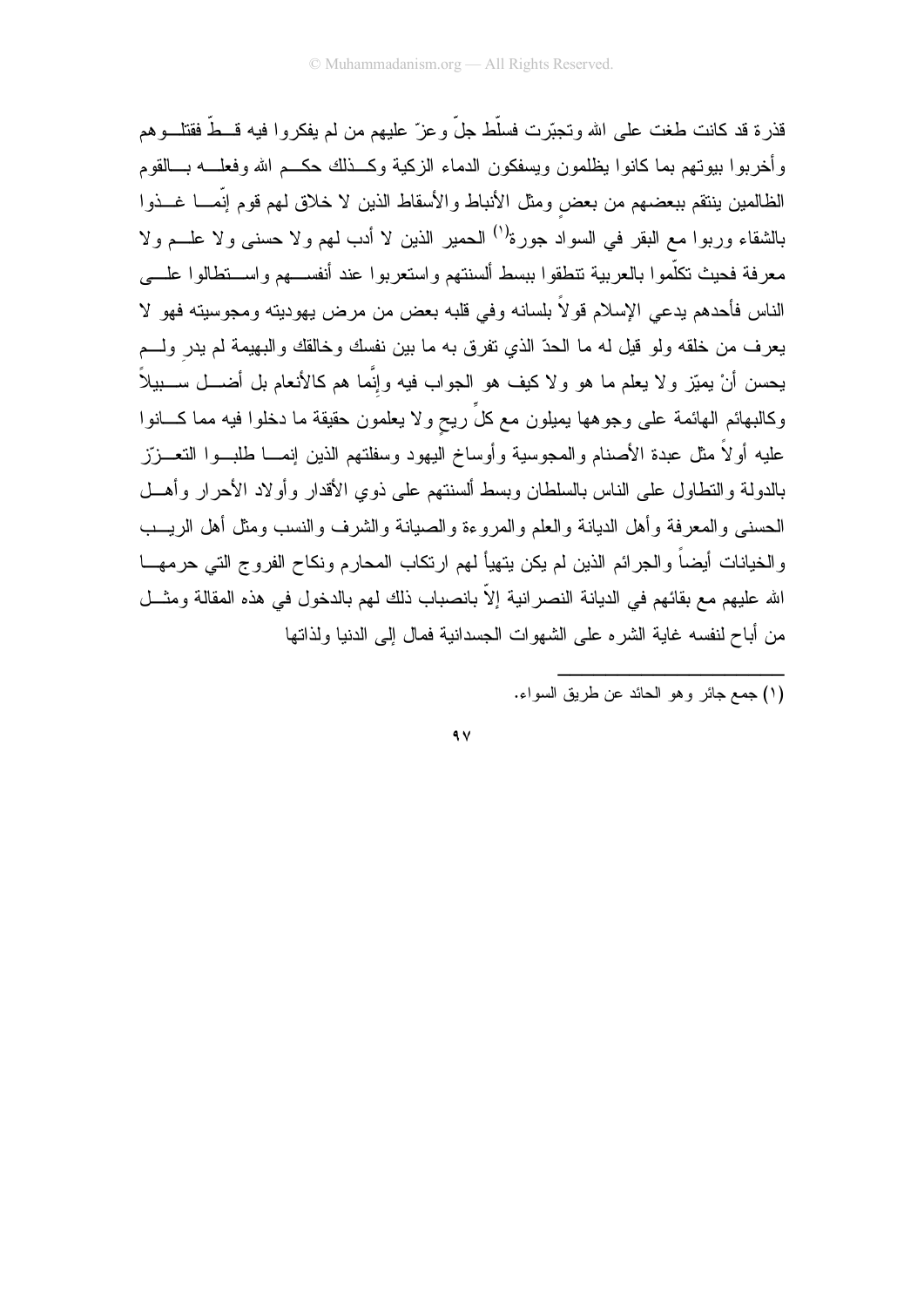قذرة قد كانت طغت على الله وتجبّرت فسلّط جلّ وعزّ عليهم من لم يفكروا فيه قطّ فقتلوهم وأخربوا بيوتهم بما كانوا يظلمون ويسفكون الدماء الزكية وكذلك حكم الله وفعله بالقوم الظالمين ينتقم ببعضهم من بعضٍ ومثل الأنباط والأسقاط الذين لا خلاق لهم قوم إنّما غذوا بالشقاء وربوا مع البقر في السواد جورة[1] الحمير الذين لا أدب لهم ولا حسنى ولا علم ولا معرفة فحيث تكلّموا بالعربية تنطقوا ببسط ألسنتهم واستعربوا عند أنفسهم واستطالوا على الناس فأحدهم يدعي الإسلام قولاً بلسانه وفي قلبه بعض من مرض يهوديته ومجوسيته فهو لا يعرف من خلقه ولو قيل له ما الحدّ الذي تفرق به ما بين نفسك وخالقك والبهيمة لم يدرِ ولم يحسن أنْ يميّز ولا يعلم ما هو ولا كيف هو الجواب فيه وإنَّما هم كالأنعام بل أضل سبيلاً وكالبهائم الهائمة على وجوهها يميلون مع كلِّ ريحٍ ولا يعلمون حقيقة ما دخلوا فيه مما كانوا عليه أولاً مثل عبدة الأصنام والمجوسية وأوساخ اليهود وسفلتهم الذين إنما طلبوا التعزّز بالدولة والتطاول على الناس بالسلطان وبسط ألسنتهم على ذوي الأقدار وأولاد الأحرار وأهل الحسنى والمعرفة وأهل الديانة والعلم والمروءة والصيانة والشرف والنسب ومثل أهل الريب والخيانات أيضاً والجرائم الذين لم يكن يتهيأ لهم ارتكاب المحارم ونكاح الفروج التي حرمها الله عليهم مع بقائهم في الديانة النصرانية إلاّ بانصباب ذلك لهم بالدخول في هذه المقالة ومثل من أباح لنفسه غاية الشره على الشهوات الجسدانية فمال إلى الدنيا ولذاتها

---

(١) جمع جائر وهو الحائد عن طريق السواء.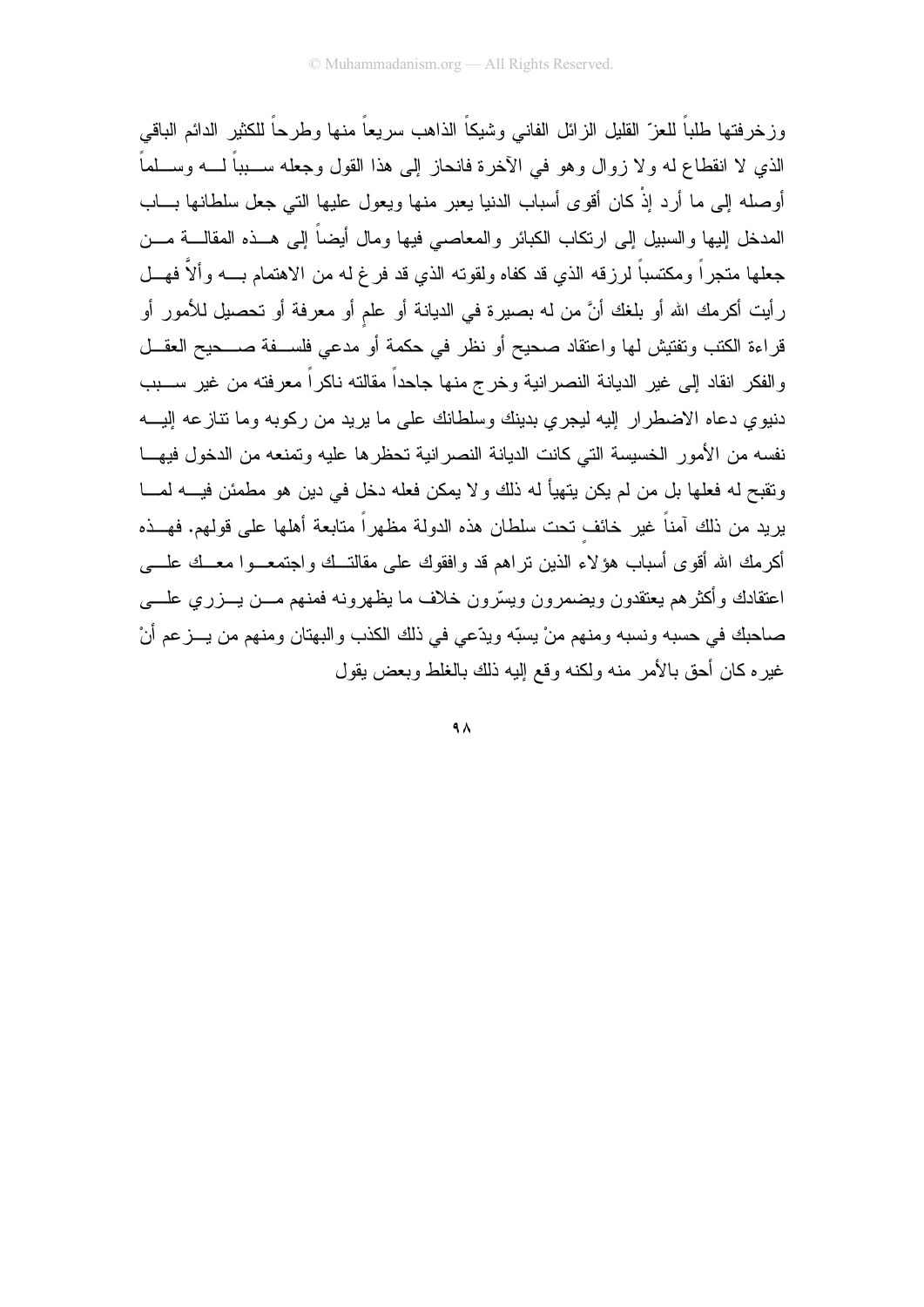وزخرفتها طلباً للعزّ القليل الزائل الفاني وشيكاً الذاهب سريعاً منها وطرحاً للكثير الدائم الباقي الذي لا انقطاع له ولا زوال وهو في الآخرة فانحاز إلى هذا القول وجعله سبباً له وسلماً أوصله إلى ما أرد إذْ كان أقوى أسباب الدنيا يعبر منها ويعول عليها التي جعل سلطانها باب المدخل إليها والسبيل إلى ارتكاب الكبائر والمعاصي فيها ومال أيضاً إلى هذه المقالة من جعلها متجراً ومكتسباً لرزقه الذي قد كفاه ولقوته الذي قد فرغ له من الاهتمام به وألاّ فهل رأيت أكرمك الله أو بلغك أنَّ من له بصيرة في الديانة أو علمٍ أو معرفة أو تحصيل للأمور أو قراءة الكتب وتفتيش لها واعتقاد صحيح أو نظر في حكمة أو مدعي فلسفة صحيح العقل والفكر انقاد إلى غير الديانة النصرانية وخرج منها جاحداً مقالته ناكراً معرفته من غير سبب دنيوي دعاه الاضطرار إليه ليجري بدينك وسلطانك على ما يريد من ركوبه وما تنازعه إليه نفسه من الأمور الخسيسة التي كانت الديانة النصرانية تحظرها عليه وتمنعه من الدخول فيها وتقبح له فعلها بل من لم يكن يتهيأ له ذلك ولا يمكن فعله دخل في دين هو مطمئن فيه لما يريد من ذلك آمناً غير خائف تحت سلطان هذه الدولة مظهراً متابعة أهلها على قولهم. فهذه أكرمك الله أقوى أسباب هؤلاء الذين تراهم قد وافقوك على مقالتك واجتمعوا معك على اعتقادك وأكثرهم يعتقدون ويضمرون ويسرّون خلاف ما يظهرونه فمنهم من يزري على صاحبك في حسبه ونسبه ومنهم منْ يسبّه ويدّعي في ذلك الكذب والبهتان ومنهم من يزعم أنْ غيره كان أحق بالأمر منه ولكنه وقع إليه ذلك بالغلط وبعض يقول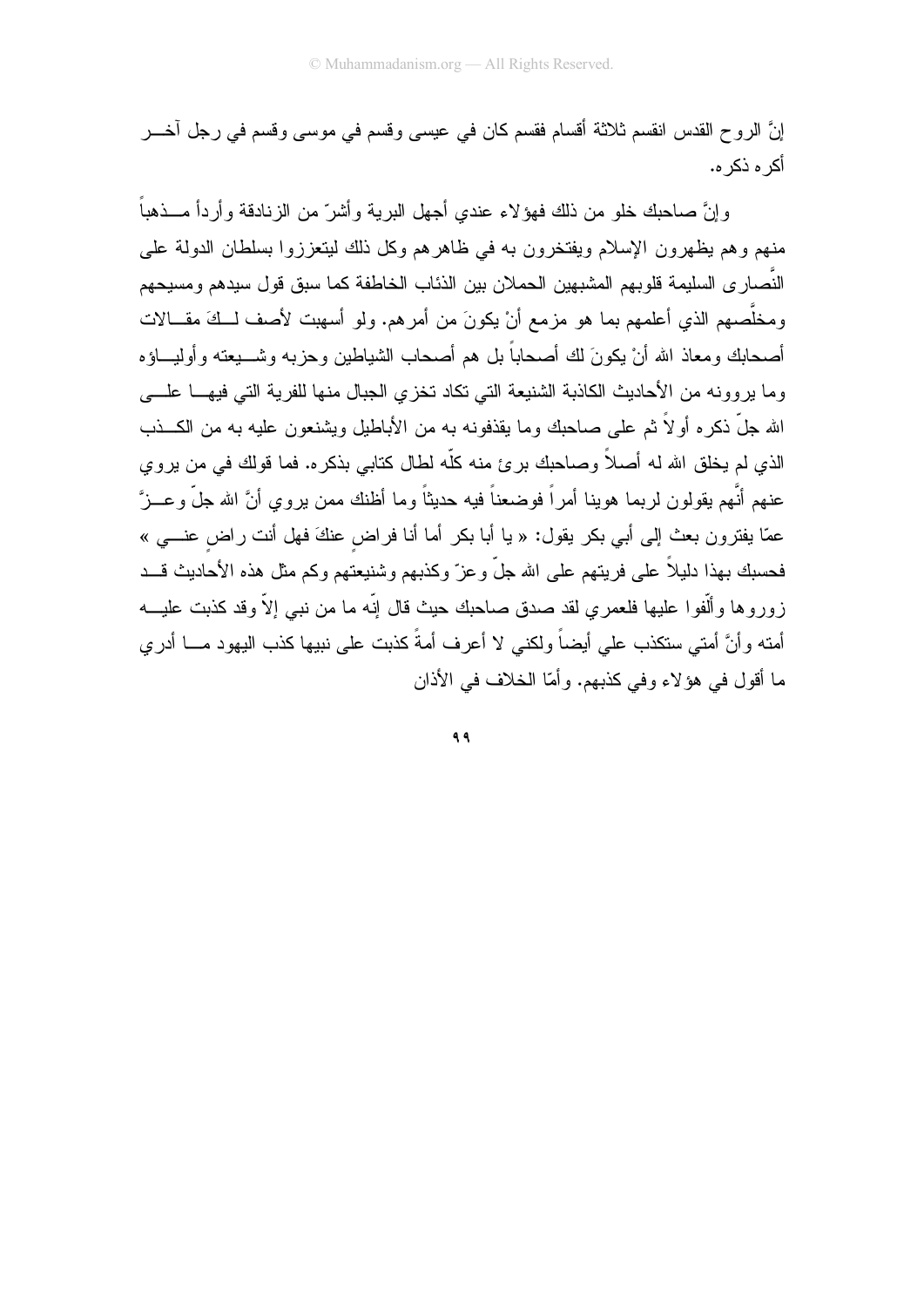إنَّ الروح القدس انقسم ثلاثة أقسام فقسم كان في عيسى وقسم في موسى وقسم في رجل آخــر أكره ذكره.

وإنَّ صاحبك خلو من ذلك فهؤلاء عندي أجهل البرية وأشرّ من الزنادقة وأردأ مــذهباً منهم وهم يظهرون الإسلام ويفتخرون به في ظاهرهم وكل ذلك ليتعززوا بسلطان الدولة على النَّصارى السليمة قلوبهم المشبهين الحملان بين الذئاب الخاطفة كما سبق قول سيدهم ومسيحهم ومخلِّصهم الذي أعلمهم بما هو مزمع أنْ يكونَ من أمرهم. ولو أسهبت لأصف لــكَ مقــالات أصحابك ومعاذ الله أنْ يكونَ لك أصحاباً بل هم أصحاب الشياطين وحزبه وشــيعته وأوليــاؤه وما يروونه من الأحاديث الكاذبة الشنيعة التي تكاد تخزي الجبال منها للفرية التي فيهــا علــى الله جلّ ذكره أولاً ثم على صاحبك وما يقذفونه به من الأباطيل ويشنعون عليه به من الكــذب الذي لم يخلق الله له أصلاً وصاحبك برئ منه كلّه لطال كتابي بذكره. فما قولك في من يروي عنهم أنَّهم يقولون لربما هوينا أمراً فوضعناً فيه حديثاً وما أظنك ممن يروي أنَّ الله جلّ وعــزَّ عمّا يفترون بعث إلى أبي بكر يقول: « يا أبا بكر أما أنا فراضٍ عنكَ فهل أنت راضٍ عنــي » فحسبك بهذا دليلاً على فريتهم على الله جلّ وعزّ وكذبهم وشنيعتهم وكم مثل هذه الأحاديث قــد زوروها وألّفوا عليها فلعمري لقد صدق صاحبك حيث قال إنّه ما من نبي إلاّ وقد كذبت عليــه أمته وأنَّ أمتي ستكذب علي أيضاً ولكني لا أعرف أمةً كذبت على نبيها كذب اليهود مــا أدري ما أقول في هؤلاء وفي كذبهم. وأمّا الخلاف في الأذان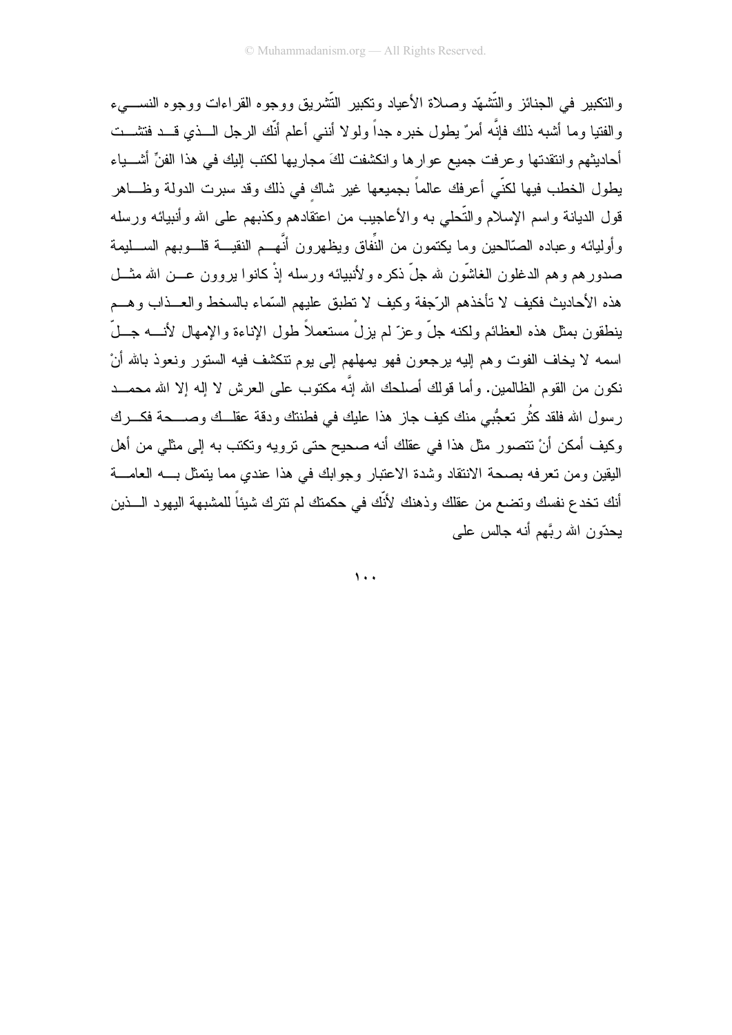والتكبير في الجنائز والتّشهّد وصلاة الأعياد وتكبير التّشريق ووجوه القراءات ووجوه النسيء والفتيا وما أشبه ذلك فإنَّه أمرٌ يطول خبره جداً ولولا أنني أعلم أنّك الرجل الذي قد فتشت أحاديثهم وانتقدتها وعرفت جميع عوارها وانكشفت لكَ مجاريها لكتب إليك في هذا الفنِّ أشياء يطول الخطب فيها لكنّي أعرفك عالماً بجميعها غير شاكٍ في ذلك وقد سبرت الدولة وظاهر قول الديانة واسم الإسلام والتّحلي به والأعاجيب من اعتقادهم وكذبهم على الله وأنبيائه ورسله وأوليائه وعباده الصّالحين وما يكتمون من النِّفاق ويظهرون أنَّهم النقية قلوبهم السليمة صدورهم وهم الدغلون الغاشّون لله جلّ ذكره ولأنبيائه ورسله إذْ كانوا يروون عن الله مثل هذه الأحاديث فكيف لا تأخذهم الرّجفة وكيف لا تطبق عليهم السّماء بالسخط والعذاب وهم ينطقون بمثل هذه العظائم ولكنه جلّ وعزّ لم يزلْ مستعملاً طول الإناءة والإمهال لأنه جلّ اسمه لا يخاف الفوت وهم إليه يرجعون فهو يمهلهم إلى يوم تنكشف فيه الستور ونعوذ بالله أنْ نكون من القوم الظالمين. وأما قولك أصلحك الله إنَّه مكتوب على العرش لا إله إلا الله محمد رسول الله فلقد كثُر تعجُّبي منك كيف جاز هذا عليك في فطنتك ودقة عقلك وصحة فكرك وكيف أمكن أنْ تتصور مثل هذا في عقلك أنه صحيح حتى ترويه وتكتب به إلى مثلي من أهل اليقين ومن تعرفه بصحة الانتقاد وشدة الاعتبار وجوابك في هذا عندي مما يتمثل به العامة أنك تخدع نفسك وتضع من عقلك وذهنك لأنّك في حكمتك لم تترك شيئاً للمشبهة اليهود الذين يحدّون الله ربَّهم أنه جالس على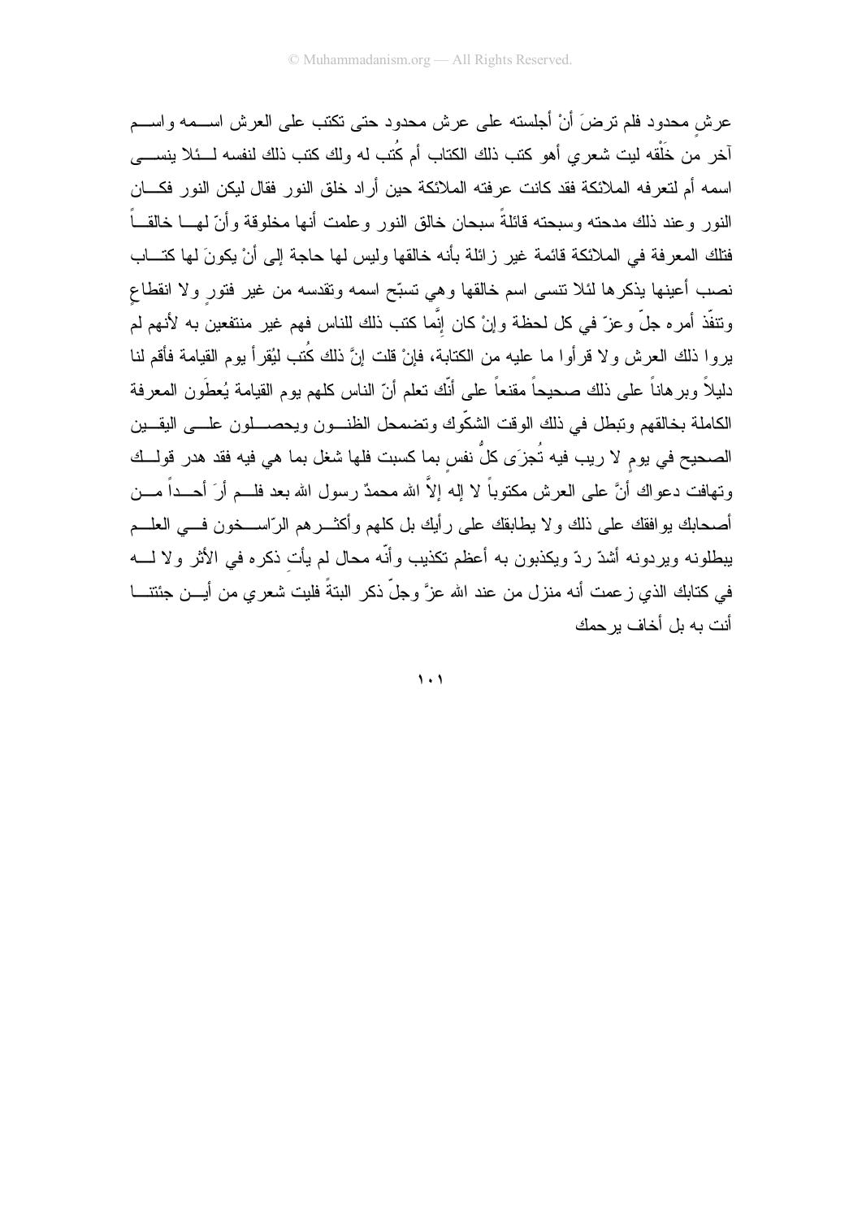عرشٍ محدود فلم ترضَ أنْ أجلسته على عرش محدود حتى تكتب على العرش اسمه واسم آخر من خَلْقه ليت شعري أهو كتب ذلك الكتاب أم كُتب له ولك كتب ذلك لنفسه لئلا ينسى اسمه أم لتعرفه الملائكة فقد كانت عرفته الملائكة حين أراد خلق النور فقال ليكن النور فكان النور وعند ذلك مدحته وسبحته قائلةً سبحان خالق النور وعلمت أنها مخلوقة وأنّ لها خالقاً فتلك المعرفة في الملائكة قائمة غير زائلة بأنه خالقها وليس لها حاجة إلى أنْ يكونَ لها كتاب نصب أعينها يذكرها لئلا تنسى اسم خالقها وهي تسبّح اسمه وتقدسه من غير فتورٍ ولا انقطاعٍ وتنفّذ أمره جلّ وعزّ في كل لحظة وإنْ كان إنَّما كتب ذلك للناس فهم غير منتفعين به لأنهم لم يروا ذلك العرش ولا قرأوا ما عليه من الكتابة، فإنْ قلت إنَّ ذلك كُتب ليُقرأ يوم القيامة فأقم لنا دليلاً وبرهاناً على ذلك صحيحاً مقنعاً على أنّك تعلم أنّ الناس كلهم يوم القيامة يُعطَون المعرفة الكاملة بخالقهم وتبطل في ذلك الوقت الشكّوك وتضمحل الظنون ويحصلون على اليقين الصحيح في يومٍ لا ريب فيه تُجزَى كلُّ نفسٍ بما كسبت فلها شغل بما هي فيه فقد هدر قولك وتهافت دعواك أنَّ على العرش مكتوباً لا إله إلاَّ الله محمدٌ رسول الله بعد فلم أرَ أحداً من أصحابك يوافقك على ذلك ولا يطابقك على رأيك بل كلهم وأكثرهم الرّاسخون في العلم يبطلونه ويردونه أشدّ ردّ ويكذبون به أعظم تكذيب وأنّه محال لم يأتِ ذكره في الأثر ولا له في كتابك الذي زعمت أنه منزل من عند الله عزَّ وجلّ ذكر البتةً فليت شعري من أين جئتنا أنت به بل أخاف يرحمك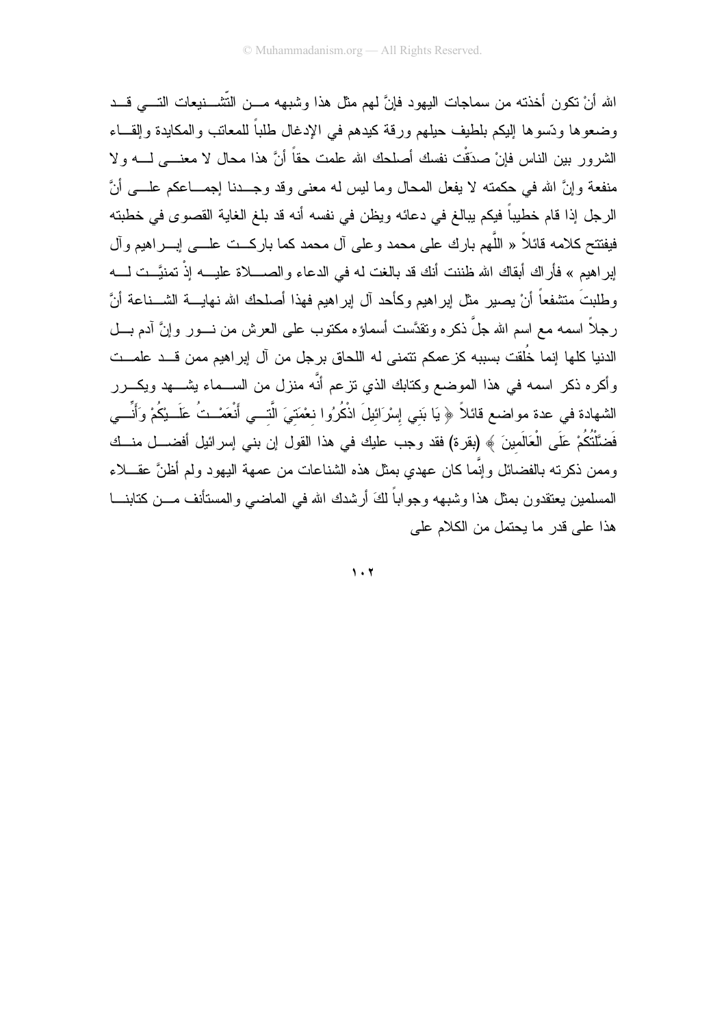الله أنْ تكون أخذته من سماجات اليهود فإنَّ لهم مثل هذا وشبهه من التّشنيعات التي قد وضعوها ودّسوها إليكم بلطيف حيلهم ورقة كيدهم في الإدغال طلباً للمعاتب والمكايدة وإلقاء الشرور بين الناس فإنْ صدَقْت نفسك أصلحك الله علمت حقاً أنَّ هذا محال لا معنى له ولا منفعة وإنَّ الله في حكمته لا يفعل المحال وما ليس له معنى وقد وجدنا إجماعكم على أنَّ الرجل إذا قام خطيباً فيكم يبالغ في دعائه ويظن في نفسه أنه قد بلغ الغاية القصوى في خطبته فيفتتح كلامه قائلاً « اللَّهم بارك على محمد وعلى آل محمد كما باركت على إبراهيم وآل إبراهيم » فأراك أبقاك الله ظننت أنك قد بالغت له في الدعاء والصلاة عليه إذْ تمنيَّت له وطلبتَ متشفعاً أنْ يصير مثل إبراهيم وكأحد آل إبراهيم فهذا أصلحك الله نهاية الشناعة أنَّ رجلاً اسمه مع اسم الله جلَّ ذكره وتقدَّست أسماؤه مكتوب على العرش من نور وإنَّ آدم بل الدنيا كلها إنما خُلقت بسببه كزعمكم تتمنى له اللحاق برجل من آل إبراهيم ممن قد علمت وأكره ذكر اسمه في هذا الموضع وكتابك الذي تزعم أنَّه منزل من السماء يشهد ويكرر الشهادة في عدة مواضع قائلاً ﴿ يَا بَنِي إِسْرَائِيلَ اذْكُرُوا نِعْمَتِيَ الَّتِي أَنْعَمْتُ عَلَيْكُمْ وَأَنِّي فَضَّلْتُكُمْ عَلَى الْعَالَمِينَ ﴾ (بقرة) فقد وجب عليك في هذا القول إن بني إسرائيل أفضل منك وممن ذكرته بالفضائل وإنَّما كان عهدي بمثل هذه الشناعات من عمهة اليهود ولم أظنَّ عقلاء المسلمين يعتقدون بمثل هذا وشبهه وجواباً لكَ أرشدك الله في الماضي والمستأنف من كتابنا هذا على قدر ما يحتمل من الكلام على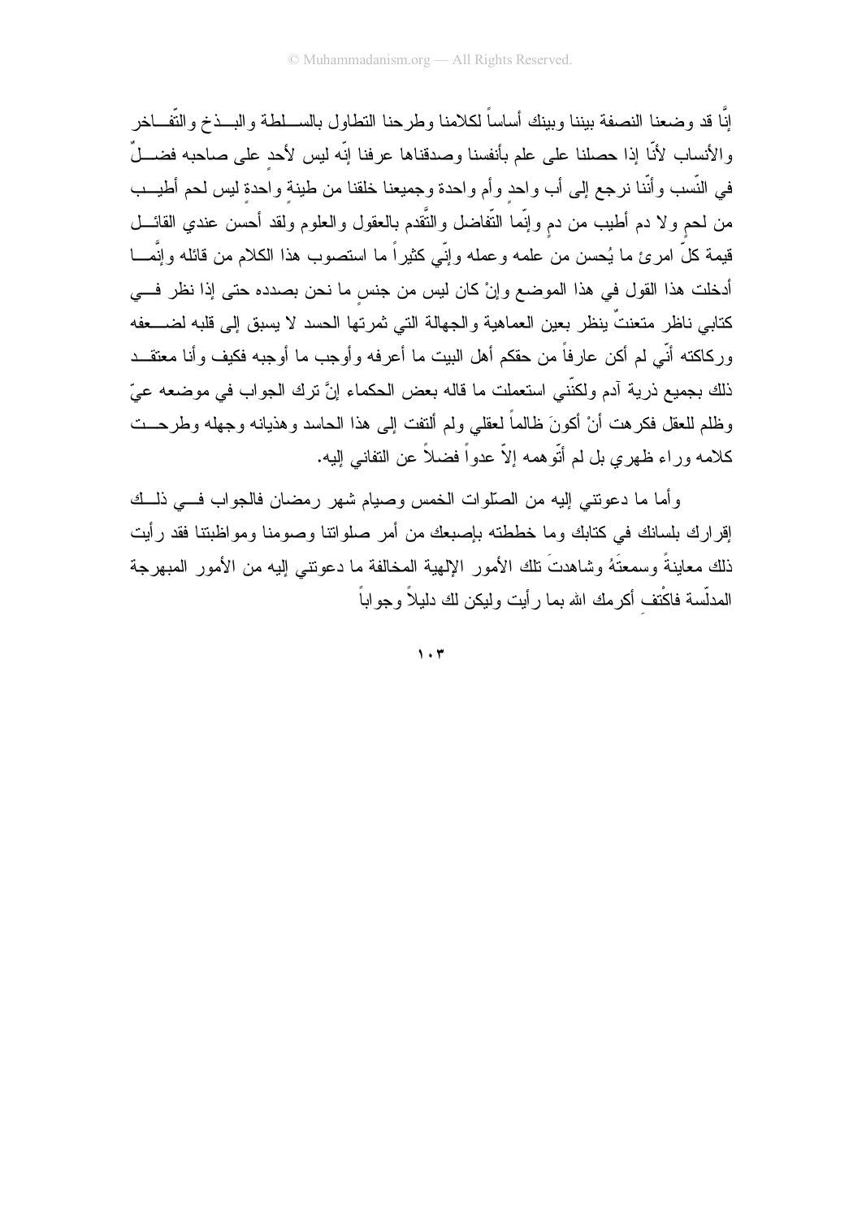إنَّا قد وضعنا النصفة بيننا وبينك أساساً لكلامنا وطرحنا التطاول بالسلطة والبذخ والتّفاخر والأنساب لأنّا إذا حصلنا على علم بأنفسنا وصدقناها عرفنا إنّه ليس لأحدٍ على صاحبه فضلٌ في النّسب وأنّنا نرجع إلى أب واحدٍ وأم واحدة وجميعنا خلقنا من طينةٍ واحدةٍ ليس لحم أطيب من لحمٍ ولا دم أطيب من دمٍ وإنّما التّفاضل والتّقدم بالعقول والعلوم ولقد أحسن عندي القائل قيمة كلّ امرئ ما يُحسن من علمه وعمله وإنّي كثيراً ما استصوب هذا الكلام من قائله وإنَّما أدخلت هذا القول في هذا الموضع وإنْ كان ليس من جنسٍ ما نحن بصدده حتى إذا نظر في كتابي ناظر متعنتٌ ينظر بعين العماهية والجهالة التي ثمرتها الحسد لا يسبق إلى قلبه لضعفه وركاكته أنّي لم أكن عارفاً من حقكم أهل البيت ما أعرفه وأوجب ما أوجبه فكيف وأنا معتقد ذلك بجميع ذرية آدم ولكنّني استعملت ما قاله بعض الحكماء إنَّ ترك الجواب في موضعه عيّ وظلم للعقل فكرهت أنْ أكونَ ظالماً لعقلي ولم ألتفت إلى هذا الحاسد وهذيانه وجهله وطرحت كلامه وراء ظهري بل لم أتّوهمه إلاّ عدواً فضلاً عن التفاني إليه.

وأما ما دعوتني إليه من الصّلوات الخمس وصيام شهر رمضان فالجواب في ذلك إقرارك بلسانك في كتابك وما خططته بإصبعك من أمر صلواتنا وصومنا ومواظبتنا فقد رأيت ذلك معاينةً وسمعتَهُ وشاهدتَ تلك الأمور الإلهية المخالفة ما دعوتني إليه من الأمور المبهرجة المدلّسة فاكْتفِ أكرمك الله بما رأيت وليكن لك دليلاً وجواباً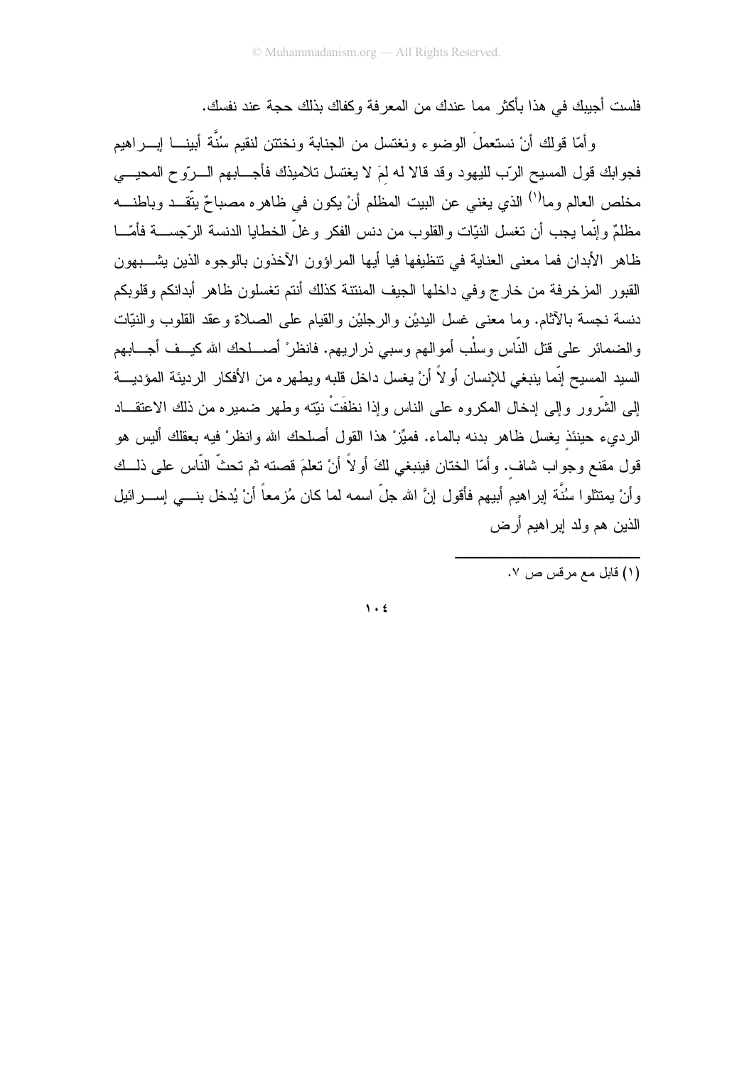فلست أجيبك في هذا بأكثر مما عندك من المعرفة وكفاك بذلك حجة عند نفسك.

وأمّا قولك أنْ نستعملَ الوضوء ونغتسل من الجنابة ونختتن لنقيم سُنَّة أبينا إبراهيم فجوابك قول المسيح الربّ لليهود وقد قالا له لِمَ لا يغتسل تلاميذك فأجابهم الرّوح المحيي مخلص العالم وما[1] الذي يغني عن البيت المظلم أنْ يكون في ظاهره مصباحٌ يتّقد وباطنه مظلمٌ وإنّما يجب أن تغسل النيّات والقلوب من دنس الفكر وغلّ الخطايا الدنسة الرّجسة فأمّا ظاهر الأبدان فما معنى العناية في تنظيفها فيا أيها المراؤون الآخذون بالوجوه الذين يشبهون القبور المزخرفة من خارج وفي داخلها الجيف المنتنة كذلك أنتم تغسلون ظاهر أبدانكم وقلوبكم دنسة نجسة بالآثام. وما معنى غسل اليديْن والرجليْن والقيام على الصلاة وعقد القلوب والنيّات والضمائر على قتل النّاس وسلْب أموالهم وسبي ذراريهم. فانظرْ أصلحك الله كيف أجابهم السيد المسيح إنّما ينبغي للإنسان أولاً أنْ يغسل داخل قلبه ويطهره من الأفكار الرديئة المؤدية إلى الشّرور وإلى إدخال المكروه على الناس وإذا نظفَتْ نيّته وطهر ضميره من ذلك الاعتقاد الرديء حينئذٍ يغسل ظاهر بدنه بالماء. فميّزْ هذا القول أصلحك الله وانظرْ فيه بعقلك أليس هو قول مقنع وجواب شافٍ. وأمّا الختان فينبغي لكَ أولاً أنْ تعلمَ قصته ثم تحثّ النّاس على ذلك وأنْ يمتثلوا سُنَّة إبراهيم أبيهم فأقول إنَّ الله جلّ اسمه لما كان مُزمعاً أنْ يُدخل بني إسرائيل الذين هم ولد إبراهيم أرض

---

(١) قابل مع مرقس ص ٧.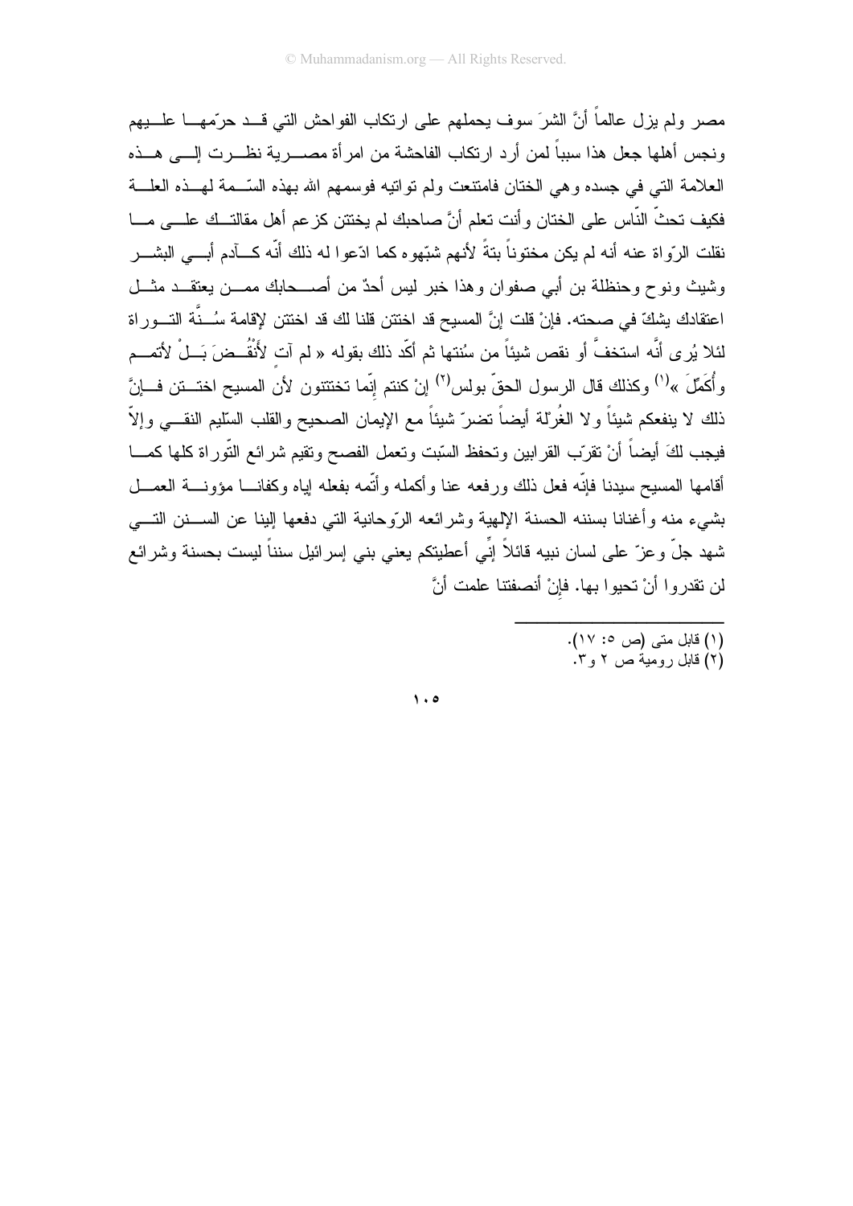مصر ولم يزل عالماً أنَّ الشرَ سوف يحملهم على ارتكاب الفواحش التي قد حرّمها عليهم ونجس أهلها جعل هذا سبباً لمن أرد ارتكاب الفاحشة من امرأة مصرية نظرت إلى هذه العلامة التي في جسده وهي الختان فامتنعت ولم تواتيه فوسمهم الله بهذه السّمة لهذه العلة فكيف تحثّ النّاس على الختان وأنت تعلم أنَّ صاحبك لم يختتن كزعم أهل مقالتك على ما نقلت الرّواة عنه أنه لم يكن مختوناً بتةً لأنهم شبّهوه كما ادّعوا له ذلك أنّه كآدم أبي البشر وشيث ونوح وحنظلة بن أبي صفوان وهذا خبر ليس أحدٌ من أصحابك ممن يعتقد مثل اعتقادك يشكّ في صحته. فإنْ قلت إنَّ المسيح قد اختتن قلنا لك قد اختتن لإقامة سُنَّة التوراة لئلا يُرى أنَّه استخفَّ أو نقص شيئاً من سُنتها ثم أكّد ذلك بقوله « لم آتِ لأَنْقُضَ بَلْ لأتمم وأُكَمِّلَ »[1] وكذلك قال الرسول الحقّ بولس[2] إنْ كنتم إنّما تختتنون لأن المسيح اختتن فإنَّ ذلك لا ينفعكم شيئاً ولا الغُرْلة أيضاً تضرّ شيئاً مع الإيمان الصحيح والقلب السّليم النقي وإلاّ فيجب لكَ أيضاً أنْ تقرّب القرابين وتحفظ السّبت وتعمل الفصح وتقيم شرائع التّوراة كلها كما أقامها المسيح سيدنا فإنّه فعل ذلك ورفعه عنا وأكمله وأتّمه بفعله إياه وكفانا مؤونة العمل بشيء منه وأغنانا بسننه الحسنة الإلهية وشرائعه الرّوحانية التي دفعها إلينا عن السنن التي شهد جلّ وعزّ على لسان نبيه قائلاً إنِّي أعطيتكم يعني بني إسرائيل سنناً ليست بحسنة وشرائع لن تقدروا أنْ تحيوا بها. فإنْ أنصفتنا علمت أنَّ

---

(١) قابل متى (ص ٥: ١٧).
(٢) قابل رومية ص ٢ و٣.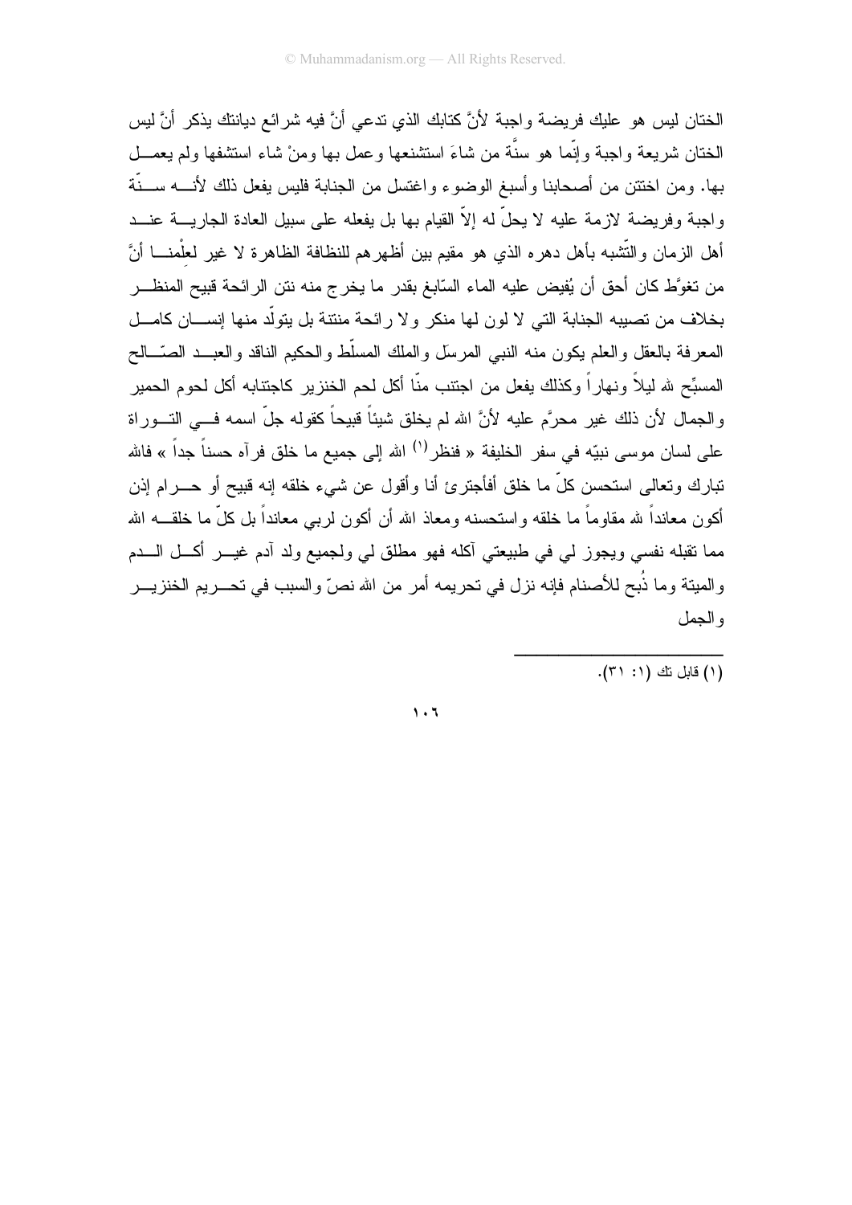الختان ليس هو عليك فريضة واجبة لأنَّ كتابك الذي تدعي أنَّ فيه شرائع ديانتك يذكر أنَّ ليس الختان شريعة واجبة وإنّما هو سنَّة من شاءَ استشنعها وعمل بها ومنْ شاء استشفها ولم يعمل بها. ومن اختتن من أصحابنا وأسبغ الوضوء واغتسل من الجنابة فليس يفعل ذلك لأنه سنّة واجبة وفريضة لازمة عليه لا يحلّ له إلاّ القيام بها بل يفعله على سبيل العادة الجارية عند أهل الزمان والتّشبه بأهل دهره الذي هو مقيم بين أظهرهم للنظافة الظاهرة لا غير لعِلْمنا أنَّ من تغوَّط كان أحق أن يُفيض عليه الماء السّابغ بقدر ما يخرج منه نتن الرائحة قبيح المنظر بخلاف من تصيبه الجنابة التي لا لون لها منكر ولا رائحة منتنة بل يتولّد منها إنسان كامل المعرفة بالعقل والعلم يكون منه النبي المرسَل والملك المسلّط والحكيم الناقد والعبد الصّالح المسبِّح لله ليلاً ونهاراً وكذلك يفعل من اجتنب منّا أكل لحم الخنزير كاجتنابه أكل لحوم الحمير والجمال لأن ذلك غير محرَّم عليه لأنَّ الله لم يخلق شيئاً قبيحاً كقوله جلّ اسمه في التوراة على لسان موسى نبيّه في سفر الخليفة « فنظر[1] الله إلى جميع ما خلق فرآه حسناً جداً » فالله تبارك وتعالى استحسن كلّ ما خلق أفأجترئ أنا وأقول عن شيء خلقه إنه قبيح أو حرام إذن أكون معانداً لله مقاوماً ما خلقه واستحسنه ومعاذ الله أن أكون لربي معانداً بل كلّ ما خلقه الله مما تقبله نفسي ويجوز لي في طبيعتي آكله فهو مطلق لي ولجميع ولد آدم غير أكل الدم والميتة وما ذُبح للأصنام فإنه نزل في تحريمه أمر من الله نصّ والسبب في تحريم الخنزير والجمل

---

(١) قابل تك (١: ٣١).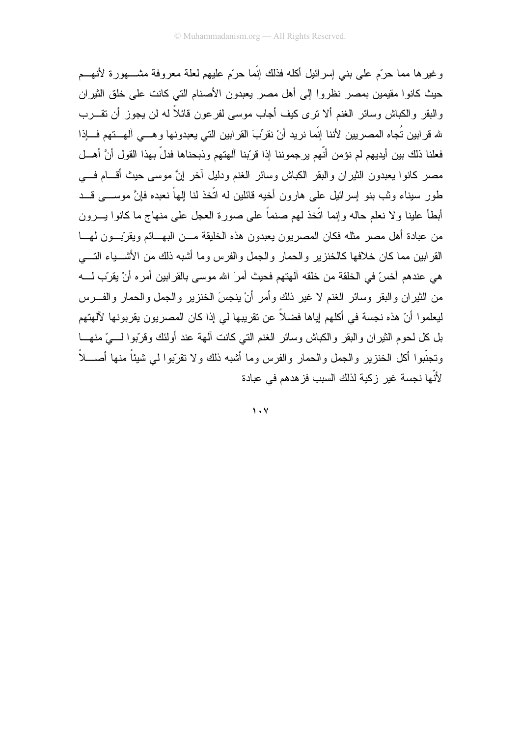وغيرها مما حرّم على بني إسرائيل أكله فذلك إنّما حرّم عليهم لعلة معروفة مشهورة لأنهم حيث كانوا مقيمين بمصر نظروا إلى أهل مصر يعبدون الأصنام التي كانت على خلق الثيران والبقر والكباش وسائر الغنم ألا ترى كيف أجاب موسى لفرعون قائلاً له لن يجوز أن تقرب لله قرابين تُجاه المصريين لأننا إنّما نريد أنْ نقرِّبَ القرابين التي يعبدونها وهي آلهتهم فإذا فعلنا ذلك بين أيديهم لم نؤمن أنّهم يرجموننا إذا قرّبنا آلهتهم وذبحناها فدلّ بهذا القول أنَّ أهل مصر كانوا يعبدون الثيران والبقر الكباش وسائر الغنم ودليل آخر إنَّ موسى حيث أقام في طور سيناء وثب بنو إسرائيل على هارون أخيه قائلين له اتّخذ لنا إلهاً نعبده فإنَّ موسى قد أبطأ علينا ولا نعلم حاله وإنما اتّخذ لهم صنماً على صورة العجل على منهاج ما كانوا يرون من عبادة أهل مصر مثله فكان المصريون يعبدون هذه الخليقة من البهائم ويقرّبون لها القرابين مما كان خلافها كالخنزير والحمار والجمل والفرس وما أشبه ذلك من الأشياء التي هي عندهم أخسّ في الخلقة من خلقه آلهتهم فحيث أمرَ الله موسى بالقرابين أمره أنْ يقرّب له من الثيران والبقر وسائر الغنم لا غير ذلك وأمر أنْ ينجسَ الخنزير والجمل والحمار والفرس ليعلموا أنّ هذه نجسة في أكلهم إياها فضلاً عن تقريبها لي إذا كان المصريون يقربونها لآلهتهم بل كل لحوم الثيران والبقر والكباش وسائر الغنم التي كانت آلهة عند أولئك وقرّبوا ليّ منها وتجنّبوا أكل الخنزير والجمل والحمار والفرس وما أشبه ذلك ولا تقرّبوا لي شيئاً منها أصلاً لأنّها نجسة غير زكية لذلك السبب فزهدهم في عبادة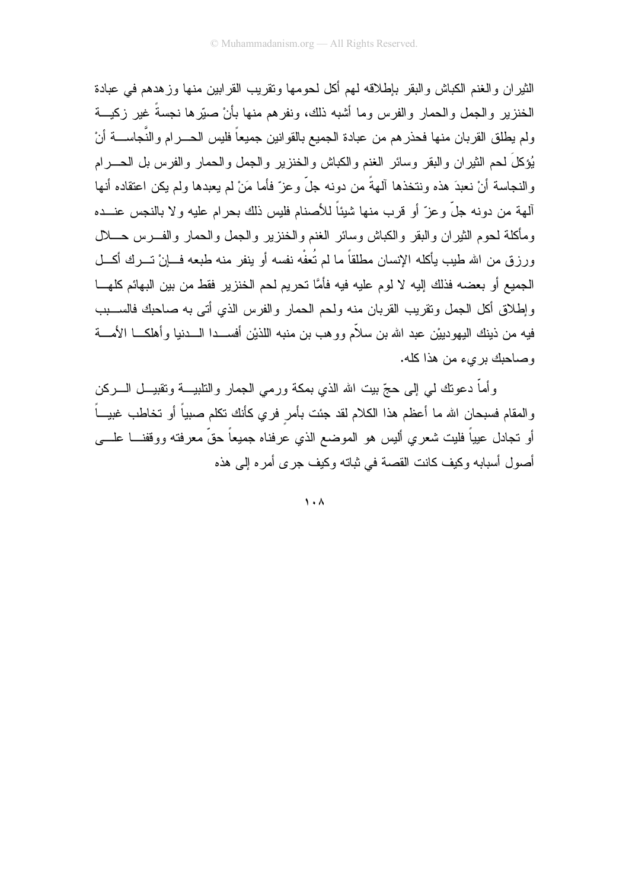الثيران والغنم الكباش والبقر بإطلاقه لهم أكل لحومها وتقريب القرابين منها وزهدهم في عبادة الخنزير والجمل والحمار والفرس وما أشبه ذلك، ونفرهم منها بأنْ صيّرها نجسةً غير زكيـة ولم يطلق القربان منها فحذرهم من عبادة الجميع بالقوانين جميعاً فليس الحـرام والنَّجاسـة أنْ يُؤكلَ لحم الثيران والبقر وسائر الغنم والكباش والخنزير والجمل والحمار والفرس بل الحـرام والنجاسة أنْ نعبدَ هذه ونتخذها آلهةً من دونه جلّ وعزّ فأما مَنْ لم يعبدها ولم يكن اعتقاده أنها آلهة من دونه جلّ وعزّ أو قرب منها شيئاً للأصنام فليس ذلك بحرام عليه ولا بالنجس عنـده ومأكلة لحوم الثيران والبقر والكباش وسائر الغنم والخنزير والجمل والحمار والفـرس حـلال ورزق من الله طيب يأكله الإنسان مطلقاً ما لم تُعفْه نفسه أو ينفر منه طبعه فـإنْ تـرك أكـل الجميع أو بعضه فذلك إليه لا لوم عليه فيه فأمَّا تحريم لحم الخنزير فقط من بين البهائم كلهـا وإطلاق أكل الجمل وتقريب القربان منه ولحم الحمار والفرس الذي أتى به صاحبك فالسـبب فيه من ذينك اليهوديينْ عبد الله بن سلاّم ووهب بن منبه اللذيْن أفسـدا الـدنيا وأهلكـا الأمـة وصاحبك بريء من هذا كله.

وأماّ دعوتك لي إلى حجّ بيت الله الذي بمكة ورمي الجمار والتلبيـة وتقبيـل الـركن والمقام فسبحان الله ما أعظم هذا الكلام لقد جئت بأمرٍ فري كأنك تكلم صبياً أو تخاطب غبيـاً أو تجادل عيياً فليت شعري أليس هو الموضع الذي عرفناه جميعاً حقّ معرفته ووقفنـا علـى أصول أسبابه وكيف كانت القصة في ثباته وكيف جرى أمره إلى هذه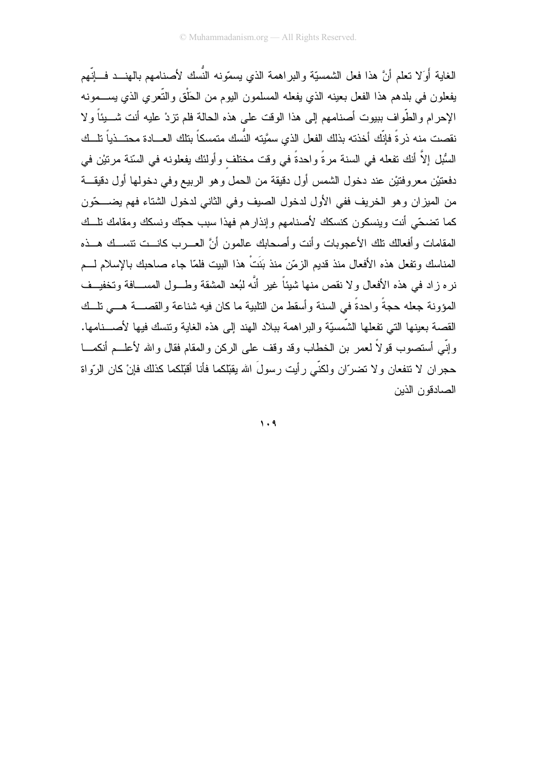الغاية أَوَلا تعلم أنَّ هذا فعل الشمسيّة والبراهمة الذي يسمّونه النُّسك لأصنامهم بالهند فإنّهم يفعلون في بلدهم هذا الفعل بعينه الذي يفعله المسلمون اليوم من الحَلْق والتّعري الذي يسمونه الإحرام والطّواف ببيوت أصنامهم إلى هذا الوقت على هذه الحالة فلم تزدْ عليه أنت شيئاً ولا نقصت منه ذرةً فإنّك أخذته بذلك الفعل الذي سمَّيته النُّسك متمسكاً بتلك العادة محتذياً تلك السُّبل إلاَّ أنك تفعله في السنة مرةً واحدةً في وقت مختلفٍ وأولئك يفعلونه في السّنة مرتيْن في دفعتيْن معروفتيْن عند دخول الشمس أول دقيقة من الحمل وهو الربيع وفي دخولها أول دقيقة من الميزان وهو الخريف ففي الأول لدخول الصيف وفي الثاني لدخول الشتاء فهم يضحّون كما تضحّي أنت وينسكون كنسكك لأصنامهم وإنذارهم فهذا سبب حجّك ونسكك ومقامك تلك المقامات وأفعالك تلك الأعجوبات وأنت وأصحابك عالمون أنَّ العرب كانت تنسك هذه المناسك وتفعل هذه الأفعال منذ قديم الزمّن منذ بَنَتْ هذا البيت فلمّا جاء صاحبك بالإسلام لم نره زاد في هذه الأفعال ولا نقص منها شيئاً غير أنَّه لبُعد المشقة وطول المسافة وتخفيف المؤونة جعله حجةً واحدةً في السنة وأسقط من التلبية ما كان فيه شناعة والقصة هي تلك القصة بعينها التي تفعلها الشّمسيّة والبراهمة ببلاد الهند إلى هذه الغاية وتنسك فيها لأصنامها. وإنّي أستصوب قولاً لعمر بن الخطاب وقد وقف على الركن والمقام فقال والله لأعلم أنكما حجران لا تنفعان ولا تضرّان ولكنّي رأيت رسولَ الله يقبّلكما فأنا أقبّلكما كذلك فإنْ كان الرّواة الصادقون الذين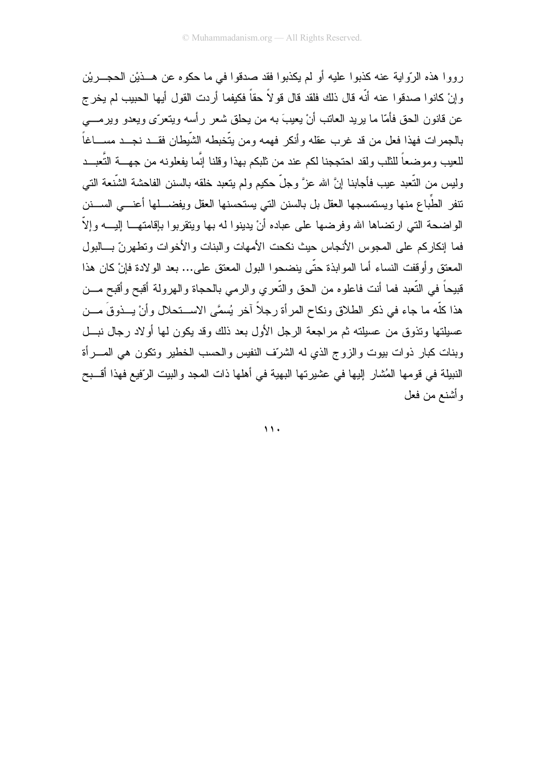رووا هذه الرّواية عنه كذبوا عليه أو لم يكذبوا فقد صدقوا في ما حكوه عن هــذيْن الحجــريْن وإنْ كانوا صدقوا عنه أنّه قال ذلك فلقد قال قولاً حقاً فكيفما أردت القول أيها الحبيب لم يخرج عن قانون الحق فأمّا ما يريد العاتب أنْ يعيبَ به من يحلق شعر رأسه ويتعرّى ويعدو ويرمـــي بالجمرات فهذا فعل من قد غرب عقله وأنكر فهمه ومن يتّخبطه الشّيطان فقــد نجــد مســاغاً للعيب وموضعاً للثلب ولقد احتججنا لكم عند من ثلبكم بهذا وقلنا إنّما يفعلونه من جهـــة التّعبــد وليس من التّعبد عيب فأجابنا إنَّ الله عزَّ وجلّ حكيم ولم يتعبد خلقه بالسنن الفاحشة الشّنعة التي تنفر الطِّباع منها ويستمسجها العقل بل بالسنن التي يستحسنها العقل ويفضــلها أعنـــي الســنن الواضحة التي ارتضاها الله وفرضها على عباده أنْ يدينوا له بها ويتقربوا بإقامتهـــا إليـــه وإلاّ فما إنكاركم على المجوس الأنجاس حيث نكحت الأمهات والبنات والأخوات وتطهرنّ بـــالبول المعتق وأوقفت النساء أما الموابذة حتّى ينضحوا البول المعتق على... بعد الولادة فإنْ كان هذا قبيحاً في التّعبد فما أنت فاعلوه من الحق والتّعري والرمي بالحجاة والهرولة أقبح وأقبح مـــن هذا كلّه ما جاء في ذكر الطلاق ونكاح المرأة رجلاً آخر يُسمَّى الاســـتحلال وأنْ يـــذوقَ مـــن عسيلتها وتذوق من عسيلته ثم مراجعة الرجل الأول بعد ذلك وقد يكون لها أولاد رجال نبـــل وبنات كبار ذوات بيوت والزوج الذي له الشرّف النفيس والحسب الخطير وتكون هي المـــرأة النبيلة في قومها المُشار إليها في عشيرتها البهية في أهلها ذات المجد والبيت الرّفيع فهذا أقـــبح وأشنع من فعل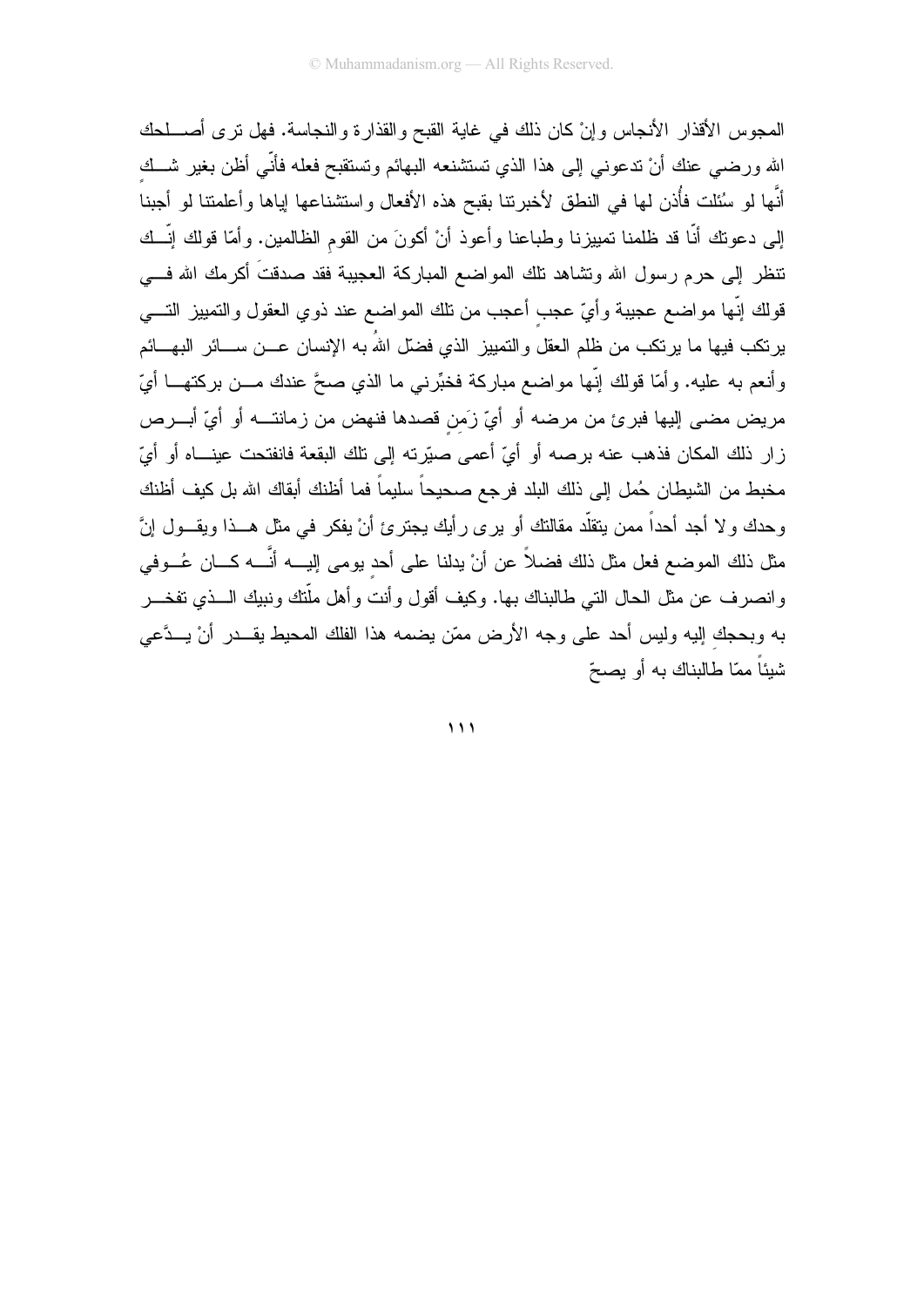المجوس الأقذار الأنجاس وإنْ كان ذلك في غاية القبح والقذارة والنجاسة. فهل ترى أصلحك الله ورضي عنك أنْ تدعوني إلى هذا الذي تستشنعه البهائم وتستقبح فعله فأنّي أظن بغير شك أنَّها لو سُئلت فأُذن لها في النطق لأخبرتنا بقبح هذه الأفعال واستشناعها إياها وأعلمتنا لو أجبنا إلى دعوتك أنّا قد ظلمنا تمييزنا وطباعنا وأعوذ أنْ أكونَ من القومِ الظالمين. وأمّا قولك إنّك تنظر إلى حرم رسول الله وتشاهد تلك المواضع المباركة العجيبة فقد صدقتَ أكرمك الله في قولك إنّها مواضع عجيبة وأيّ عجبٍ أعجب من تلك المواضع عند ذوي العقول والتمييز التي يرتكب فيها ما يرتكب من ظلم العقل والتمييز الذي فضّل اللهُ به الإنسان عن سائر البهائم وأنعم به عليه. وأمّا قولك إنّها مواضع مباركة فخبِّرني ما الذي صحَّ عندك من بركتها أيّ مريض مضى إليها فبرئ من مرضه أو أيّ زَمِنٍ قصدها فنهض من زمانته أو أيّ أبرص زار ذلك المكان فذهب عنه برصه أو أيّ أعمى صيّرته إلى تلك البقعة فانفتحت عيناه أو أيّ مخبط من الشيطان حُمل إلى ذلك البلد فرجع صحيحاً سليماً فما أظنك أبقاك الله بل كيف أظنك وحدك ولا أجد أحداً ممن يتقلّد مقالتك أو يرى رأيك يجترئ أنْ يفكر في مثل هذا ويقول إنَّ مثل ذلك الموضع فعل مثل ذلك فضلاً عن أنْ يدلنا على أحدٍ يومى إليه أنَّه كان عُوفي وانصرف عن مثل الحال التي طالبناك بها. وكيف أقول وأنت وأهل ملّتك ونبيك الذي تفخر به وبحجك إليه وليس أحد على وجه الأرض ممّن يضمه هذا الفلك المحيط يقدر أنْ يدَّعي شيئاً ممّا طالبناك به أو يصحّ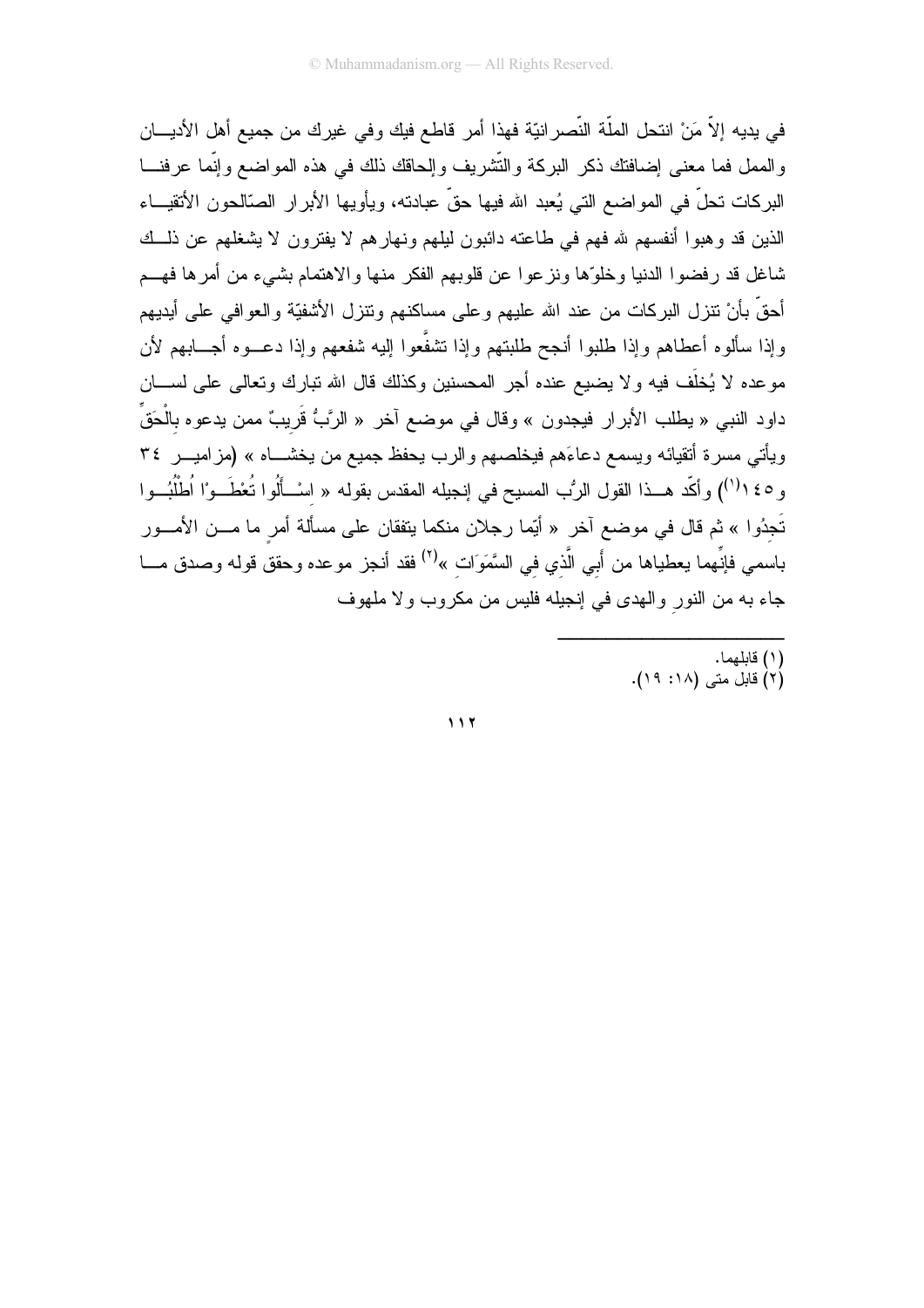في يديه إلاّ مَنْ انتحل الملّة النّصرانيّة فهذا أمر قاطع فيك وفي غيرك من جميع أهل الأديان والملل فما معنى إضافتك ذكر البركة والتّشريف وإلحاقك ذلك في هذه المواضع وإنّما عرفنا البركات تحلّ في المواضع التي يُعبد الله فيها حقّ عبادته، ويأويها الأبرار الصّالحون الأتقياء الذين قد وهبوا أنفسهم لله فهم في طاعته دائبون ليلهم ونهارهم لا يفترون لا يشغلهم عن ذلك شاغل قد رفضوا الدنيا وخلوّها ونزعوا عن قلوبهم الفكر منها والاهتمام بشيء من أمرها فهم أحقّ بأنْ تنزل البركات من عند الله عليهم وعلى مساكنهم وتنزل الأشفيّة والعوافي على أيديهم وإذا سألوه أعطاهم وإذا طلبوا أنجح طلبتهم وإذا تشفّعوا إليه شفعهم وإذا دعوه أجابهم لأن موعده لا يُخلَف فيه ولا يضيع عنده أجر المحسنين وكذلك قال الله تبارك وتعالى على لسان داود النبي « يطلب الأبرار فيجدون » وقال في موضع آخر « الرَّبُّ قَرِيبٌ ممن يدعوه بِالْحَقِّ ويأتي مسرة أتقيائه ويسمع دعاءَهم فيخلصهم والرب يحفظ جميع من يخشاه » (مزامير ٣٤ و١٤٥[1]) وأكّد هذا القول الرُب المسيح في إنجيله المقدس بقوله « اسْأَلُوا تُعْطَوْا اُطْلُبُوا تَجِدُوا » ثم قال في موضع آخر « أيّما رجلان منكما يتفقان على مسألة أمرٍ ما من الأمور باسمي فإنّهما يعطياها من أَبِي الَّذِي فِي السَّمَوَاتِ »[2] فقد أنجز موعده وحقق قوله وصدق ما جاء به من النورِ والهدى في إنجيله فليس من مكروب ولا ملهوف

---

(١) قابلهما.
(٢) قابل متى (١٨: ١٩).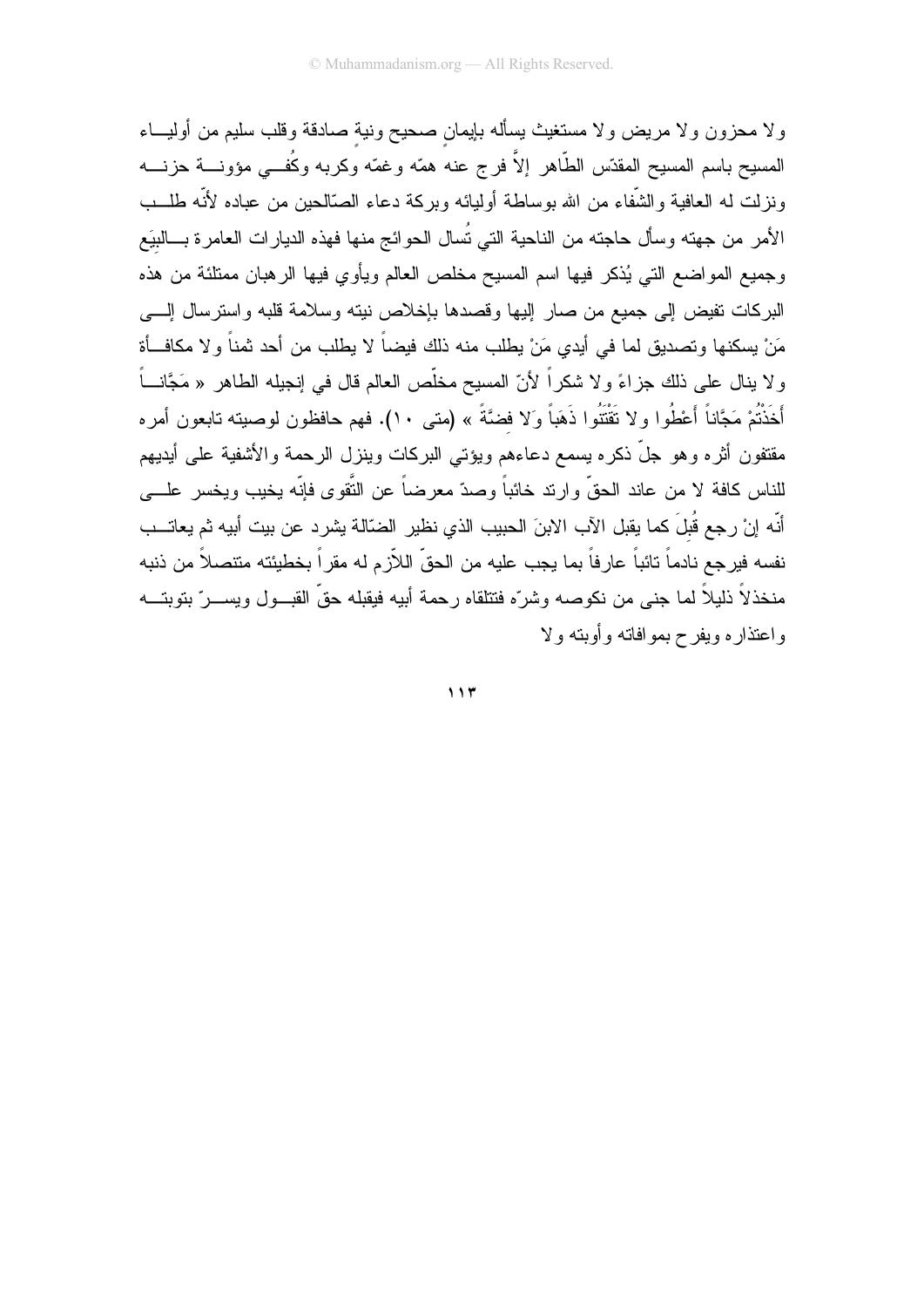ولا محزون ولا مريض ولا مستغيث يسأله بإيمانٍ صحيح ونيةٍ صادقة وقلب سليم من أولياء المسيح باسم المسيح المقدّس الطّاهر إلاّ فرج عنه همّه وغمّه وكربه وكُفي مؤونة حزنه ونزلت له العافية والشّفاء من الله بوساطة أوليائه وبركة دعاء الصّالحين من عباده لأنّه طلب الأمر من جهته وسأل حاجته من الناحية التي تُسأل الحوائج منها فهذه الديارات العامرة بالبِيَع وجميع المواضع التي يُذكر فيها اسم المسيح مخلص العالم ويأوي فيها الرهبان ممتلئة من هذه البركات تفيض إلى جميع من صار إليها وقصدها بإخلاص نيته وسلامة قلبه واسترسال إلى مَنْ يسكنها وتصديق لما في أيدي مَنْ يطلب منه ذلك فيضاً لا يطلب من أحد ثمناً ولا مكافأة ولا ينال على ذلك جزاءً ولا شكراً لأنّ المسيح مخلّص العالم قال في إنجيله الطاهر « مَجَّاناً أَخَذْتُمْ مَجَّاناً أَعْطُوا ولا تَقْتَنُوا ذَهَباً وَلا فضَّةً » (متى ١٠). فهم حافظون لوصيته تابعون أمره مقتفون أثره وهو جلّ ذكره يسمع دعاءهم ويؤتي البركات وينزل الرحمة والأشفية على أيديهم للناس كافة لا من عاند الحقّ وارتد خائباً وصدّ معرضاً عن التَّقوى فإنّه يخيب ويخسر على أنّه إنْ رجع قُبِلَ كما يقبل الآب الابنَ الحبيب الذي نظير الضّالة يشرد عن بيت أبيه ثم يعاتب نفسه فيرجع نادماً تائباً عارفاً بما يجب عليه من الحقّ اللاّزم له مقراً بخطيئته متنصلاً من ذنبه منخذلاً ذليلاً لما جنى من نكوصه وشرّه فتتلقاه رحمة أبيه فيقبله حقّ القبول ويسرّ بتوبته واعتذاره ويفرح بموافاته وأوبته ولا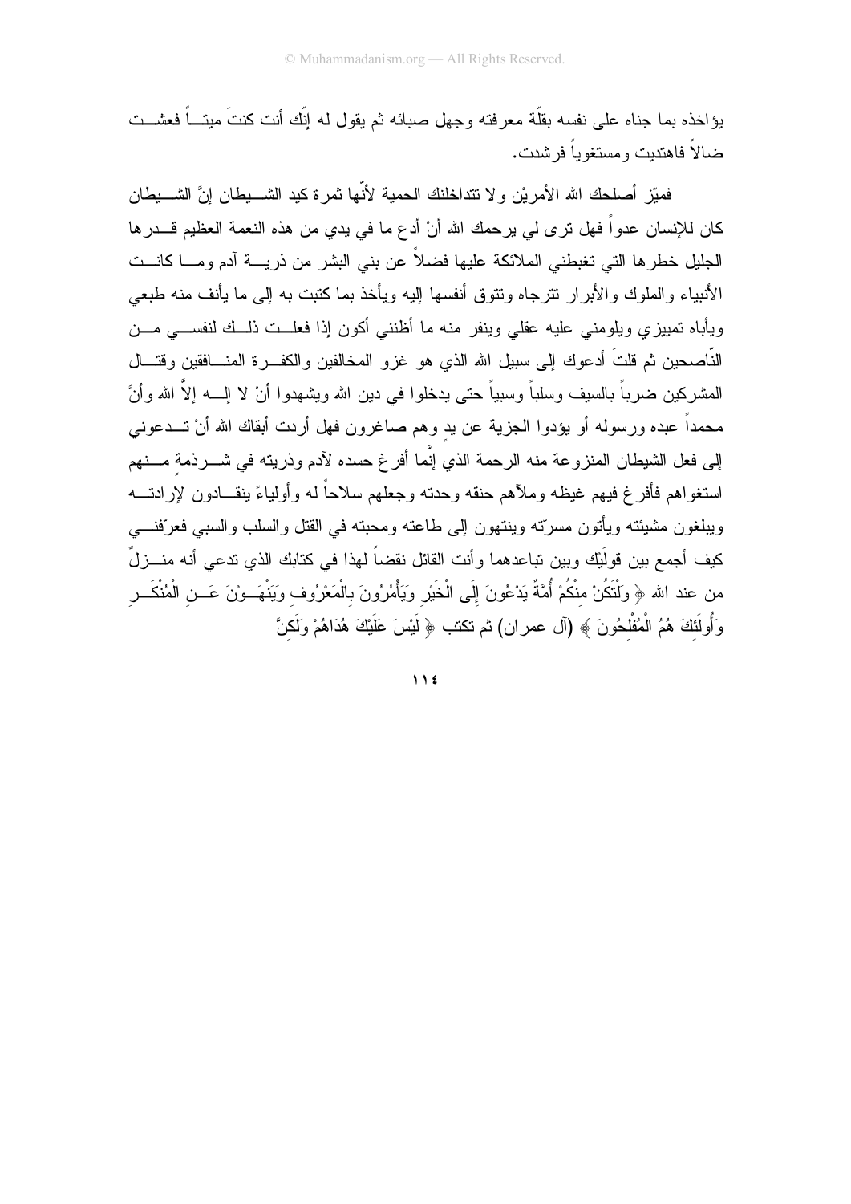يؤاخذه بما جناه على نفسه بقلّة معرفته وجهل صبائه ثم يقول له إنّك أنت كنتَ ميتاً فعشت ضالاً فاهتديت ومستغوياً فرشدت.

فميّز أصلحك الله الأمريْن ولا تتداخلنك الحمية لأنّها ثمرة كيد الشيطان إنَّ الشيطان كان للإنسان عدواً فهل ترى لي يرحمك الله أنْ أدع ما في يدي من هذه النعمة العظيم قدرها الجليل خطرها التي تغبطني الملائكة عليها فضلاً عن بني البشر من ذرية آدم وما كانت الأنبياء والملوك والأبرار تترجاه وتتوق أنفسها إليه ويأخذ بما كتبت به إلى ما يأنف منه طبعي ويأباه تمييزي ويلومني عليه عقلي وينفر منه ما أظنني أكون إذا فعلت ذلك لنفسي من النّاصحين ثم قلتَ أدعوك إلى سبيل الله الذي هو غزو المخالفين والكفرة المنافقين وقتال المشركين ضرباً بالسيف وسلباً وسبياً حتى يدخلوا في دين الله ويشهدوا أنْ لا إله إلاَّ الله وأنَّ محمداً عبده ورسوله أو يؤدوا الجزية عن يدٍ وهم صاغرون فهل أردت أبقاك الله أنْ تدعوني إلى فعل الشيطان المنزوعة منه الرحمة الذي إنّما أفرغ حسده لآدم وذريته في شرذمةٍ منهم استغواهم فأفرغ فيهم غيظه وملأهم حنقه وحدته وجعلهم سلاحاً له وأولياءً ينقادون لإرادته ويبلغون مشيئته ويأتون مسرّته وينتهون إلى طاعته ومحبته في القتل والسلب والسبي فعرّفني كيف أجمع بين قولَيْك وبين تباعدهما وأنت القائل نقضاً لهذا في كتابك الذي تدعي أنه منزلٌ من عند الله ﴿ وَلْتَكُنْ مِنْكُمْ أُمَّةٌ يَدْعُونَ إِلَى الْخَيْرِ وَيَأْمُرُونَ بِالْمَعْرُوفِ وَيَنْهَوْنَ عَنِ الْمُنْكَرِ وَأُولَئِكَ هُمُ الْمُفْلِحُونَ ﴾ (آل عمران) ثم تكتب ﴿ لَيْسَ عَلَيْكَ هُدَاهُمْ وَلَكِنَّ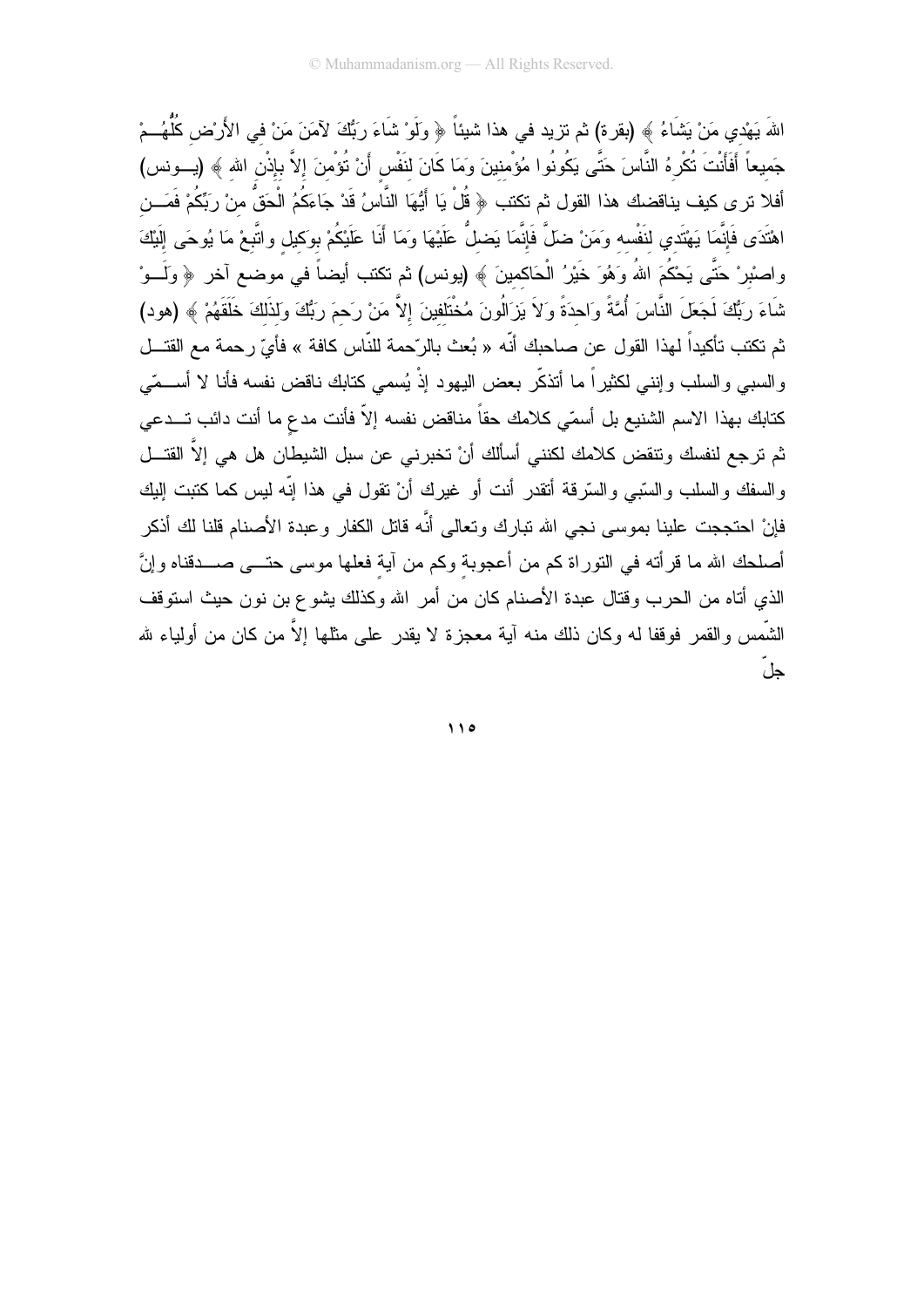اللهَ يَهْدِي مَنْ يَشَاءُ ﴾ (بقرة) ثم تزيد في هذا شيئاً ﴿ وَلَوْ شَاءَ رَبُّكَ لآمَنَ مَنْ فِي الأَرْضِ كُلُّهُمْ جَمِيعاً أَفَأَنْتَ تُكْرِهُ النَّاسَ حَتَّى يَكُونُوا مُؤْمِنِينَ وَمَا كَانَ لِنَفْسٍ أَنْ تُؤْمِنَ إِلاَّ بِإِذْنِ اللهِ ﴾ (يونس) أفلا ترى كيف يناقضك هذا القول ثم تكتب ﴿ قُلْ يَا أَيُّهَا النَّاسُ قَدْ جَاءَكُمُ الْحَقُّ مِنْ رَبِّكُمْ فَمَنِ اهْتَدَى فَإِنَّمَا يَهْتَدِي لِنَفْسِهِ وَمَنْ ضَلَّ فَإِنَّمَا يَضِلُّ عَلَيْهَا وَمَا أَنَا عَلَيْكُمْ بِوَكِيلٍ وَاتَّبِعْ مَا يُوحَى إِلَيْكَ وَاصْبِرْ حَتَّى يَحْكُمَ اللهُ وَهُوَ خَيْرُ الْحَاكِمِينَ ﴾ (يونس) ثم تكتب أيضاً في موضع آخر ﴿ وَلَوْ شَاءَ رَبُّكَ لَجَعَلَ النَّاسَ أُمَّةً وَاحِدَةً وَلاَ يَزَالُونَ مُخْتَلِفِينَ إِلاَّ مَنْ رَحِمَ رَبُّكَ وَلِذَلِكَ خَلَقَهُمْ ﴾ (هود) ثم تكتب تأكيداً لهذا القول عن صاحبك أنّه « بُعث بالرّحمة للنّاس كافة » فأيّ رحمة مع القتل والسبي والسلب وإنني لكثيراً ما أتذكّر بعض اليهود إذْ يُسمي كتابك ناقض نفسه فأنا لا أسمّي كتابك بهذا الاسم الشنيع بل أسمّي كلامك حقاً مناقض نفسه إلاّ فأنت مدعٍ ما أنت دائب تدعي ثم ترجع لنفسك وتنقض كلامك لكنني أسألك أنْ تخبرني عن سبل الشيطان هل هي إلاّ القتل والسفك والسلب والسّبي والسّرقة أتقدر أنت أو غيرك أنْ تقول في هذا إنّه ليس كما كتبت إليك فإنْ احتججت علينا بموسى نجي الله تبارك وتعالى أنَّه قاتل الكفار وعبدة الأصنام قلنا لك أذكر أصلحك الله ما قرأته في التوراة كم من أعجوبةٍ وكم من آيةٍ فعلها موسى حتى صدقناه وإنَّ الذي أتاه من الحرب وقتال عبدة الأصنام كان من أمر الله وكذلك يشوع بن نون حيث استوقف الشّمس والقمر فوقفا له وكان ذلك منه آية معجزة لا يقدر على مثلها إلاّ من كان من أولياء الله جلّ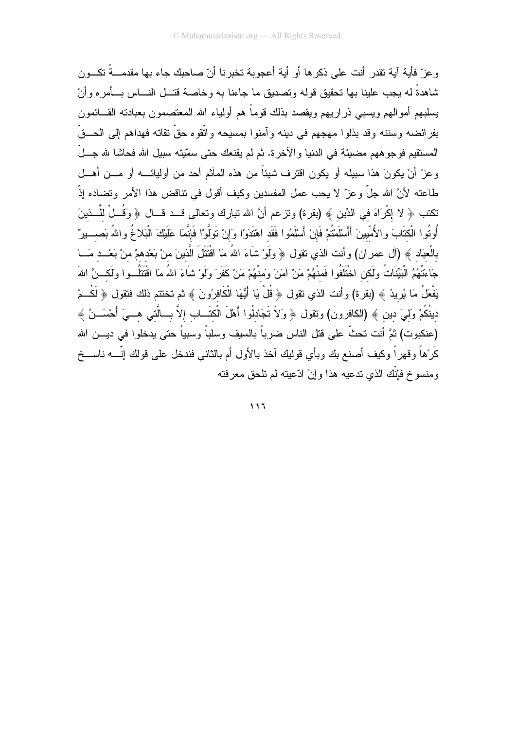وعزّ فأية آية تقدر أنت على ذكرها أو أية أعجوبة تخبرنا أنّ صاحبك جاء بها مقدمةً تكون شاهدةً له يجب علينا بها تحقيق قوله وتصديق ما جاءنا به وخاصة قتل الناس بأمره وأنْ يسلبهم أموالهم ويسبي ذراريهم ويقصد بذلك قوماً هم أولياء الله المعتصمون بعبادته القائمون بفرائضه وسننه وقد بذلوا مهجهم في دينه وآمنوا بمسيحه واتّقوه حقّ تقاته فهداهم إلى الحقّ المستقيم فوجوههم مضيئة في الدنيا والآخرة. ثم لم يقنعك حتى سمّيته سبيل الله فحاشا لله جلّ وعزّ أنْ يكونَ هذا سبيله أو يكون اقترف شيئاً من هذه المآثم أحد من أوليائه أو من أهل طاعته لأنَّ الله جلّ وعزّ لا يحب عمل المفسدين وكيف أقول في تناقض هذا الأمر وتضاده إذْ تكتب ﴿ لا إِكْرَاهَ فِي الدِّينِ ﴾ (بقرة) وتزعم أنَّ الله تبارك وتعالى قد قال ﴿ وَقُلْ لِلَّذِينَ أُوتُوا الْكِتَابَ والأُمِّيينَ أَأَسْلَمْتُمْ فَإِنْ أَسْلَمُوا فَقَد اهْتَدَوْا وَإِنْ تَوَلَّوْا فَإِنَّمَا عَلَيْكَ الْبَلاغُ واللهُ بَصِيرٌ بِالْعِبَادِ ﴾ (آل عمران) وأنت الذي تقول ﴿ وَلَوْ شَاءَ اللهُ مَا اقْتَتَلَ الَّذِينَ مِنْ بَعْدِهِمْ مِنْ بَعْدِ مَا جَاءَتْهُمُ الْبَيِّنَاتُ وَلَكِنِ اخْتَلَفُوا فَمِنْهُمْ مَنْ آمَنَ وَمِنْهُمْ مَنْ كَفَرَ وَلَوْ شَاءَ اللهُ مَا اقْتَتَلُوا وَلَكِنَّ اللهَ يَفْعَلُ مَا يُرِيدُ ﴾ (بقرة) وأنت الذي تقول ﴿ قُلْ يَا أَيُّهَا الْكَافِرُونَ ﴾ ثم تختتم ذلك فتقول ﴿ لَكُمْ دِينُكُمْ وَلِيَ دِينِ ﴾ (الكافرون) وتقول ﴿ وَلاَ تَجَادِلُوا أَهْلَ الْكِتَابِ إِلاَّ بِالَّتِي هِيَ أَحْسَنُ ﴾ (عنكبوت) ثمَّ أنت تحثّ على قتل الناس ضرباً بالسيف وسلباً وسبياً حتى يدخلوا في دين الله كَرْهاً وقهراً وكيف أصنع بك وبأي قوليك آخذ بالأول أم بالثاني فندخل على قولك إنّه ناسخ ومنسوخ فإنّك الذي تدعيه هذا وإنْ ادّعيته لم تلحق معرفته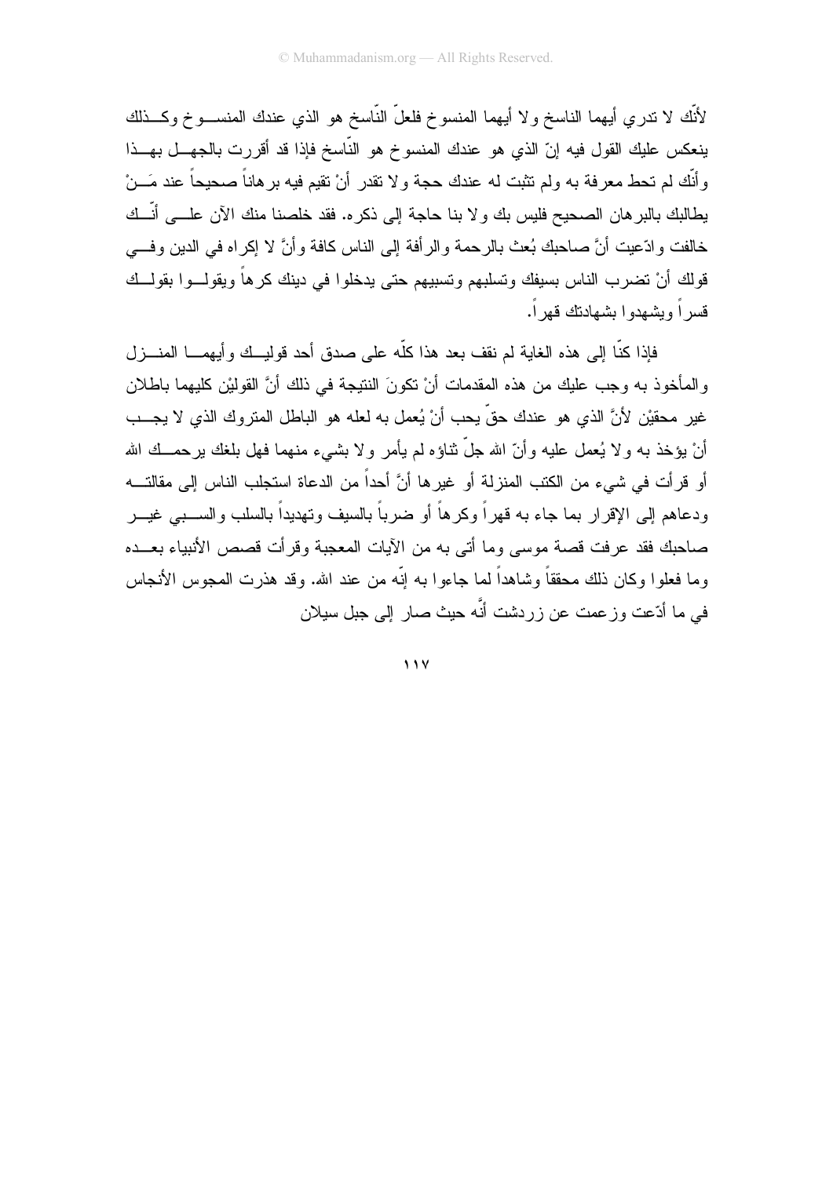لأنّك لا تدري أيهما الناسخ ولا أيهما المنسوخ فلعلّ النّاسخ هو الذي عندك المنسوخ وكذلك ينعكس عليك القول فيه إنّ الذي هو عندك المنسوخ هو النّاسخ فإذا قد أقررت بالجهل بهذا وأنّك لم تحط معرفة به ولم تثبت له عندك حجة ولا تقدر أنْ تقيم فيه برهاناً صحيحاً عند مَنْ يطالبك بالبرهان الصحيح فليس بك ولا بنا حاجة إلى ذكره. فقد خلصنا منك الآن على أنّك خالفت وادّعيت أنَّ صاحبك بُعث بالرحمة والرأفة إلى الناس كافة وأنَّ لا إكراه في الدين وفي قولك أنْ تضرب الناس بسيفك وتسلبهم وتسبيهم حتى يدخلوا في دينك كرهاً ويقولوا بقولك قسراً ويشهدوا بشهادتك قهراً.

فإذا كنّا إلى هذه الغاية لم نقف بعد هذا كلّه على صدق أحد قوليك وأيهما المنزل والمأخوذ به وجب عليك من هذه المقدمات أنْ تكونَ النتيجة في ذلك أنَّ القوليْن كليهما باطلان غير محقيْن لأنَّ الذي هو عندك حقّ يجب أنْ يُعمل به لعله هو الباطل المتروك الذي لا يجب أنْ يؤخذ به ولا يُعمل عليه وأنّ الله جلّ ثناؤه لم يأمر ولا بشيء منهما فهل بلغك يرحمك الله أو قرأت في شيء من الكتب المنزلة أو غيرها أنَّ أحداً من الدعاة استجلب الناس إلى مقالته ودعاهم إلى الإقرار بما جاء به قهراً وكرهاً أو ضرباً بالسيف وتهديداً بالسلب والسبي غير صاحبك فقد عرفت قصة موسى وما أتى به من الآيات المعجبة وقرأت قصص الأنبياء بعده وما فعلوا وكان ذلك محققاً وشاهداً لما جاءوا به إنّه من عند الله. وقد هذرت المجوس الأنجاس في ما أدّعت وزعمت عن زردشت أنَّه حيث صار إلى جبل سيلان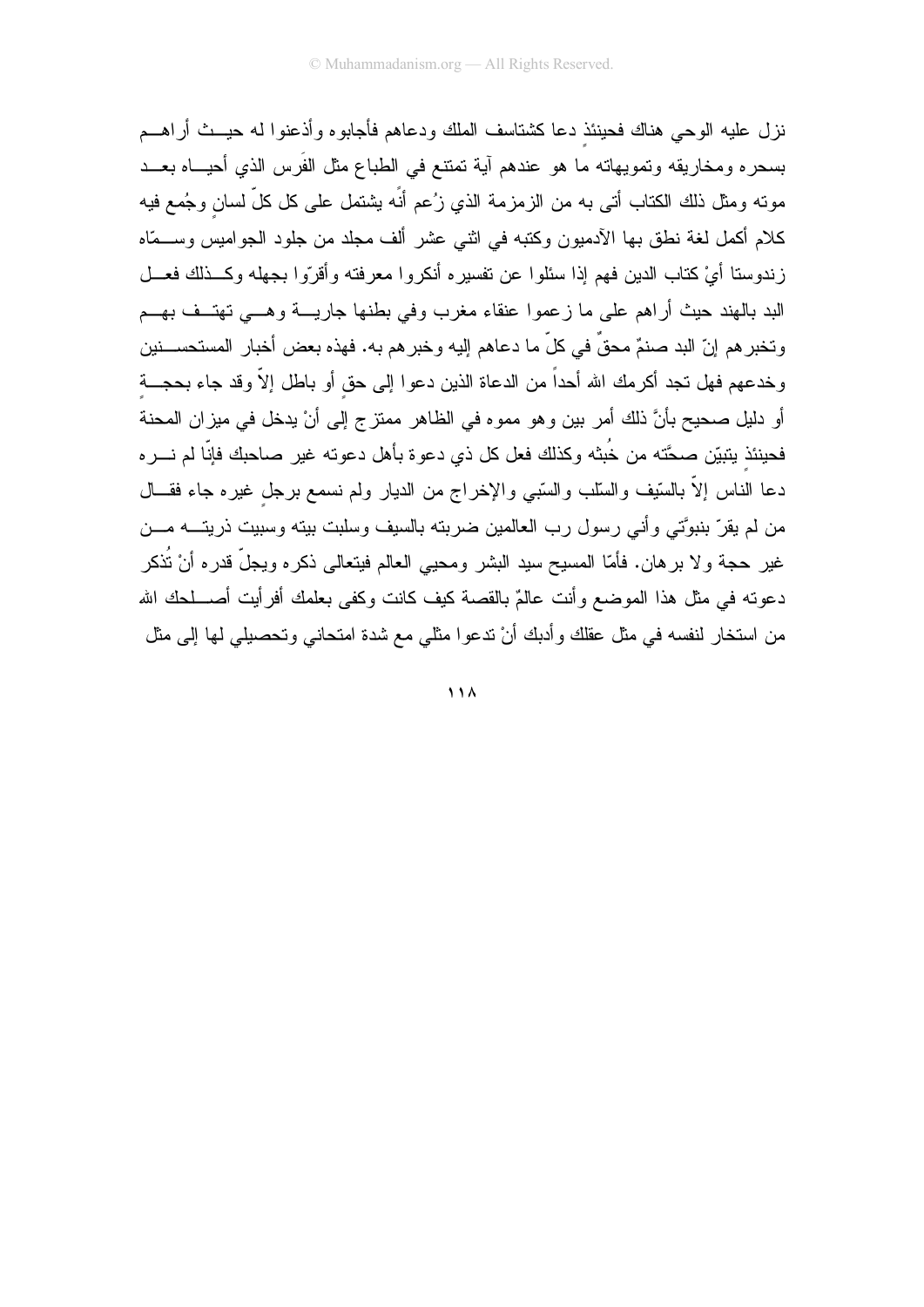نزل عليه الوحي هناك فحينئذٍ دعا كشتاسف الملك ودعاهم فأجابوه وأذعنوا له حيث أراهم بسحره ومخاريقه وتمويهاته ما هو عندهم آية تمتنع في الطباع مثل الفَرس الذي أحياه بعد موته ومثل ذلك الكتاب أتى به من الزمزمة الذي زُعم أنّه يشتمل على كل كلّ لسانٍ وجُمع فيه كلام أكمل لغة نطق بها الآدميون وكتبه في اثني عشر ألف مجلد من جلود الجواميس وسمّاه زندوستا أيْ كتاب الدين فهم إذا سئلوا عن تفسيره أنكروا معرفته وأقرّوا بجهله وكذلك فعل البد بالهند حيث أراهم على ما زعموا عنقاء مغرب وفي بطنها جارية وهي تهتف بهم وتخبرهم إنّ البد صنمٌ محقٌ في كلّ ما دعاهم إليه وخبرهم به. فهذه بعض أخبار المستحسنين وخدعهم فهل تجد أكرمك الله أحداً من الدعاة الذين دعوا إلى حقٍ أو باطل إلاّ وقد جاء بحجةٍ أو دليل صحيح بأنَّ ذلك أمر بين وهو مموه في الظاهر ممتزج إلى أنْ يدخل في ميزان المحنة فحينئذٍ يتبيّن صحّته من خُبثه وكذلك فعل كل ذي دعوة بأهل دعوته غير صاحبك فإنّا لم نره دعا الناس إلاّ بالسّيف والسّلب والسّبي والإخراج من الديار ولم نسمع برجلٍ غيره جاء فقال من لم يقرّ بنبوّتي وأني رسول رب العالمين ضربته بالسيف وسلبت بيته وسبيت ذريته من غير حجة ولا برهان. فأمّا المسيح سيد البشر ومحيي العالم فيتعالى ذكره ويجلّ قدره أنْ تُذكر دعوته في مثل هذا الموضع وأنت عالمٌ بالقصة كيف كانت وكفى بعلمك أفرأيت أصلحك الله من استخار لنفسه في مثل عقلك وأدبك أنْ تدعوا مثلي مع شدة امتحاني وتحصيلي لها إلى مثل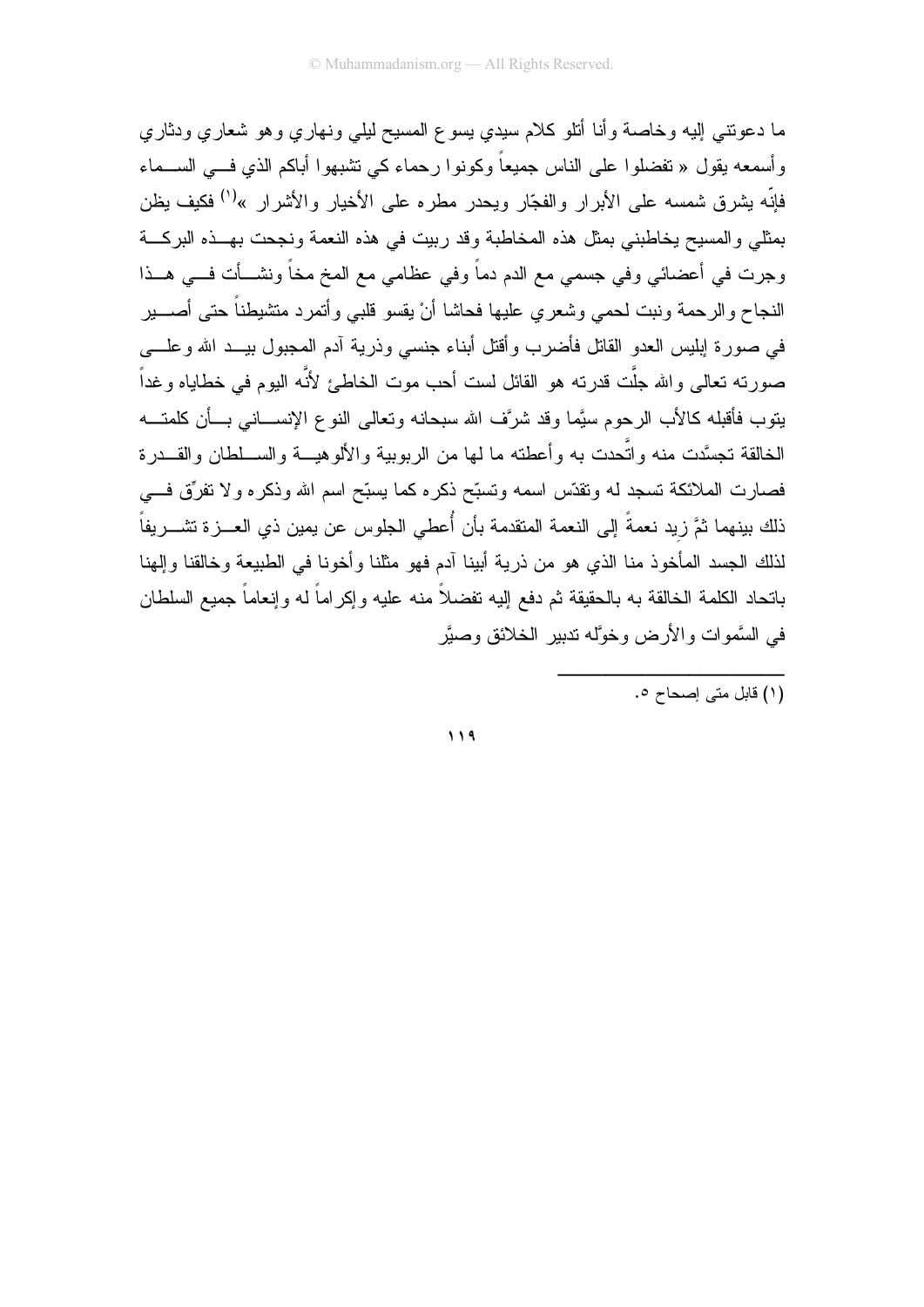ما دعوتني إليه وخاصة وأنا أتلو كلام سيدي يسوع المسيح ليلي ونهاري وهو شعاري ودثاري وأسمعه يقول « تفضلوا على الناس جميعاً وكونوا رحماء كي تشبهوا أباكم الذي في السماء فإنّه يشرق شمسه على الأبرار والفجّار ويحدر مطره على الأخيار والأشرار »[1] فكيف يظن بمثلي والمسيح يخاطبني بمثل هذه المخاطبة وقد ربيت في هذه النعمة ونجحت بهذه البركة وجرت في أعضائي وفي جسمي مع الدم دماً وفي عظامي مع المخ مخاً ونشأت في هذا النجاح والرحمة ونبت لحمي وشعري عليها فحاشا أنْ يقسو قلبي وأتمرد متشيطناً حتى أصير في صورة إبليس العدو القاتل فأضرب وأقتل أبناء جنسي وذرية آدم المجبول بيد الله وعلى صورته تعالى والله جلّت قدرته هو القائل لست أحب موت الخاطئ لأنَّه اليوم في خطاياه وغداً يتوب فأقبله كالأب الرحوم سيّما وقد شرَّف الله سبحانه وتعالى النوع الإنساني بأن كلمته الخالقة تجسَّدت منه واتَّحدت به وأعطته ما لها من الربوبية والألوهية والسلطان والقدرة فصارت الملائكة تسجد له وتقدّس اسمه وتسبّح ذكره كما يسبّح اسم الله وذكره ولا تفرّق في ذلك بينهما ثمَّ زِيد نعمةً إلى النعمة المتقدمة بأن أُعطي الجلوس عن يمين ذي العزة تشريفاً لذلك الجسد المأخوذ منا الذي هو من ذرية أبينا آدم فهو مثلنا وأخونا في الطبيعة وخالقنا وإلهنا باتحاد الكلمة الخالقة به بالحقيقة ثم دفع إليه تفضلاً منه عليه وإكراماً له وإنعاماً جميع السلطان في السَّموات والأرض وخوَّله تدبير الخلائق وصيَّر

---

(١) قابل متى إصحاح ٥.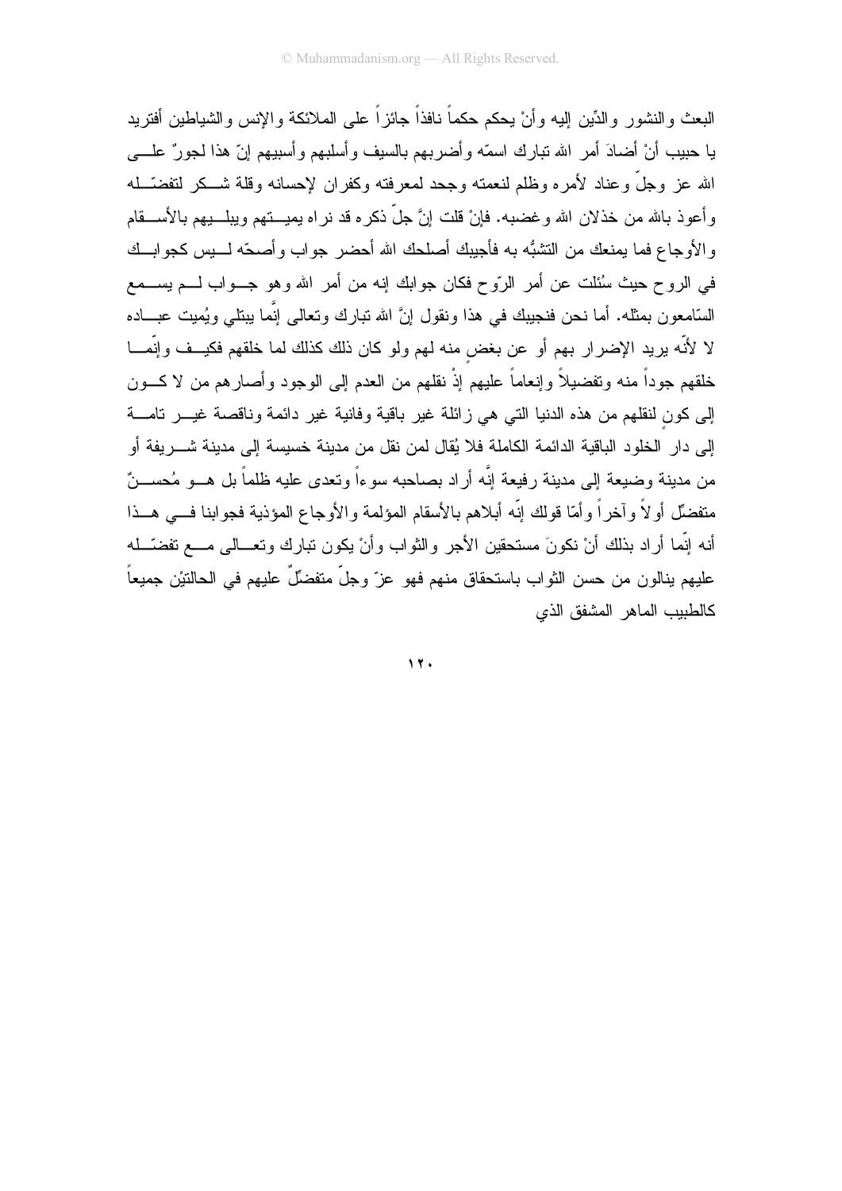البعث والنشور والدِّين إليه وأنْ يحكم حكماً نافذاً جائزاً على الملائكة والإنس والشياطين أفتريد يا حبيب أنْ أضادَ أمر الله تبارك اسمّه وأضربهم بالسيف وأسلبهم وأسبيهم إنّ هذا لجورٌ على الله عز وجلّ وعناد لأمره وظلم لنعمته وجحد لمعرفته وكفران لإحسانه وقلة شكر لتفضّله وأعوذ بالله من خذلان الله وغضبه. فإنْ قلت إنَّ جلّ ذكره قد نراه يميتهم ويبليهم بالأسقام والأوجاع فما يمنعك من التشبُّه به فأجيبك أصلحك الله أحضر جواب وأصحّه ليس كجوابك في الروح حيث سُئلت عن أمر الرّوح فكان جوابك إنه من أمر الله وهو جواب لم يسمع السّامعون بمثله. أما نحن فنجيبك في هذا ونقول إنَّ الله تبارك وتعالى إنَّما يبتلي ويُميت عباده لا لأنّه يريد الإضرار بهم أو عن بغضٍ منه لهم ولو كان ذلك كذلك لما خلقهم فكيف وإنّما خلقهم جوداً منه وتفضيلاً وإنعاماً عليهم إذْ نقلهم من العدم إلى الوجود وأصارهم من لا كون إلى كونٍ لنقلهم من هذه الدنيا التي هي زائلة غير باقية وفانية غير دائمة وناقصة غير تامة إلى دار الخلود الباقية الدائمة الكاملة فلا يُقال لمن نقل من مدينة خسيسة إلى مدينة شريفة أو من مدينة وضيعة إلى مدينة رفيعة إنَّه أراد بصاحبه سوءاً وتعدى عليه ظلماً بل هو مُحسنٌ متفضّل أولاً وآخراً وأمّا قولك إنّه أبلاهم بالأسقام المؤلمة والأوجاع المؤذية فجوابنا في هذا أنه إنّما أراد بذلك أنْ نكونَ مستحقين الأجر والثواب وأنْ يكون تبارك وتعالى مع تفضّله عليهم ينالون من حسن الثواب باستحقاق منهم فهو عزّ وجلّ متفضّلٌ عليهم في الحالتيْن جميعاً كالطبيب الماهر المشفق الذي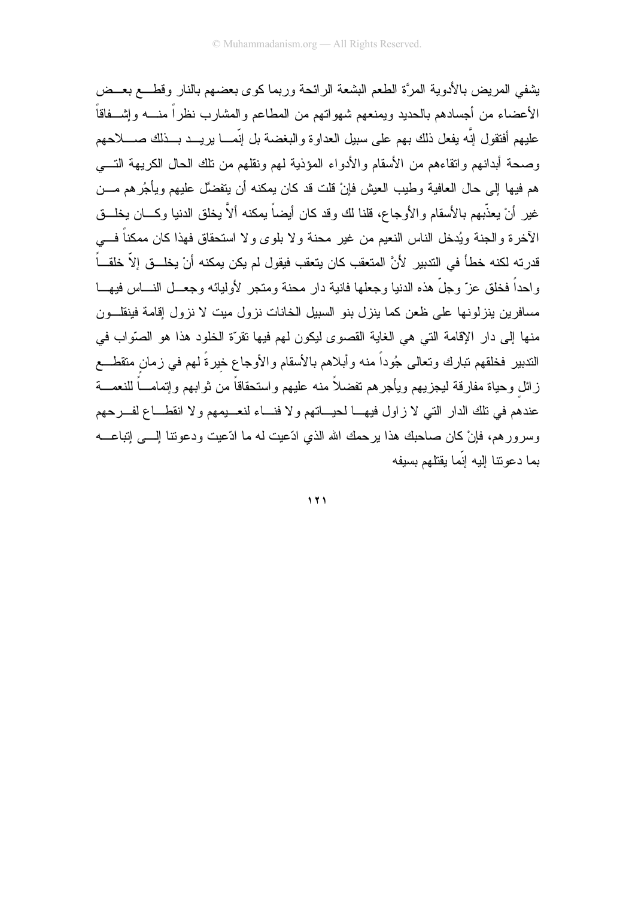يشفي المريض بالأدوية المرَّة الطعم البشعة الرائحة وربما كوى بعضهم بالنار وقطع بعض الأعضاء من أجسادهم بالحديد ويمنعهم شهواتهم من المطاعم والمشارب نظراً منه وإشفاقاً عليهم أفتقول إنَّه يفعل ذلك بهم على سبيل العداوة والبغضة بل إنّما يريد بذلك صلاحهم وصحة أبدانهم واتقاءهم من الأسقام والأدواء المؤذية لهم ونقلهم من تلك الحال الكريهة التي هم فيها إلى حال العافية وطيب العيش فإنْ قلت قد كان يمكنه أن يتفضَّل عليهم ويأجُرهم من غير أنْ يعذّبهم بالأسقام والأوجاع، قلنا لك وقد كان أيضاً يمكنه ألاّ يخلق الدنيا وكان يخلق الآخرة والجنة ويُدخل الناس النعيم من غير محنة ولا بلوى ولا استحقاق فهذا كان ممكناً في قدرته لكنه خطأ في التدبير لأنَّ المتعقب كان يتعقب فيقول لم يكن يمكنه أنْ يخلق إلاّ خلقاً واحداً فخلق عزّ وجلّ هذه الدنيا وجعلها فانية دار محنة ومتجر لأوليائه وجعل الناس فيها مسافرين ينزلونها على ظعن كما ينزل بنو السبيل الخانات نزول ميت لا نزول إقامة فينقلون منها إلى دار الإقامة التي هي الغاية القصوى ليكون لهم فيها تقرّة الخلود هذا هو الصّواب في التدبير فخلقهم تبارك وتعالى جُوداً منه وأبلاهم بالأسقام والأوجاع خيرةً لهم في زمانٍ متقطعٍ زائلٍ وحياة مفارقة ليجزيهم ويأجرهم تفضلاً منه عليهم واستحقاقاً من ثوابهم وإتماماً للنعمة عندهم في تلك الدار التي لا زاول فيها لحياتهم ولا فناء لنعيمهم ولا انقطاع لفرحهم وسرورهم، فإنْ كان صاحبك هذا يرحمك الله الذي ادّعيت له ما ادّعيت ودعوتنا إلى إتباعه بما دعوتنا إليه إنّما يقتلهم بسيفه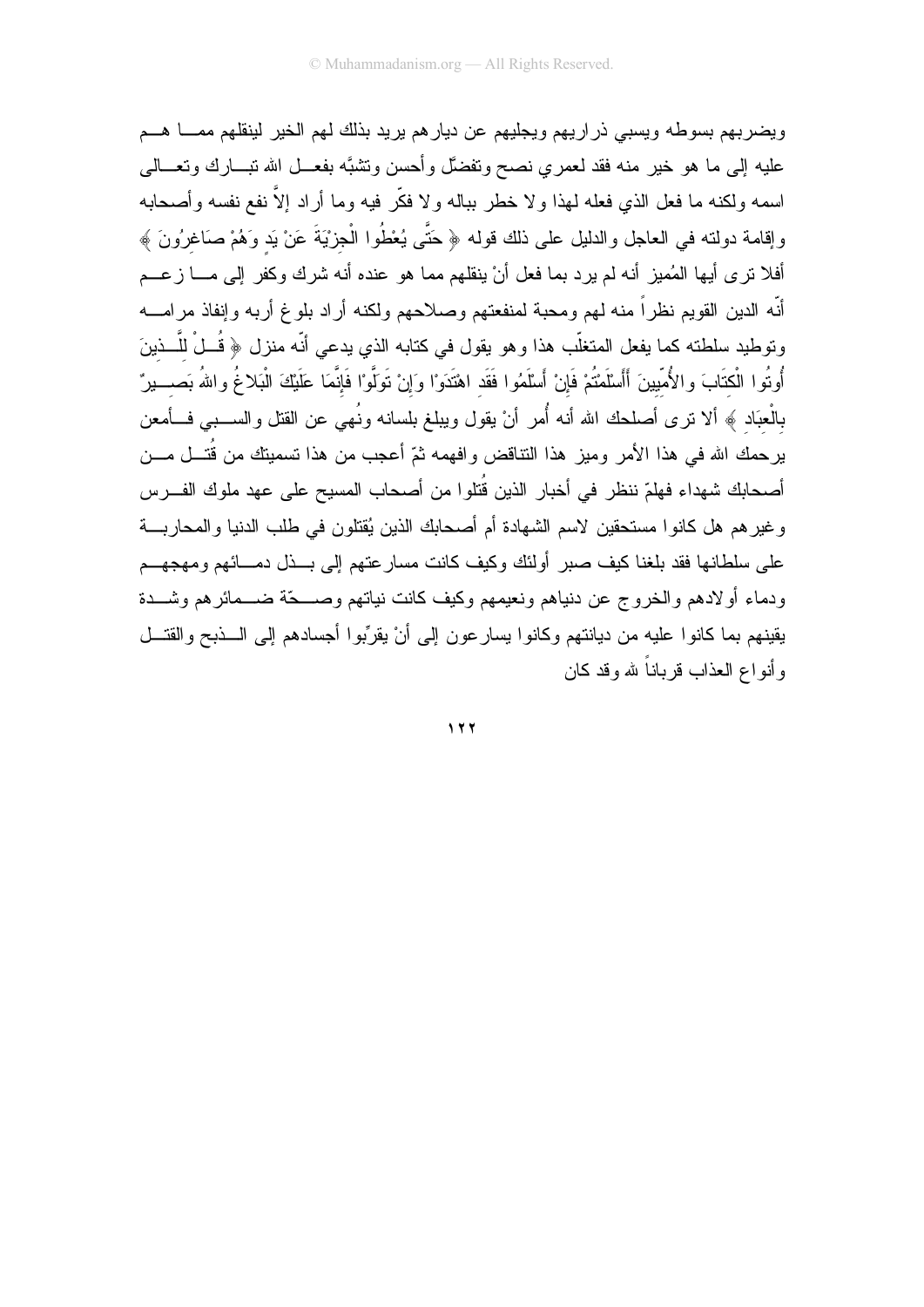ويضربهم بسوطه ويسبي ذراريهم ويجليهم عن ديارهم يريد بذلك لهم الخير لينقلهم ممـا هـم عليه إلى ما هو خير منه فقد لعمري نصح وتفضّل وأحسن وتشبَّه بفعـل الله تبـارك وتعـالى اسمه ولكنه ما فعل الذي فعله لهذا ولا خطر بباله ولا فكّر فيه وما أراد إلاَّ نفع نفسه وأصحابه وإقامة دولته في العاجل والدليل على ذلك قوله ﴿ حَتَّى يُعْطُوا الْجِزْيَةَ عَنْ يَدٍ وَهُمْ صَاغِرُونَ ﴾ أفلا ترى أيها المُميز أنه لم يرد بما فعل أنْ ينقلهم مما هو عنده أنه شرك وكفر إلى مـا زعـم أنّه الدين القويم نظراً منه لهم ومحبة لمنفعتهم وصلاحهم ولكنه أراد بلوغ أربه وإنفاذ مرامـه وتوطيد سلطته كما يفعل المتغلّب هذا وهو يقول في كتابه الذي يدعي أنّه منزل ﴿ قُـلْ لِلَّـذِينَ أُوتُوا الْكِتَابَ والأُمِّيينَ أأَسْلَمْتُمْ فَإِنْ أَسْلَمُوا فَقَدِ اهْتَدَوْا وَإِنْ تَوَلَّوْا فَإِنَّمَا عَلَيْكَ الْبَلاغُ واللهُ بَصِـيرٌ بِالْعِبَادِ ﴾ ألا ترى أصلحك الله أنه أُمر أنْ يقول ويبلغ بلسانه ونُهي عن القتل والسـبي فـأمعن يرحمك الله في هذا الأمر وميز هذا التناقض وافهمه ثمّ أعجب من هذا تسميتك من قُتـل مـن أصحابك شهداء فهلمّ ننظر في أخبار الذين قُتلوا من أصحاب المسيح على عهد ملوك الفـرس وغيرهم هل كانوا مستحقين لاسم الشهادة أم أصحابك الذين يُقتلون في طلب الدنيا والمحاربـة على سلطانها فقد بلغنا كيف صبر أولئك وكيف كانت مسارعتهم إلى بـذل دمـائهم ومهجهـم ودماء أولادهم والخروج عن دنياهم ونعيمهم وكيف كانت نياتهم وصـحّة ضـمائرهم وشـدة يقينهم بما كانوا عليه من ديانتهم وكانوا يسارعون إلى أنْ يقرّبوا أجسادهم إلى الـذبح والقتـل وأنواع العذاب قرباناً لله وقد كان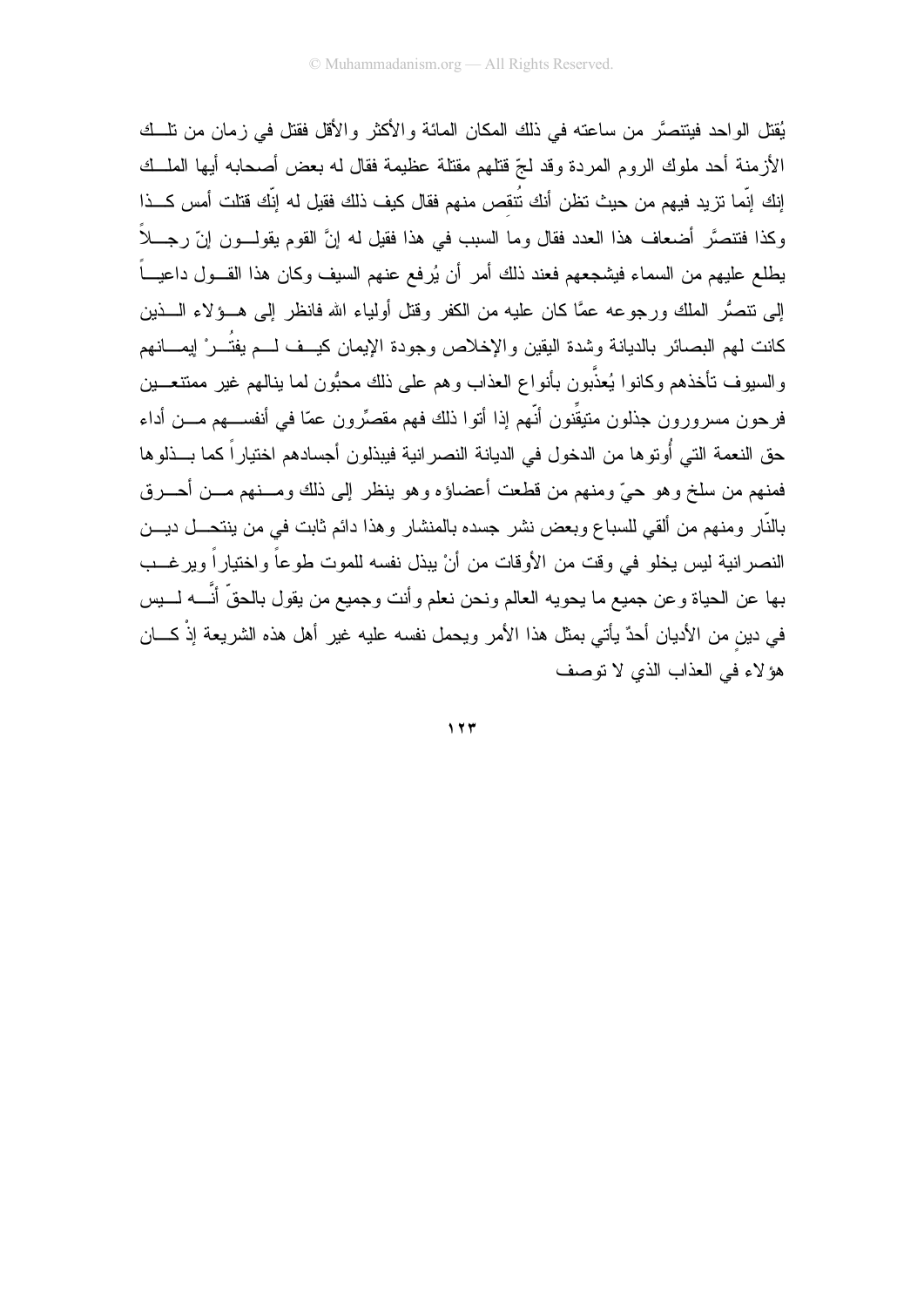يُقتل الواحد فيتنصَّر من ساعته في ذلك المكان المائة والأكثر والأقل فقتل في زمان من تلك الأزمنة أحد ملوك الروم المردة وقد لجّ قتلهم مقتلة عظيمة فقال له بعض أصحابه أيها الملك إنك إنّما تزيد فيهم من حيث تظن أنك تُنقص منهم فقال كيف ذلك فقيل له إنّك قتلت أمس كذا وكذا فتنصَّر أضعاف هذا العدد فقال وما السبب في هذا فقيل له إنَّ القوم يقولون إنّ رجلاً يطلع عليهم من السماء فيشجعهم فعند ذلك أمر أن يُرفع عنهم السيف وكان هذا القول داعياً إلى تنصُّر الملك ورجوعه عمَّا كان عليه من الكفر وقتل أولياء الله فانظر إلى هؤلاء الذين كانت لهم البصائر بالديانة وشدة اليقين والإخلاص وجودة الإيمان كيف لم يفتُرْ إيمانهم والسيوف تأخذهم وكانوا يُعذَّبون بأنواع العذاب وهم على ذلك محبُّون لما ينالهم غير ممتنعين فرحون مسرورون جذلون متيقّنون أنّهم إذا أتوا ذلك فهم مقصِّرون عمّا في أنفسهم من أداء حق النعمة التي أُوتوها من الدخول في الديانة النصرانية فيبذلون أجسادهم اختياراً كما بذلوها فمنهم من سلخ وهو حيّ ومنهم من قطعت أعضاؤه وهو ينظر إلى ذلك ومنهم من أحرق بالنّار ومنهم من ألقي للسباع وبعض نشر جسده بالمنشار وهذا دائم ثابت في من ينتحل دين النصرانية ليس يخلو في وقت من الأوقات من أنْ يبذل نفسه للموت طوعاً واختياراً ويرغب بها عن الحياة وعن جميع ما يحويه العالم ونحن نعلم وأنت وجميع من يقول بالحقّ أنَّه ليس في دينٍ من الأديان أحدٌ يأتي بمثل هذا الأمر ويحمل نفسه عليه غير أهل هذه الشريعة إذْ كان هؤلاء في العذاب الذي لا توصف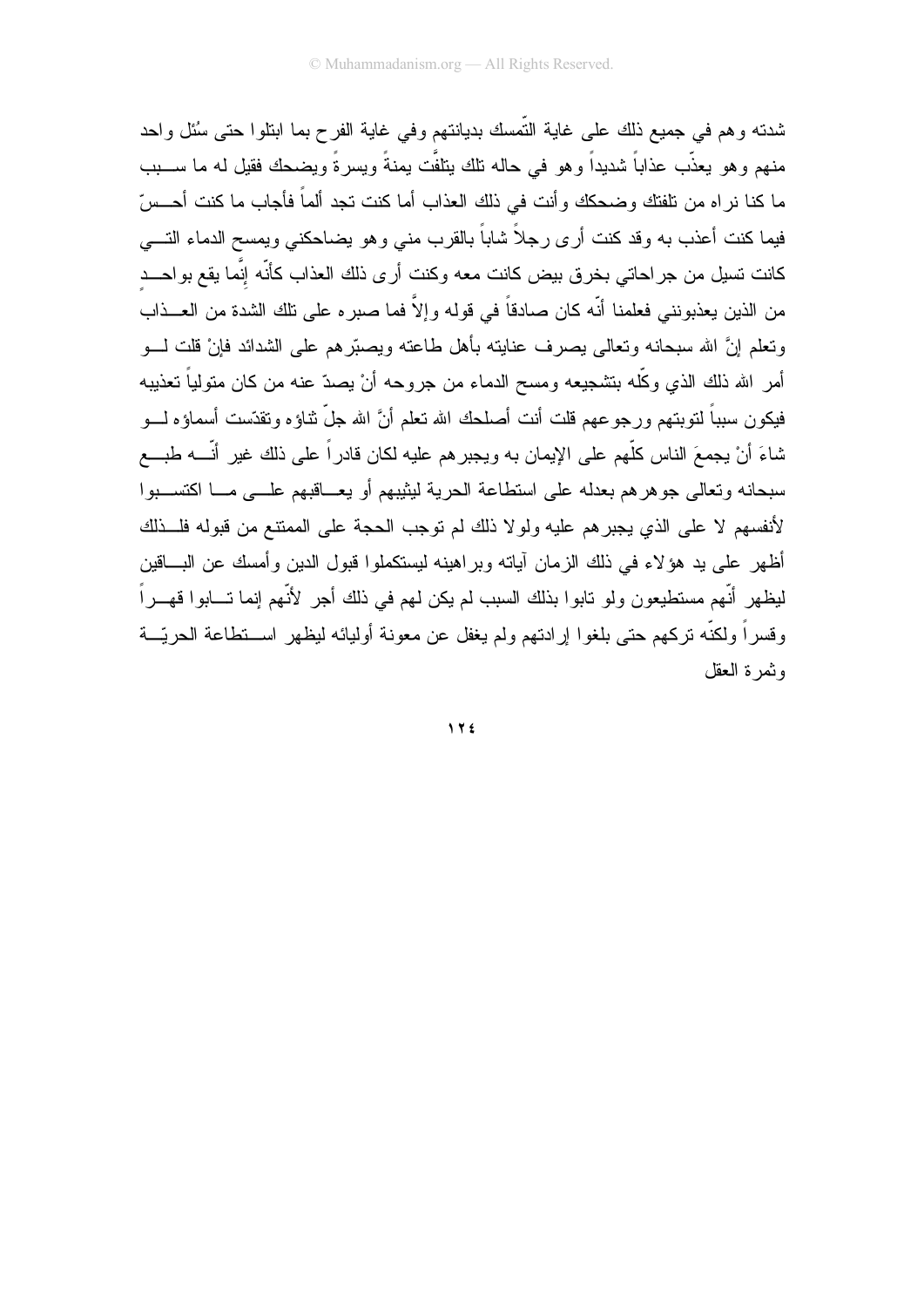شدته وهم في جميع ذلك على غاية التّمسك بديانتهم وفي غاية الفرح بما ابتلوا حتى سُئل واحد منهم وهو يعذّب عذاباً شديداً وهو في حاله تلك يتلفّت يمنةً ويسرةً ويضحك فقيل له ما سبب ما كنا نراه من تلفتك وضحكك وأنت في ذلك العذاب أما كنت تجد ألماً فأجاب ما كنت أحسّ فيما كنت أعذب به وقد كنت أرى رجلاً شاباً بالقرب مني وهو يضاحكني ويمسح الدماء التي كانت تسيل من جراحاتي بخرق بيض كانت معه وكنت أرى ذلك العذاب كأنّه إنّما يقع بواحد من الذين يعذبونني فعلمنا أنّه كان صادقاً في قوله وإلاّ فما صبره على تلك الشدة من العذاب وتعلم إنَّ الله سبحانه وتعالى يصرف عنايته بأهل طاعته ويصبّرهم على الشدائد فإنْ قلت لو أمر الله ذلك الذي وكّله بتشجيعه ومسح الدماء من جروحه أنْ يصدّ عنه من كان متولياً تعذيبه فيكون سبباً لتوبتهم ورجوعهم قلت أنت أصلحك الله تعلم أنَّ الله جلّ ثناؤه وتقدّست أسماؤه لو شاءَ أنْ يجمعَ الناس كلّهم على الإيمان به ويجبرهم عليه لكان قادراً على ذلك غير أنّه طبع سبحانه وتعالى جوهرهم بعدله على استطاعة الحرية ليثيبهم أو يعاقبهم على ما اكتسبوا لأنفسهم لا على الذي يجبرهم عليه ولولا ذلك لم توجب الحجة على الممتنع من قبوله فلذلك أظهر على يد هؤلاء في ذلك الزمان آياته وبراهينه ليستكملوا قبول الدين وأمسك عن الباقين ليظهر أنّهم مستطيعون ولو تابوا بذلك السبب لم يكن لهم في ذلك أجر لأنّهم إنما تابوا قهراً وقسراً ولكنّه تركهم حتى بلغوا إرادتهم ولم يغفل عن معونة أوليائه ليظهر استطاعة الحريّة وثمرة العقل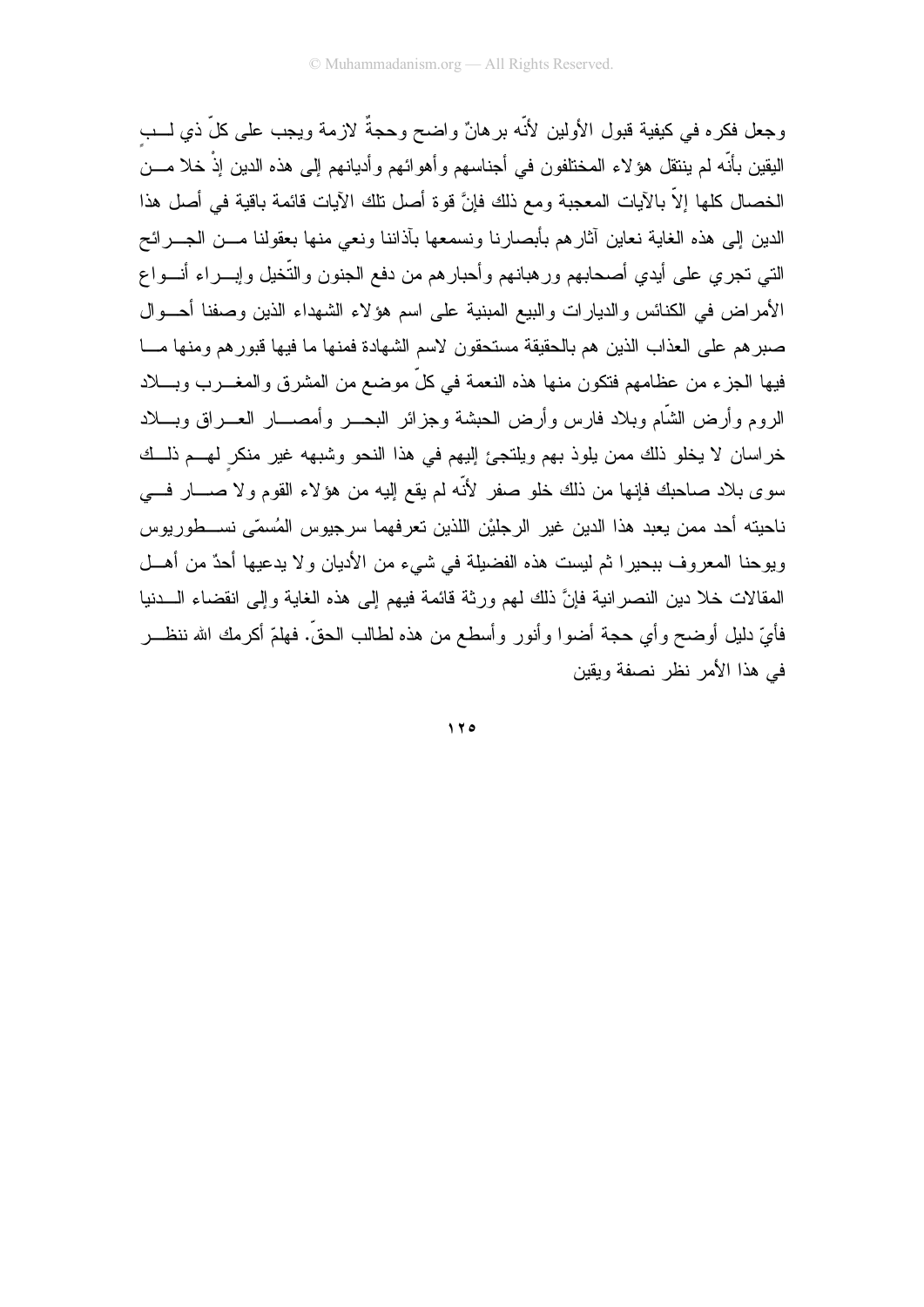وجعل فكره في كيفية قبول الأولين لأنّه برهانٌ واضح وحجةٌ لازمة ويجب على كلّ ذي لبٍ اليقين بأنّه لم ينتقل هؤلاء المختلفون في أجناسهم وأهوائهم وأديانهم إلى هذه الدين إذْ خلا من الخصال كلها إلاّ بالآيات المعجبة ومع ذلك فإنَّ قوة أصل تلك الآيات قائمة باقية في أصل هذا الدين إلى هذه الغاية نعاين آثارهم بأبصارنا ونسمعها بآذاننا ونعي منها بعقولنا من الجرائح التي تجري على أيدي أصحابهم ورهبانهم وأحبارهم من دفع الجنون والتّخيل وإبراء أنواع الأمراض في الكنائس والديارات والبيع المبنية على اسم هؤلاء الشهداء الذين وصفنا أحوال صبرهم على العذاب الذين هم بالحقيقة مستحقون لاسم الشهادة فمنها ما فيها قبورهم ومنها ما فيها الجزء من عظامهم فتكون منها هذه النعمة في كلّ موضع من المشرق والمغرب وبلاد الروم وأرض الشّام وبلاد فارس وأرض الحبشة وجزائر البحر وأمصار العراق وبلاد خراسان لا يخلو ذلك ممن يلوذ بهم ويلتجئ إليهم في هذا النحو وشبهه غير منكرٍ لهم ذلك سوى بلاد صاحبك فإنها من ذلك خلو صفر لأنّه لم يقع إليه من هؤلاء القوم ولا صار في ناحيته أحد ممن يعبد هذا الدين غير الرجليْن اللذين تعرفهما سرجيوس المُسمّى نسطوريوس ويوحنا المعروف ببحيرا ثم ليست هذه الفضيلة في شيء من الأديان ولا يدعيها أحدٌ من أهل المقالات خلا دين النصرانية فإنَّ ذلك لهم ورثة قائمة فيهم إلى هذه الغاية وإلى انقضاء الدنيا فأيّ دليل أوضح وأي حجة أضوا وأنور وأسطع من هذه لطالب الحقّ. فهلمّ أكرمك الله ننظر في هذا الأمر نظر نصفة ويقين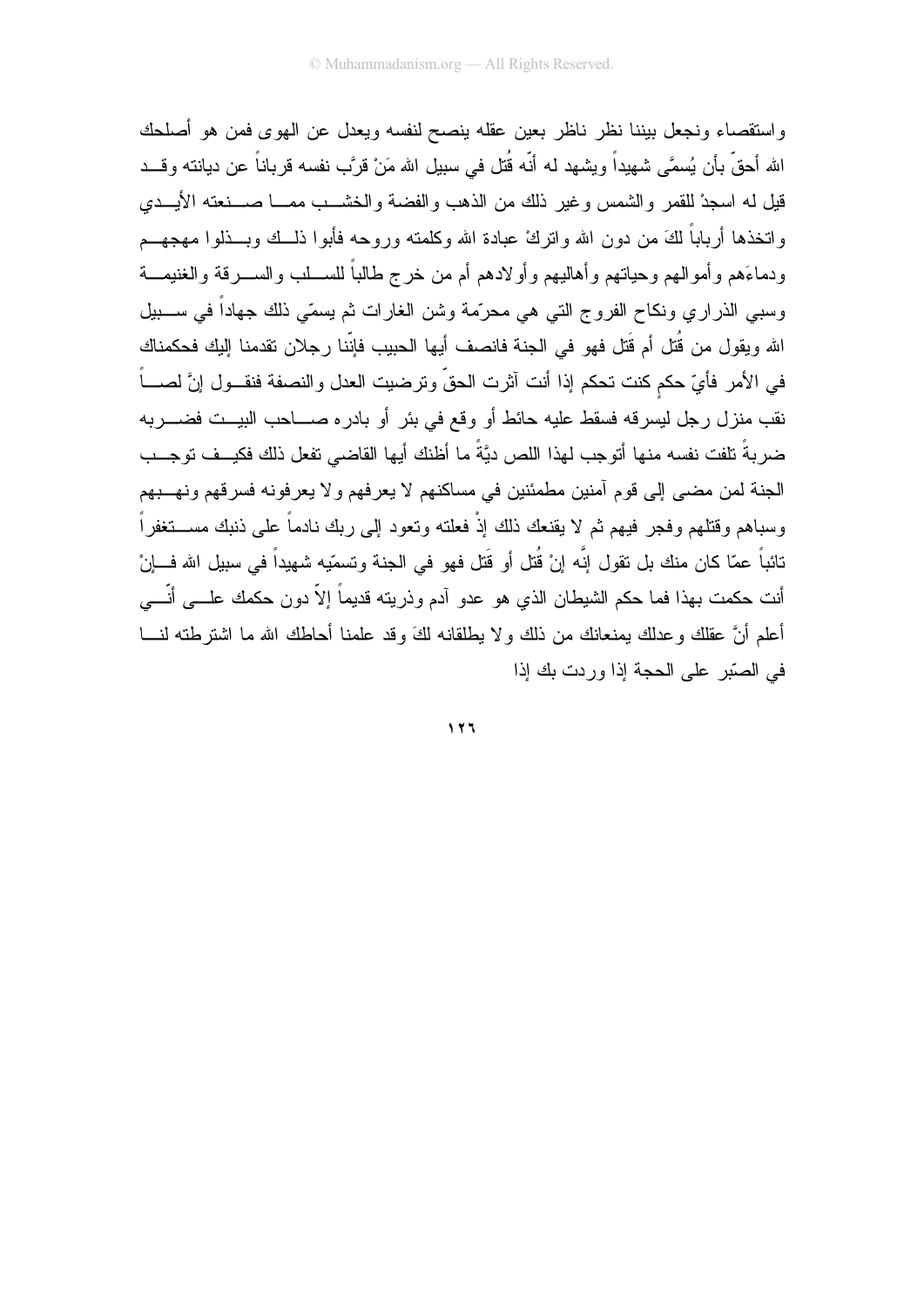واستقصاء ونجعل بيننا نظر ناظر بعين عقله ينصح لنفسه ويعدل عن الهوى فمن هو أصلحك الله أحقّ بأن يُسمَّى شهيداً ويشهد له أنّه قُتل في سبيل الله مَنْ قرَّب نفسه قرباناً عن ديانته وقد قيل له اسجدْ للقمر والشمس وغير ذلك من الذهب والفضة والخشب مما صنعته الأيدي واتخذها أرباباً لكَ من دون الله واتركْ عبادة الله وكلمته وروحه فأبوا ذلك وبذلوا مهجهم ودماءَهم وأموالهم وحياتهم وأهاليهم وأولادهم أم من خرج طالباً للسلب والسرقة والغنيمة وسبي الذراري ونكاح الفروج التي هي محرّمة وشن الغارات ثم يسمّي ذلك جهاداً في سبيل الله ويقول من قُتل أم قَتل فهو في الجنة فانصف أيها الحبيب فإنّنا رجلان تقدمنا إليك فحكمناك في الأمر فأيّ حكمٍ كنت تحكم إذا أنت آثرت الحقّ وترضيت العدل والنصفة فنقول إنَّ لصاً نقب منزل رجل ليسرقه فسقط عليه حائط أو وقع في بئر أو بادره صاحب البيت فضربه ضربةً تلفت نفسه منها أتوجب لهذا اللص ديَّةً ما أظنك أيها القاضي تفعل ذلك فكيف توجب الجنة لمن مضى إلى قوم آمنين مطمئنين في مساكنهم لا يعرفهم ولا يعرفونه فسرقهم ونهبهم وسباهم وقتلهم وفجر فيهم ثم لا يقنعك ذلك إذْ فعلته وتعود إلى ربك نادماً على ذنبك مستغفراً تائباً عمّا كان منك بل تقول إنَّه إنْ قُتل أو قَتل فهو في الجنة وتسمّيه شهيداً في سبيل الله فإنْ أنت حكمت بهذا فما حكم الشيطان الذي هو عدو آدم وذريته قديماً إلاّ دون حكمك على أنّي أعلم أنَّ عقلك وعدلك يمنعانك من ذلك ولا يطلقانه لكَ وقد علمنا أحاطك الله ما اشترطته لنا في الصّبر على الحجة إذا وردت بك إذا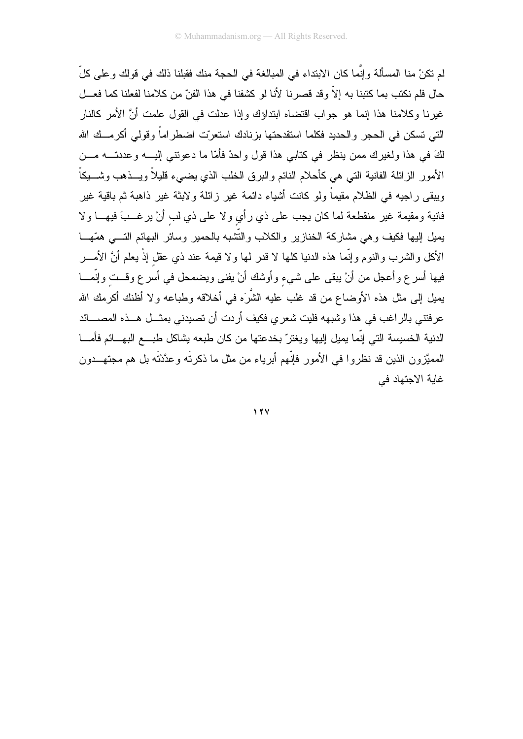لم تكنْ منا المسألة وإنَّما كان الابتداء في المبالغة في الحجة منك فقبلنا ذلك في قولك وعلى كلّ حال فلم نكتب بما كتبنا به إلاّ وقد قصرنا لأنا لو كشفنا في هذا الفنّ من كلامنا لفعلنا كما فعل غيرنا وكلامنا هذا إنما هو جواب اقتضاه ابتداؤك وإذا عدلت في القول علمت أنَّ الأمر كالنار التي تسكن في الحجر والحديد فكلما استقدحتها بزنادك استعرّت اضطراماً وقولي أكرمك الله لكَ في هذا ولغيرك ممن ينظر في كتابي هذا قول واحدٌ فأمّا ما دعوتني إليه وعددته من الأمور الزائلة الفانية التي هي كأحلام النائم والبرق الخلب الذي يضيء قليلاً ويذهب وشيكاً ويبقى راجيه في الظلام مقيماً ولو كانت أشياء دائمة غير زائلة ولابثة غير ذاهبة ثم باقية غير فانية ومقيمة غير منقطعة لما كان يجب على ذي رأيٍ ولا على ذي لبٍ أنْ يرغبَ فيها ولا يميل إليها فكيف وهي مشاركة الخنازير والكلاب والتّشبه بالحمير وسائر البهائم التي همّها الأكل والشرب والنوم وإنّما هذه الدنيا كلها لا قدر لها ولا قيمة عند ذي عقلٍ إذْ يعلم أنَّ الأمر فيها أسرع وأعجل من أنْ يبقى على شيءٍ وأوشك أنْ يفنى ويضمحل في أسرع وقتٍ وإنّما يميل إلى مثل هذه الأوضاع من قد غلب عليه الشَّرَه في أخلاقه وطباعه ولا أظنك أكرمك الله عرفتني بالراغب في هذا وشبهه فليت شعري فكيف أردت أن تصيدني بمثل هذه المصائد الدنية الخسيسة التي إنّما يميل إليها ويغترّ بخدعتها من كان طبعه يشاكل طبع البهائم فأمّا المميَّزون الذين قد نظروا في الأمور فإنّهم أبرياء من مثل ما ذكرتَه وعدَّدْتَه بل هم مجتهدون غاية الاجتهاد في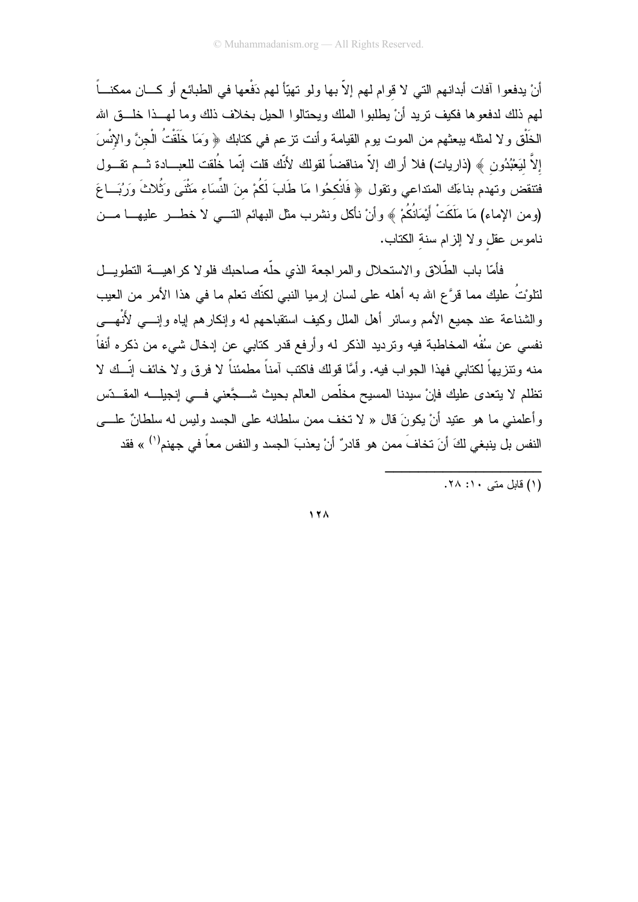أنْ يدفعوا آفات أبدانهم التي لا قوام لهم إلاّ بها ولو تهيّأ لهم دَفْعها في الطبائع أو كان ممكناً لهم ذلك لدفعوها فكيف تريد أنْ يطلبوا الملك ويحتالوا الحيل بخلاف ذلك وما لهذا خلق الله الخَلْق ولا لمثله يبعثهم من الموت يوم القيامة وأنت تزعم في كتابك ﴿ وَمَا خَلَقْتُ الْجِنَّ والإِنْسَ إلاَّ لِيَعْبُدُونِ ﴾ (ذاريات) فلا أراك إلاّ مناقضاً لقولك لأنّك قلت إنّما خُلقت للعبادة ثم تقول فتنقض وتهدم بناءَك المتداعي وتقول ﴿ فَانْكِحُوا مَا طَابَ لَكُمْ مِنَ النِّسَاءِ مَثْنَى وَثُلاثَ وَرُبَاعَ (ومن الإماء) مَا مَلَكَتْ أَيْمَانُكُمْ ﴾ وأنْ نأكل ونشرب مثل البهائم التي لا خطر عليها من ناموس عقلٍ ولا إلزام سنةِ الكتاب.

فأمّا باب الطّلاق والاستحلال والمراجعة الذي حلّه صاحبك فلولا كراهية التطويل لتلوْتُ عليك مما قرَّع الله به أهله على لسان إرميا النبي لكنّك تعلم ما في هذا الأمر من العيب والشناعة عند جميع الأمم وسائر أهل الملل وكيف استقباحهم له وإنكارهم إياه وإنّي لأَنْهى نفسي عن سُفْه المخاطبة فيه وترديد الذكر له وأرفع قدر كتابي عن إدخال شيء من ذكره أنفاً منه وتنزيهاً لكتابي فهذا الجواب فيه. وأمَّا قولك فاكتب آمناً مطمئناً لا فرق ولا خائف إنّك لا تظلم لا يتعدى عليك فإنْ سيدنا المسيح مخلّص العالم بحيث شجَّعني في إنجيله المقدّس وأعلمني ما هو عتيد أنْ يكونَ قال « لا تخف ممن سلطانه على الجسد وليس له سلطانٌ على النفس بل ينبغي لكَ أنَ تخافَ ممن هو قادرٌ أنْ يعذبَ الجسد والنفس معاً في جهنم[1] » فقد

---

(١) قابل متى ١٠: ٢٨.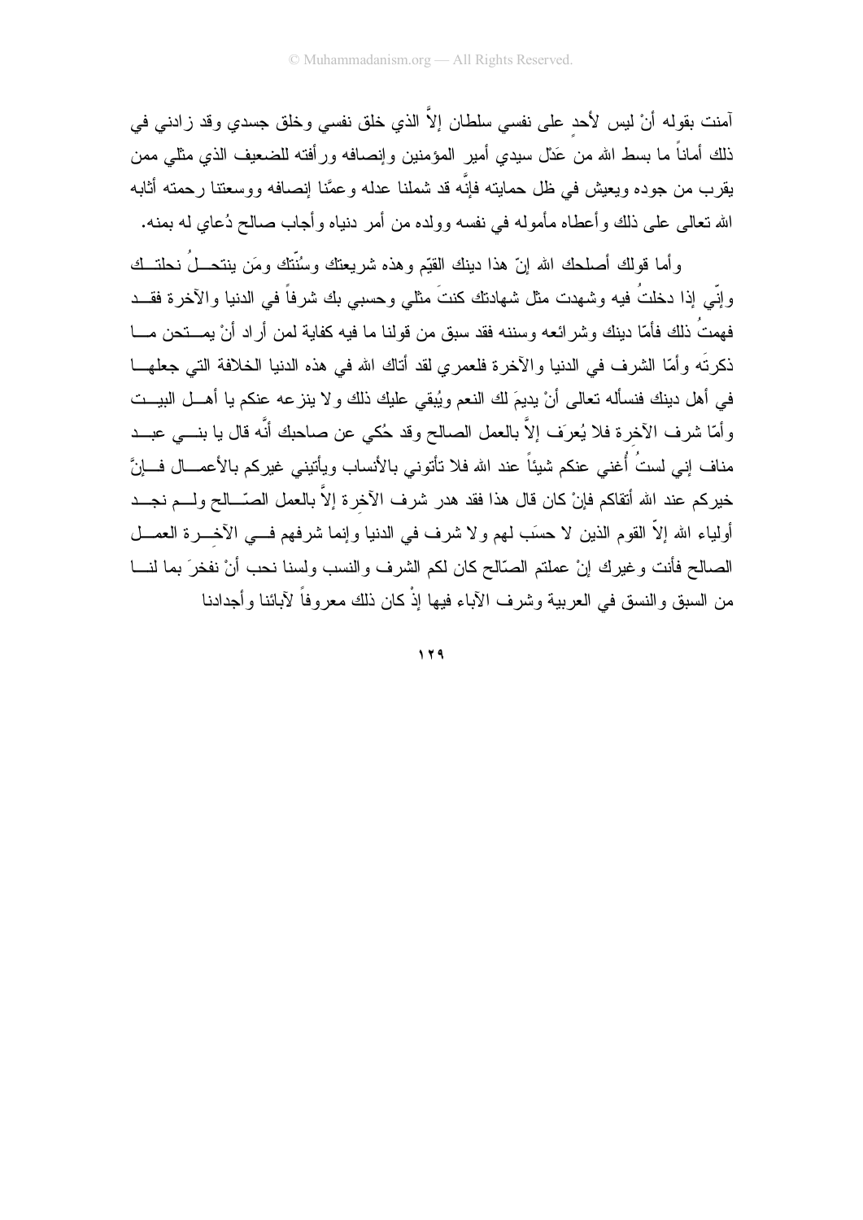آمنت بقوله أنْ ليس لأحد على نفسي سلطان إلاَّ الذي خلق نفسي وخلق جسدي وقد زادني في ذلك أماناً ما بسط الله من عَدْل سيدي أمير المؤمنين وإنصافه ورأفته للضعيف الذي مثلي ممن يقرب من جوده ويعيش في ظل حمايته فإنَّه قد شملنا عدله وعمَّنا إنصافه ووسعتنا رحمته أثابه الله تعالى على ذلك وأعطاه مأموله في نفسه وولده من أمر دنياه وأجاب صالح دُعاي له بمنه.

وأما قولك أصلحك الله إنّ هذا دينك القيّم وهذه شريعتك وسُنّتك ومَن ينتحلُ نحلتك وإنّي إذا دخلتُ فيه وشهدت مثل شهادتك كنتَ مثلي وحسبي بك شرفاً في الدنيا والآخرة فقد فهمتُ ذلك فأمّا دينك وشرائعه وسننه فقد سبق من قولنا ما فيه كفاية لمن أراد أنْ يمتحن ما ذكرتَه وأمّا الشرف في الدنيا والآخرة فلعمري لقد أتاك الله في هذه الدنيا الخلافة التي جعلها في أهل دينك فنسأله تعالى أنْ يديمَ لك النعم ويُبقي عليك ذلك ولا ينزعه عنكم يا أهل البيت وأمّا شرف الآخرة فلا يُعرَف إلاَّ بالعمل الصالح وقد حُكي عن صاحبك أنَّه قال يا بني عبد مناف إني لستُ أُغني عنكم شيئاً عند الله فلا تأتوني بالأنساب ويأتيني غيركم بالأعمال فإنَّ خيركم عند الله أتقاكم فإنْ كان قال هذا فقد هدر شرف الآخرة إلاَّ بالعمل الصّالح ولم نجد أولياء الله إلاّ القوم الذين لا حسَب لهم ولا شرف في الدنيا وإنما شرفهم في الآخرة العمل الصالح فأنت وغيرك إنْ عملتم الصّالح كان لكم الشرف والنسب ولسنا نحب أنْ نفخرَ بما لنا من السبق والنسق في العربية وشرف الآباء فيها إذْ كان ذلك معروفاً لآبائنا وأجدادنا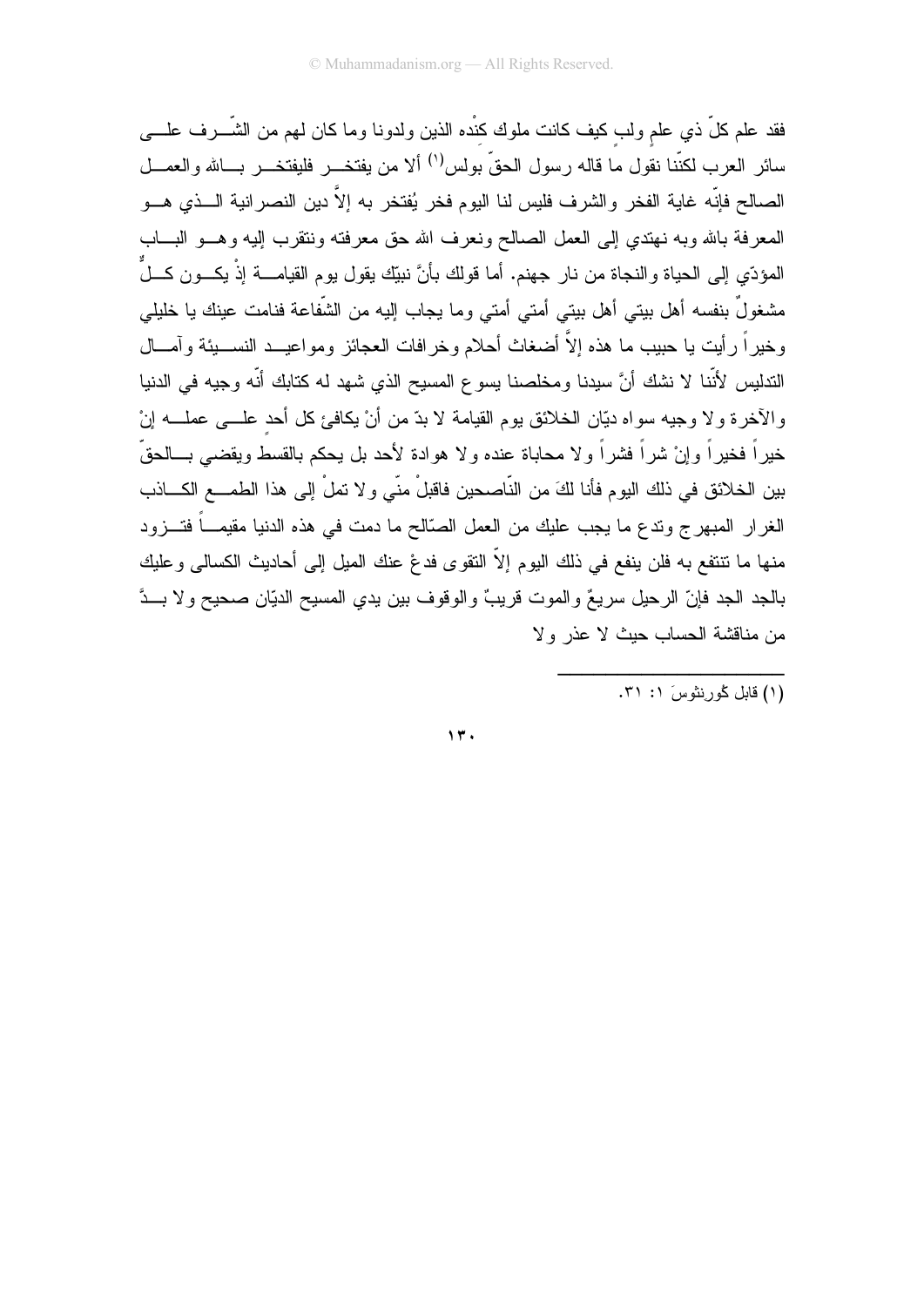فقد علم كلّ ذي علمٍ ولبٍ كيف كانت ملوك كِنْده الذين ولدونا وما كان لهم من الشّرف على سائر العرب لكنّنا نقول ما قاله رسول الحقّ بولس[١] ألا من يفتخر فليفتخر بالله والعمل الصالح فإنّه غاية الفخر والشرف فليس لنا اليوم فخر يُفتخر به إلاَّ دين النصرانية الذي هو المعرفة بالله وبه نهتدي إلى العمل الصالح ونعرف الله حق معرفته ونتقرب إليه وهو الباب المؤدّي إلى الحياة والنجاة من نار جهنم. أما قولك بأنَّ نبيّك يقول يوم القيامة إذْ يكون كلٌّ مشغولٌ بنفسه أهل بيتي أهل بيتي أمتي أمتي وما يجاب إليه من الشّفاعة فنامت عينك يا خليلي وخيراً رأيت يا حبيب ما هذه إلاَّ أضغاث أحلام وخرافات العجائز ومواعيد النسيئة وآمال التدليس لأنّنا لا نشك أنَّ سيدنا ومخلصنا يسوع المسيح الذي شهد له كتابك أنّه وجيه في الدنيا والآخرة ولا وجيه سواه ديّان الخلائق يوم القيامة لا بدّ من أنْ يكافئ كل أحدٍ على عمله إنْ خيراً فخيراً وإنْ شراً فشراً ولا محاباة عنده ولا هوادة لأحد بل يحكم بالقسط ويقضي بالحقّ بين الخلائق في ذلك اليوم فأنا لكَ من النّاصحين فاقبلْ منّي ولا تملْ إلى هذا الطمع الكاذب الغرار المبهرج وتدع ما يجب عليك من العمل الصّالح ما دمت في هذه الدنيا مقيماً فتزود منها ما تنتفع به فلن ينفع في ذلك اليوم إلاّ التقوى فدعْ عنك الميل إلى أحاديث الكسالى وعليك بالجد الجد فإنّ الرحيل سريعٌ والموت قريبٌ والوقوف بين يدي المسيح الديّان صحيح ولا بدَّ من مناقشة الحساب حيث لا عذر ولا

---

(١) قابل كُورنثوسَ ١: ٣١.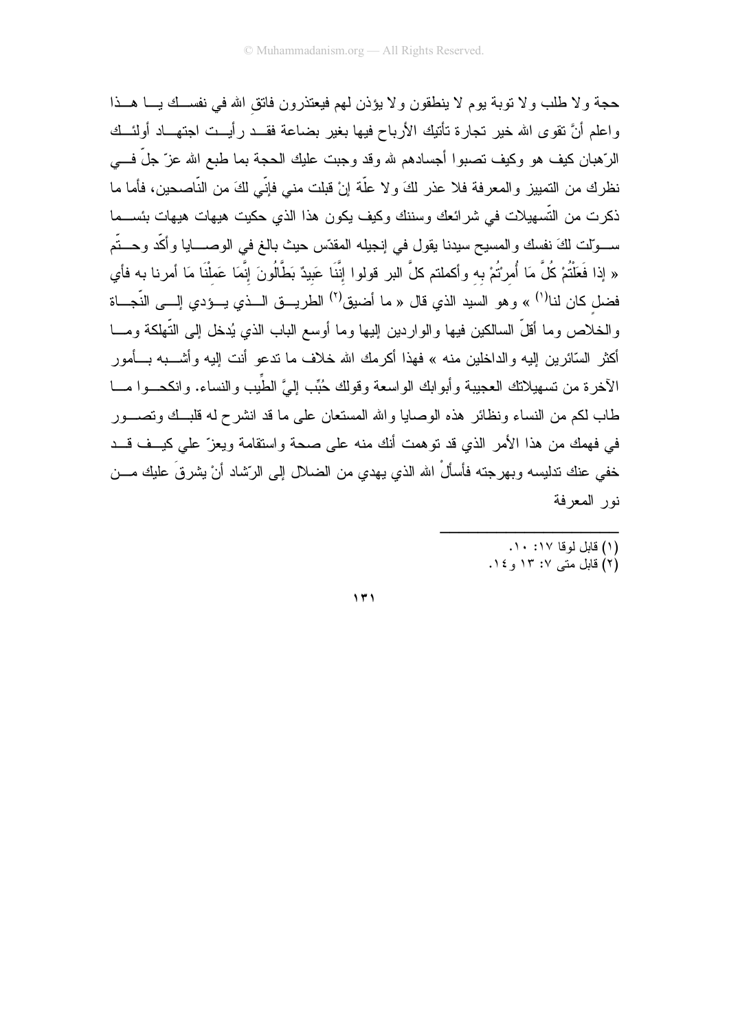حجة ولا طلب ولا توبة يوم لا ينطقون ولا يؤذن لهم فيعتذرون فاتقِ الله في نفسك يا هذا واعلم أنَّ تقوى الله خير تجارة تأتيك الأرباح فيها بغير بضاعة فقد رأيت اجتهاد أولئك الرّهبان كيف هو وكيف تصبوا أجسادهم لله وقد وجبت عليك الحجة بما طبع الله عزّ جلّ في نظرك من التمييز والمعرفة فلا عذر لكَ ولا علّة إنْ قبلت مني فإنّي لكَ من النّاصحين، فأما ما ذكرت من التّسهيلات في شرائعك وسننك وكيف يكون هذا الذي حكيت هيهات هيهات بئسما سوّلت لكَ نفسك والمسيح سيدنا يقول في إنجيله المقدّس حيث بالغ في الوصايا وأكّد وحتّم « إذا فَعَلْتُمْ كُلَّ مَا أُمِرْتُمْ بِهِ وأكملتم كلَّ البر قولوا إِنَّنَا عَبِيدٌ بَطَّالُونَ إِنَّمَا عَمِلْنَا مَا أمرنا به فأي فضلٍ كان لنا[1] » وهو السيد الذي قال « ما أضيق[2] الطريق الذي يؤدي إلى النّجاة والخلاص وما أقلّ السالكين فيها والواردين إليها وما أوسع الباب الذي يُدخل إلى التّهلكة وما أكثر السّائرين إليه والداخلين منه » فهذا أكرمك الله خلاف ما تدعو أنت إليه وأشبه بأمور الآخرة من تسهيلاتك العجيبة وأبوابك الواسعة وقولك حُبِّب إليَّ الطِّيب والنساء. وانكحوا ما طاب لكم من النساء ونظائر هذه الوصايا والله المستعان على ما قد انشرح له قلبك وتصور في فهمك من هذا الأمر الذي قد توهمت أنك منه على صحة واستقامة ويعزّ علي كيف قد خفي عنك تدليسه وبهرجته فأسألُ الله الذي يهدي من الضلال إلى الرّشاد أنْ يشرقَ عليك من نور المعرفة

---

(١) قابل لوقا ١٧: ١٠.

(٢) قابل متى ٧: ١٣ و١٤.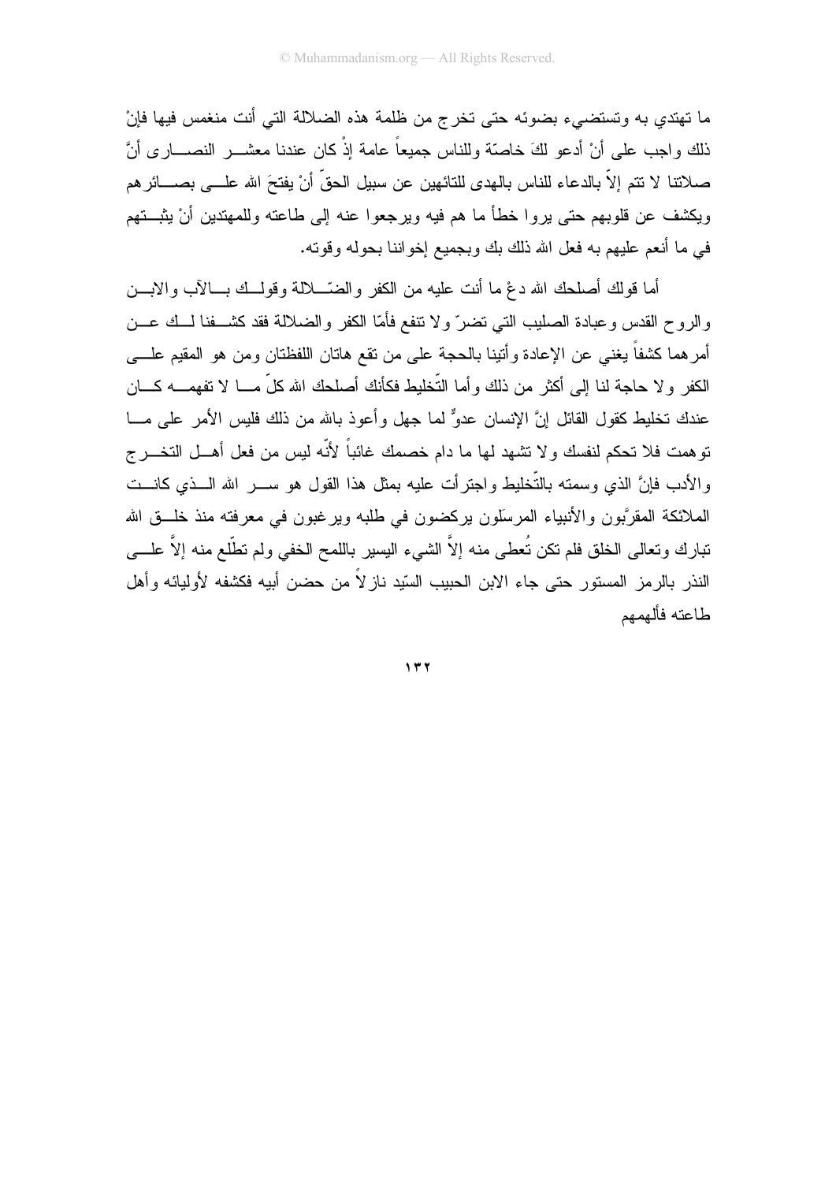ما تهتدي به وتستضيء بضوئه حتى تخرج من ظلمة هذه الضلالة التي أنت منغمس فيها فإنْ ذلك واجب على أنْ أدعو لكَ خاصّة وللناس جميعاً عامة إذْ كان عندنا معشر النصارى أنَّ صلاتنا لا تتم إلاّ بالدعاء للناس بالهدى للتائهين عن سبيل الحقّ أنْ يفتحَ الله على بصائرهم ويكشف عن قلوبهم حتى يروا خطأ ما هم فيه ويرجعوا عنه إلى طاعته وللمهتدين أنْ يثبتهم في ما أنعم عليهم به فعل الله ذلك بك وبجميع إخواننا بحوله وقوته.

أما قولك أصلحك الله دعْ ما أنت عليه من الكفر والضّلالة وقولك بالآب والابن والروح القدس وعبادة الصليب التي تضرّ ولا تنفع فأمّا الكفر والضلالة فقد كشفنا لك عن أمرهما كشفاً يغني عن الإعادة وأتينا بالحجة على من تقع هاتان اللفظتان ومن هو المقيم على الكفر ولا حاجة لنا إلى أكثر من ذلك وأما التّخليط فكأنك أصلحك الله كلّ ما لا تفهمه كان عندك تخليط كقول القائل إنَّ الإنسان عدوٌّ لما جهل وأعوذ بالله من ذلك فليس الأمر على ما توهمت فلا تحكم لنفسك ولا تشهد لها ما دام خصمك غائباً لأنّه ليس من فعل أهل التخرج والأدب فإنَّ الذي وسمته بالتّخليط واجترأت عليه بمثل هذا القول هو سر الله الذي كانت الملائكة المقرَّبون والأنبياء المرسَلون يركضون في طلبه ويرغبون في معرفته منذ خلق الله تبارك وتعالى الخلق فلم تكن تُعطى منه إلاَّ الشيء اليسير باللمح الخفي ولم تطّلع منه إلاَّ على النذر بالرمز المستور حتى جاء الابن الحبيب السّيد نازلاً من حضن أبيه فكشفه لأوليائه وأهل طاعته فألهمهم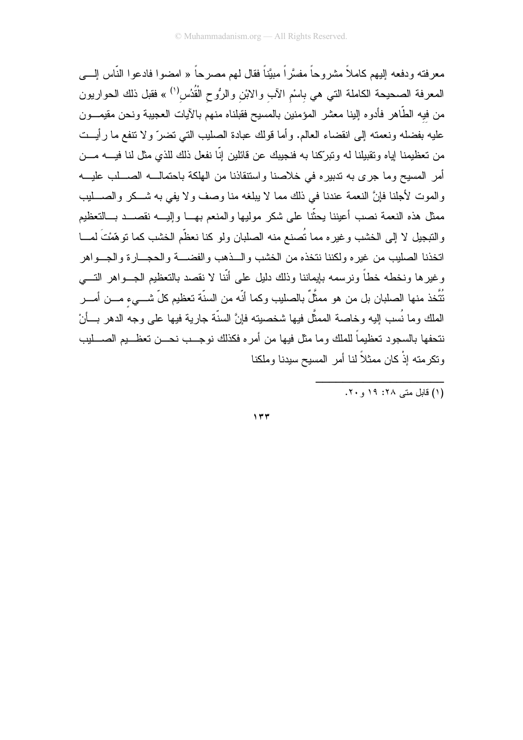معرفته ودفعه إليهم كاملاً مشروحاً مفسَّراً مبيَّناً فقال لهم مصرحاً « امضوا فادعوا النّاس إلى المعرفة الصحيحة الكاملة التي هي بِاسْمِ الآبِ والابْنِ والرُّوحِ القُدُسِ[1] » فقبل ذلك الحواريون من فيه الطّاهر فأدوه إلينا معشر المؤمنين بالمسيح فقبلناه منهم بالآيات العجيبة ونحن مقيمون عليه بفضله ونعمته إلى انقضاء العالم. وأما قولك عبادة الصليب التي تضرّ ولا تنفع ما رأيت من تعظيمنا إياه وتقبيلنا له وتبرّكنا به فنجيبك عن قائلين إنّا نفعل ذلك للذي مثل لنا فيه من أمر المسيح وما جرى به تدبيره في خلاصنا واستنقاذنا من الهلكة باحتماله الصلب عليه والموت لأجلنا فإنَّ النعمة عندنا في ذلك مما لا يبلغه منا وصف ولا يفي به شكر والصليب ممثل هذه النعمة نصب أعيننا يحثّنا على شكر موليها والمنعم بها وإليه نقصد بالتعظيم والتبجيل لا إلى الخشب وغيره مما تُصنع منه الصلبان ولو كنا نعظّم الخشب كما توهّمْتَ لما اتخذنا الصليب من غيره ولكننا نتخذه من الخشب والذهب والفضة والحجارة والجواهر وغيرها ونخطه خطاً ونرسمه بإيماننا وذلك دليل على أنّا لا نقصد بالتعظيم الجواهر التي تُتَّخذ منها الصلبان بل من هو ممثَّلٌ بالصليب وكما أنّه من السنّة تعظيم كلّ شيءٍ من أمر الملك وما نُسب إليه وخاصة الممثَّل فيها شخصيته فإنَّ السنّة جارية فيها على وجه الدهر بأنْ نتحفها بالسجود تعظيماً للملك وما مثل فيها من أمره فكذلك نوجب نحن تعظيم الصليب وتكرمته إذْ كان ممثلاً لنا أمر المسيح سيدنا وملكنا

---

(١) قابل متى ٢٨: ١٩ و٢٠.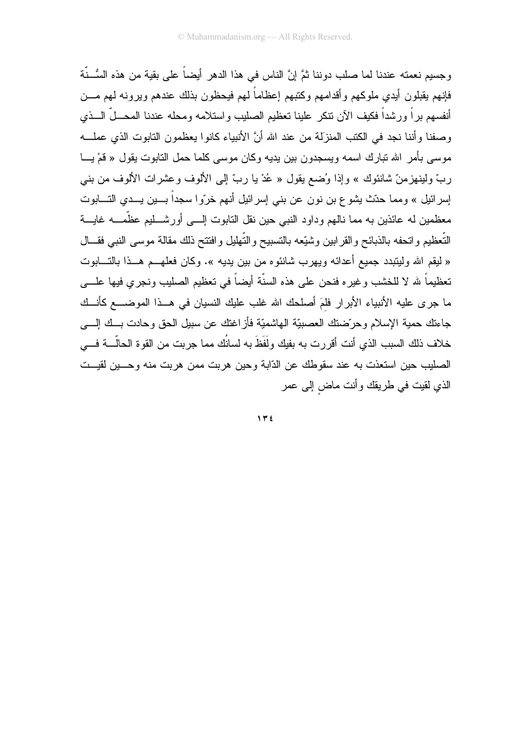وجسيم نعمته عندنا لما صلب دوننا ثمَّ إنَّ الناس في هذا الدهر أيضاً على بقية من هذه السُّنّة فإنهم يقبلون أيدي ملوكهم وأقدامهم وكتبهم إعظاماً لهم فيحظون بذلك عندهم ويرونه لهم من أنفسهم براً ورشداً فكيف الآن تنكر علينا تعظيم الصليب واستلامه ومحله عندنا المحلّ الذي وصفنا وأننا نجد في الكتب المنزَلة من عند الله أنَّ الأنبياء كانوا يعظمون التابوت الذي عمله موسى بأمر الله تبارك اسمه ويسجدون بين يديه وكان موسى كلما حمل التابوت يقول « قمْ يا ربّ ولينهزمنّ شانئوك » وإذا وُضع يقول « عُدْ يا ربّ إلى الألوف وعشرات الألوف من بني إسرائيل » ومما حدّث يشوع بن نون عن بني إسرائيل أنهم خرّوا سجداً بين يدي التابوت معظمين له عائذين به مما نالهم وداود النبي حين نقل التابوت إلى أورشليم عظّمه غاية التّعظيم واتحفه بالذبائح والقرابين وشيّعه بالتسبيح والتّهليل وافتتح ذلك مقالة موسى النبي فقال « ليقم الله وليتبدد جميع أعدائه ويهرب شانئوه من بين يديه ». وكان فعلهم هذا بالتابوت تعظيماً لله لا للخشب وغيره فنحن على هذه السنّة أيضاً في تعظيم الصليب ونجري فيها على ما جرى عليه الأنبياء الأبرار فلمَ أصلحك الله غلب عليك النسيان في هذا الموضع كأنك جاءتك حمية الإسلام وحرّضتك العصبيّة الهاشميّة فأزاغتك عن سبيل الحق وحادت بك إلى خلاف ذلك السبب الذي أنت أقررت به بفيك ولَفَظَ به لسانُك مما جربت من القوة الحالّة في الصليب حين استعذت به عند سقوطك عن الدّابة وحين هربت ممن هربت منه وحين لقيت الذي لقيت في طريقك وأنت ماضٍ إلى عمر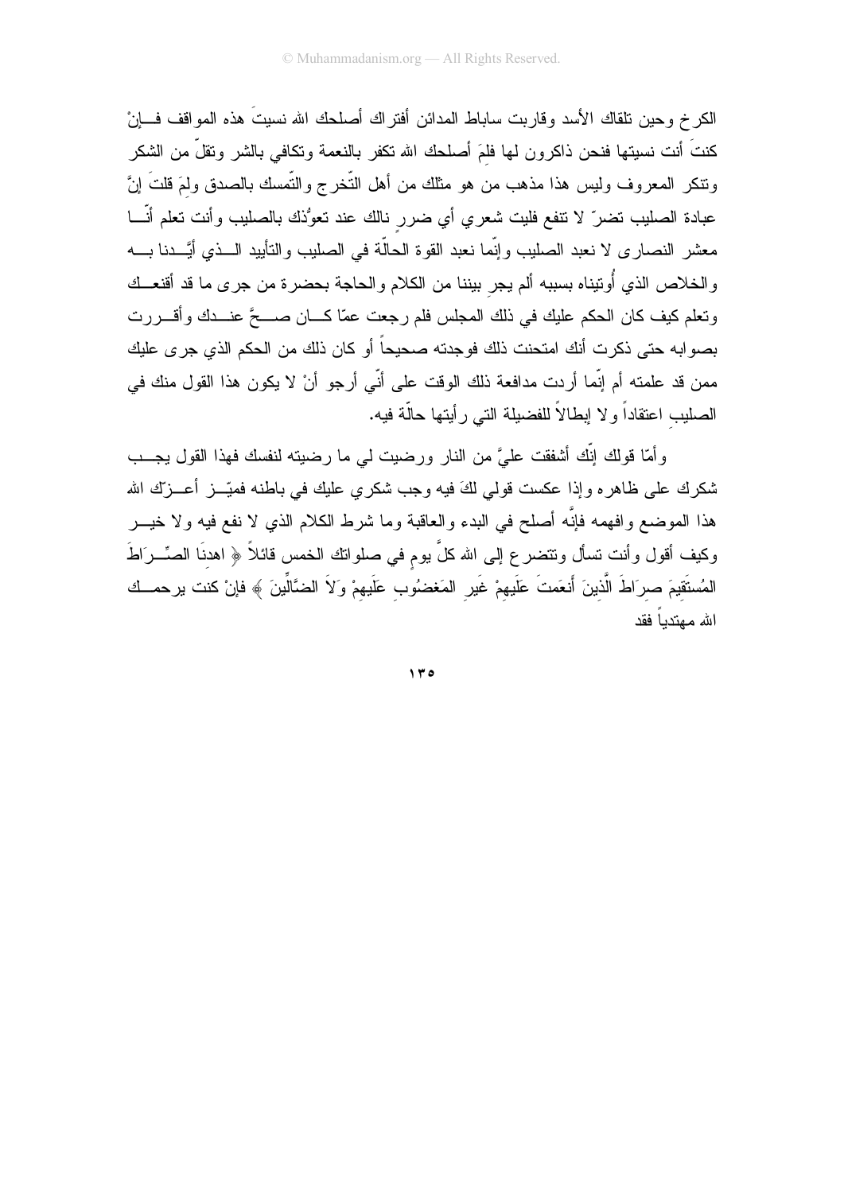الكرخ وحين تلقاك الأسد وقاربت ساباط المدائن أفتراك أصلحك الله نسيتَ هذه المواقف فإنْ كنتَ أنت نسيتها فنحن ذاكرون لها فلِمَ أصلحك الله تكفر بالنعمة وتكافي بالشر وتقلّ من الشكر وتنكر المعروف وليس هذا مذهب من هو مثلك من أهل التّخرج والتّمسك بالصدق ولِمَ قلتَ إنَّ عبادة الصليب تضرّ لا تنفع فليت شعري أي ضررٍ نالك عند تعوُّذك بالصليب وأنت تعلم أنّا معشر النصارى لا نعبد الصليب وإنّما نعبد القوة الحالّة في الصليب والتأييد الذي أيَّدنا به والخلاص الذي أُوتيناه بسببه ألم يجرِ بيننا من الكلام والحاجة بحضرة من جرى ما قد أقنعك وتعلم كيف كان الحكم عليك في ذلك المجلس فلم رجعت عمّا كان صحَّ عندك وأقررت بصوابه حتى ذكرت أنك امتحنت ذلك فوجدته صحيحاً أو كان ذلك من الحكم الذي جرى عليك ممن قد علمته أم إنّما أردت مدافعة ذلك الوقت على أنّي أرجو أنْ لا يكون هذا القول منك في الصليبِ اعتقاداً ولا إبطالاً للفضيلة التي رأيتها حالّة فيه.

وأمّا قولك إنّك أشفقت عليَّ من النار ورضيت لي ما رضيته لنفسك فهذا القول يجب شكرك على ظاهره وإذا عكست قولي لكَ فيه وجب شكري عليك في باطنه فميّز أعزّك الله هذا الموضع وافهمه فإنَّه أصلح في البدء والعاقبة وما شرط الكلام الذي لا نفع فيه ولا خير وكيف أقول وأنت تسأل وتتضرع إلى الله كلَّ يومٍ في صلواتك الخمس قائلاً ﴿ اهدِنَا الصِّرَاطَ المُستَقِيمَ صِرَاطَ الَّذِينَ أَنعَمتَ عَلَيهِمْ غَيرِ المَغضُوبِ عَلَيهِمْ وَلاَ الضَّالِّينَ ﴾ فإنْ كنت يرحمك الله مهتدياً فقد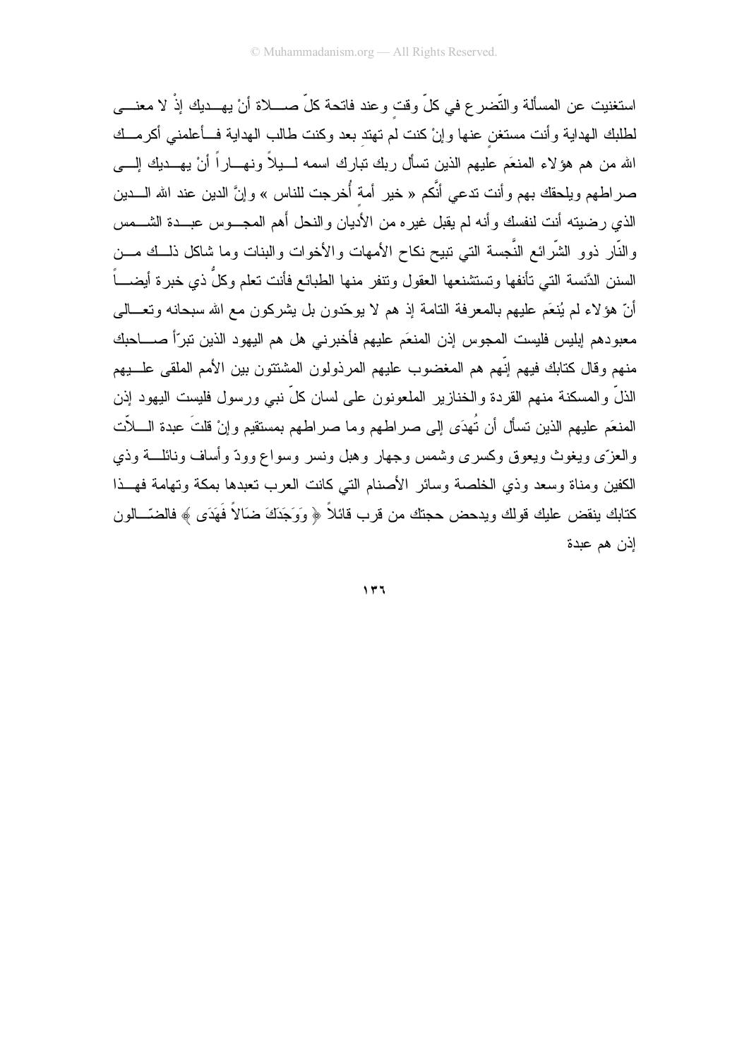استغنيت عن المسألة والتّضرع في كلّ وقتٍ وعند فاتحة كلّ صلاة أنْ يهديك إذْ لا معنى لطلبك الهداية وأنت مستغنٍ عنها وإنْ كنت لم تهتدِ بعد وكنت طالب الهداية فأعلمني أكرمك الله من هم هؤلاء المنعَم عليهم الذين تسأل ربك تبارك اسمه ليلاً ونهاراً أنْ يهديك إلى صراطهم ويلحقك بهم وأنت تدعي أنَّكم « خير أمةٍ أُخرجت للناس » وإنَّ الدين عند الله الدين الذي رضيته أنت لنفسك وأنه لم يقبل غيره من الأديان والنحل أهم المجوس عبدة الشمس والنّار ذوو الشّرائع النَّجسة التي تبيح نكاح الأمهات والأخوات والبنات وما شاكل ذلك من السنن الدَّنسة التي تأنفها وتستشنعها العقول وتنفر منها الطبائع فأنت تعلم وكلُّ ذي خبرة أيضاً أنّ هؤلاء لم يُنعَم عليهم بالمعرفة التامة إذ هم لا يوحّدون بل يشركون مع الله سبحانه وتعالى معبودهم إبليس فليست المجوس إذن المنعَم عليهم فأخبرني هل هم اليهود الذين تبرّأ صاحبك منهم وقال كتابك فيهم إنّهم هم المغضوب عليهم المرذولون المشتتون بين الأمم الملقى عليهم الذلّ والمسكنة منهم القردة والخنازير الملعونون على لسان كلّ نبي ورسول فليست اليهود إذن المنعَم عليهم الذين تسأل أن تُهدَى إلى صراطهم وما صراطهم بمستقيم وإنْ قلتَ عبدة اللاّت والعزّى ويغوث ويعوق وكسرى وشمس وجهار وهبل ونسر وسواع وودّ وأساف ونائلة وذي الكفين ومناة وسعد وذي الخلصة وسائر الأصنام التي كانت العرب تعبدها بمكة وتهامة فهذا كتابك ينقض عليك قولك ويدحض حجتك من قرب قائلاً ﴿ وَوَجَدَكَ ضَالاً فَهَدَى ﴾ فالضّالون إذن هم عبدة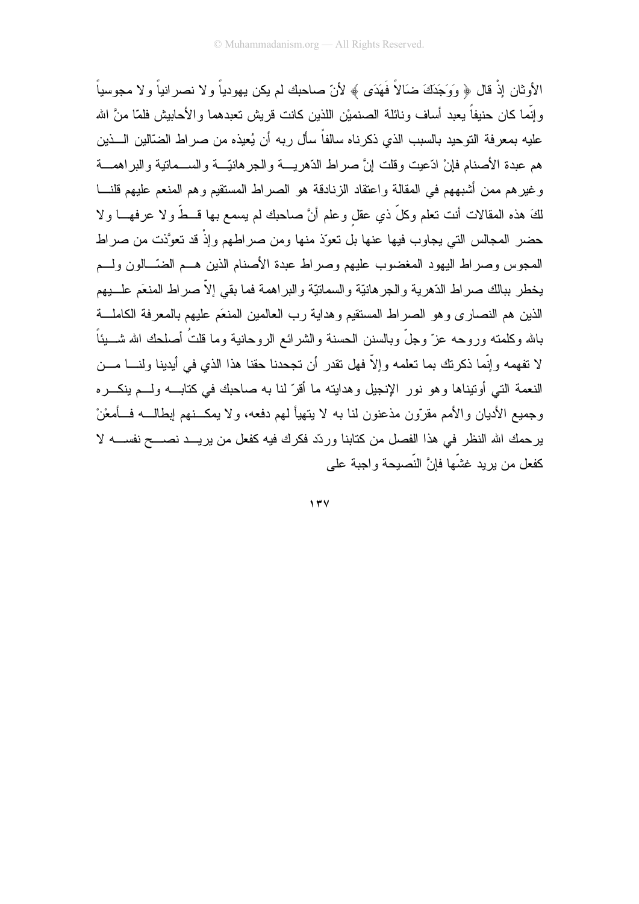الأوثان إذْ قال ﴿ وَوَجَدَكَ ضَالاً فَهَدَى ﴾ لأنّ صاحبك لم يكن يهودياً ولا نصرانياً ولا مجوسياً وإنّما كان حنيفاً يعبد أساف ونائلة الصنميْن اللذين كانت قريش تعبدهما والأحابيش فلمّا منَّ الله عليه بمعرفة التوحيد بالسبب الذي ذكرناه سالفاً سأل ربه أن يُعيذه من صراط الضّالين الذين هم عبدة الأصنام فإنْ ادّعيت وقلت إنَّ صراط الدّهريّة والجرهانيّة والسماتية والبراهمة وغيرهم ممن أشبههم في المقالة واعتقاد الزنادقة هو الصراط المستقيم وهم المنعم عليهم قلنا لكَ هذه المقالات أنت تعلم وكلّ ذي عقلٍ وعلم أنَّ صاحبك لم يسمع بها قطّ ولا عرفها ولا حضر المجالس التي يجاوب فيها عنها بل تعوّذ منها ومن صراطهم وإذْ قد تعوَّذت من صراط المجوس وصراط اليهود المغضوب عليهم وصراط عبدة الأصنام الذين هم الضّالون ولم يخطر ببالك صراط الدّهرية والجرهانيّة والسماتيّة والبراهمة فما بقي إلاّ صراط المنعَم عليهم الذين هم النصارى وهو الصراط المستقيم وهداية رب العالمين المنعَم عليهم بالمعرفة الكاملة بالله وكلمته وروحه عزّ وجلّ وبالسنن الحسنة والشرائع الروحانية وما قلتُ أصلحك الله شيئاً لا تفهمه وإنّما ذكرتك بما تعلمه وإلاّ فهل تقدر أن تجحدنا حقنا هذا الذي في أيدينا ولنا من النعمة التي أوتيناها وهو نور الإنجيل وهدايته ما أقرّ لنا به صاحبك في كتابه ولم ينكره وجميع الأديان والأمم مقرّون مذعنون لنا به لا يتهيأ لهم دفعه، ولا يمكنهم إبطاله فأمعْنْ يرحمك الله النظر في هذا الفصل من كتابنا وردّد فكرك فيه كفعل من يريد نصح نفسه لا كفعل من يريد غشّها فإنَّ النّصيحة واجبة على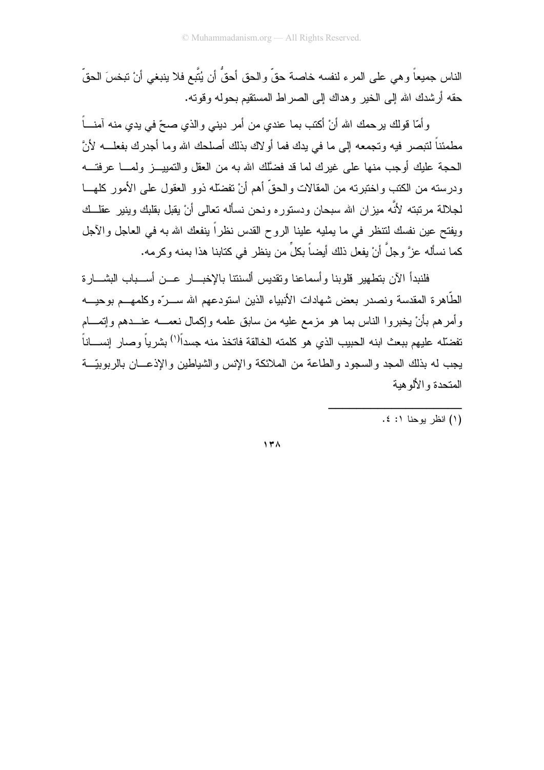الناس جميعاً وهي على المرء لنفسه خاصة حقّ والحق أحقُّ أن يُتَّبع فلا ينبغي أنْ تبخسَ الحقّ حقه أرشدك الله إلى الخير وهداك إلى الصراط المستقيم بحوله وقوته.

وأمّا قولك يرحمك الله أنْ أكتب بما عندي من أمر ديني والذي صحّ في يدي منه آمناً مطمئناً لتبصر فيه وتجمعه إلى ما في يدك فما أولاك بذلك أصلحك الله وما أجدرك بفعله لأنَّ الحجة عليك أوجب منها على غيرك لما قد فضّلك الله به من العقل والتمييز ولما عرفته ودرسته من الكتب واختبرته من المقالات والحقّ أهم أنْ تفضله ذوو العقول على الأمور كلها لجلالة مرتبته لأنَّه ميزان الله سبحان ودستوره ونحن نسأله تعالى أنْ يقبل بقلبك وينير عقلك ويفتح عين نفسك لتنظر في ما يمليه علينا الروح القدس نظراً ينفعك الله به في العاجل والآجل كما نسأله عزَّ وجلَّ أنْ يفعل ذلك أيضاً بكلٍ من ينظر في كتابنا هذا بمنه وكرمه.

فلنبدأ الآن بتطهير قلوبنا وأسماعنا وتقديس ألسنتنا بالإخبار عن أسباب البشارة الطّاهرة المقدسة ونصدر بعض شهادات الأنبياء الذين استودعهم الله سرّه وكلمهم بوحيه وأمرهم بأنْ يخبروا الناس بما هو مزمع عليه من سابق علمه وإكمال نعمه عندهم وإتمام تفضّله عليهم ببعث ابنه الحبيب الذي هو كلمته الخالقة فاتخذ منه جسداً(١) بشرياً وصار إنساناً يجب له بذلك المجد والسجود والطاعة من الملائكة والإنس والشياطين والإذعان بالربوبيّة المتحدة والألوهية

---

(١) انظر يوحنا ١: ٤.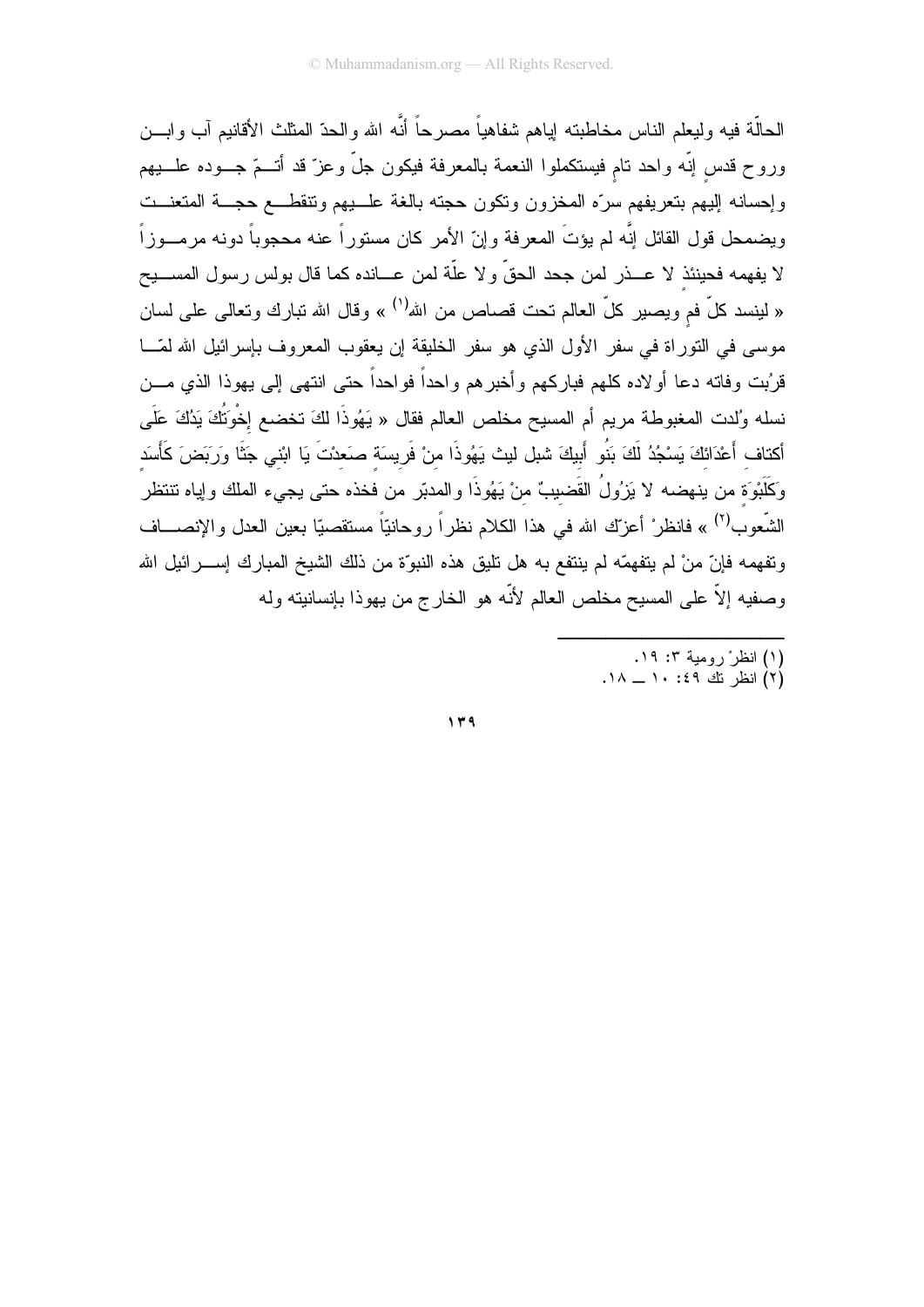الحالّة فيه وليعلم الناس مخاطبته إياهم شفاهياً مصرحاً أنَّه الله والحدّ المثلث الأقانيم آب وابن وروح قدس إنّه واحد تامٍ فيستكملوا النعمة بالمعرفة فيكون جلّ وعزّ قد أتمّ جوده عليهم وإحسانه إليهم بتعريفهم سرّه المخزون وتكون حجته بالغة عليهم وتنقطع حجة المتعنت ويضمحل قول القائل إنَّه لم يؤتَ المعرفة وإنّ الأمر كان مستوراً عنه محجوباً دونه مرموزاً لا يفهمه فحينئذٍ لا عذر لمن جحد الحقّ ولا علّة لمن عانده كما قال بولس رسول المسيح « لينسد كلّ فمٍ ويصير كلّ العالم تحت قصاص من الله[1] » وقال الله تبارك وتعالى على لسان موسى في التوراة في السفر الأول الذي هو سفر الخليقة إن يعقوب المعروف بإسرائيل الله لمّا قرُبت وفاته دعا أولاده كلهم فباركهم وأخبرهم واحداً فواحداً حتى انتهى إلى يهوذا الذي من نسله وُلدت المغبوطة مريم أم المسيح مخلص العالم فقال « يَهُوذَا لكَ تخضع إخْوَتُكَ يَدُكَ عَلَى أكتاف أَعْدَائِكَ يَسْجُدُ لَكَ بَنُو أَبِيكَ شبل ليث يَهُوذَا مِنْ فَرِيسَةٍ صَعِدْتَ يَا ابْنِي جَثَا وَرَبَضَ كَأَسَدٍ وَكَلَبْوَةٍ من ينهضه لا يَزُولُ القَضِيبٌ مِنْ يَهُوذَا والمدبّر من فخذه حتى يجيء الملك وإياه تنتظر الشّعوب[2] » فانظرْ أعزّك الله في هذا الكلام نظراً روحانيّاً مستقصيّاً بعين العدل والإنصاف وتفهمه فإنّ منْ لم يتفهمّه لم ينتفع به هل تليق هذه النبوّة من ذلك الشيخ المبارك إسرائيل الله وصفيه إلاّ على المسيح مخلص العالم لأنّه هو الخارج من يهوذا بإنسانيته وله

---

(١) انظرْ رومية ٣: ١٩.
(٢) انظر تك ٤٩: ١٠ ــ ١٨.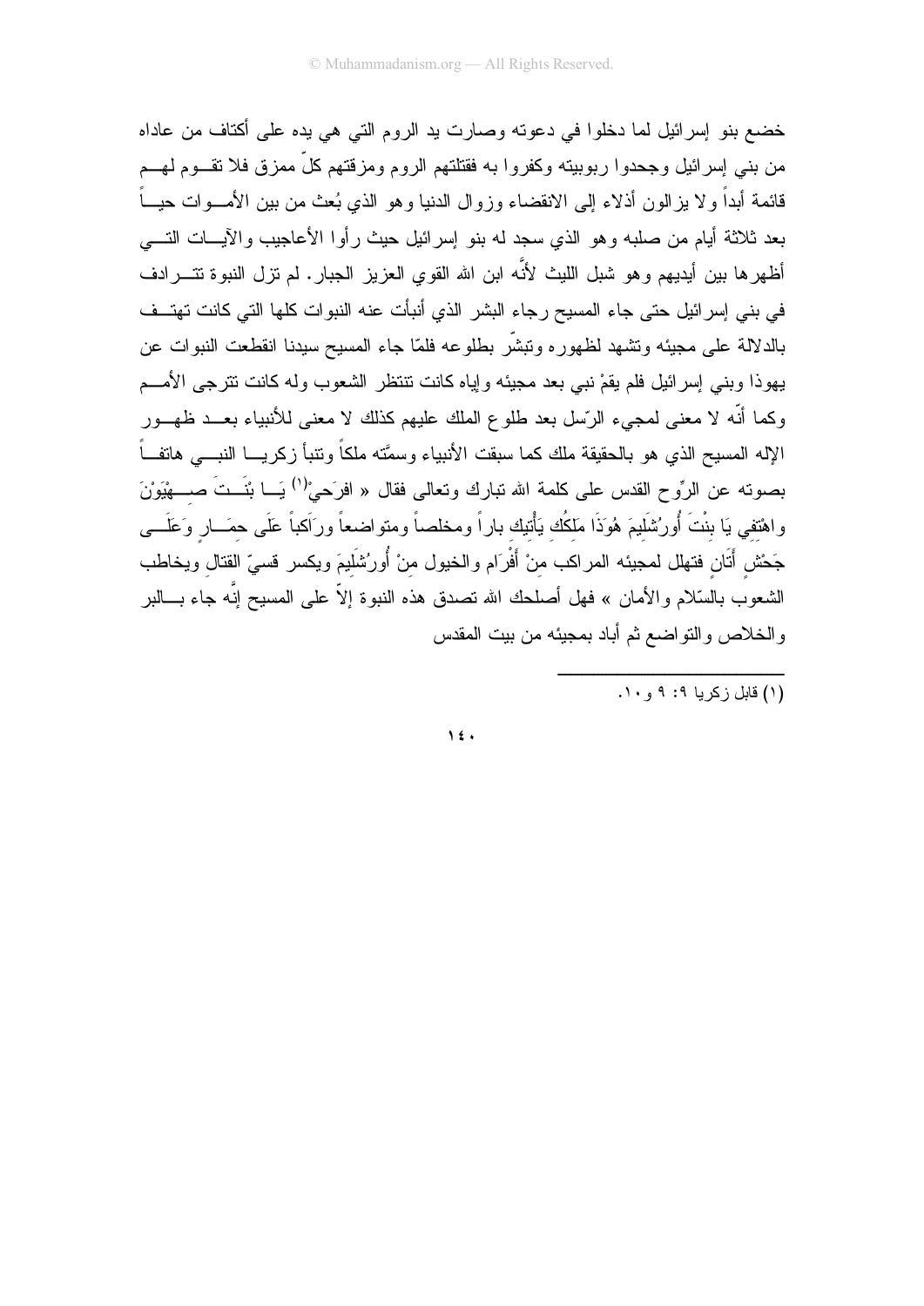خضع بنو إسرائيل لما دخلوا في دعوته وصارت يد الروم التي هي يده على أكتاف من عاداه من بني إسرائيل وجحدوا ربوبيته وكفروا به فقتلتهم الروم ومزقتهم كلّ ممزق فلا تقوم لهم قائمة أبداً ولا يزالون أذلاء إلى الانقضاء وزوال الدنيا وهو الذي بُعث من بين الأموات حياً بعد ثلاثة أيام من صلبه وهو الذي سجد له بنو إسرائيل حيث رأوا الأعاجيب والآيات التي أظهرها بين أيديهم وهو شبل الليث لأنَّه ابن الله القوي العزيز الجبار. لم تزل النبوة تترادف في بني إسرائيل حتى جاء المسيح رجاء البشر الذي أنبأت عنه النبوات كلها التي كانت تهتف بالدلالة على مجيئه وتشهد لظهوره وتبشّر بطلوعه فلمّا جاء المسيح سيدنا انقطعت النبوات عن يهوذا وبني إسرائيل فلم يقمْ نبي بعد مجيئه وإياه كانت تنتظر الشعوب وله كانت تترجى الأمم وكما أنّه لا معنى لمجيء الرّسل بعد طلوع الملك عليهم كذلك لا معنى للأنبياء بعد ظهور الإله المسيح الذي هو بالحقيقة ملك كما سبقت الأنبياء وسمّته ملكاً وتنبأ زكريا النبي هاتفاً بصوته عن الرّوح القدس على كلمة الله تبارك وتعالى فقال « افرَحي[1] يَا بْنَتَ صِهْيَوْنَ واهْتفي يَا بِنْتَ أُورُشَلِيمَ هُوَذَا مَلِكُكِ يَأْتيك باراً ومخلصاً ومتواضعاً ورَاكباً عَلَى حمَار وَعَلَى جَحْشٍ أَتَانٍ فتهلل لمجيئه المراكب مِنْ أَفْرَام والخيول مِنْ أُورُشَلِيمَ ويكسر قسيّ القتال ويخاطب الشعوب بالسّلام والأمان » فهل أصلحك الله تصدق هذه النبوة إلاّ على المسيح إنَّه جاء بالبر والخلاص والتواضع ثم أباد بمجيئه من بيت المقدس

---

(١) قابل زكريا ٩: ٩ و١٠.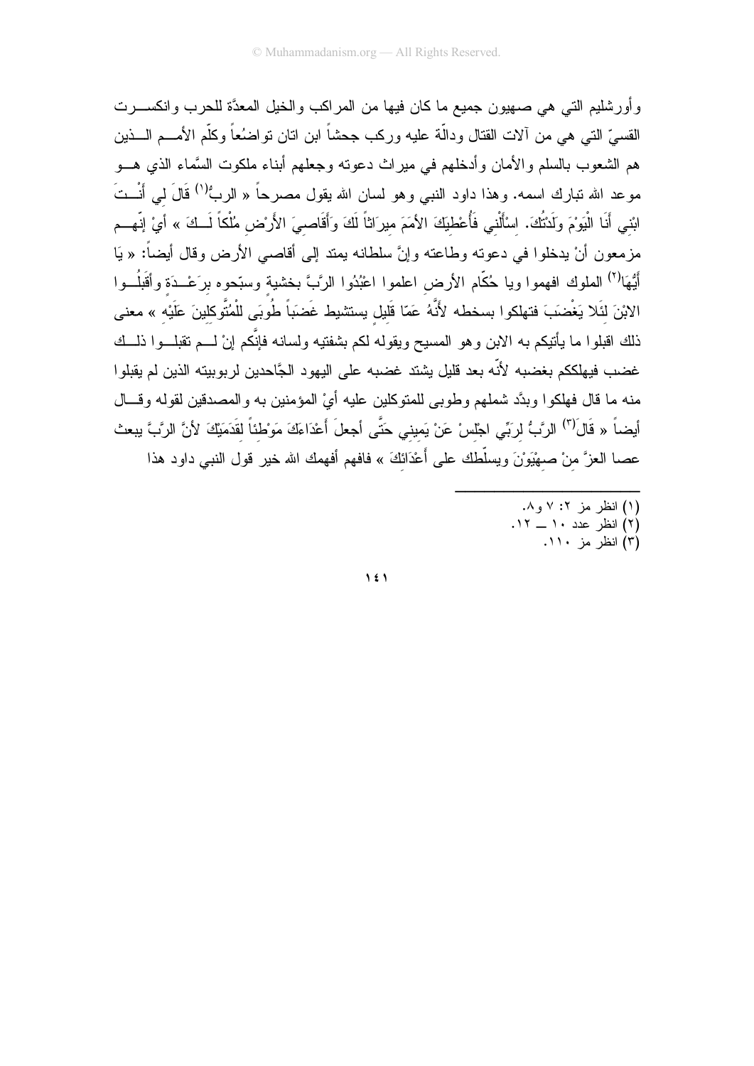وأورشليم التي هي صهيون جميع ما كان فيها من المراكب والخيل المعدَّة للحرب وانكسرت القسيّ التي هي من آلات القتال ودالّة عليه وركب جحشاً ابن اتان تواضُعاً وكلّم الأمم الذين هم الشعوب بالسلم والأمان وأدخلهم في ميراث دعوته وجعلهم أبناء ملكوت السَّماء الذي هو موعد الله تبارك اسمه. وهذا داود النبي وهو لسان الله يقول مصرحاً « الربُّ[1] قَالَ لي أَنْتَ ابْني أَنَا الْيَوْمَ وَلَدْتُكَ. اسْأَلْني فَأُعْطيَكَ الأمَمَ ميراثاً لَكَ وَأَقَاصيَ الأَرْضِ مُلْكاً لَكَ » أيْ إنّهم مزمعون أنْ يدخلوا في دعوته وطاعته وإنَّ سلطانه يمتد إلى أقاصي الأرض وقال أيضاً: « يَا أَيُّهَا[2] الملوك افهموا ويا حُكّام الأرض اعلموا اعْبُدُوا الرَّبَّ بخشيةٍ وسبّحوه برَعْدَةٍ وأقَبلُوا الابْنَ لِئَلا يَغْضَبَ فتهلكوا بسخطه لأَنَّهُ عَمّا قَليلٍ يستشيط غَضَباً طُوبَى للْمُتَّوكلينَ عَلَيْه » معنى ذلك اقبلوا ما يأتيكم به الابن وهو المسيح ويقوله لكم بشفتيه ولسانه فإنّكم إنْ لم تقبلوا ذلك غضب فيهلككم بغضبه لأنّه بعد قليل يشتد غضبه على اليهود الجَّاحدين لربوبيته الذين لم يقبلوا منه ما قال فهلكوا وبدَّد شملهم وطوبى للمتوكلين عليه أيْ المؤمنين به والمصدقين لقوله وقال أيضاً « قَالَ[3] الرَّبُّ لرَبِّي اجْلسْ عَنْ يَميني حَتَّى أجعلَ أَعْدَاءَكَ مَوْطئاً لقَدَمَيْكَ لأنَّ الرَّبَّ يبعث عصا العزَّ منْ صهْيَوْنَ ويسلّطك على أَعْدَائكَ » فافهم أفهمك الله خير قول النبي داود هذا

---

(1) انظر مز ٢: ٧ و٨.

(2) انظر عدد ١٠ ــ ١٢.

(3) انظر مز ١١٠.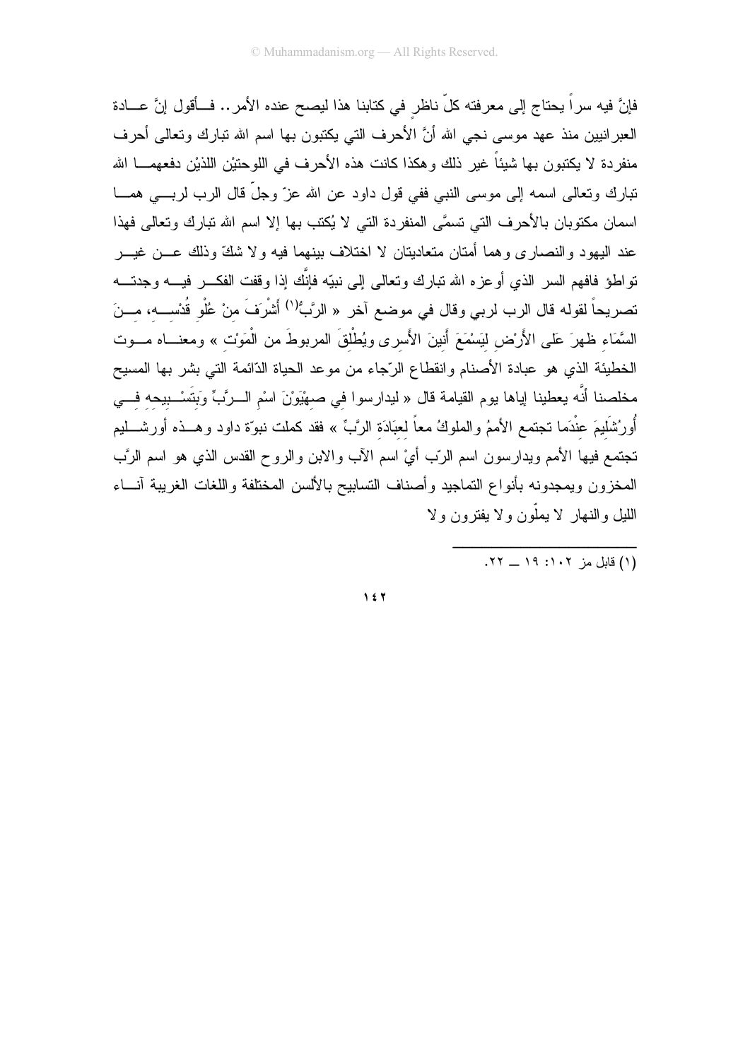فإنَّ فيه سراً يحتاج إلى معرفته كلّ ناظرٍ في كتابنا هذا ليصح عنده الأمر.. فأقول إنَّ عادة العبرانيين منذ عهد موسى نجي الله أنَّ الأحرف التي يكتبون بها اسم الله تبارك وتعالى أحرف منفردة لا يكتبون بها شيئاً غير ذلك وهكذا كانت هذه الأحرف في اللوحتيْن اللذيْن دفعهما الله تبارك وتعالى اسمه إلى موسى النبي ففي قول داود عن الله عزّ وجلّ قال الرب لربي هما اسمان مكتوبان بالأحرف التي تسمَّى المنفردة التي لا يُكتب بها إلا اسم الله تبارك وتعالى فهذا عند اليهود والنصارى وهما أمتان متعاديتان لا اختلاف بينهما فيه ولا شكّ وذلك عن غير تواطؤ فافهم السر الذي أوعزه الله تبارك وتعالى إلى نبيّه فإنَّك إذا وقفت الفكر فيه وجدته تصريحاً لقوله قال الرب لربي وقال في موضع آخر « الرَّبُّ[1] أَشْرَفَ مِنْ عُلْوِ قُدْسِهِ، مِنَ السَّمَاءِ ظهرَ عَلَى الأَرْضِ لِيَسْمَعَ أَنِينَ الأَسرى ويُطْلِقَ المربوطَ من الْمَوْتِ » ومعناه موت الخطيئة الذي هو عبادة الأصنام وانقطاع الرّجاء من موعد الحياة الدّائمة التي بشر بها المسيح مخلصنا أنَّه يعطينا إياها يوم القيامة قال « ليدارسوا في صِهْيَوْنَ اسْمِ الرَّبِّ وَبِتَسْبِيحِهِ فِي أُورُشَلِيمَ عِنْدَمَا تجتمع الأممُ والملوكُ معاً لِعِبَادَةِ الرَّبِّ » فقد كملت نبوّة داود وهذه أورشليم تجتمع فيها الأمم ويدارسون اسم الرّب أيْ اسم الآب والابن والروح القدس الذي هو اسم الرَّب المخزون ويمجدونه بأنواع التماجيد وأصناف التسابيح بالألسن المختلفة واللغات الغريبة آناء الليل والنهار لا يملّون ولا يفترون ولا

---

(١) قابل مز ١٠٢: ١٩ ــ ٢٢.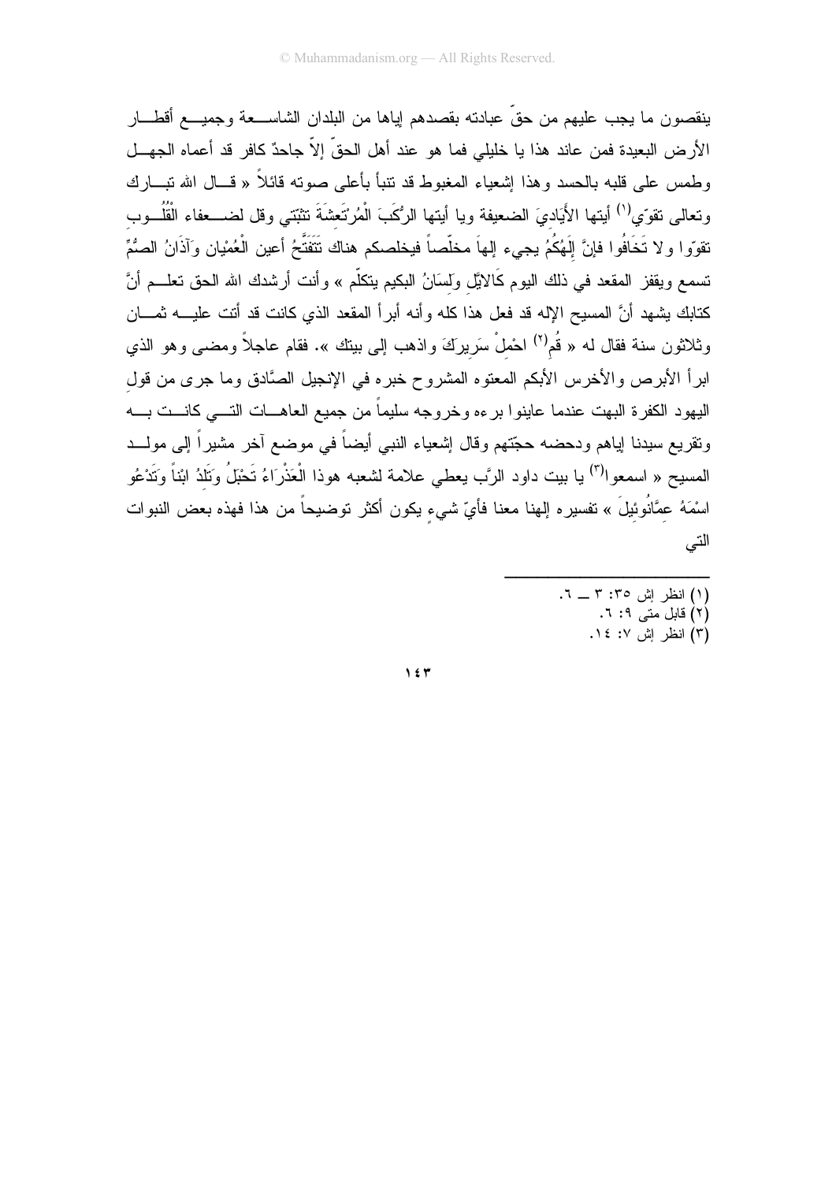ينقصون ما يجب عليهم من حقّ عبادته بقصدهم إياها من البلدان الشاسعة وجميع أقطار الأرض البعيدة فمن عاند هذا يا خليلي فما هو عند أهل الحقّ إلاّ جاحدٌ كافر قد أعماه الجهل وطمس على قلبه بالحسد وهذا إشعياء المغبوط قد تنبأ بأعلى صوته قائلاً « قال الله تبارك وتعالى تقوّي[1] أيتها الأَيَادِيَ الضعيفة ويا أيتها الرُّكَبَ الْمُرْتَعِشَةَ تثبّتي وقل لضعفاء الْقُلُوبِ تقوّوا ولا تَخَافُوا فإنَّ إِلَهُكُمُ يجيء إلهاً مخلّصاً فيخلصكم هناك تَتَفَتَّحُ أعين الْعُمْيان وَآذَانُ الصُّمِّ تسمع ويقفز المقعد في ذلك اليوم كَالايِّلِ وَلِسَانُ البكيم يتكلّم » وأنت أرشدك الله الحق تعلم أنَّ كتابك يشهد أنَّ المسيح الإله قد فعل هذا كله وأنه أبرأ المقعد الذي كانت قد أتت عليه ثمان وثلاثون سنة فقال له « قُم[2] احْمِلْ سَرِيرَكَ واذهب إلى بيتك ». فقام عاجلاً ومضى وهو الذي ابرأ الأبرص والأخرس الأبكم المعتوه المشروح خبره في الإنجيل الصَّادق وما جرى من قول اليهود الكفرة البهت عندما عاينوا برءه وخروجه سليماً من جميع العاهات التي كانت به وتقريع سيدنا إياهم ودحضه حجّتهم وقال إشعياء النبي أيضاً في موضع آخر مشيراً إلى مولد المسيح « اسمعوا[3] يا بيت داود الرَّب يعطي علامة لشعبه هوذا الْعَذْرَاءُ تَحْبَلُ وَتَلِدُ ابْناً وَتَدْعُو اسْمَهُ عِمَّانُوئِيلَ » تفسيره إلهنا معنا فأيّ شيءٍ يكون أكثر توضيحاً من هذا فهذه بعض النبوات التي

---

(١) انظر إش ٣٥: ٣ ــ ٦.
(٢) قابل متى ٩: ٦.
(٣) انظر إش ٧: ١٤.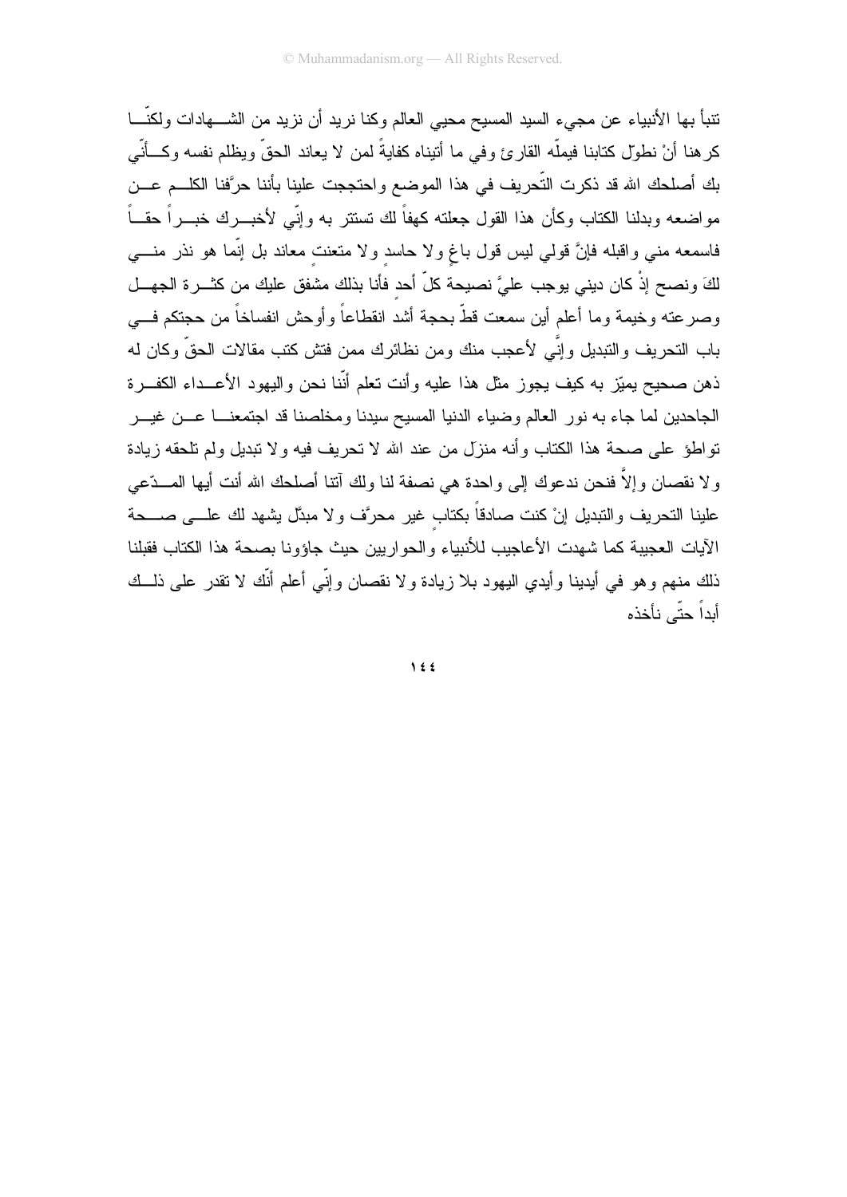تنبأ بها الأنبياء عن مجيء السيد المسيح محيي العالم وكنا نريد أن نزيد من الشهادات ولكنّا كرهنا أنْ نطوّل كتابنا فيملّه القارئ وفي ما أتيناه كفايةً لمن لا يعاند الحقّ ويظلم نفسه وكأنّي بك أصلحك الله قد ذكرت التّحريف في هذا الموضع واحتججت علينا بأننا حرَّفنا الكلم عن مواضعه وبدلنا الكتاب وكأن هذا القول جعلته كهفاً لك تستتر به وإنّي لأخبرك خبراً حقاً فاسمعه مني واقبله فإنَّ قولي ليس قول باغٍ ولا حاسدٍ ولا متعنتٍ معاند بل إنّما هو نذر مني لكَ ونصح إذْ كان ديني يوجب عليَّ نصيحة كلّ أحدٍ فأنا بذلك مشفق عليك من كثرة الجهل وصرعته وخيمة وما أعلم أين سمعت قطّ بحجة أشدّ انقطاعاً وأوحش انفساخاً من حجتكم في باب التحريف والتبديل وإنّي لأعجب منك ومن نظائرك ممن فتش كتب مقالات الحقّ وكان له ذهن صحيح يميّز به كيف يجوز مثل هذا عليه وأنت تعلم أنّنا نحن واليهود الأعداء الكفرة الجاحدين لما جاء به نور العالم وضياء الدنيا المسيح سيدنا ومخلصنا قد اجتمعنا عن غير تواطؤ على صحة هذا الكتاب وأنه منزَل من عند الله لا تحريف فيه ولا تبديل ولم تلحقه زيادة ولا نقصان وإلاَّ فنحن ندعوك إلى واحدة هي نصفة لنا ولك آتنا أصلحك الله أنت أيها المدّعي علينا التحريف والتبديل إنْ كنت صادقاً بكتابٍ غير محرَّف ولا مبدّل يشهد لك على صحة الآيات العجيبة كما شهدت الأعاجيب للأنبياء والحواريين حيث جاؤونا بصحة هذا الكتاب فقبلنا ذلك منهم وهو في أيدينا وأيدي اليهود بلا زيادة ولا نقصان وإنّي أعلم أنّك لا تقدر على ذلك أبداً حتّى نأخذه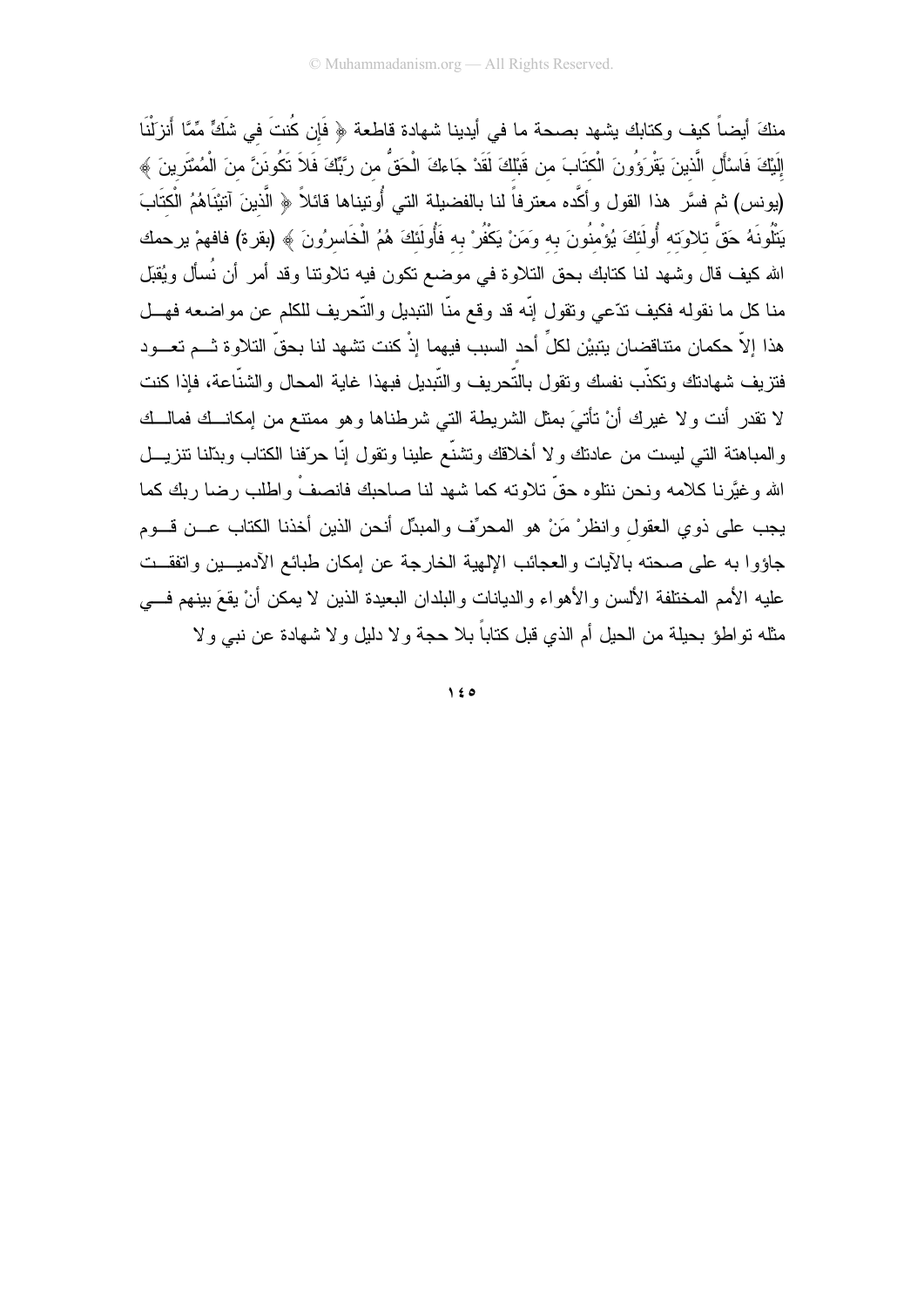منكَ أيضاً كيف وكتابك يشهد بصحة ما في أيدينا شهادة قاطعة ﴿ فَإِن كُنتَ فِي شَكٍّ مِّمَّا أَنزَلْنَا إِلَيْكَ فَاسْأَلِ الَّذِينَ يَقْرَؤُونَ الْكِتَابَ مِن قَبْلِكَ لَقَدْ جَاءكَ الْحَقُّ مِن رَّبِّكَ فَلاَ تَكُونَنَّ مِنَ الْمُمْتَرِينَ ﴾ (يونس) ثم فسَّر هذا القول وأكَّده معترفاً لنا بالفضيلة التي أُوتيناها قائلاً ﴿ الَّذِينَ آتَيْنَاهُمُ الْكِتَابَ يَتْلُونَهُ حَقَّ تِلاَوَتِهِ أُوْلَئِكَ يُؤْمِنُونَ بِهِ وَمَن يَكْفُرْ بِهِ فَأُوْلَئِكَ هُمُ الْخَاسِرُونَ ﴾ (بقرة) فافهمْ يرحمك الله كيف قال وشهد لنا كتابك بحق التلاوة في موضع تكون فيه تلاوتنا وقد أمر أن نُسأل ويُقبَل منا كل ما نقوله فكيف تدّعي وتقول إنّه قد وقع منّا التبديل والتّحريف للكلم عن مواضعه فهل هذا إلاّ حكمان متناقضان يتبيّن لكلٍّ أحد السبب فيهما إذْ كنت تشهد لنا بحقّ التلاوة ثم تعود فتزيف شهادتك وتكذّب نفسك وتقول بالتّحريف والتّبديل فبهذا غاية المحال والشنّاعة، فإذا كنت لا تقدر أنت ولا غيرك أنْ تأتيَ بمثل الشريطة التي شرطناها وهو ممتنع من إمكانك فمالك والمباهتة التي ليست من عادتك ولا أخلاقك وتشنّع علينا وتقول إنّا حرّفنا الكتاب وبدّلنا تنزيل الله وغيَّرنا كلامه ونحن نتلوه حقّ تلاوته كما شهد لنا صاحبك فانصفْ واطلب رضا ربك كما يجب على ذوي العقول وانظرْ مَنْ هو المحرِّف والمبدِّل أنحن الذين أخذنا الكتاب عن قوم جاؤوا به على صحته بالآيات والعجائب الإلهية الخارجة عن إمكان طبائع الآدميين واتفقت عليه الأمم المختلفة الألسن والأهواء والديانات والبلدان البعيدة الذين لا يمكن أنْ يقعَ بينهم في مثله تواطؤ بحيلة من الحيل أم الذي قبل كتاباً بلا حجة ولا دليل ولا شهادة عن نبي ولا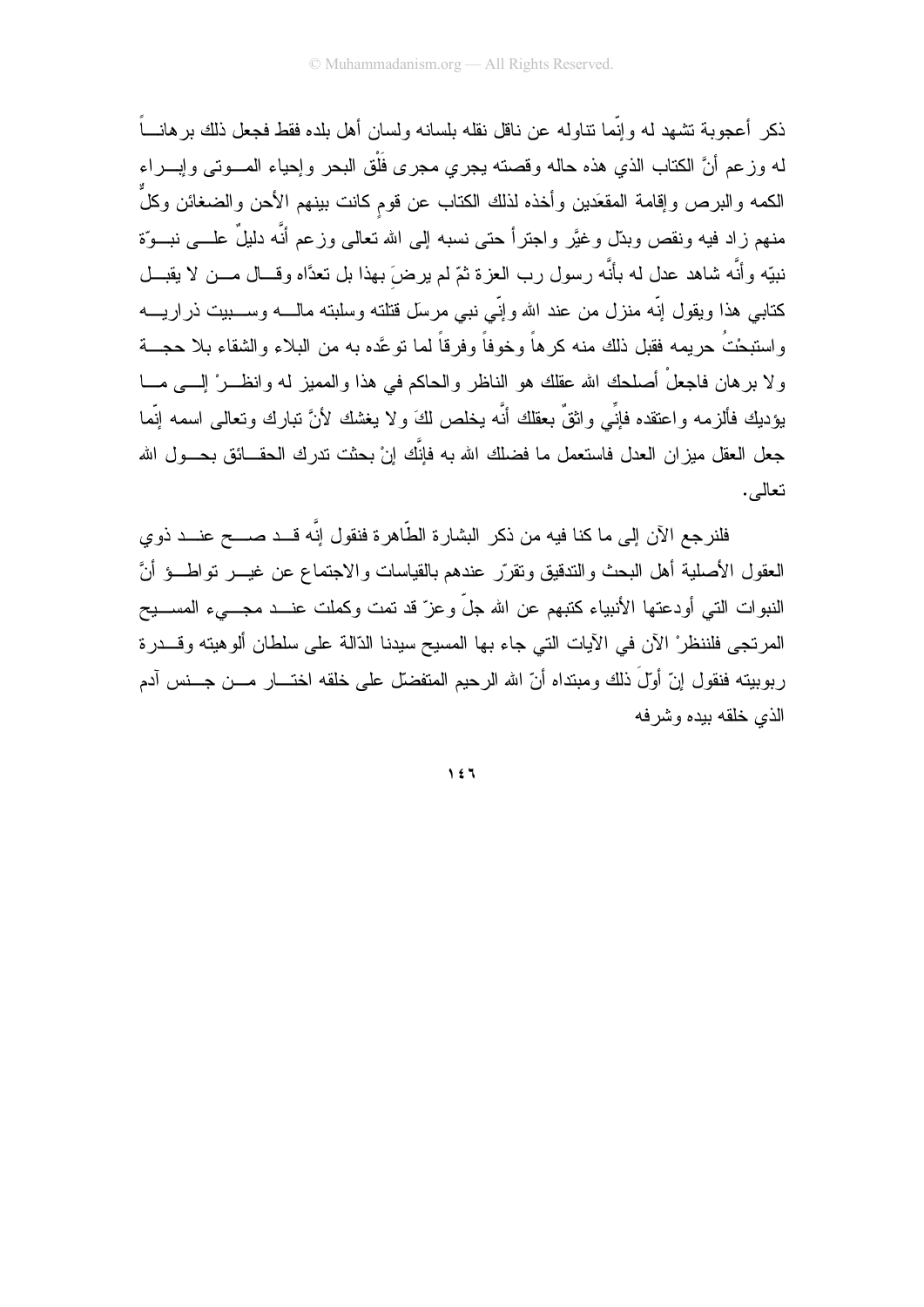ذكر أعجوبة تشهد له وإنّما تناوله عن ناقل نقله بلسانه ولسان أهل بلده فقط فجعل ذلك برهاناً له وزعم أنَّ الكتاب الذي هذه حاله وقصته يجري مجرى فَلْق البحر وإحياء الموتى وإبراء الكمه والبرص وإقامة المقعَدين وأخذه لذلك الكتاب عن قومٍ كانت بينهم الأحن والضغائن وكلٌّ منهم زاد فيه ونقص وبدّل وغيَّر واجترأ حتى نسبه إلى الله تعالى وزعم أنَّه دليلٌ على نبوّة نبيّه وأنَّه شاهد عدل له بأنَّه رسول رب العزة ثمّ لم يرضَ بهذا بل تعدَّاه وقال من لا يقبل كتابي هذا ويقول إنّه منزل من عند الله وإنّي نبي مرسَل قتلته وسلبته ماله وسبيت ذراريه واستبحْتُ حريمه فقبل ذلك منه كرهاً وخوفاً وفرقاً لما توعَّده به من البلاء والشقاء بلا حجة ولا برهان فاجعلْ أصلحك الله عقلك هو الناظر والحاكم في هذا والمميز له وانظرْ إلى ما يؤديك فألزمه واعتقده فإنِّي واثقٌ بعقلك أنَّه يخلص لكَ ولا يغشك لأنَّ تبارك وتعالى اسمه إنّما جعل العقل ميزان العدل فاستعمل ما فضلك الله به فإنَّك إنْ بحثت تدرك الحقائق بحول الله تعالى.

فلنرجع الآن إلى ما كنا فيه من ذكر البشارة الطّاهرة فنقول إنَّه قد صح عند ذوي العقول الأصلية أهل البحث والتدقيق وتقرّر عندهم بالقياسات والاجتماع عن غير تواطؤ أنَّ النبوات التي أودعتها الأنبياء كتبهم عن الله جلّ وعزّ قد تمت وكملت عند مجيء المسيح المرتجى فلننظرْ الآن في الآيات التي جاء بها المسيح سيدنا الدّالة على سلطان ألوهيته وقدرة ربوبيته فنقول إنّ أوّلَ ذلك ومبتداه أنّ الله الرحيم المتفضّل على خلقه اختار من جنس آدم الذي خلقه بيده وشرفه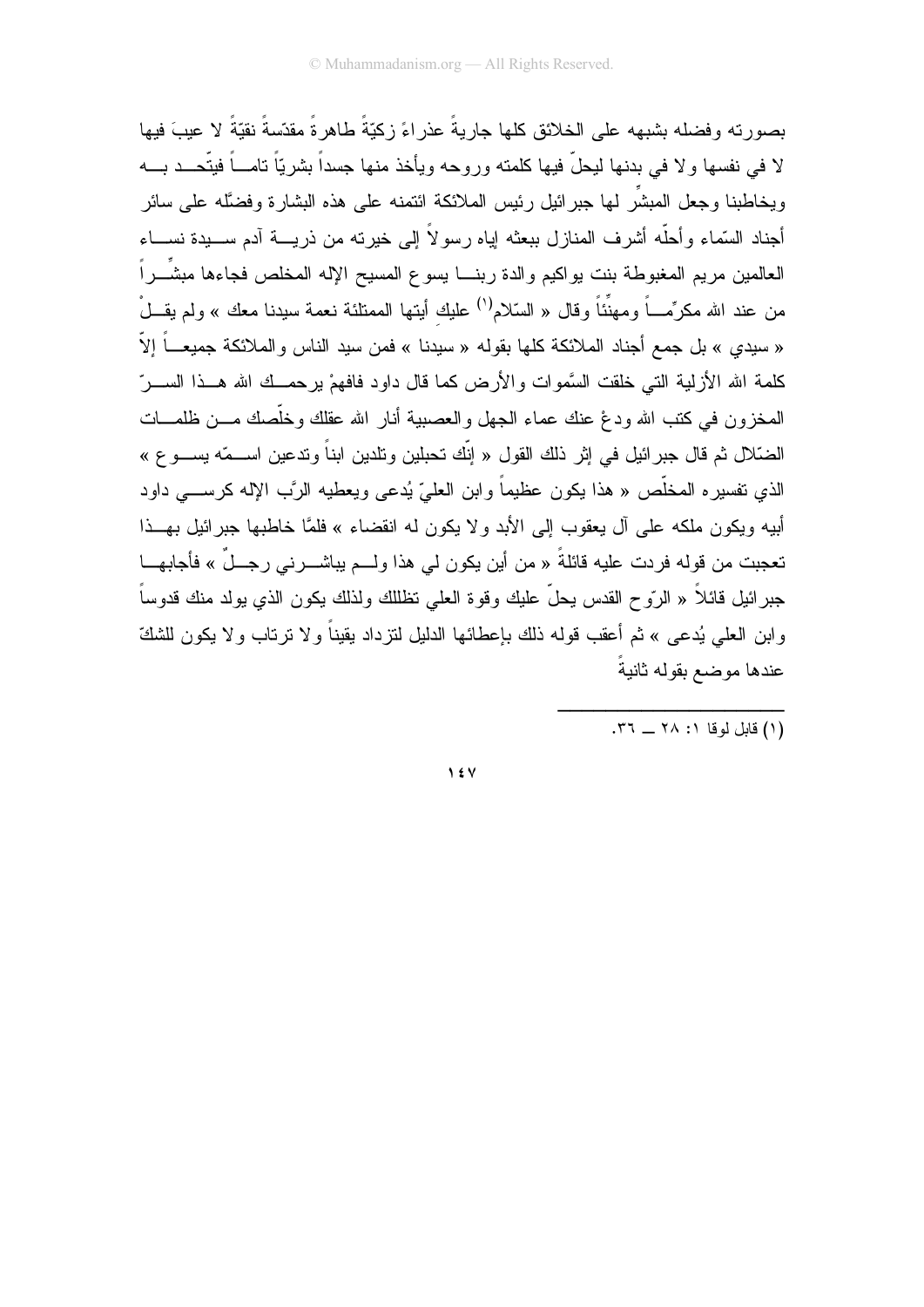بصورته وفضله بشبهه على الخلائق كلها جاريةً عذراءً زكيّةً طاهرةً مقدّسةً نقيّةً لا عيبَ فيها لا في نفسها ولا في بدنها ليحلّ فيها كلمته وروحه ويأخذ منها جسداً بشريّاً تاماً فيتّحد به ويخاطبنا وجعل المبشّر لها جبرائيل رئيس الملائكة ائتمنه على هذه البشارة وفضّله على سائر أجناد السّماء وأحلّه أشرف المنازل ببعثه إياه رسولاً إلى خيرته من ذرية آدم سيدة نساء العالمين مريم المغبوطة بنت يواكيم والدة ربنا يسوع المسيح الإله المخلص فجاءها مبشّراً من عند الله مكرّماً ومهنّئاً وقال « السّلام[1] عليكِ أيتها الممتلئة نعمة سيدنا معك » ولم يقلْ « سيدي » بل جمع أجناد الملائكة كلها بقوله « سيدنا » فمن سيد الناس والملائكة جميعاً إلاّ كلمة الله الأزلية التي خلقت السّموات والأرض كما قال داود فافهمْ يرحمك الله هذا السرّ المخزون في كتب الله ودعْ عنك عماء الجهل والعصبية أنار الله عقلك وخلّصك من ظلمات الضّلال ثم قال جبرائيل في إثر ذلك القول « إنّك تحبلين وتلدين ابناً وتدعين اسمّه يسوع » الذي تفسيره المخلّص « هذا يكون عظيماً وابن العليّ يُدعى ويعطيه الرَّب الإله كرسي داود أبيه ويكون ملكه على آل يعقوب إلى الأبد ولا يكون له انقضاء » فلمَّا خاطبها جبرائيل بهذا تعجبت من قوله فردت عليه قائلةً « من أين يكون لي هذا ولم يباشرني رجلٌ » فأجابها جبرائيل قائلاً « الرّوح القدس يحلّ عليك وقوة العلي تظللك ولذلك يكون الذي يولد منك قدوساً وابن العلي يُدعى » ثم أعقب قوله ذلك بإعطائها الدليل لتزداد يقيناً ولا ترتاب ولا يكون للشكّ عندها موضع بقوله ثانيةً

---

(١) قابل لوقا ١: ٢٨ ــ ٣٦.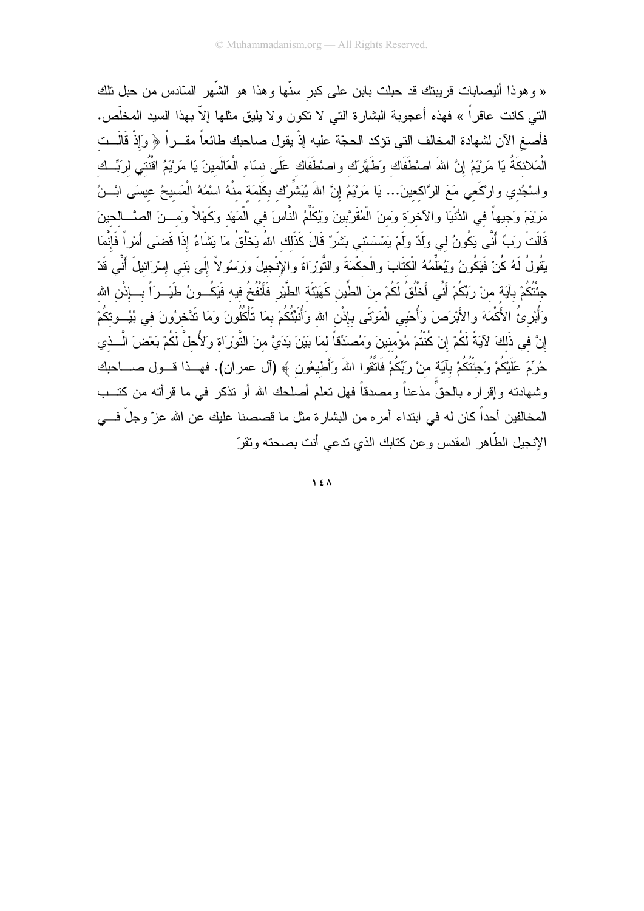« وهوذا أليصابات قريبتك قد حبلت بابن على كبر سنّها وهذا هو الشّهر السّادس من حبل تلك التي كانت عاقراً » فهذه أعجوبة البشارة التي لا تكون ولا يليق مثلها إلاّ بهذا السيد المخلّص. فأصغ الآن لشهادة المخالف التي تؤكد الحجّة عليه إذْ يقول صاحبك طائعاً مقــراً ﴿ وَإِذْ قَالَــتِ الْمَلائِكَةُ يَا مَرْيَمُ إِنَّ اللهَ اصْطَفَاكِ وَطَهَّرَكِ واصْطَفَاكِ عَلَى نِسَاءِ الْعَالَمِينَ يَا مَرْيَمُ اقْنُتِي لِرَبِّــكِ واسْجُدِي وارْكَعِي مَعَ الرَّاكِعِينَ... يَا مَرْيَمُ إِنَّ اللهَ يُبَشِّرُكِ بِكَلِمَةٍ مِنْهُ اسْمُهُ الْمَسِيحُ عِيسَى ابْــنُ مَرْيَمَ وَجِيهاً فِي الدُّنْيَا والآخِرَةِ وَمِنَ الْمُقَرَّبِينَ وَيُكَلِّمُ النَّاسَ فِي الْمَهْدِ وَكَهْلاً وَمِــنَ الصَّــالِحِينَ قَالَتْ رَبِّ أَنَّى يَكُونُ لِي وَلَدٌ وَلَمْ يَمْسَسْنِي بَشَرٌ قَالَ كَذَلِكِ اللهُ يَخْلُقُ مَا يَشَاءُ إِذَا قَضَى أَمْراً فَإِنَّمَا يَقُولُ لَهُ كُنْ فَيَكُونُ وَيُعَلِّمُهُ الْكِتَابَ والْحِكْمَةَ والتَّوْرَاةَ والإِنْجِيلَ وَرَسُولاً إِلَى بَنِي إِسْرَائِيلَ أَنِّي قَدْ جِئْتُكُمْ بِآيَةٍ مِنْ رَبِّكُمْ أَنِّي أَخْلُقُ لَكُمْ مِنَ الطِّينِ كَهَيْئَةِ الطَّيْرِ فَأَنْفُخُ فِيهِ فَيَكُــونُ طَيْــراً بِــإِذْنِ اللهِ وَأُبْرِئُ الأَكْمَهَ والأَبْرَصَ وَأُحْيِي الْمَوْتَى بِإِذْنِ اللهِ وَأُنَبِّئُكُمْ بِمَا تَأْكُلُونَ وَمَا تَدَّخِرُونَ فِي بُيُــوتِكُمْ إِنَّ فِي ذَلِكَ لآيَةً لَكُمْ إِنْ كُنْتُمْ مُؤْمِنِينَ وَمُصَدِّقاً لِمَا بَيْنَ يَدَيَّ مِنَ التَّوْرَاةِ وَلأُحِلَّ لَكُمْ بَعْضَ الَّــذِي حُرِّمَ عَلَيْكُمْ وَجِئْتُكُمْ بِآيَةٍ مِنْ رَبِّكُمْ فَاتَّقُوا اللهَ وَأَطِيعُونِ ﴾ (آل عمران). فهــذا قــول صــاحبك وشهادته وإقراره بالحقّ مذعناً ومصدقاً فهل تعلم أصلحك الله أو تذكر في ما قرأته من كتــب المخالفين أحداً كان له في ابتداء أمره من البشارة مثل ما قصصنا عليك عن الله عزّ وجلّ فــي الإنجيل الطّاهر المقدس وعن كتابك الذي تدعي أنت بصحته وتقرّ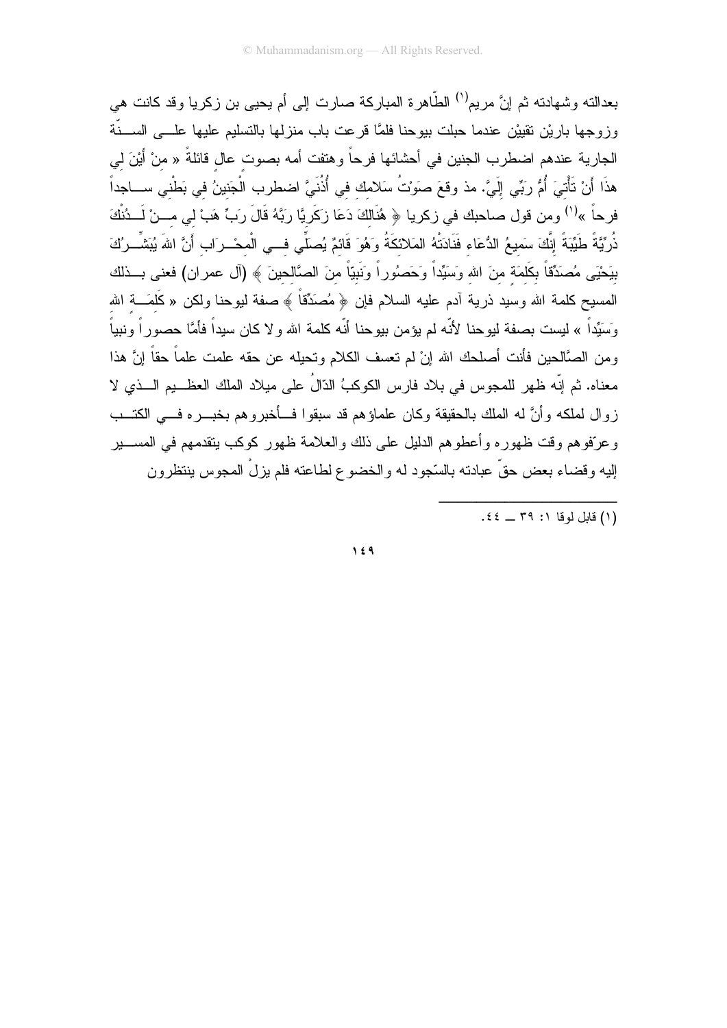بعدالته وشهادته ثم إنَّ مريم[1] الطّاهرة المباركة صارت إلى أم يحيى بن زكريا وقد كانت هي وزوجها بارين تقيين عندما حبلت بيوحنا فلمَّا قرعت باب منزلها بالتسليم عليها علـى السـنّة الجارية عندهم اضطرب الجنين في أحشائها فرحاً وهتفت أمه بصوت عالٍ قائلةً « منْ أَيْنَ لِي هذَا أَنْ تَأْتِيَ أُمُّ رَبِّي إِلَيَّ. مذ وقعَ صَوْتُ سَلامِكِ فِي أُذُنَيَّ اضطرب الْجَنِينُ فِي بَطْنِي ساجداً فرحاً »[1] ومن قول صاحبك في زكريا ﴿ هُنَالِكَ دَعَا زَكَرِيَّا رَبَّهُ قَالَ رَبِّ هَبْ لِي مِنْ لَدُنْكَ ذُرِّيَّةً طَيِّبَةً إِنَّكَ سَمِيعُ الدُّعَاءِ فَنَادَتْهُ المَلائِكَةُ وَهُوَ قَائِمٌ يُصَلِّي فِي الْمِحْرَابِ أَنَّ اللهَ يُبَشِّرُكَ بِيَحْيَى مُصَدِّقاً بِكَلِمَةٍ مِنَ اللهِ وَسَيِّداً وَحَصُوراً وَنَبِيّاً مِنَ الصَّالِحِينَ ﴾ (آل عمران) فعنى بذلك المسيح كلمة الله وسيد ذرية آدم عليه السلام فإن ﴿ مُصَدِّقاً ﴾ صفة ليوحنا ولكن « كَلِمَةِ الله وَسَيِّداً » ليست بصفة ليوحنا لأنّه لم يؤمن بيوحنا أنّه كلمة الله ولا كان سيداً فأمَّا حصوراً ونبياً ومن الصَّالحين فأنت أصلحك الله إنْ لم تعسف الكلام وتحيله عن حقه علمت علماً حقاً إنَّ هذا معناه. ثم إنّه ظهر للمجوس في بلاد فارس الكوكبُ الدّالُ على ميلاد الملك العظيم الذي لا زوال لملكه وأنَّ له الملك بالحقيقة وكان علماؤهم قد سبقوا فأخبروهم بخبره في الكتب وعرّفوهم وقت ظهوره وأعطوهم الدليل على ذلك والعلامة ظهور كوكب يتقدمهم في المسير إليه وقضاء بعض حقّ عبادته بالسّجود له والخضوع لطاعته فلم يزلْ المجوس ينتظرون

---

(١) قابل لوقا ١: ٣٩ ــ ٤٤.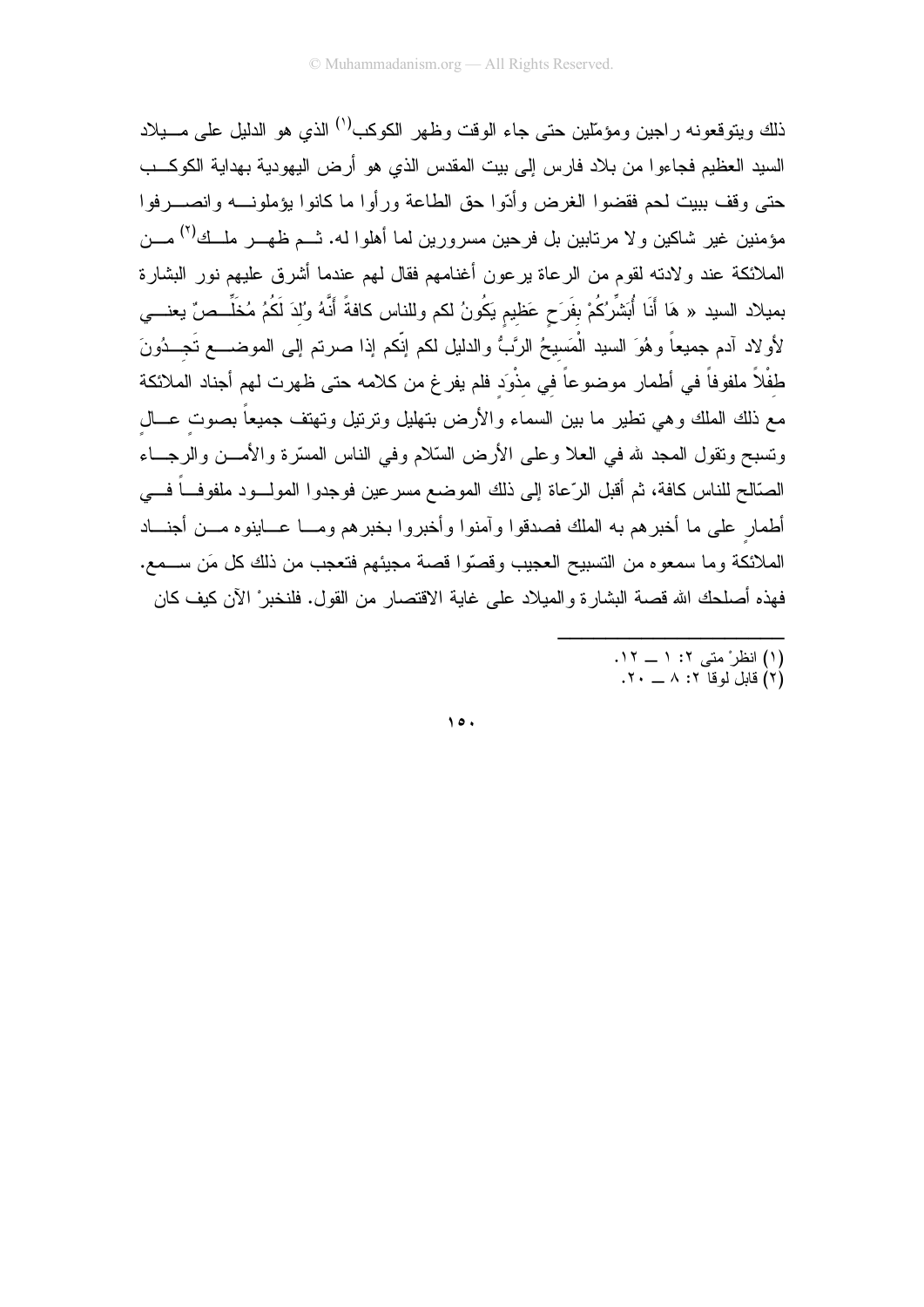ذلك ويتوقعونه راجين ومؤمّلين حتى جاء الوقت وظهر الكوكب[1] الذي هو الدليل على ميلاد السيد العظيم فجاءوا من بلاد فارس إلى بيت المقدس الذي هو أرض اليهودية بهداية الكوكب حتى وقف ببيت لحم فقضوا الغرض وأدّوا حق الطاعة ورأوا ما كانوا يؤملونه وانصرفوا مؤمنين غير شاكين ولا مرتابين بل فرحين مسرورين لما أهلوا له. ثم ظهر ملك[2] من الملائكة عند ولادته لقوم من الرعاة يرعون أغنامهم فقال لهم عندما أشرق عليهم نور البشارة بميلاد السيد « هَا أَنَا أُبَشِّرُكُمْ بِفَرَحٍ عَظِيمٍ يَكُونُ لكم وللناس كافةً أَنَّهُ وُلِدَ لَكُمُ مُخَلِّصٌ يعني لأولاد آدم جميعاً وهُوَ السيد الْمَسِيحُ الرَّبُّ والدليل لكم إنّكم إذا صرتم إلى الموضع تَجِدُونَ طِفْلاً ملفوفاً في أطمار موضوعاً فِي مِذْوَدٍ فلم يفرغ من كلامه حتى ظهرت لهم أجناد الملائكة مع ذلك الملك وهي تطير ما بين السماء والأرض بتهليل وترتيل وتهتف جميعاً بصوتٍ عالٍ وتسبح وتقول المجد لله في العلا وعلى الأرض السّلام وفي الناس المسرّة والأمن والرجاء الصّالح للناس كافة، ثم أقبل الرّعاة إلى ذلك الموضع مسرعين فوجدوا المولود ملفوفاً في أطمارٍ على ما أخبرهم به الملك فصدقوا وآمنوا وأخبروا بخبرهم وما عاينوه من أجناد الملائكة وما سمعوه من التسبيح العجيب وقصّوا قصة مجيئهم فتعجب من ذلك كل مَن سمع. فهذه أصلحك الله قصة البشارة والميلاد على غاية الاقتصار من القول. فلنخبرْ الآن كيف كان

---

(1) انظرْ متى ٢: ١ ــ ١٢.
(2) قابل لوقا ٢: ٨ ــ ٢٠.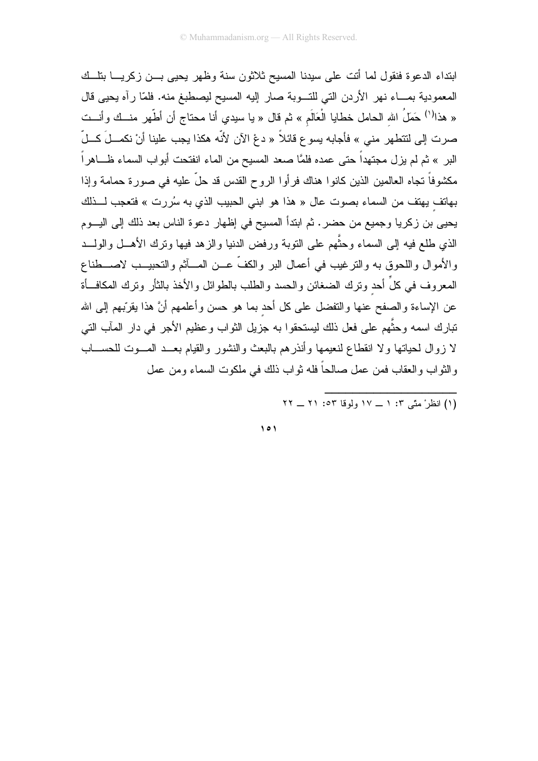ابتداء الدعوة فنقول لما أتت على سيدنا المسيح ثلاثون سنة وظهر يحيى بن زكريا بتلك المعمودية بماء نهر الأردن التي للتوبة صار إليه المسيح ليصطبغ منه. فلمّا رآه يحيى قال « هذا[1] حَمَلُ اللهِ الحامل خطايا الْعَالَمِ » ثم قال « يا سيدي أنا محتاج أن أطّهر منك وأنت صرت إلى لتتطهر مني » فأجابه يسوع قائلاً « دعْ الآن لأنّه هكذا يجب علينا أنْ نكملَ كلّ البر » ثم لم يزل مجتهداً حتى عمده فلمّا صعد المسيح من الماء انفتحت أبواب السماء ظاهراً مكشوفاً تجاه العالمين الذين كانوا هناك فرأوا الروح القدس قد حلّ عليه في صورة حمامة وإذا بهاتفٍ يهتف من السماء بصوت عال « هذا هو ابني الحبيب الذي به سُررت » فتعجب لذلك يحيى بن زكريا وجميع من حضر. ثم ابتدأ المسيح في إظهار دعوة الناس بعد ذلك إلى اليوم الذي طلع فيه إلى السماء وحثَّهم على التوبة ورفض الدنيا والزهد فيها وترك الأهل والولد والأموال واللحوق به والترغيب في أعمال البر والكفّ عن المآثم والتحبيب لاصطناع المعروف في كلِّ أحدٍ وترك الضغائن والحسد والطلب بالطوائل والأخذ بالثأر وترك المكافأة عن الإساءة والصفح عنها والتفضل على كل أحدٍ بما هو حسن وأعلمهم أنَّ هذا يقرّبهم إلى الله تبارك اسمه وحثَّهم على فعل ذلك ليستحقوا به جزيل الثواب وعظيم الأجر في دار المآب التي لا زوال لحياتها ولا انقطاع لنعيمها وأنذرهم بالبعث والنشور والقيام بعد الموت للحساب والثواب والعقاب فمن عمل صالحاً فله ثواب ذلك في ملكوت السماء ومن عمل

---

(1) انظرْ متّى ٣: ١ ــ ١٧ ولوقا ٥٣: ٢١ ــ ٢٢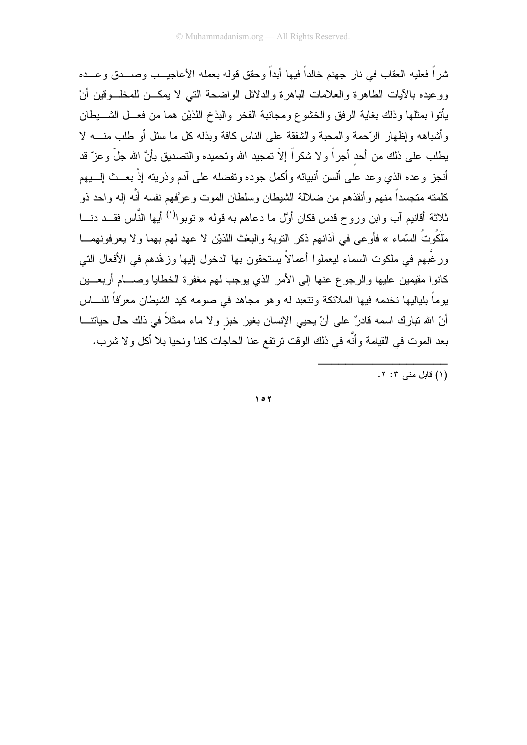شراً فعليه العقاب في نار جهنم خالداً فيها أبداً وحقق قوله بعمله الأعاجيب وصدق وعده ووعيده بالآيات الظاهرة والعلامات الباهرة والدلائل الواضحة التي لا يمكن للمخلوقين أنْ يأتوا بمثلها وذلك بغاية الرفق والخشوع ومجانبة الفخر والبذخ اللذيْن هما من فعل الشيطان وأشباهه وإظهار الرّحمة والمحبة والشفقة على الناس كافة وبذله كل ما سئل أو طلب منه لا يطلب على ذلك من أحدٍ أجراً ولا شكراً إلاَّ تمجيد الله وتحميده والتصديق بأنَّ الله جلّ وعزّ قد أنجز وعده الذي وعد على ألسن أنبيائه وأكمل جوده وتفضله على آدم وذريته إذْ بعث إليهم كلمته متجسداً منهم وأنقذهم من ضلالة الشيطان وسلطان الموت وعرَّفهم نفسه أنَّه إله واحد ذو ثلاثة أقانيم آب وابن وروح قدس فكان أوّل ما دعاهم به قوله « توبوا[1] أيها النَّاس فقد دنا مَلَكُوتُ السّماء » فأوعى في آذانهم ذكر التوبة والبعْث اللذيْن لا عهد لهم بهما ولا يعرفونهما ورغَّبهم في ملكوت السماء ليعملوا أعمالاً يستحقون بها الدخول إليها وزهَّدهم في الأفعال التي كانوا مقيمين عليها والرجوع عنها إلى الأمر الذي يوجب لهم مغفرة الخطايا وصام أربعين يوماً بلياليها تخدمه فيها الملائكة وتتعبد له وهو مجاهد في صومه كيد الشيطان معرِّفاً للناس أنّ الله تبارك اسمه قادرٌ على أنْ يحيي الإنسان بغير خبزٍ ولا ماء ممثلاً في ذلك حال حياتنا بعد الموت في القيامة وأنَّه في ذلك الوقت ترتفع عنا الحاجات كلنا ونحيا بلا أكل ولا شرب.

---

(١) قابل متى ٣: ٢.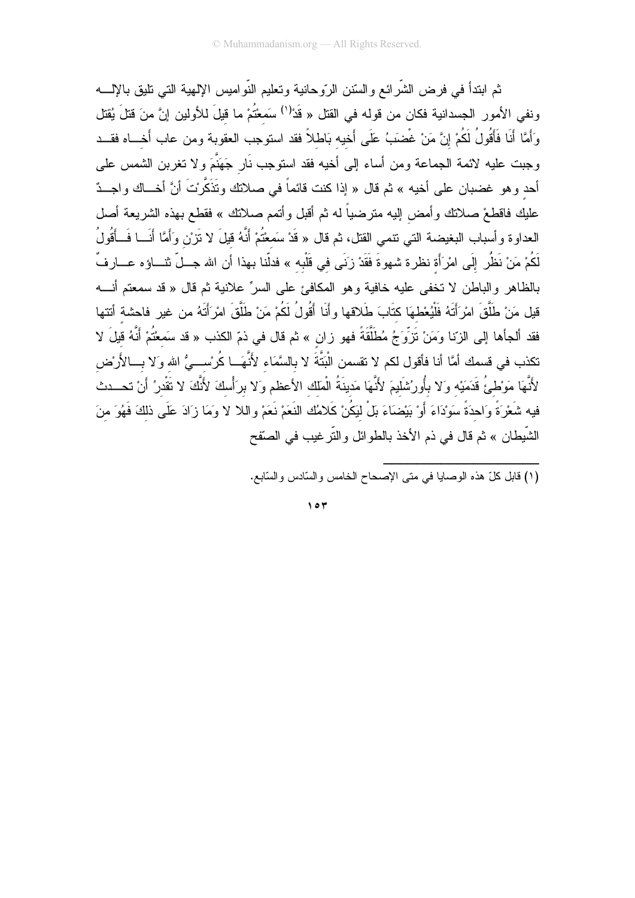ثم ابتدأ في فرض الشّرائع والسّنن الرّوحانية وتعليم النّواميس الإلهية التي تليق بالإلــه ونفي الأمور الجسدانية فكان من قوله في القتل « قَدْ[1] سَمِعْتُمْ ما قِيلَ للأولين إنَّ منَ قتلَ يُقتل وَأَمَّا أَنَا فَأَقُولُ لَكُمْ إنَّ مَنْ غَضَبُ عَلَى أَخِيه بَاطِلاً فقد استوجب العقوبة ومن عاب أخــاه فقــد وجبت عليه لائمة الجماعة ومن أساء إلى أخيه فقد استوجب نَارِ جَهَنَّمَ ولا تغربن الشمس على أحد وهو غضبان على أخيه » ثم قال « إذا كنت قائماً في صلاتك وتَذَكَّرْتَ أنَّ أخــاك واجــدٌ عليك فاقطعْ صلاتك وأمض إليه مترضياً له ثم أقبل وأتمم صلاتك » فقطع بهذه الشريعة أصل العداوة وأسباب البغيضة التي تنمي القتل، ثم قال « قَدْ سَمِعْتُمْ أَنَّهُ قِيلَ لا تَزْنِ وَأَمَّا أَنَــا فَــأَقُولُ لَكُمْ مَنْ نَظَرَ إِلَى امْرَأَةٍ نظرة شهوةَ فَقَدْ زَنَى فِي قَلْبِه » فدلّنا بهذا أن الله جــلّ ثنــاؤه عــارفٌ بالظاهر والباطن لا تخفى عليه خافية وهو المكافئ على السرِّ علانية ثم قال « قد سمعتم أنــه قيل مَنْ طَلَّقَ امْرَأَتَهُ فَلْيُعْطِهَا كتَابَ طَلاقها وأَنَا أَقُولُ لَكُمْ مَنْ طَلَّقَ امْرَأَتَهُ من غير فاحشة أتتها فقد ألجأها إلى الزّنا وَمَنْ تَزَوَّجَ مُطَلَّقَةً فهو زانٍ » ثم قال في ذمّ الكذب « قد سَمِعْتُمْ أَنَّهُ قِيلَ لا تكذب في قسمك أمَّا أنا فأقول لكم لا تقسمن الْبَتَّةَ لا بالسَّمَاء لأَنَّهَــا كُرْسِــيُّ الله وَلا بِــالأَرْضِ لأَنَّهَا مَوْطِئُ قَدَمَيْه وَلا بأُورُشَلِيمَ لأَنَّهَا مَدِينَةُ الْمَلِك الأعظم وَلا برَأْسِكَ لأَنَّكَ لا تَقْدرُ أَنْ تحــدث فيه شَعْرَةً وَاحدَةً سَوْدَاءَ أَوْ بَيْضَاءَ بَلْ ليَكُنْ كَلامُك النَعَمْ نَعَمْ واللا لا وَمَا زَادَ عَلَى ذلكَ فَهُوَ منَ الشّيطان » ثم قال في ذم الأخذ بالطوائل والتّرغيب في الصّفح

---

(١) قابل كلّ هذه الوصايا في متى الإصحاح الخامس والسّادس والسّابع.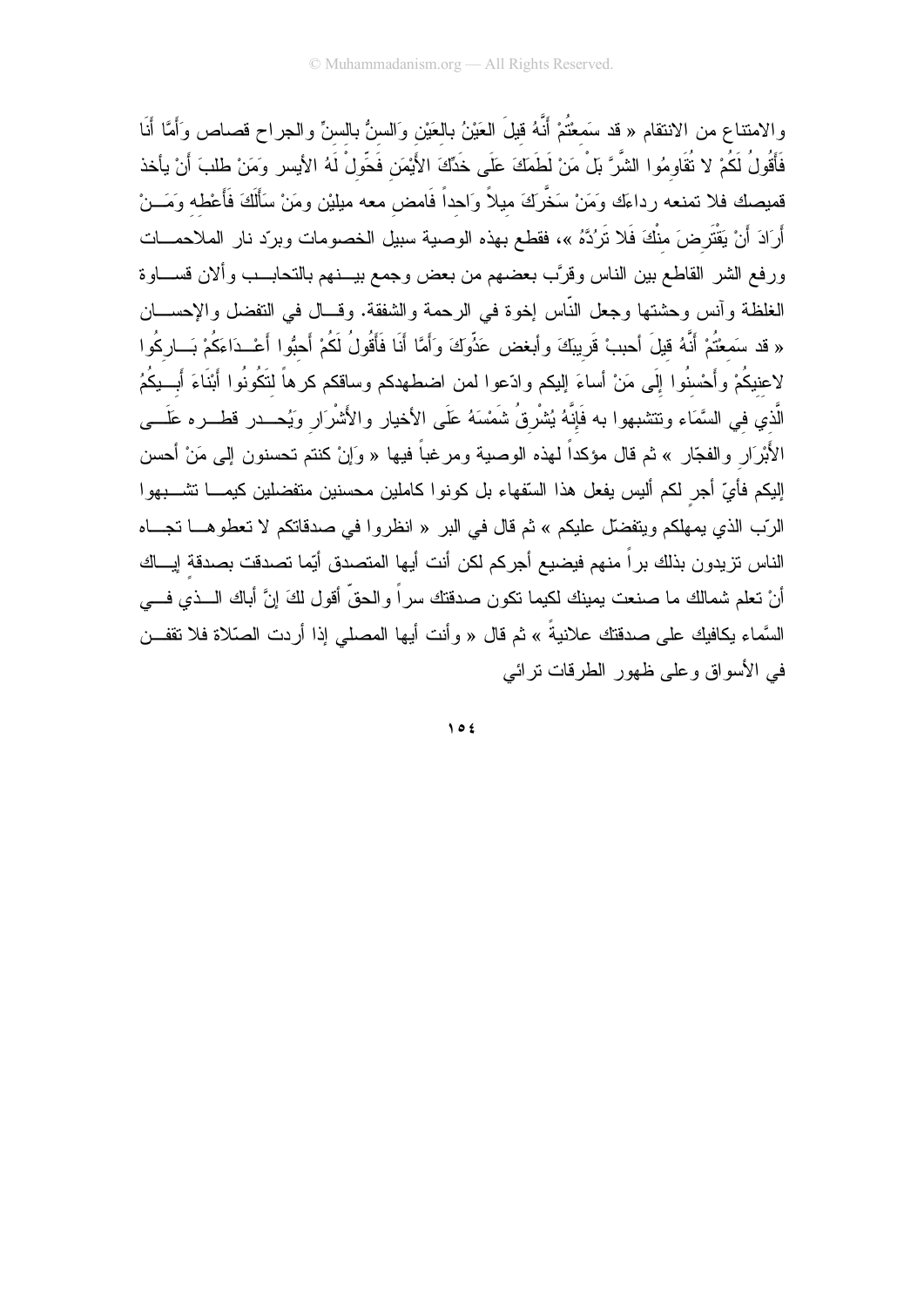والامتناع من الانتقام « قد سَمِعْتُمْ أَنَّهُ قِيلَ العَيْنُ بالعَيْنِ وَالسِنُّ بالسِنِّ والجراح قصاص وَأَمَّا أَنَا فَأَقُولُ لَكُمْ لا تُقَاوِمُوا الشَّرَّ بَلْ مَنْ لَطَمَكَ عَلَى خَدِّكَ الأَيْمَنِ فَحَوِّلْ لَهُ الأيسر وَمَنْ طلبَ أَنْ يأخذ قميصك فلا تمنعه رداءَك وَمَنْ سَخَّرَكَ ميلاً وَاحداً فَامضِ معه ميلَيْنِ ومَنْ سَأَلَكَ فَأَعْطِهِ وَمَنْ أَرَادَ أَنْ يَقْتَرِضَ مِنْكَ فَلا تَرُدَّهُ »، فقطع بهذه الوصية سبيل الخصومات وبرّد نار الملاحمات ورفع الشر القاطع بين الناس وقرَّب بعضهم من بعض وجمع بينهم بالتحابب وألان قساوة الغلظة وآنس وحشتها وجعل النّاس إخوة في الرحمة والشفقة. وقال في التفضل والإحسان « قد سَمِعْتُمْ أَنَّهُ قِيلَ أحببْ قَرِيبَكَ وأبغض عَدُوَّكَ وَأَمَّا أَنَا فَأَقُولُ لَكُمْ أَحِبُّوا أَعْدَاءَكُمْ بَارِكُوا لاعنيكُمْ وأَحْسِنُوا إِلَى مَنْ أساءَ إليكم وادّعوا لمن اضطهدكم وساقكم كرهاً لِتَكُونُوا أَبْنَاءَ أَبِيكُمُ الَّذِي فِي السَّمَاءِ وتتشبهوا به فَإِنَّهُ يُشْرِقُ شَمْسَهُ عَلَى الأخيار والأَشْرَارِ وَيُحدر قطره عَلَى الأَبْرَارِ والفجّار » ثم قال مؤكداً لهذه الوصية ومرغباً فيها « وَإِنْ كنتم تحسنون إلى مَنْ أحسن إليكم فأيّ أجرٍ لكم أليس يفعل هذا السفهاء بل كونوا كاملين محسنين متفضلين كيما تشبهوا الرّب الذي يمهلكم ويتفضّل عليكم » ثم قال في البر « انظروا في صدقاتكم لا تعطوها تجاه الناس تزيدون بذلك براً منهم فيضيع أجركم لكن أنت أيها المتصدق أيّما تصدقت بصدقةٍ إياك أنْ تعلم شمالك ما صنعت يمينك لكيما تكون صدقتك سراً والحقّ أقول لكَ إنَّ أباك الذي في السَّماء يكافيك على صدقتك علانيةً » ثم قال « وأنت أيها المصلي إذا أردت الصّلاة فلا تقفن في الأسواق وعلى ظهور الطرقات ترائي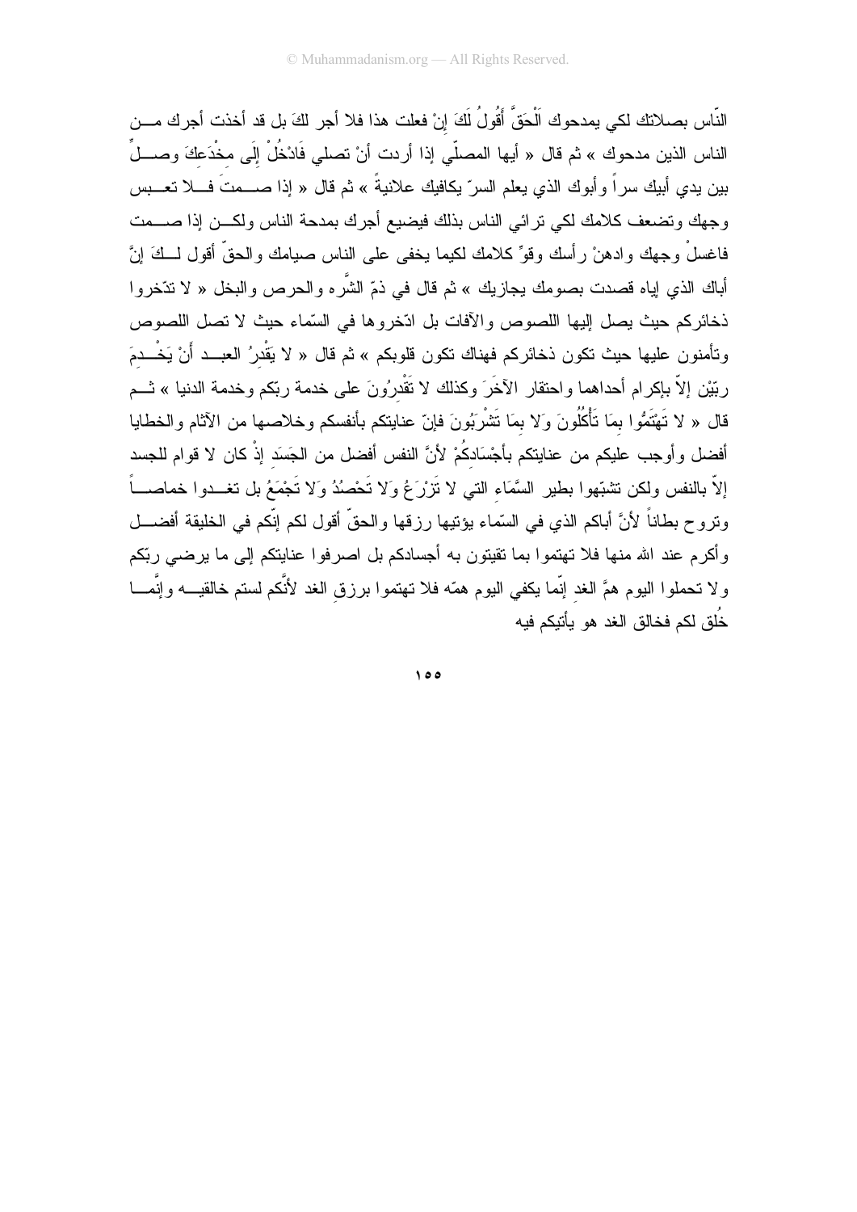النّاس بصلاتك لكي يمدحوك اَلْحَقَّ أَقُولُ لَكَ إنْ فعلت هذا فلا أجر لكَ بل قد أخذت أجرك من الناس الذين مدحوك » ثم قال « أيها المصلّي إذا أردت أنْ تصلي فَادْخُلْ إِلَى مِخْدَعِكَ وصلِّ بين يدي أبيك سراً وأبوك الذي يعلم السرّ يكافيك علانيةً » ثم قال « إذا صمتَ فلا تعبس وجهك وتضعف كلامك لكي ترائي الناس بذلك فيضيع أجرك بمدحة الناس ولكن إذا صمت فاغسلْ وجهك وادهنْ رأسك وقوِّ كلامك لكيما يخفى على الناس صيامك والحقّ أقول لكَ إنَّ أباك الذي إياه قصدت بصومك يجازيك » ثم قال في ذمّ الشَّره والحرص والبخل « لا تدّخروا ذخائركم حيث يصل إليها اللصوص والآفات بل ادّخروها في السّماء حيث لا تصل اللصوص وتأمنون عليها حيث تكون ذخائركم فهناك تكون قلوبكم » ثم قال « لا يَقْدِرُ العبد أَنْ يَخْدِمَ ربّيْن إلاّ بإكرام أحداهما واحتقار الآخَرَ وكذلك لا تَقْدِرُونَ على خدمة ربّكم وخدمة الدنيا » ثم قال « لا تَهْتَمُّوا بِمَا تَأْكُلُونَ وَلا بِمَا تَشْرَبُونَ فإنّ عنايتكم بأنفسكم وخلاصها من الآثام والخطايا أفضل وأوجب عليكم من عنايتكم بأجْسَادِكُمْ لأنَّ النفس أفضل من الجَسَد إذْ كان لا قوام للجسد إلاّ بالنفس ولكن تشبّهوا بطير السَّمَاءِ التي لا تَزْرَعُ وَلا تَحْصُدُ وَلا تَجْمَعُ بل تغدوا خماصاً وتروح بطاناً لأنَّ أباكم الذي في السّماء يؤتيها رزقها والحقّ أقول لكم إنّكم في الخليقة أفضل وأكرم عند الله منها فلا تهتموا بما تقيتون به أجسادكم بل اصرفوا عنايتكم إلى ما يرضي ربّكم ولا تحملوا اليوم همَّ الغد إنّما يكفي اليوم همّه فلا تهتموا برزقِ الغد لأنَّكم لستم خالقيه وإنَّما خُلِق لكم فخالق الغد هو يأتيكم فيه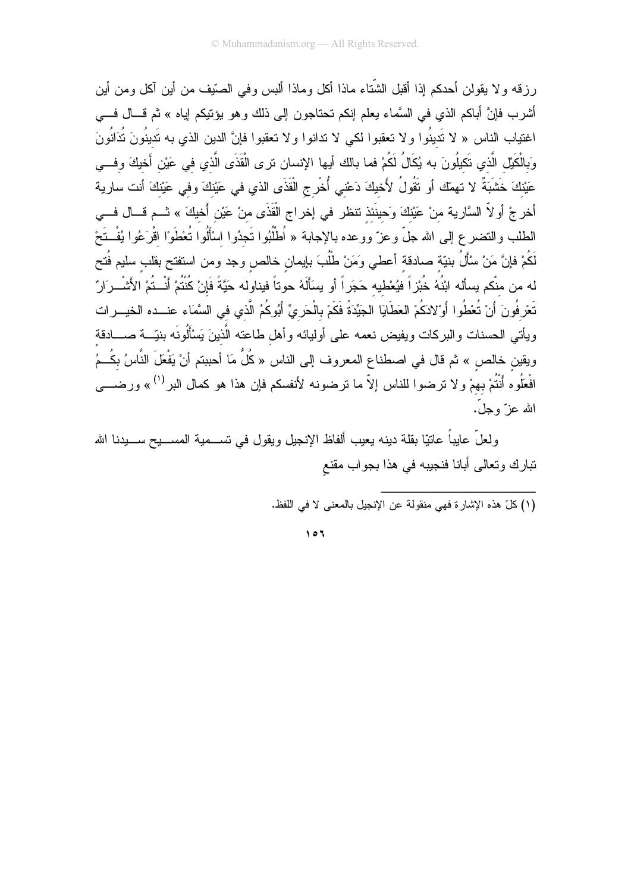رزقه ولا يقولن أحدكم إذا أقبل الشّتاء ماذا آكل وماذا ألبس وفي الصّيف من أين آكل ومن أين أشرب فإنَّ أباكم الذي في السَّماء يعلم إنكم تحتاجون إلى ذلك وهو يؤتيكم إياه » ثم قال في اغتياب الناس « لا تَدينُوا ولا تعقبوا لكي لا تدانوا ولا تعقبوا فإنَّ الدين الذي به تَدينُونَ تُدَانُونَ وَبِالْكَيْلِ الَّذي تَكيلُونَ به يُكَالُ لَكُمْ فما بالك أيها الإنسان ترى الْقَذَى الَّذي في عَيْنِ أَخيكَ وفي عَيْنِكَ خَشَبَةٌ لا تهمّك أو تَقُولُ لأَخيكَ دَعْني أُخْرِجِ الْقَذَى الذي في عَيْنِكَ وفي عَيْنِكَ أنت سارية أخرجْ أولاً السَّارية مِنْ عَيْنِكَ وَحينَئذٍ تنظر في إخراج الْقَذَى مِنْ عَيْنِ أَخيكَ » ثم قال في الطلب والتضرع إلى الله جلّ وعزّ ووعده بالإجابة « اُطْلُبُوا تَجِدُوا اسْأَلُوا تُعْطَوْا اقْرَعُوا يُفْتَحْ لَكُمْ فإنَّ مَنْ سأَلَ بنيّةٍ صادقة أعطي وَمَنْ طَلَبَ بإيمانٍ خالصٍ وجد ومن استفتح بقلبٍ سليم فُتح له من منْكم يسأله ابْنُهُ خُبْزاً فيُعْطيه حَجَراً أو يسأَلَهُ حوتاً فيناوله حَيَّةً فَإِنْ كُنْتُمْ أَنْتُمْ الأَشْرَارٌ تَعْرِفُونَ أَنْ تُعْطُوا أَوْلادَكُمْ العَطَايَا الجَيِّدَةَ فَكَمْ بِالْحَرِيِّ أَبُوكُمُ الَّذي في السَّمَاء عنده الخيرات ويأتي الحسنات والبركات ويفيض نعمه على أوليائه وأهلِ طاعته الَّذينَ يَسْأَلُونَه بنيّة صادقة ويقينٍ خالصٍ » ثم قال في اصطناع المعروف إلى الناس « كُلُّ مَا أحببتم أنْ يَفْعَلَ النَّاسُ بكُمُ افْعَلُوه أَنْتُمْ بِهِمْ ولا ترضوا للناس إلاّ ما ترضونه لأنفسكم فإن هذا هو كمال البر[1] » ورضى الله عزّ وجلّ.

ولعلّ عايباً عاتيًا بقلة دينه يعيب ألفاظ الإنجيل ويقول في تسمية المسيح سيدنا الله تبارك وتعالى أبانا فنجيبه في هذا بجواب مقنعٍ

---

(١) كلّ هذه الإشارة فهي منقولة عن الإنجيل بالمعنى لا في اللفظ.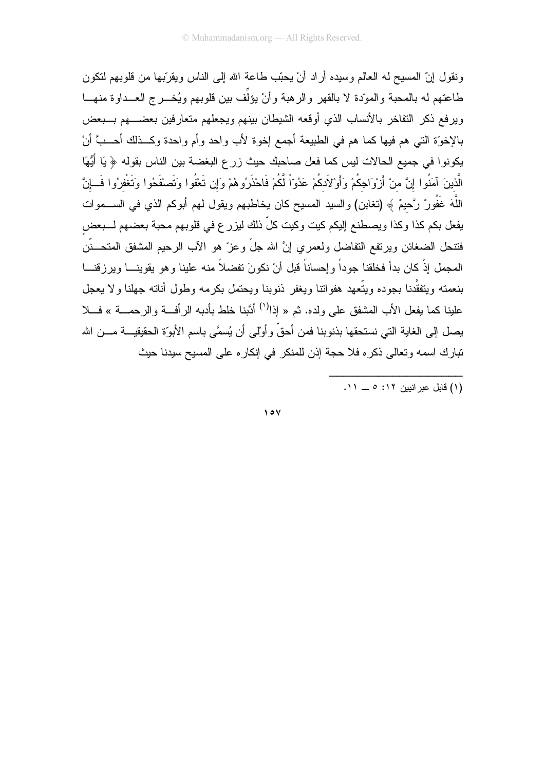ونقول إنّ المسيح له العالم وسيده أراد أنْ يحبّب طاعة الله إلى الناس ويقرّبها من قلوبهم لتكون طاعتهم له بالمحبة والمودّة لا بالقهر والرهبة وأنْ يؤلِّف بين قلوبهم ويُخرج العداوة منها ويرفع ذكر التفاخر بالأنساب الذي أوقعه الشيطان بينهم ويجعلهم متعارفين بعضهم ببعض بالإخوّة التي هم فيها كما هم في الطبيعة أجمع إخوة لأب واحد وأم واحدة وكذلك أحبَّ أنْ يكونوا في جميع الحالات ليس كما فعل صاحبك حيث زرع البغضة بين الناس بقوله ﴿ يَا أَيُّهَا الَّذِينَ آمَنُوا إِنَّ مِنْ أَزْوَاجِكُمْ وَأَوْلَادِكُمْ عَدُوًّا لَّكُمْ فَاحْذَرُوهُمْ وَإِن تَعْفُوا وَتَصْفَحُوا وَتَغْفِرُوا فَإِنَّ اللَّهَ غَفُورٌ رَّحِيمٌ ﴾ (تغابن) والسيد المسيح كان يخاطبهم ويقول لهم أبوكم الذي في السموات يفعل بكم كذا وكذا ويصطنع إليكم كيت وكيت وكلّ ذلك ليزرع في قلوبهم محبة بعضهم لبعضٍ فتنحل الضغائن ويرتفع التفاضل ولعمري إنَّ الله جلّ وعزّ هو الآب الرحيم المشفق المتحنّن المجمل إذْ كان بدأ فخلقنا جوداً وإحساناً قبل أنْ نكونَ تفضلاً منه علينا وهو يقوينا ويرزقنا بنعمته ويتفقَّدنا بجوده ويتّعهد هفواتنا ويغفر ذنوبنا ويحتمل بكرمه وطول أناته جهلنا ولا يعجل علينا كما يفعل الأب المشفق على ولده. ثم « إذا[1] أدَّبنا خلط بأدبه الرأفة والرحمة » فلا يصل إلى الغاية التي نستحقها بذنوبنا فمن أحقّ وأوْلى أن يُسمَّى باسم الأبوّة الحقيقية من الله تبارك اسمه وتعالى ذكره فلا حجة إذن للمنكر في إنكاره على المسيح سيدنا حيث

---

(١) قابل عبرانيين ١٢: ٥ ــ ١١.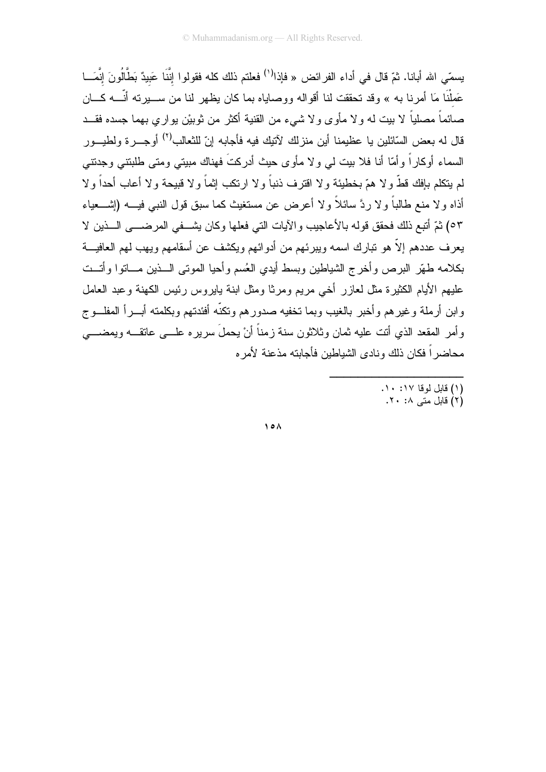يسمّي الله أبانا. ثمّ قال في أداء الفرائض « فإذا[1] فعلتم ذلك كله فقولوا إِنَّنَا عَبِيدٌ بَطَّالُونَ إِنَّمَا عَمِلْنَا مَا أمرنا به » وقد تحققت لنا أقواله ووصاياه بما كان يظهر لنا من سيرته أنّه كان صائماً مصلياً لا بيت له ولا مأوى ولا شيء من القنية أكثر من ثوبيْن يواري بهما جسده فقد قال له بعض السّائلين يا عظيمنا أين منزلك لآتيك فيه فأجابه إنّ للثعالب[2] أوجرة ولطيور السماء أوكاراً وأمّا أنا فلا بيت لي ولا مأوى حيث أدركتَ فهناك مبيتي ومتى طلبتني وجدتني لم يتكلم بإفك قطّ ولا همّ بخطيئة ولا اقترف ذنباً ولا ارتكب إثماً ولا قبيحة ولا أعاب أحداً ولا أذاه ولا منع طالباً ولا ردَّ سائلاً ولا أعرض عن مستغيث كما سبق قول النبي فيه (إشعياء ٥٣) ثمّ أتبع ذلك فحقق قوله بالأعاجيب والآيات التي فعلها وكان يشفي المرضى الذين لا يعرف عددهم إلاّ هو تبارك اسمه ويبرئهم من أدوائهم ويكشف عن أسقامهم ويهب لهم العافية بكلامه طهّر البرص وأخرج الشياطين وبسط أيدي العُسم وأحيا الموتى الذين ماتوا وأتت عليهم الأيام الكثيرة مثل لعازر أخي مريم ومرثا ومثل ابنة يايروس رئيس الكهنة وعبد العامل وابن أرملة وغيرهم وأخبر بالغيب وبما تخفيه صدورهم وتكنّه أفئدتهم وبكلمته أبرأ المفلوج وأمر المقعد الذي أتت عليه ثمان وثلاثون سنة زمناً أنْ يحملَ سريره على عاتقه ويمضي محاضراً فكان ذلك ونادى الشياطين فأجابته مذعنة لأمره

---

(١) قابل لوقا ١٧: ١٠.

(٢) قابل متى ٨: ٢٠.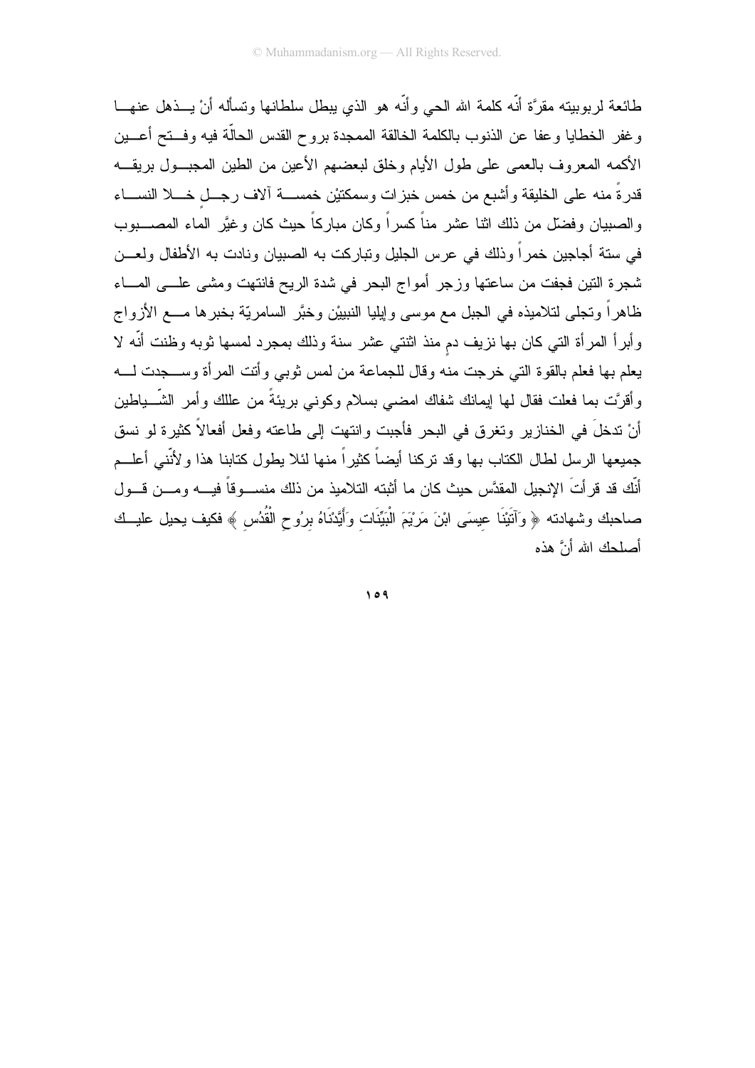طائعة لربوبيته مقرَّة أنّه كلمة الله الحي وأنّه هو الذي يبطل سلطانها وتسأله أنْ يــذهل عنهــا وغفر الخطايا وعفا عن الذنوب بالكلمة الخالقة الممجدة بروح القدس الحالّة فيه وفــتح أعــين الأكمه المعروف بالعمى على طول الأيام وخلق لبعضهم الأعين من الطين المجبــول بريقــه قدرةً منه على الخليقة وأشبع من خمس خبزات وسمكتيْن خمســة آلاف رجــلٍ خــلا النســاء والصبيان وفضّل من ذلك اثنا عشر مناً كسراً وكان مباركاً حيث كان وغيَّر الماء المصــبوب في ستة أجاجين خمراً وذلك في عرس الجليل وتباركت به الصبيان ونادت به الأطفال ولعــن شجرة التين فجفت من ساعتها وزجر أمواج البحر في شدة الريح فانتهت ومشى علــى المــاء ظاهراً وتجلى لتلاميذه في الجبل مع موسى وإيليا النبييْن وخبَّر السامريّة بخبرها مــع الأزواج وأبرأ المرأة التي كان بها نزيف دمٍ منذ اثنتي عشر سنة وذلك بمجرد لمسها ثوبه وظننت أنّه لا يعلم بها فعلم بالقوة التي خرجت منه وقال للجماعة من لمس ثوبي وأتت المرأة وســجدت لــه وأقرَّت بما فعلت فقال لها إيمانك شفاك امضي بسلام وكوني بريئةً من عللك وأمر الشّــياطين أنْ تدخلَ في الخنازير وتغرق في البحر فأجبت وانتهت إلى طاعته وفعل أفعالاً كثيرة لو نسق جميعها الرسل لطال الكتاب بها وقد تركنا أيضاً كثيراً منها لئلا يطول كتابنا هذا ولأنّني أعلــم أنّك قد قرأتَ الإنجيل المقدَّس حيث كان ما أثبته التلاميذ من ذلك منســوقاً فيــه ومــن قــول صاحبك وشهادته ﴿ وَآتَيْنَا عِيسَى ابْنَ مَرْيَمَ الْبَيِّنَاتِ وَأَيَّدْنَاهُ بِرُوحِ الْقُدُسِ ﴾ فكيف يحيل عليــك أصلحك الله أنَّ هذه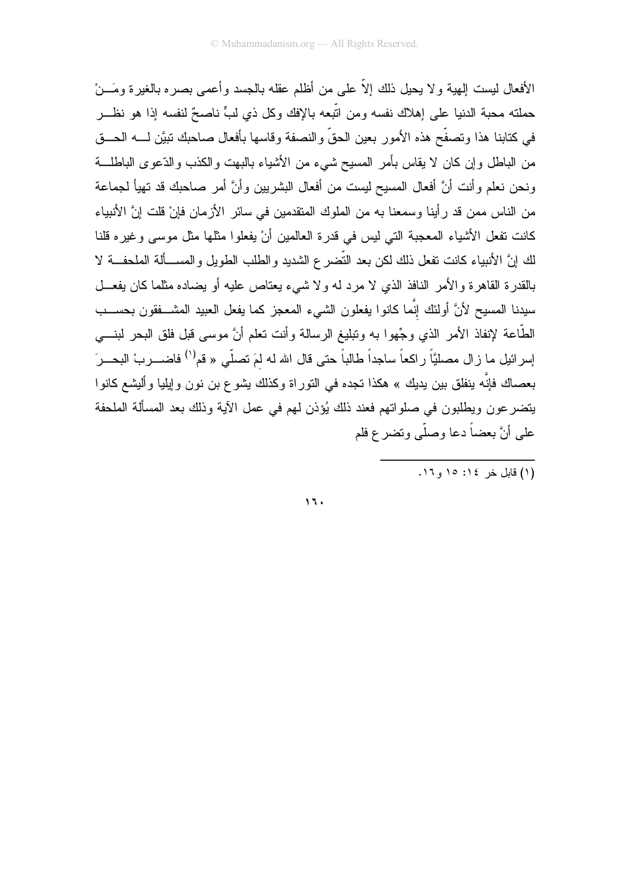الأفعال ليست إلهية ولا يحيل ذلك إلاّ على من أظلم عقله بالجسد وأعمى بصره بالغيرة ومَنْ حملته محبة الدنيا على إهلاك نفسه ومن اتّبعه بالإفك وكل ذي لبٍّ ناصحٌ لنفسه إذا هو نظر في كتابنا هذا وتصفّح هذه الأمور بعين الحقّ والنصفة وقاسها بأفعال صاحبك تبيَّن له الحق من الباطل وإن كان لا يقاس بأمر المسيح شيء من الأشياء بالبهت والكذب والدّعوى الباطلة ونحن نعلم وأنت أنَّ أفعال المسيح ليست من أفعال البشريين وأنَّ أمر صاحبك قد تهيأ لجماعة من الناس ممن قد رأينا وسمعنا به من الملوك المتقدمين في سائر الأزمان فإنْ قلت إنَّ الأنبياء كانت تفعل الأشياء المعجبة التي ليس في قدرة العالمين أنْ يفعلوا مثلها مثل موسى وغيره قلنا لك إنَّ الأنبياء كانت تفعل ذلك لكن بعد التّضرع الشديد والطلب الطويل والمسألة الملحفة لا بالقدرة القاهرة والأمر النافذ الذي لا مرد له ولا شيء يعتاص عليه أو يضاده مثلما كان يفعل سيدنا المسيح لأنَّ أولئك إنَّما كانوا يفعلون الشيء المعجز كما يفعل العبيد المشفقون بحسب الطّاعة لإنفاذ الأمر الذي وجِّهوا به وتبليغ الرسالة وأنت تعلم أنَّ موسى قبل فلق البحر لبني إسرائيل ما زال مصليَّاً راكعاً ساجداً طالباً حتى قال الله له لمَ تصلّي « قم[1] فاضربْ البحرَ بعصاك فإنَّه ينفلق بين يديك » هكذا تجده في التوراة وكذلك يشوع بن نون وإيليا وأليشع كانوا يتضرعون ويطلبون في صلواتهم فعند ذلك يُؤذن لهم في عمل الآية وذلك بعد المسألة الملحفة على أنَّ بعضاً دعا وصلّى وتضرع فلم

---

(١) قابل خر ١٤: ١٥ و١٦.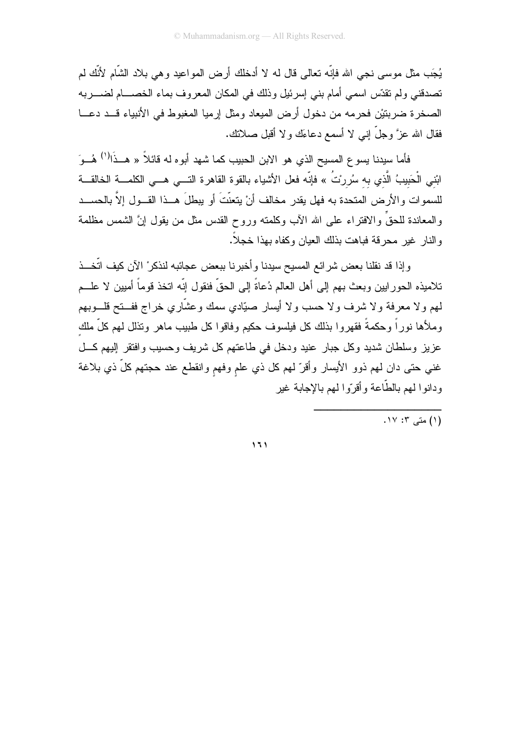يُجَب مثل موسى نجي الله فإنّه تعالى قال له لا أدخلك أرض المواعيد وهي بلاد الشّام لأنّك لم تصدقني ولم تقدّس اسمي أمام بني إسرئيل وذلك في المكان المعروف بماء الخصام لضربه الصخرة ضربتيْن فحرمه من دخول أرض الميعاد ومثل إرميا المغبوط في الأنبياء قد دعا فقال الله عزَّ وجلّ إني لا أسمع دعاءَك ولا أقبل صلاتك.

فأما سيدنا يسوع المسيح الذي هو الابن الحبيب كما شهد أبوه له قائلاً « هـذَا[1] هُوَ ابْنِي الْحَبِيبُ الَّذِي بِهِ سُرِرْتُ » فإنّه فعل الأشياء بالقوة القاهرة التي هي الكلمة الخالقة للسموات والأرض المتحدة به فهل يقدر مخالف أنْ يتعنّتَ أو يبطلَ هذا القول إلاَّ بالحسد والمعاندة للحقِّ والافتراء على الله الآب وكلمته وروح القدس مثل من يقول إنَّ الشمس مظلمة والنار غير محرقة فباهت بذلك العيان وكفاه بهذا خجلاً.

وإذا قد نقلنا بعض شرائع المسيح سيدنا وأخبرنا ببعض عجائبه لنذكرْ الآن كيف اتّخذ تلاميذه الحواريين وبعث بهم إلى أهل العالم دُعاةً إلى الحقّ فنقول إنّه اتخذ قوماً أميين لا علم لهم ولا معرفة ولا شرف ولا حسب ولا أيسار صيّادي سمك وعشّاري خراج ففتح قلوبهم وملأها نوراً وحكمةً فقهروا بذلك كل فيلسوف حكيم وفاقوا كل طبيب ماهر وتذلل لهم كلّ ملكٍ عزيز وسلطان شديد وكل جبار عنيد ودخل في طاعتهم كل شريف وحسيب وافتقر إليهم كل غني حتى دان لهم ذوو الأيسار وأقرّ لهم كل ذي علمٍ وفهمٍ وانقطع عند حجتهم كلّ ذي بلاغة ودانوا لهم بالطّاعة وأقرّوا لهم بالإجابة غير

---

(1) متى ٣: ١٧.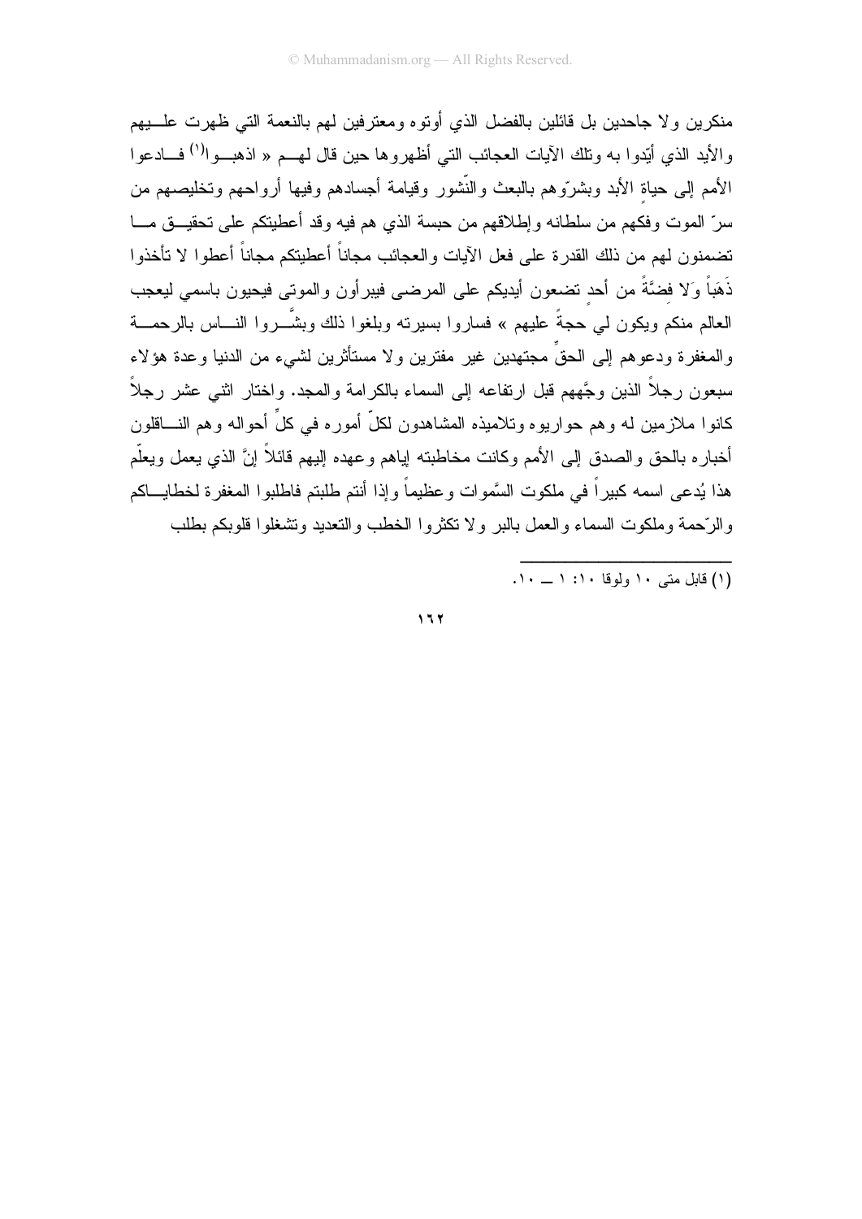منكرين ولا جاحدين بل قائلين بالفضل الذي أوتوه ومعترفين لهم بالنعمة التي ظهرت علـــيهم والأيد الذي أيّدوا به وتلك الآيات العجائب التي أظهروها حين قال لهـــم « اذهبـــوا[1] فـــادعوا الأمم إلى حياةِ الأبد وبشرّوهم بالبعث والنّشور وقيامة أجسادهم وفيها أرواحهم وتخليصهم من سرّ الموت وفكهم من سلطانه وإطلاقهم من حبسة الذي هم فيه وقد أعطيتكم على تحقيـــق مـــا تضمنون لهم من ذلك القدرة على فعل الآيات والعجائب مجاناً أعطيتكم مجاناً أعطوا لا تأخذوا ذَهَباً وَلا فضَّةً من أحدٍ تضعون أيديكم على المرضى فيبرأون والموتى فيحيون باسمي ليعجب العالم منكم ويكون لي حجةً عليهم » فساروا بسيرته وبلغوا ذلك وبشَّـــروا النـــاس بالرحمـــة والمغفرة ودعوهم إلى الحقِّ مجتهدين غير مفترين ولا مستأثرين لشيء من الدنيا وعدة هؤلاء سبعون رجلاً الذين وجَّههم قبل ارتفاعه إلى السماء بالكرامة والمجد. واختار اثني عشر رجلاً كانوا ملازمين له وهم حواريوه وتلاميذه المشاهدون لكلّ أموره في كلِّ أحواله وهم النـــاقلون أخباره بالحق والصدق إلى الأمم وكانت مخاطبته إياهم وعهده إليهم قائلاً إنَّ الذي يعمل ويعلّم هذا يُدعى اسمه كبيراً في ملكوت السَّموات وعظيماً وإذا أنتم طلبتم فاطلبوا المغفرة لخطايـــاكم والرّحمة وملكوت السماء والعمل بالبر ولا تكثروا الخطب والتعديد وتشغلوا قلوبكم بطلب

---

(١) قابل متى ١٠ ولوقا ١٠: ١ ــ ١٠.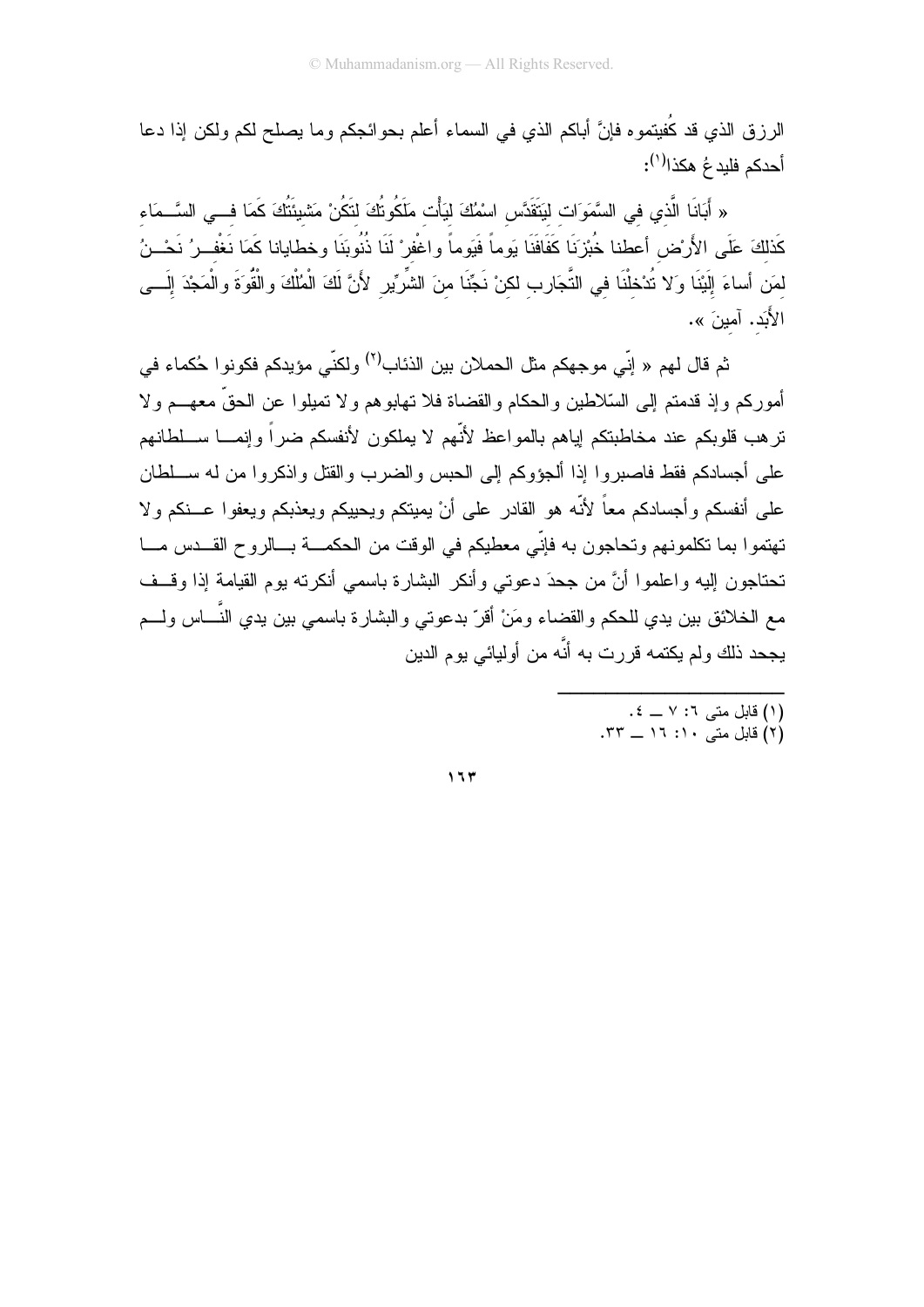الرزق الذي قد كُفيتموه فإنَّ أباكم الذي في السماء أعلم بحوائجكم وما يصلح لكم ولكن إذا دعا أحدكم فليدعُ هكذا[1]:

« أَبَانَا الَّذِي فِي السَّمَوَاتِ لِيَتَقَدَّسِ اسْمُكَ لِيَأْتِ مَلَكُوتُكَ لِتَكُنْ مَشِيئَتُكَ كَمَا فِي السَّمَاءِ كَذَلِكَ عَلَى الأَرْضِ أعطنا خُبْزَنَا كَفَافَنَا يَوماً فَيَوماً واغْفِرْ لَنَا ذُنُوبَنَا وخطايانا كَمَا نَغْفِرُ نَحْنُ لِمَن أساءَ إِلَيْنَا وَلا تُدْخِلْنَا فِي التَّجَارِبِ لكِنْ نَجِّنَا مِنَ الشِّرِّيرِ لأَنَّ لَكَ الْمُلْكَ والْقُوَةَ والْمَجْدَ إِلَى الأَبَدِ. آمينَ ».

ثم قال لهم « إنّي موجهكم مثل الحملان بين الذئاب[2] ولكنّي مؤيدكم فكونوا حُكماء في أموركم وإذ قدمتم إلى السّلاطين والحكام والقضاة فلا تهابوهم ولا تميلوا عن الحقّ معهم ولا ترهب قلوبكم عند مخاطبتكم إياهم بالمواعظ لأنّهم لا يملكون لأنفسكم ضراً وإنما سلطانهم على أجسادكم فقط فاصبروا إذا ألجؤوكم إلى الحبس والضرب والقتل واذكروا من له سلطان على أنفسكم وأجسادكم معاً لأنّه هو القادر على أنْ يميتكم ويحييكم ويعذبكم ويعفوا عنكم ولا تهتموا بما تكلمونهم وتحاجون به فإنّي معطيكم في الوقت من الحكمة بالروح القدس ما تحتاجون إليه واعلموا أنَّ من جحدَ دعوتي وأنكر البشارة باسمي أنكرته يوم القيامة إذا وقف مع الخلائق بين يدي للحكم والقضاء ومَنْ أقرّ بدعوتي والبشارة باسمي بين يدي النَّاس ولم يجحد ذلك ولم يكتمه قررت به أنَّه من أوليائي يوم الدين

---

(1) قابل متى ٦: ٧ ــ ٤.

(2) قابل متى ١٠: ١٦ ــ ٣٣.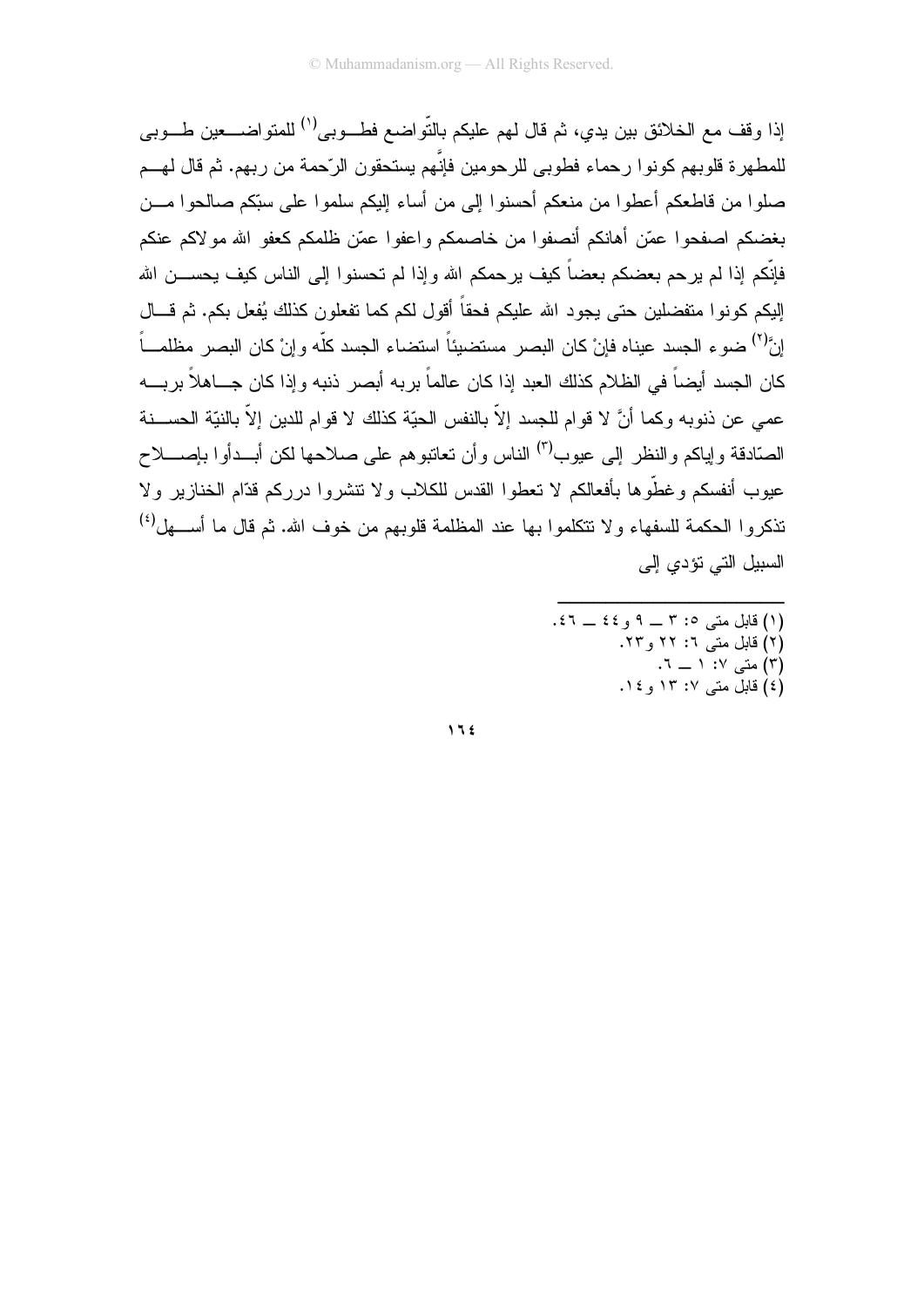إذا وقف مع الخلائق بين يدي، ثم قال لهم عليكم بالتّواضع فطوبى[1] للمتواضعين طوبى للمطهرة قلوبهم كونوا رحماء فطوبى للرحومين فإنَّهم يستحقون الرّحمة من ربهم. ثم قال لهم صلوا من قاطعكم أعطوا من منعكم أحسنوا إلى من أساء إليكم سلموا على سبّكم صالحوا من بغضكم اصفحوا عمّن أهانكم أنصفوا من خاصمكم واعفوا عمّن ظلمكم كعفو الله مولاكم عنكم فإنّكم إذا لم يرحم بعضكم بعضاً كيف يرحمكم الله وإذا لم تحسنوا إلى الناس كيف يحسن الله إليكم كونوا متفضلين حتى يجود الله عليكم فحقاً أقول لكم كما تفعلون كذلك يُفعل بكم. ثم قال إنَّ[2] ضوء الجسد عيناه فإنْ كان البصر مستضيئاً استضاء الجسد كلّه وإنْ كان البصر مظلماً كان الجسد أيضاً في الظلام كذلك العبد إذا كان عالماً بربه أبصر ذنبه وإذا كان جاهلاً بربه عمي عن ذنوبه وكما أنَّ لا قوام للجسد إلاّ بالنفس الحيّة كذلك لا قوام للدين إلاّ بالنيّة الحسنة الصّادقة وإياكم والنظر إلى عيوب[3] الناس وأن تعاتبوهم على صلاحها لكن أبدأوا بإصلاح عيوب أنفسكم وغطّوها بأفعالكم لا تعطوا القدس للكلاب ولا تنثروا درركم قدّام الخنازير ولا تذكروا الحكمة للسفهاء ولا تتكلموا بها عند المظلمة قلوبهم من خوف الله. ثم قال ما أسهل[4] السبيل التي تؤدي إلى

---

(١) قابل متى ٥: ٣ ــ ٩ و ٤٤ ــ ٤٦.
(٢) قابل متى ٦: ٢٢ و٢٣.
(٣) متى ٧: ١ ــ ٦.
(٤) قابل متى ٧: ١٣ و ١٤.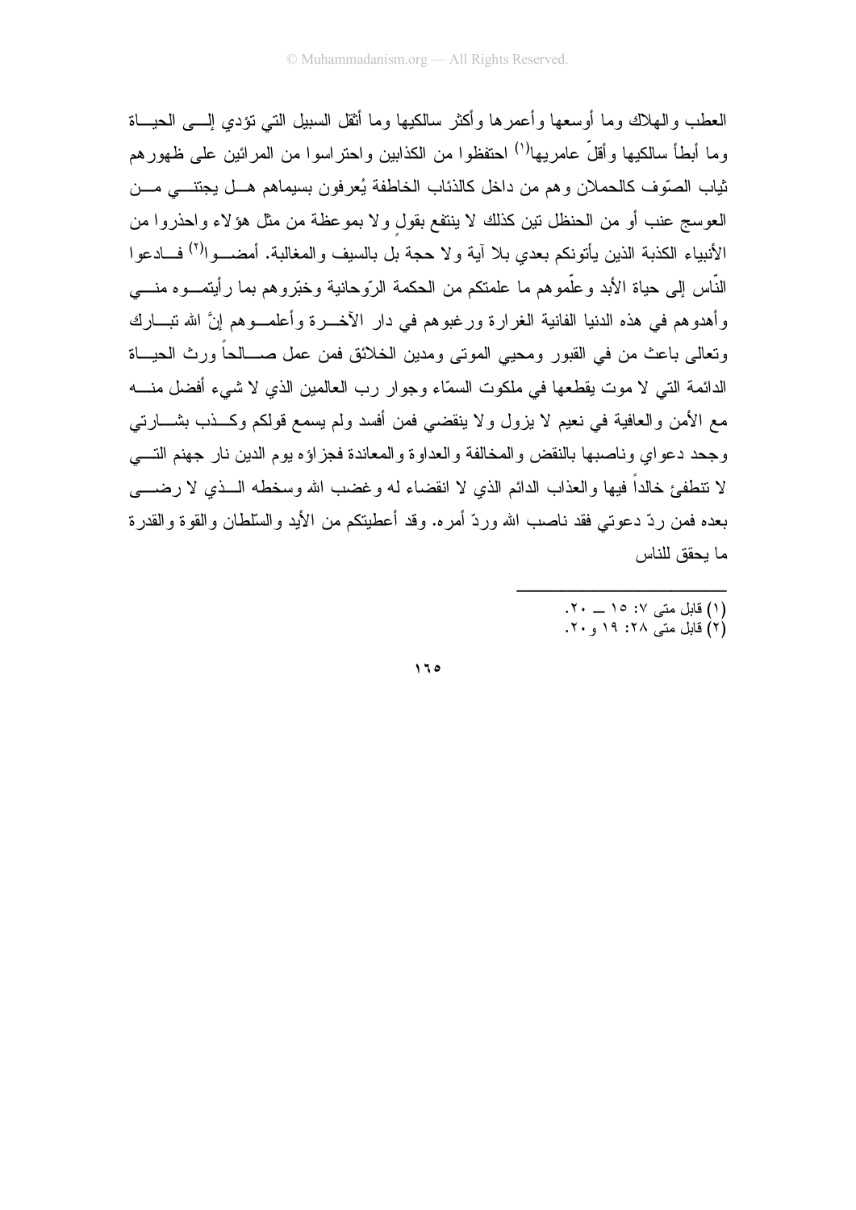العطب والهلاك وما أوسعها وأعمرها وأكثر سالكيها وما أثقل السبيل التي تؤدي إلى الحياة وما أبطأ سالكيها وأقلّ عامريها[1] احتفظوا من الكذابين واحترسوا من المرائين على ظهورهم ثياب الصّوف كالحملان وهم من داخل كالذئاب الخاطفة يُعرفون بسيماهم هل يجتني من العوسج عنب أو من الحنظل تين كذلك لا ينتفع بقولٍ ولا بموعظة من مثل هؤلاء واحذروا من الأنبياء الكذبة الذين يأتونكم بعدي بلا آية ولا حجة بل بالسيف والمغالبة. أمضوا[2] فادعوا النّاس إلى حياة الأبد وعلّموهم ما علمتكم من الحكمة الرّوحانية وخبّروهم بما رأيتموه مني وأهدوهم في هذه الدنيا الفانية الغرارة ورغبوهم في دار الآخرة وأعلموهم إنَّ الله تبارك وتعالى باعث من في القبور ومحيي الموتى ومدين الخلائق فمن عمل صالحاً ورث الحياة الدائمة التي لا موت يقطعها في ملكوت السمّاء وجوار رب العالمين الذي لا شيء أفضل منه مع الأمن والعافية في نعيم لا يزول ولا ينقضي فمن أفسد ولم يسمع قولكم وكذب بشارتي وجحد دعواي وناصبها بالنقض والمخالفة والعداوة والمعاندة فجزاؤه يوم الدين نار جهنم التي لا تنطفئ خالداً فيها والعذاب الدائم الذي لا انقضاء له وغضب الله وسخطه الذي لا رضى بعده فمن ردّ دعوتي فقد ناصب الله وردّ أمره. وقد أعطيتكم من الأيد والسّلطان والقوة والقدرة ما يحقق للناس

---

(1) قابل متى ٧: ١٥ ــ ٢٠.
(2) قابل متى ٢٨: ١٩ و٢٠.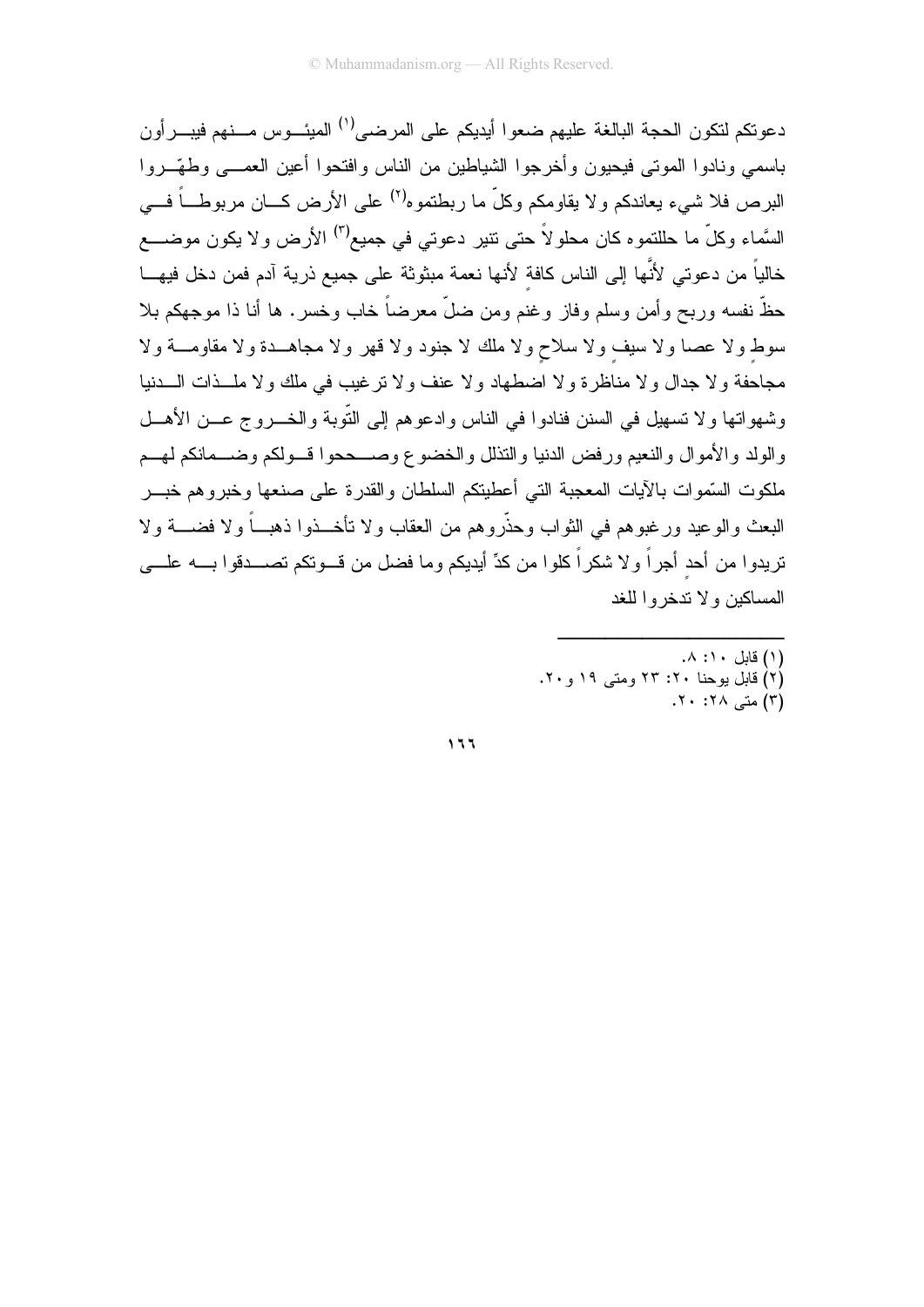دعوتكم لتكون الحجة البالغة عليهم ضعوا أيديكم على المرضى[١] الميئـوس مـنهم فيبـرأون باسمي ونادوا الموتى فيحيون وأخرجوا الشياطين من الناس وافتحوا أعين العمـى وطهّـروا البرص فلا شيء يعاندكم ولا يقاومكم وكلّ ما ربطتموه[٢] على الأرض كـان مربوطـاً فـي السَّماء وكلّ ما حللتموه كان محلولاً حتى تنير دعوتي في جميع[٣] الأرض ولا يكون موضـع خالياً من دعوتي لأنَّها إلى الناس كافةً لأنها نعمة مبثوثة على جميع ذرية آدم فمن دخل فيهـا حظّ نفسه وربح وأمن وسلم وفاز وغنم ومن ضلّ معرضاً خاب وخسر. ها أنا ذا موجهكم بلا سوطٍ ولا عصا ولا سيفٍ ولا سلاحٍ ولا ملك لا جنود ولا قهر ولا مجاهـدة ولا مقاومـة ولا مجاحفة ولا جدال ولا مناظرة ولا اضطهاد ولا عنف ولا ترغيب في ملك ولا ملـذات الـدنيا وشهواتها ولا تسهيل في السنن فنادوا في الناس وادعوهم إلى التّوبة والخـروج عـن الأهـل والولد والأموال والنعيم ورفض الدنيا والتذلل والخضوع وصـححوا قـولكم وضـمانكم لهـم ملكوت السّموات بالآيات المعجبة التي أعطيتكم السلطان والقدرة على صنعها وخبروهم خبـر البعث والوعيد ورغبوهم في الثواب وحذّروهم من العقاب ولا تأخـذوا ذهبـاً ولا فضـة ولا تريدوا من أحدٍ أجراً ولا شكراً كلوا من كدِّ أيديكم وما فضل من قـوتكم تصـدقوا بـه علـى المساكين ولا تدخروا للغد

---

(١) قابل ١٠: ٨.

(٢) قابل يوحنا ٢٠: ٢٣ ومتى ١٩ و٢٠.

(٣) متى ٢٨: ٢٠.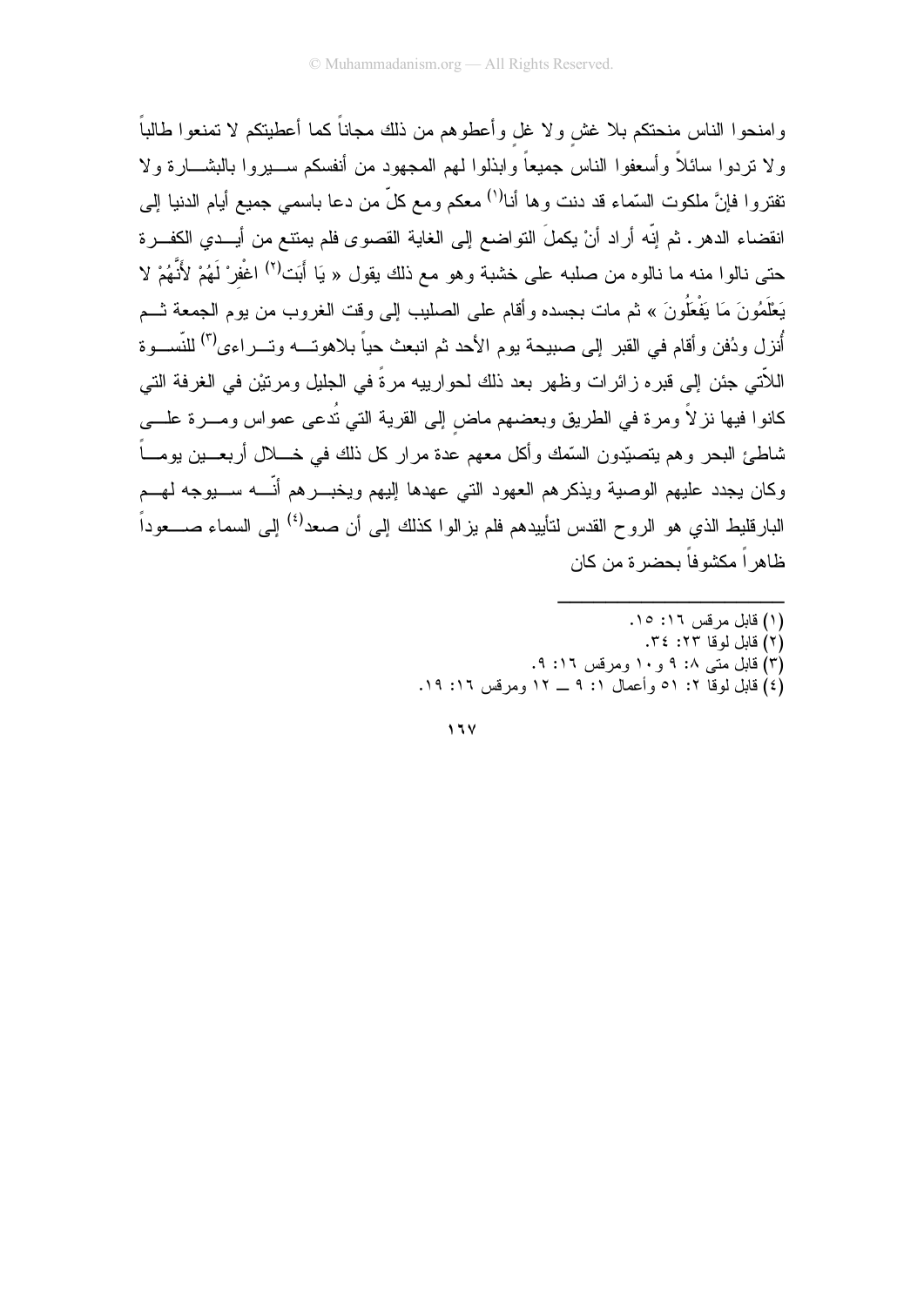وامنحوا الناس منحتكم بلا غش ولا غل وأعطوهم من ذلك مجاناً كما أعطيتكم لا تمنعوا طالباً ولا تردوا سائلاً وأسعفوا الناس جميعاً وابذلوا لهم المجهود من أنفسكم سيروا بالبشارة ولا تفتروا فإنَّ ملكوت السّماء قد دنت وها أنا[1] معكم ومع كلّ من دعا باسمي جميع أيام الدنيا إلى انقضاء الدهر. ثم إنّه أراد أنْ يكملَ التواضع إلى الغاية القصوى فلم يمتنع من أيدي الكفرة حتى نالوا منه ما نالوه من صلبه على خشبة وهو مع ذلك يقول « يَا أَبَت[2] اغْفِرْ لَهُمْ لأَنَّهُمْ لا يَعْلَمُونَ مَا يَفْعَلُونَ » ثم مات بجسده وأقام على الصليب إلى وقت الغروب من يوم الجمعة ثم أُنزل ودُفن وأقام في القبر إلى صبيحة يوم الأحد ثم انبعث حياً بلاهوته وتراءى[3] للنّسوة اللاّتي جئن إلى قبره زائرات وظهر بعد ذلك لحوارييه مرةً في الجليل ومرتيْن في الغرفة التي كانوا فيها نزلاً ومرة في الطريق وبعضهم ماضٍ إلى القرية التي تُدعى عمواس ومرة على شاطئ البحر وهم يتصيّدون السّمك وأكل معهم عدة مرار كل ذلك في خلال أربعين يوماً وكان يجدد عليهم الوصية ويذكرهم العهود التي عهدها إليهم ويخبرهم أنّه سيوجه لهم البارقليط الذي هو الروح القدس لتأييدهم فلم يزالوا كذلك إلى أن صعد[4] إلى السماء صعوداً ظاهراً مكشوفاً بحضرة من كان

---

(١) قابل مرقس ١٦: ١٥.
(٢) قابل لوقا ٢٣: ٣٤.
(٣) قابل متى ٨: ٩ و١٠ ومرقس ١٦: ٩.
(٤) قابل لوقا ٢: ٥١ وأعمال ١: ٩ ــ ١٢ ومرقس ١٦: ١٩.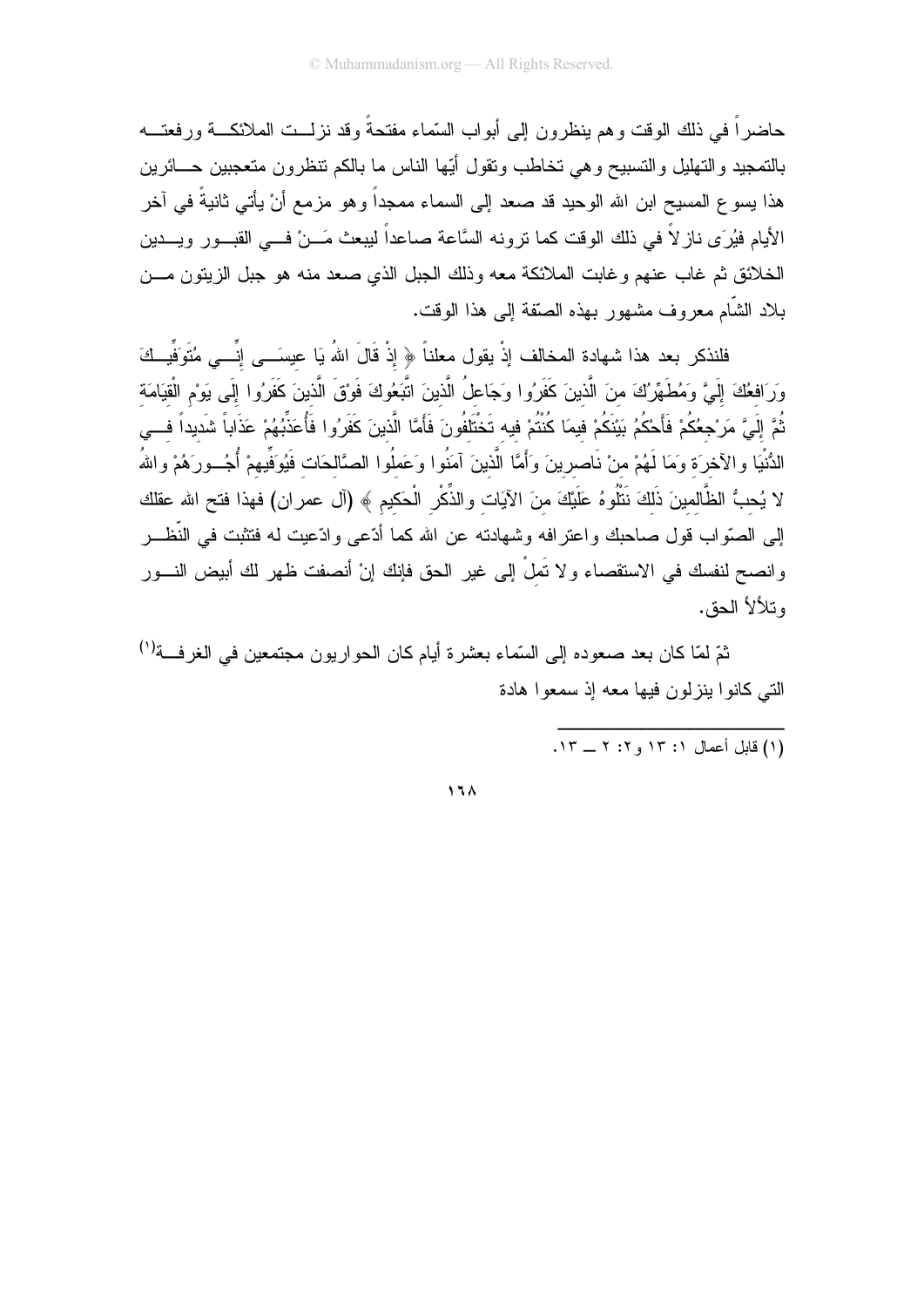حاضراً في ذلك الوقت وهم ينظرون إلى أبواب السّماء مفتحةً وقد نزلت الملائكة ورفعته بالتمجيد والتهليل والتسبيح وهي تخاطب وتقول أيّها الناس ما بالكم تنظرون متعجبين حائرين هذا يسوع المسيح ابن الله الوحيد قد صعد إلى السماء ممجداً وهو مزمع أنْ يأتي ثانيةً في آخر الأيام فيُرَى نازلاً في ذلك الوقت كما ترونه السَّاعة صاعداً ليبعث مَنْ في القبور ويدين الخلائق ثم غاب عنهم وغابت الملائكة معه وذلك الجبل الذي صعد منه هو جبل الزيتون من بلاد الشّام معروف مشهور بهذه الصّفة إلى هذا الوقت.

فلنذكر بعد هذا شهادة المخالف إذْ يقول معلناً ﴿ إِذْ قَالَ اللهُ يَا عِيسَى إِنِّي مُتَوَفِّيكَ وَرَافِعُكَ إِلَيَّ وَمُطَهِّرُكَ مِنَ الَّذِينَ كَفَرُوا وَجَاعِلُ الَّذِينَ اتَّبَعُوكَ فَوْقَ الَّذِينَ كَفَرُوا إِلَى يَوْمِ الْقِيَامَةِ ثُمَّ إِلَيَّ مَرْجِعُكُمْ فَأَحْكُمُ بَيْنَكُمْ فِيمَا كُنْتُمْ فِيهِ تَخْتَلِفُونَ فَأَمَّا الَّذِينَ كَفَرُوا فَأُعَذِّبُهُمْ عَذَاباً شَدِيداً فِي الدُّنْيَا وَالآخِرَةِ وَمَا لَهُمْ مِنْ نَاصِرِينَ وَأَمَّا الَّذِينَ آمَنُوا وَعَمِلُوا الصَّالِحَاتِ فَيُوَفِّيهِمْ أُجُورَهُمْ وَاللهُ لا يُحِبُّ الظَّالِمِينَ ذَلِكَ نَتْلُوهُ عَلَيْكَ مِنَ الآيَاتِ وَالذِّكْرِ الْحَكِيمِ ﴾ (آل عمران) فهذا فتح الله عقلك إلى الصّواب قول صاحبك واعترافه وشهادته عن الله كما أدّعى وادّعيت له فتثبت في النّظر وانصح لنفسك في الاستقصاء ولا تَمِلْ إلى غير الحق فإنك إنْ أنصفت ظهر لك أبيض النور وتلألأ الحق.

ثمّ لمّا كان بعد صعوده إلى السّماء بعشرة أيام كان الحواريون مجتمعين في الغرفة[1] التي كانوا ينزلون فيها معه إذ سمعوا هادة

---

(١) قابل أعمال ١: ١٣ و٢: ٢ ــ ١٣.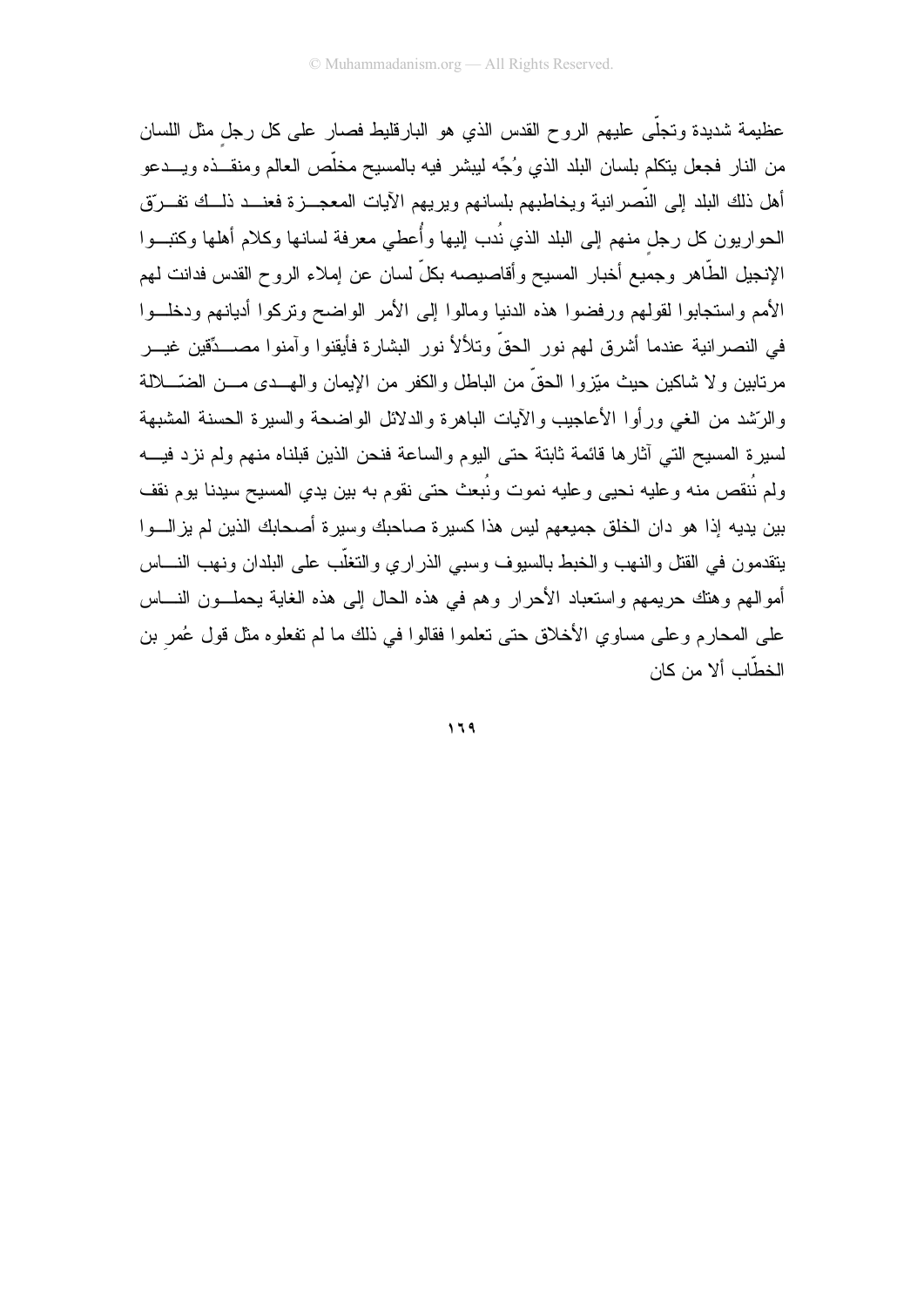عظيمة شديدة وتجلّى عليهم الروح القدس الذي هو البارقليط فصار على كل رجلٍ مثل اللسان من النار فجعل يتكلم بلسان البلد الذي وُجِّه ليبشر فيه بالمسيح مخلّص العالم ومنقذه ويدعو أهل ذلك البلد إلى النّصرانية ويخاطبهم بلسانهم ويريهم الآيات المعجزة فعند ذلك تفرّق الحواريون كل رجلٍ منهم إلى البلد الذي نُدب إليها وأُعطي معرفة لسانها وكلام أهلها وكتبوا الإنجيل الطّاهر وجميع أخبار المسيح وأقاصيصه بكلّ لسان عن إملاء الروح القدس فدانت لهم الأمم واستجابوا لقولهم ورفضوا هذه الدنيا ومالوا إلى الأمر الواضح وتركوا أديانهم ودخلوا في النصرانية عندما أشرق لهم نور الحقّ وتلألأ نور البشارة فأيقنوا وآمنوا مصدّقين غير مرتابين ولا شاكين حيث ميّزوا الحقّ من الباطل والكفر من الإيمان والهدى من الضّلالة والرّشد من الغي ورأوا الأعاجيب والآيات الباهرة والدلائل الواضحة والسيرة الحسنة المشبهة لسيرة المسيح التي آثارها قائمة ثابتة حتى اليوم والساعة فنحن الذين قبلناه منهم ولم نزد فيه ولم نُنقص منه وعليه نحيى وعليه نموت ونُبعث حتى نقوم به بين يدي المسيح سيدنا يوم نقف بين يديه إذا هو دان الخلق جميعهم ليس هذا كسيرة صاحبك وسيرة أصحابك الذين لم يزالوا يتقدمون في القتل والنهب والخبط بالسيوف وسبي الذراري والتغلّب على البلدان ونهب الناس أموالهم وهتك حريمهم واستعباد الأحرار وهم في هذه الحال إلى هذه الغاية يحملون الناس على المحارم وعلى مساوي الأخلاق حتى تعلموا فقالوا في ذلك ما لم تفعلوه مثل قول عُمرِ بن الخطّاب ألا من كان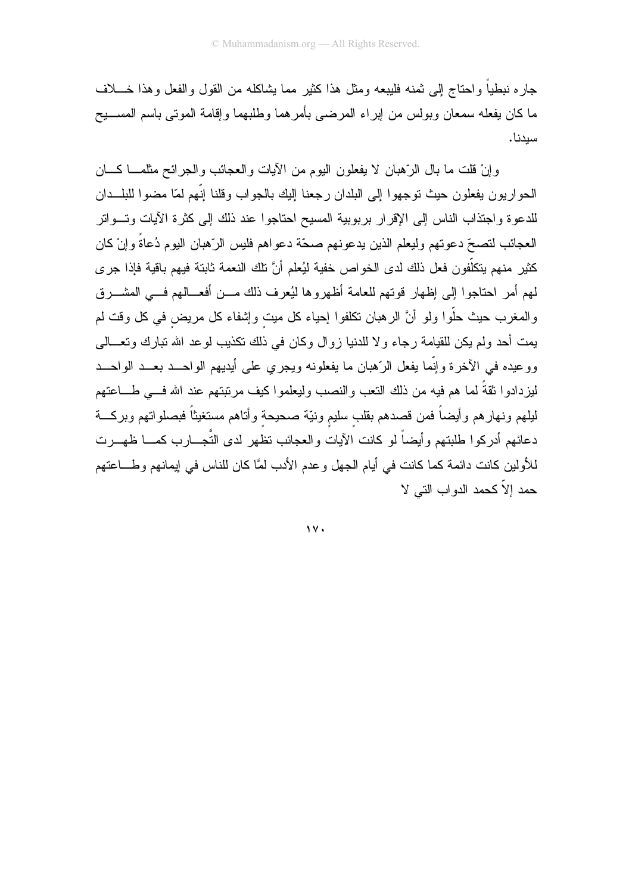جاره نبطياً واحتاج إلى ثمنه فليبعه ومثل هذا كثير مما يشاكله من القول والفعل وهذا خلاف ما كان يفعله سمعان وبولس من إبراء المرضى بأمرهما وطلبهما وإقامة الموتى باسم المسيح سيدنا.

وإنْ قلت ما بال الرّهبان لا يفعلون اليوم من الآيات والعجائب والجرائح مثلما كان الحواريون يفعلون حيث توجهوا إلى البلدان رجعنا إليك بالجواب وقلنا إنّهم لمّا مضوا للبلدان للدعوة واجتذاب الناس إلى الإقرار بربوبية المسيح احتاجوا عند ذلك إلى كثرة الآيات وتواتر العجائب لتصحّ دعوتهم وليعلم الذين يدعونهم صحّة دعواهم فليس الرّهبان اليوم دُعاةً وإنْ كان كثير منهم يتكلّفون فعل ذلك لدى الخواص خفية ليُعلم أنَّ تلك النعمة ثابتة فيهم باقية فإذا جرى لهم أمر احتاجوا إلى إظهار قوتهم للعامة أظهروها ليُعرف ذلك من أفعالهم في المشرق والمغرب حيث حلّوا ولو أنَّ الرهبان تكلفوا إحياء كل ميتٍ وإشفاء كل مريضٍ في كل وقت لم يمت أحد ولم يكن للقيامة رجاء ولا للدنيا زوال وكان في ذلك تكذيب لوعد الله تبارك وتعالى ووعيده في الآخرة وإنّما يفعل الرّهبان ما يفعلونه ويجري على أيديهم الواحد بعد الواحد ليزدادوا ثقةً لما هم فيه من ذلك التعب والنصب وليعلموا كيف مرتبتهم عند الله في طاعتهم ليلهم ونهارهم وأيضاً فمن قصدهم بقلبٍ سليمٍ ونيّة صحيحةٍ وأتاهم مستغيثاً فبصلواتهم وبركة دعائهم أدركوا طلبتهم وأيضاً لو كانت الآيات والعجائب تظهر لدى التّجارب كما ظهرت للأولين كانت دائمة كما كانت في أيام الجهل وعدم الأدب لمّا كان للناس في إيمانهم وطاعتهم حمد إلاّ كحمد الدواب التي لا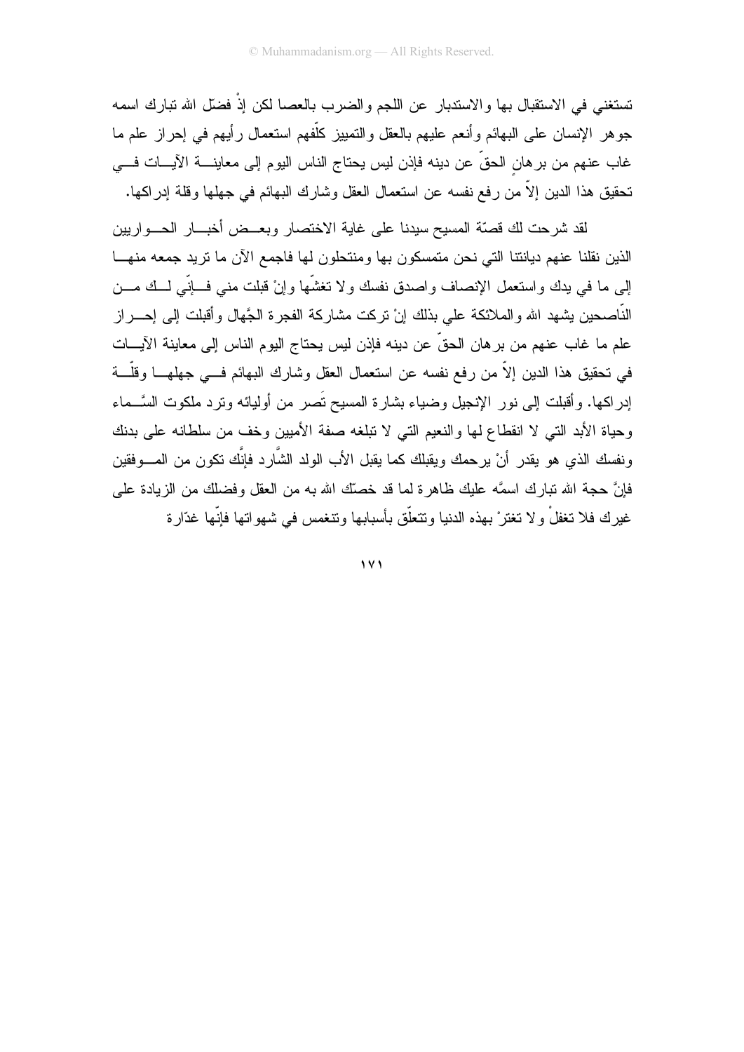تستغني في الاستقبال بها والاستدبار عن اللجم والضرب بالعصا لكن إذْ فضّل الله تبارك اسمه جوهر الإنسان على البهائم وأنعم عليهم بالعقل والتمييز كلّفهم استعمال رأيهم في إحراز علم ما غاب عنهم من برهانٍ الحقّ عن دينه فإذن ليس يحتاج الناس اليوم إلى معاينة الآيات في تحقيق هذا الدين إلاّ من رفع نفسه عن استعمال العقل وشارك البهائم في جهلها وقلة إدراكها.

لقد شرحت لك قصّة المسيح سيدنا على غاية الاختصار وبعض أخبار الحواريين الذين نقلنا عنهم ديانتنا التي نحن متمسكون بها ومنتحلون لها فاجمع الآن ما تريد جمعه منها إلى ما في يدك واستعمل الإنصاف واصدق نفسك ولا تغشّها وإنْ قبلت مني فإنّي لك من النّاصحين يشهد الله والملائكة علي بذلك إنْ تركت مشاركة الفجرة الجّهال وأقبلت إلى إحراز علم ما غاب عنهم من برهان الحقّ عن دينه فإذن ليس يحتاج اليوم الناس إلى معاينة الآيات في تحقيق هذا الدين إلاّ من رفع نفسه عن استعمال العقل وشارك البهائم في جهلها وقلّة إدراكها. وأقبلت إلى نور الإنجيل وضياء بشارة المسيح تَصر من أوليائه وترد ملكوت السَّماء وحياة الأبد التي لا انقطاع لها والنعيم التي لا تبلغه صفة الأميين وخف من سلطانه على بدنك ونفسك الذي هو يقدر أنْ يرحمك ويقبلك كما يقبل الأب الولد الشّارد فإنَّك تكون من الموفقين فإنَّ حجة الله تبارك اسمَّه عليك ظاهرة لما قد خصّك الله به من العقل وفضلك من الزيادة على غيرك فلا تغفلْ ولا تغترْ بهذه الدنيا وتتعلّق بأسبابها وتنغمس في شهواتها فإنّها غدّارة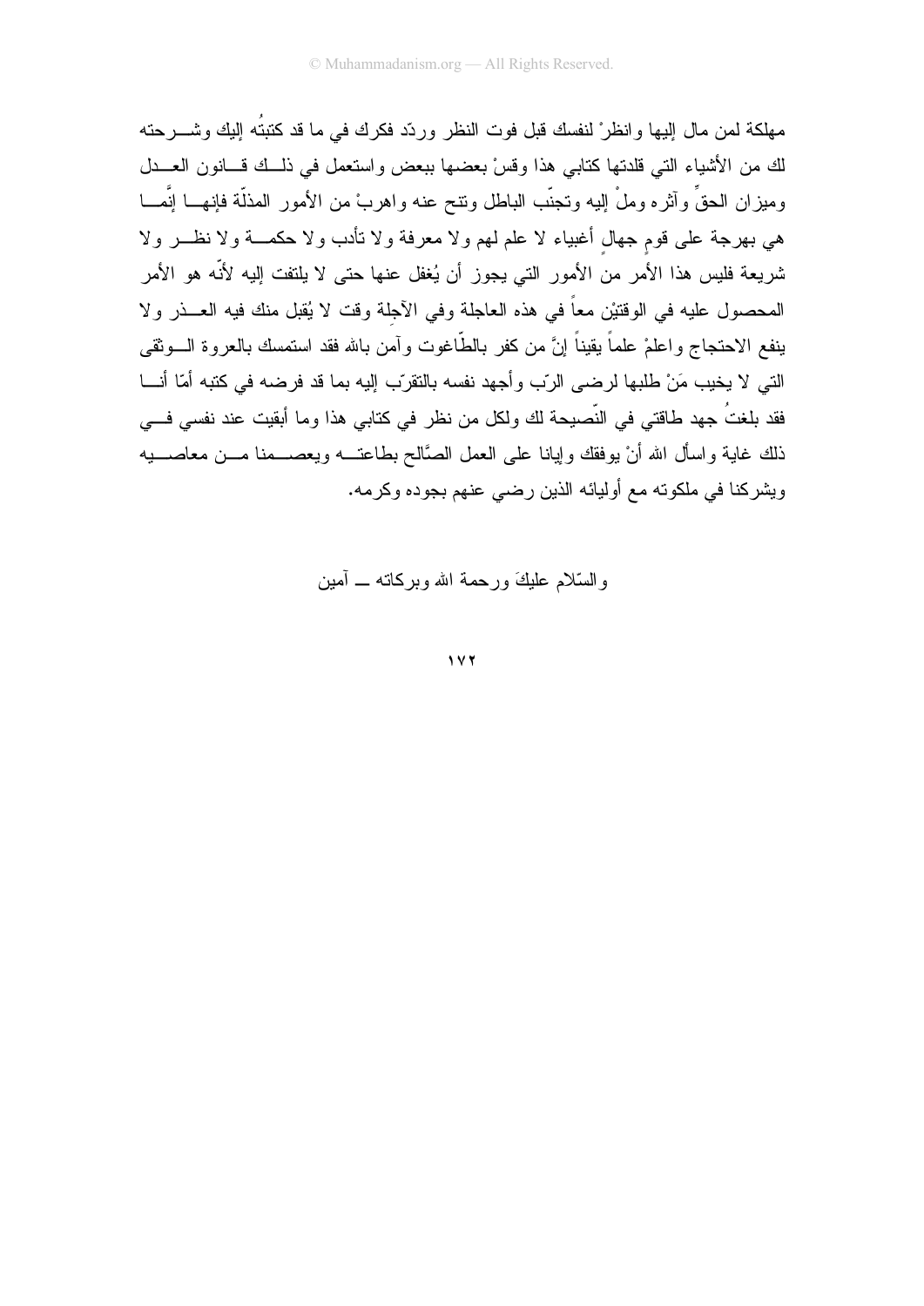مهلكة لمن مال إليها وانظرْ لنفسك قبل فوت النظر وردّد فكرك في ما قد كتبتُه إليك وشرحته لك من الأشياء التي قلدتها كتابي هذا وقسْ بعضها ببعض واستعمل في ذلك قانون العدل وميزان الحقِّ وآثره وملْ إليه وتجنّب الباطل وتنح عنه واهربْ من الأمور المذلّة فإنها إنَّما هي بهرجة على قومٍ جهالٍ أغبياء لا علم لهم ولا معرفة ولا تأدب ولا حكمة ولا نظر ولا شريعة فليس هذا الأمر من الأمور التي يجوز أن يُغفل عنها حتى لا يلتفت إليه لأنّه هو الأمر المحصول عليه في الوقتيْن معاً في هذه العاجلة وفي الآجِلة وقت لا يُقبل منك فيه العذر ولا ينفع الاحتجاج واعلمْ علماً يقيناً إنَّ من كفر بالطّاغوت وآمن بالله فقد استمسك بالعروة الوثقى التي لا يخيب مَنْ طلبها لرضى الرّب وأجهد نفسه بالتقرّب إليه بما قد فرضه في كتبه أمّا أنا فقد بلغتُ جهد طاقتي في النّصيحة لك ولكل من نظر في كتابي هذا وما أبقيت عند نفسي في ذلك غاية واسأل الله أنْ يوفقك وإيانا على العمل الصَّالح بطاعته ويعصمنا من معاصيه ويشركنا في ملكوته مع أوليائه الذين رضي عنهم بجوده وكرمه.

والسّلام عليكَ ورحمة الله وبركاته ــ آمين